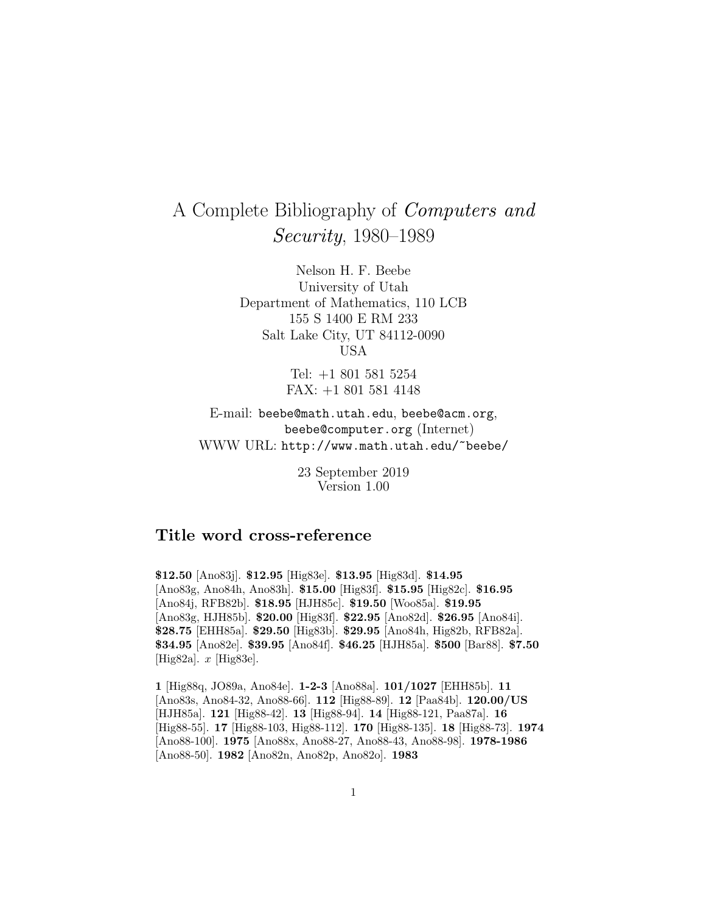# A Complete Bibliography of *Computers and Security*, 1980–1989

Nelson H. F. Beebe
University of Utah
Department of Mathematics, 110 LCB
155 S 1400 E RM 233
Salt Lake City, UT 84112-0090
USA

Tel: +1 801 581 5254
FAX: +1 801 581 4148

E-mail: `beebe@math.utah.edu`, `beebe@acm.org`, `beebe@computer.org` (Internet)
WWW URL: `http://www.math.utah.edu/~beebe/`

23 September 2019
Version 1.00

## Title word cross-reference

**$12.50** [Ano83j]. **$12.95** [Hig83e]. **$13.95** [Hig83d]. **$14.95** [Ano83g, Ano84h, Ano83h]. **$15.00** [Hig83f]. **$15.95** [Hig82c]. **$16.95** [Ano84j, RFB82b]. **$18.95** [HJH85c]. **$19.50** [Woo85a]. **$19.95** [Ano83g, HJH85b]. **$20.00** [Hig83f]. **$22.95** [Ano82d]. **$26.95** [Ano84i]. **$28.75** [EHH85a]. **$29.50** [Hig83b]. **$29.95** [Ano84h, Hig82b, RFB82a]. **$34.95** [Ano82e]. **$39.95** [Ano84f]. **$46.25** [HJH85a]. **$500** [Bar88]. **$7.50** [Hig82a]. $x$ [Hig83e].

**1** [Hig88q, JO89a, Ano84e]. **1-2-3** [Ano88a]. **101/1027** [EHH85b]. **11** [Ano83s, Ano84-32, Ano88-66]. **112** [Hig88-89]. **12** [Paa84b]. **120.00/US** [HJH85a]. **121** [Hig88-42]. **13** [Hig88-94]. **14** [Hig88-121, Paa87a]. **16** [Hig88-55]. **17** [Hig88-103, Hig88-112]. **170** [Hig88-135]. **18** [Hig88-73]. **1974** [Ano88-100]. **1975** [Ano88x, Ano88-27, Ano88-43, Ano88-98]. **1978-1986** [Ano88-50]. **1982** [Ano82n, Ano82p, Ano82o]. **1983**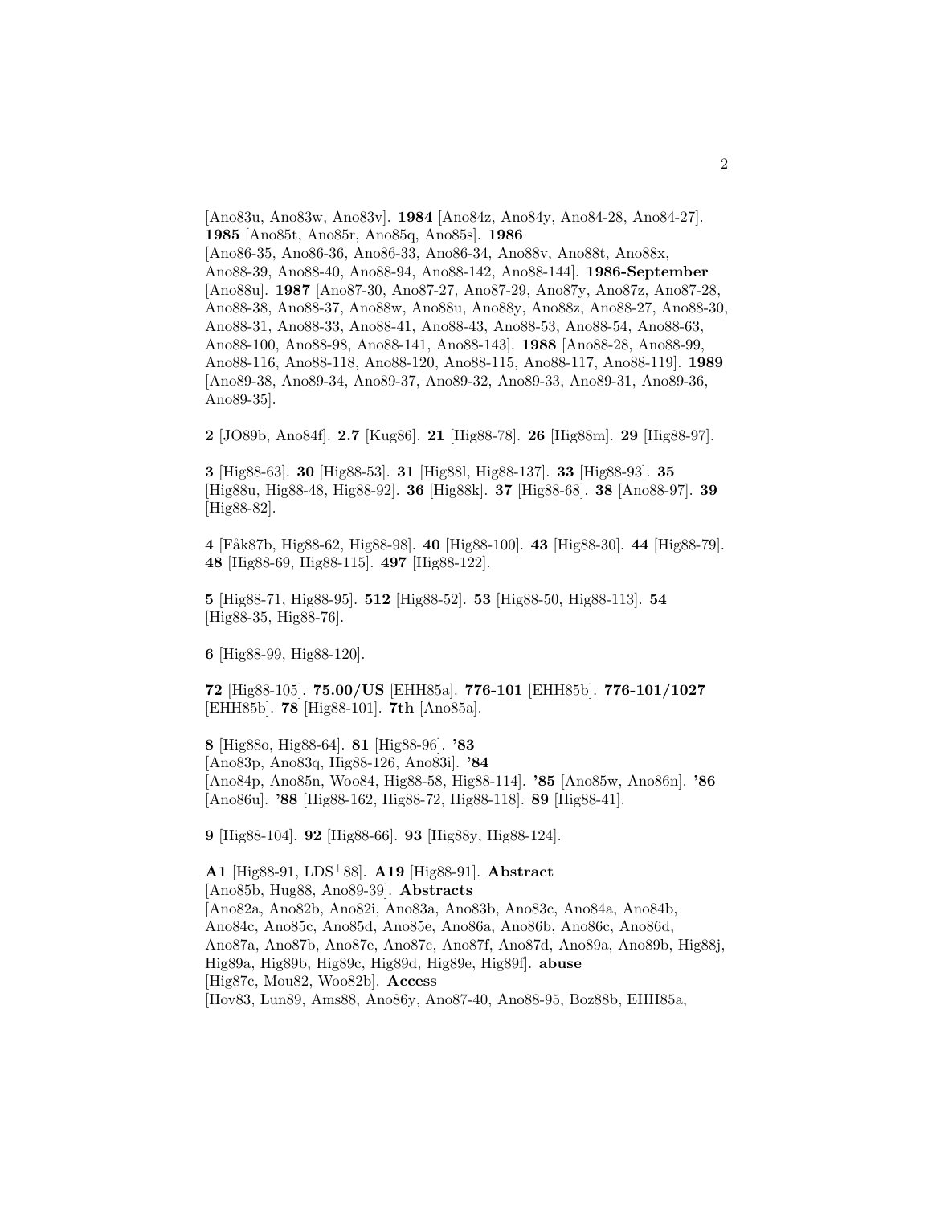[Ano83u, Ano83w, Ano83v]. **1984** [Ano84z, Ano84y, Ano84-28, Ano84-27]. **1985** [Ano85t, Ano85r, Ano85q, Ano85s]. **1986** [Ano86-35, Ano86-36, Ano86-33, Ano86-34, Ano88v, Ano88t, Ano88x, Ano88-39, Ano88-40, Ano88-94, Ano88-142, Ano88-144]. **1986-September** [Ano88u]. **1987** [Ano87-30, Ano87-27, Ano87-29, Ano87y, Ano87z, Ano87-28, Ano88-38, Ano88-37, Ano88w, Ano88u, Ano88y, Ano88z, Ano88-27, Ano88-30, Ano88-31, Ano88-33, Ano88-41, Ano88-43, Ano88-53, Ano88-54, Ano88-63, Ano88-100, Ano88-98, Ano88-141, Ano88-143]. **1988** [Ano88-28, Ano88-99, Ano88-116, Ano88-118, Ano88-120, Ano88-115, Ano88-117, Ano88-119]. **1989** [Ano89-38, Ano89-34, Ano89-37, Ano89-32, Ano89-33, Ano89-31, Ano89-36, Ano89-35].

**2** [JO89b, Ano84f]. **2.7** [Kug86]. **21** [Hig88-78]. **26** [Hig88m]. **29** [Hig88-97].

**3** [Hig88-63]. **30** [Hig88-53]. **31** [Hig88l, Hig88-137]. **33** [Hig88-93]. **35** [Hig88u, Hig88-48, Hig88-92]. **36** [Hig88k]. **37** [Hig88-68]. **38** [Ano88-97]. **39** [Hig88-82].

**4** [Fåk87b, Hig88-62, Hig88-98]. **40** [Hig88-100]. **43** [Hig88-30]. **44** [Hig88-79]. **48** [Hig88-69, Hig88-115]. **497** [Hig88-122].

**5** [Hig88-71, Hig88-95]. **512** [Hig88-52]. **53** [Hig88-50, Hig88-113]. **54** [Hig88-35, Hig88-76].

**6** [Hig88-99, Hig88-120].

**72** [Hig88-105]. **75.00/US** [EHH85a]. **776-101** [EHH85b]. **776-101/1027** [EHH85b]. **78** [Hig88-101]. **7th** [Ano85a].

**8** [Hig88o, Hig88-64]. **81** [Hig88-96]. **'83** [Ano83p, Ano83q, Hig88-126, Ano83i]. **'84** [Ano84p, Ano85n, Woo84, Hig88-58, Hig88-114]. **'85** [Ano85w, Ano86n]. **'86** [Ano86u]. **'88** [Hig88-162, Hig88-72, Hig88-118]. **89** [Hig88-41].

**9** [Hig88-104]. **92** [Hig88-66]. **93** [Hig88y, Hig88-124].

**A1** [Hig88-91, LDS+88]. **A19** [Hig88-91]. **Abstract** [Ano85b, Hug88, Ano89-39]. **Abstracts** [Ano82a, Ano82b, Ano82i, Ano83a, Ano83b, Ano83c, Ano84a, Ano84b, Ano84c, Ano85c, Ano85d, Ano85e, Ano86a, Ano86b, Ano86c, Ano86d, Ano87a, Ano87b, Ano87e, Ano87c, Ano87f, Ano87d, Ano89a, Ano89b, Hig88j, Hig89a, Hig89b, Hig89c, Hig89d, Hig89e, Hig89f]. **abuse** [Hig87c, Mou82, Woo82b]. **Access** [Hov83, Lun89, Ams88, Ano86y, Ano87-40, Ano88-95, Boz88b, EHH85a,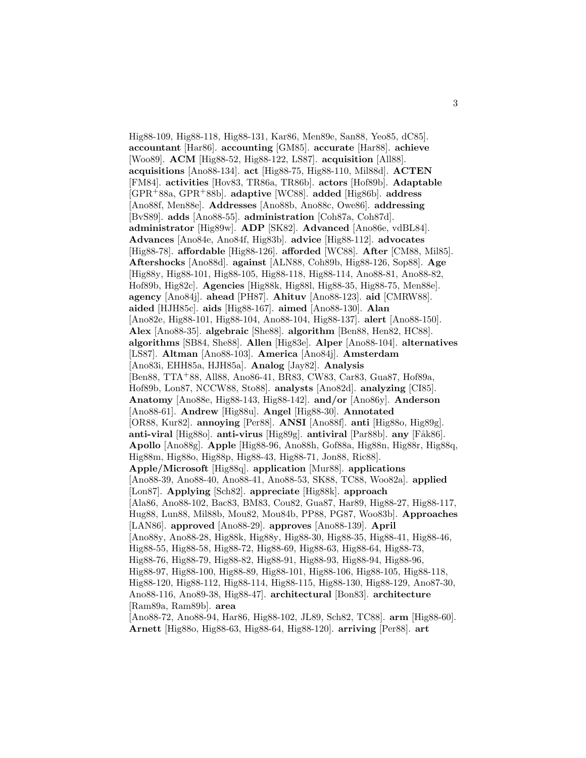Hig88-109, Hig88-118, Hig88-131, Kar86, Men89e, San88, Yeo85, dC85]. **accountant** [Har86]. **accounting** [GM85]. **accurate** [Har88]. **achieve** [Woo89]. **ACM** [Hig88-52, Hig88-122, LS87]. **acquisition** [All88]. **acquisitions** [Ano88-134]. **act** [Hig88-75, Hig88-110, Mil88d]. **ACTEN** [FM84]. **activities** [Hov83, TR86a, TR86b]. **actors** [Hof89b]. **Adaptable** [GPR+88a, GPR+88b]. **adaptive** [WC88]. **added** [Hig86b]. **address** [Ano88f, Men88e]. **Addresses** [Ano88b, Ano88c, Owe86]. **addressing** [BvS89]. **adds** [Ano88-55]. **administration** [Coh87a, Coh87d]. **administrator** [Hig89w]. **ADP** [SK82]. **Advanced** [Ano86e, vdBL84]. **Advances** [Ano84e, Ano84f, Hig83b]. **advice** [Hig88-112]. **advocates** [Hig88-78]. **affordable** [Hig88-126]. **afforded** [WC88]. **After** [CM88, Mil85]. **Aftershocks** [Ano88d]. **against** [ALN88, Coh89b, Hig88-126, Sop88]. **Age** [Hig88y, Hig88-101, Hig88-105, Hig88-118, Hig88-114, Ano88-81, Ano88-82, Hof89b, Hig82c]. **Agencies** [Hig88k, Hig88l, Hig88-35, Hig88-75, Men88e]. **agency** [Ano84j]. **ahead** [PH87]. **Ahituv** [Ano88-123]. **aid** [CMRW88]. **aided** [HJH85c]. **aids** [Hig88-167]. **aimed** [Ano88-130]. **Alan** [Ano82e, Hig88-101, Hig88-104, Ano88-104, Hig88-137]. **alert** [Ano88-150]. **Alex** [Ano88-35]. **algebraic** [She88]. **algorithm** [Ben88, Hen82, HC88]. **algorithms** [SB84, She88]. **Allen** [Hig83e]. **Alper** [Ano88-104]. **alternatives** [LS87]. **Altman** [Ano88-103]. **America** [Ano84j]. **Amsterdam** [Ano83i, EHH85a, HJH85a]. **Analog** [Jay82]. **Analysis** [Ben88, TTA+88, All88, Ano86-41, BR83, CW83, Car83, Gua87, Hof89a, Hof89b, Lon87, NCCW88, Sto88]. **analysts** [Ano82d]. **analyzing** [CI85]. **Anatomy** [Ano88e, Hig88-143, Hig88-142]. **and/or** [Ano86y]. **Anderson** [Ano88-61]. **Andrew** [Hig88u]. **Angel** [Hig88-30]. **Annotated** [OR88, Kur82]. **annoying** [Per88]. **ANSI** [Ano88f]. **anti** [Hig88o, Hig89g]. **anti-viral** [Hig88o]. **anti-virus** [Hig89g]. **antiviral** [Par88b]. **any** [Fåk86]. **Apollo** [Ano88g]. **Apple** [Hig88-96, Ano88h, Gof88a, Hig88n, Hig88r, Hig88q, Hig88m, Hig88o, Hig88p, Hig88-43, Hig88-71, Jon88, Ric88]. **Apple/Microsoft** [Hig88q]. **application** [Mur88]. **applications** [Ano88-39, Ano88-40, Ano88-41, Ano88-53, SK88, TC88, Woo82a]. **applied** [Lon87]. **Applying** [Sch82]. **appreciate** [Hig88k]. **approach** [Ala86, Ano88-102, Bac83, BM83, Cou82, Gua87, Har89, Hig88-27, Hig88-117, Hug88, Lun88, Mil88b, Mou82, Mou84b, PP88, PG87, Woo83b]. **Approaches** [LAN86]. **approved** [Ano88-29]. **approves** [Ano88-139]. **April** [Ano88y, Ano88-28, Hig88k, Hig88y, Hig88-30, Hig88-35, Hig88-41, Hig88-46, Hig88-55, Hig88-58, Hig88-72, Hig88-69, Hig88-63, Hig88-64, Hig88-73, Hig88-76, Hig88-79, Hig88-82, Hig88-91, Hig88-93, Hig88-94, Hig88-96, Hig88-97, Hig88-100, Hig88-89, Hig88-101, Hig88-106, Hig88-105, Hig88-118, Hig88-120, Hig88-112, Hig88-114, Hig88-115, Hig88-130, Hig88-129, Ano87-30, Ano88-116, Ano89-38, Hig88-47]. **architectural** [Bon83]. **architecture** [Ram89a, Ram89b]. **area** [Ano88-72, Ano88-94, Har86, Hig88-102, JL89, Sch82, TC88]. **arm** [Hig88-60]. **Arnett** [Hig88o, Hig88-63, Hig88-64, Hig88-120]. **arriving** [Per88]. **art**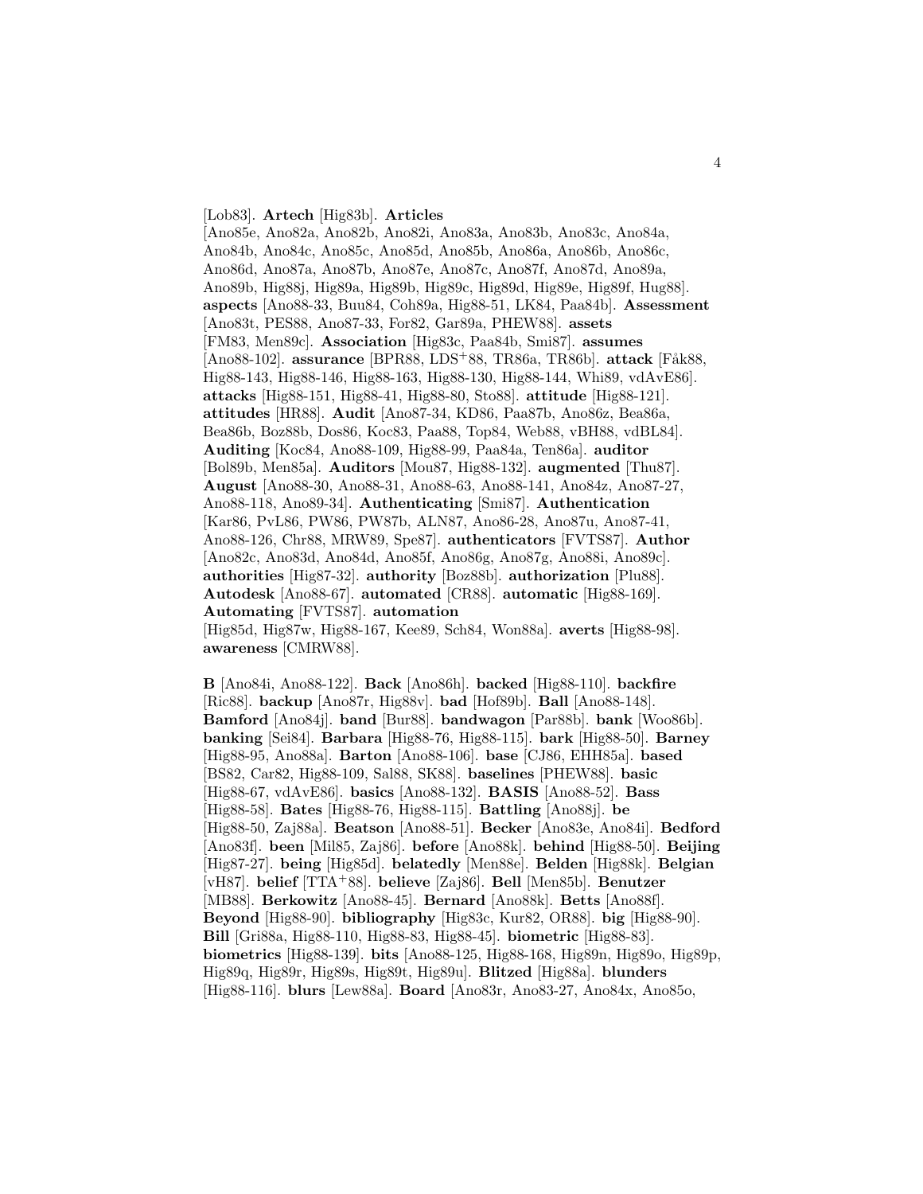[Lob83]. **Artech** [Hig83b]. **Articles** [Ano85e, Ano82a, Ano82b, Ano82i, Ano83a, Ano83b, Ano83c, Ano84a, Ano84b, Ano84c, Ano85c, Ano85d, Ano85b, Ano86a, Ano86b, Ano86c, Ano86d, Ano87a, Ano87b, Ano87e, Ano87c, Ano87f, Ano87d, Ano89a, Ano89b, Hig88j, Hig89a, Hig89b, Hig89c, Hig89d, Hig89e, Hig89f, Hug88]. **aspects** [Ano88-33, Buu84, Coh89a, Hig88-51, LK84, Paa84b]. **Assessment** [Ano83t, PES88, Ano87-33, For82, Gar89a, PHEW88]. **assets** [FM83, Men89c]. **Association** [Hig83c, Paa84b, Smi87]. **assumes** [Ano88-102]. **assurance** [BPR88, LDS+88, TR86a, TR86b]. **attack** [Fåk88, Hig88-143, Hig88-146, Hig88-163, Hig88-130, Hig88-144, Whi89, vdAvE86]. **attacks** [Hig88-151, Hig88-41, Hig88-80, Sto88]. **attitude** [Hig88-121]. **attitudes** [HR88]. **Audit** [Ano87-34, KD86, Paa87b, Ano86z, Bea86a, Bea86b, Boz88b, Dos86, Koc83, Paa88, Top84, Web88, vBH88, vdBL84]. **Auditing** [Koc84, Ano88-109, Hig88-99, Paa84a, Ten86a]. **auditor** [Bol89b, Men85a]. **Auditors** [Mou87, Hig88-132]. **augmented** [Thu87]. **August** [Ano88-30, Ano88-31, Ano88-63, Ano88-141, Ano84z, Ano87-27, Ano88-118, Ano89-34]. **Authenticating** [Smi87]. **Authentication** [Kar86, PvL86, PW86, PW87b, ALN87, Ano86-28, Ano87u, Ano87-41, Ano88-126, Chr88, MRW89, Spe87]. **authenticators** [FVTS87]. **Author** [Ano82c, Ano83d, Ano84d, Ano85f, Ano86g, Ano87g, Ano88i, Ano89c]. **authorities** [Hig87-32]. **authority** [Boz88b]. **authorization** [Plu88]. **Autodesk** [Ano88-67]. **automated** [CR88]. **automatic** [Hig88-169]. **Automating** [FVTS87]. **automation** [Hig85d, Hig87w, Hig88-167, Kee89, Sch84, Won88a]. **averts** [Hig88-98]. **awareness** [CMRW88].

**B** [Ano84i, Ano88-122]. **Back** [Ano86h]. **backed** [Hig88-110]. **backfire** [Ric88]. **backup** [Ano87r, Hig88v]. **bad** [Hof89b]. **Ball** [Ano88-148]. **Bamford** [Ano84j]. **band** [Bur88]. **bandwagon** [Par88b]. **bank** [Woo86b]. **banking** [Sei84]. **Barbara** [Hig88-76, Hig88-115]. **bark** [Hig88-50]. **Barney** [Hig88-95, Ano88a]. **Barton** [Ano88-106]. **base** [CJ86, EHH85a]. **based** [BS82, Car82, Hig88-109, Sal88, SK88]. **baselines** [PHEW88]. **basic** [Hig88-67, vdAvE86]. **basics** [Ano88-132]. **BASIS** [Ano88-52]. **Bass** [Hig88-58]. **Bates** [Hig88-76, Hig88-115]. **Battling** [Ano88j]. **be** [Hig88-50, Zaj88a]. **Beatson** [Ano88-51]. **Becker** [Ano83e, Ano84i]. **Bedford** [Ano83f]. **been** [Mil85, Zaj86]. **before** [Ano88k]. **behind** [Hig88-50]. **Beijing** [Hig87-27]. **being** [Hig85d]. **belatedly** [Men88e]. **Belden** [Hig88k]. **Belgian** [vH87]. **belief** [TTA+88]. **believe** [Zaj86]. **Bell** [Men85b]. **Benutzer** [MB88]. **Berkowitz** [Ano88-45]. **Bernard** [Ano88k]. **Betts** [Ano88f]. **Beyond** [Hig88-90]. **bibliography** [Hig83c, Kur82, OR88]. **big** [Hig88-90]. **Bill** [Gri88a, Hig88-110, Hig88-83, Hig88-45]. **biometric** [Hig88-83]. **biometrics** [Hig88-139]. **bits** [Ano88-125, Hig88-168, Hig89n, Hig89o, Hig89p, Hig89q, Hig89r, Hig89s, Hig89t, Hig89u]. **Blitzed** [Hig88a]. **blunders** [Hig88-116]. **blurs** [Lew88a]. **Board** [Ano83r, Ano83-27, Ano84x, Ano85o,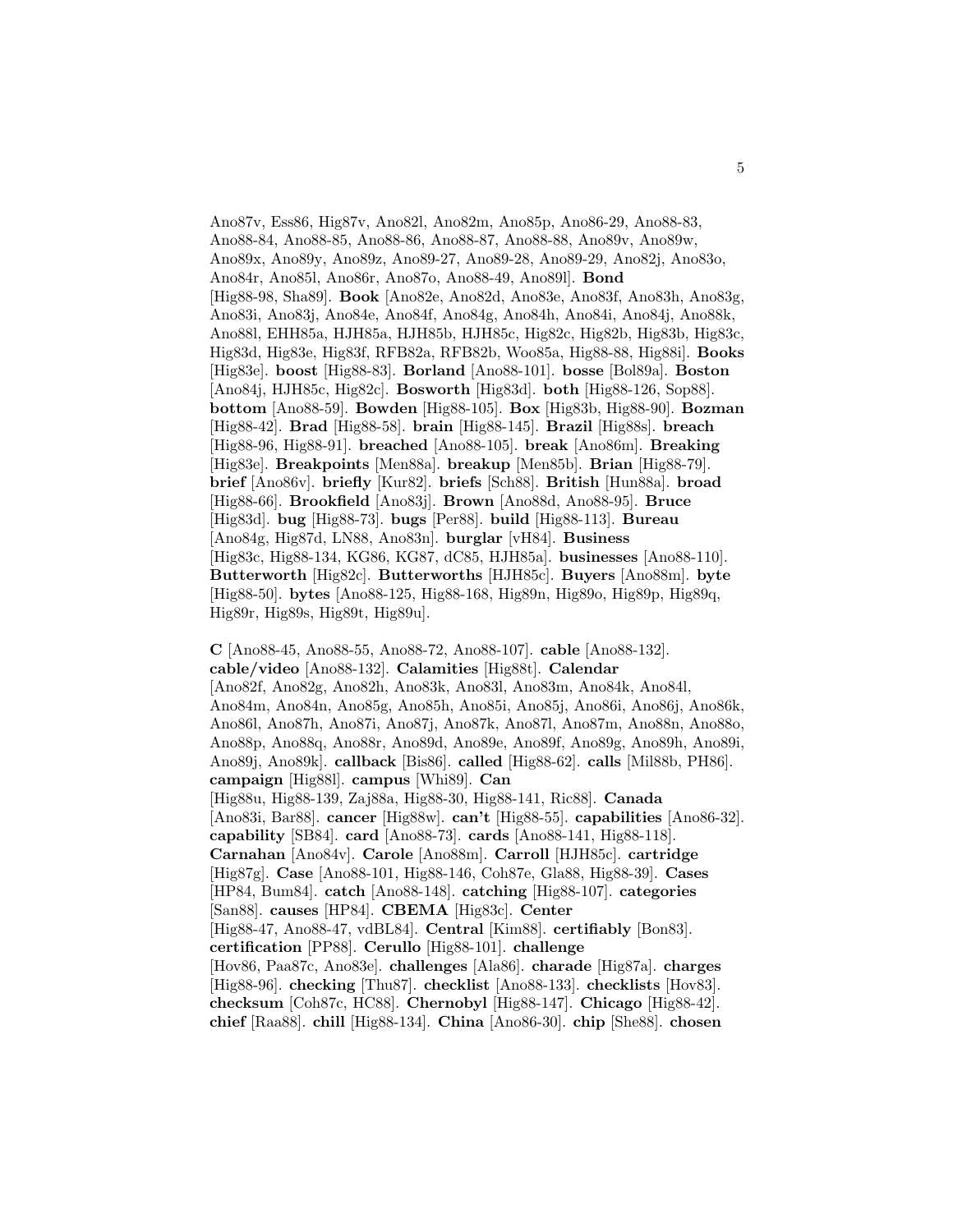Ano87v, Ess86, Hig87v, Ano82l, Ano82m, Ano85p, Ano86-29, Ano88-83, Ano88-84, Ano88-85, Ano88-86, Ano88-87, Ano88-88, Ano89v, Ano89w, Ano89x, Ano89y, Ano89z, Ano89-27, Ano89-28, Ano89-29, Ano82j, Ano83o, Ano84r, Ano85l, Ano86r, Ano87o, Ano88-49, Ano89l]. **Bond** [Hig88-98, Sha89]. **Book** [Ano82e, Ano82d, Ano83e, Ano83f, Ano83h, Ano83g, Ano83i, Ano83j, Ano84e, Ano84f, Ano84g, Ano84h, Ano84i, Ano84j, Ano88k, Ano88l, EHH85a, HJH85a, HJH85b, HJH85c, Hig82c, Hig82b, Hig83b, Hig83c, Hig83d, Hig83e, Hig83f, RFB82a, RFB82b, Woo85a, Hig88-88, Hig88i]. **Books** [Hig83e]. **boost** [Hig88-83]. **Borland** [Ano88-101]. **bosse** [Bol89a]. **Boston** [Ano84j, HJH85c, Hig82c]. **Bosworth** [Hig83d]. **both** [Hig88-126, Sop88]. **bottom** [Ano88-59]. **Bowden** [Hig88-105]. **Box** [Hig83b, Hig88-90]. **Bozman** [Hig88-42]. **Brad** [Hig88-58]. **brain** [Hig88-145]. **Brazil** [Hig88s]. **breach** [Hig88-96, Hig88-91]. **breached** [Ano88-105]. **break** [Ano86m]. **Breaking** [Hig83e]. **Breakpoints** [Men88a]. **breakup** [Men85b]. **Brian** [Hig88-79]. **brief** [Ano86v]. **briefly** [Kur82]. **briefs** [Sch88]. **British** [Hun88a]. **broad** [Hig88-66]. **Brookfield** [Ano83j]. **Brown** [Ano88d, Ano88-95]. **Bruce** [Hig83d]. **bug** [Hig88-73]. **bugs** [Per88]. **build** [Hig88-113]. **Bureau** [Ano84g, Hig87d, LN88, Ano83n]. **burglar** [vH84]. **Business** [Hig83c, Hig88-134, KG86, KG87, dC85, HJH85a]. **businesses** [Ano88-110]. **Butterworth** [Hig82c]. **Butterworths** [HJH85c]. **Buyers** [Ano88m]. **byte** [Hig88-50]. **bytes** [Ano88-125, Hig88-168, Hig89n, Hig89o, Hig89p, Hig89q, Hig89r, Hig89s, Hig89t, Hig89u].

**C** [Ano88-45, Ano88-55, Ano88-72, Ano88-107]. **cable** [Ano88-132]. **cable/video** [Ano88-132]. **Calamities** [Hig88t]. **Calendar** [Ano82f, Ano82g, Ano82h, Ano83k, Ano83l, Ano83m, Ano84k, Ano84l, Ano84m, Ano84n, Ano85g, Ano85h, Ano85i, Ano85j, Ano86i, Ano86j, Ano86k, Ano86l, Ano87h, Ano87i, Ano87j, Ano87k, Ano87l, Ano87m, Ano88n, Ano88o, Ano88p, Ano88q, Ano88r, Ano89d, Ano89e, Ano89f, Ano89g, Ano89h, Ano89i, Ano89j, Ano89k]. **callback** [Bis86]. **called** [Hig88-62]. **calls** [Mil88b, PH86]. **campaign** [Hig88l]. **campus** [Whi89]. **Can** [Hig88u, Hig88-139, Zaj88a, Hig88-30, Hig88-141, Ric88]. **Canada** [Ano83i, Bar88]. **cancer** [Hig88w]. **can't** [Hig88-55]. **capabilities** [Ano86-32]. **capability** [SB84]. **card** [Ano88-73]. **cards** [Ano88-141, Hig88-118]. **Carnahan** [Ano84v]. **Carole** [Ano88m]. **Carroll** [HJH85c]. **cartridge** [Hig87g]. **Case** [Ano88-101, Hig88-146, Coh87e, Gla88, Hig88-39]. **Cases** [HP84, Bum84]. **catch** [Ano88-148]. **catching** [Hig88-107]. **categories** [San88]. **causes** [HP84]. **CBEMA** [Hig83c]. **Center** [Hig88-47, Ano88-47, vdBL84]. **Central** [Kim88]. **certifiably** [Bon83]. **certification** [PP88]. **Cerullo** [Hig88-101]. **challenge** [Hov86, Paa87c, Ano83e]. **challenges** [Ala86]. **charade** [Hig87a]. **charges** [Hig88-96]. **checking** [Thu87]. **checklist** [Ano88-133]. **checklists** [Hov83]. **checksum** [Coh87c, HC88]. **Chernobyl** [Hig88-147]. **Chicago** [Hig88-42]. **chief** [Raa88]. **chill** [Hig88-134]. **China** [Ano86-30]. **chip** [She88]. **chosen**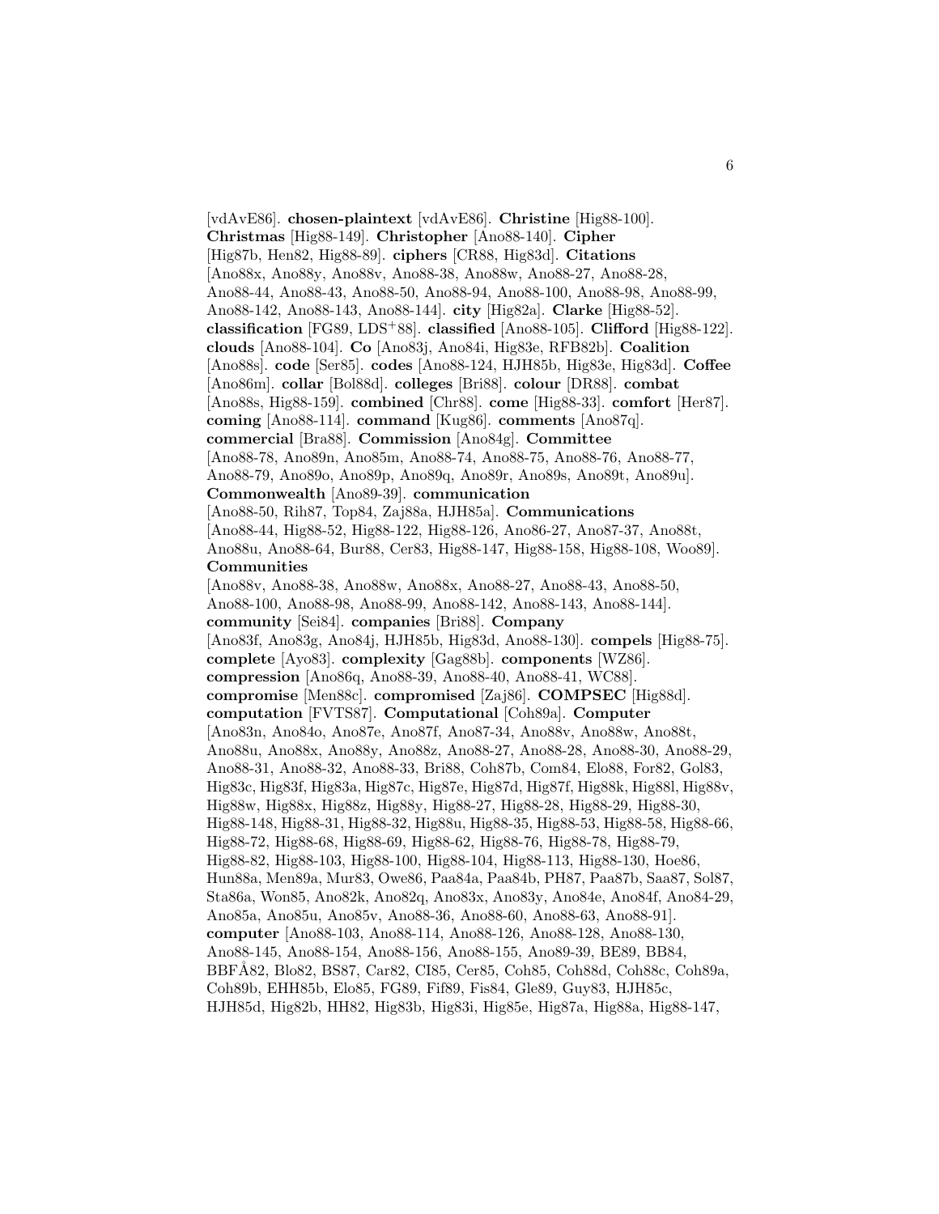[vdAvE86]. **chosen-plaintext** [vdAvE86]. **Christine** [Hig88-100]. **Christmas** [Hig88-149]. **Christopher** [Ano88-140]. **Cipher** [Hig87b, Hen82, Hig88-89]. **ciphers** [CR88, Hig83d]. **Citations** [Ano88x, Ano88y, Ano88v, Ano88-38, Ano88w, Ano88-27, Ano88-28, Ano88-44, Ano88-43, Ano88-50, Ano88-94, Ano88-100, Ano88-98, Ano88-99, Ano88-142, Ano88-143, Ano88-144]. **city** [Hig82a]. **Clarke** [Hig88-52]. **classification** [FG89, LDS+88]. **classified** [Ano88-105]. **Clifford** [Hig88-122]. **clouds** [Ano88-104]. **Co** [Ano83j, Ano84i, Hig83e, RFB82b]. **Coalition** [Ano88s]. **code** [Ser85]. **codes** [Ano88-124, HJH85b, Hig83e, Hig83d]. **Coffee** [Ano86m]. **collar** [Bol88d]. **colleges** [Bri88]. **colour** [DR88]. **combat** [Ano88s, Hig88-159]. **combined** [Chr88]. **come** [Hig88-33]. **comfort** [Her87]. **coming** [Ano88-114]. **command** [Kug86]. **comments** [Ano87q]. **commercial** [Bra88]. **Commission** [Ano84g]. **Committee** [Ano88-78, Ano89n, Ano85m, Ano88-74, Ano88-75, Ano88-76, Ano88-77, Ano88-79, Ano89o, Ano89p, Ano89q, Ano89r, Ano89s, Ano89t, Ano89u]. **Commonwealth** [Ano89-39]. **communication** [Ano88-50, Rih87, Top84, Zaj88a, HJH85a]. **Communications** [Ano88-44, Hig88-52, Hig88-122, Hig88-126, Ano86-27, Ano87-37, Ano88t, Ano88u, Ano88-64, Bur88, Cer83, Hig88-147, Hig88-158, Hig88-108, Woo89]. **Communities** [Ano88v, Ano88-38, Ano88w, Ano88x, Ano88-27, Ano88-43, Ano88-50, Ano88-100, Ano88-98, Ano88-99, Ano88-142, Ano88-143, Ano88-144]. **community** [Sei84]. **companies** [Bri88]. **Company** [Ano83f, Ano83g, Ano84j, HJH85b, Hig83d, Ano88-130]. **compels** [Hig88-75]. **complete** [Ayo83]. **complexity** [Gag88b]. **components** [WZ86]. **compression** [Ano86q, Ano88-39, Ano88-40, Ano88-41, WC88]. **compromise** [Men88c]. **compromised** [Zaj86]. **COMPSEC** [Hig88d]. **computation** [FVTS87]. **Computational** [Coh89a]. **Computer** [Ano83n, Ano84o, Ano87e, Ano87f, Ano87-34, Ano88v, Ano88w, Ano88t, Ano88u, Ano88x, Ano88y, Ano88z, Ano88-27, Ano88-28, Ano88-30, Ano88-29, Ano88-31, Ano88-32, Ano88-33, Bri88, Coh87b, Com84, Elo88, For82, Gol83, Hig83c, Hig83f, Hig83a, Hig87c, Hig87e, Hig87d, Hig87f, Hig88k, Hig88l, Hig88v, Hig88w, Hig88x, Hig88z, Hig88y, Hig88-27, Hig88-28, Hig88-29, Hig88-30, Hig88-148, Hig88-31, Hig88-32, Hig88u, Hig88-35, Hig88-53, Hig88-58, Hig88-66, Hig88-72, Hig88-68, Hig88-69, Hig88-62, Hig88-76, Hig88-78, Hig88-79, Hig88-82, Hig88-103, Hig88-100, Hig88-104, Hig88-113, Hig88-130, Hoe86, Hun88a, Men89a, Mur83, Owe86, Paa84a, Paa84b, PH87, Paa87b, Saa87, Sol87, Sta86a, Won85, Ano82k, Ano82q, Ano83x, Ano83y, Ano84e, Ano84f, Ano84-29, Ano85a, Ano85u, Ano85v, Ano88-36, Ano88-60, Ano88-63, Ano88-91]. **computer** [Ano88-103, Ano88-114, Ano88-126, Ano88-128, Ano88-130, Ano88-145, Ano88-154, Ano88-156, Ano88-155, Ano89-39, BE89, BB84, BBFÅ82, Blo82, BS87, Car82, CI85, Cer85, Coh85, Coh88d, Coh88c, Coh89a, Coh89b, EHH85b, Elo85, FG89, Fif89, Fis84, Gle89, Guy83, HJH85c, HJH85d, Hig82b, HH82, Hig83b, Hig83i, Hig85e, Hig87a, Hig88a, Hig88-147,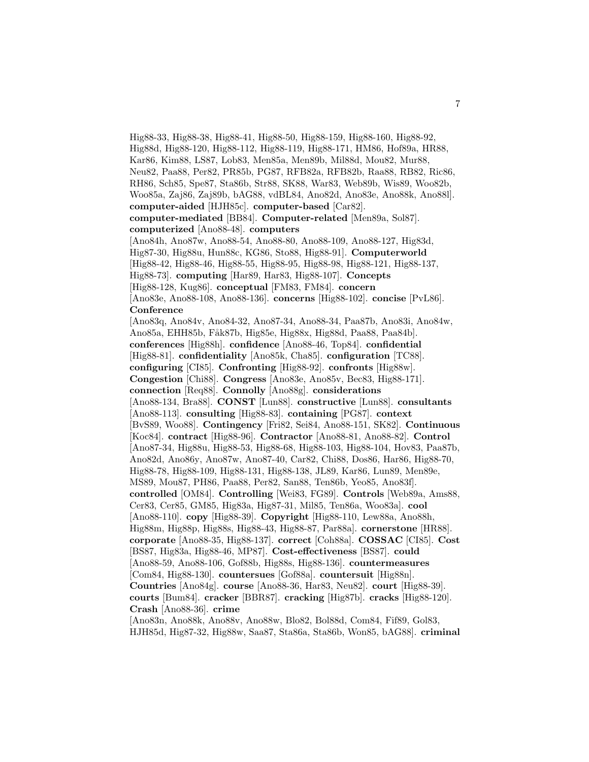Hig88-33, Hig88-38, Hig88-41, Hig88-50, Hig88-159, Hig88-160, Hig88-92, Hig88d, Hig88-120, Hig88-112, Hig88-119, Hig88-171, HM86, Hof89a, HR88, Kar86, Kim88, LS87, Lob83, Men85a, Men89b, Mil88d, Mou82, Mur88, Neu82, Paa88, Per82, PR85b, PG87, RFB82a, RFB82b, Raa88, RB82, Ric86, RH86, Sch85, Spe87, Sta86b, Str88, SK88, War83, Web89b, Wis89, Woo82b, Woo85a, Zaj86, Zaj89b, bAG88, vdBL84, Ano82d, Ano83e, Ano88k, Ano88l]. **computer-aided** [HJH85c]. **computer-based** [Car82]. **computer-mediated** [BB84]. **Computer-related** [Men89a, Sol87]. **computerized** [Ano88-48]. **computers** [Ano84h, Ano87w, Ano88-54, Ano88-80, Ano88-109, Ano88-127, Hig83d, Hig87-30, Hig88u, Hun88c, KG86, Sto88, Hig88-91]. **Computerworld** [Hig88-42, Hig88-46, Hig88-55, Hig88-95, Hig88-98, Hig88-121, Hig88-137, Hig88-73]. **computing** [Har89, Har83, Hig88-107]. **Concepts** [Hig88-128, Kug86]. **conceptual** [FM83, FM84]. **concern** [Ano83e, Ano88-108, Ano88-136]. **concerns** [Hig88-102]. **concise** [PvL86]. **Conference** [Ano83q, Ano84v, Ano84-32, Ano87-34, Ano88-34, Paa87b, Ano83i, Ano84w, Ano85a, EHH85b, Fåk87b, Hig85e, Hig88x, Hig88d, Paa88, Paa84b]. **conferences** [Hig88h]. **confidence** [Ano88-46, Top84]. **confidential** [Hig88-81]. **confidentiality** [Ano85k, Cha85]. **configuration** [TC88]. **configuring** [CI85]. **Confronting** [Hig88-92]. **confronts** [Hig88w]. **Congestion** [Chi88]. **Congress** [Ano83e, Ano85v, Bec83, Hig88-171]. **connection** [Req88]. **Connolly** [Ano88g]. **considerations** [Ano88-134, Bra88]. **CONST** [Lun88]. **constructive** [Lun88]. **consultants** [Ano88-113]. **consulting** [Hig88-83]. **containing** [PG87]. **context** [BvS89, Woo88]. **Contingency** [Fri82, Sei84, Ano88-151, SK82]. **Continuous** [Koc84]. **contract** [Hig88-96]. **Contractor** [Ano88-81, Ano88-82]. **Control** [Ano87-34, Hig88u, Hig88-53, Hig88-68, Hig88-103, Hig88-104, Hov83, Paa87b, Ano82d, Ano86y, Ano87w, Ano87-40, Car82, Chi88, Dos86, Har86, Hig88-70, Hig88-78, Hig88-109, Hig88-131, Hig88-138, JL89, Kar86, Lun89, Men89e, MS89, Mou87, PH86, Paa88, Per82, San88, Ten86b, Yeo85, Ano83f]. **controlled** [OM84]. **Controlling** [Wei83, FG89]. **Controls** [Web89a, Ams88, Cer83, Cer85, GM85, Hig83a, Hig87-31, Mil85, Ten86a, Woo83a]. **cool** [Ano88-110]. **copy** [Hig88-39]. **Copyright** [Hig88-110, Lew88a, Ano88h, Hig88m, Hig88p, Hig88s, Hig88-43, Hig88-87, Par88a]. **cornerstone** [HR88]. **corporate** [Ano88-35, Hig88-137]. **correct** [Coh88a]. **COSSAC** [CI85]. **Cost** [BS87, Hig83a, Hig88-46, MP87]. **Cost-effectiveness** [BS87]. **could** [Ano88-59, Ano88-106, Gof88b, Hig88s, Hig88-136]. **countermeasures** [Com84, Hig88-130]. **countersues** [Gof88a]. **countersuit** [Hig88n]. **Countries** [Ano84g]. **course** [Ano88-36, Har83, Neu82]. **court** [Hig88-39]. **courts** [Bum84]. **cracker** [BBR87]. **cracking** [Hig87b]. **cracks** [Hig88-120]. **Crash** [Ano88-36]. **crime** [Ano83n, Ano88k, Ano88v, Ano88w, Blo82, Bol88d, Com84, Fif89, Gol83, HJH85d, Hig87-32, Hig88w, Saa87, Sta86a, Sta86b, Won85, bAG88]. **criminal**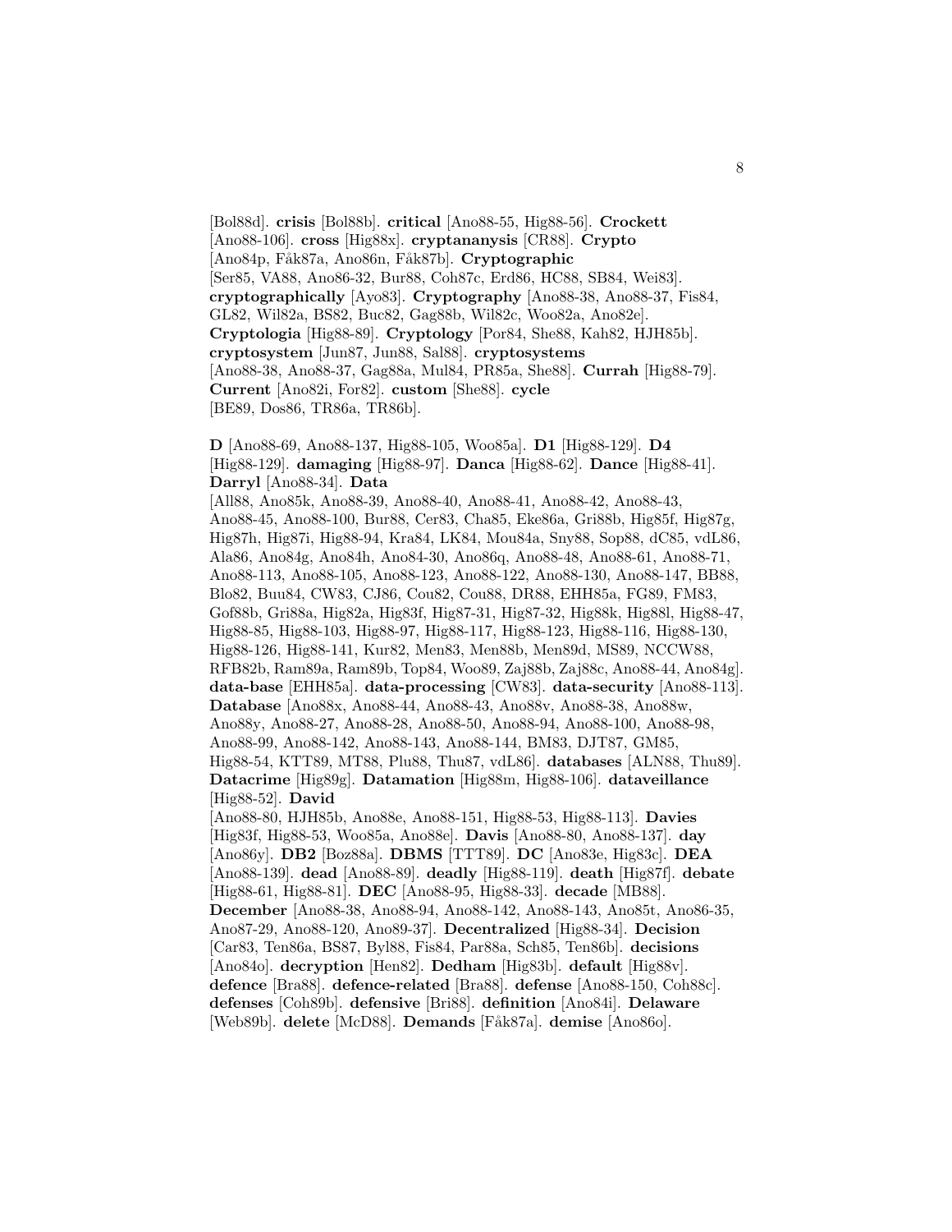[Bol88d]. **crisis** [Bol88b]. **critical** [Ano88-55, Hig88-56]. **Crockett** [Ano88-106]. **cross** [Hig88x]. **cryptananysis** [CR88]. **Crypto** [Ano84p, Fåk87a, Ano86n, Fåk87b]. **Cryptographic** [Ser85, VA88, Ano86-32, Bur88, Coh87c, Erd86, HC88, SB84, Wei83]. **cryptographically** [Ayo83]. **Cryptography** [Ano88-38, Ano88-37, Fis84, GL82, Wil82a, BS82, Buc82, Gag88b, Wil82c, Woo82a, Ano82e]. **Cryptologia** [Hig88-89]. **Cryptology** [Por84, She88, Kah82, HJH85b]. **cryptosystem** [Jun87, Jun88, Sal88]. **cryptosystems** [Ano88-38, Ano88-37, Gag88a, Mul84, PR85a, She88]. **Currah** [Hig88-79]. **Current** [Ano82i, For82]. **custom** [She88]. **cycle** [BE89, Dos86, TR86a, TR86b].

**D** [Ano88-69, Ano88-137, Hig88-105, Woo85a]. **D1** [Hig88-129]. **D4** [Hig88-129]. **damaging** [Hig88-97]. **Danca** [Hig88-62]. **Dance** [Hig88-41]. **Darryl** [Ano88-34]. **Data** [All88, Ano85k, Ano88-39, Ano88-40, Ano88-41, Ano88-42, Ano88-43, Ano88-45, Ano88-100, Bur88, Cer83, Cha85, Eke86a, Gri88b, Hig85f, Hig87g, Hig87h, Hig87i, Hig88-94, Kra84, LK84, Mou84a, Sny88, Sop88, dC85, vdL86, Ala86, Ano84g, Ano84h, Ano84-30, Ano86q, Ano88-48, Ano88-61, Ano88-71, Ano88-113, Ano88-105, Ano88-123, Ano88-122, Ano88-130, Ano88-147, BB88, Blo82, Buu84, CW83, CJ86, Cou82, Cou88, DR88, EHH85a, FG89, FM83, Gof88b, Gri88a, Hig82a, Hig83f, Hig87-31, Hig87-32, Hig88k, Hig88l, Hig88-47, Hig88-85, Hig88-103, Hig88-97, Hig88-117, Hig88-123, Hig88-116, Hig88-130, Hig88-126, Hig88-141, Kur82, Men83, Men88b, Men89d, MS89, NCCW88, RFB82b, Ram89a, Ram89b, Top84, Woo89, Zaj88b, Zaj88c, Ano88-44, Ano84g]. **data-base** [EHH85a]. **data-processing** [CW83]. **data-security** [Ano88-113]. **Database** [Ano88x, Ano88-44, Ano88-43, Ano88v, Ano88-38, Ano88w, Ano88y, Ano88-27, Ano88-28, Ano88-50, Ano88-94, Ano88-100, Ano88-98, Ano88-99, Ano88-142, Ano88-143, Ano88-144, BM83, DJT87, GM85, Hig88-54, KTT89, MT88, Plu88, Thu87, vdL86]. **databases** [ALN88, Thu89]. **Datacrime** [Hig89g]. **Datamation** [Hig88m, Hig88-106]. **dataveillance** [Hig88-52]. **David** [Ano88-80, HJH85b, Ano88e, Ano88-151, Hig88-53, Hig88-113]. **Davies** [Hig83f, Hig88-53, Woo85a, Ano88e]. **Davis** [Ano88-80, Ano88-137]. **day** [Ano86y]. **DB2** [Boz88a]. **DBMS** [TTT89]. **DC** [Ano83e, Hig83c]. **DEA** [Ano88-139]. **dead** [Ano88-89]. **deadly** [Hig88-119]. **death** [Hig87f]. **debate** [Hig88-61, Hig88-81]. **DEC** [Ano88-95, Hig88-33]. **decade** [MB88]. **December** [Ano88-38, Ano88-94, Ano88-142, Ano88-143, Ano85t, Ano86-35, Ano87-29, Ano88-120, Ano89-37]. **Decentralized** [Hig88-34]. **Decision** [Car83, Ten86a, BS87, Byl88, Fis84, Par88a, Sch85, Ten86b]. **decisions** [Ano84o]. **decryption** [Hen82]. **Dedham** [Hig83b]. **default** [Hig88v]. **defence** [Bra88]. **defence-related** [Bra88]. **defense** [Ano88-150, Coh88c]. **defenses** [Coh89b]. **defensive** [Bri88]. **definition** [Ano84i]. **Delaware** [Web89b]. **delete** [McD88]. **Demands** [Fåk87a]. **demise** [Ano86o].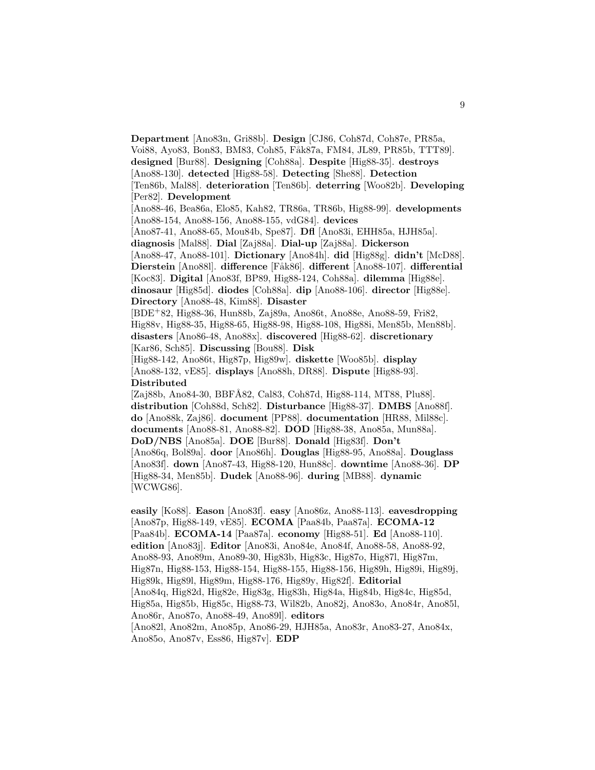**Department** [Ano83n, Gri88b]. **Design** [CJ86, Coh87d, Coh87e, PR85a, Voi88, Ayo83, Bon83, BM83, Coh85, Fåk87a, FM84, JL89, PR85b, TTT89]. **designed** [Bur88]. **Designing** [Coh88a]. **Despite** [Hig88-35]. **destroys** [Ano88-130]. **detected** [Hig88-58]. **Detecting** [She88]. **Detection** [Ten86b, Mal88]. **deterioration** [Ten86b]. **deterring** [Woo82b]. **Developing** [Per82]. **Development** [Ano88-46, Bea86a, Elo85, Kah82, TR86a, TR86b, Hig88-99]. **developments** [Ano88-154, Ano88-156, Ano88-155, vdG84]. **devices** [Ano87-41, Ano88-65, Mou84b, Spe87]. **Dfl** [Ano83i, EHH85a, HJH85a]. **diagnosis** [Mal88]. **Dial** [Zaj88a]. **Dial-up** [Zaj88a]. **Dickerson** [Ano88-47, Ano88-101]. **Dictionary** [Ano84h]. **did** [Hig88g]. **didn't** [McD88]. **Dierstein** [Ano88l]. **difference** [Fåk86]. **different** [Ano88-107]. **differential** [Koc83]. **Digital** [Ano83f, BP89, Hig88-124, Coh88a]. **dilemma** [Hig88e]. **dinosaur** [Hig85d]. **diodes** [Coh88a]. **dip** [Ano88-106]. **director** [Hig88e]. **Directory** [Ano88-48, Kim88]. **Disaster** [BDE+82, Hig88-36, Hun88b, Zaj89a, Ano86t, Ano88e, Ano88-59, Fri82, Hig88v, Hig88-35, Hig88-65, Hig88-98, Hig88-108, Hig88i, Men85b, Men88b]. **disasters** [Ano86-48, Ano88x]. **discovered** [Hig88-62]. **discretionary** [Kar86, Sch85]. **Discussing** [Bou88]. **Disk** [Hig88-142, Ano86t, Hig87p, Hig89w]. **diskette** [Woo85b]. **display** [Ano88-132, vE85]. **displays** [Ano88h, DR88]. **Dispute** [Hig88-93]. **Distributed** [Zaj88b, Ano84-30, BBFÅ82, Cal83, Coh87d, Hig88-114, MT88, Plu88]. **distribution** [Coh88d, Sch82]. **Disturbance** [Hig88-37]. **DMBS** [Ano88f]. **do** [Ano88k, Zaj86]. **document** [PP88]. **documentation** [HR88, Mil88c]. **documents** [Ano88-81, Ano88-82]. **DOD** [Hig88-38, Ano85a, Mun88a]. **DoD/NBS** [Ano85a]. **DOE** [Bur88]. **Donald** [Hig83f]. **Don't** [Ano86q, Bol89a]. **door** [Ano86h]. **Douglas** [Hig88-95, Ano88a]. **Douglass** [Ano83f]. **down** [Ano87-43, Hig88-120, Hun88c]. **downtime** [Ano88-36]. **DP** [Hig88-34, Men85b]. **Dudek** [Ano88-96]. **during** [MB88]. **dynamic** [WCWG86].

**easily** [Ko88]. **Eason** [Ano83f]. **easy** [Ano86z, Ano88-113]. **eavesdropping** [Ano87p, Hig88-149, vE85]. **ECOMA** [Paa84b, Paa87a]. **ECOMA-12** [Paa84b]. **ECOMA-14** [Paa87a]. **economy** [Hig88-51]. **Ed** [Ano88-110]. **edition** [Ano83j]. **Editor** [Ano83i, Ano84e, Ano84f, Ano88-58, Ano88-92, Ano88-93, Ano89m, Ano89-30, Hig83b, Hig83c, Hig87o, Hig87l, Hig87m, Hig87n, Hig88-153, Hig88-154, Hig88-155, Hig88-156, Hig89h, Hig89i, Hig89j, Hig89k, Hig89l, Hig89m, Hig88-176, Hig89y, Hig82f]. **Editorial** [Ano84q, Hig82d, Hig82e, Hig83g, Hig83h, Hig84a, Hig84b, Hig84c, Hig85d, Hig85a, Hig85b, Hig85c, Hig88-73, Wil82b, Ano82j, Ano83o, Ano84r, Ano85l, Ano86r, Ano87o, Ano88-49, Ano89l]. **editors** [Ano82l, Ano82m, Ano85p, Ano86-29, HJH85a, Ano83r, Ano83-27, Ano84x, Ano85o, Ano87v, Ess86, Hig87v]. **EDP**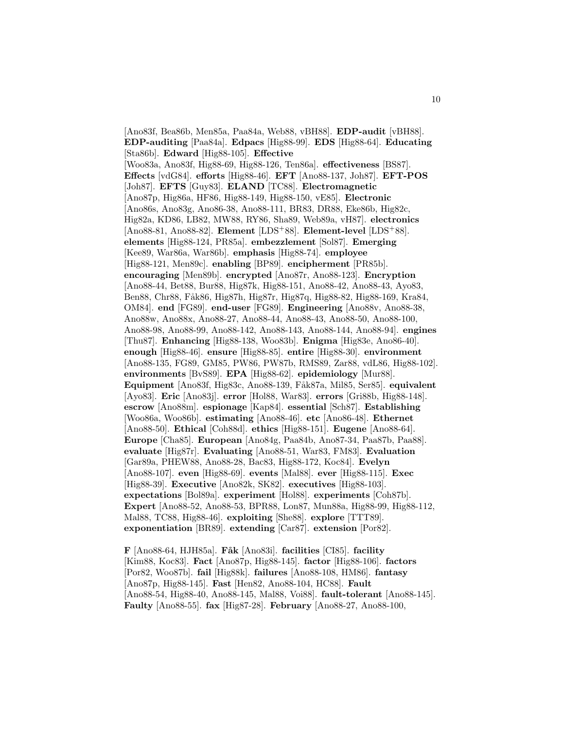[Ano83f, Bea86b, Men85a, Paa84a, Web88, vBH88]. **EDP-audit** [vBH88]. **EDP-auditing** [Paa84a]. **Edpacs** [Hig88-99]. **EDS** [Hig88-64]. **Educating** [Sta86b]. **Edward** [Hig88-105]. **Effective** [Woo83a, Ano83f, Hig88-69, Hig88-126, Ten86a]. **effectiveness** [BS87]. **Effects** [vdG84]. **efforts** [Hig88-46]. **EFT** [Ano88-137, Joh87]. **EFT-POS** [Joh87]. **EFTS** [Guy83]. **ELAND** [TC88]. **Electromagnetic** [Ano87p, Hig86a, HF86, Hig88-149, Hig88-150, vE85]. **Electronic** [Ano86s, Ano83g, Ano86-38, Ano88-111, BR83, DR88, Eke86b, Hig82c, Hig82a, KD86, LB82, MW88, RY86, Sha89, Web89a, vH87]. **electronics** [Ano88-81, Ano88-82]. **Element** [LDS+88]. **Element-level** [LDS+88]. **elements** [Hig88-124, PR85a]. **embezzlement** [Sol87]. **Emerging** [Kee89, War86a, War86b]. **emphasis** [Hig88-74]. **employee** [Hig88-121, Men89c]. **enabling** [BP89]. **encipherment** [PR85b]. **encouraging** [Men89b]. **encrypted** [Ano87r, Ano88-123]. **Encryption** [Ano88-44, Bet88, Bur88, Hig87k, Hig88-151, Ano88-42, Ano88-43, Ayo83, Ben88, Chr88, Fåk86, Hig87h, Hig87r, Hig87q, Hig88-82, Hig88-169, Kra84, OM84]. **end** [FG89]. **end-user** [FG89]. **Engineering** [Ano88v, Ano88-38, Ano88w, Ano88x, Ano88-27, Ano88-44, Ano88-43, Ano88-50, Ano88-100, Ano88-98, Ano88-99, Ano88-142, Ano88-143, Ano88-144, Ano88-94]. **engines** [Thu87]. **Enhancing** [Hig88-138, Woo83b]. **Enigma** [Hig83e, Ano86-40]. **enough** [Hig88-46]. **ensure** [Hig88-85]. **entire** [Hig88-30]. **environment** [Ano88-135, FG89, GM85, PW86, PW87b, RMS89, Zar88, vdL86, Hig88-102]. **environments** [BvS89]. **EPA** [Hig88-62]. **epidemiology** [Mur88]. **Equipment** [Ano83f, Hig83c, Ano88-139, Fåk87a, Mil85, Ser85]. **equivalent** [Ayo83]. **Eric** [Ano83j]. **error** [Hol88, War83]. **errors** [Gri88b, Hig88-148]. **escrow** [Ano88m]. **espionage** [Kap84]. **essential** [Sch87]. **Establishing** [Woo86a, Woo86b]. **estimating** [Ano88-46]. **etc** [Ano86-48]. **Ethernet** [Ano88-50]. **Ethical** [Coh88d]. **ethics** [Hig88-151]. **Eugene** [Ano88-64]. **Europe** [Cha85]. **European** [Ano84g, Paa84b, Ano87-34, Paa87b, Paa88]. **evaluate** [Hig87r]. **Evaluating** [Ano88-51, War83, FM83]. **Evaluation** [Gar89a, PHEW88, Ano88-28, Bac83, Hig88-172, Koc84]. **Evelyn** [Ano88-107]. **even** [Hig88-69]. **events** [Mal88]. **ever** [Hig88-115]. **Exec** [Hig88-39]. **Executive** [Ano82k, SK82]. **executives** [Hig88-103]. **expectations** [Bol89a]. **experiment** [Hol88]. **experiments** [Coh87b]. **Expert** [Ano88-52, Ano88-53, BPR88, Lon87, Mun88a, Hig88-99, Hig88-112, Mal88, TC88, Hig88-46]. **exploiting** [She88]. **explore** [TTT89]. **exponentiation** [BR89]. **extending** [Car87]. **extension** [Por82].

**F** [Ano88-64, HJH85a]. **Fåk** [Ano83i]. **facilities** [CI85]. **facility** [Kim88, Koc83]. **Fact** [Ano87p, Hig88-145]. **factor** [Hig88-106]. **factors** [Por82, Woo87b]. **fail** [Hig88k]. **failures** [Ano88-108, HM86]. **fantasy** [Ano87p, Hig88-145]. **Fast** [Hen82, Ano88-104, HC88]. **Fault** [Ano88-54, Hig88-40, Ano88-145, Mal88, Voi88]. **fault-tolerant** [Ano88-145]. **Faulty** [Ano88-55]. **fax** [Hig87-28]. **February** [Ano88-27, Ano88-100,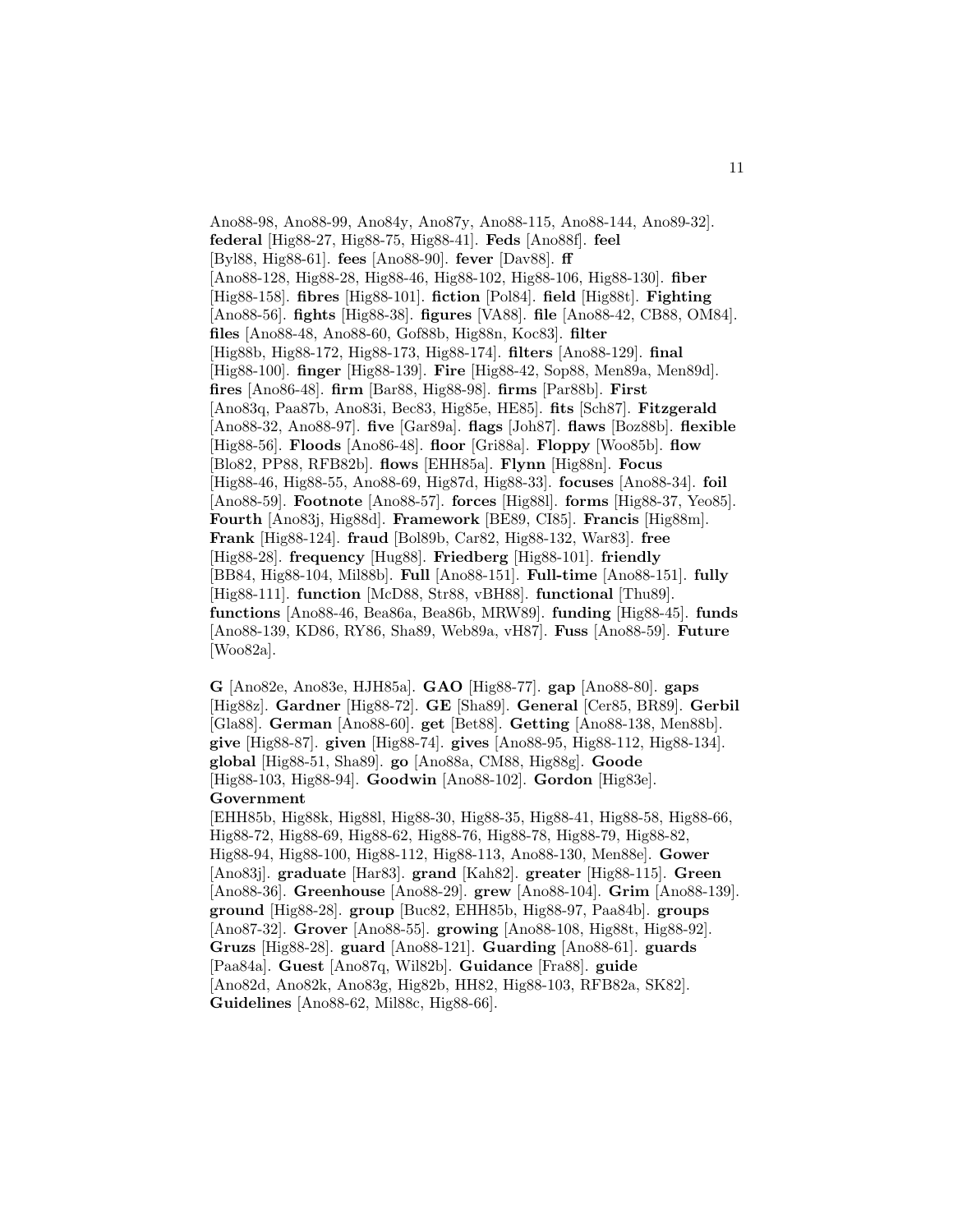Ano88-98, Ano88-99, Ano84y, Ano87y, Ano88-115, Ano88-144, Ano89-32]. **federal** [Hig88-27, Hig88-75, Hig88-41]. **Feds** [Ano88f]. **feel** [Byl88, Hig88-61]. **fees** [Ano88-90]. **fever** [Dav88]. **ff** [Ano88-128, Hig88-28, Hig88-46, Hig88-102, Hig88-106, Hig88-130]. **fiber** [Hig88-158]. **fibres** [Hig88-101]. **fiction** [Pol84]. **field** [Hig88t]. **Fighting** [Ano88-56]. **fights** [Hig88-38]. **figures** [VA88]. **file** [Ano88-42, CB88, OM84]. **files** [Ano88-48, Ano88-60, Gof88b, Hig88n, Koc83]. **filter** [Hig88b, Hig88-172, Hig88-173, Hig88-174]. **filters** [Ano88-129]. **final** [Hig88-100]. **finger** [Hig88-139]. **Fire** [Hig88-42, Sop88, Men89a, Men89d]. **fires** [Ano86-48]. **firm** [Bar88, Hig88-98]. **firms** [Par88b]. **First** [Ano83q, Paa87b, Ano83i, Bec83, Hig85e, HE85]. **fits** [Sch87]. **Fitzgerald** [Ano88-32, Ano88-97]. **five** [Gar89a]. **flags** [Joh87]. **flaws** [Boz88b]. **flexible** [Hig88-56]. **Floods** [Ano86-48]. **floor** [Gri88a]. **Floppy** [Woo85b]. **flow** [Blo82, PP88, RFB82b]. **flows** [EHH85a]. **Flynn** [Hig88n]. **Focus** [Hig88-46, Hig88-55, Ano88-69, Hig87d, Hig88-33]. **focuses** [Ano88-34]. **foil** [Ano88-59]. **Footnote** [Ano88-57]. **forces** [Hig88l]. **forms** [Hig88-37, Yeo85]. **Fourth** [Ano83j, Hig88d]. **Framework** [BE89, CI85]. **Francis** [Hig88m]. **Frank** [Hig88-124]. **fraud** [Bol89b, Car82, Hig88-132, War83]. **free** [Hig88-28]. **frequency** [Hug88]. **Friedberg** [Hig88-101]. **friendly** [BB84, Hig88-104, Mil88b]. **Full** [Ano88-151]. **Full-time** [Ano88-151]. **fully** [Hig88-111]. **function** [McD88, Str88, vBH88]. **functional** [Thu89]. **functions** [Ano88-46, Bea86a, Bea86b, MRW89]. **funding** [Hig88-45]. **funds** [Ano88-139, KD86, RY86, Sha89, Web89a, vH87]. **Fuss** [Ano88-59]. **Future** [Woo82a].

**G** [Ano82e, Ano83e, HJH85a]. **GAO** [Hig88-77]. **gap** [Ano88-80]. **gaps** [Hig88z]. **Gardner** [Hig88-72]. **GE** [Sha89]. **General** [Cer85, BR89]. **Gerbil** [Gla88]. **German** [Ano88-60]. **get** [Bet88]. **Getting** [Ano88-138, Men88b]. **give** [Hig88-87]. **given** [Hig88-74]. **gives** [Ano88-95, Hig88-112, Hig88-134]. **global** [Hig88-51, Sha89]. **go** [Ano88a, CM88, Hig88g]. **Goode** [Hig88-103, Hig88-94]. **Goodwin** [Ano88-102]. **Gordon** [Hig83e]. **Government** [EHH85b, Hig88k, Hig88l, Hig88-30, Hig88-35, Hig88-41, Hig88-58, Hig88-66, Hig88-72, Hig88-69, Hig88-62, Hig88-76, Hig88-78, Hig88-79, Hig88-82, Hig88-94, Hig88-100, Hig88-112, Hig88-113, Ano88-130, Men88e]. **Gower** [Ano83j]. **graduate** [Har83]. **grand** [Kah82]. **greater** [Hig88-115]. **Green** [Ano88-36]. **Greenhouse** [Ano88-29]. **grew** [Ano88-104]. **Grim** [Ano88-139]. **ground** [Hig88-28]. **group** [Buc82, EHH85b, Hig88-97, Paa84b]. **groups** [Ano87-32]. **Grover** [Ano88-55]. **growing** [Ano88-108, Hig88t, Hig88-92]. **Gruzs** [Hig88-28]. **guard** [Ano88-121]. **Guarding** [Ano88-61]. **guards** [Paa84a]. **Guest** [Ano87q, Wil82b]. **Guidance** [Fra88]. **guide** [Ano82d, Ano82k, Ano83g, Hig82b, HH82, Hig88-103, RFB82a, SK82]. **Guidelines** [Ano88-62, Mil88c, Hig88-66].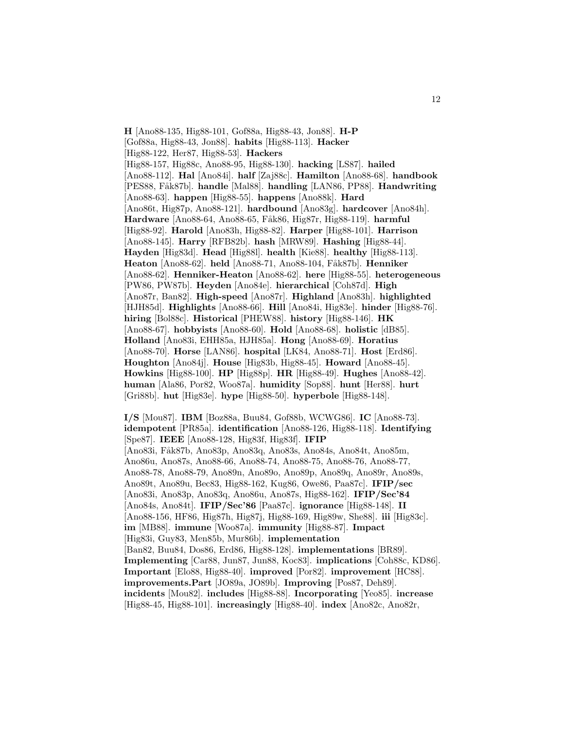**H** [Ano88-135, Hig88-101, Gof88a, Hig88-43, Jon88]. **H-P** [Gof88a, Hig88-43, Jon88]. **habits** [Hig88-113]. **Hacker** [Hig88-122, Her87, Hig88-53]. **Hackers** [Hig88-157, Hig88c, Ano88-95, Hig88-130]. **hacking** [LS87]. **hailed** [Ano88-112]. **Hal** [Ano84i]. **half** [Zaj88c]. **Hamilton** [Ano88-68]. **handbook** [PES88, Fåk87b]. **handle** [Mal88]. **handling** [LAN86, PP88]. **Handwriting** [Ano88-63]. **happen** [Hig88-55]. **happens** [Ano88k]. **Hard** [Ano86t, Hig87p, Ano88-121]. **hardbound** [Ano83g]. **hardcover** [Ano84h]. **Hardware** [Ano88-64, Ano88-65, Fåk86, Hig87r, Hig88-119]. **harmful** [Hig88-92]. **Harold** [Ano83h, Hig88-82]. **Harper** [Hig88-101]. **Harrison** [Ano88-145]. **Harry** [RFB82b]. **hash** [MRW89]. **Hashing** [Hig88-44]. **Hayden** [Hig83d]. **Head** [Hig88l]. **health** [Kie88]. **healthy** [Hig88-113]. **Heaton** [Ano88-62]. **held** [Ano88-71, Ano88-104, Fåk87b]. **Henniker** [Ano88-62]. **Henniker-Heaton** [Ano88-62]. **here** [Hig88-55]. **heterogeneous** [PW86, PW87b]. **Heyden** [Ano84e]. **hierarchical** [Coh87d]. **High** [Ano87r, Ban82]. **High-speed** [Ano87r]. **Highland** [Ano83h]. **highlighted** [HJH85d]. **Highlights** [Ano88-66]. **Hill** [Ano84i, Hig83e]. **hinder** [Hig88-76]. **hiring** [Bol88c]. **Historical** [PHEW88]. **history** [Hig88-146]. **HK** [Ano88-67]. **hobbyists** [Ano88-60]. **Hold** [Ano88-68]. **holistic** [dB85]. **Holland** [Ano83i, EHH85a, HJH85a]. **Hong** [Ano88-69]. **Horatius** [Ano88-70]. **Horse** [LAN86]. **hospital** [LK84, Ano88-71]. **Host** [Erd86]. **Houghton** [Ano84j]. **House** [Hig83b, Hig88-45]. **Howard** [Ano88-45]. **Howkins** [Hig88-100]. **HP** [Hig88p]. **HR** [Hig88-49]. **Hughes** [Ano88-42]. **human** [Ala86, Por82, Woo87a]. **humidity** [Sop88]. **hunt** [Her88]. **hurt** [Gri88b]. **hut** [Hig83e]. **hype** [Hig88-50]. **hyperbole** [Hig88-148].

**I/S** [Mou87]. **IBM** [Boz88a, Buu84, Gof88b, WCWG86]. **IC** [Ano88-73]. **idempotent** [PR85a]. **identification** [Ano88-126, Hig88-118]. **Identifying** [Spe87]. **IEEE** [Ano88-128, Hig83f, Hig83f]. **IFIP** [Ano83i, Fåk87b, Ano83p, Ano83q, Ano83s, Ano84s, Ano84t, Ano85m, Ano86u, Ano87s, Ano88-66, Ano88-74, Ano88-75, Ano88-76, Ano88-77, Ano88-78, Ano88-79, Ano89n, Ano89o, Ano89p, Ano89q, Ano89r, Ano89s, Ano89t, Ano89u, Bec83, Hig88-162, Kug86, Owe86, Paa87c]. **IFIP/sec** [Ano83i, Ano83p, Ano83q, Ano86u, Ano87s, Hig88-162]. **IFIP/Sec'84** [Ano84s, Ano84t]. **IFIP/Sec'86** [Paa87c]. **ignorance** [Hig88-148]. **II** [Ano88-156, HF86, Hig87h, Hig87j, Hig88-169, Hig89w, She88]. **iii** [Hig83c]. **im** [MB88]. **immune** [Woo87a]. **immunity** [Hig88-87]. **Impact** [Hig83i, Guy83, Men85b, Mur86b]. **implementation** [Ban82, Buu84, Dos86, Erd86, Hig88-128]. **implementations** [BR89]. **Implementing** [Car88, Jun87, Jun88, Koc83]. **implications** [Coh88c, KD86]. **Important** [Elo88, Hig88-40]. **improved** [Por82]. **improvement** [HC88]. **improvements.Part** [JO89a, JO89b]. **Improving** [Pos87, Deh89]. **incidents** [Mou82]. **includes** [Hig88-88]. **Incorporating** [Yeo85]. **increase** [Hig88-45, Hig88-101]. **increasingly** [Hig88-40]. **index** [Ano82c, Ano82r,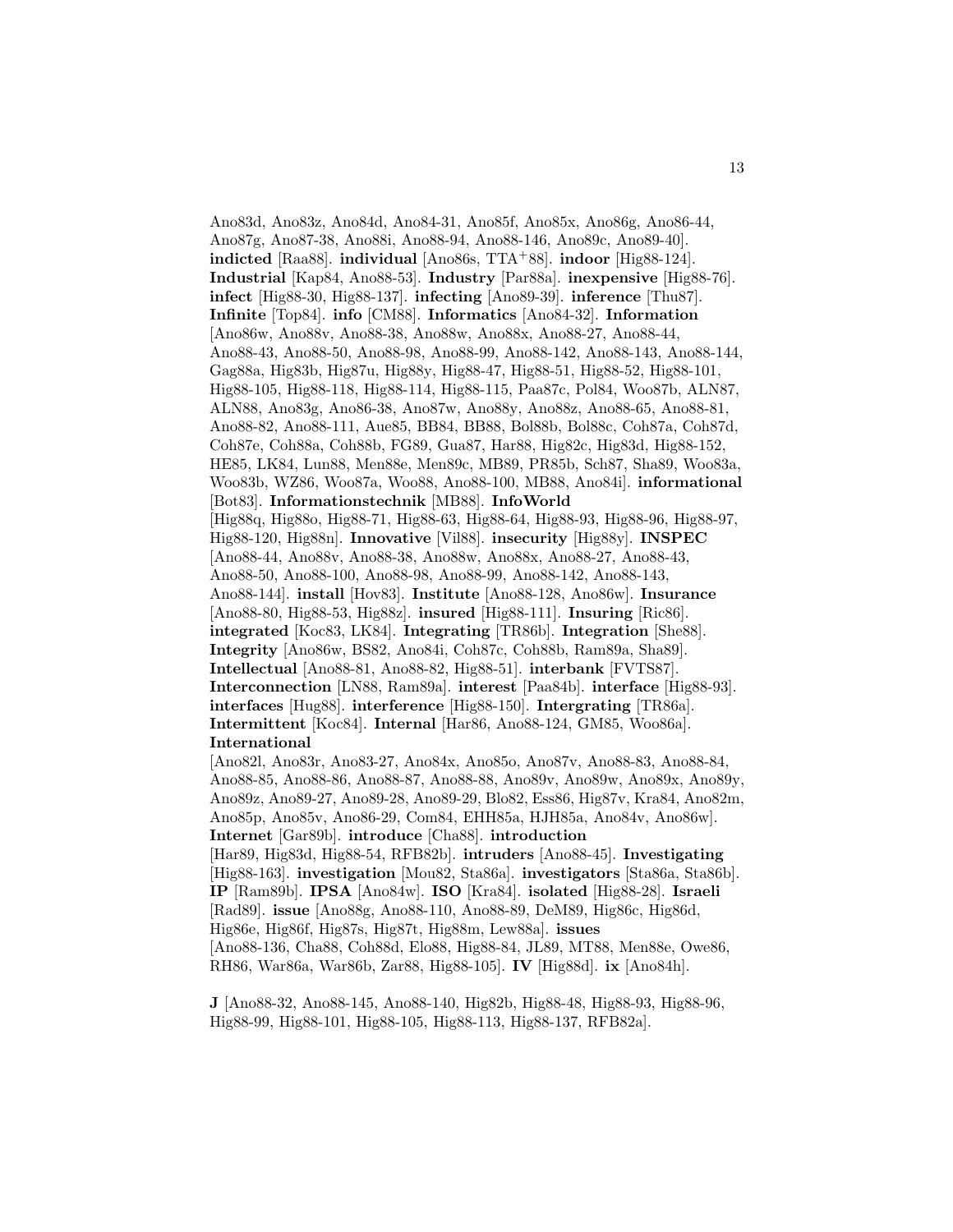Ano83d, Ano83z, Ano84d, Ano84-31, Ano85f, Ano85x, Ano86g, Ano86-44, Ano87g, Ano87-38, Ano88i, Ano88-94, Ano88-146, Ano89c, Ano89-40]. **indicted** [Raa88]. **individual** [Ano86s, TTA+88]. **indoor** [Hig88-124]. **Industrial** [Kap84, Ano88-53]. **Industry** [Par88a]. **inexpensive** [Hig88-76]. **infect** [Hig88-30, Hig88-137]. **infecting** [Ano89-39]. **inference** [Thu87]. **Infinite** [Top84]. **info** [CM88]. **Informatics** [Ano84-32]. **Information** [Ano86w, Ano88v, Ano88-38, Ano88w, Ano88x, Ano88-27, Ano88-44, Ano88-43, Ano88-50, Ano88-98, Ano88-99, Ano88-142, Ano88-143, Ano88-144, Gag88a, Hig83b, Hig87u, Hig88y, Hig88-47, Hig88-51, Hig88-52, Hig88-101, Hig88-105, Hig88-118, Hig88-114, Hig88-115, Paa87c, Pol84, Woo87b, ALN87, ALN88, Ano83g, Ano86-38, Ano87w, Ano88y, Ano88z, Ano88-65, Ano88-81, Ano88-82, Ano88-111, Aue85, BB84, BB88, Bol88b, Bol88c, Coh87a, Coh87d, Coh87e, Coh88a, Coh88b, FG89, Gua87, Har88, Hig82c, Hig83d, Hig88-152, HE85, LK84, Lun88, Men88e, Men89c, MB89, PR85b, Sch87, Sha89, Woo83a, Woo83b, WZ86, Woo87a, Woo88, Ano88-100, MB88, Ano84i]. **informational** [Bot83]. **Informationstechnik** [MB88]. **InfoWorld** [Hig88q, Hig88o, Hig88-71, Hig88-63, Hig88-64, Hig88-93, Hig88-96, Hig88-97, Hig88-120, Hig88n]. **Innovative** [Vil88]. **insecurity** [Hig88y]. **INSPEC** [Ano88-44, Ano88v, Ano88-38, Ano88w, Ano88x, Ano88-27, Ano88-43, Ano88-50, Ano88-100, Ano88-98, Ano88-99, Ano88-142, Ano88-143, Ano88-144]. **install** [Hov83]. **Institute** [Ano88-128, Ano86w]. **Insurance** [Ano88-80, Hig88-53, Hig88z]. **insured** [Hig88-111]. **Insuring** [Ric86]. **integrated** [Koc83, LK84]. **Integrating** [TR86b]. **Integration** [She88]. **Integrity** [Ano86w, BS82, Ano84i, Coh87c, Coh88b, Ram89a, Sha89]. **Intellectual** [Ano88-81, Ano88-82, Hig88-51]. **interbank** [FVTS87]. **Interconnection** [LN88, Ram89a]. **interest** [Paa84b]. **interface** [Hig88-93]. **interfaces** [Hug88]. **interference** [Hig88-150]. **Intergrating** [TR86a]. **Intermittent** [Koc84]. **Internal** [Har86, Ano88-124, GM85, Woo86a]. **International** [Ano82l, Ano83r, Ano83-27, Ano84x, Ano85o, Ano87v, Ano88-83, Ano88-84, Ano88-85, Ano88-86, Ano88-87, Ano88-88, Ano89v, Ano89w, Ano89x, Ano89y, Ano89z, Ano89-27, Ano89-28, Ano89-29, Blo82, Ess86, Hig87v, Kra84, Ano82m, Ano85p, Ano85v, Ano86-29, Com84, EHH85a, HJH85a, Ano84v, Ano86w]. **Internet** [Gar89b]. **introduce** [Cha88]. **introduction** [Har89, Hig83d, Hig88-54, RFB82b]. **intruders** [Ano88-45]. **Investigating** [Hig88-163]. **investigation** [Mou82, Sta86a]. **investigators** [Sta86a, Sta86b]. **IP** [Ram89b]. **IPSA** [Ano84w]. **ISO** [Kra84]. **isolated** [Hig88-28]. **Israeli** [Rad89]. **issue** [Ano88g, Ano88-110, Ano88-89, DeM89, Hig86c, Hig86d, Hig86e, Hig86f, Hig87s, Hig87t, Hig88m, Lew88a]. **issues** [Ano88-136, Cha88, Coh88d, Elo88, Hig88-84, JL89, MT88, Men88e, Owe86, RH86, War86a, War86b, Zar88, Hig88-105]. **IV** [Hig88d]. **ix** [Ano84h].

**J** [Ano88-32, Ano88-145, Ano88-140, Hig82b, Hig88-48, Hig88-93, Hig88-96, Hig88-99, Hig88-101, Hig88-105, Hig88-113, Hig88-137, RFB82a].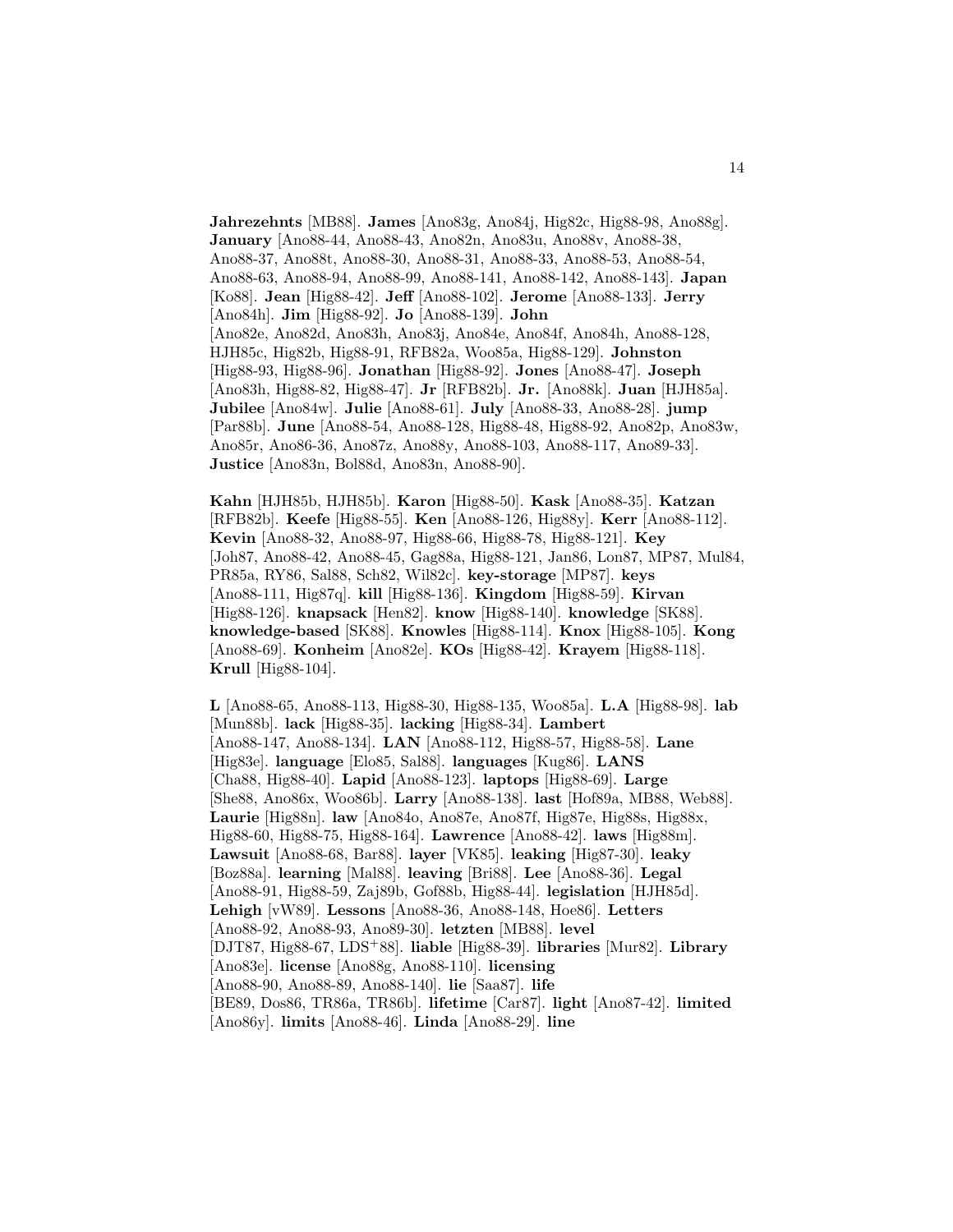**Jahrezehnts** [MB88]. **James** [Ano83g, Ano84j, Hig82c, Hig88-98, Ano88g]. **January** [Ano88-44, Ano88-43, Ano82n, Ano83u, Ano88v, Ano88-38, Ano88-37, Ano88t, Ano88-30, Ano88-31, Ano88-33, Ano88-53, Ano88-54, Ano88-63, Ano88-94, Ano88-99, Ano88-141, Ano88-142, Ano88-143]. **Japan** [Ko88]. **Jean** [Hig88-42]. **Jeff** [Ano88-102]. **Jerome** [Ano88-133]. **Jerry** [Ano84h]. **Jim** [Hig88-92]. **Jo** [Ano88-139]. **John** [Ano82e, Ano82d, Ano83h, Ano83j, Ano84e, Ano84f, Ano84h, Ano88-128, HJH85c, Hig82b, Hig88-91, RFB82a, Woo85a, Hig88-129]. **Johnston** [Hig88-93, Hig88-96]. **Jonathan** [Hig88-92]. **Jones** [Ano88-47]. **Joseph** [Ano83h, Hig88-82, Hig88-47]. **Jr** [RFB82b]. **Jr.** [Ano88k]. **Juan** [HJH85a]. **Jubilee** [Ano84w]. **Julie** [Ano88-61]. **July** [Ano88-33, Ano88-28]. **jump** [Par88b]. **June** [Ano88-54, Ano88-128, Hig88-48, Hig88-92, Ano82p, Ano83w, Ano85r, Ano86-36, Ano87z, Ano88y, Ano88-103, Ano88-117, Ano89-33]. **Justice** [Ano83n, Bol88d, Ano83n, Ano88-90].

**Kahn** [HJH85b, HJH85b]. **Karon** [Hig88-50]. **Kask** [Ano88-35]. **Katzan** [RFB82b]. **Keefe** [Hig88-55]. **Ken** [Ano88-126, Hig88y]. **Kerr** [Ano88-112]. **Kevin** [Ano88-32, Ano88-97, Hig88-66, Hig88-78, Hig88-121]. **Key** [Joh87, Ano88-42, Ano88-45, Gag88a, Hig88-121, Jan86, Lon87, MP87, Mul84, PR85a, RY86, Sal88, Sch82, Wil82c]. **key-storage** [MP87]. **keys** [Ano88-111, Hig87q]. **kill** [Hig88-136]. **Kingdom** [Hig88-59]. **Kirvan** [Hig88-126]. **knapsack** [Hen82]. **know** [Hig88-140]. **knowledge** [SK88]. **knowledge-based** [SK88]. **Knowles** [Hig88-114]. **Knox** [Hig88-105]. **Kong** [Ano88-69]. **Konheim** [Ano82e]. **KOs** [Hig88-42]. **Krayem** [Hig88-118]. **Krull** [Hig88-104].

**L** [Ano88-65, Ano88-113, Hig88-30, Hig88-135, Woo85a]. **L.A** [Hig88-98]. **lab** [Mun88b]. **lack** [Hig88-35]. **lacking** [Hig88-34]. **Lambert** [Ano88-147, Ano88-134]. **LAN** [Ano88-112, Hig88-57, Hig88-58]. **Lane** [Hig83e]. **language** [Elo85, Sal88]. **languages** [Kug86]. **LANS** [Cha88, Hig88-40]. **Lapid** [Ano88-123]. **laptops** [Hig88-69]. **Large** [She88, Ano86x, Woo86b]. **Larry** [Ano88-138]. **last** [Hof89a, MB88, Web88]. **Laurie** [Hig88n]. **law** [Ano84o, Ano87e, Ano87f, Hig87e, Hig88s, Hig88x, Hig88-60, Hig88-75, Hig88-164]. **Lawrence** [Ano88-42]. **laws** [Hig88m]. **Lawsuit** [Ano88-68, Bar88]. **layer** [VK85]. **leaking** [Hig87-30]. **leaky** [Boz88a]. **learning** [Mal88]. **leaving** [Bri88]. **Lee** [Ano88-36]. **Legal** [Ano88-91, Hig88-59, Zaj89b, Gof88b, Hig88-44]. **legislation** [HJH85d]. **Lehigh** [vW89]. **Lessons** [Ano88-36, Ano88-148, Hoe86]. **Letters** [Ano88-92, Ano88-93, Ano89-30]. **letzten** [MB88]. **level** [DJT87, Hig88-67, LDS+88]. **liable** [Hig88-39]. **libraries** [Mur82]. **Library** [Ano83e]. **license** [Ano88g, Ano88-110]. **licensing** [Ano88-90, Ano88-89, Ano88-140]. **lie** [Saa87]. **life** [BE89, Dos86, TR86a, TR86b]. **lifetime** [Car87]. **light** [Ano87-42]. **limited** [Ano86y]. **limits** [Ano88-46]. **Linda** [Ano88-29]. **line**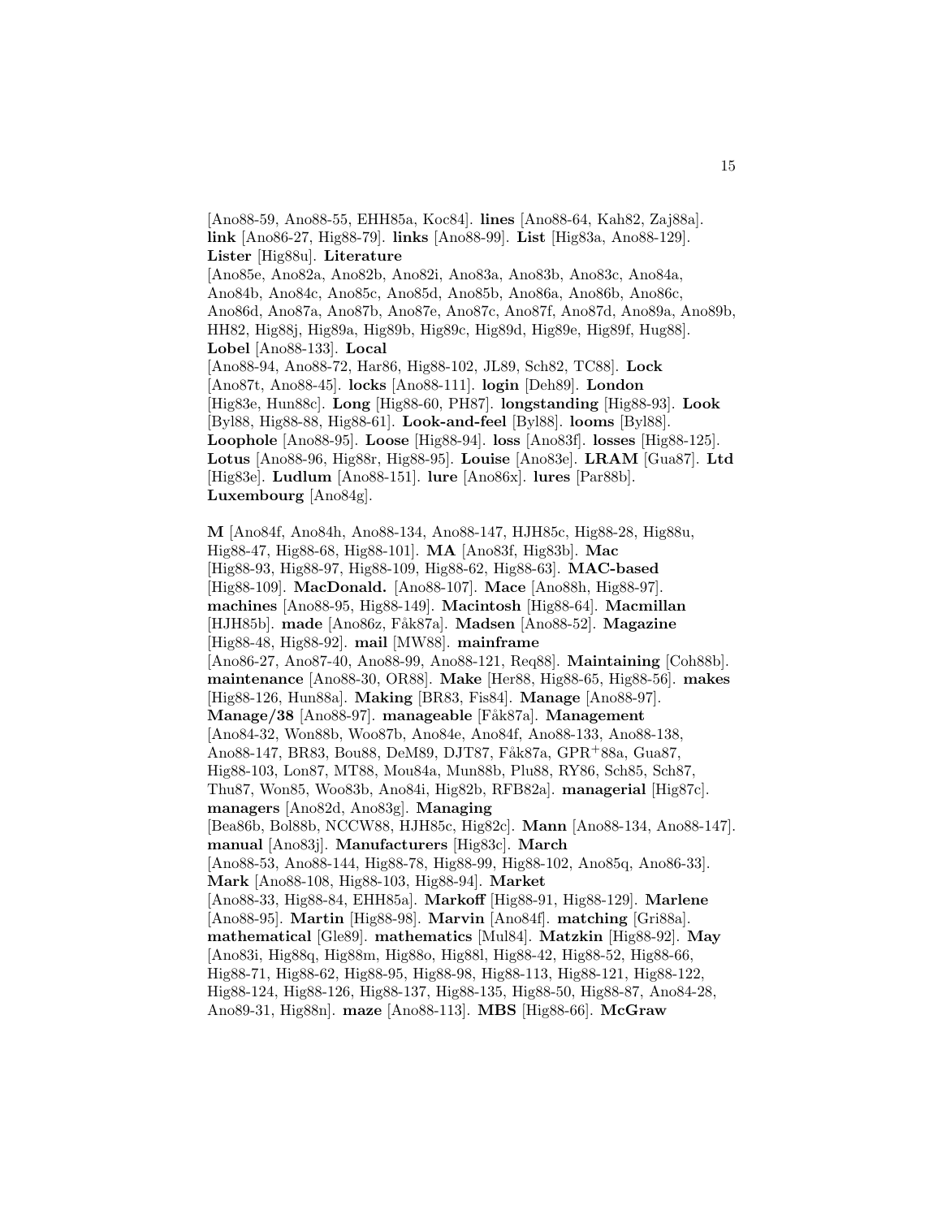[Ano88-59, Ano88-55, EHH85a, Koc84]. **lines** [Ano88-64, Kah82, Zaj88a]. **link** [Ano86-27, Hig88-79]. **links** [Ano88-99]. **List** [Hig83a, Ano88-129]. **Lister** [Hig88u]. **Literature** [Ano85e, Ano82a, Ano82b, Ano82i, Ano83a, Ano83b, Ano83c, Ano84a, Ano84b, Ano84c, Ano85c, Ano85d, Ano85b, Ano86a, Ano86b, Ano86c, Ano86d, Ano87a, Ano87b, Ano87e, Ano87c, Ano87f, Ano87d, Ano89a, Ano89b, HH82, Hig88j, Hig89a, Hig89b, Hig89c, Hig89d, Hig89e, Hig89f, Hug88]. **Lobel** [Ano88-133]. **Local** [Ano88-94, Ano88-72, Har86, Hig88-102, JL89, Sch82, TC88]. **Lock** [Ano87t, Ano88-45]. **locks** [Ano88-111]. **login** [Deh89]. **London** [Hig83e, Hun88c]. **Long** [Hig88-60, PH87]. **longstanding** [Hig88-93]. **Look** [Byl88, Hig88-88, Hig88-61]. **Look-and-feel** [Byl88]. **looms** [Byl88]. **Loophole** [Ano88-95]. **Loose** [Hig88-94]. **loss** [Ano83f]. **losses** [Hig88-125]. **Lotus** [Ano88-96, Hig88r, Hig88-95]. **Louise** [Ano83e]. **LRAM** [Gua87]. **Ltd** [Hig83e]. **Ludlum** [Ano88-151]. **lure** [Ano86x]. **lures** [Par88b]. **Luxembourg** [Ano84g].

**M** [Ano84f, Ano84h, Ano88-134, Ano88-147, HJH85c, Hig88-28, Hig88u, Hig88-47, Hig88-68, Hig88-101]. **MA** [Ano83f, Hig83b]. **Mac** [Hig88-93, Hig88-97, Hig88-109, Hig88-62, Hig88-63]. **MAC-based** [Hig88-109]. **MacDonald.** [Ano88-107]. **Mace** [Ano88h, Hig88-97]. **machines** [Ano88-95, Hig88-149]. **Macintosh** [Hig88-64]. **Macmillan** [HJH85b]. **made** [Ano86z, Fåk87a]. **Madsen** [Ano88-52]. **Magazine** [Hig88-48, Hig88-92]. **mail** [MW88]. **mainframe** [Ano86-27, Ano87-40, Ano88-99, Ano88-121, Req88]. **Maintaining** [Coh88b]. **maintenance** [Ano88-30, OR88]. **Make** [Her88, Hig88-65, Hig88-56]. **makes** [Hig88-126, Hun88a]. **Making** [BR83, Fis84]. **Manage** [Ano88-97]. **Manage/38** [Ano88-97]. **manageable** [Fåk87a]. **Management** [Ano84-32, Won88b, Woo87b, Ano84e, Ano84f, Ano88-133, Ano88-138, Ano88-147, BR83, Bou88, DeM89, DJT87, Fåk87a, GPR+88a, Gua87, Hig88-103, Lon87, MT88, Mou84a, Mun88b, Plu88, RY86, Sch85, Sch87, Thu87, Won85, Woo83b, Ano84i, Hig82b, RFB82a]. **managerial** [Hig87c]. **managers** [Ano82d, Ano83g]. **Managing** [Bea86b, Bol88b, NCCW88, HJH85c, Hig82c]. **Mann** [Ano88-134, Ano88-147]. **manual** [Ano83j]. **Manufacturers** [Hig83c]. **March** [Ano88-53, Ano88-144, Hig88-78, Hig88-99, Hig88-102, Ano85q, Ano86-33]. **Mark** [Ano88-108, Hig88-103, Hig88-94]. **Market** [Ano88-33, Hig88-84, EHH85a]. **Markoff** [Hig88-91, Hig88-129]. **Marlene** [Ano88-95]. **Martin** [Hig88-98]. **Marvin** [Ano84f]. **matching** [Gri88a]. **mathematical** [Gle89]. **mathematics** [Mul84]. **Matzkin** [Hig88-92]. **May** [Ano83i, Hig88q, Hig88m, Hig88o, Hig88l, Hig88-42, Hig88-52, Hig88-66, Hig88-71, Hig88-62, Hig88-95, Hig88-98, Hig88-113, Hig88-121, Hig88-122, Hig88-124, Hig88-126, Hig88-137, Hig88-135, Hig88-50, Hig88-87, Ano84-28, Ano89-31, Hig88n]. **maze** [Ano88-113]. **MBS** [Hig88-66]. **McGraw**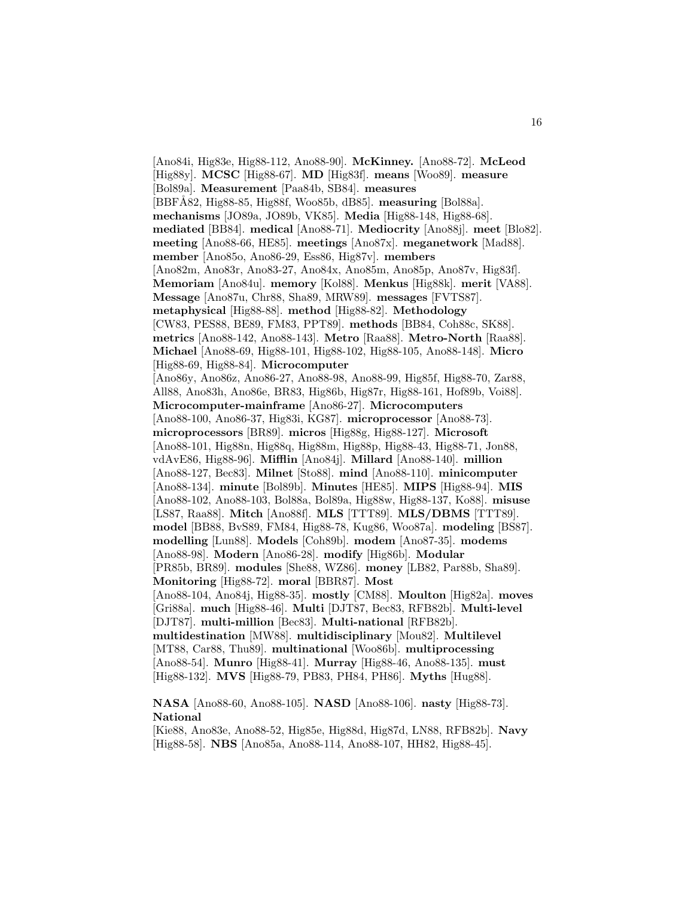[Ano84i, Hig83e, Hig88-112, Ano88-90]. **McKinney.** [Ano88-72]. **McLeod** [Hig88y]. **MCSC** [Hig88-67]. **MD** [Hig83f]. **means** [Woo89]. **measure** [Bol89a]. **Measurement** [Paa84b, SB84]. **measures** [BBFÅ82, Hig88-85, Hig88f, Woo85b, dB85]. **measuring** [Bol88a]. **mechanisms** [JO89a, JO89b, VK85]. **Media** [Hig88-148, Hig88-68]. **mediated** [BB84]. **medical** [Ano88-71]. **Mediocrity** [Ano88j]. **meet** [Blo82]. **meeting** [Ano88-66, HE85]. **meetings** [Ano87x]. **meganetwork** [Mad88]. **member** [Ano85o, Ano86-29, Ess86, Hig87v]. **members** [Ano82m, Ano83r, Ano83-27, Ano84x, Ano85m, Ano85p, Ano87v, Hig83f]. **Memoriam** [Ano84u]. **memory** [Kol88]. **Menkus** [Hig88k]. **merit** [VA88]. **Message** [Ano87u, Chr88, Sha89, MRW89]. **messages** [FVTS87]. **metaphysical** [Hig88-88]. **method** [Hig88-82]. **Methodology** [CW83, PES88, BE89, FM83, PPT89]. **methods** [BB84, Coh88c, SK88]. **metrics** [Ano88-142, Ano88-143]. **Metro** [Raa88]. **Metro-North** [Raa88]. **Michael** [Ano88-69, Hig88-101, Hig88-102, Hig88-105, Ano88-148]. **Micro** [Hig88-69, Hig88-84]. **Microcomputer** [Ano86y, Ano86z, Ano86-27, Ano88-98, Ano88-99, Hig85f, Hig88-70, Zar88, All88, Ano83h, Ano86e, BR83, Hig86b, Hig87r, Hig88-161, Hof89b, Voi88]. **Microcomputer-mainframe** [Ano86-27]. **Microcomputers** [Ano88-100, Ano86-37, Hig83i, KG87]. **microprocessor** [Ano88-73]. **microprocessors** [BR89]. **micros** [Hig88g, Hig88-127]. **Microsoft** [Ano88-101, Hig88n, Hig88q, Hig88m, Hig88p, Hig88-43, Hig88-71, Jon88, vdAvE86, Hig88-96]. **Mifflin** [Ano84j]. **Millard** [Ano88-140]. **million** [Ano88-127, Bec83]. **Milnet** [Sto88]. **mind** [Ano88-110]. **minicomputer** [Ano88-134]. **minute** [Bol89b]. **Minutes** [HE85]. **MIPS** [Hig88-94]. **MIS** [Ano88-102, Ano88-103, Bol88a, Bol89a, Hig88w, Hig88-137, Ko88]. **misuse** [LS87, Raa88]. **Mitch** [Ano88f]. **MLS** [TTT89]. **MLS/DBMS** [TTT89]. **model** [BB88, BvS89, FM84, Hig88-78, Kug86, Woo87a]. **modeling** [BS87]. **modelling** [Lun88]. **Models** [Coh89b]. **modem** [Ano87-35]. **modems** [Ano88-98]. **Modern** [Ano86-28]. **modify** [Hig86b]. **Modular** [PR85b, BR89]. **modules** [She88, WZ86]. **money** [LB82, Par88b, Sha89]. **Monitoring** [Hig88-72]. **moral** [BBR87]. **Most** [Ano88-104, Ano84j, Hig88-35]. **mostly** [CM88]. **Moulton** [Hig82a]. **moves** [Gri88a]. **much** [Hig88-46]. **Multi** [DJT87, Bec83, RFB82b]. **Multi-level** [DJT87]. **multi-million** [Bec83]. **Multi-national** [RFB82b]. **multidestination** [MW88]. **multidisciplinary** [Mou82]. **Multilevel** [MT88, Car88, Thu89]. **multinational** [Woo86b]. **multiprocessing** [Ano88-54]. **Munro** [Hig88-41]. **Murray** [Hig88-46, Ano88-135]. **must** [Hig88-132]. **MVS** [Hig88-79, PB83, PH84, PH86]. **Myths** [Hug88].

**NASA** [Ano88-60, Ano88-105]. **NASD** [Ano88-106]. **nasty** [Hig88-73]. **National** [Kie88, Ano83e, Ano88-52, Hig85e, Hig88d, Hig87d, LN88, RFB82b]. **Navy** [Hig88-58]. **NBS** [Ano85a, Ano88-114, Ano88-107, HH82, Hig88-45].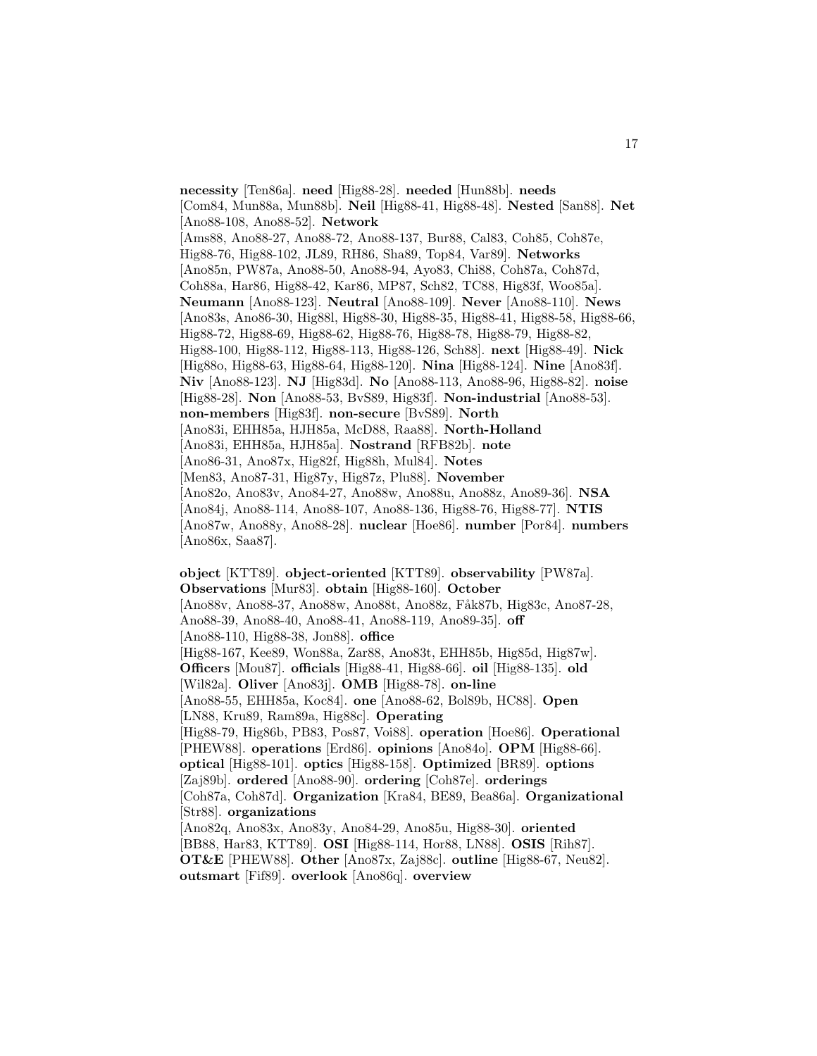**necessity** [Ten86a]. **need** [Hig88-28]. **needed** [Hun88b]. **needs** [Com84, Mun88a, Mun88b]. **Neil** [Hig88-41, Hig88-48]. **Nested** [San88]. **Net** [Ano88-108, Ano88-52]. **Network** [Ams88, Ano88-27, Ano88-72, Ano88-137, Bur88, Cal83, Coh85, Coh87e, Hig88-76, Hig88-102, JL89, RH86, Sha89, Top84, Var89]. **Networks** [Ano85n, PW87a, Ano88-50, Ano88-94, Ayo83, Chi88, Coh87a, Coh87d, Coh88a, Har86, Hig88-42, Kar86, MP87, Sch82, TC88, Hig83f, Woo85a]. **Neumann** [Ano88-123]. **Neutral** [Ano88-109]. **Never** [Ano88-110]. **News** [Ano83s, Ano86-30, Hig88l, Hig88-30, Hig88-35, Hig88-41, Hig88-58, Hig88-66, Hig88-72, Hig88-69, Hig88-62, Hig88-76, Hig88-78, Hig88-79, Hig88-82, Hig88-100, Hig88-112, Hig88-113, Hig88-126, Sch88]. **next** [Hig88-49]. **Nick** [Hig88o, Hig88-63, Hig88-64, Hig88-120]. **Nina** [Hig88-124]. **Nine** [Ano83f]. **Niv** [Ano88-123]. **NJ** [Hig83d]. **No** [Ano88-113, Ano88-96, Hig88-82]. **noise** [Hig88-28]. **Non** [Ano88-53, BvS89, Hig83f]. **Non-industrial** [Ano88-53]. **non-members** [Hig83f]. **non-secure** [BvS89]. **North** [Ano83i, EHH85a, HJH85a, McD88, Raa88]. **North-Holland** [Ano83i, EHH85a, HJH85a]. **Nostrand** [RFB82b]. **note** [Ano86-31, Ano87x, Hig82f, Hig88h, Mul84]. **Notes** [Men83, Ano87-31, Hig87y, Hig87z, Plu88]. **November** [Ano82o, Ano83v, Ano84-27, Ano88w, Ano88u, Ano88z, Ano89-36]. **NSA** [Ano84j, Ano88-114, Ano88-107, Ano88-136, Hig88-76, Hig88-77]. **NTIS** [Ano87w, Ano88y, Ano88-28]. **nuclear** [Hoe86]. **number** [Por84]. **numbers** [Ano86x, Saa87].

**object** [KTT89]. **object-oriented** [KTT89]. **observability** [PW87a]. **Observations** [Mur83]. **obtain** [Hig88-160]. **October** [Ano88v, Ano88-37, Ano88w, Ano88t, Ano88z, Fåk87b, Hig83c, Ano87-28, Ano88-39, Ano88-40, Ano88-41, Ano88-119, Ano89-35]. **off** [Ano88-110, Hig88-38, Jon88]. **office** [Hig88-167, Kee89, Won88a, Zar88, Ano83t, EHH85b, Hig85d, Hig87w]. **Officers** [Mou87]. **officials** [Hig88-41, Hig88-66]. **oil** [Hig88-135]. **old** [Wil82a]. **Oliver** [Ano83j]. **OMB** [Hig88-78]. **on-line** [Ano88-55, EHH85a, Koc84]. **one** [Ano88-62, Bol89b, HC88]. **Open** [LN88, Kru89, Ram89a, Hig88c]. **Operating** [Hig88-79, Hig86b, PB83, Pos87, Voi88]. **operation** [Hoe86]. **Operational** [PHEW88]. **operations** [Erd86]. **opinions** [Ano84o]. **OPM** [Hig88-66]. **optical** [Hig88-101]. **optics** [Hig88-158]. **Optimized** [BR89]. **options** [Zaj89b]. **ordered** [Ano88-90]. **ordering** [Coh87e]. **orderings** [Coh87a, Coh87d]. **Organization** [Kra84, BE89, Bea86a]. **Organizational** [Str88]. **organizations** [Ano82q, Ano83x, Ano83y, Ano84-29, Ano85u, Hig88-30]. **oriented** [BB88, Har83, KTT89]. **OSI** [Hig88-114, Hor88, LN88]. **OSIS** [Rih87]. **OT&E** [PHEW88]. **Other** [Ano87x, Zaj88c]. **outline** [Hig88-67, Neu82]. **outsmart** [Fif89]. **overlook** [Ano86q]. **overview**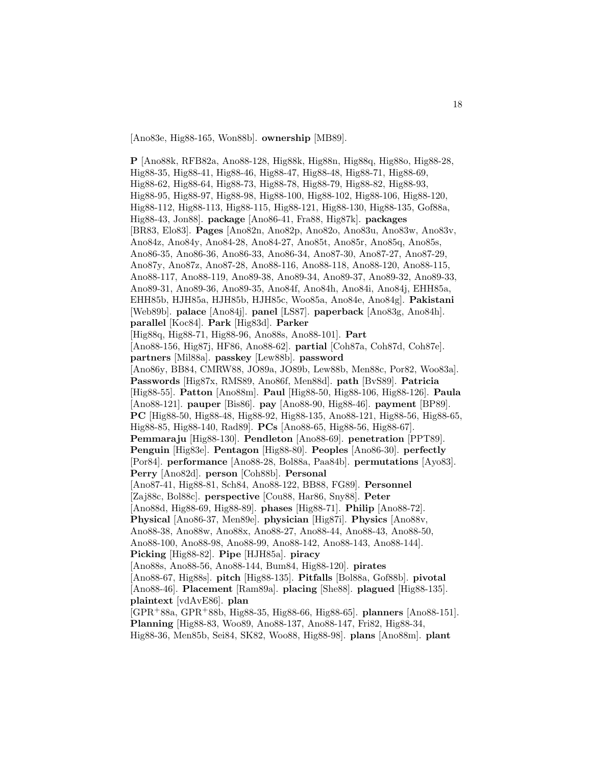[Ano83e, Hig88-165, Won88b]. **ownership** [MB89].

**P** [Ano88k, RFB82a, Ano88-128, Hig88k, Hig88n, Hig88q, Hig88o, Hig88-28, Hig88-35, Hig88-41, Hig88-46, Hig88-47, Hig88-48, Hig88-71, Hig88-69, Hig88-62, Hig88-64, Hig88-73, Hig88-78, Hig88-79, Hig88-82, Hig88-93, Hig88-95, Hig88-97, Hig88-98, Hig88-100, Hig88-102, Hig88-106, Hig88-120, Hig88-112, Hig88-113, Hig88-115, Hig88-121, Hig88-130, Hig88-135, Gof88a, Hig88-43, Jon88]. **package** [Ano86-41, Fra88, Hig87k]. **packages** [BR83, Elo83]. **Pages** [Ano82n, Ano82p, Ano82o, Ano83u, Ano83w, Ano83v, Ano84z, Ano84y, Ano84-28, Ano84-27, Ano85t, Ano85r, Ano85q, Ano85s, Ano86-35, Ano86-36, Ano86-33, Ano86-34, Ano87-30, Ano87-27, Ano87-29, Ano87y, Ano87z, Ano87-28, Ano88-116, Ano88-118, Ano88-120, Ano88-115, Ano88-117, Ano88-119, Ano89-38, Ano89-34, Ano89-37, Ano89-32, Ano89-33, Ano89-31, Ano89-36, Ano89-35, Ano84f, Ano84h, Ano84i, Ano84j, EHH85a, EHH85b, HJH85a, HJH85b, HJH85c, Woo85a, Ano84e, Ano84g]. **Pakistani** [Web89b]. **palace** [Ano84j]. **panel** [LS87]. **paperback** [Ano83g, Ano84h]. **parallel** [Koc84]. **Park** [Hig83d]. **Parker** [Hig88q, Hig88-71, Hig88-96, Ano88s, Ano88-101]. **Part** [Ano88-156, Hig87j, HF86, Ano88-62]. **partial** [Coh87a, Coh87d, Coh87e]. **partners** [Mil88a]. **passkey** [Lew88b]. **password** [Ano86y, BB84, CMRW88, JO89a, JO89b, Lew88b, Men88c, Por82, Woo83a]. **Passwords** [Hig87x, RMS89, Ano86f, Men88d]. **path** [BvS89]. **Patricia** [Hig88-55]. **Patton** [Ano88m]. **Paul** [Hig88-50, Hig88-106, Hig88-126]. **Paula** [Ano88-121]. **pauper** [Bis86]. **pay** [Ano88-90, Hig88-46]. **payment** [BP89]. **PC** [Hig88-50, Hig88-48, Hig88-92, Hig88-135, Ano88-121, Hig88-56, Hig88-65, Hig88-85, Hig88-140, Rad89]. **PCs** [Ano88-65, Hig88-56, Hig88-67]. **Pemmaraju** [Hig88-130]. **Pendleton** [Ano88-69]. **penetration** [PPT89]. **Penguin** [Hig83e]. **Pentagon** [Hig88-80]. **Peoples** [Ano86-30]. **perfectly** [Por84]. **performance** [Ano88-28, Bol88a, Paa84b]. **permutations** [Ayo83]. **Perry** [Ano82d]. **person** [Coh88b]. **Personal** [Ano87-41, Hig88-81, Sch84, Ano88-122, BB88, FG89]. **Personnel** [Zaj88c, Bol88c]. **perspective** [Cou88, Har86, Sny88]. **Peter** [Ano88d, Hig88-69, Hig88-89]. **phases** [Hig88-71]. **Philip** [Ano88-72]. **Physical** [Ano86-37, Men89e]. **physician** [Hig87i]. **Physics** [Ano88v, Ano88-38, Ano88w, Ano88x, Ano88-27, Ano88-44, Ano88-43, Ano88-50, Ano88-100, Ano88-98, Ano88-99, Ano88-142, Ano88-143, Ano88-144]. **Picking** [Hig88-82]. **Pipe** [HJH85a]. **piracy** [Ano88s, Ano88-56, Ano88-144, Bum84, Hig88-120]. **pirates** [Ano88-67, Hig88s]. **pitch** [Hig88-135]. **Pitfalls** [Bol88a, Gof88b]. **pivotal** [Ano88-46]. **Placement** [Ram89a]. **placing** [She88]. **plagued** [Hig88-135]. **plaintext** [vdAvE86]. **plan** [GPR+88a, GPR+88b, Hig88-35, Hig88-66, Hig88-65]. **planners** [Ano88-151]. **Planning** [Hig88-83, Woo89, Ano88-137, Ano88-147, Fri82, Hig88-34, Hig88-36, Men85b, Sei84, SK82, Woo88, Hig88-98]. **plans** [Ano88m]. **plant**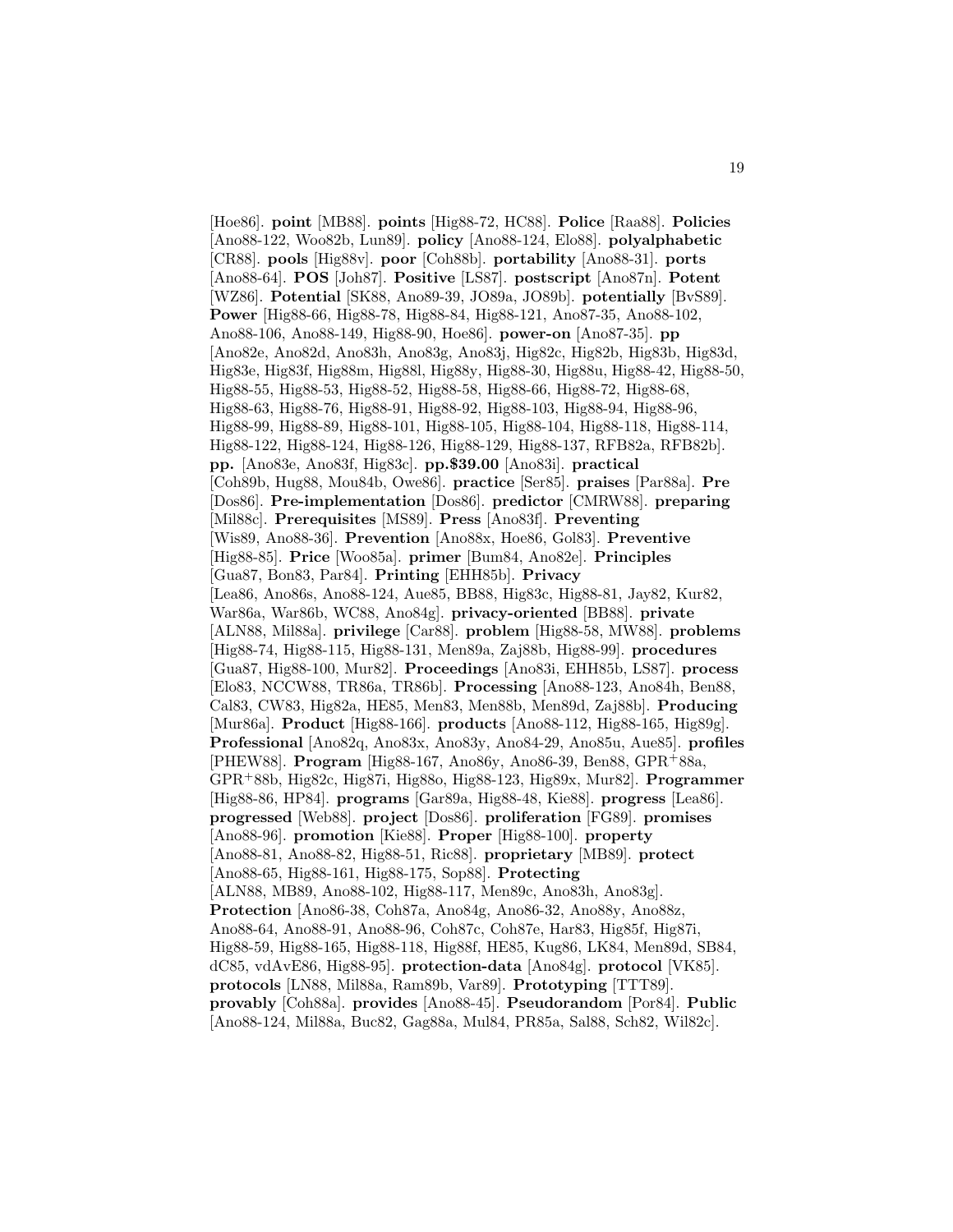[Hoe86]. **point** [MB88]. **points** [Hig88-72, HC88]. **Police** [Raa88]. **Policies** [Ano88-122, Woo82b, Lun89]. **policy** [Ano88-124, Elo88]. **polyalphabetic** [CR88]. **pools** [Hig88v]. **poor** [Coh88b]. **portability** [Ano88-31]. **ports** [Ano88-64]. **POS** [Joh87]. **Positive** [LS87]. **postscript** [Ano87n]. **Potent** [WZ86]. **Potential** [SK88, Ano89-39, JO89a, JO89b]. **potentially** [BvS89]. **Power** [Hig88-66, Hig88-78, Hig88-84, Hig88-121, Ano87-35, Ano88-102, Ano88-106, Ano88-149, Hig88-90, Hoe86]. **power-on** [Ano87-35]. **pp** [Ano82e, Ano82d, Ano83h, Ano83g, Ano83j, Hig82c, Hig82b, Hig83b, Hig83d, Hig83e, Hig83f, Hig88m, Hig88l, Hig88y, Hig88-30, Hig88u, Hig88-42, Hig88-50, Hig88-55, Hig88-53, Hig88-52, Hig88-58, Hig88-66, Hig88-72, Hig88-68, Hig88-63, Hig88-76, Hig88-91, Hig88-92, Hig88-103, Hig88-94, Hig88-96, Hig88-99, Hig88-89, Hig88-101, Hig88-105, Hig88-104, Hig88-118, Hig88-114, Hig88-122, Hig88-124, Hig88-126, Hig88-129, Hig88-137, RFB82a, RFB82b]. **pp.** [Ano83e, Ano83f, Hig83c]. **pp.$39.00** [Ano83i]. **practical** [Coh89b, Hug88, Mou84b, Owe86]. **practice** [Ser85]. **praises** [Par88a]. **Pre** [Dos86]. **Pre-implementation** [Dos86]. **predictor** [CMRW88]. **preparing** [Mil88c]. **Prerequisites** [MS89]. **Press** [Ano83f]. **Preventing** [Wis89, Ano88-36]. **Prevention** [Ano88x, Hoe86, Gol83]. **Preventive** [Hig88-85]. **Price** [Woo85a]. **primer** [Bum84, Ano82e]. **Principles** [Gua87, Bon83, Par84]. **Printing** [EHH85b]. **Privacy** [Lea86, Ano86s, Ano88-124, Aue85, BB88, Hig83c, Hig88-81, Jay82, Kur82, War86a, War86b, WC88, Ano84g]. **privacy-oriented** [BB88]. **private** [ALN88, Mil88a]. **privilege** [Car88]. **problem** [Hig88-58, MW88]. **problems** [Hig88-74, Hig88-115, Hig88-131, Men89a, Zaj88b, Hig88-99]. **procedures** [Gua87, Hig88-100, Mur82]. **Proceedings** [Ano83i, EHH85b, LS87]. **process** [Elo83, NCCW88, TR86a, TR86b]. **Processing** [Ano88-123, Ano84h, Ben88, Cal83, CW83, Hig82a, HE85, Men83, Men88b, Men89d, Zaj88b]. **Producing** [Mur86a]. **Product** [Hig88-166]. **products** [Ano88-112, Hig88-165, Hig89g]. **Professional** [Ano82q, Ano83x, Ano83y, Ano84-29, Ano85u, Aue85]. **profiles** [PHEW88]. **Program** [Hig88-167, Ano86y, Ano86-39, Ben88, GPR+88a, GPR+88b, Hig82c, Hig87i, Hig88o, Hig88-123, Hig89x, Mur82]. **Programmer** [Hig88-86, HP84]. **programs** [Gar89a, Hig88-48, Kie88]. **progress** [Lea86]. **progressed** [Web88]. **project** [Dos86]. **proliferation** [FG89]. **promises** [Ano88-96]. **promotion** [Kie88]. **Proper** [Hig88-100]. **property** [Ano88-81, Ano88-82, Hig88-51, Ric88]. **proprietary** [MB89]. **protect** [Ano88-65, Hig88-161, Hig88-175, Sop88]. **Protecting** [ALN88, MB89, Ano88-102, Hig88-117, Men89c, Ano83h, Ano83g]. **Protection** [Ano86-38, Coh87a, Ano84g, Ano86-32, Ano88y, Ano88z, Ano88-64, Ano88-91, Ano88-96, Coh87c, Coh87e, Har83, Hig85f, Hig87i, Hig88-59, Hig88-165, Hig88-118, Hig88f, HE85, Kug86, LK84, Men89d, SB84, dC85, vdAvE86, Hig88-95]. **protection-data** [Ano84g]. **protocol** [VK85]. **protocols** [LN88, Mil88a, Ram89b, Var89]. **Prototyping** [TTT89]. **provably** [Coh88a]. **provides** [Ano88-45]. **Pseudorandom** [Por84]. **Public** [Ano88-124, Mil88a, Buc82, Gag88a, Mul84, PR85a, Sal88, Sch82, Wil82c].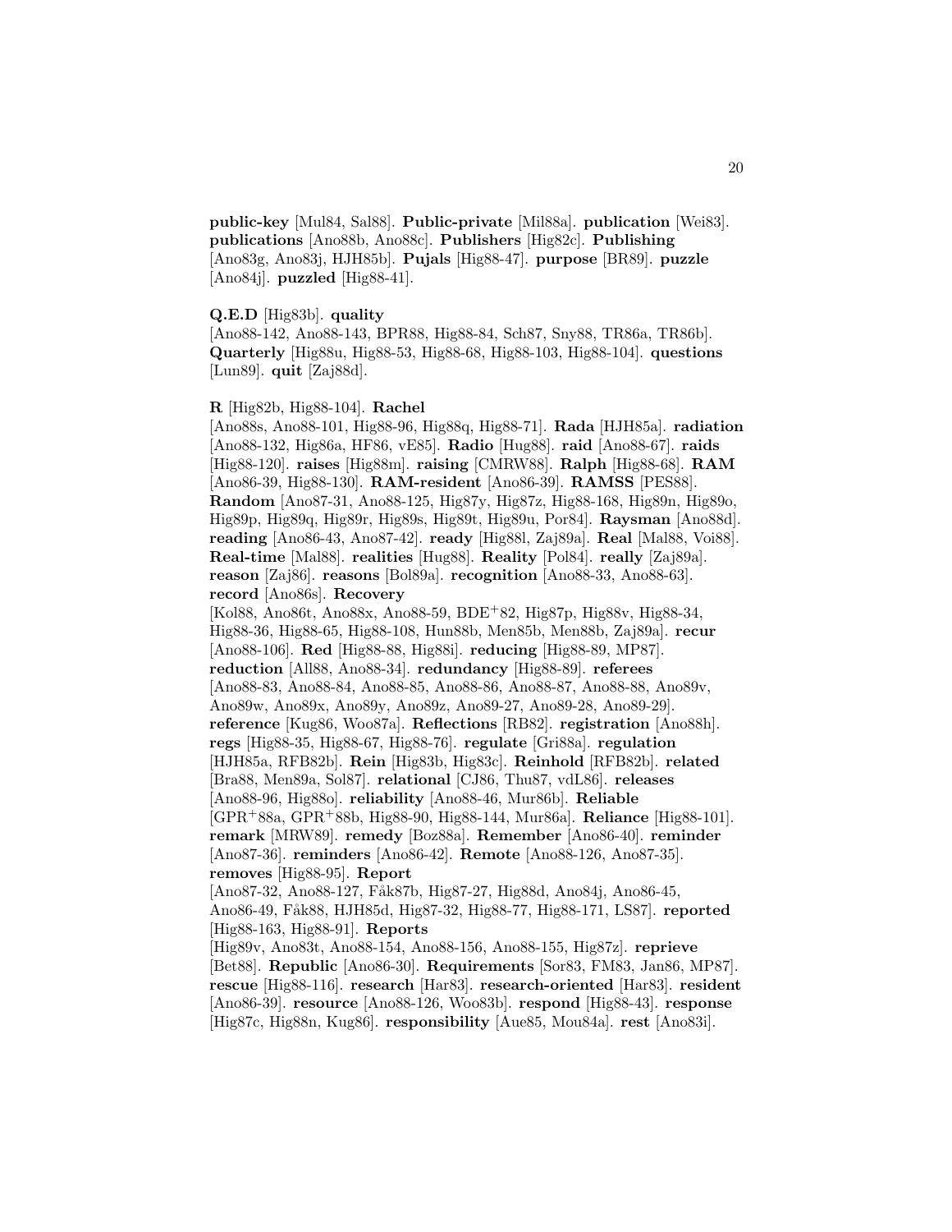**public-key** [Mul84, Sal88]. **Public-private** [Mil88a]. **publication** [Wei83]. **publications** [Ano88b, Ano88c]. **Publishers** [Hig82c]. **Publishing** [Ano83g, Ano83j, HJH85b]. **Pujals** [Hig88-47]. **purpose** [BR89]. **puzzle** [Ano84j]. **puzzled** [Hig88-41].

**Q.E.D** [Hig83b]. **quality** [Ano88-142, Ano88-143, BPR88, Hig88-84, Sch87, Sny88, TR86a, TR86b]. **Quarterly** [Hig88u, Hig88-53, Hig88-68, Hig88-103, Hig88-104]. **questions** [Lun89]. **quit** [Zaj88d].

**R** [Hig82b, Hig88-104]. **Rachel** [Ano88s, Ano88-101, Hig88-96, Hig88q, Hig88-71]. **Rada** [HJH85a]. **radiation** [Ano88-132, Hig86a, HF86, vE85]. **Radio** [Hug88]. **raid** [Ano88-67]. **raids** [Hig88-120]. **raises** [Hig88m]. **raising** [CMRW88]. **Ralph** [Hig88-68]. **RAM** [Ano86-39, Hig88-130]. **RAM-resident** [Ano86-39]. **RAMSS** [PES88]. **Random** [Ano87-31, Ano88-125, Hig87y, Hig87z, Hig88-168, Hig89n, Hig89o, Hig89p, Hig89q, Hig89r, Hig89s, Hig89t, Hig89u, Por84]. **Raysman** [Ano88d]. **reading** [Ano86-43, Ano87-42]. **ready** [Hig88l, Zaj89a]. **Real** [Mal88, Voi88]. **Real-time** [Mal88]. **realities** [Hug88]. **Reality** [Pol84]. **really** [Zaj89a]. **reason** [Zaj86]. **reasons** [Bol89a]. **recognition** [Ano88-33, Ano88-63]. **record** [Ano86s]. **Recovery** [Kol88, Ano86t, Ano88x, Ano88-59, BDE+82, Hig87p, Hig88v, Hig88-34, Hig88-36, Hig88-65, Hig88-108, Hun88b, Men85b, Men88b, Zaj89a]. **recur** [Ano88-106]. **Red** [Hig88-88, Hig88i]. **reducing** [Hig88-89, MP87]. **reduction** [All88, Ano88-34]. **redundancy** [Hig88-89]. **referees** [Ano88-83, Ano88-84, Ano88-85, Ano88-86, Ano88-87, Ano88-88, Ano89v, Ano89w, Ano89x, Ano89y, Ano89z, Ano89-27, Ano89-28, Ano89-29]. **reference** [Kug86, Woo87a]. **Reflections** [RB82]. **registration** [Ano88h]. **regs** [Hig88-35, Hig88-67, Hig88-76]. **regulate** [Gri88a]. **regulation** [HJH85a, RFB82b]. **Rein** [Hig83b, Hig83c]. **Reinhold** [RFB82b]. **related** [Bra88, Men89a, Sol87]. **relational** [CJ86, Thu87, vdL86]. **releases** [Ano88-96, Hig88o]. **reliability** [Ano88-46, Mur86b]. **Reliable** [GPR+88a, GPR+88b, Hig88-90, Hig88-144, Mur86a]. **Reliance** [Hig88-101]. **remark** [MRW89]. **remedy** [Boz88a]. **Remember** [Ano86-40]. **reminder** [Ano87-36]. **reminders** [Ano86-42]. **Remote** [Ano88-126, Ano87-35]. **removes** [Hig88-95]. **Report** [Ano87-32, Ano88-127, Fåk87b, Hig87-27, Hig88d, Ano84j, Ano86-45, Ano86-49, Fåk88, HJH85d, Hig87-32, Hig88-77, Hig88-171, LS87]. **reported** [Hig88-163, Hig88-91]. **Reports** [Hig89v, Ano83t, Ano88-154, Ano88-156, Ano88-155, Hig87z]. **reprieve** [Bet88]. **Republic** [Ano86-30]. **Requirements** [Sor83, FM83, Jan86, MP87]. **rescue** [Hig88-116]. **research** [Har83]. **research-oriented** [Har83]. **resident** [Ano86-39]. **resource** [Ano88-126, Woo83b]. **respond** [Hig88-43]. **response** [Hig87c, Hig88n, Kug86]. **responsibility** [Aue85, Mou84a]. **rest** [Ano83i].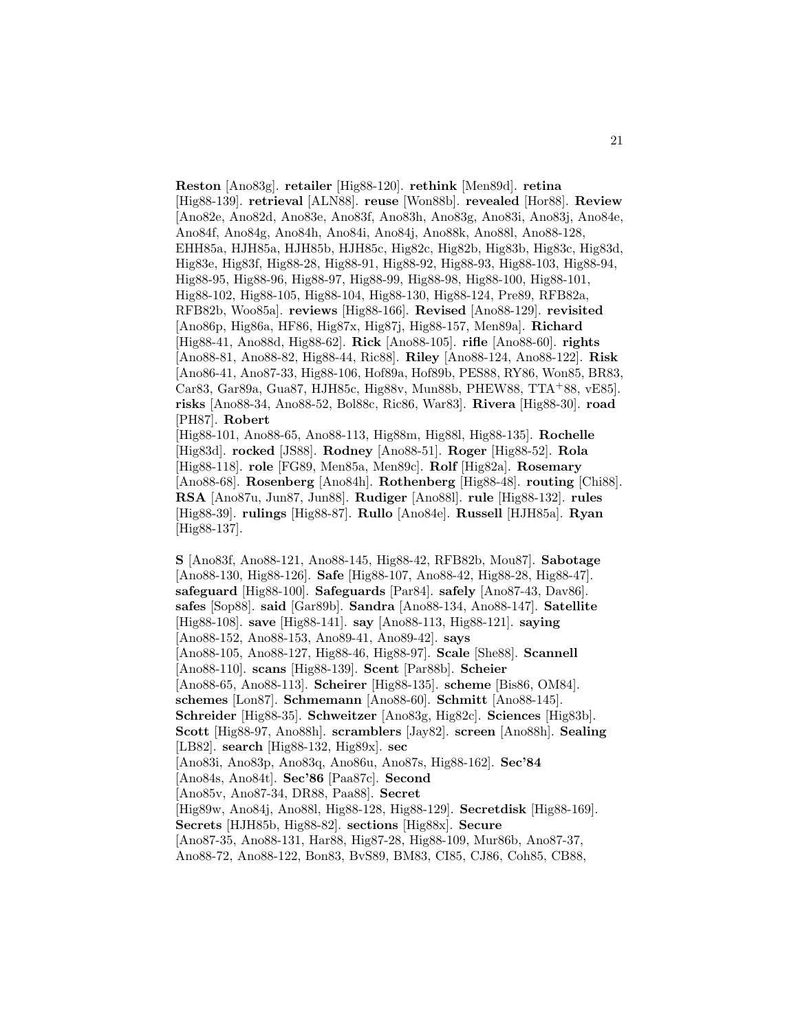**Reston** [Ano83g]. **retailer** [Hig88-120]. **rethink** [Men89d]. **retina** [Hig88-139]. **retrieval** [ALN88]. **reuse** [Won88b]. **revealed** [Hor88]. **Review** [Ano82e, Ano82d, Ano83e, Ano83f, Ano83h, Ano83g, Ano83i, Ano83j, Ano84e, Ano84f, Ano84g, Ano84h, Ano84i, Ano84j, Ano88k, Ano88l, Ano88-128, EHH85a, HJH85a, HJH85b, HJH85c, Hig82c, Hig82b, Hig83b, Hig83c, Hig83d, Hig83e, Hig83f, Hig88-28, Hig88-91, Hig88-92, Hig88-93, Hig88-103, Hig88-94, Hig88-95, Hig88-96, Hig88-97, Hig88-99, Hig88-98, Hig88-100, Hig88-101, Hig88-102, Hig88-105, Hig88-104, Hig88-130, Hig88-124, Pre89, RFB82a, RFB82b, Woo85a]. **reviews** [Hig88-166]. **Revised** [Ano88-129]. **revisited** [Ano86p, Hig86a, HF86, Hig87x, Hig87j, Hig88-157, Men89a]. **Richard** [Hig88-41, Ano88d, Hig88-62]. **Rick** [Ano88-105]. **rifle** [Ano88-60]. **rights** [Ano88-81, Ano88-82, Hig88-44, Ric88]. **Riley** [Ano88-124, Ano88-122]. **Risk** [Ano86-41, Ano87-33, Hig88-106, Hof89a, Hof89b, PES88, RY86, Won85, BR83, Car83, Gar89a, Gua87, HJH85c, Hig88v, Mun88b, PHEW88, TTA+88, vE85]. **risks** [Ano88-34, Ano88-52, Bol88c, Ric86, War83]. **Rivera** [Hig88-30]. **road** [PH87]. **Robert** [Hig88-101, Ano88-65, Ano88-113, Hig88m, Hig88l, Hig88-135]. **Rochelle** [Hig83d]. **rocked** [JS88]. **Rodney** [Ano88-51]. **Roger** [Hig88-52]. **Rola** [Hig88-118]. **role** [FG89, Men85a, Men89c]. **Rolf** [Hig82a]. **Rosemary** [Ano88-68]. **Rosenberg** [Ano84h]. **Rothenberg** [Hig88-48]. **routing** [Chi88]. **RSA** [Ano87u, Jun87, Jun88]. **Rudiger** [Ano88l]. **rule** [Hig88-132]. **rules** [Hig88-39]. **rulings** [Hig88-87]. **Rullo** [Ano84e]. **Russell** [HJH85a]. **Ryan** [Hig88-137].

**S** [Ano83f, Ano88-121, Ano88-145, Hig88-42, RFB82b, Mou87]. **Sabotage** [Ano88-130, Hig88-126]. **Safe** [Hig88-107, Ano88-42, Hig88-28, Hig88-47]. **safeguard** [Hig88-100]. **Safeguards** [Par84]. **safely** [Ano87-43, Dav86]. **safes** [Sop88]. **said** [Gar89b]. **Sandra** [Ano88-134, Ano88-147]. **Satellite** [Hig88-108]. **save** [Hig88-141]. **say** [Ano88-113, Hig88-121]. **saying** [Ano88-152, Ano88-153, Ano89-41, Ano89-42]. **says** [Ano88-105, Ano88-127, Hig88-46, Hig88-97]. **Scale** [She88]. **Scannell** [Ano88-110]. **scans** [Hig88-139]. **Scent** [Par88b]. **Scheier** [Ano88-65, Ano88-113]. **Scheirer** [Hig88-135]. **scheme** [Bis86, OM84]. **schemes** [Lon87]. **Schmemann** [Ano88-60]. **Schmitt** [Ano88-145]. **Schreider** [Hig88-35]. **Schweitzer** [Ano83g, Hig82c]. **Sciences** [Hig83b]. **Scott** [Hig88-97, Ano88h]. **scramblers** [Jay82]. **screen** [Ano88h]. **Sealing** [LB82]. **search** [Hig88-132, Hig89x]. **sec** [Ano83i, Ano83p, Ano83q, Ano86u, Ano87s, Hig88-162]. **Sec'84** [Ano84s, Ano84t]. **Sec'86** [Paa87c]. **Second** [Ano85v, Ano87-34, DR88, Paa88]. **Secret** [Hig89w, Ano84j, Ano88l, Hig88-128, Hig88-129]. **Secretdisk** [Hig88-169]. **Secrets** [HJH85b, Hig88-82]. **sections** [Hig88x]. **Secure** [Ano87-35, Ano88-131, Har88, Hig87-28, Hig88-109, Mur86b, Ano87-37, Ano88-72, Ano88-122, Bon83, BvS89, BM83, CI85, CJ86, Coh85, CB88,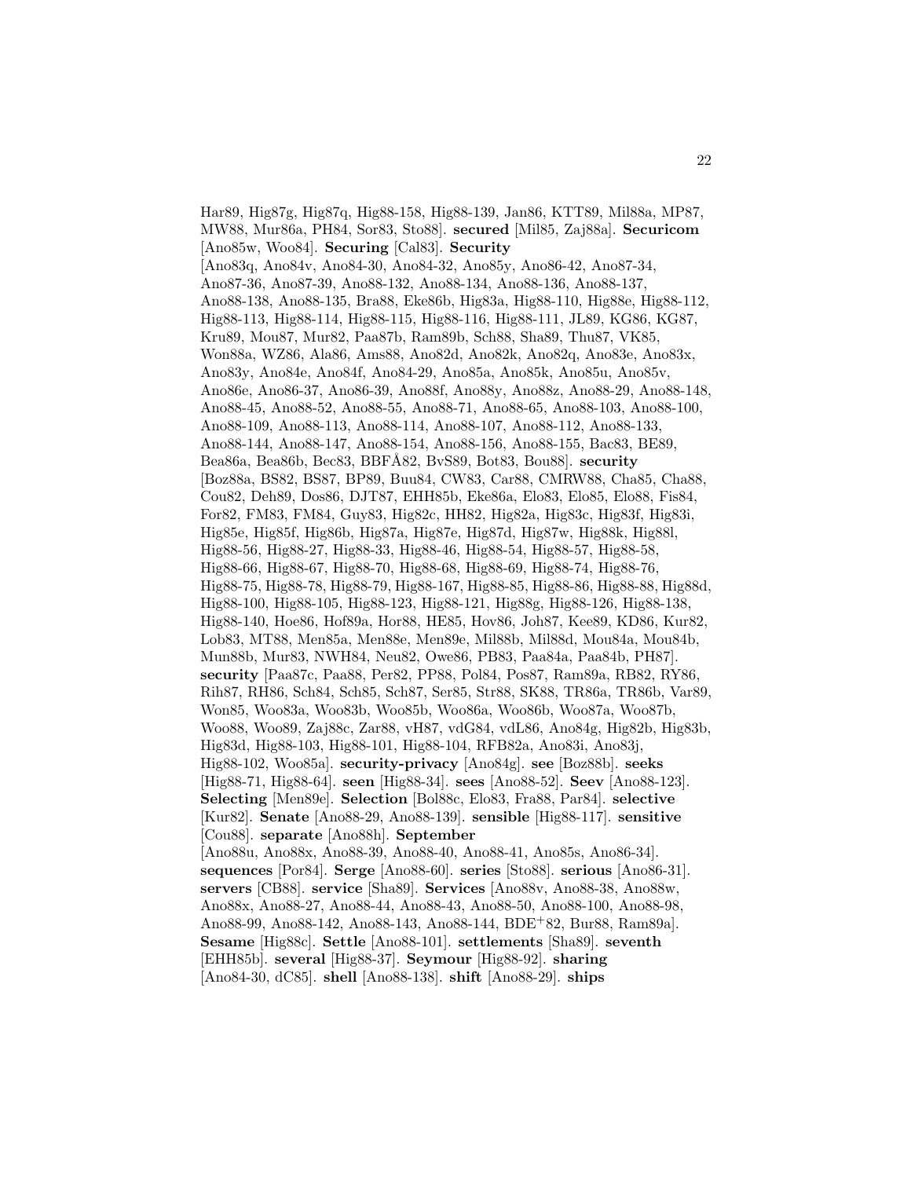Har89, Hig87g, Hig87q, Hig88-158, Hig88-139, Jan86, KTT89, Mil88a, MP87, MW88, Mur86a, PH84, Sor83, Sto88]. **secured** [Mil85, Zaj88a]. **Securicom** [Ano85w, Woo84]. **Securing** [Cal83]. **Security** [Ano83q, Ano84v, Ano84-30, Ano84-32, Ano85y, Ano86-42, Ano87-34, Ano87-36, Ano87-39, Ano88-132, Ano88-134, Ano88-136, Ano88-137, Ano88-138, Ano88-135, Bra88, Eke86b, Hig83a, Hig88-110, Hig88e, Hig88-112, Hig88-113, Hig88-114, Hig88-115, Hig88-116, Hig88-111, JL89, KG86, KG87, Kru89, Mou87, Mur82, Paa87b, Ram89b, Sch88, Sha89, Thu87, VK85, Won88a, WZ86, Ala86, Ams88, Ano82d, Ano82k, Ano82q, Ano83e, Ano83x, Ano83y, Ano84e, Ano84f, Ano84-29, Ano85a, Ano85k, Ano85u, Ano85v, Ano86e, Ano86-37, Ano86-39, Ano88f, Ano88y, Ano88z, Ano88-29, Ano88-148, Ano88-45, Ano88-52, Ano88-55, Ano88-71, Ano88-65, Ano88-103, Ano88-100, Ano88-109, Ano88-113, Ano88-114, Ano88-107, Ano88-112, Ano88-133, Ano88-144, Ano88-147, Ano88-154, Ano88-156, Ano88-155, Bac83, BE89, Bea86a, Bea86b, Bec83, BBFÅ82, BvS89, Bot83, Bou88]. **security** [Boz88a, BS82, BS87, BP89, Buu84, CW83, Car88, CMRW88, Cha85, Cha88, Cou82, Deh89, Dos86, DJT87, EHH85b, Eke86a, Elo83, Elo85, Elo88, Fis84, For82, FM83, FM84, Guy83, Hig82c, HH82, Hig82a, Hig83c, Hig83f, Hig83i, Hig85e, Hig85f, Hig86b, Hig87a, Hig87e, Hig87d, Hig87w, Hig88k, Hig88l, Hig88-56, Hig88-27, Hig88-33, Hig88-46, Hig88-54, Hig88-57, Hig88-58, Hig88-66, Hig88-67, Hig88-70, Hig88-68, Hig88-69, Hig88-74, Hig88-76, Hig88-75, Hig88-78, Hig88-79, Hig88-167, Hig88-85, Hig88-86, Hig88-88, Hig88d, Hig88-100, Hig88-105, Hig88-123, Hig88-121, Hig88g, Hig88-126, Hig88-138, Hig88-140, Hoe86, Hof89a, Hor88, HE85, Hov86, Joh87, Kee89, KD86, Kur82, Lob83, MT88, Men85a, Men88e, Men89e, Mil88b, Mil88d, Mou84a, Mou84b, Mun88b, Mur83, NWH84, Neu82, Owe86, PB83, Paa84a, Paa84b, PH87]. **security** [Paa87c, Paa88, Per82, PP88, Pol84, Pos87, Ram89a, RB82, RY86, Rih87, RH86, Sch84, Sch85, Sch87, Ser85, Str88, SK88, TR86a, TR86b, Var89, Won85, Woo83a, Woo83b, Woo85b, Woo86a, Woo86b, Woo87a, Woo87b, Woo88, Woo89, Zaj88c, Zar88, vH87, vdG84, vdL86, Ano84g, Hig82b, Hig83b, Hig83d, Hig88-103, Hig88-101, Hig88-104, RFB82a, Ano83i, Ano83j, Hig88-102, Woo85a]. **security-privacy** [Ano84g]. **see** [Boz88b]. **seeks** [Hig88-71, Hig88-64]. **seen** [Hig88-34]. **sees** [Ano88-52]. **Seev** [Ano88-123]. **Selecting** [Men89e]. **Selection** [Bol88c, Elo83, Fra88, Par84]. **selective** [Kur82]. **Senate** [Ano88-29, Ano88-139]. **sensible** [Hig88-117]. **sensitive** [Cou88]. **separate** [Ano88h]. **September** [Ano88u, Ano88x, Ano88-39, Ano88-40, Ano88-41, Ano85s, Ano86-34]. **sequences** [Por84]. **Serge** [Ano88-60]. **series** [Sto88]. **serious** [Ano86-31]. **servers** [CB88]. **service** [Sha89]. **Services** [Ano88v, Ano88-38, Ano88w, Ano88x, Ano88-27, Ano88-44, Ano88-43, Ano88-50, Ano88-100, Ano88-98, Ano88-99, Ano88-142, Ano88-143, Ano88-144, BDE[+]82, Bur88, Ram89a]. **Sesame** [Hig88c]. **Settle** [Ano88-101]. **settlements** [Sha89]. **seventh** [EHH85b]. **several** [Hig88-37]. **Seymour** [Hig88-92]. **sharing** [Ano84-30, dC85]. **shell** [Ano88-138]. **shift** [Ano88-29]. **ships**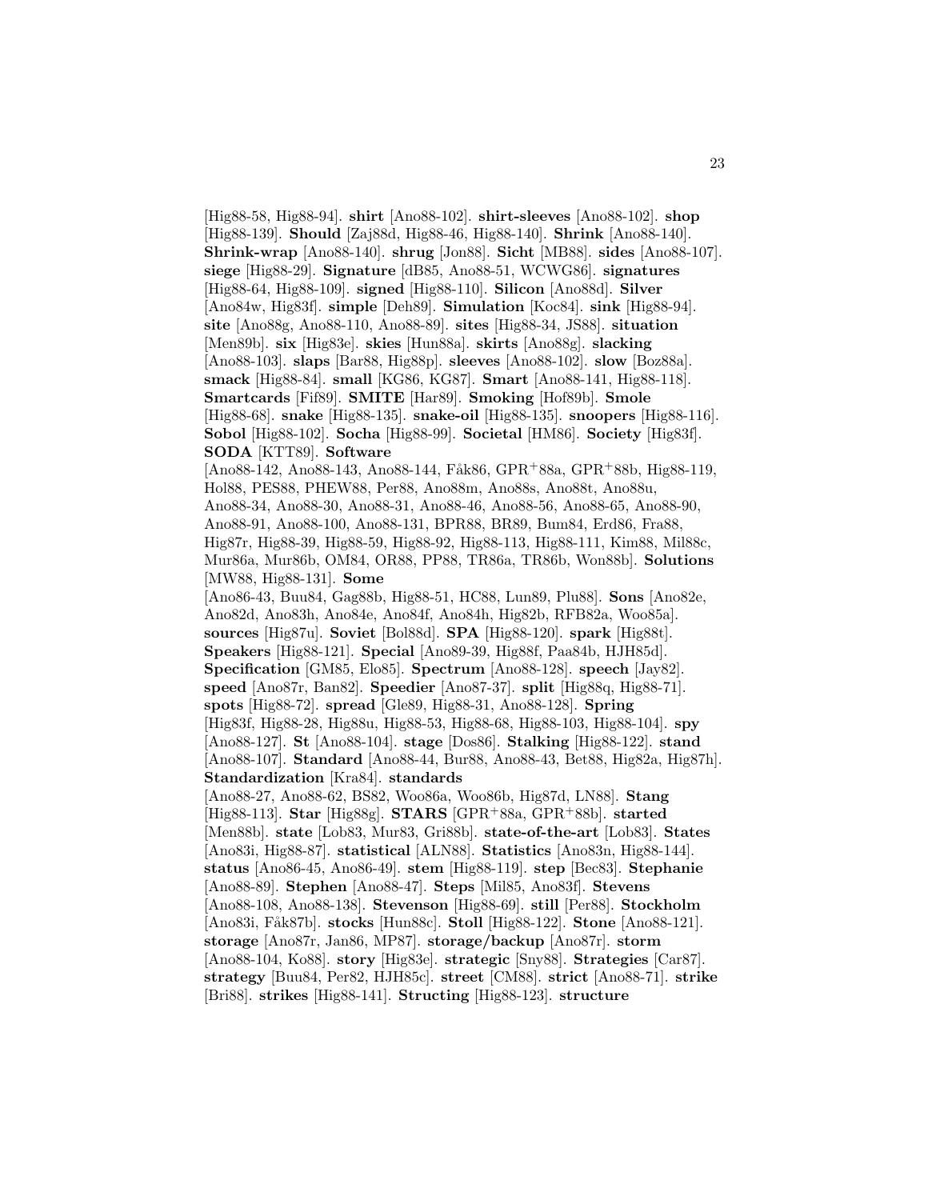[Hig88-58, Hig88-94]. **shirt** [Ano88-102]. **shirt-sleeves** [Ano88-102]. **shop** [Hig88-139]. **Should** [Zaj88d, Hig88-46, Hig88-140]. **Shrink** [Ano88-140]. **Shrink-wrap** [Ano88-140]. **shrug** [Jon88]. **Sicht** [MB88]. **sides** [Ano88-107]. **siege** [Hig88-29]. **Signature** [dB85, Ano88-51, WCWG86]. **signatures** [Hig88-64, Hig88-109]. **signed** [Hig88-110]. **Silicon** [Ano88d]. **Silver** [Ano84w, Hig83f]. **simple** [Deh89]. **Simulation** [Koc84]. **sink** [Hig88-94]. **site** [Ano88g, Ano88-110, Ano88-89]. **sites** [Hig88-34, JS88]. **situation** [Men89b]. **six** [Hig83e]. **skies** [Hun88a]. **skirts** [Ano88g]. **slacking** [Ano88-103]. **slaps** [Bar88, Hig88p]. **sleeves** [Ano88-102]. **slow** [Boz88a]. **smack** [Hig88-84]. **small** [KG86, KG87]. **Smart** [Ano88-141, Hig88-118]. **Smartcards** [Fif89]. **SMITE** [Har89]. **Smoking** [Hof89b]. **Smole** [Hig88-68]. **snake** [Hig88-135]. **snake-oil** [Hig88-135]. **snoopers** [Hig88-116]. **Sobol** [Hig88-102]. **Socha** [Hig88-99]. **Societal** [HM86]. **Society** [Hig83f]. **SODA** [KTT89]. **Software** [Ano88-142, Ano88-143, Ano88-144, Fåk86, GPR+88a, GPR+88b, Hig88-119, Hol88, PES88, PHEW88, Per88, Ano88m, Ano88s, Ano88t, Ano88u, Ano88-34, Ano88-30, Ano88-31, Ano88-46, Ano88-56, Ano88-65, Ano88-90, Ano88-91, Ano88-100, Ano88-131, BPR88, BR89, Bum84, Erd86, Fra88, Hig87r, Hig88-39, Hig88-59, Hig88-92, Hig88-113, Hig88-111, Kim88, Mil88c, Mur86a, Mur86b, OM84, OR88, PP88, TR86a, TR86b, Won88b]. **Solutions** [MW88, Hig88-131]. **Some** [Ano86-43, Buu84, Gag88b, Hig88-51, HC88, Lun89, Plu88]. **Sons** [Ano82e, Ano82d, Ano83h, Ano84e, Ano84f, Ano84h, Hig82b, RFB82a, Woo85a]. **sources** [Hig87u]. **Soviet** [Bol88d]. **SPA** [Hig88-120]. **spark** [Hig88t]. **Speakers** [Hig88-121]. **Special** [Ano89-39, Hig88f, Paa84b, HJH85d]. **Specification** [GM85, Elo85]. **Spectrum** [Ano88-128]. **speech** [Jay82]. **speed** [Ano87r, Ban82]. **Speedier** [Ano87-37]. **split** [Hig88q, Hig88-71]. **spots** [Hig88-72]. **spread** [Gle89, Hig88-31, Ano88-128]. **Spring** [Hig83f, Hig88-28, Hig88u, Hig88-53, Hig88-68, Hig88-103, Hig88-104]. **spy** [Ano88-127]. **St** [Ano88-104]. **stage** [Dos86]. **Stalking** [Hig88-122]. **stand** [Ano88-107]. **Standard** [Ano88-44, Bur88, Ano88-43, Bet88, Hig82a, Hig87h]. **Standardization** [Kra84]. **standards** [Ano88-27, Ano88-62, BS82, Woo86a, Woo86b, Hig87d, LN88]. **Stang** [Hig88-113]. **Star** [Hig88g]. **STARS** [GPR+88a, GPR+88b]. **started** [Men88b]. **state** [Lob83, Mur83, Gri88b]. **state-of-the-art** [Lob83]. **States** [Ano83i, Hig88-87]. **statistical** [ALN88]. **Statistics** [Ano83n, Hig88-144]. **status** [Ano86-45, Ano86-49]. **stem** [Hig88-119]. **step** [Bec83]. **Stephanie** [Ano88-89]. **Stephen** [Ano88-47]. **Steps** [Mil85, Ano83f]. **Stevens** [Ano88-108, Ano88-138]. **Stevenson** [Hig88-69]. **still** [Per88]. **Stockholm** [Ano83i, Fåk87b]. **stocks** [Hun88c]. **Stoll** [Hig88-122]. **Stone** [Ano88-121]. **storage** [Ano87r, Jan86, MP87]. **storage/backup** [Ano87r]. **storm** [Ano88-104, Ko88]. **story** [Hig83e]. **strategic** [Sny88]. **Strategies** [Car87]. **strategy** [Buu84, Per82, HJH85c]. **street** [CM88]. **strict** [Ano88-71]. **strike** [Bri88]. **strikes** [Hig88-141]. **Structing** [Hig88-123]. **structure**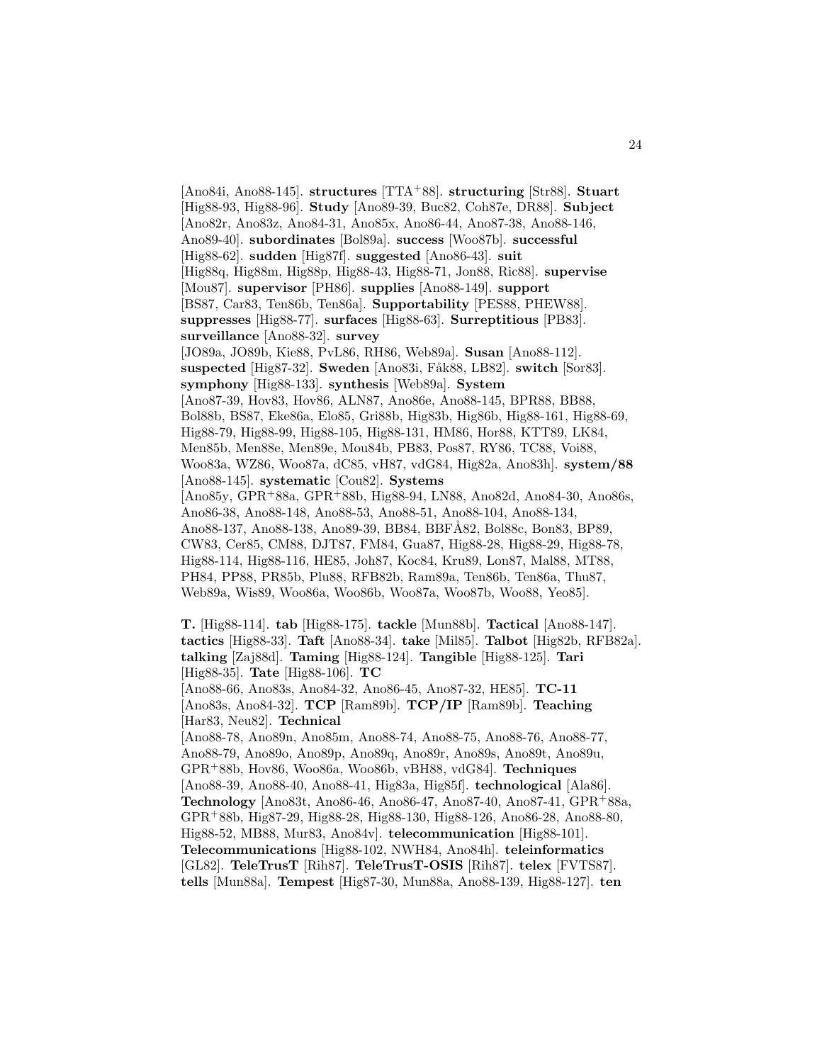[Ano84i, Ano88-145]. **structures** [TTA+88]. **structuring** [Str88]. **Stuart** [Hig88-93, Hig88-96]. **Study** [Ano89-39, Buc82, Coh87e, DR88]. **Subject** [Ano82r, Ano83z, Ano84-31, Ano85x, Ano86-44, Ano87-38, Ano88-146, Ano89-40]. **subordinates** [Bol89a]. **success** [Woo87b]. **successful** [Hig88-62]. **sudden** [Hig87f]. **suggested** [Ano86-43]. **suit** [Hig88q, Hig88m, Hig88p, Hig88-43, Hig88-71, Jon88, Ric88]. **supervise** [Mou87]. **supervisor** [PH86]. **supplies** [Ano88-149]. **support** [BS87, Car83, Ten86b, Ten86a]. **Supportability** [PES88, PHEW88]. **suppresses** [Hig88-77]. **surfaces** [Hig88-63]. **Surreptitious** [PB83]. **surveillance** [Ano88-32]. **survey** [JO89a, JO89b, Kie88, PvL86, RH86, Web89a]. **Susan** [Ano88-112]. **suspected** [Hig87-32]. **Sweden** [Ano83i, Fåk88, LB82]. **switch** [Sor83]. **symphony** [Hig88-133]. **synthesis** [Web89a]. **System** [Ano87-39, Hov83, Hov86, ALN87, Ano86e, Ano88-145, BPR88, BB88, Bol88b, BS87, Eke86a, Elo85, Gri88b, Hig83b, Hig86b, Hig88-161, Hig88-69, Hig88-79, Hig88-99, Hig88-105, Hig88-131, HM86, Hor88, KTT89, LK84, Men85b, Men88e, Men89e, Mou84b, PB83, Pos87, RY86, TC88, Voi88, Woo83a, WZ86, Woo87a, dC85, vH87, vdG84, Hig82a, Ano83h]. **system/88** [Ano88-145]. **systematic** [Cou82]. **Systems** [Ano85y, GPR+88a, GPR+88b, Hig88-94, LN88, Ano82d, Ano84-30, Ano86s, Ano86-38, Ano88-148, Ano88-53, Ano88-51, Ano88-104, Ano88-134, Ano88-137, Ano88-138, Ano89-39, BB84, BBFÅ82, Bol88c, Bon83, BP89, CW83, Cer85, CM88, DJT87, FM84, Gua87, Hig88-28, Hig88-29, Hig88-78, Hig88-114, Hig88-116, HE85, Joh87, Koc84, Kru89, Lon87, Mal88, MT88, PH84, PP88, PR85b, Plu88, RFB82b, Ram89a, Ten86b, Ten86a, Thu87, Web89a, Wis89, Woo86a, Woo86b, Woo87a, Woo87b, Woo88, Yeo85].

**T.** [Hig88-114]. **tab** [Hig88-175]. **tackle** [Mun88b]. **Tactical** [Ano88-147]. **tactics** [Hig88-33]. **Taft** [Ano88-34]. **take** [Mil85]. **Talbot** [Hig82b, RFB82a]. **talking** [Zaj88d]. **Taming** [Hig88-124]. **Tangible** [Hig88-125]. **Tari** [Hig88-35]. **Tate** [Hig88-106]. **TC** [Ano88-66, Ano83s, Ano84-32, Ano86-45, Ano87-32, HE85]. **TC-11** [Ano83s, Ano84-32]. **TCP** [Ram89b]. **TCP/IP** [Ram89b]. **Teaching** [Har83, Neu82]. **Technical** [Ano88-78, Ano89n, Ano85m, Ano88-74, Ano88-75, Ano88-76, Ano88-77, Ano88-79, Ano89o, Ano89p, Ano89q, Ano89r, Ano89s, Ano89t, Ano89u, GPR+88b, Hov86, Woo86a, Woo86b, vBH88, vdG84]. **Techniques** [Ano88-39, Ano88-40, Ano88-41, Hig83a, Hig85f]. **technological** [Ala86]. **Technology** [Ano83t, Ano86-46, Ano86-47, Ano87-40, Ano87-41, GPR+88a, GPR+88b, Hig87-29, Hig88-28, Hig88-130, Hig88-126, Ano86-28, Ano88-80, Hig88-52, MB88, Mur83, Ano84v]. **telecommunication** [Hig88-101]. **Telecommunications** [Hig88-102, NWH84, Ano84h]. **teleinformatics** [GL82]. **TeleTrusT** [Rih87]. **TeleTrusT-OSIS** [Rih87]. **telex** [FVTS87]. **tells** [Mun88a]. **Tempest** [Hig87-30, Mun88a, Ano88-139, Hig88-127]. **ten**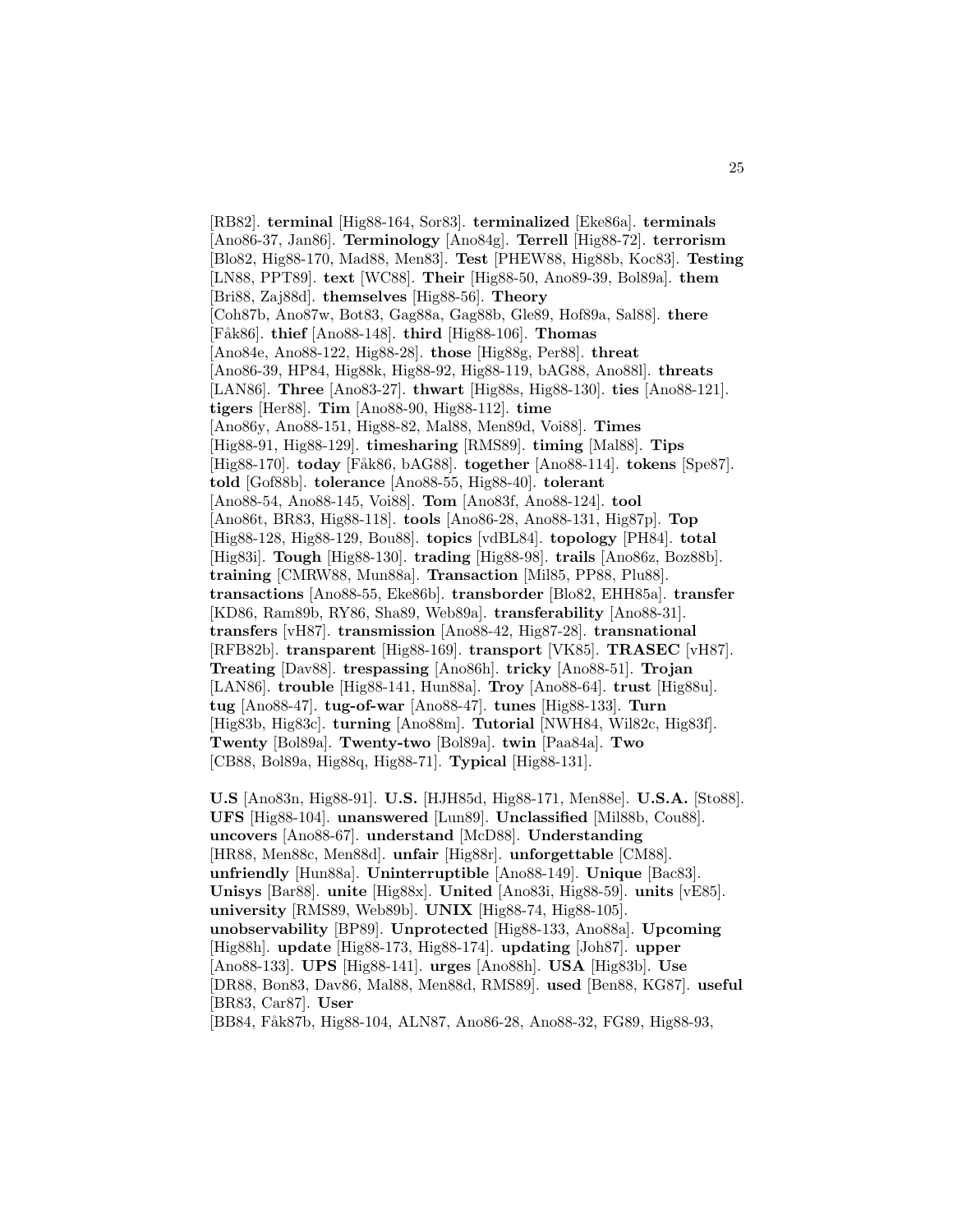[RB82]. **terminal** [Hig88-164, Sor83]. **terminalized** [Eke86a]. **terminals** [Ano86-37, Jan86]. **Terminology** [Ano84g]. **Terrell** [Hig88-72]. **terrorism** [Blo82, Hig88-170, Mad88, Men83]. **Test** [PHEW88, Hig88b, Koc83]. **Testing** [LN88, PPT89]. **text** [WC88]. **Their** [Hig88-50, Ano89-39, Bol89a]. **them** [Bri88, Zaj88d]. **themselves** [Hig88-56]. **Theory** [Coh87b, Ano87w, Bot83, Gag88a, Gag88b, Gle89, Hof89a, Sal88]. **there** [Fåk86]. **thief** [Ano88-148]. **third** [Hig88-106]. **Thomas** [Ano84e, Ano88-122, Hig88-28]. **those** [Hig88g, Per88]. **threat** [Ano86-39, HP84, Hig88k, Hig88-92, Hig88-119, bAG88, Ano88l]. **threats** [LAN86]. **Three** [Ano83-27]. **thwart** [Hig88s, Hig88-130]. **ties** [Ano88-121]. **tigers** [Her88]. **Tim** [Ano88-90, Hig88-112]. **time** [Ano86y, Ano88-151, Hig88-82, Mal88, Men89d, Voi88]. **Times** [Hig88-91, Hig88-129]. **timesharing** [RMS89]. **timing** [Mal88]. **Tips** [Hig88-170]. **today** [Fåk86, bAG88]. **together** [Ano88-114]. **tokens** [Spe87]. **told** [Gof88b]. **tolerance** [Ano88-55, Hig88-40]. **tolerant** [Ano88-54, Ano88-145, Voi88]. **Tom** [Ano83f, Ano88-124]. **tool** [Ano86t, BR83, Hig88-118]. **tools** [Ano86-28, Ano88-131, Hig87p]. **Top** [Hig88-128, Hig88-129, Bou88]. **topics** [vdBL84]. **topology** [PH84]. **total** [Hig83i]. **Tough** [Hig88-130]. **trading** [Hig88-98]. **trails** [Ano86z, Boz88b]. **training** [CMRW88, Mun88a]. **Transaction** [Mil85, PP88, Plu88]. **transactions** [Ano88-55, Eke86b]. **transborder** [Blo82, EHH85a]. **transfer** [KD86, Ram89b, RY86, Sha89, Web89a]. **transferability** [Ano88-31]. **transfers** [vH87]. **transmission** [Ano88-42, Hig87-28]. **transnational** [RFB82b]. **transparent** [Hig88-169]. **transport** [VK85]. **TRASEC** [vH87]. **Treating** [Dav88]. **trespassing** [Ano86h]. **tricky** [Ano88-51]. **Trojan** [LAN86]. **trouble** [Hig88-141, Hun88a]. **Troy** [Ano88-64]. **trust** [Hig88u]. **tug** [Ano88-47]. **tug-of-war** [Ano88-47]. **tunes** [Hig88-133]. **Turn** [Hig83b, Hig83c]. **turning** [Ano88m]. **Tutorial** [NWH84, Wil82c, Hig83f]. **Twenty** [Bol89a]. **Twenty-two** [Bol89a]. **twin** [Paa84a]. **Two** [CB88, Bol89a, Hig88q, Hig88-71]. **Typical** [Hig88-131].

**U.S** [Ano83n, Hig88-91]. **U.S.** [HJH85d, Hig88-171, Men88e]. **U.S.A.** [Sto88]. **UFS** [Hig88-104]. **unanswered** [Lun89]. **Unclassified** [Mil88b, Cou88]. **uncovers** [Ano88-67]. **understand** [McD88]. **Understanding** [HR88, Men88c, Men88d]. **unfair** [Hig88r]. **unforgettable** [CM88]. **unfriendly** [Hun88a]. **Uninterruptible** [Ano88-149]. **Unique** [Bac83]. **Unisys** [Bar88]. **unite** [Hig88x]. **United** [Ano83i, Hig88-59]. **units** [vE85]. **university** [RMS89, Web89b]. **UNIX** [Hig88-74, Hig88-105]. **unobservability** [BP89]. **Unprotected** [Hig88-133, Ano88a]. **Upcoming** [Hig88h]. **update** [Hig88-173, Hig88-174]. **updating** [Joh87]. **upper** [Ano88-133]. **UPS** [Hig88-141]. **urges** [Ano88h]. **USA** [Hig83b]. **Use** [DR88, Bon83, Dav86, Mal88, Men88d, RMS89]. **used** [Ben88, KG87]. **useful** [BR83, Car87]. **User** [BB84, Fåk87b, Hig88-104, ALN87, Ano86-28, Ano88-32, FG89, Hig88-93,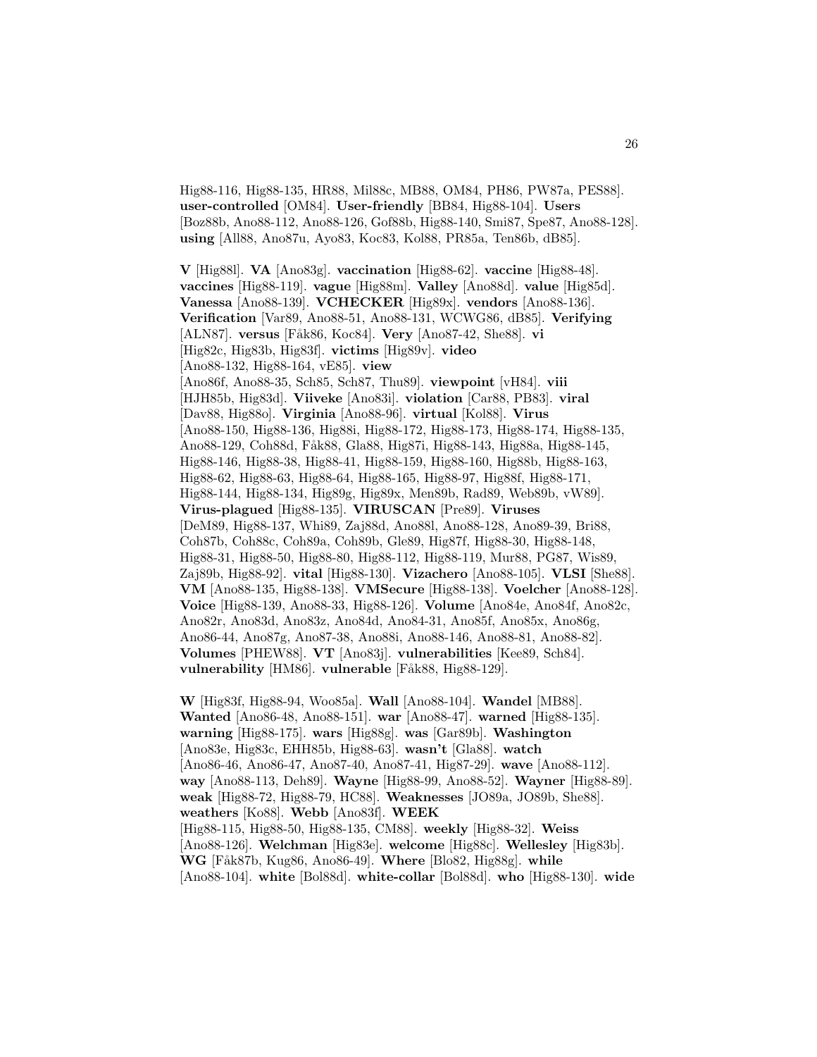Hig88-116, Hig88-135, HR88, Mil88c, MB88, OM84, PH86, PW87a, PES88]. **user-controlled** [OM84]. **User-friendly** [BB84, Hig88-104]. **Users** [Boz88b, Ano88-112, Ano88-126, Gof88b, Hig88-140, Smi87, Spe87, Ano88-128]. **using** [All88, Ano87u, Ayo83, Koc83, Kol88, PR85a, Ten86b, dB85].

**V** [Hig88l]. **VA** [Ano83g]. **vaccination** [Hig88-62]. **vaccine** [Hig88-48]. **vaccines** [Hig88-119]. **vague** [Hig88m]. **Valley** [Ano88d]. **value** [Hig85d]. **Vanessa** [Ano88-139]. **VCHECKER** [Hig89x]. **vendors** [Ano88-136]. **Verification** [Var89, Ano88-51, Ano88-131, WCWG86, dB85]. **Verifying** [ALN87]. **versus** [Fåk86, Koc84]. **Very** [Ano87-42, She88]. **vi** [Hig82c, Hig83b, Hig83f]. **victims** [Hig89v]. **video** [Ano88-132, Hig88-164, vE85]. **view** [Ano86f, Ano88-35, Sch85, Sch87, Thu89]. **viewpoint** [vH84]. **viii** [HJH85b, Hig83d]. **Viiveke** [Ano83i]. **violation** [Car88, PB83]. **viral** [Dav88, Hig88o]. **Virginia** [Ano88-96]. **virtual** [Kol88]. **Virus** [Ano88-150, Hig88-136, Hig88i, Hig88-172, Hig88-173, Hig88-174, Hig88-135, Ano88-129, Coh88d, Fåk88, Gla88, Hig87i, Hig88-143, Hig88a, Hig88-145, Hig88-146, Hig88-38, Hig88-41, Hig88-159, Hig88-160, Hig88b, Hig88-163, Hig88-62, Hig88-63, Hig88-64, Hig88-165, Hig88-97, Hig88f, Hig88-171, Hig88-144, Hig88-134, Hig89g, Hig89x, Men89b, Rad89, Web89b, vW89]. **Virus-plagued** [Hig88-135]. **VIRUSCAN** [Pre89]. **Viruses** [DeM89, Hig88-137, Whi89, Zaj88d, Ano88l, Ano88-128, Ano89-39, Bri88, Coh87b, Coh88c, Coh89a, Coh89b, Gle89, Hig87f, Hig88-30, Hig88-148, Hig88-31, Hig88-50, Hig88-80, Hig88-112, Hig88-119, Mur88, PG87, Wis89, Zaj89b, Hig88-92]. **vital** [Hig88-130]. **Vizachero** [Ano88-105]. **VLSI** [She88]. **VM** [Ano88-135, Hig88-138]. **VMSecure** [Hig88-138]. **Voelcher** [Ano88-128]. **Voice** [Hig88-139, Ano88-33, Hig88-126]. **Volume** [Ano84e, Ano84f, Ano82c, Ano82r, Ano83d, Ano83z, Ano84d, Ano84-31, Ano85f, Ano85x, Ano86g, Ano86-44, Ano87g, Ano87-38, Ano88i, Ano88-146, Ano88-81, Ano88-82]. **Volumes** [PHEW88]. **VT** [Ano83j]. **vulnerabilities** [Kee89, Sch84]. **vulnerability** [HM86]. **vulnerable** [Fåk88, Hig88-129].

**W** [Hig83f, Hig88-94, Woo85a]. **Wall** [Ano88-104]. **Wandel** [MB88]. **Wanted** [Ano86-48, Ano88-151]. **war** [Ano88-47]. **warned** [Hig88-135]. **warning** [Hig88-175]. **wars** [Hig88g]. **was** [Gar89b]. **Washington** [Ano83e, Hig83c, EHH85b, Hig88-63]. **wasn't** [Gla88]. **watch** [Ano86-46, Ano86-47, Ano87-40, Ano87-41, Hig87-29]. **wave** [Ano88-112]. **way** [Ano88-113, Deh89]. **Wayne** [Hig88-99, Ano88-52]. **Wayner** [Hig88-89]. **weak** [Hig88-72, Hig88-79, HC88]. **Weaknesses** [JO89a, JO89b, She88]. **weathers** [Ko88]. **Webb** [Ano83f]. **WEEK** [Hig88-115, Hig88-50, Hig88-135, CM88]. **weekly** [Hig88-32]. **Weiss** [Ano88-126]. **Welchman** [Hig83e]. **welcome** [Hig88c]. **Wellesley** [Hig83b]. **WG** [Fåk87b, Kug86, Ano86-49]. **Where** [Blo82, Hig88g]. **while** [Ano88-104]. **white** [Bol88d]. **white-collar** [Bol88d]. **who** [Hig88-130]. **wide**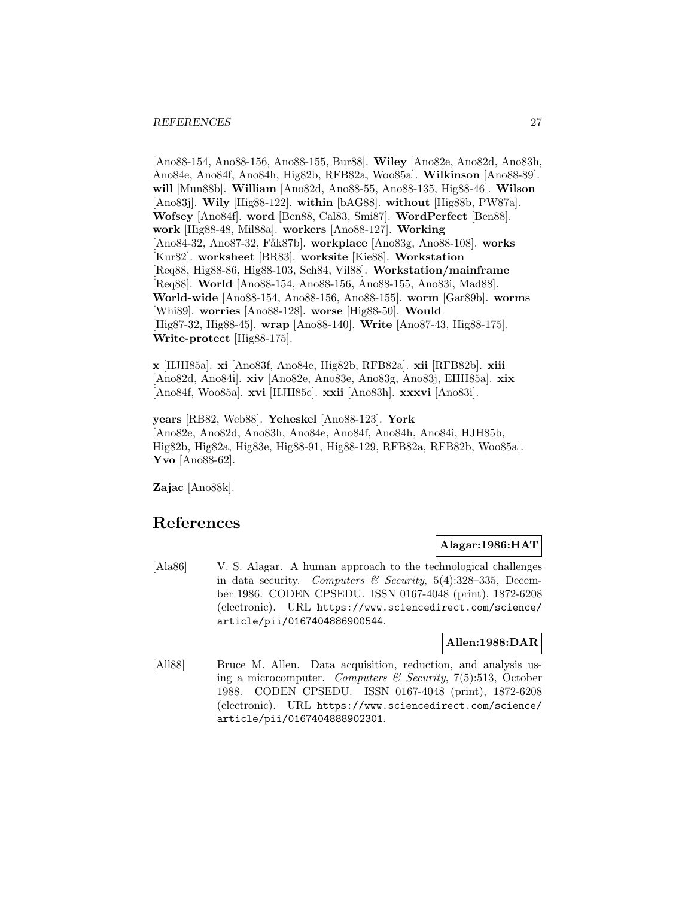[Ano88-154, Ano88-156, Ano88-155, Bur88]. **Wiley** [Ano82e, Ano82d, Ano83h, Ano84e, Ano84f, Ano84h, Hig82b, RFB82a, Woo85a]. **Wilkinson** [Ano88-89]. **will** [Mun88b]. **William** [Ano82d, Ano88-55, Ano88-135, Hig88-46]. **Wilson** [Ano83j]. **Wily** [Hig88-122]. **within** [bAG88]. **without** [Hig88b, PW87a]. **Wofsey** [Ano84f]. **word** [Ben88, Cal83, Smi87]. **WordPerfect** [Ben88]. **work** [Hig88-48, Mil88a]. **workers** [Ano88-127]. **Working** [Ano84-32, Ano87-32, Fåk87b]. **workplace** [Ano83g, Ano88-108]. **works** [Kur82]. **worksheet** [BR83]. **worksite** [Kie88]. **Workstation** [Req88, Hig88-86, Hig88-103, Sch84, Vil88]. **Workstation/mainframe** [Req88]. **World** [Ano88-154, Ano88-156, Ano88-155, Ano83i, Mad88]. **World-wide** [Ano88-154, Ano88-156, Ano88-155]. **worm** [Gar89b]. **worms** [Whi89]. **worries** [Ano88-128]. **worse** [Hig88-50]. **Would** [Hig87-32, Hig88-45]. **wrap** [Ano88-140]. **Write** [Ano87-43, Hig88-175]. **Write-protect** [Hig88-175].

**x** [HJH85a]. **xi** [Ano83f, Ano84e, Hig82b, RFB82a]. **xii** [RFB82b]. **xiii** [Ano82d, Ano84i]. **xiv** [Ano82e, Ano83e, Ano83g, Ano83j, EHH85a]. **xix** [Ano84f, Woo85a]. **xvi** [HJH85c]. **xxii** [Ano83h]. **xxxvi** [Ano83i].

**years** [RB82, Web88]. **Yeheskel** [Ano88-123]. **York** [Ano82e, Ano82d, Ano83h, Ano84e, Ano84f, Ano84h, Ano84i, HJH85b, Hig82b, Hig82a, Hig83e, Hig88-91, Hig88-129, RFB82a, RFB82b, Woo85a]. **Yvo** [Ano88-62].

**Zajac** [Ano88k].

# References

**Alagar:1986:HAT**

[Ala86] V. S. Alagar. A human approach to the technological challenges in data security. *Computers & Security*, 5(4):328–335, December 1986. CODEN CPSEDU. ISSN 0167-4048 (print), 1872-6208 (electronic). URL https://www.sciencedirect.com/science/article/pii/0167404886900544.

**Allen:1988:DAR**

[All88] Bruce M. Allen. Data acquisition, reduction, and analysis using a microcomputer. *Computers & Security*, 7(5):513, October 1988. CODEN CPSEDU. ISSN 0167-4048 (print), 1872-6208 (electronic). URL https://www.sciencedirect.com/science/article/pii/0167404888902301.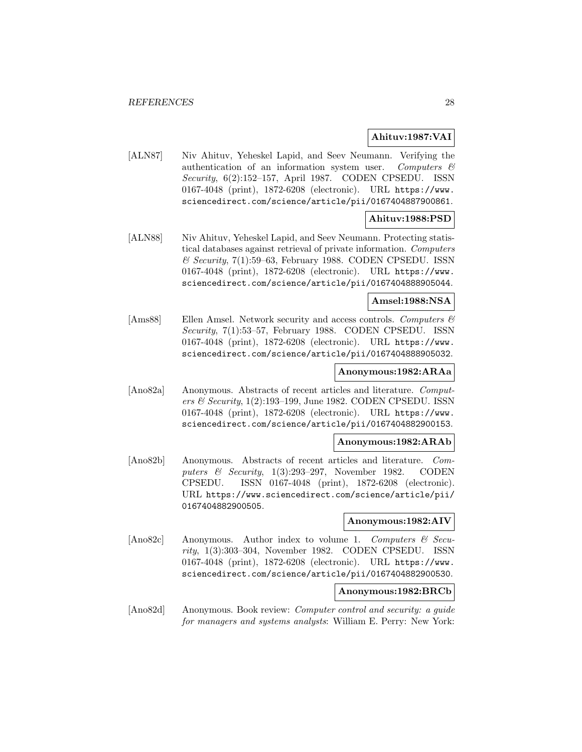**Ahituv:1987:VAI**

[ALN87] Niv Ahituv, Yeheskel Lapid, and Seev Neumann. Verifying the authentication of an information system user. *Computers & Security*, 6(2):152–157, April 1987. CODEN CPSEDU. ISSN 0167-4048 (print), 1872-6208 (electronic). URL https://www.sciencedirect.com/science/article/pii/0167404887900861.

**Ahituv:1988:PSD**

[ALN88] Niv Ahituv, Yeheskel Lapid, and Seev Neumann. Protecting statistical databases against retrieval of private information. *Computers & Security*, 7(1):59–63, February 1988. CODEN CPSEDU. ISSN 0167-4048 (print), 1872-6208 (electronic). URL https://www.sciencedirect.com/science/article/pii/0167404888905044.

**Amsel:1988:NSA**

[Ams88] Ellen Amsel. Network security and access controls. *Computers & Security*, 7(1):53–57, February 1988. CODEN CPSEDU. ISSN 0167-4048 (print), 1872-6208 (electronic). URL https://www.sciencedirect.com/science/article/pii/0167404888905032.

**Anonymous:1982:ARAa**

[Ano82a] Anonymous. Abstracts of recent articles and literature. *Computers & Security*, 1(2):193–199, June 1982. CODEN CPSEDU. ISSN 0167-4048 (print), 1872-6208 (electronic). URL https://www.sciencedirect.com/science/article/pii/0167404882900153.

**Anonymous:1982:ARAb**

[Ano82b] Anonymous. Abstracts of recent articles and literature. *Computers & Security*, 1(3):293–297, November 1982. CODEN CPSEDU. ISSN 0167-4048 (print), 1872-6208 (electronic). URL https://www.sciencedirect.com/science/article/pii/0167404882900505.

**Anonymous:1982:AIV**

[Ano82c] Anonymous. Author index to volume 1. *Computers & Security*, 1(3):303–304, November 1982. CODEN CPSEDU. ISSN 0167-4048 (print), 1872-6208 (electronic). URL https://www.sciencedirect.com/science/article/pii/0167404882900530.

**Anonymous:1982:BRCb**

[Ano82d] Anonymous. Book review: *Computer control and security: a guide for managers and systems analysts*: William E. Perry: New York: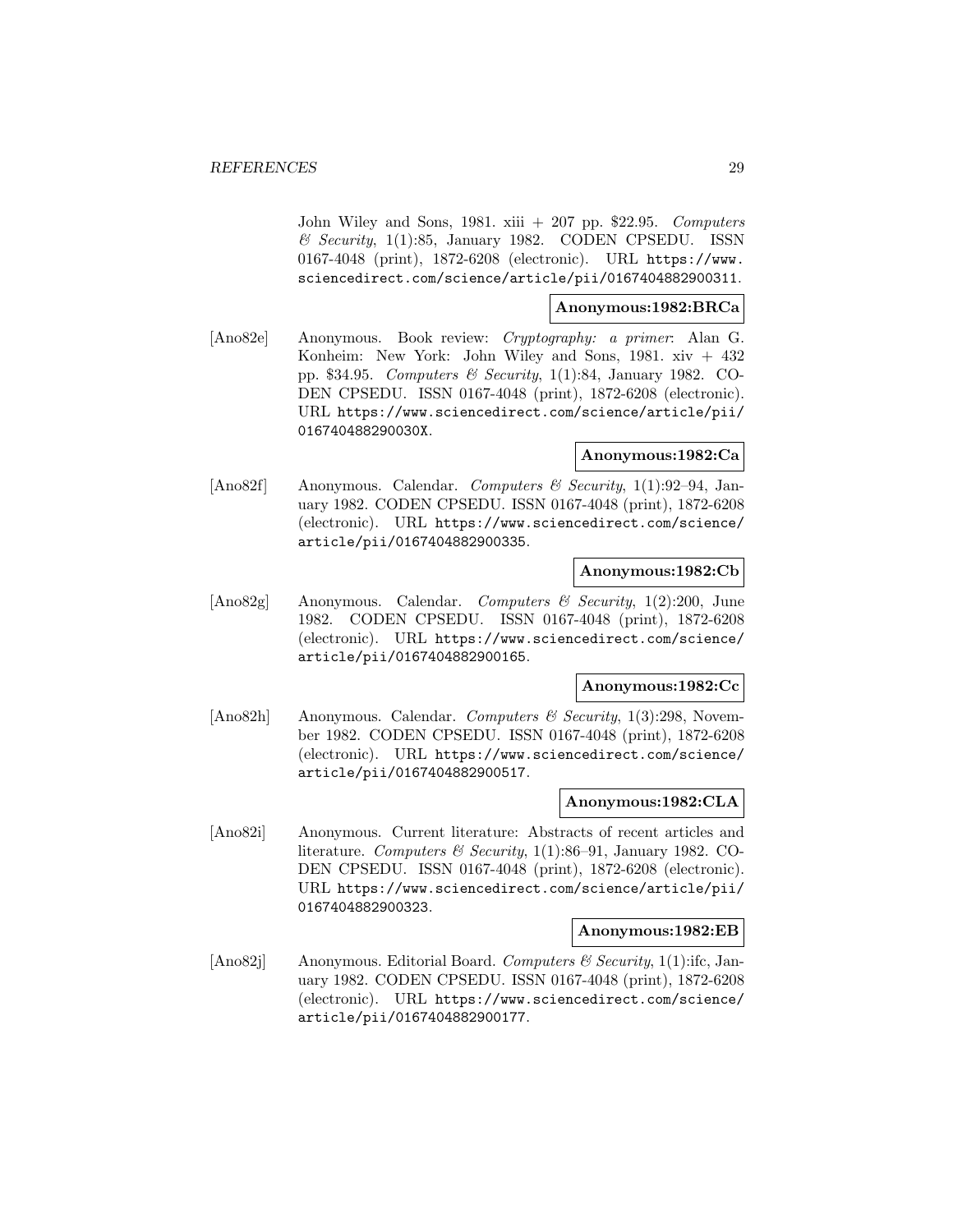John Wiley and Sons, 1981. xiii + 207 pp. $22.95. *Computers & Security*, 1(1):85, January 1982. CODEN CPSEDU. ISSN 0167-4048 (print), 1872-6208 (electronic). URL https://www.sciencedirect.com/science/article/pii/0167404882900311.

**Anonymous:1982:BRCa**

[Ano82e] Anonymous. Book review: *Cryptography: a primer*: Alan G. Konheim: New York: John Wiley and Sons, 1981. xiv + 432 pp. $34.95. *Computers & Security*, 1(1):84, January 1982. CODEN CPSEDU. ISSN 0167-4048 (print), 1872-6208 (electronic). URL https://www.sciencedirect.com/science/article/pii/016740488290030X.

**Anonymous:1982:Ca**

[Ano82f] Anonymous. Calendar. *Computers & Security*, 1(1):92–94, January 1982. CODEN CPSEDU. ISSN 0167-4048 (print), 1872-6208 (electronic). URL https://www.sciencedirect.com/science/article/pii/0167404882900335.

**Anonymous:1982:Cb**

[Ano82g] Anonymous. Calendar. *Computers & Security*, 1(2):200, June 1982. CODEN CPSEDU. ISSN 0167-4048 (print), 1872-6208 (electronic). URL https://www.sciencedirect.com/science/article/pii/0167404882900165.

**Anonymous:1982:Cc**

[Ano82h] Anonymous. Calendar. *Computers & Security*, 1(3):298, November 1982. CODEN CPSEDU. ISSN 0167-4048 (print), 1872-6208 (electronic). URL https://www.sciencedirect.com/science/article/pii/0167404882900517.

**Anonymous:1982:CLA**

[Ano82i] Anonymous. Current literature: Abstracts of recent articles and literature. *Computers & Security*, 1(1):86–91, January 1982. CODEN CPSEDU. ISSN 0167-4048 (print), 1872-6208 (electronic). URL https://www.sciencedirect.com/science/article/pii/0167404882900323.

**Anonymous:1982:EB**

[Ano82j] Anonymous. Editorial Board. *Computers & Security*, 1(1):ifc, January 1982. CODEN CPSEDU. ISSN 0167-4048 (print), 1872-6208 (electronic). URL https://www.sciencedirect.com/science/article/pii/0167404882900177.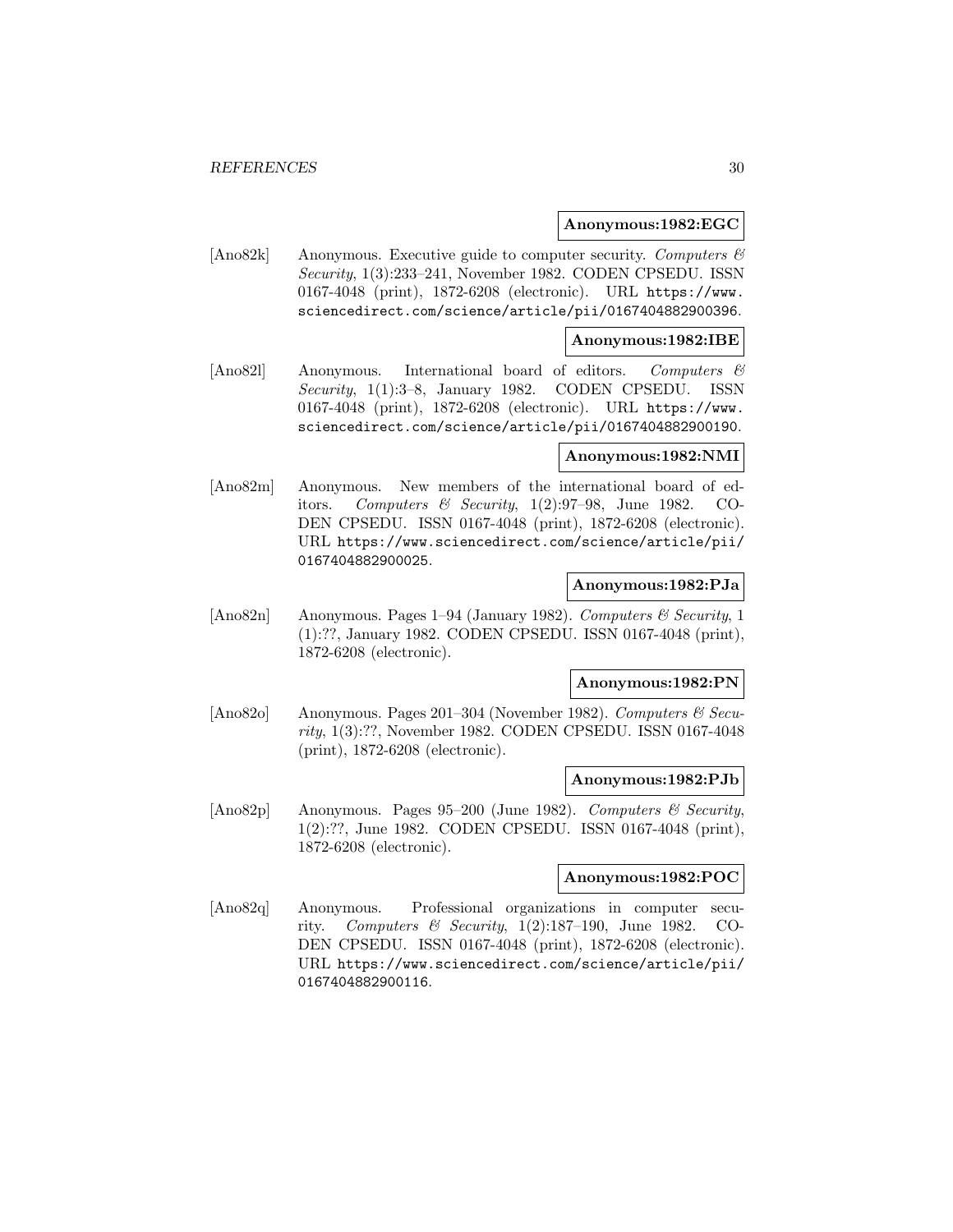**Anonymous:1982:EGC**

[Ano82k] Anonymous. Executive guide to computer security. *Computers & Security*, 1(3):233–241, November 1982. CODEN CPSEDU. ISSN 0167-4048 (print), 1872-6208 (electronic). URL https://www.sciencedirect.com/science/article/pii/0167404882900396.

**Anonymous:1982:IBE**

[Ano82l] Anonymous. International board of editors. *Computers & Security*, 1(1):3–8, January 1982. CODEN CPSEDU. ISSN 0167-4048 (print), 1872-6208 (electronic). URL https://www.sciencedirect.com/science/article/pii/0167404882900190.

**Anonymous:1982:NMI**

[Ano82m] Anonymous. New members of the international board of editors. *Computers & Security*, 1(2):97–98, June 1982. CODEN CPSEDU. ISSN 0167-4048 (print), 1872-6208 (electronic). URL https://www.sciencedirect.com/science/article/pii/0167404882900025.

**Anonymous:1982:PJa**

[Ano82n] Anonymous. Pages 1–94 (January 1982). *Computers & Security*, 1 (1):??, January 1982. CODEN CPSEDU. ISSN 0167-4048 (print), 1872-6208 (electronic).

**Anonymous:1982:PN**

[Ano82o] Anonymous. Pages 201–304 (November 1982). *Computers & Security*, 1(3):??, November 1982. CODEN CPSEDU. ISSN 0167-4048 (print), 1872-6208 (electronic).

**Anonymous:1982:PJb**

[Ano82p] Anonymous. Pages 95–200 (June 1982). *Computers & Security*, 1(2):??, June 1982. CODEN CPSEDU. ISSN 0167-4048 (print), 1872-6208 (electronic).

**Anonymous:1982:POC**

[Ano82q] Anonymous. Professional organizations in computer security. *Computers & Security*, 1(2):187–190, June 1982. CODEN CPSEDU. ISSN 0167-4048 (print), 1872-6208 (electronic). URL https://www.sciencedirect.com/science/article/pii/0167404882900116.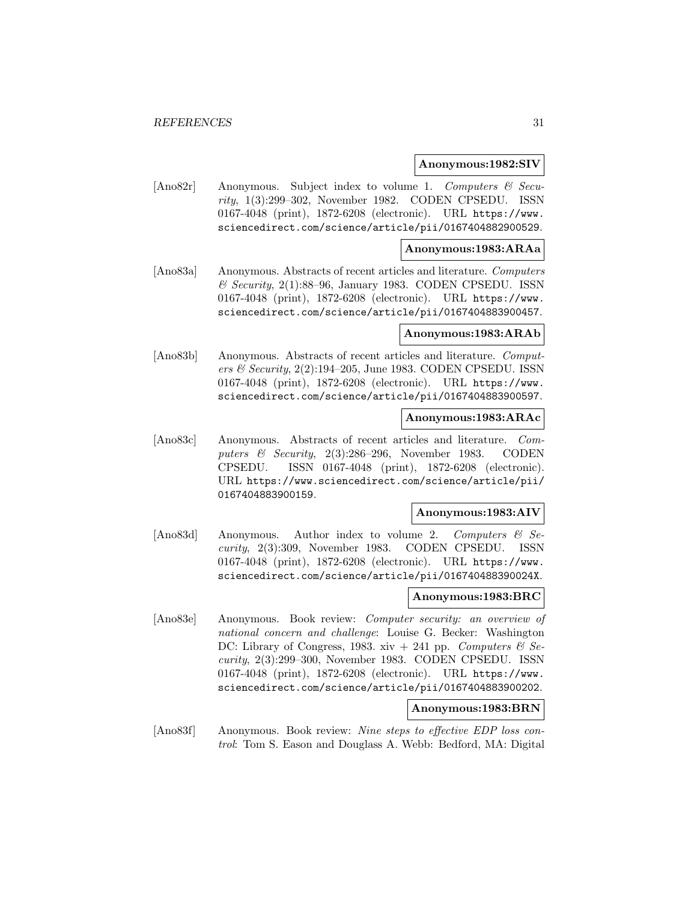**Anonymous:1982:SIV**

[Ano82r] Anonymous. Subject index to volume 1. *Computers & Security*, 1(3):299–302, November 1982. CODEN CPSEDU. ISSN 0167-4048 (print), 1872-6208 (electronic). URL https://www.sciencedirect.com/science/article/pii/0167404882900529.

**Anonymous:1983:ARAa**

[Ano83a] Anonymous. Abstracts of recent articles and literature. *Computers & Security*, 2(1):88–96, January 1983. CODEN CPSEDU. ISSN 0167-4048 (print), 1872-6208 (electronic). URL https://www.sciencedirect.com/science/article/pii/0167404883900457.

**Anonymous:1983:ARAb**

[Ano83b] Anonymous. Abstracts of recent articles and literature. *Computers & Security*, 2(2):194–205, June 1983. CODEN CPSEDU. ISSN 0167-4048 (print), 1872-6208 (electronic). URL https://www.sciencedirect.com/science/article/pii/0167404883900597.

**Anonymous:1983:ARAc**

[Ano83c] Anonymous. Abstracts of recent articles and literature. *Computers & Security*, 2(3):286–296, November 1983. CODEN CPSEDU. ISSN 0167-4048 (print), 1872-6208 (electronic). URL https://www.sciencedirect.com/science/article/pii/0167404883900159.

**Anonymous:1983:AIV**

[Ano83d] Anonymous. Author index to volume 2. *Computers & Security*, 2(3):309, November 1983. CODEN CPSEDU. ISSN 0167-4048 (print), 1872-6208 (electronic). URL https://www.sciencedirect.com/science/article/pii/016740488390024X.

**Anonymous:1983:BRC**

[Ano83e] Anonymous. Book review: *Computer security: an overview of national concern and challenge*: Louise G. Becker: Washington DC: Library of Congress, 1983. xiv + 241 pp. *Computers & Security*, 2(3):299–300, November 1983. CODEN CPSEDU. ISSN 0167-4048 (print), 1872-6208 (electronic). URL https://www.sciencedirect.com/science/article/pii/0167404883900202.

**Anonymous:1983:BRN**

[Ano83f] Anonymous. Book review: *Nine steps to effective EDP loss control*: Tom S. Eason and Douglass A. Webb: Bedford, MA: Digital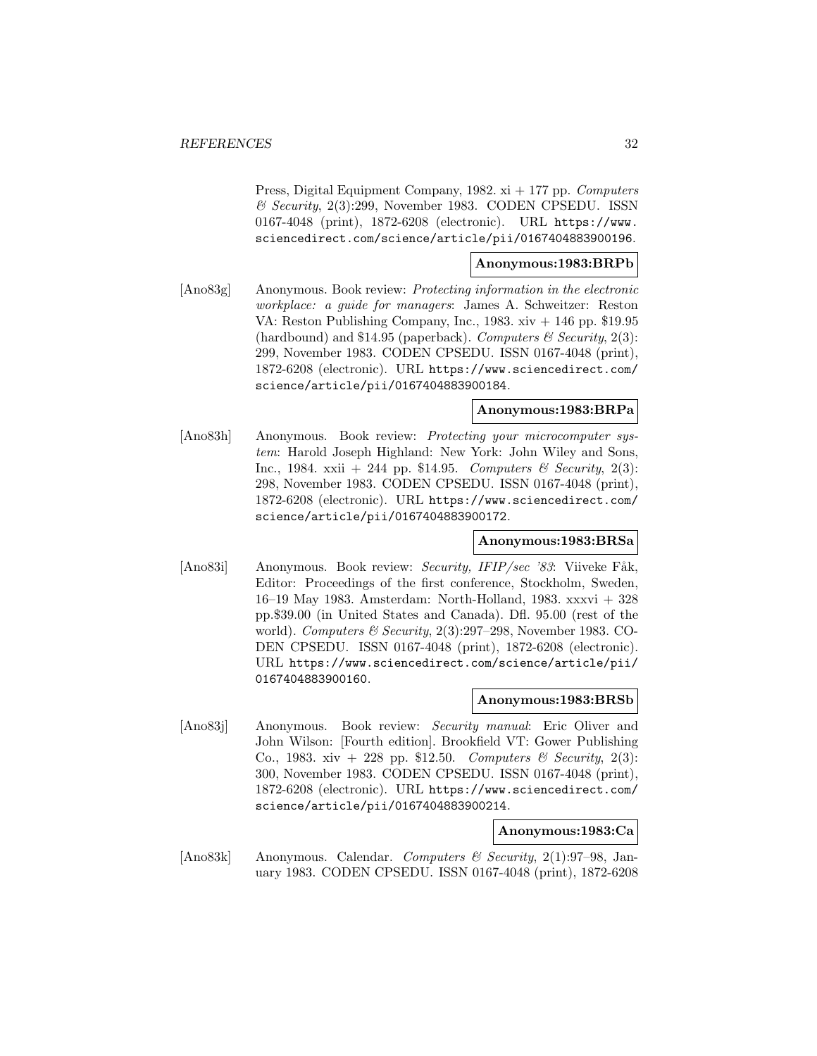Press, Digital Equipment Company, 1982. xi + 177 pp. *Computers & Security*, 2(3):299, November 1983. CODEN CPSEDU. ISSN 0167-4048 (print), 1872-6208 (electronic). URL https://www.sciencedirect.com/science/article/pii/0167404883900196.

**Anonymous:1983:BRPb**

[Ano83g] Anonymous. Book review: *Protecting information in the electronic workplace: a guide for managers*: James A. Schweitzer: Reston VA: Reston Publishing Company, Inc., 1983. xiv + 146 pp. $19.95 (hardbound) and $14.95 (paperback). *Computers & Security*, 2(3): 299, November 1983. CODEN CPSEDU. ISSN 0167-4048 (print), 1872-6208 (electronic). URL https://www.sciencedirect.com/science/article/pii/0167404883900184.

**Anonymous:1983:BRPa**

[Ano83h] Anonymous. Book review: *Protecting your microcomputer system*: Harold Joseph Highland: New York: John Wiley and Sons, Inc., 1984. xxii + 244 pp. $14.95. *Computers & Security*, 2(3): 298, November 1983. CODEN CPSEDU. ISSN 0167-4048 (print), 1872-6208 (electronic). URL https://www.sciencedirect.com/science/article/pii/0167404883900172.

**Anonymous:1983:BRSa**

[Ano83i] Anonymous. Book review: *Security, IFIP/sec '83*: Viiveke Fåk, Editor: Proceedings of the first conference, Stockholm, Sweden, 16–19 May 1983. Amsterdam: North-Holland, 1983. xxxvi + 328 pp.$39.00 (in United States and Canada). Dfl. 95.00 (rest of the world). *Computers & Security*, 2(3):297–298, November 1983. CODEN CPSEDU. ISSN 0167-4048 (print), 1872-6208 (electronic). URL https://www.sciencedirect.com/science/article/pii/0167404883900160.

**Anonymous:1983:BRSb**

[Ano83j] Anonymous. Book review: *Security manual*: Eric Oliver and John Wilson: [Fourth edition]. Brookfield VT: Gower Publishing Co., 1983. xiv + 228 pp. $12.50. *Computers & Security*, 2(3): 300, November 1983. CODEN CPSEDU. ISSN 0167-4048 (print), 1872-6208 (electronic). URL https://www.sciencedirect.com/science/article/pii/0167404883900214.

**Anonymous:1983:Ca**

[Ano83k] Anonymous. Calendar. *Computers & Security*, 2(1):97–98, January 1983. CODEN CPSEDU. ISSN 0167-4048 (print), 1872-6208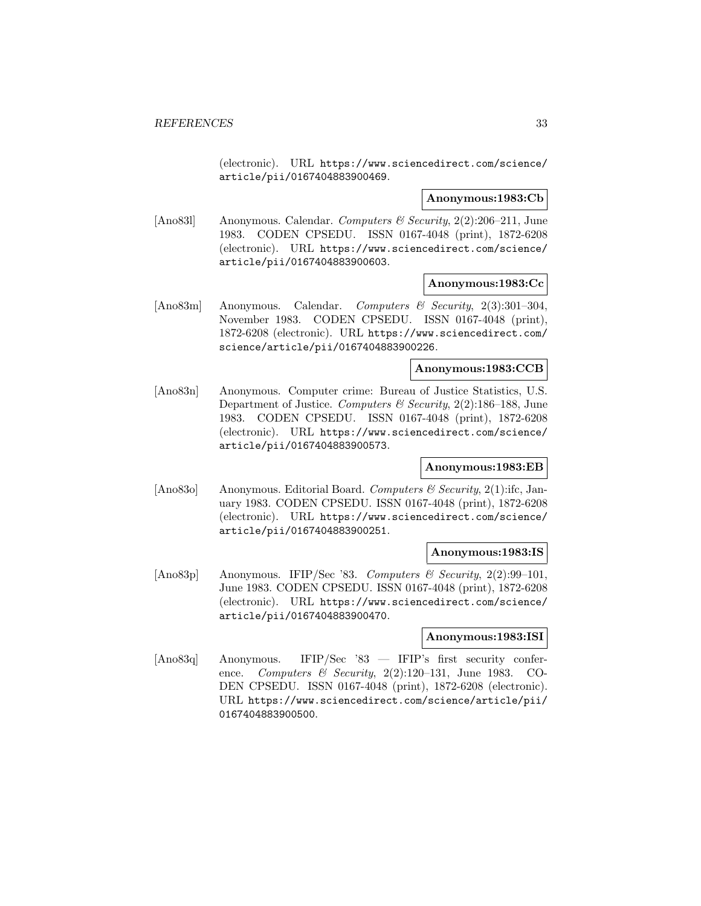(electronic). URL https://www.sciencedirect.com/science/article/pii/0167404883900469.

**Anonymous:1983:Cb**

[Ano83l] Anonymous. Calendar. *Computers & Security*, 2(2):206–211, June 1983. CODEN CPSEDU. ISSN 0167-4048 (print), 1872-6208 (electronic). URL https://www.sciencedirect.com/science/article/pii/0167404883900603.

**Anonymous:1983:Cc**

[Ano83m] Anonymous. Calendar. *Computers & Security*, 2(3):301–304, November 1983. CODEN CPSEDU. ISSN 0167-4048 (print), 1872-6208 (electronic). URL https://www.sciencedirect.com/science/article/pii/0167404883900226.

**Anonymous:1983:CCB**

[Ano83n] Anonymous. Computer crime: Bureau of Justice Statistics, U.S. Department of Justice. *Computers & Security*, 2(2):186–188, June 1983. CODEN CPSEDU. ISSN 0167-4048 (print), 1872-6208 (electronic). URL https://www.sciencedirect.com/science/article/pii/0167404883900573.

**Anonymous:1983:EB**

[Ano83o] Anonymous. Editorial Board. *Computers & Security*, 2(1):ifc, January 1983. CODEN CPSEDU. ISSN 0167-4048 (print), 1872-6208 (electronic). URL https://www.sciencedirect.com/science/article/pii/0167404883900251.

**Anonymous:1983:IS**

[Ano83p] Anonymous. IFIP/Sec '83. *Computers & Security*, 2(2):99–101, June 1983. CODEN CPSEDU. ISSN 0167-4048 (print), 1872-6208 (electronic). URL https://www.sciencedirect.com/science/article/pii/0167404883900470.

**Anonymous:1983:ISI**

[Ano83q] Anonymous. IFIP/Sec '83 — IFIP's first security conference. *Computers & Security*, 2(2):120–131, June 1983. CODEN CPSEDU. ISSN 0167-4048 (print), 1872-6208 (electronic). URL https://www.sciencedirect.com/science/article/pii/0167404883900500.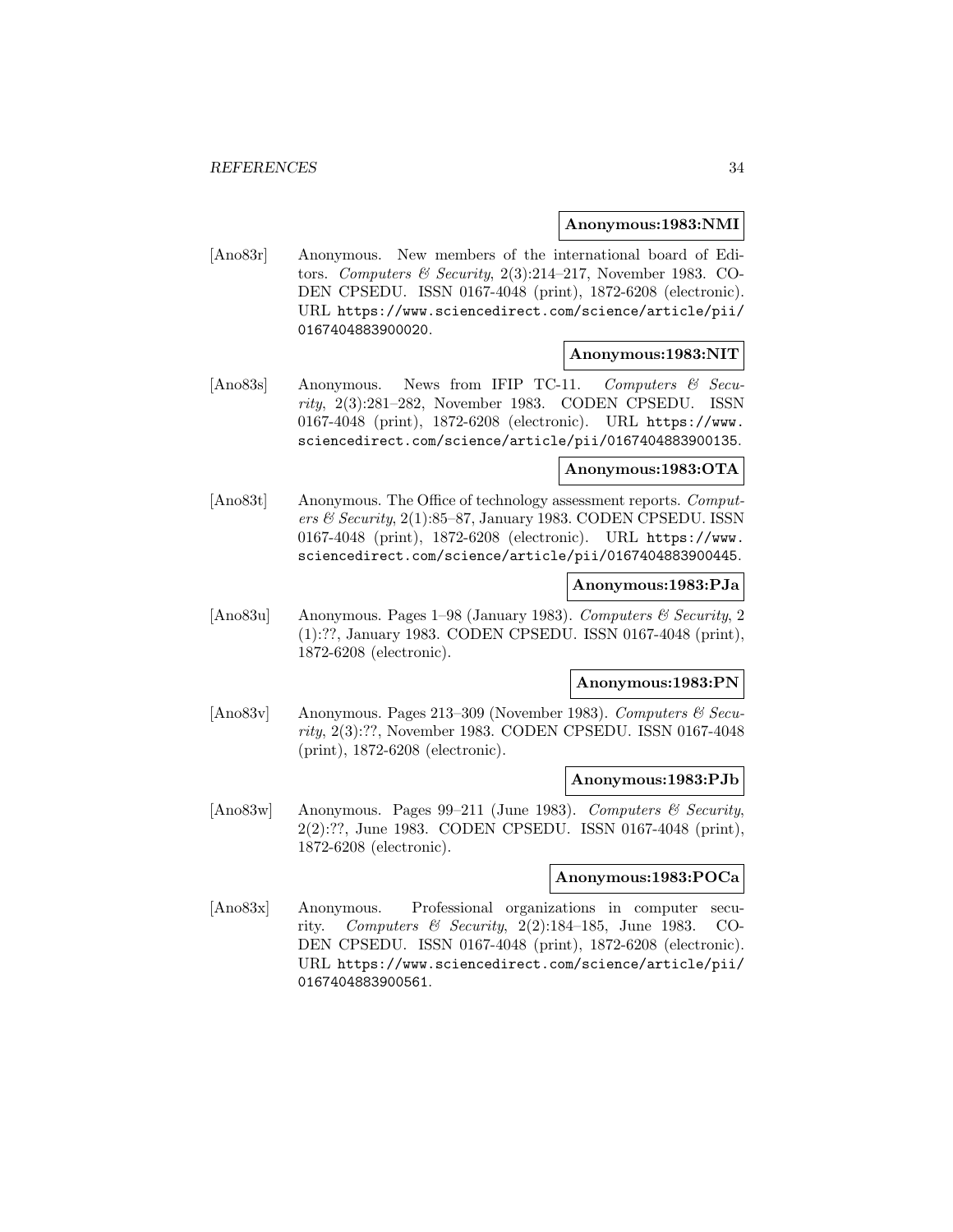**Anonymous:1983:NMI**

[Ano83r] Anonymous. New members of the international board of Editors. *Computers & Security*, 2(3):214–217, November 1983. CODEN CPSEDU. ISSN 0167-4048 (print), 1872-6208 (electronic). URL https://www.sciencedirect.com/science/article/pii/0167404883900020.

**Anonymous:1983:NIT**

[Ano83s] Anonymous. News from IFIP TC-11. *Computers & Security*, 2(3):281–282, November 1983. CODEN CPSEDU. ISSN 0167-4048 (print), 1872-6208 (electronic). URL https://www.sciencedirect.com/science/article/pii/0167404883900135.

**Anonymous:1983:OTA**

[Ano83t] Anonymous. The Office of technology assessment reports. *Computers & Security*, 2(1):85–87, January 1983. CODEN CPSEDU. ISSN 0167-4048 (print), 1872-6208 (electronic). URL https://www.sciencedirect.com/science/article/pii/0167404883900445.

**Anonymous:1983:PJa**

[Ano83u] Anonymous. Pages 1–98 (January 1983). *Computers & Security*, 2 (1):??, January 1983. CODEN CPSEDU. ISSN 0167-4048 (print), 1872-6208 (electronic).

**Anonymous:1983:PN**

[Ano83v] Anonymous. Pages 213–309 (November 1983). *Computers & Security*, 2(3):??, November 1983. CODEN CPSEDU. ISSN 0167-4048 (print), 1872-6208 (electronic).

**Anonymous:1983:PJb**

[Ano83w] Anonymous. Pages 99–211 (June 1983). *Computers & Security*, 2(2):??, June 1983. CODEN CPSEDU. ISSN 0167-4048 (print), 1872-6208 (electronic).

**Anonymous:1983:POCa**

[Ano83x] Anonymous. Professional organizations in computer security. *Computers & Security*, 2(2):184–185, June 1983. CODEN CPSEDU. ISSN 0167-4048 (print), 1872-6208 (electronic). URL https://www.sciencedirect.com/science/article/pii/0167404883900561.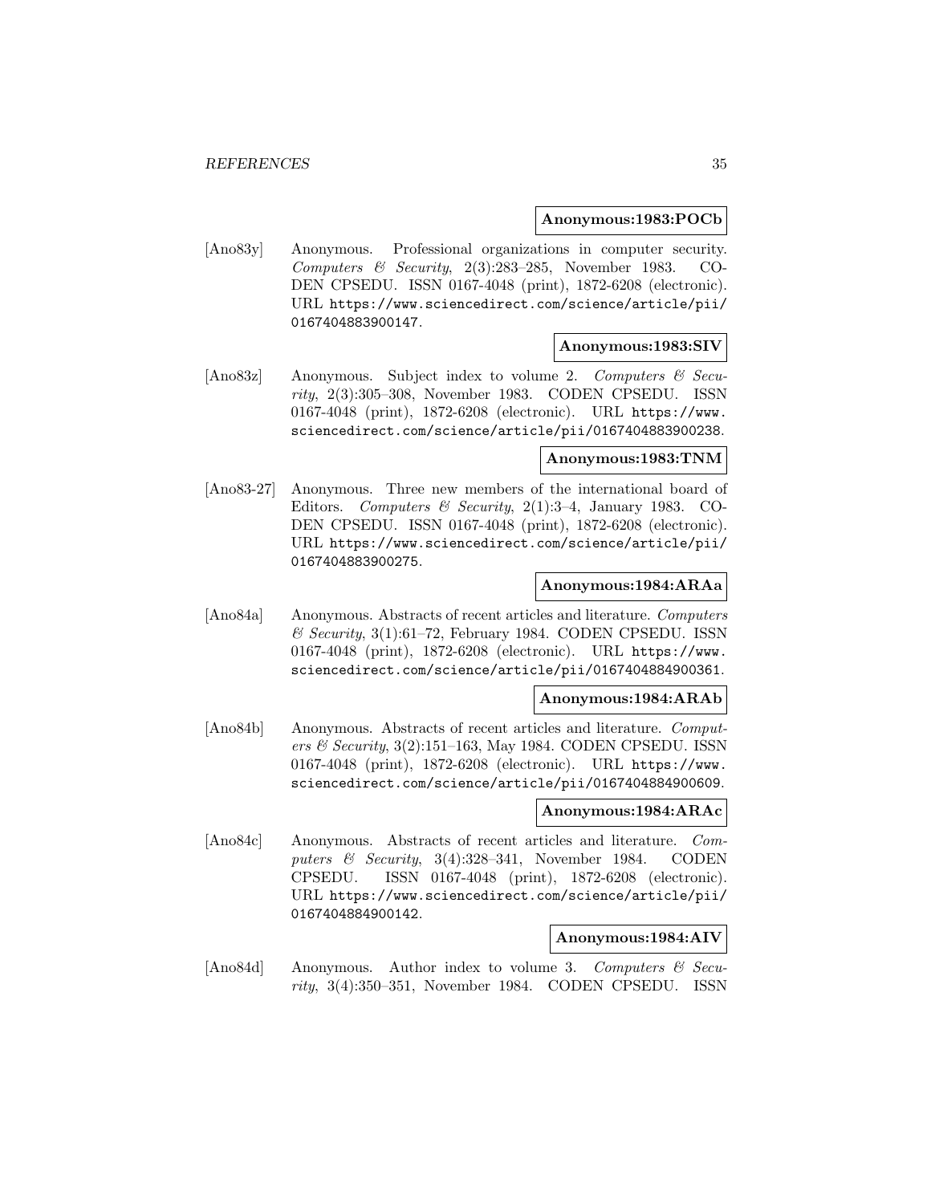**Anonymous:1983:POCb**

[Ano83y] Anonymous. Professional organizations in computer security. *Computers & Security*, 2(3):283–285, November 1983. CODEN CPSEDU. ISSN 0167-4048 (print), 1872-6208 (electronic). URL https://www.sciencedirect.com/science/article/pii/0167404883900147.

**Anonymous:1983:SIV**

[Ano83z] Anonymous. Subject index to volume 2. *Computers & Security*, 2(3):305–308, November 1983. CODEN CPSEDU. ISSN 0167-4048 (print), 1872-6208 (electronic). URL https://www.sciencedirect.com/science/article/pii/0167404883900238.

**Anonymous:1983:TNM**

[Ano83-27] Anonymous. Three new members of the international board of Editors. *Computers & Security*, 2(1):3–4, January 1983. CODEN CPSEDU. ISSN 0167-4048 (print), 1872-6208 (electronic). URL https://www.sciencedirect.com/science/article/pii/0167404883900275.

**Anonymous:1984:ARAa**

[Ano84a] Anonymous. Abstracts of recent articles and literature. *Computers & Security*, 3(1):61–72, February 1984. CODEN CPSEDU. ISSN 0167-4048 (print), 1872-6208 (electronic). URL https://www.sciencedirect.com/science/article/pii/0167404884900361.

**Anonymous:1984:ARAb**

[Ano84b] Anonymous. Abstracts of recent articles and literature. *Computers & Security*, 3(2):151–163, May 1984. CODEN CPSEDU. ISSN 0167-4048 (print), 1872-6208 (electronic). URL https://www.sciencedirect.com/science/article/pii/0167404884900609.

**Anonymous:1984:ARAc**

[Ano84c] Anonymous. Abstracts of recent articles and literature. *Computers & Security*, 3(4):328–341, November 1984. CODEN CPSEDU. ISSN 0167-4048 (print), 1872-6208 (electronic). URL https://www.sciencedirect.com/science/article/pii/0167404884900142.

**Anonymous:1984:AIV**

[Ano84d] Anonymous. Author index to volume 3. *Computers & Security*, 3(4):350–351, November 1984. CODEN CPSEDU. ISSN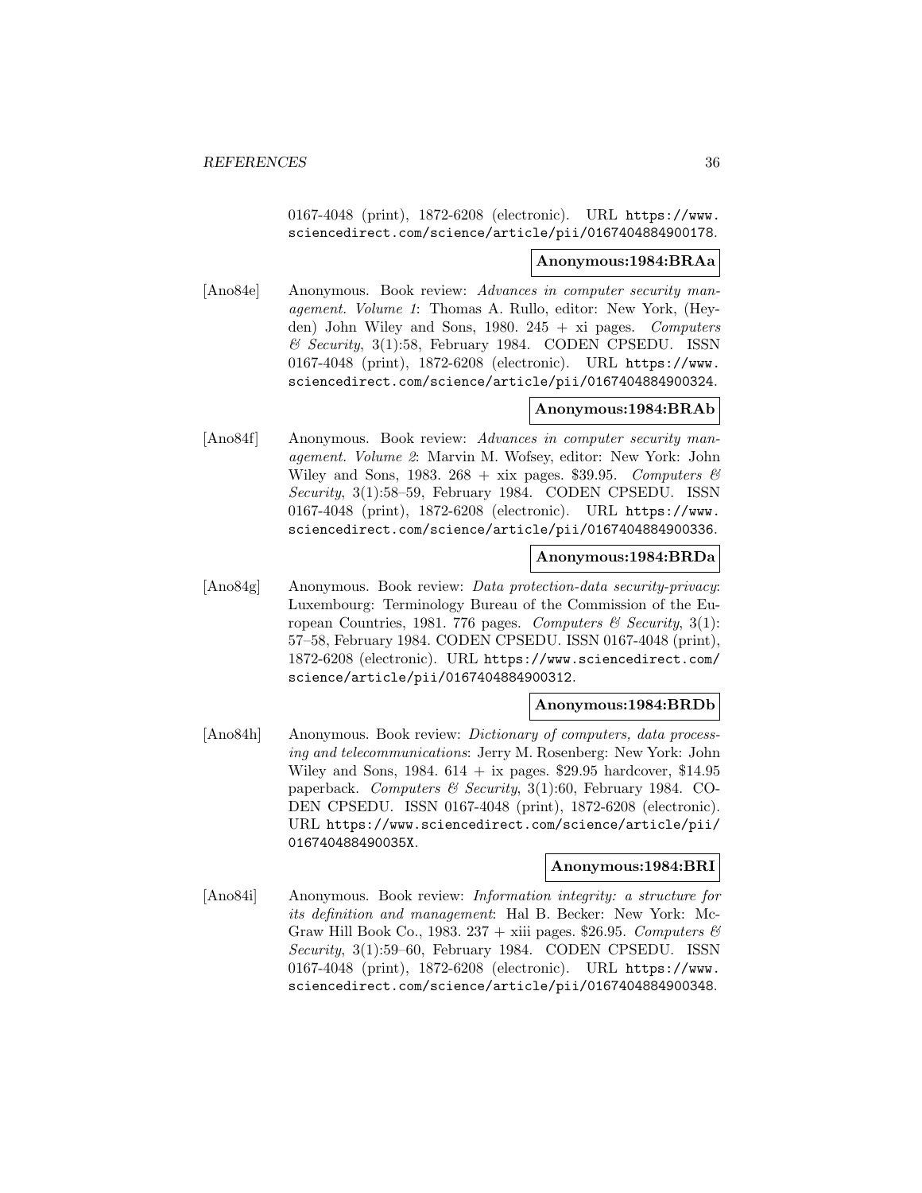0167-4048 (print), 1872-6208 (electronic). URL https://www.sciencedirect.com/science/article/pii/0167404884900178.

**Anonymous:1984:BRAa**

[Ano84e] Anonymous. Book review: *Advances in computer security management. Volume 1*: Thomas A. Rullo, editor: New York, (Heyden) John Wiley and Sons, 1980. 245 + xi pages. *Computers & Security*, 3(1):58, February 1984. CODEN CPSEDU. ISSN 0167-4048 (print), 1872-6208 (electronic). URL https://www.sciencedirect.com/science/article/pii/0167404884900324.

**Anonymous:1984:BRAb**

[Ano84f] Anonymous. Book review: *Advances in computer security management. Volume 2*: Marvin M. Wofsey, editor: New York: John Wiley and Sons, 1983. 268 + xix pages. $39.95. *Computers & Security*, 3(1):58–59, February 1984. CODEN CPSEDU. ISSN 0167-4048 (print), 1872-6208 (electronic). URL https://www.sciencedirect.com/science/article/pii/0167404884900336.

**Anonymous:1984:BRDa**

[Ano84g] Anonymous. Book review: *Data protection-data security-privacy*: Luxembourg: Terminology Bureau of the Commission of the European Countries, 1981. 776 pages. *Computers & Security*, 3(1): 57–58, February 1984. CODEN CPSEDU. ISSN 0167-4048 (print), 1872-6208 (electronic). URL https://www.sciencedirect.com/science/article/pii/0167404884900312.

**Anonymous:1984:BRDb**

[Ano84h] Anonymous. Book review: *Dictionary of computers, data processing and telecommunications*: Jerry M. Rosenberg: New York: John Wiley and Sons, 1984. 614 + ix pages. $29.95 hardcover, $14.95 paperback. *Computers & Security*, 3(1):60, February 1984. CODEN CPSEDU. ISSN 0167-4048 (print), 1872-6208 (electronic). URL https://www.sciencedirect.com/science/article/pii/016740488490035X.

**Anonymous:1984:BRI**

[Ano84i] Anonymous. Book review: *Information integrity: a structure for its definition and management*: Hal B. Becker: New York: McGraw Hill Book Co., 1983. 237 + xiii pages. $26.95. *Computers & Security*, 3(1):59–60, February 1984. CODEN CPSEDU. ISSN 0167-4048 (print), 1872-6208 (electronic). URL https://www.sciencedirect.com/science/article/pii/0167404884900348.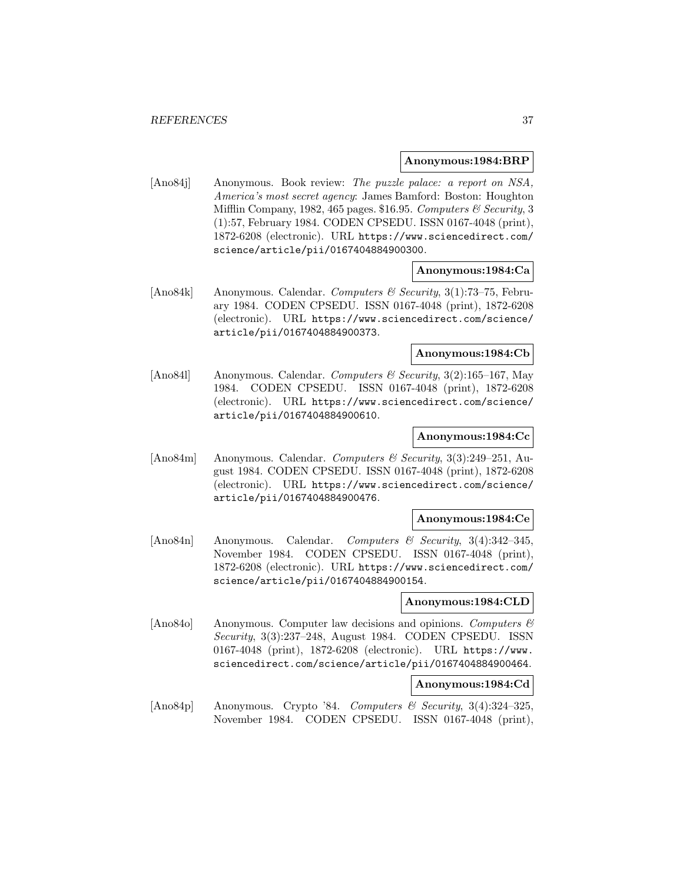**Anonymous:1984:BRP**

[Ano84j] Anonymous. Book review: *The puzzle palace: a report on NSA, America's most secret agency*: James Bamford: Boston: Houghton Mifflin Company, 1982, 465 pages. $16.95. *Computers & Security*, 3 (1):57, February 1984. CODEN CPSEDU. ISSN 0167-4048 (print), 1872-6208 (electronic). URL https://www.sciencedirect.com/science/article/pii/0167404884900300.

**Anonymous:1984:Ca**

[Ano84k] Anonymous. Calendar. *Computers & Security*, 3(1):73–75, February 1984. CODEN CPSEDU. ISSN 0167-4048 (print), 1872-6208 (electronic). URL https://www.sciencedirect.com/science/article/pii/0167404884900373.

**Anonymous:1984:Cb**

[Ano84l] Anonymous. Calendar. *Computers & Security*, 3(2):165–167, May 1984. CODEN CPSEDU. ISSN 0167-4048 (print), 1872-6208 (electronic). URL https://www.sciencedirect.com/science/article/pii/0167404884900610.

**Anonymous:1984:Cc**

[Ano84m] Anonymous. Calendar. *Computers & Security*, 3(3):249–251, August 1984. CODEN CPSEDU. ISSN 0167-4048 (print), 1872-6208 (electronic). URL https://www.sciencedirect.com/science/article/pii/0167404884900476.

**Anonymous:1984:Ce**

[Ano84n] Anonymous. Calendar. *Computers & Security*, 3(4):342–345, November 1984. CODEN CPSEDU. ISSN 0167-4048 (print), 1872-6208 (electronic). URL https://www.sciencedirect.com/science/article/pii/0167404884900154.

**Anonymous:1984:CLD**

[Ano84o] Anonymous. Computer law decisions and opinions. *Computers & Security*, 3(3):237–248, August 1984. CODEN CPSEDU. ISSN 0167-4048 (print), 1872-6208 (electronic). URL https://www.sciencedirect.com/science/article/pii/0167404884900464.

**Anonymous:1984:Cd**

[Ano84p] Anonymous. Crypto '84. *Computers & Security*, 3(4):324–325, November 1984. CODEN CPSEDU. ISSN 0167-4048 (print),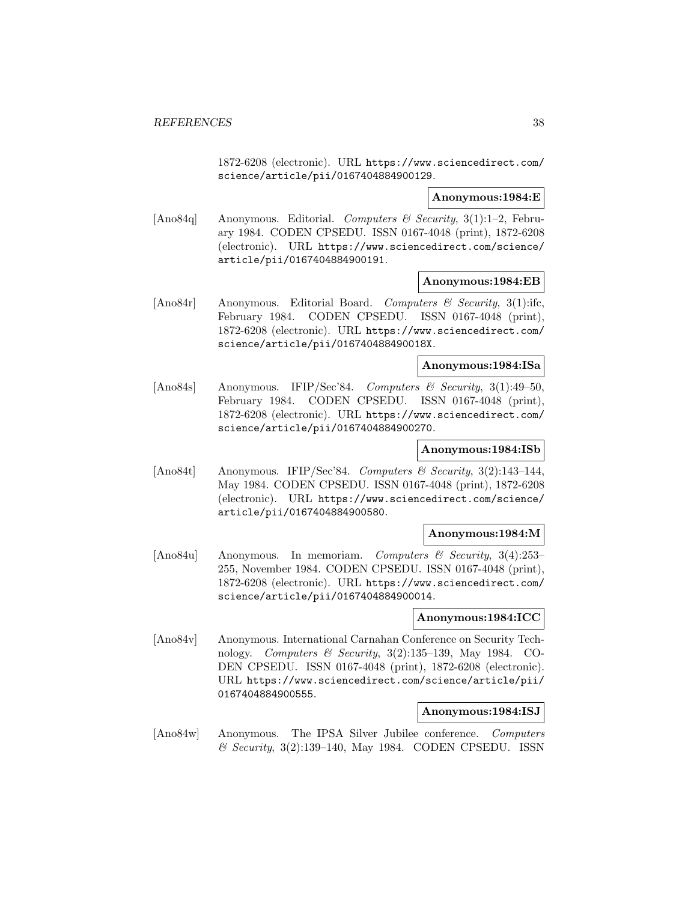1872-6208 (electronic). URL https://www.sciencedirect.com/science/article/pii/0167404884900129.

**Anonymous:1984:E**

[Ano84q] Anonymous. Editorial. *Computers & Security*, 3(1):1–2, February 1984. CODEN CPSEDU. ISSN 0167-4048 (print), 1872-6208 (electronic). URL https://www.sciencedirect.com/science/article/pii/0167404884900191.

**Anonymous:1984:EB**

[Ano84r] Anonymous. Editorial Board. *Computers & Security*, 3(1):ifc, February 1984. CODEN CPSEDU. ISSN 0167-4048 (print), 1872-6208 (electronic). URL https://www.sciencedirect.com/science/article/pii/016740488490018X.

**Anonymous:1984:ISa**

[Ano84s] Anonymous. IFIP/Sec'84. *Computers & Security*, 3(1):49–50, February 1984. CODEN CPSEDU. ISSN 0167-4048 (print), 1872-6208 (electronic). URL https://www.sciencedirect.com/science/article/pii/0167404884900270.

**Anonymous:1984:ISb**

[Ano84t] Anonymous. IFIP/Sec'84. *Computers & Security*, 3(2):143–144, May 1984. CODEN CPSEDU. ISSN 0167-4048 (print), 1872-6208 (electronic). URL https://www.sciencedirect.com/science/article/pii/0167404884900580.

**Anonymous:1984:M**

[Ano84u] Anonymous. In memoriam. *Computers & Security*, 3(4):253–255, November 1984. CODEN CPSEDU. ISSN 0167-4048 (print), 1872-6208 (electronic). URL https://www.sciencedirect.com/science/article/pii/0167404884900014.

**Anonymous:1984:ICC**

[Ano84v] Anonymous. International Carnahan Conference on Security Technology. *Computers & Security*, 3(2):135–139, May 1984. CODEN CPSEDU. ISSN 0167-4048 (print), 1872-6208 (electronic). URL https://www.sciencedirect.com/science/article/pii/0167404884900555.

**Anonymous:1984:ISJ**

[Ano84w] Anonymous. The IPSA Silver Jubilee conference. *Computers & Security*, 3(2):139–140, May 1984. CODEN CPSEDU. ISSN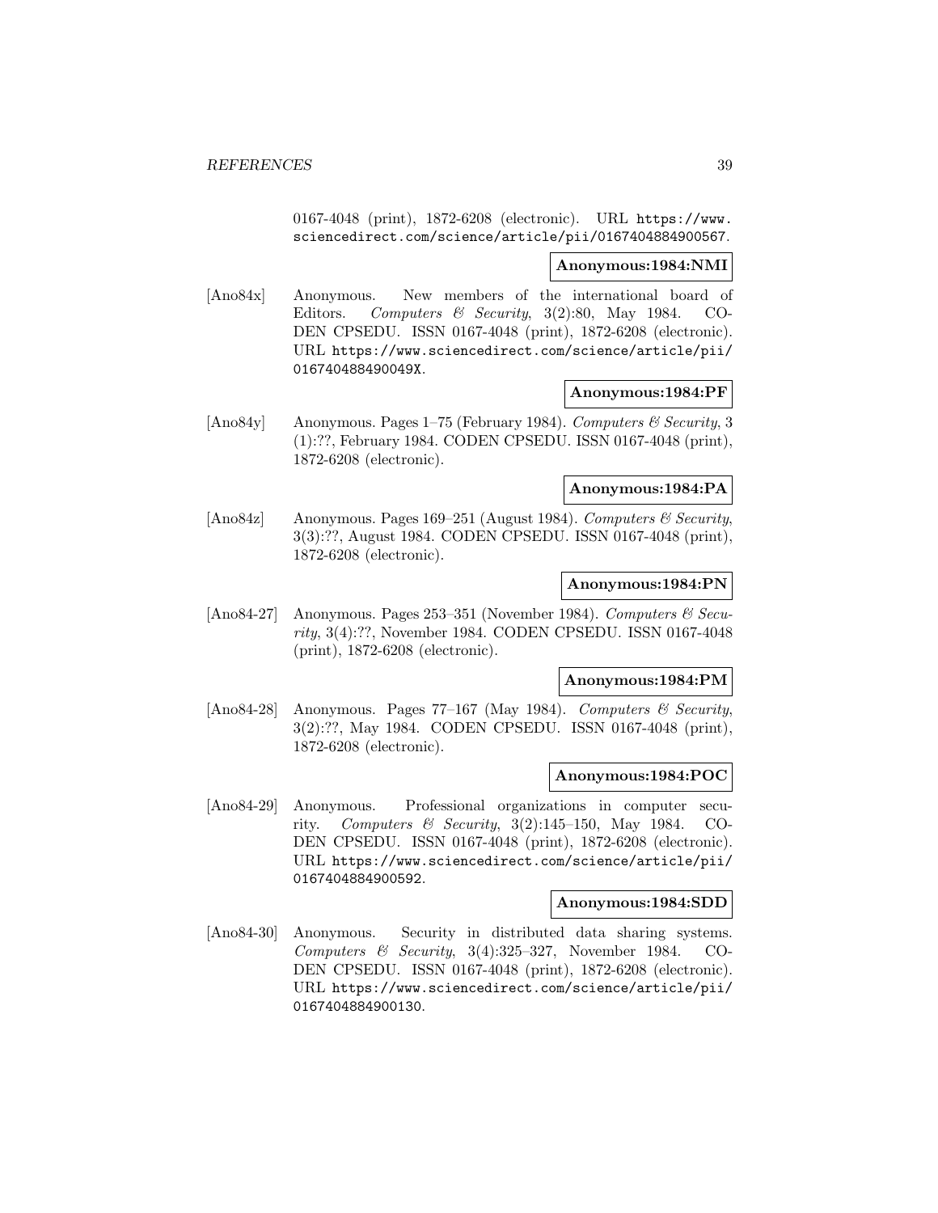0167-4048 (print), 1872-6208 (electronic). URL https://www.sciencedirect.com/science/article/pii/0167404884900567.

**Anonymous:1984:NMI**

[Ano84x] Anonymous. New members of the international board of Editors. *Computers & Security*, 3(2):80, May 1984. CODEN CPSEDU. ISSN 0167-4048 (print), 1872-6208 (electronic). URL https://www.sciencedirect.com/science/article/pii/016740488490049X.

**Anonymous:1984:PF**

[Ano84y] Anonymous. Pages 1–75 (February 1984). *Computers & Security*, 3 (1):??, February 1984. CODEN CPSEDU. ISSN 0167-4048 (print), 1872-6208 (electronic).

**Anonymous:1984:PA**

[Ano84z] Anonymous. Pages 169–251 (August 1984). *Computers & Security*, 3(3):??, August 1984. CODEN CPSEDU. ISSN 0167-4048 (print), 1872-6208 (electronic).

**Anonymous:1984:PN**

[Ano84-27] Anonymous. Pages 253–351 (November 1984). *Computers & Security*, 3(4):??, November 1984. CODEN CPSEDU. ISSN 0167-4048 (print), 1872-6208 (electronic).

**Anonymous:1984:PM**

[Ano84-28] Anonymous. Pages 77–167 (May 1984). *Computers & Security*, 3(2):??, May 1984. CODEN CPSEDU. ISSN 0167-4048 (print), 1872-6208 (electronic).

**Anonymous:1984:POC**

[Ano84-29] Anonymous. Professional organizations in computer security. *Computers & Security*, 3(2):145–150, May 1984. CODEN CPSEDU. ISSN 0167-4048 (print), 1872-6208 (electronic). URL https://www.sciencedirect.com/science/article/pii/0167404884900592.

**Anonymous:1984:SDD**

[Ano84-30] Anonymous. Security in distributed data sharing systems. *Computers & Security*, 3(4):325–327, November 1984. CODEN CPSEDU. ISSN 0167-4048 (print), 1872-6208 (electronic). URL https://www.sciencedirect.com/science/article/pii/0167404884900130.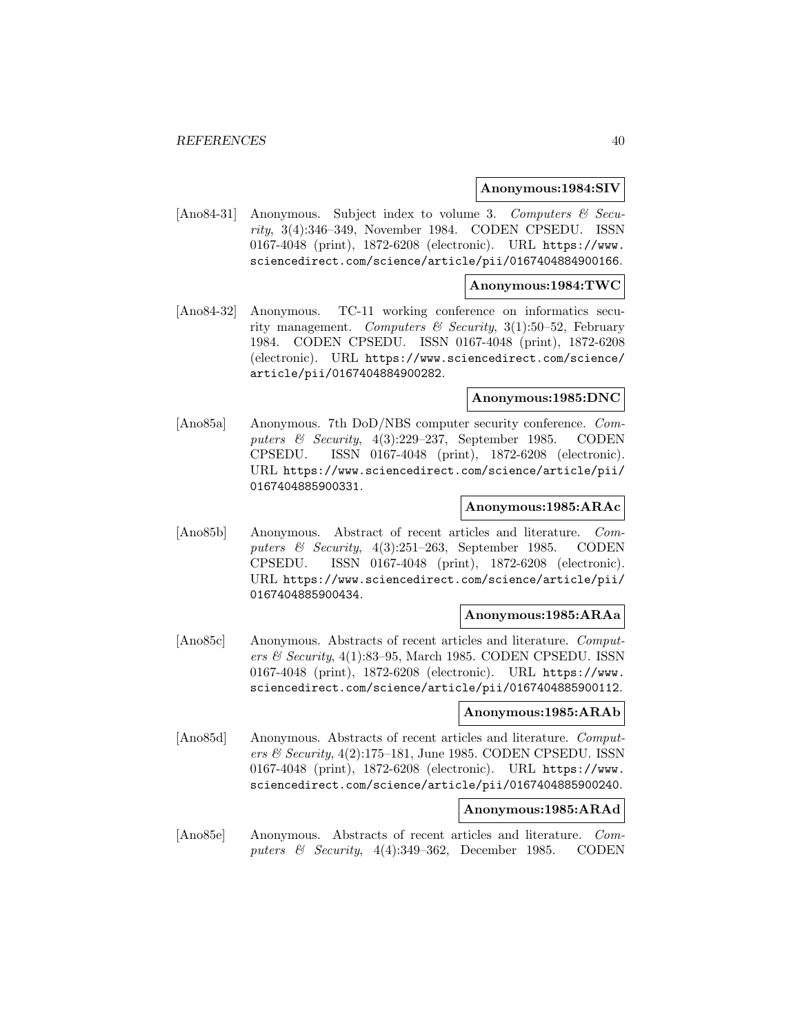**Anonymous:1984:SIV**

[Ano84-31] Anonymous. Subject index to volume 3. *Computers & Security*, 3(4):346–349, November 1984. CODEN CPSEDU. ISSN 0167-4048 (print), 1872-6208 (electronic). URL https://www.sciencedirect.com/science/article/pii/0167404884900166.

**Anonymous:1984:TWC**

[Ano84-32] Anonymous. TC-11 working conference on informatics security management. *Computers & Security*, 3(1):50–52, February 1984. CODEN CPSEDU. ISSN 0167-4048 (print), 1872-6208 (electronic). URL https://www.sciencedirect.com/science/article/pii/0167404884900282.

**Anonymous:1985:DNC**

[Ano85a] Anonymous. 7th DoD/NBS computer security conference. *Computers & Security*, 4(3):229–237, September 1985. CODEN CPSEDU. ISSN 0167-4048 (print), 1872-6208 (electronic). URL https://www.sciencedirect.com/science/article/pii/0167404885900331.

**Anonymous:1985:ARAc**

[Ano85b] Anonymous. Abstract of recent articles and literature. *Computers & Security*, 4(3):251–263, September 1985. CODEN CPSEDU. ISSN 0167-4048 (print), 1872-6208 (electronic). URL https://www.sciencedirect.com/science/article/pii/0167404885900434.

**Anonymous:1985:ARAa**

[Ano85c] Anonymous. Abstracts of recent articles and literature. *Computers & Security*, 4(1):83–95, March 1985. CODEN CPSEDU. ISSN 0167-4048 (print), 1872-6208 (electronic). URL https://www.sciencedirect.com/science/article/pii/0167404885900112.

**Anonymous:1985:ARAb**

[Ano85d] Anonymous. Abstracts of recent articles and literature. *Computers & Security*, 4(2):175–181, June 1985. CODEN CPSEDU. ISSN 0167-4048 (print), 1872-6208 (electronic). URL https://www.sciencedirect.com/science/article/pii/0167404885900240.

**Anonymous:1985:ARAd**

[Ano85e] Anonymous. Abstracts of recent articles and literature. *Computers & Security*, 4(4):349–362, December 1985. CODEN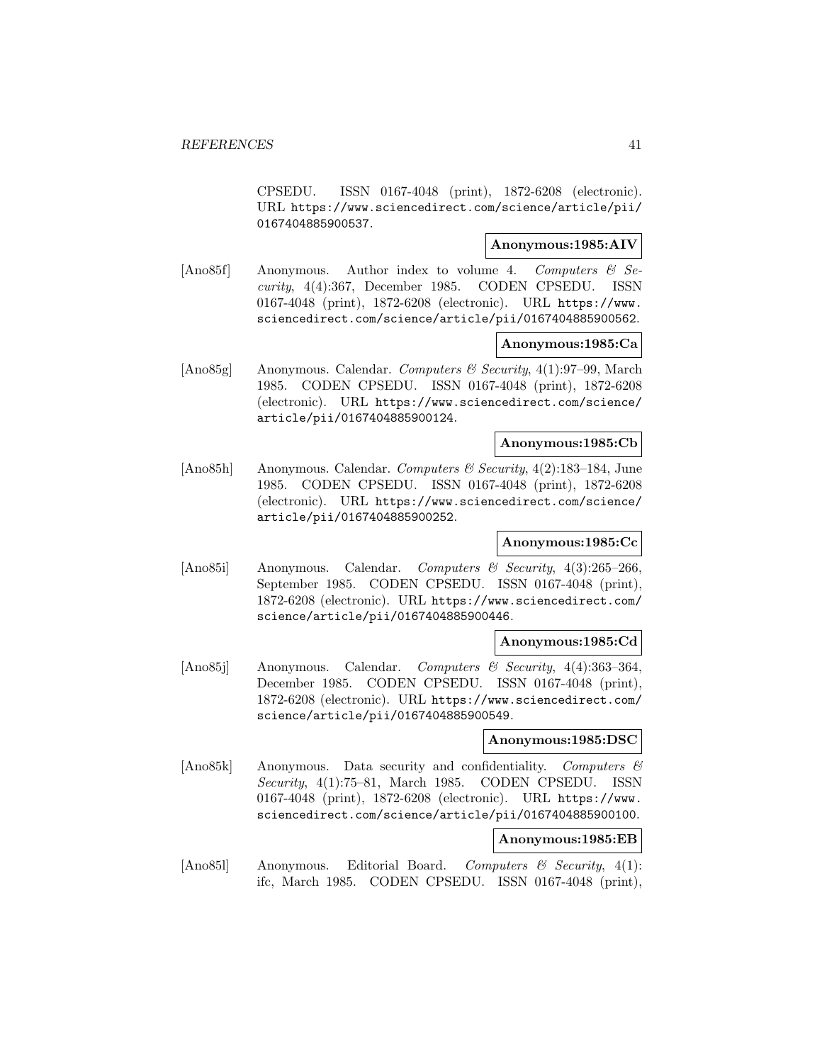CPSEDU. ISSN 0167-4048 (print), 1872-6208 (electronic). URL https://www.sciencedirect.com/science/article/pii/0167404885900537.

**Anonymous:1985:AIV**

[Ano85f] Anonymous. Author index to volume 4. *Computers & Security*, 4(4):367, December 1985. CODEN CPSEDU. ISSN 0167-4048 (print), 1872-6208 (electronic). URL https://www.sciencedirect.com/science/article/pii/0167404885900562.

**Anonymous:1985:Ca**

[Ano85g] Anonymous. Calendar. *Computers & Security*, 4(1):97–99, March 1985. CODEN CPSEDU. ISSN 0167-4048 (print), 1872-6208 (electronic). URL https://www.sciencedirect.com/science/article/pii/0167404885900124.

**Anonymous:1985:Cb**

[Ano85h] Anonymous. Calendar. *Computers & Security*, 4(2):183–184, June 1985. CODEN CPSEDU. ISSN 0167-4048 (print), 1872-6208 (electronic). URL https://www.sciencedirect.com/science/article/pii/0167404885900252.

**Anonymous:1985:Cc**

[Ano85i] Anonymous. Calendar. *Computers & Security*, 4(3):265–266, September 1985. CODEN CPSEDU. ISSN 0167-4048 (print), 1872-6208 (electronic). URL https://www.sciencedirect.com/science/article/pii/0167404885900446.

**Anonymous:1985:Cd**

[Ano85j] Anonymous. Calendar. *Computers & Security*, 4(4):363–364, December 1985. CODEN CPSEDU. ISSN 0167-4048 (print), 1872-6208 (electronic). URL https://www.sciencedirect.com/science/article/pii/0167404885900549.

**Anonymous:1985:DSC**

[Ano85k] Anonymous. Data security and confidentiality. *Computers & Security*, 4(1):75–81, March 1985. CODEN CPSEDU. ISSN 0167-4048 (print), 1872-6208 (electronic). URL https://www.sciencedirect.com/science/article/pii/0167404885900100.

**Anonymous:1985:EB**

[Ano85l] Anonymous. Editorial Board. *Computers & Security*, 4(1): ifc, March 1985. CODEN CPSEDU. ISSN 0167-4048 (print),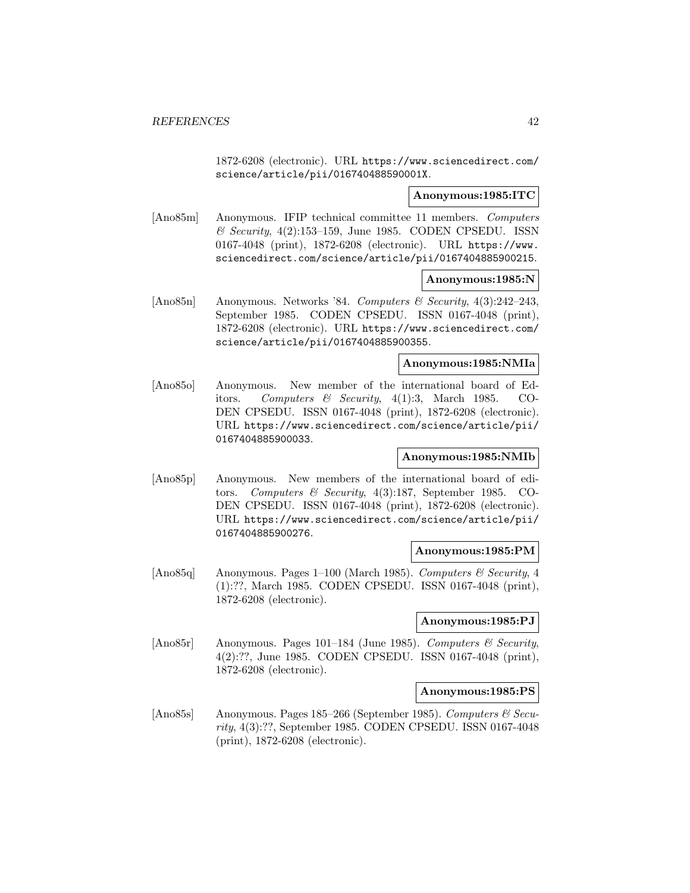1872-6208 (electronic). URL https://www.sciencedirect.com/science/article/pii/016740488590001X.

**Anonymous:1985:ITC**

[Ano85m] Anonymous. IFIP technical committee 11 members. *Computers & Security*, 4(2):153–159, June 1985. CODEN CPSEDU. ISSN 0167-4048 (print), 1872-6208 (electronic). URL https://www.sciencedirect.com/science/article/pii/0167404885900215.

**Anonymous:1985:N**

[Ano85n] Anonymous. Networks '84. *Computers & Security*, 4(3):242–243, September 1985. CODEN CPSEDU. ISSN 0167-4048 (print), 1872-6208 (electronic). URL https://www.sciencedirect.com/science/article/pii/0167404885900355.

**Anonymous:1985:NMIa**

[Ano85o] Anonymous. New member of the international board of Editors. *Computers & Security*, 4(1):3, March 1985. CODEN CPSEDU. ISSN 0167-4048 (print), 1872-6208 (electronic). URL https://www.sciencedirect.com/science/article/pii/0167404885900033.

**Anonymous:1985:NMIb**

[Ano85p] Anonymous. New members of the international board of editors. *Computers & Security*, 4(3):187, September 1985. CODEN CPSEDU. ISSN 0167-4048 (print), 1872-6208 (electronic). URL https://www.sciencedirect.com/science/article/pii/0167404885900276.

**Anonymous:1985:PM**

[Ano85q] Anonymous. Pages 1–100 (March 1985). *Computers & Security*, 4 (1):??, March 1985. CODEN CPSEDU. ISSN 0167-4048 (print), 1872-6208 (electronic).

**Anonymous:1985:PJ**

[Ano85r] Anonymous. Pages 101–184 (June 1985). *Computers & Security*, 4(2):??, June 1985. CODEN CPSEDU. ISSN 0167-4048 (print), 1872-6208 (electronic).

**Anonymous:1985:PS**

[Ano85s] Anonymous. Pages 185–266 (September 1985). *Computers & Security*, 4(3):??, September 1985. CODEN CPSEDU. ISSN 0167-4048 (print), 1872-6208 (electronic).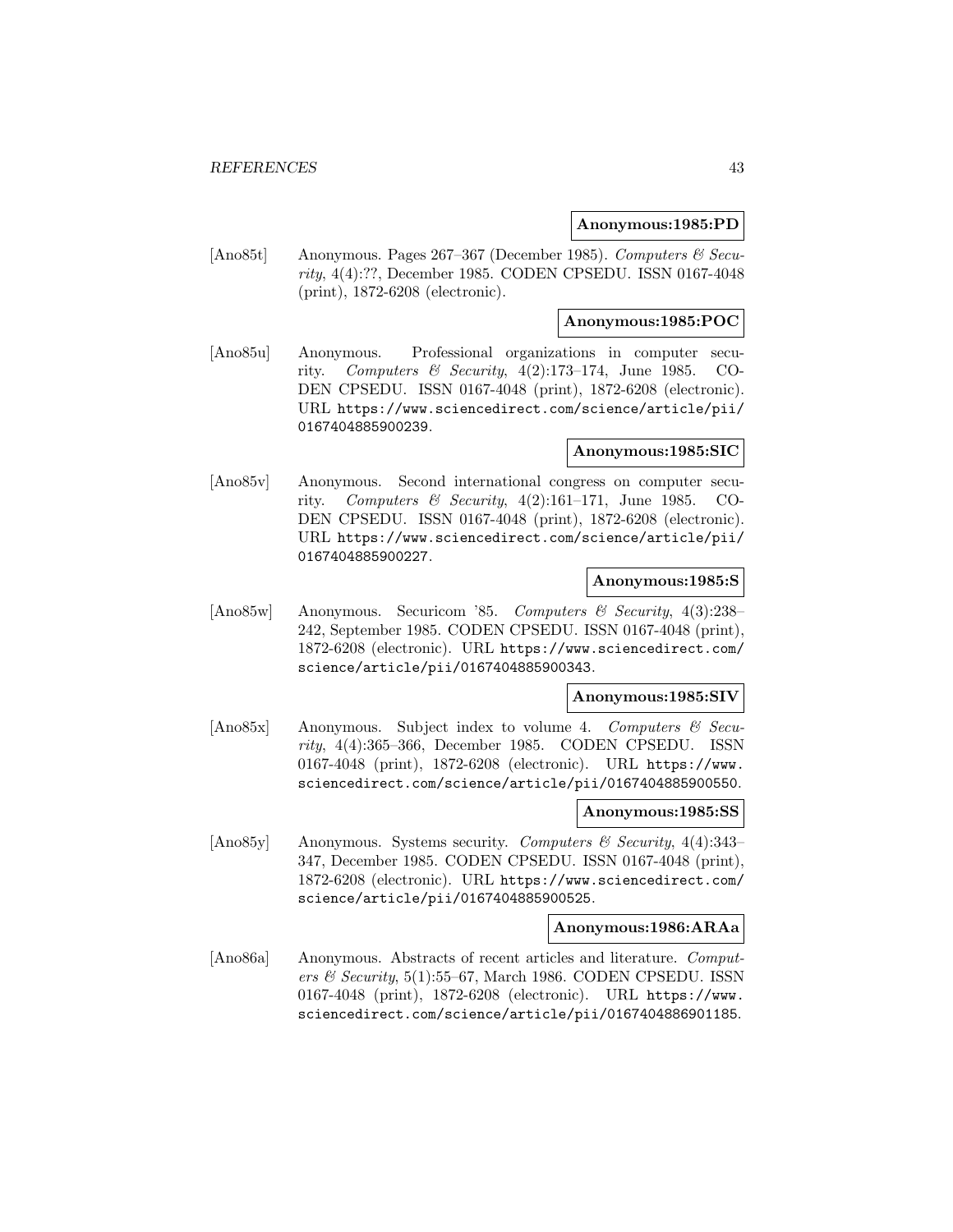**Anonymous:1985:PD**

[Ano85t] Anonymous. Pages 267–367 (December 1985). *Computers & Security*, 4(4):??, December 1985. CODEN CPSEDU. ISSN 0167-4048 (print), 1872-6208 (electronic).

**Anonymous:1985:POC**

[Ano85u] Anonymous. Professional organizations in computer security. *Computers & Security*, 4(2):173–174, June 1985. CODEN CPSEDU. ISSN 0167-4048 (print), 1872-6208 (electronic). URL https://www.sciencedirect.com/science/article/pii/0167404885900239.

**Anonymous:1985:SIC**

[Ano85v] Anonymous. Second international congress on computer security. *Computers & Security*, 4(2):161–171, June 1985. CODEN CPSEDU. ISSN 0167-4048 (print), 1872-6208 (electronic). URL https://www.sciencedirect.com/science/article/pii/0167404885900227.

**Anonymous:1985:S**

[Ano85w] Anonymous. Securicom '85. *Computers & Security*, 4(3):238–242, September 1985. CODEN CPSEDU. ISSN 0167-4048 (print), 1872-6208 (electronic). URL https://www.sciencedirect.com/science/article/pii/0167404885900343.

**Anonymous:1985:SIV**

[Ano85x] Anonymous. Subject index to volume 4. *Computers & Security*, 4(4):365–366, December 1985. CODEN CPSEDU. ISSN 0167-4048 (print), 1872-6208 (electronic). URL https://www.sciencedirect.com/science/article/pii/0167404885900550.

**Anonymous:1985:SS**

[Ano85y] Anonymous. Systems security. *Computers & Security*, 4(4):343–347, December 1985. CODEN CPSEDU. ISSN 0167-4048 (print), 1872-6208 (electronic). URL https://www.sciencedirect.com/science/article/pii/0167404885900525.

**Anonymous:1986:ARAa**

[Ano86a] Anonymous. Abstracts of recent articles and literature. *Computers & Security*, 5(1):55–67, March 1986. CODEN CPSEDU. ISSN 0167-4048 (print), 1872-6208 (electronic). URL https://www.sciencedirect.com/science/article/pii/0167404886901185.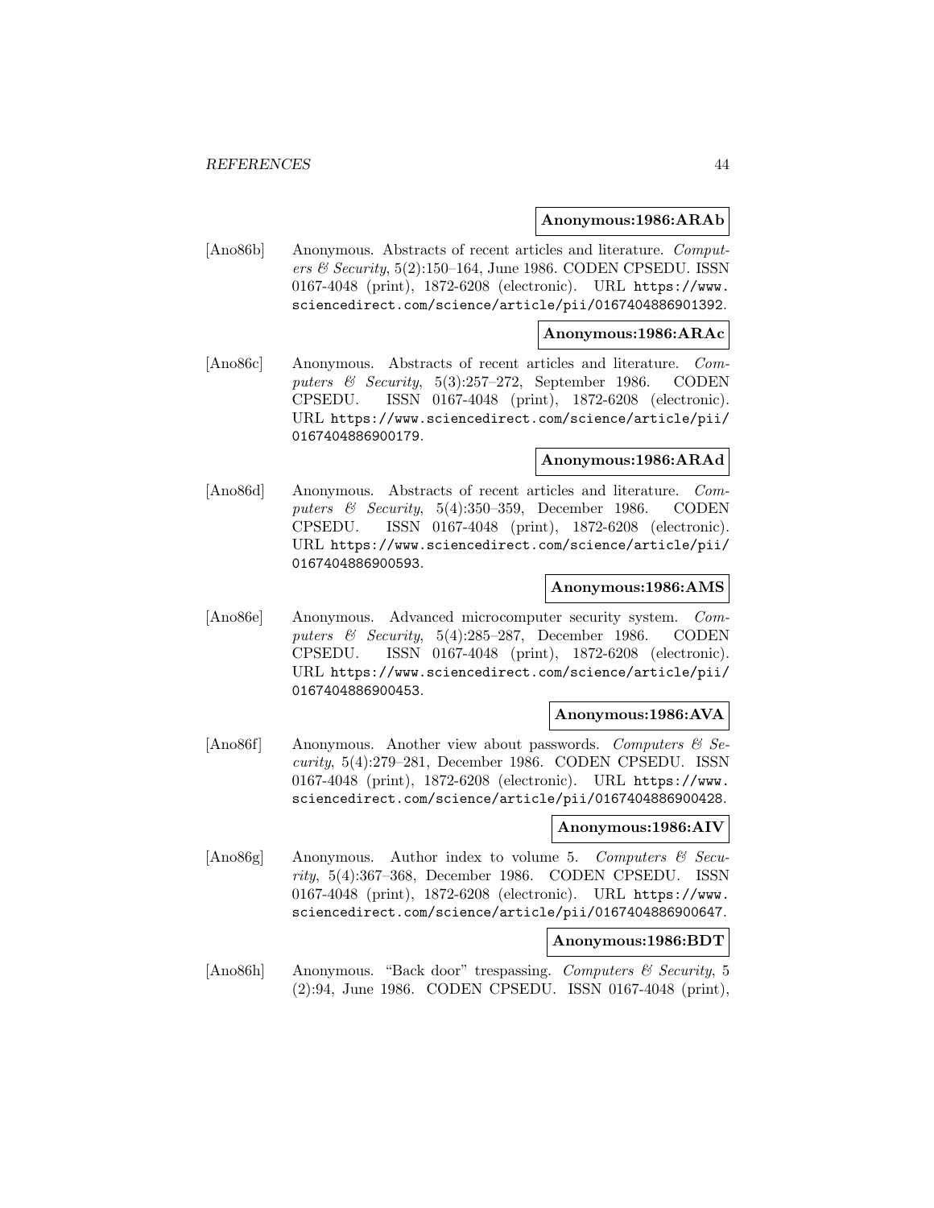**Anonymous:1986:ARAb**

[Ano86b] Anonymous. Abstracts of recent articles and literature. *Computers & Security*, 5(2):150–164, June 1986. CODEN CPSEDU. ISSN 0167-4048 (print), 1872-6208 (electronic). URL https://www.sciencedirect.com/science/article/pii/0167404886901392.

**Anonymous:1986:ARAc**

[Ano86c] Anonymous. Abstracts of recent articles and literature. *Computers & Security*, 5(3):257–272, September 1986. CODEN CPSEDU. ISSN 0167-4048 (print), 1872-6208 (electronic). URL https://www.sciencedirect.com/science/article/pii/0167404886900179.

**Anonymous:1986:ARAd**

[Ano86d] Anonymous. Abstracts of recent articles and literature. *Computers & Security*, 5(4):350–359, December 1986. CODEN CPSEDU. ISSN 0167-4048 (print), 1872-6208 (electronic). URL https://www.sciencedirect.com/science/article/pii/0167404886900593.

**Anonymous:1986:AMS**

[Ano86e] Anonymous. Advanced microcomputer security system. *Computers & Security*, 5(4):285–287, December 1986. CODEN CPSEDU. ISSN 0167-4048 (print), 1872-6208 (electronic). URL https://www.sciencedirect.com/science/article/pii/0167404886900453.

**Anonymous:1986:AVA**

[Ano86f] Anonymous. Another view about passwords. *Computers & Security*, 5(4):279–281, December 1986. CODEN CPSEDU. ISSN 0167-4048 (print), 1872-6208 (electronic). URL https://www.sciencedirect.com/science/article/pii/0167404886900428.

**Anonymous:1986:AIV**

[Ano86g] Anonymous. Author index to volume 5. *Computers & Security*, 5(4):367–368, December 1986. CODEN CPSEDU. ISSN 0167-4048 (print), 1872-6208 (electronic). URL https://www.sciencedirect.com/science/article/pii/0167404886900647.

**Anonymous:1986:BDT**

[Ano86h] Anonymous. "Back door" trespassing. *Computers & Security*, 5 (2):94, June 1986. CODEN CPSEDU. ISSN 0167-4048 (print),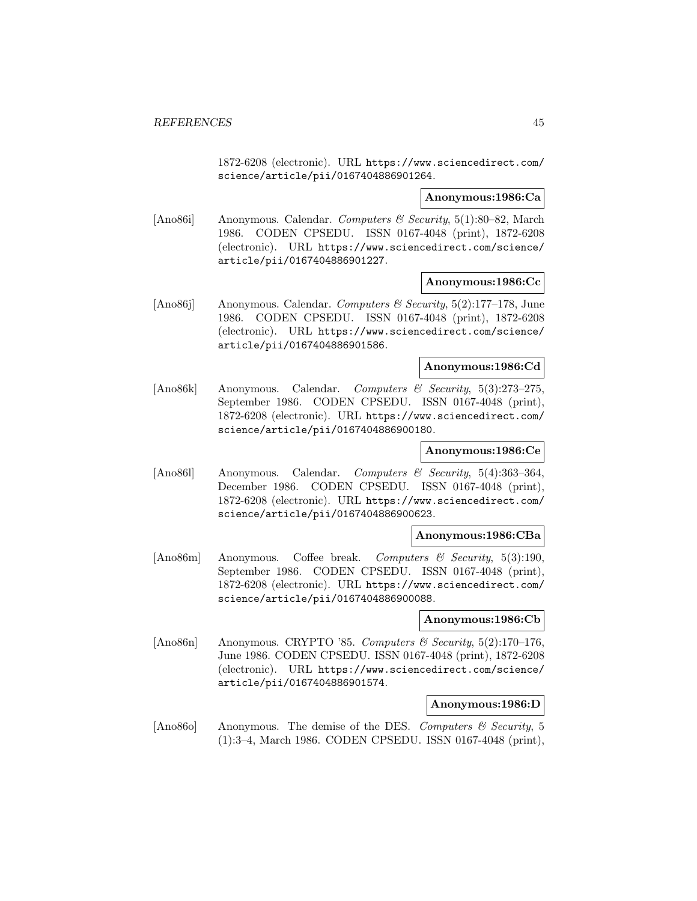1872-6208 (electronic). URL https://www.sciencedirect.com/science/article/pii/0167404886901264.

**Anonymous:1986:Ca**

[Ano86i] Anonymous. Calendar. *Computers & Security*, 5(1):80–82, March 1986. CODEN CPSEDU. ISSN 0167-4048 (print), 1872-6208 (electronic). URL https://www.sciencedirect.com/science/article/pii/0167404886901227.

**Anonymous:1986:Cc**

[Ano86j] Anonymous. Calendar. *Computers & Security*, 5(2):177–178, June 1986. CODEN CPSEDU. ISSN 0167-4048 (print), 1872-6208 (electronic). URL https://www.sciencedirect.com/science/article/pii/0167404886901586.

**Anonymous:1986:Cd**

[Ano86k] Anonymous. Calendar. *Computers & Security*, 5(3):273–275, September 1986. CODEN CPSEDU. ISSN 0167-4048 (print), 1872-6208 (electronic). URL https://www.sciencedirect.com/science/article/pii/0167404886900180.

**Anonymous:1986:Ce**

[Ano86l] Anonymous. Calendar. *Computers & Security*, 5(4):363–364, December 1986. CODEN CPSEDU. ISSN 0167-4048 (print), 1872-6208 (electronic). URL https://www.sciencedirect.com/science/article/pii/0167404886900623.

**Anonymous:1986:CBa**

[Ano86m] Anonymous. Coffee break. *Computers & Security*, 5(3):190, September 1986. CODEN CPSEDU. ISSN 0167-4048 (print), 1872-6208 (electronic). URL https://www.sciencedirect.com/science/article/pii/0167404886900088.

**Anonymous:1986:Cb**

[Ano86n] Anonymous. CRYPTO '85. *Computers & Security*, 5(2):170–176, June 1986. CODEN CPSEDU. ISSN 0167-4048 (print), 1872-6208 (electronic). URL https://www.sciencedirect.com/science/article/pii/0167404886901574.

**Anonymous:1986:D**

[Ano86o] Anonymous. The demise of the DES. *Computers & Security*, 5 (1):3–4, March 1986. CODEN CPSEDU. ISSN 0167-4048 (print),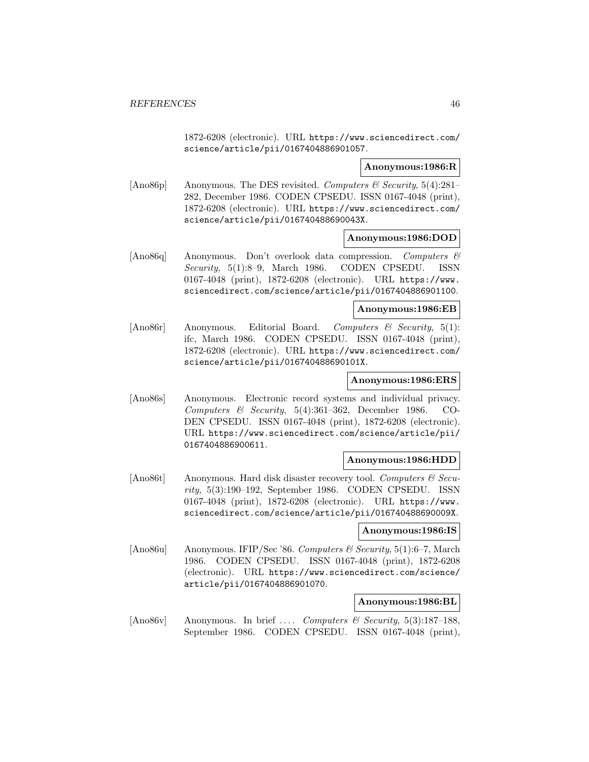1872-6208 (electronic). URL https://www.sciencedirect.com/science/article/pii/0167404886901057.

**Anonymous:1986:R**

[Ano86p] Anonymous. The DES revisited. *Computers & Security*, 5(4):281–282, December 1986. CODEN CPSEDU. ISSN 0167-4048 (print), 1872-6208 (electronic). URL https://www.sciencedirect.com/science/article/pii/016740488690043X.

**Anonymous:1986:DOD**

[Ano86q] Anonymous. Don't overlook data compression. *Computers & Security*, 5(1):8–9, March 1986. CODEN CPSEDU. ISSN 0167-4048 (print), 1872-6208 (electronic). URL https://www.sciencedirect.com/science/article/pii/0167404886901100.

**Anonymous:1986:EB**

[Ano86r] Anonymous. Editorial Board. *Computers & Security*, 5(1): ifc, March 1986. CODEN CPSEDU. ISSN 0167-4048 (print), 1872-6208 (electronic). URL https://www.sciencedirect.com/science/article/pii/016740488690101X.

**Anonymous:1986:ERS**

[Ano86s] Anonymous. Electronic record systems and individual privacy. *Computers & Security*, 5(4):361–362, December 1986. CODEN CPSEDU. ISSN 0167-4048 (print), 1872-6208 (electronic). URL https://www.sciencedirect.com/science/article/pii/0167404886900611.

**Anonymous:1986:HDD**

[Ano86t] Anonymous. Hard disk disaster recovery tool. *Computers & Security*, 5(3):190–192, September 1986. CODEN CPSEDU. ISSN 0167-4048 (print), 1872-6208 (electronic). URL https://www.sciencedirect.com/science/article/pii/016740488690009X.

**Anonymous:1986:IS**

[Ano86u] Anonymous. IFIP/Sec '86. *Computers & Security*, 5(1):6–7, March 1986. CODEN CPSEDU. ISSN 0167-4048 (print), 1872-6208 (electronic). URL https://www.sciencedirect.com/science/article/pii/0167404886901070.

**Anonymous:1986:BL**

[Ano86v] Anonymous. In brief .... *Computers & Security*, 5(3):187–188, September 1986. CODEN CPSEDU. ISSN 0167-4048 (print),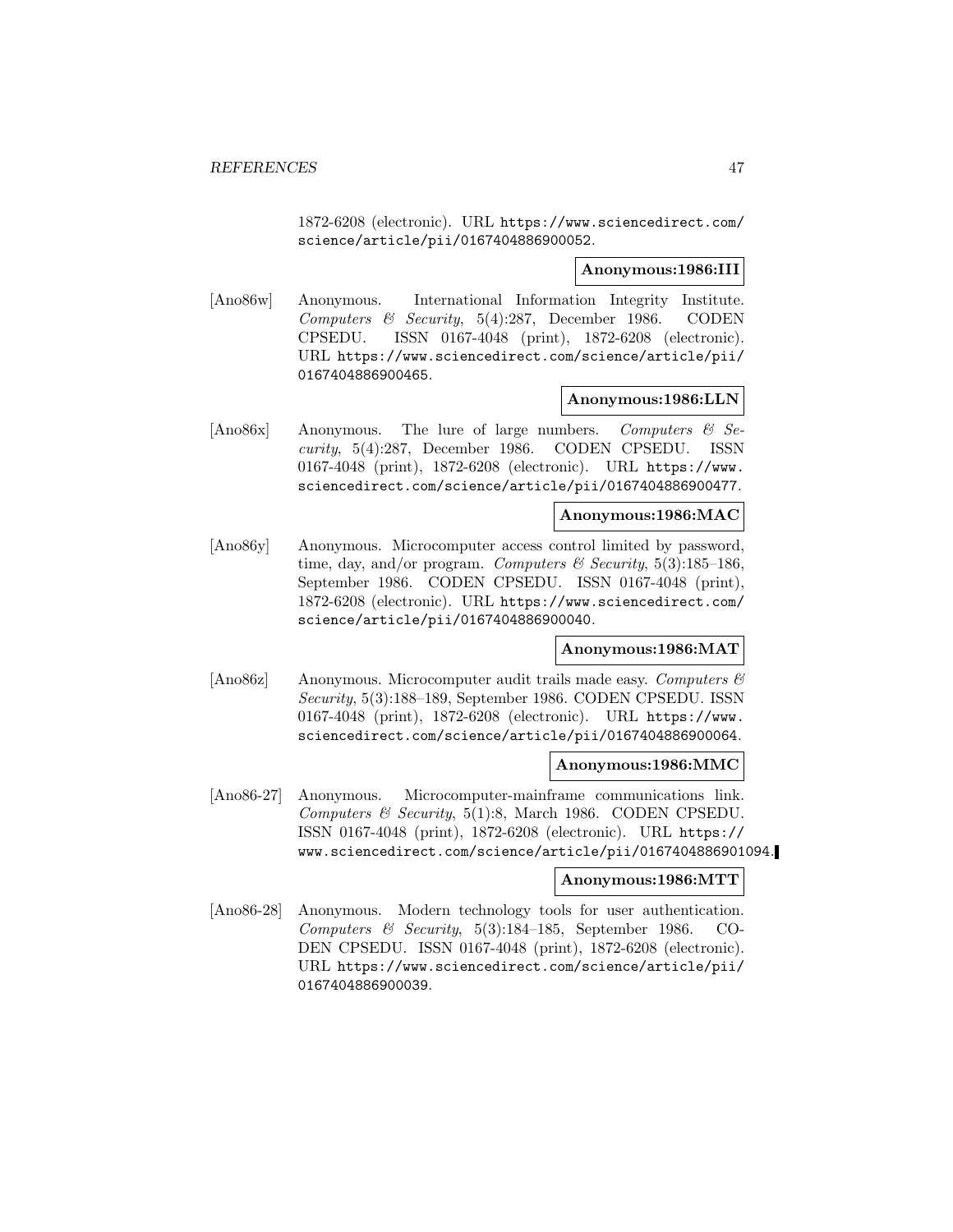1872-6208 (electronic). URL https://www.sciencedirect.com/science/article/pii/0167404886900052.

**Anonymous:1986:III**

[Ano86w] Anonymous. International Information Integrity Institute. *Computers & Security*, 5(4):287, December 1986. CODEN CPSEDU. ISSN 0167-4048 (print), 1872-6208 (electronic). URL https://www.sciencedirect.com/science/article/pii/0167404886900465.

**Anonymous:1986:LLN**

[Ano86x] Anonymous. The lure of large numbers. *Computers & Security*, 5(4):287, December 1986. CODEN CPSEDU. ISSN 0167-4048 (print), 1872-6208 (electronic). URL https://www.sciencedirect.com/science/article/pii/0167404886900477.

**Anonymous:1986:MAC**

[Ano86y] Anonymous. Microcomputer access control limited by password, time, day, and/or program. *Computers & Security*, 5(3):185–186, September 1986. CODEN CPSEDU. ISSN 0167-4048 (print), 1872-6208 (electronic). URL https://www.sciencedirect.com/science/article/pii/0167404886900040.

**Anonymous:1986:MAT**

[Ano86z] Anonymous. Microcomputer audit trails made easy. *Computers & Security*, 5(3):188–189, September 1986. CODEN CPSEDU. ISSN 0167-4048 (print), 1872-6208 (electronic). URL https://www.sciencedirect.com/science/article/pii/0167404886900064.

**Anonymous:1986:MMC**

[Ano86-27] Anonymous. Microcomputer-mainframe communications link. *Computers & Security*, 5(1):8, March 1986. CODEN CPSEDU. ISSN 0167-4048 (print), 1872-6208 (electronic). URL https://www.sciencedirect.com/science/article/pii/0167404886901094.

**Anonymous:1986:MTT**

[Ano86-28] Anonymous. Modern technology tools for user authentication. *Computers & Security*, 5(3):184–185, September 1986. CODEN CPSEDU. ISSN 0167-4048 (print), 1872-6208 (electronic). URL https://www.sciencedirect.com/science/article/pii/0167404886900039.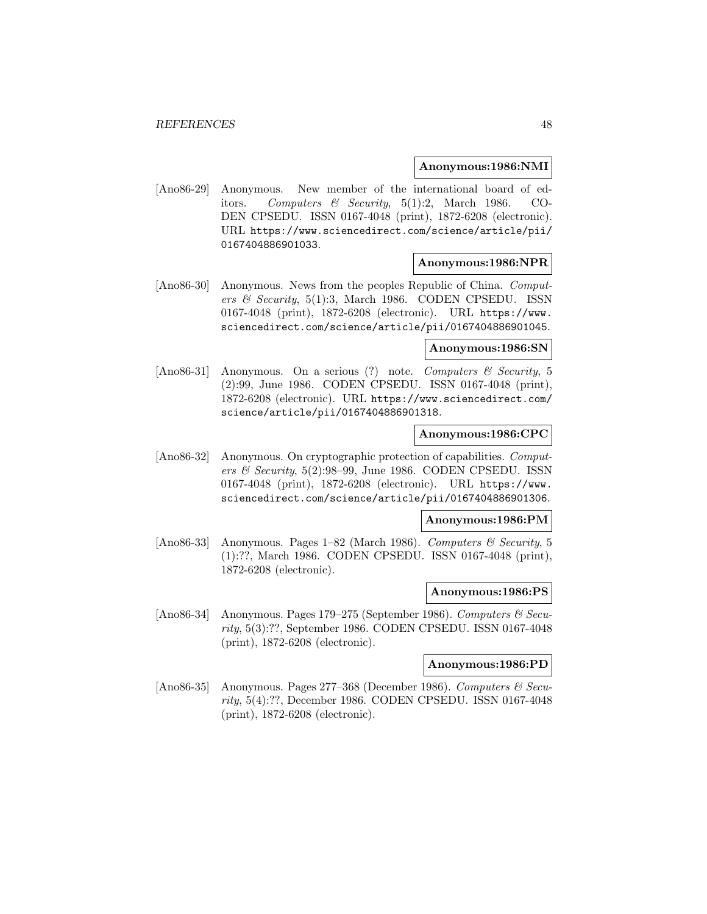**Anonymous:1986:NMI**

[Ano86-29] Anonymous. New member of the international board of editors. *Computers & Security*, 5(1):2, March 1986. CODEN CPSEDU. ISSN 0167-4048 (print), 1872-6208 (electronic). URL https://www.sciencedirect.com/science/article/pii/0167404886901033.

**Anonymous:1986:NPR**

[Ano86-30] Anonymous. News from the peoples Republic of China. *Computers & Security*, 5(1):3, March 1986. CODEN CPSEDU. ISSN 0167-4048 (print), 1872-6208 (electronic). URL https://www.sciencedirect.com/science/article/pii/0167404886901045.

**Anonymous:1986:SN**

[Ano86-31] Anonymous. On a serious (?) note. *Computers & Security*, 5 (2):99, June 1986. CODEN CPSEDU. ISSN 0167-4048 (print), 1872-6208 (electronic). URL https://www.sciencedirect.com/science/article/pii/0167404886901318.

**Anonymous:1986:CPC**

[Ano86-32] Anonymous. On cryptographic protection of capabilities. *Computers & Security*, 5(2):98–99, June 1986. CODEN CPSEDU. ISSN 0167-4048 (print), 1872-6208 (electronic). URL https://www.sciencedirect.com/science/article/pii/0167404886901306.

**Anonymous:1986:PM**

[Ano86-33] Anonymous. Pages 1–82 (March 1986). *Computers & Security*, 5 (1):??, March 1986. CODEN CPSEDU. ISSN 0167-4048 (print), 1872-6208 (electronic).

**Anonymous:1986:PS**

[Ano86-34] Anonymous. Pages 179–275 (September 1986). *Computers & Security*, 5(3):??, September 1986. CODEN CPSEDU. ISSN 0167-4048 (print), 1872-6208 (electronic).

**Anonymous:1986:PD**

[Ano86-35] Anonymous. Pages 277–368 (December 1986). *Computers & Security*, 5(4):??, December 1986. CODEN CPSEDU. ISSN 0167-4048 (print), 1872-6208 (electronic).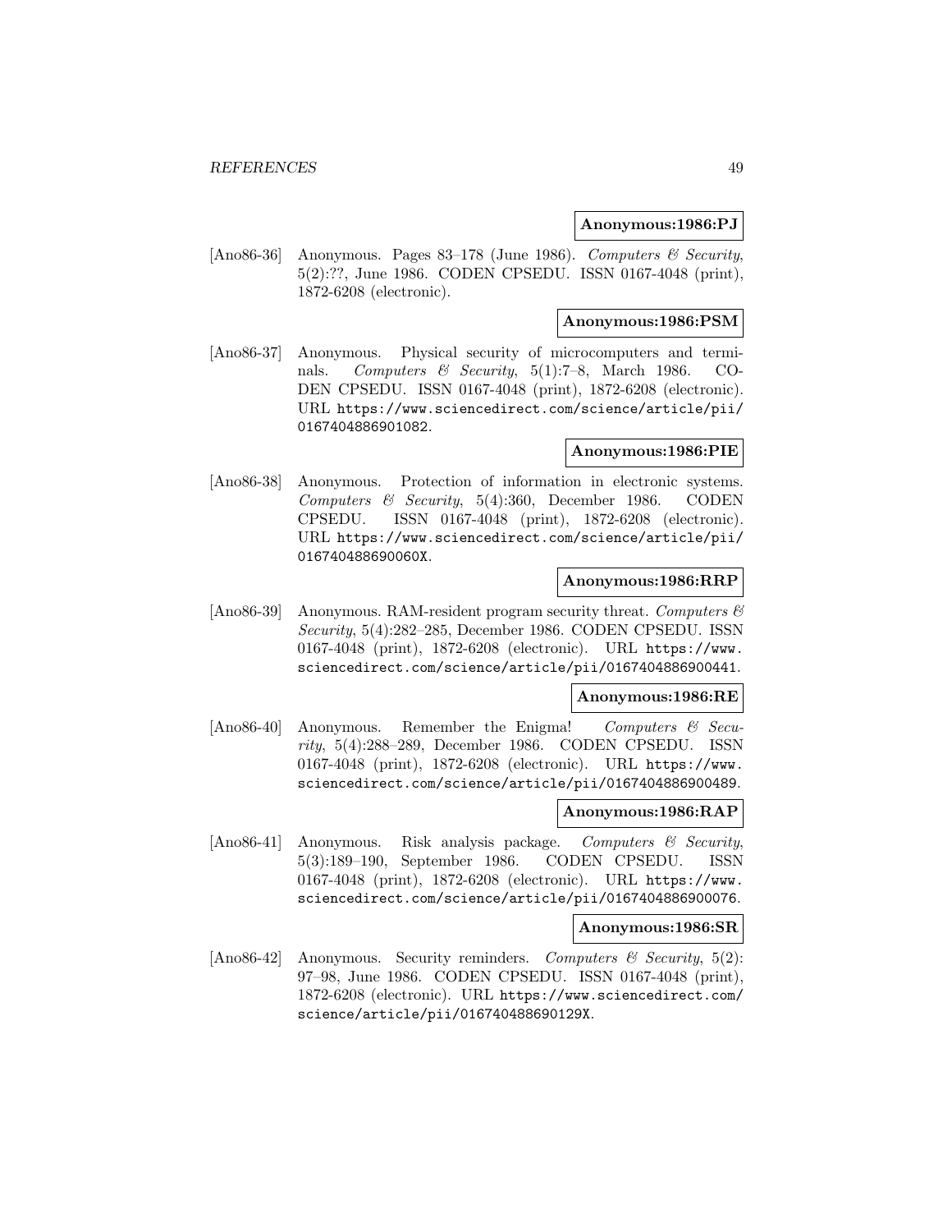**Anonymous:1986:PJ**

[Ano86-36] Anonymous. Pages 83–178 (June 1986). *Computers & Security*, 5(2):??, June 1986. CODEN CPSEDU. ISSN 0167-4048 (print), 1872-6208 (electronic).

**Anonymous:1986:PSM**

[Ano86-37] Anonymous. Physical security of microcomputers and terminals. *Computers & Security*, 5(1):7–8, March 1986. CODEN CPSEDU. ISSN 0167-4048 (print), 1872-6208 (electronic). URL https://www.sciencedirect.com/science/article/pii/0167404886901082.

**Anonymous:1986:PIE**

[Ano86-38] Anonymous. Protection of information in electronic systems. *Computers & Security*, 5(4):360, December 1986. CODEN CPSEDU. ISSN 0167-4048 (print), 1872-6208 (electronic). URL https://www.sciencedirect.com/science/article/pii/016740488690060X.

**Anonymous:1986:RRP**

[Ano86-39] Anonymous. RAM-resident program security threat. *Computers & Security*, 5(4):282–285, December 1986. CODEN CPSEDU. ISSN 0167-4048 (print), 1872-6208 (electronic). URL https://www.sciencedirect.com/science/article/pii/0167404886900441.

**Anonymous:1986:RE**

[Ano86-40] Anonymous. Remember the Enigma! *Computers & Security*, 5(4):288–289, December 1986. CODEN CPSEDU. ISSN 0167-4048 (print), 1872-6208 (electronic). URL https://www.sciencedirect.com/science/article/pii/0167404886900489.

**Anonymous:1986:RAP**

[Ano86-41] Anonymous. Risk analysis package. *Computers & Security*, 5(3):189–190, September 1986. CODEN CPSEDU. ISSN 0167-4048 (print), 1872-6208 (electronic). URL https://www.sciencedirect.com/science/article/pii/0167404886900076.

**Anonymous:1986:SR**

[Ano86-42] Anonymous. Security reminders. *Computers & Security*, 5(2): 97–98, June 1986. CODEN CPSEDU. ISSN 0167-4048 (print), 1872-6208 (electronic). URL https://www.sciencedirect.com/science/article/pii/016740488690129X.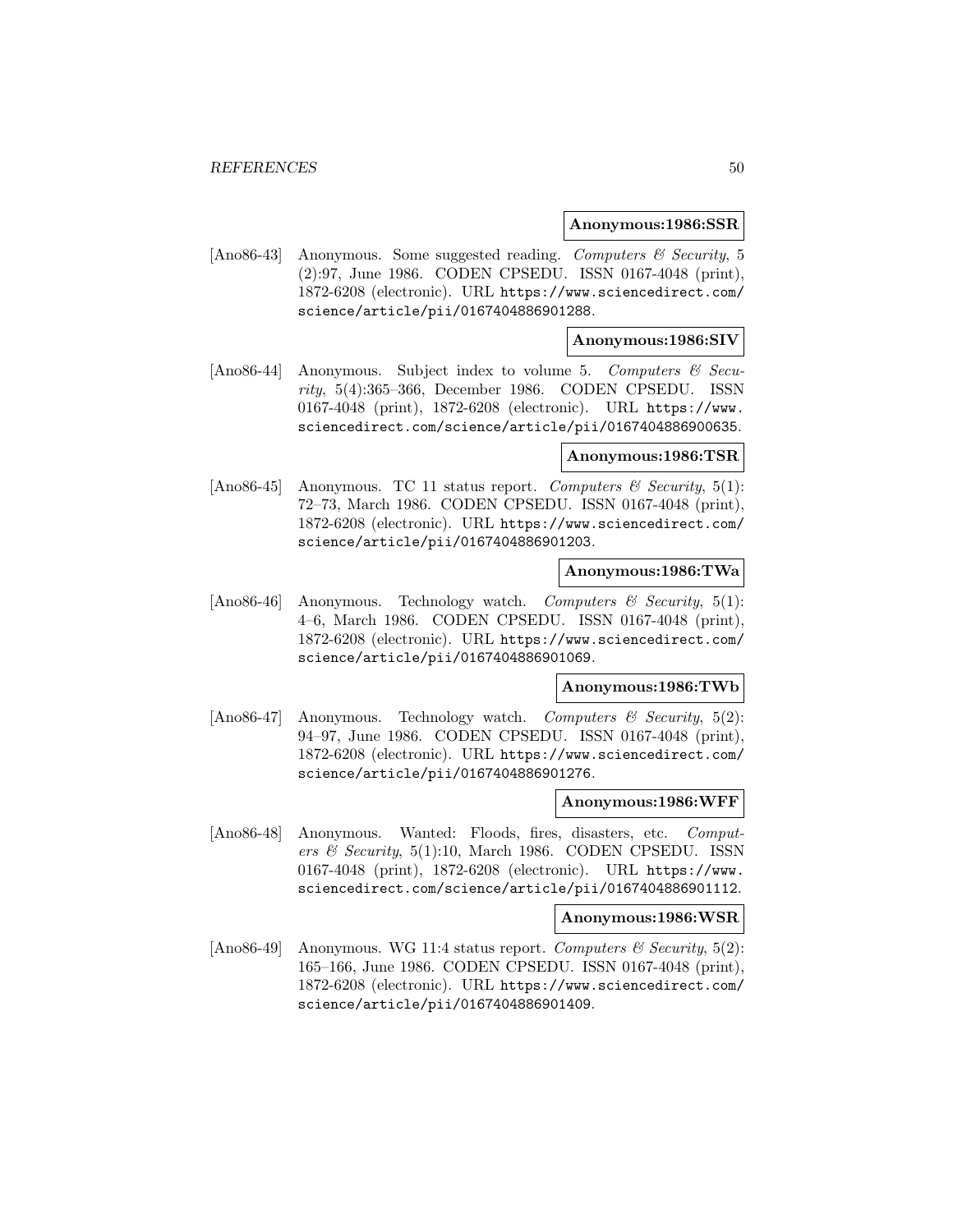**Anonymous:1986:SSR**

[Ano86-43] Anonymous. Some suggested reading. *Computers & Security*, 5 (2):97, June 1986. CODEN CPSEDU. ISSN 0167-4048 (print), 1872-6208 (electronic). URL https://www.sciencedirect.com/science/article/pii/0167404886901288.

**Anonymous:1986:SIV**

[Ano86-44] Anonymous. Subject index to volume 5. *Computers & Security*, 5(4):365–366, December 1986. CODEN CPSEDU. ISSN 0167-4048 (print), 1872-6208 (electronic). URL https://www.sciencedirect.com/science/article/pii/0167404886900635.

**Anonymous:1986:TSR**

[Ano86-45] Anonymous. TC 11 status report. *Computers & Security*, 5(1): 72–73, March 1986. CODEN CPSEDU. ISSN 0167-4048 (print), 1872-6208 (electronic). URL https://www.sciencedirect.com/science/article/pii/0167404886901203.

**Anonymous:1986:TWa**

[Ano86-46] Anonymous. Technology watch. *Computers & Security*, 5(1): 4–6, March 1986. CODEN CPSEDU. ISSN 0167-4048 (print), 1872-6208 (electronic). URL https://www.sciencedirect.com/science/article/pii/0167404886901069.

**Anonymous:1986:TWb**

[Ano86-47] Anonymous. Technology watch. *Computers & Security*, 5(2): 94–97, June 1986. CODEN CPSEDU. ISSN 0167-4048 (print), 1872-6208 (electronic). URL https://www.sciencedirect.com/science/article/pii/0167404886901276.

**Anonymous:1986:WFF**

[Ano86-48] Anonymous. Wanted: Floods, fires, disasters, etc. *Computers & Security*, 5(1):10, March 1986. CODEN CPSEDU. ISSN 0167-4048 (print), 1872-6208 (electronic). URL https://www.sciencedirect.com/science/article/pii/0167404886901112.

**Anonymous:1986:WSR**

[Ano86-49] Anonymous. WG 11:4 status report. *Computers & Security*, 5(2): 165–166, June 1986. CODEN CPSEDU. ISSN 0167-4048 (print), 1872-6208 (electronic). URL https://www.sciencedirect.com/science/article/pii/0167404886901409.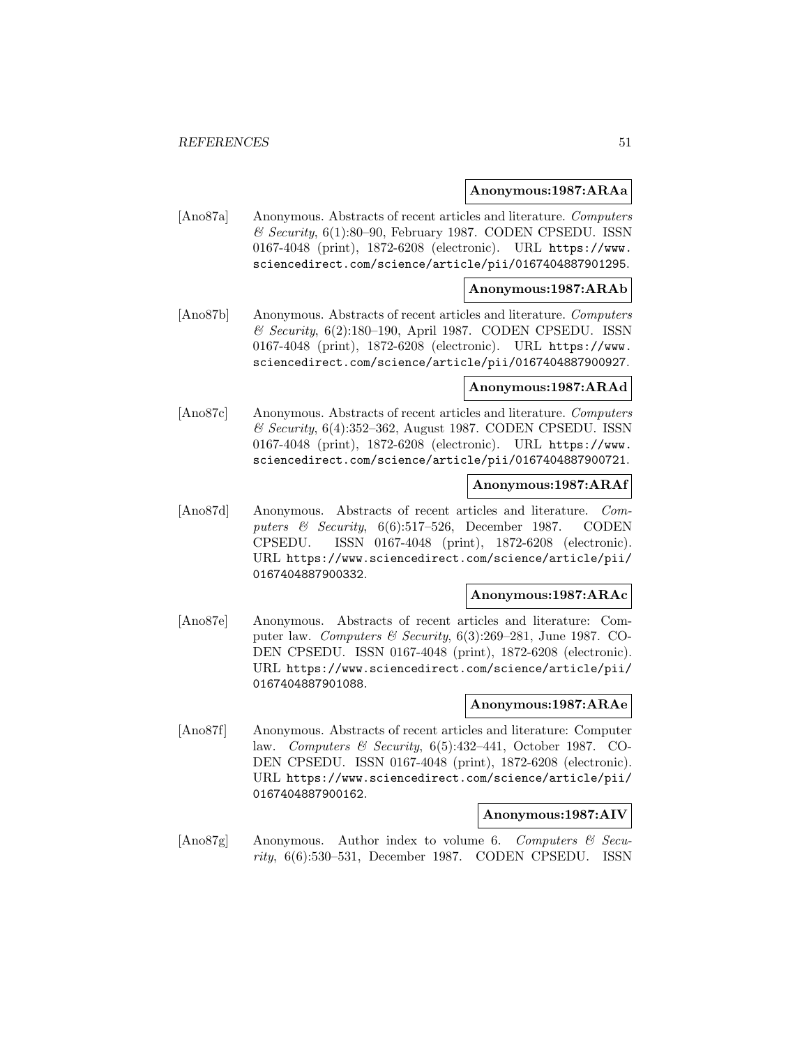**Anonymous:1987:ARAa**

[Ano87a] Anonymous. Abstracts of recent articles and literature. *Computers & Security*, 6(1):80–90, February 1987. CODEN CPSEDU. ISSN 0167-4048 (print), 1872-6208 (electronic). URL https://www.sciencedirect.com/science/article/pii/0167404887901295.

**Anonymous:1987:ARAb**

[Ano87b] Anonymous. Abstracts of recent articles and literature. *Computers & Security*, 6(2):180–190, April 1987. CODEN CPSEDU. ISSN 0167-4048 (print), 1872-6208 (electronic). URL https://www.sciencedirect.com/science/article/pii/0167404887900927.

**Anonymous:1987:ARAd**

[Ano87c] Anonymous. Abstracts of recent articles and literature. *Computers & Security*, 6(4):352–362, August 1987. CODEN CPSEDU. ISSN 0167-4048 (print), 1872-6208 (electronic). URL https://www.sciencedirect.com/science/article/pii/0167404887900721.

**Anonymous:1987:ARAf**

[Ano87d] Anonymous. Abstracts of recent articles and literature. *Computers & Security*, 6(6):517–526, December 1987. CODEN CPSEDU. ISSN 0167-4048 (print), 1872-6208 (electronic). URL https://www.sciencedirect.com/science/article/pii/0167404887900332.

**Anonymous:1987:ARAc**

[Ano87e] Anonymous. Abstracts of recent articles and literature: Computer law. *Computers & Security*, 6(3):269–281, June 1987. CODEN CPSEDU. ISSN 0167-4048 (print), 1872-6208 (electronic). URL https://www.sciencedirect.com/science/article/pii/0167404887901088.

**Anonymous:1987:ARAe**

[Ano87f] Anonymous. Abstracts of recent articles and literature: Computer law. *Computers & Security*, 6(5):432–441, October 1987. CODEN CPSEDU. ISSN 0167-4048 (print), 1872-6208 (electronic). URL https://www.sciencedirect.com/science/article/pii/0167404887900162.

**Anonymous:1987:AIV**

[Ano87g] Anonymous. Author index to volume 6. *Computers & Security*, 6(6):530–531, December 1987. CODEN CPSEDU. ISSN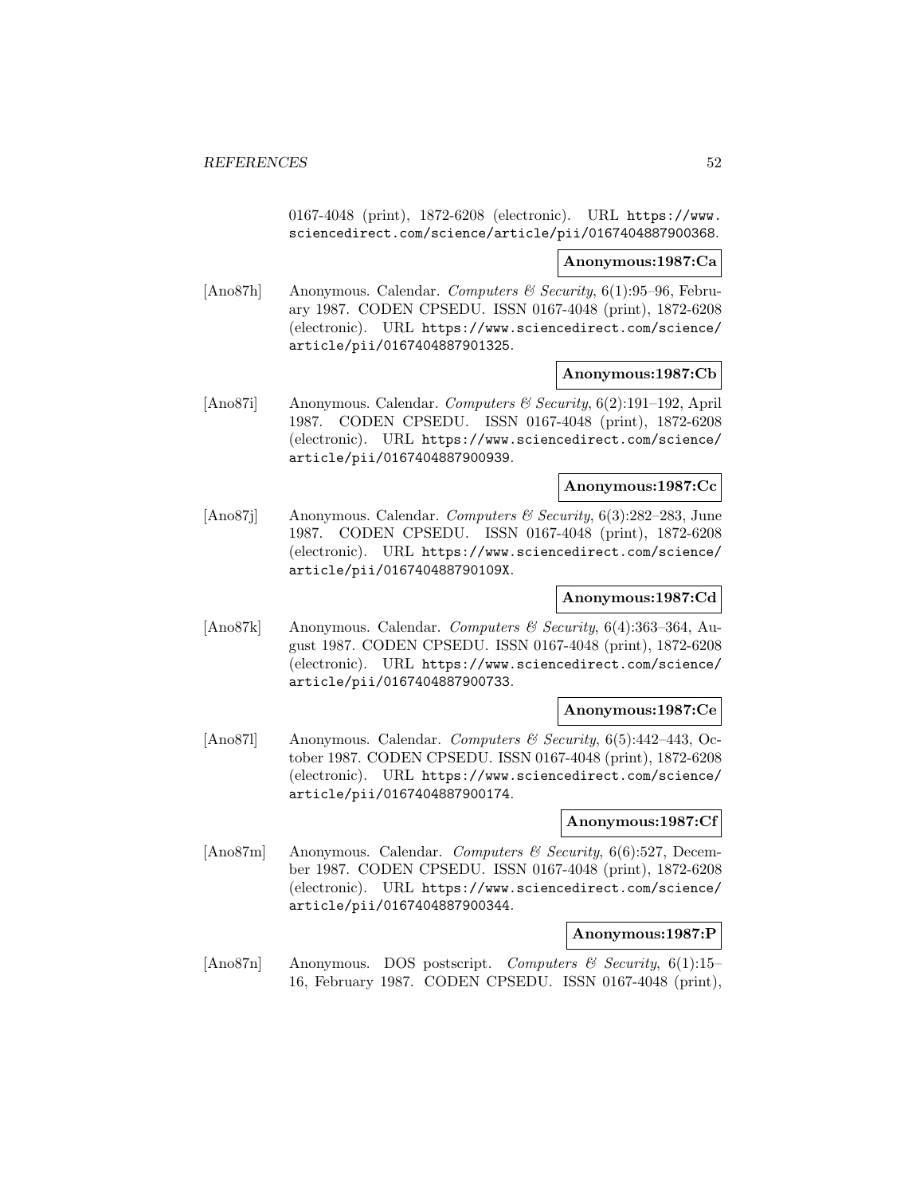0167-4048 (print), 1872-6208 (electronic). URL https://www.sciencedirect.com/science/article/pii/0167404887900368.

**Anonymous:1987:Ca**

[Ano87h] Anonymous. Calendar. *Computers & Security*, 6(1):95–96, February 1987. CODEN CPSEDU. ISSN 0167-4048 (print), 1872-6208 (electronic). URL https://www.sciencedirect.com/science/article/pii/0167404887901325.

**Anonymous:1987:Cb**

[Ano87i] Anonymous. Calendar. *Computers & Security*, 6(2):191–192, April 1987. CODEN CPSEDU. ISSN 0167-4048 (print), 1872-6208 (electronic). URL https://www.sciencedirect.com/science/article/pii/0167404887900939.

**Anonymous:1987:Cc**

[Ano87j] Anonymous. Calendar. *Computers & Security*, 6(3):282–283, June 1987. CODEN CPSEDU. ISSN 0167-4048 (print), 1872-6208 (electronic). URL https://www.sciencedirect.com/science/article/pii/016740488790109X.

**Anonymous:1987:Cd**

[Ano87k] Anonymous. Calendar. *Computers & Security*, 6(4):363–364, August 1987. CODEN CPSEDU. ISSN 0167-4048 (print), 1872-6208 (electronic). URL https://www.sciencedirect.com/science/article/pii/0167404887900733.

**Anonymous:1987:Ce**

[Ano87l] Anonymous. Calendar. *Computers & Security*, 6(5):442–443, October 1987. CODEN CPSEDU. ISSN 0167-4048 (print), 1872-6208 (electronic). URL https://www.sciencedirect.com/science/article/pii/0167404887900174.

**Anonymous:1987:Cf**

[Ano87m] Anonymous. Calendar. *Computers & Security*, 6(6):527, December 1987. CODEN CPSEDU. ISSN 0167-4048 (print), 1872-6208 (electronic). URL https://www.sciencedirect.com/science/article/pii/0167404887900344.

**Anonymous:1987:P**

[Ano87n] Anonymous. DOS postscript. *Computers & Security*, 6(1):15–16, February 1987. CODEN CPSEDU. ISSN 0167-4048 (print),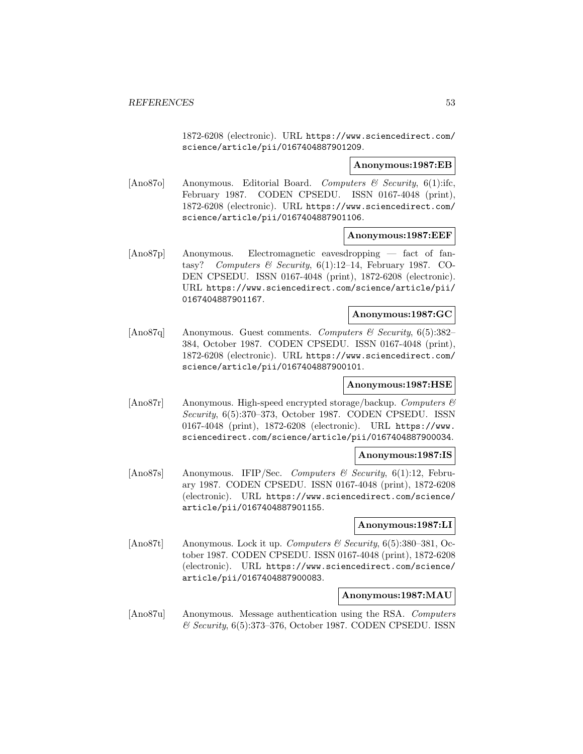1872-6208 (electronic). URL https://www.sciencedirect.com/science/article/pii/0167404887901209.

**Anonymous:1987:EB**

[Ano87o] Anonymous. Editorial Board. *Computers & Security*, 6(1):ifc, February 1987. CODEN CPSEDU. ISSN 0167-4048 (print), 1872-6208 (electronic). URL https://www.sciencedirect.com/science/article/pii/0167404887901106.

**Anonymous:1987:EEF**

[Ano87p] Anonymous. Electromagnetic eavesdropping — fact of fantasy? *Computers & Security*, 6(1):12–14, February 1987. CODEN CPSEDU. ISSN 0167-4048 (print), 1872-6208 (electronic). URL https://www.sciencedirect.com/science/article/pii/0167404887901167.

**Anonymous:1987:GC**

[Ano87q] Anonymous. Guest comments. *Computers & Security*, 6(5):382–384, October 1987. CODEN CPSEDU. ISSN 0167-4048 (print), 1872-6208 (electronic). URL https://www.sciencedirect.com/science/article/pii/0167404887900101.

**Anonymous:1987:HSE**

[Ano87r] Anonymous. High-speed encrypted storage/backup. *Computers & Security*, 6(5):370–373, October 1987. CODEN CPSEDU. ISSN 0167-4048 (print), 1872-6208 (electronic). URL https://www.sciencedirect.com/science/article/pii/0167404887900034.

**Anonymous:1987:IS**

[Ano87s] Anonymous. IFIP/Sec. *Computers & Security*, 6(1):12, February 1987. CODEN CPSEDU. ISSN 0167-4048 (print), 1872-6208 (electronic). URL https://www.sciencedirect.com/science/article/pii/0167404887901155.

**Anonymous:1987:LI**

[Ano87t] Anonymous. Lock it up. *Computers & Security*, 6(5):380–381, October 1987. CODEN CPSEDU. ISSN 0167-4048 (print), 1872-6208 (electronic). URL https://www.sciencedirect.com/science/article/pii/0167404887900083.

**Anonymous:1987:MAU**

[Ano87u] Anonymous. Message authentication using the RSA. *Computers & Security*, 6(5):373–376, October 1987. CODEN CPSEDU. ISSN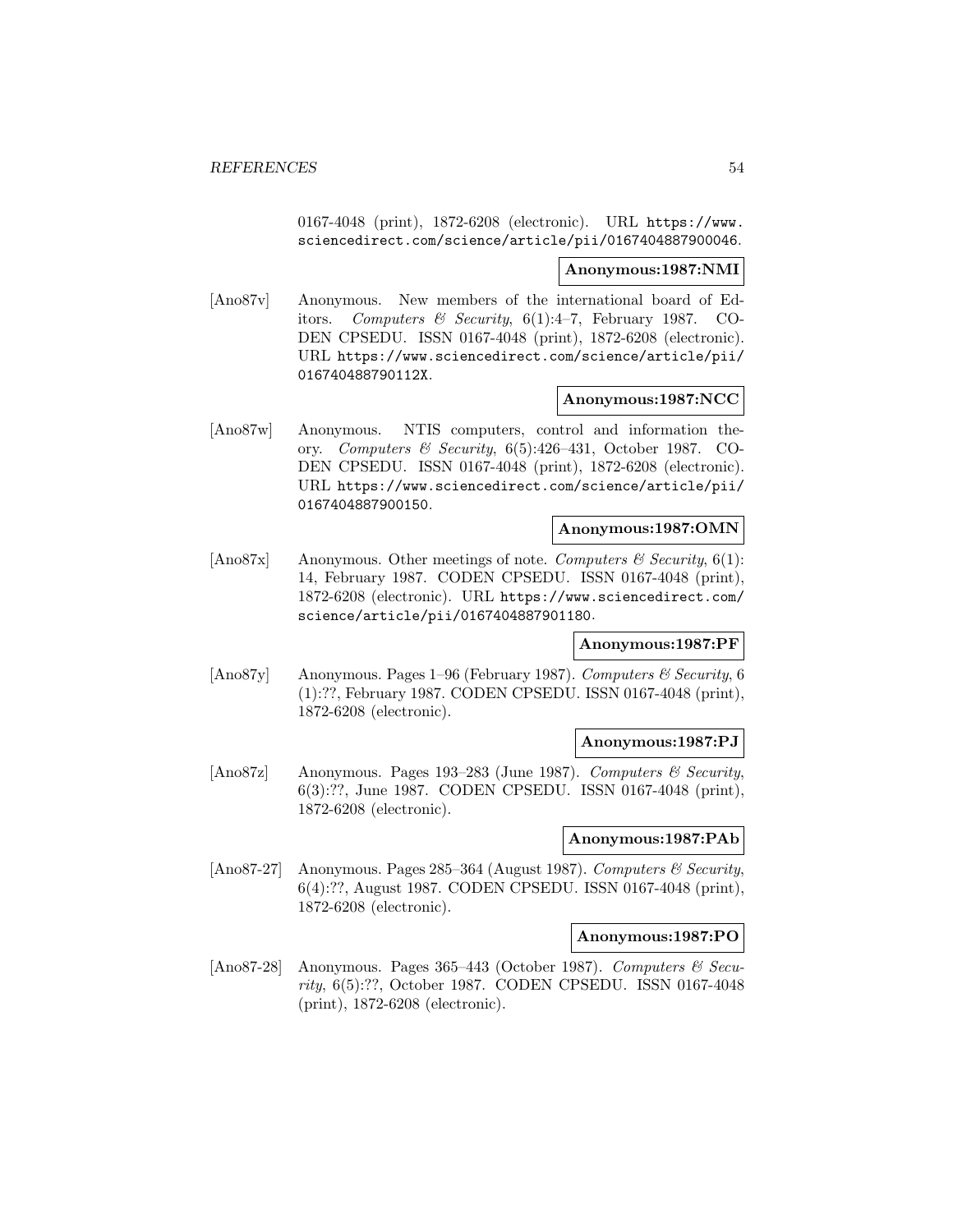0167-4048 (print), 1872-6208 (electronic). URL https://www.sciencedirect.com/science/article/pii/0167404887900046.

**Anonymous:1987:NMI**

[Ano87v] Anonymous. New members of the international board of Editors. *Computers & Security*, 6(1):4–7, February 1987. CODEN CPSEDU. ISSN 0167-4048 (print), 1872-6208 (electronic). URL https://www.sciencedirect.com/science/article/pii/016740488790112X.

**Anonymous:1987:NCC**

[Ano87w] Anonymous. NTIS computers, control and information theory. *Computers & Security*, 6(5):426–431, October 1987. CODEN CPSEDU. ISSN 0167-4048 (print), 1872-6208 (electronic). URL https://www.sciencedirect.com/science/article/pii/0167404887900150.

**Anonymous:1987:OMN**

[Ano87x] Anonymous. Other meetings of note. *Computers & Security*, 6(1): 14, February 1987. CODEN CPSEDU. ISSN 0167-4048 (print), 1872-6208 (electronic). URL https://www.sciencedirect.com/science/article/pii/0167404887901180.

**Anonymous:1987:PF**

[Ano87y] Anonymous. Pages 1–96 (February 1987). *Computers & Security*, 6 (1):??, February 1987. CODEN CPSEDU. ISSN 0167-4048 (print), 1872-6208 (electronic).

**Anonymous:1987:PJ**

[Ano87z] Anonymous. Pages 193–283 (June 1987). *Computers & Security*, 6(3):??, June 1987. CODEN CPSEDU. ISSN 0167-4048 (print), 1872-6208 (electronic).

**Anonymous:1987:PAb**

[Ano87-27] Anonymous. Pages 285–364 (August 1987). *Computers & Security*, 6(4):??, August 1987. CODEN CPSEDU. ISSN 0167-4048 (print), 1872-6208 (electronic).

**Anonymous:1987:PO**

[Ano87-28] Anonymous. Pages 365–443 (October 1987). *Computers & Security*, 6(5):??, October 1987. CODEN CPSEDU. ISSN 0167-4048 (print), 1872-6208 (electronic).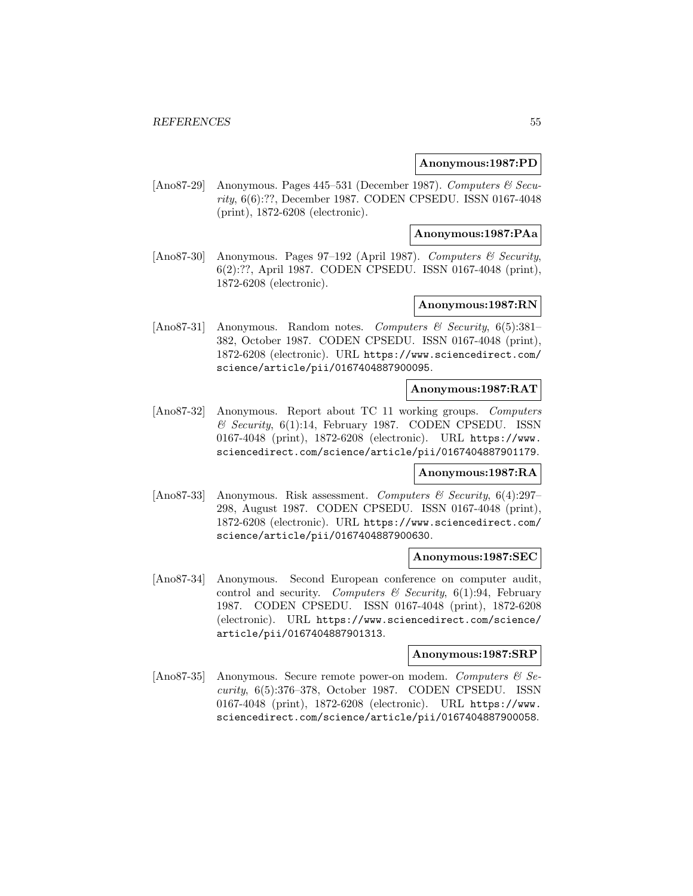**Anonymous:1987:PD**

[Ano87-29] Anonymous. Pages 445–531 (December 1987). *Computers & Security*, 6(6):??, December 1987. CODEN CPSEDU. ISSN 0167-4048 (print), 1872-6208 (electronic).

**Anonymous:1987:PAa**

[Ano87-30] Anonymous. Pages 97–192 (April 1987). *Computers & Security*, 6(2):??, April 1987. CODEN CPSEDU. ISSN 0167-4048 (print), 1872-6208 (electronic).

**Anonymous:1987:RN**

[Ano87-31] Anonymous. Random notes. *Computers & Security*, 6(5):381–382, October 1987. CODEN CPSEDU. ISSN 0167-4048 (print), 1872-6208 (electronic). URL https://www.sciencedirect.com/science/article/pii/0167404887900095.

**Anonymous:1987:RAT**

[Ano87-32] Anonymous. Report about TC 11 working groups. *Computers & Security*, 6(1):14, February 1987. CODEN CPSEDU. ISSN 0167-4048 (print), 1872-6208 (electronic). URL https://www.sciencedirect.com/science/article/pii/0167404887901179.

**Anonymous:1987:RA**

[Ano87-33] Anonymous. Risk assessment. *Computers & Security*, 6(4):297–298, August 1987. CODEN CPSEDU. ISSN 0167-4048 (print), 1872-6208 (electronic). URL https://www.sciencedirect.com/science/article/pii/0167404887900630.

**Anonymous:1987:SEC**

[Ano87-34] Anonymous. Second European conference on computer audit, control and security. *Computers & Security*, 6(1):94, February 1987. CODEN CPSEDU. ISSN 0167-4048 (print), 1872-6208 (electronic). URL https://www.sciencedirect.com/science/article/pii/0167404887901313.

**Anonymous:1987:SRP**

[Ano87-35] Anonymous. Secure remote power-on modem. *Computers & Security*, 6(5):376–378, October 1987. CODEN CPSEDU. ISSN 0167-4048 (print), 1872-6208 (electronic). URL https://www.sciencedirect.com/science/article/pii/0167404887900058.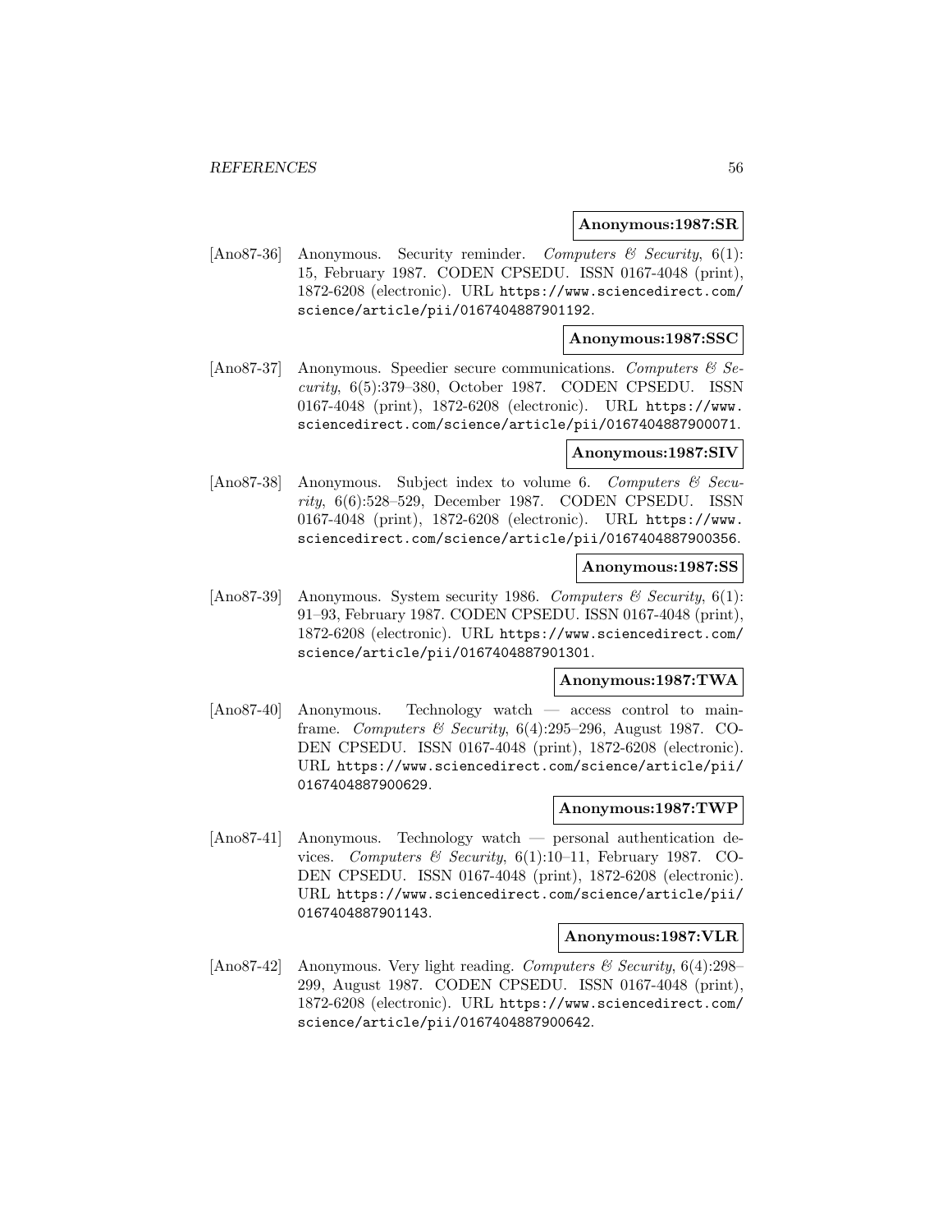**Anonymous:1987:SR**

[Ano87-36] Anonymous. Security reminder. *Computers & Security*, 6(1): 15, February 1987. CODEN CPSEDU. ISSN 0167-4048 (print), 1872-6208 (electronic). URL https://www.sciencedirect.com/science/article/pii/0167404887901192.

**Anonymous:1987:SSC**

[Ano87-37] Anonymous. Speedier secure communications. *Computers & Security*, 6(5):379–380, October 1987. CODEN CPSEDU. ISSN 0167-4048 (print), 1872-6208 (electronic). URL https://www.sciencedirect.com/science/article/pii/0167404887900071.

**Anonymous:1987:SIV**

[Ano87-38] Anonymous. Subject index to volume 6. *Computers & Security*, 6(6):528–529, December 1987. CODEN CPSEDU. ISSN 0167-4048 (print), 1872-6208 (electronic). URL https://www.sciencedirect.com/science/article/pii/0167404887900356.

**Anonymous:1987:SS**

[Ano87-39] Anonymous. System security 1986. *Computers & Security*, 6(1): 91–93, February 1987. CODEN CPSEDU. ISSN 0167-4048 (print), 1872-6208 (electronic). URL https://www.sciencedirect.com/science/article/pii/0167404887901301.

**Anonymous:1987:TWA**

[Ano87-40] Anonymous. Technology watch — access control to mainframe. *Computers & Security*, 6(4):295–296, August 1987. CODEN CPSEDU. ISSN 0167-4048 (print), 1872-6208 (electronic). URL https://www.sciencedirect.com/science/article/pii/0167404887900629.

**Anonymous:1987:TWP**

[Ano87-41] Anonymous. Technology watch — personal authentication devices. *Computers & Security*, 6(1):10–11, February 1987. CODEN CPSEDU. ISSN 0167-4048 (print), 1872-6208 (electronic). URL https://www.sciencedirect.com/science/article/pii/0167404887901143.

**Anonymous:1987:VLR**

[Ano87-42] Anonymous. Very light reading. *Computers & Security*, 6(4):298–299, August 1987. CODEN CPSEDU. ISSN 0167-4048 (print), 1872-6208 (electronic). URL https://www.sciencedirect.com/science/article/pii/0167404887900642.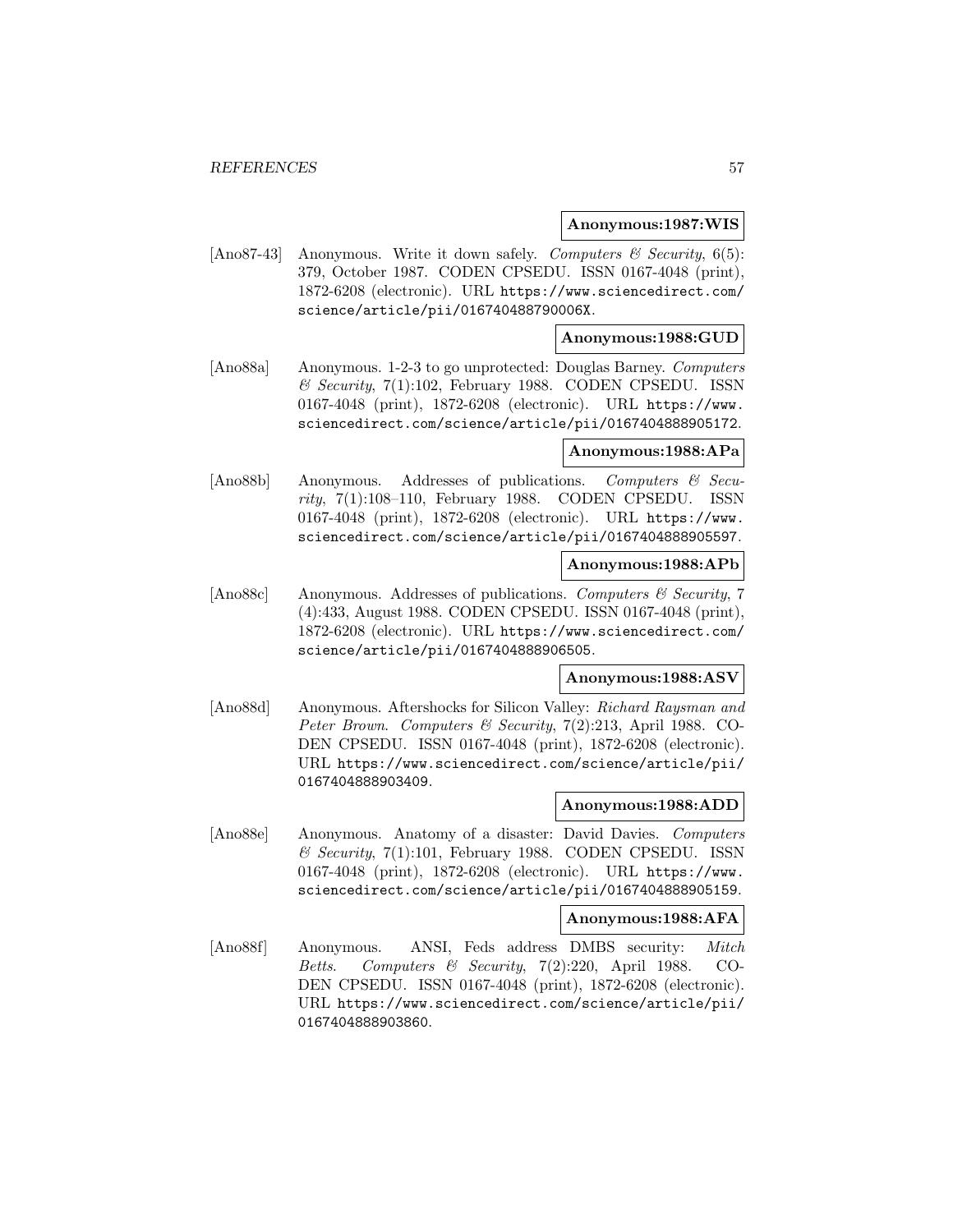**Anonymous:1987:WIS**

[Ano87-43] Anonymous. Write it down safely. *Computers & Security*, 6(5): 379, October 1987. CODEN CPSEDU. ISSN 0167-4048 (print), 1872-6208 (electronic). URL https://www.sciencedirect.com/science/article/pii/016740488790006X.

**Anonymous:1988:GUD**

[Ano88a] Anonymous. 1-2-3 to go unprotected: Douglas Barney. *Computers & Security*, 7(1):102, February 1988. CODEN CPSEDU. ISSN 0167-4048 (print), 1872-6208 (electronic). URL https://www.sciencedirect.com/science/article/pii/0167404888905172.

**Anonymous:1988:APa**

[Ano88b] Anonymous. Addresses of publications. *Computers & Security*, 7(1):108–110, February 1988. CODEN CPSEDU. ISSN 0167-4048 (print), 1872-6208 (electronic). URL https://www.sciencedirect.com/science/article/pii/0167404888905597.

**Anonymous:1988:APb**

[Ano88c] Anonymous. Addresses of publications. *Computers & Security*, 7 (4):433, August 1988. CODEN CPSEDU. ISSN 0167-4048 (print), 1872-6208 (electronic). URL https://www.sciencedirect.com/science/article/pii/0167404888906505.

**Anonymous:1988:ASV**

[Ano88d] Anonymous. Aftershocks for Silicon Valley: *Richard Raysman and Peter Brown*. *Computers & Security*, 7(2):213, April 1988. CODEN CPSEDU. ISSN 0167-4048 (print), 1872-6208 (electronic). URL https://www.sciencedirect.com/science/article/pii/0167404888903409.

**Anonymous:1988:ADD**

[Ano88e] Anonymous. Anatomy of a disaster: David Davies. *Computers & Security*, 7(1):101, February 1988. CODEN CPSEDU. ISSN 0167-4048 (print), 1872-6208 (electronic). URL https://www.sciencedirect.com/science/article/pii/0167404888905159.

**Anonymous:1988:AFA**

[Ano88f] Anonymous. ANSI, Feds address DMBS security: *Mitch Betts*. *Computers & Security*, 7(2):220, April 1988. CODEN CPSEDU. ISSN 0167-4048 (print), 1872-6208 (electronic). URL https://www.sciencedirect.com/science/article/pii/0167404888903860.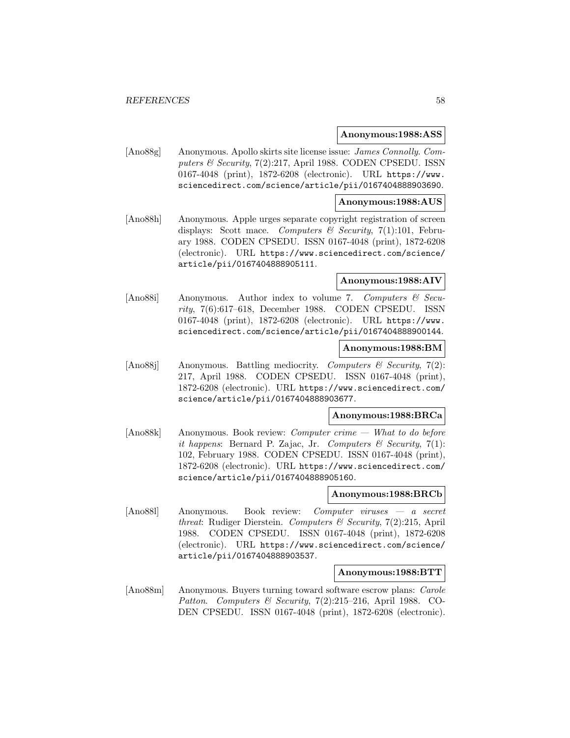**Anonymous:1988:ASS**

[Ano88g] Anonymous. Apollo skirts site license issue: *James Connolly*. *Computers & Security*, 7(2):217, April 1988. CODEN CPSEDU. ISSN 0167-4048 (print), 1872-6208 (electronic). URL https://www.sciencedirect.com/science/article/pii/0167404888903690.

**Anonymous:1988:AUS**

[Ano88h] Anonymous. Apple urges separate copyright registration of screen displays: Scott mace. *Computers & Security*, 7(1):101, February 1988. CODEN CPSEDU. ISSN 0167-4048 (print), 1872-6208 (electronic). URL https://www.sciencedirect.com/science/article/pii/0167404888905111.

**Anonymous:1988:AIV**

[Ano88i] Anonymous. Author index to volume 7. *Computers & Security*, 7(6):617–618, December 1988. CODEN CPSEDU. ISSN 0167-4048 (print), 1872-6208 (electronic). URL https://www.sciencedirect.com/science/article/pii/0167404888900144.

**Anonymous:1988:BM**

[Ano88j] Anonymous. Battling mediocrity. *Computers & Security*, 7(2): 217, April 1988. CODEN CPSEDU. ISSN 0167-4048 (print), 1872-6208 (electronic). URL https://www.sciencedirect.com/science/article/pii/0167404888903677.

**Anonymous:1988:BRCa**

[Ano88k] Anonymous. Book review: *Computer crime — What to do before it happens*: Bernard P. Zajac, Jr. *Computers & Security*, 7(1): 102, February 1988. CODEN CPSEDU. ISSN 0167-4048 (print), 1872-6208 (electronic). URL https://www.sciencedirect.com/science/article/pii/0167404888905160.

**Anonymous:1988:BRCb**

[Ano88l] Anonymous. Book review: *Computer viruses — a secret threat*: Rudiger Dierstein. *Computers & Security*, 7(2):215, April 1988. CODEN CPSEDU. ISSN 0167-4048 (print), 1872-6208 (electronic). URL https://www.sciencedirect.com/science/article/pii/0167404888903537.

**Anonymous:1988:BTT**

[Ano88m] Anonymous. Buyers turning toward software escrow plans: *Carole Patton*. *Computers & Security*, 7(2):215–216, April 1988. CODEN CPSEDU. ISSN 0167-4048 (print), 1872-6208 (electronic).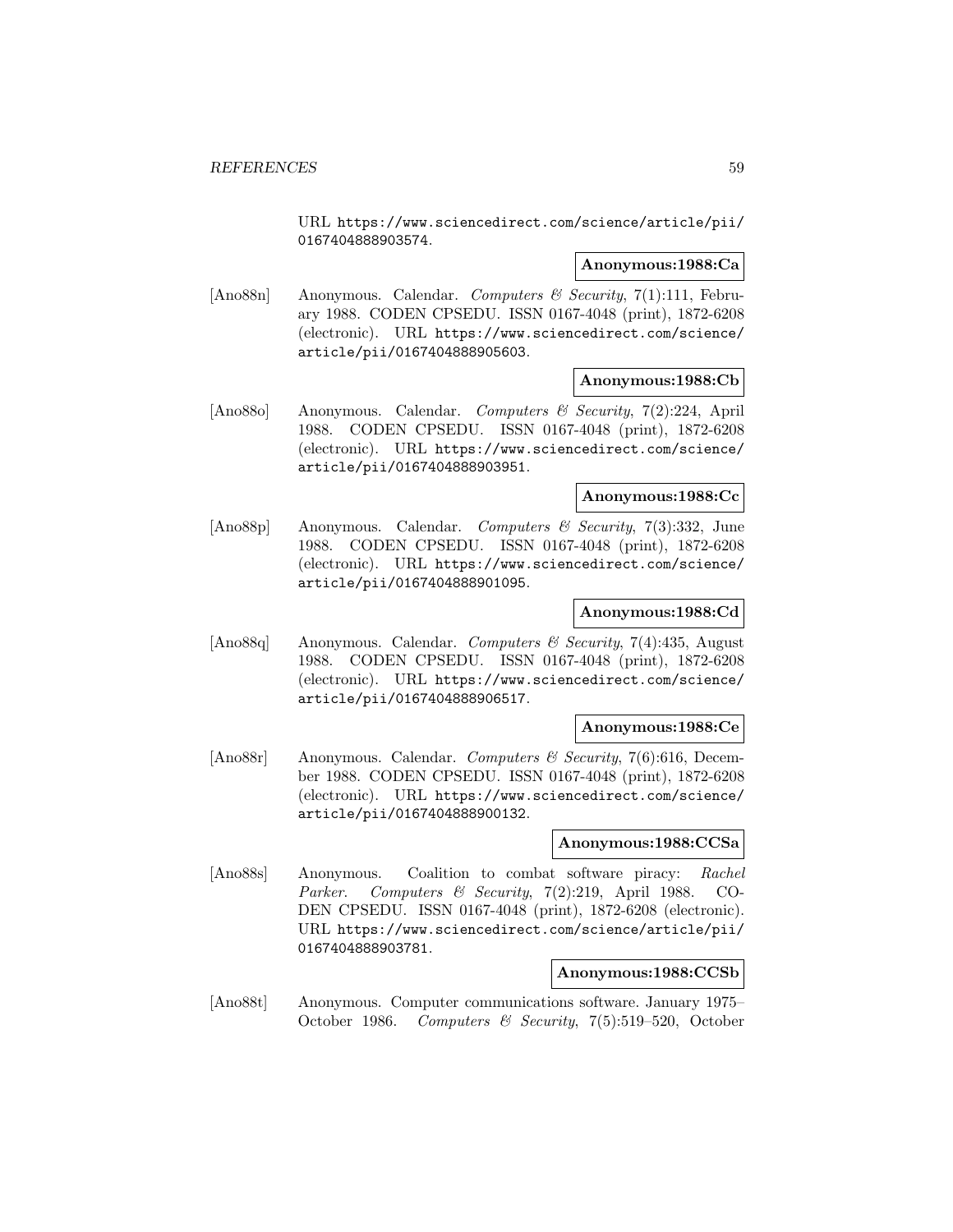URL https://www.sciencedirect.com/science/article/pii/0167404888903574.

**Anonymous:1988:Ca**

[Ano88n] Anonymous. Calendar. *Computers & Security*, 7(1):111, February 1988. CODEN CPSEDU. ISSN 0167-4048 (print), 1872-6208 (electronic). URL https://www.sciencedirect.com/science/article/pii/0167404888905603.

**Anonymous:1988:Cb**

[Ano88o] Anonymous. Calendar. *Computers & Security*, 7(2):224, April 1988. CODEN CPSEDU. ISSN 0167-4048 (print), 1872-6208 (electronic). URL https://www.sciencedirect.com/science/article/pii/0167404888903951.

**Anonymous:1988:Cc**

[Ano88p] Anonymous. Calendar. *Computers & Security*, 7(3):332, June 1988. CODEN CPSEDU. ISSN 0167-4048 (print), 1872-6208 (electronic). URL https://www.sciencedirect.com/science/article/pii/0167404888901095.

**Anonymous:1988:Cd**

[Ano88q] Anonymous. Calendar. *Computers & Security*, 7(4):435, August 1988. CODEN CPSEDU. ISSN 0167-4048 (print), 1872-6208 (electronic). URL https://www.sciencedirect.com/science/article/pii/0167404888906517.

**Anonymous:1988:Ce**

[Ano88r] Anonymous. Calendar. *Computers & Security*, 7(6):616, December 1988. CODEN CPSEDU. ISSN 0167-4048 (print), 1872-6208 (electronic). URL https://www.sciencedirect.com/science/article/pii/0167404888900132.

**Anonymous:1988:CCSa**

[Ano88s] Anonymous. Coalition to combat software piracy: *Rachel Parker*. *Computers & Security*, 7(2):219, April 1988. CODEN CPSEDU. ISSN 0167-4048 (print), 1872-6208 (electronic). URL https://www.sciencedirect.com/science/article/pii/0167404888903781.

**Anonymous:1988:CCSb**

[Ano88t] Anonymous. Computer communications software. January 1975–October 1986. *Computers & Security*, 7(5):519–520, October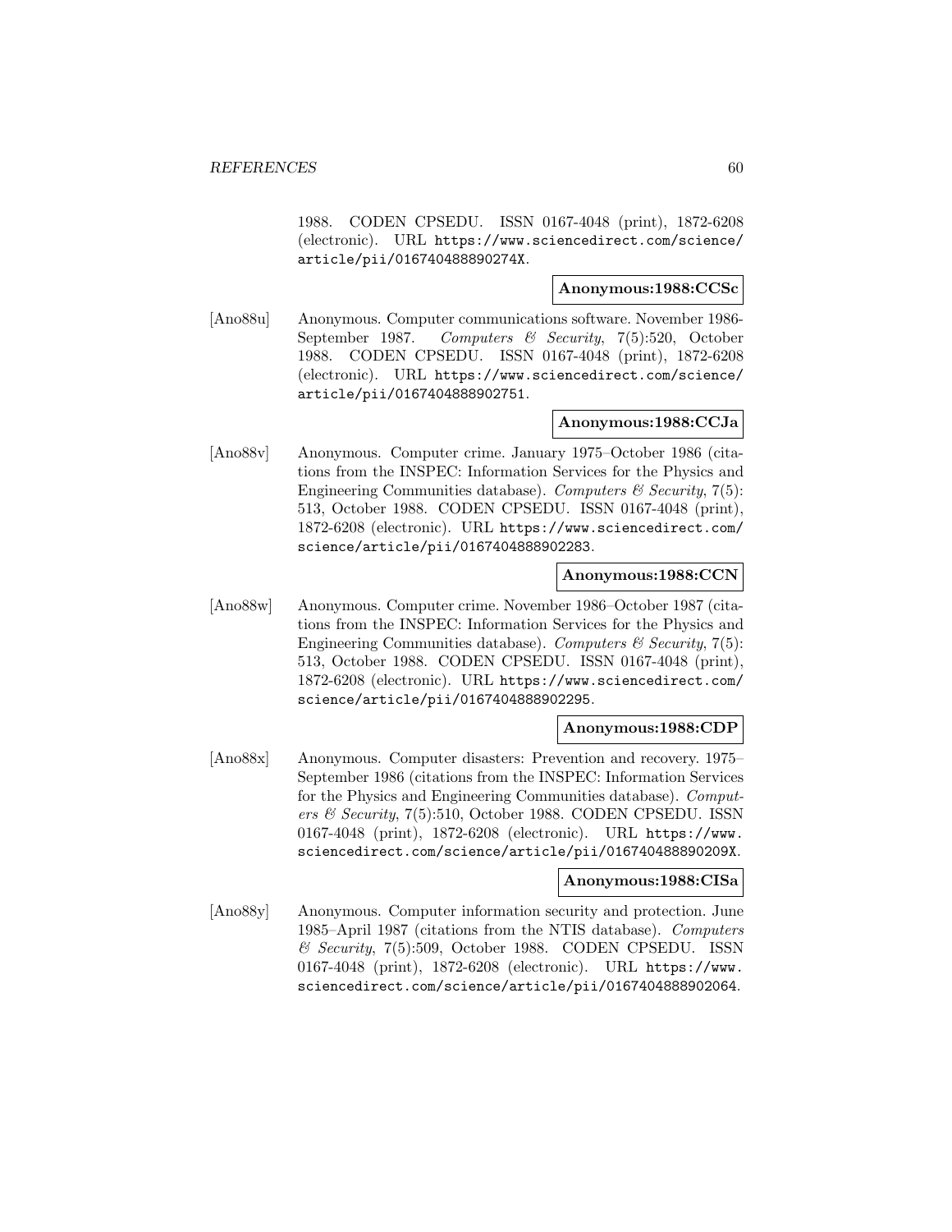1988. CODEN CPSEDU. ISSN 0167-4048 (print), 1872-6208 (electronic). URL https://www.sciencedirect.com/science/article/pii/016740488890274X.

**Anonymous:1988:CCSc**

[Ano88u] Anonymous. Computer communications software. November 1986-September 1987. *Computers & Security*, 7(5):520, October 1988. CODEN CPSEDU. ISSN 0167-4048 (print), 1872-6208 (electronic). URL https://www.sciencedirect.com/science/article/pii/0167404888902751.

**Anonymous:1988:CCJa**

[Ano88v] Anonymous. Computer crime. January 1975–October 1986 (citations from the INSPEC: Information Services for the Physics and Engineering Communities database). *Computers & Security*, 7(5): 513, October 1988. CODEN CPSEDU. ISSN 0167-4048 (print), 1872-6208 (electronic). URL https://www.sciencedirect.com/science/article/pii/0167404888902283.

**Anonymous:1988:CCN**

[Ano88w] Anonymous. Computer crime. November 1986–October 1987 (citations from the INSPEC: Information Services for the Physics and Engineering Communities database). *Computers & Security*, 7(5): 513, October 1988. CODEN CPSEDU. ISSN 0167-4048 (print), 1872-6208 (electronic). URL https://www.sciencedirect.com/science/article/pii/0167404888902295.

**Anonymous:1988:CDP**

[Ano88x] Anonymous. Computer disasters: Prevention and recovery. 1975–September 1986 (citations from the INSPEC: Information Services for the Physics and Engineering Communities database). *Computers & Security*, 7(5):510, October 1988. CODEN CPSEDU. ISSN 0167-4048 (print), 1872-6208 (electronic). URL https://www.sciencedirect.com/science/article/pii/016740488890209X.

**Anonymous:1988:CISa**

[Ano88y] Anonymous. Computer information security and protection. June 1985–April 1987 (citations from the NTIS database). *Computers & Security*, 7(5):509, October 1988. CODEN CPSEDU. ISSN 0167-4048 (print), 1872-6208 (electronic). URL https://www.sciencedirect.com/science/article/pii/0167404888902064.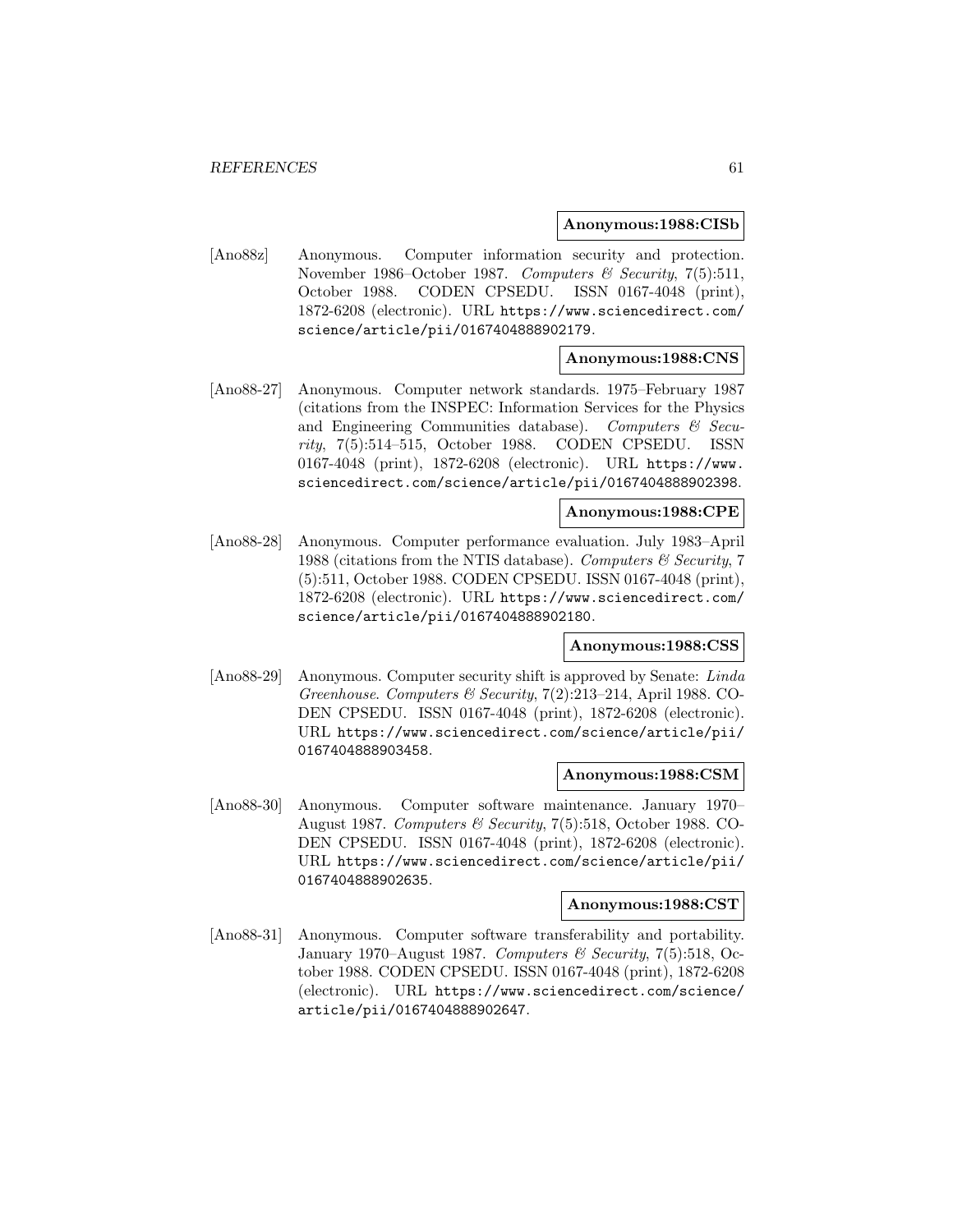**Anonymous:1988:CISb**

[Ano88z] Anonymous. Computer information security and protection. November 1986–October 1987. *Computers & Security*, 7(5):511, October 1988. CODEN CPSEDU. ISSN 0167-4048 (print), 1872-6208 (electronic). URL https://www.sciencedirect.com/science/article/pii/0167404888902179.

**Anonymous:1988:CNS**

[Ano88-27] Anonymous. Computer network standards. 1975–February 1987 (citations from the INSPEC: Information Services for the Physics and Engineering Communities database). *Computers & Security*, 7(5):514–515, October 1988. CODEN CPSEDU. ISSN 0167-4048 (print), 1872-6208 (electronic). URL https://www.sciencedirect.com/science/article/pii/0167404888902398.

**Anonymous:1988:CPE**

[Ano88-28] Anonymous. Computer performance evaluation. July 1983–April 1988 (citations from the NTIS database). *Computers & Security*, 7 (5):511, October 1988. CODEN CPSEDU. ISSN 0167-4048 (print), 1872-6208 (electronic). URL https://www.sciencedirect.com/science/article/pii/0167404888902180.

**Anonymous:1988:CSS**

[Ano88-29] Anonymous. Computer security shift is approved by Senate: *Linda Greenhouse*. *Computers & Security*, 7(2):213–214, April 1988. CODEN CPSEDU. ISSN 0167-4048 (print), 1872-6208 (electronic). URL https://www.sciencedirect.com/science/article/pii/0167404888903458.

**Anonymous:1988:CSM**

[Ano88-30] Anonymous. Computer software maintenance. January 1970–August 1987. *Computers & Security*, 7(5):518, October 1988. CODEN CPSEDU. ISSN 0167-4048 (print), 1872-6208 (electronic). URL https://www.sciencedirect.com/science/article/pii/0167404888902635.

**Anonymous:1988:CST**

[Ano88-31] Anonymous. Computer software transferability and portability. January 1970–August 1987. *Computers & Security*, 7(5):518, October 1988. CODEN CPSEDU. ISSN 0167-4048 (print), 1872-6208 (electronic). URL https://www.sciencedirect.com/science/article/pii/0167404888902647.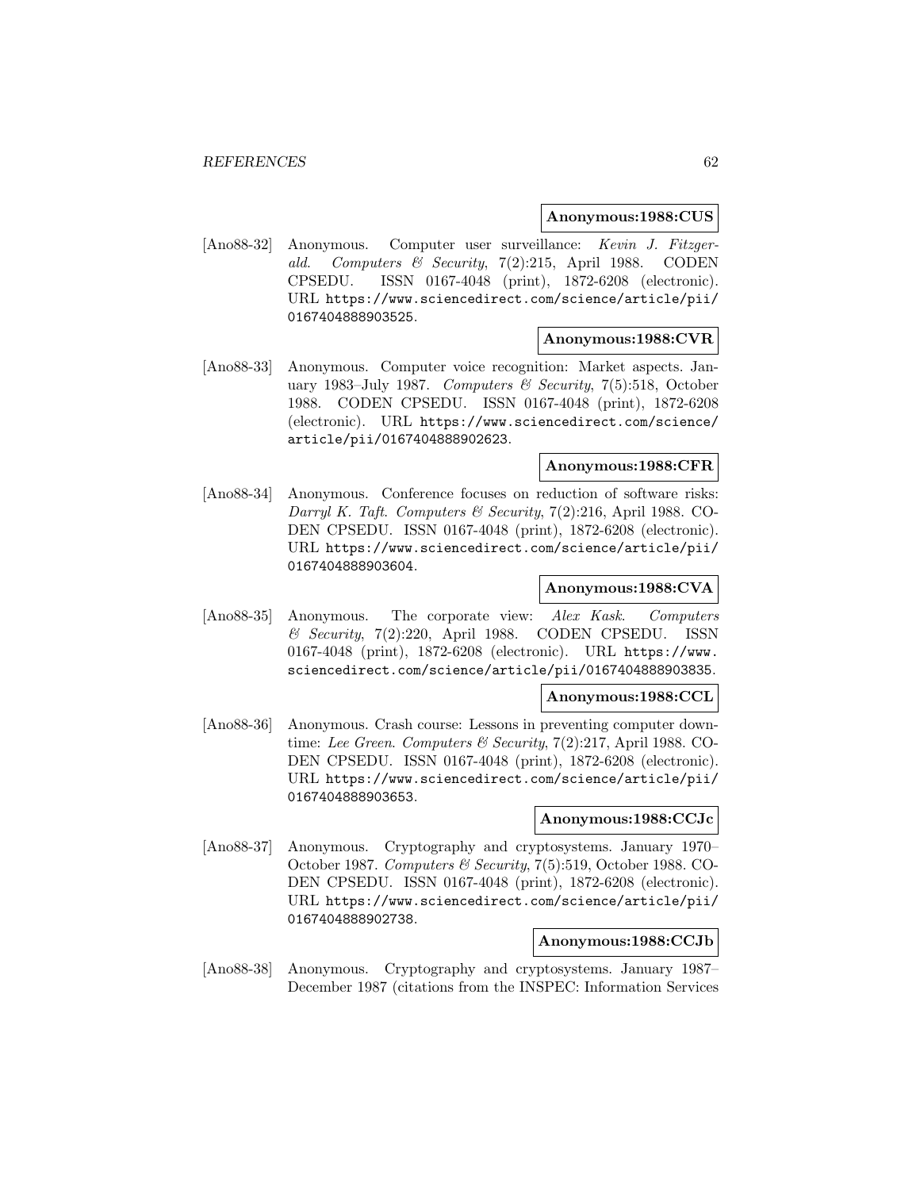**Anonymous:1988:CUS**

[Ano88-32] Anonymous. Computer user surveillance: *Kevin J. Fitzgerald*. *Computers & Security*, 7(2):215, April 1988. CODEN CPSEDU. ISSN 0167-4048 (print), 1872-6208 (electronic). URL https://www.sciencedirect.com/science/article/pii/0167404888903525.

**Anonymous:1988:CVR**

[Ano88-33] Anonymous. Computer voice recognition: Market aspects. January 1983–July 1987. *Computers & Security*, 7(5):518, October 1988. CODEN CPSEDU. ISSN 0167-4048 (print), 1872-6208 (electronic). URL https://www.sciencedirect.com/science/article/pii/0167404888902623.

**Anonymous:1988:CFR**

[Ano88-34] Anonymous. Conference focuses on reduction of software risks: *Darryl K. Taft*. *Computers & Security*, 7(2):216, April 1988. CODEN CPSEDU. ISSN 0167-4048 (print), 1872-6208 (electronic). URL https://www.sciencedirect.com/science/article/pii/0167404888903604.

**Anonymous:1988:CVA**

[Ano88-35] Anonymous. The corporate view: *Alex Kask*. *Computers & Security*, 7(2):220, April 1988. CODEN CPSEDU. ISSN 0167-4048 (print), 1872-6208 (electronic). URL https://www.sciencedirect.com/science/article/pii/0167404888903835.

**Anonymous:1988:CCL**

[Ano88-36] Anonymous. Crash course: Lessons in preventing computer downtime: *Lee Green*. *Computers & Security*, 7(2):217, April 1988. CODEN CPSEDU. ISSN 0167-4048 (print), 1872-6208 (electronic). URL https://www.sciencedirect.com/science/article/pii/0167404888903653.

**Anonymous:1988:CCJc**

[Ano88-37] Anonymous. Cryptography and cryptosystems. January 1970–October 1987. *Computers & Security*, 7(5):519, October 1988. CODEN CPSEDU. ISSN 0167-4048 (print), 1872-6208 (electronic). URL https://www.sciencedirect.com/science/article/pii/0167404888902738.

**Anonymous:1988:CCJb**

[Ano88-38] Anonymous. Cryptography and cryptosystems. January 1987–December 1987 (citations from the INSPEC: Information Services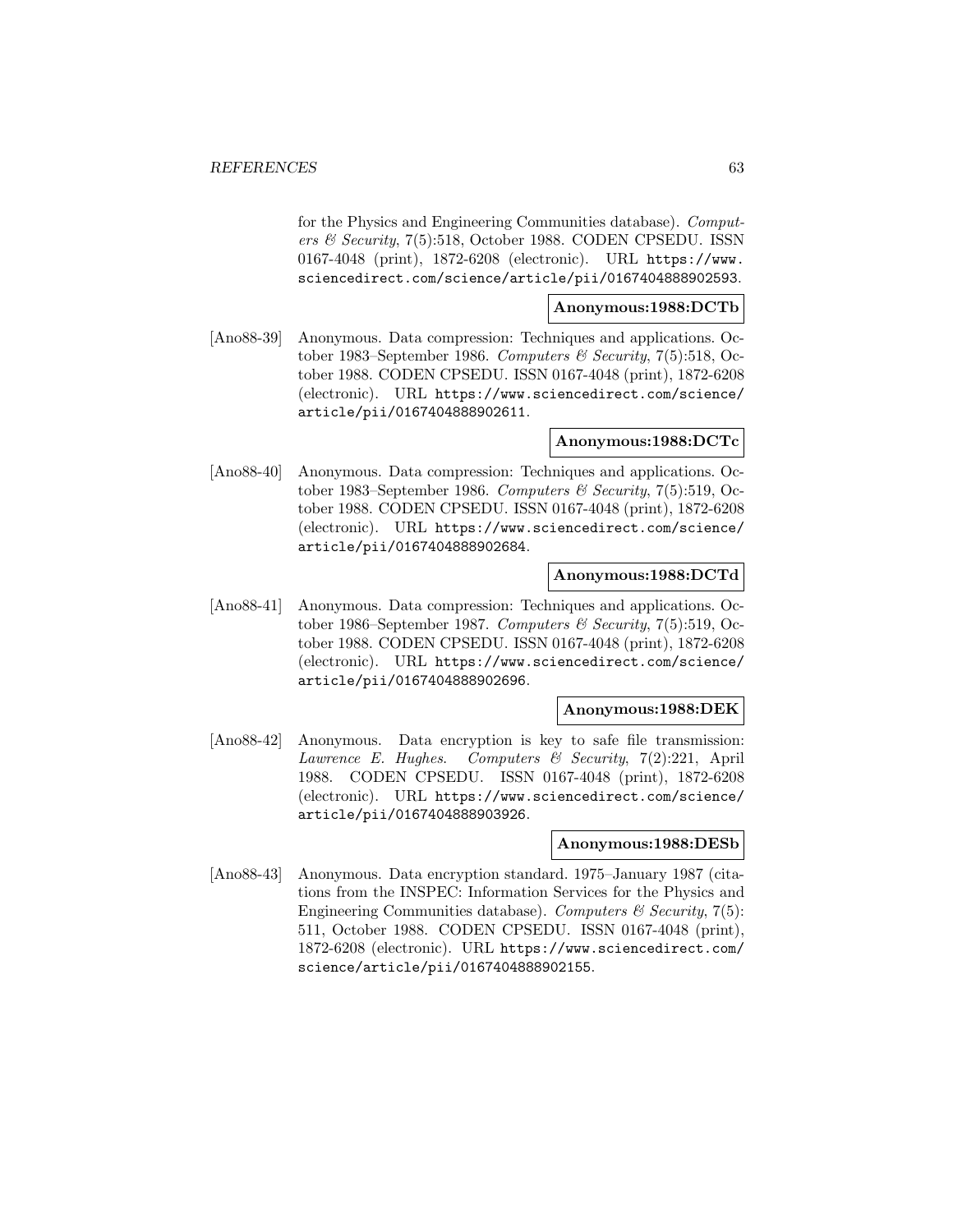for the Physics and Engineering Communities database). *Computers & Security*, 7(5):518, October 1988. CODEN CPSEDU. ISSN 0167-4048 (print), 1872-6208 (electronic). URL https://www.sciencedirect.com/science/article/pii/0167404888902593.

**Anonymous:1988:DCTb**

[Ano88-39] Anonymous. Data compression: Techniques and applications. October 1983–September 1986. *Computers & Security*, 7(5):518, October 1988. CODEN CPSEDU. ISSN 0167-4048 (print), 1872-6208 (electronic). URL https://www.sciencedirect.com/science/article/pii/0167404888902611.

**Anonymous:1988:DCTc**

[Ano88-40] Anonymous. Data compression: Techniques and applications. October 1983–September 1986. *Computers & Security*, 7(5):519, October 1988. CODEN CPSEDU. ISSN 0167-4048 (print), 1872-6208 (electronic). URL https://www.sciencedirect.com/science/article/pii/0167404888902684.

**Anonymous:1988:DCTd**

[Ano88-41] Anonymous. Data compression: Techniques and applications. October 1986–September 1987. *Computers & Security*, 7(5):519, October 1988. CODEN CPSEDU. ISSN 0167-4048 (print), 1872-6208 (electronic). URL https://www.sciencedirect.com/science/article/pii/0167404888902696.

**Anonymous:1988:DEK**

[Ano88-42] Anonymous. Data encryption is key to safe file transmission: *Lawrence E. Hughes*. *Computers & Security*, 7(2):221, April 1988. CODEN CPSEDU. ISSN 0167-4048 (print), 1872-6208 (electronic). URL https://www.sciencedirect.com/science/article/pii/0167404888903926.

**Anonymous:1988:DESb**

[Ano88-43] Anonymous. Data encryption standard. 1975–January 1987 (citations from the INSPEC: Information Services for the Physics and Engineering Communities database). *Computers & Security*, 7(5):511, October 1988. CODEN CPSEDU. ISSN 0167-4048 (print), 1872-6208 (electronic). URL https://www.sciencedirect.com/science/article/pii/0167404888902155.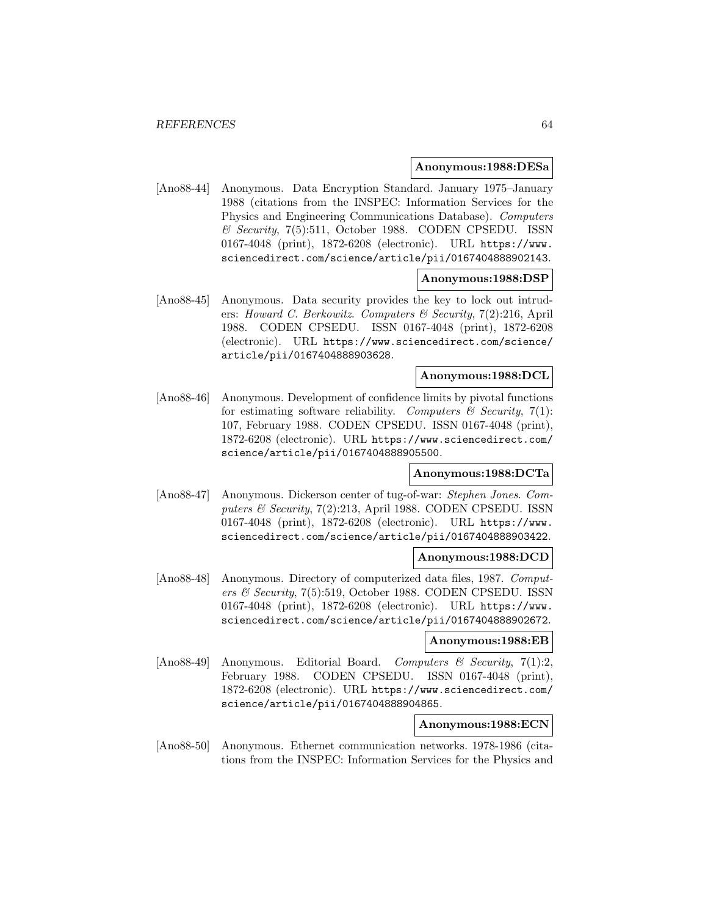**Anonymous:1988:DESa**

[Ano88-44] Anonymous. Data Encryption Standard. January 1975–January 1988 (citations from the INSPEC: Information Services for the Physics and Engineering Communications Database). *Computers & Security*, 7(5):511, October 1988. CODEN CPSEDU. ISSN 0167-4048 (print), 1872-6208 (electronic). URL https://www.sciencedirect.com/science/article/pii/0167404888902143.

**Anonymous:1988:DSP**

[Ano88-45] Anonymous. Data security provides the key to lock out intruders: *Howard C. Berkowitz*. *Computers & Security*, 7(2):216, April 1988. CODEN CPSEDU. ISSN 0167-4048 (print), 1872-6208 (electronic). URL https://www.sciencedirect.com/science/article/pii/0167404888903628.

**Anonymous:1988:DCL**

[Ano88-46] Anonymous. Development of confidence limits by pivotal functions for estimating software reliability. *Computers & Security*, 7(1): 107, February 1988. CODEN CPSEDU. ISSN 0167-4048 (print), 1872-6208 (electronic). URL https://www.sciencedirect.com/science/article/pii/0167404888905500.

**Anonymous:1988:DCTa**

[Ano88-47] Anonymous. Dickerson center of tug-of-war: *Stephen Jones*. *Computers & Security*, 7(2):213, April 1988. CODEN CPSEDU. ISSN 0167-4048 (print), 1872-6208 (electronic). URL https://www.sciencedirect.com/science/article/pii/0167404888903422.

**Anonymous:1988:DCD**

[Ano88-48] Anonymous. Directory of computerized data files, 1987. *Computers & Security*, 7(5):519, October 1988. CODEN CPSEDU. ISSN 0167-4048 (print), 1872-6208 (electronic). URL https://www.sciencedirect.com/science/article/pii/0167404888902672.

**Anonymous:1988:EB**

[Ano88-49] Anonymous. Editorial Board. *Computers & Security*, 7(1):2, February 1988. CODEN CPSEDU. ISSN 0167-4048 (print), 1872-6208 (electronic). URL https://www.sciencedirect.com/science/article/pii/0167404888904865.

**Anonymous:1988:ECN**

[Ano88-50] Anonymous. Ethernet communication networks. 1978-1986 (citations from the INSPEC: Information Services for the Physics and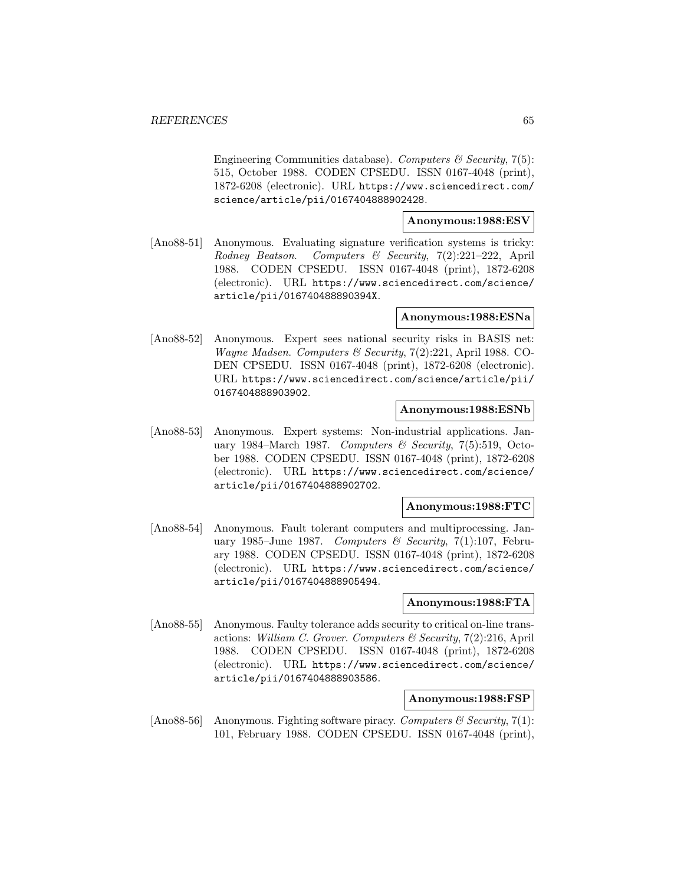Engineering Communities database). *Computers & Security*, 7(5): 515, October 1988. CODEN CPSEDU. ISSN 0167-4048 (print), 1872-6208 (electronic). URL https://www.sciencedirect.com/science/article/pii/0167404888902428.

**Anonymous:1988:ESV**

[Ano88-51] Anonymous. Evaluating signature verification systems is tricky: *Rodney Beatson*. *Computers & Security*, 7(2):221–222, April 1988. CODEN CPSEDU. ISSN 0167-4048 (print), 1872-6208 (electronic). URL https://www.sciencedirect.com/science/article/pii/016740488890394X.

**Anonymous:1988:ESNa**

[Ano88-52] Anonymous. Expert sees national security risks in BASIS net: *Wayne Madsen*. *Computers & Security*, 7(2):221, April 1988. CODEN CPSEDU. ISSN 0167-4048 (print), 1872-6208 (electronic). URL https://www.sciencedirect.com/science/article/pii/0167404888903902.

**Anonymous:1988:ESNb**

[Ano88-53] Anonymous. Expert systems: Non-industrial applications. January 1984–March 1987. *Computers & Security*, 7(5):519, October 1988. CODEN CPSEDU. ISSN 0167-4048 (print), 1872-6208 (electronic). URL https://www.sciencedirect.com/science/article/pii/0167404888902702.

**Anonymous:1988:FTC**

[Ano88-54] Anonymous. Fault tolerant computers and multiprocessing. January 1985–June 1987. *Computers & Security*, 7(1):107, February 1988. CODEN CPSEDU. ISSN 0167-4048 (print), 1872-6208 (electronic). URL https://www.sciencedirect.com/science/article/pii/0167404888905494.

**Anonymous:1988:FTA**

[Ano88-55] Anonymous. Faulty tolerance adds security to critical on-line transactions: *William C. Grover*. *Computers & Security*, 7(2):216, April 1988. CODEN CPSEDU. ISSN 0167-4048 (print), 1872-6208 (electronic). URL https://www.sciencedirect.com/science/article/pii/0167404888903586.

**Anonymous:1988:FSP**

[Ano88-56] Anonymous. Fighting software piracy. *Computers & Security*, 7(1): 101, February 1988. CODEN CPSEDU. ISSN 0167-4048 (print),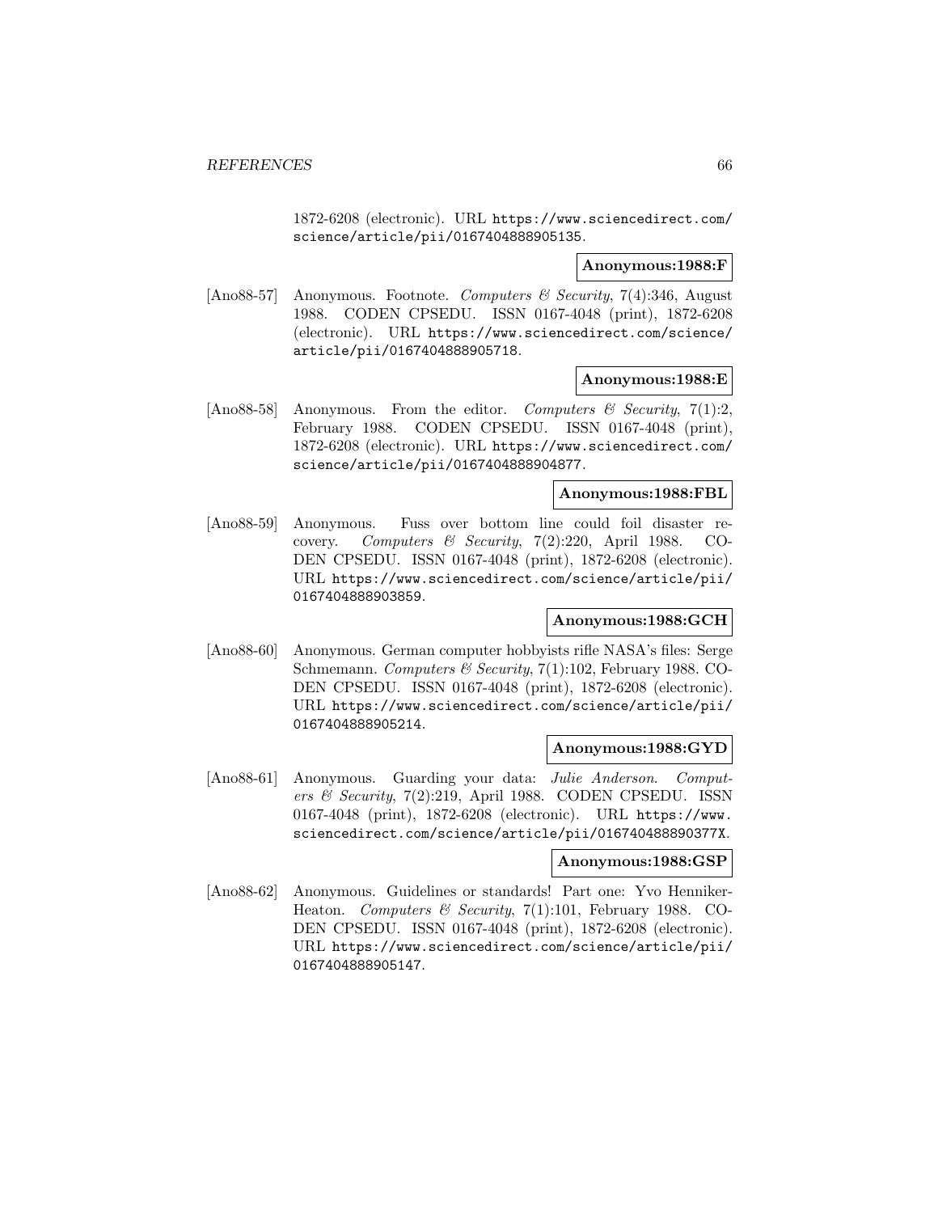1872-6208 (electronic). URL https://www.sciencedirect.com/science/article/pii/0167404888905135.

**Anonymous:1988:F**

[Ano88-57] Anonymous. Footnote. *Computers & Security*, 7(4):346, August 1988. CODEN CPSEDU. ISSN 0167-4048 (print), 1872-6208 (electronic). URL https://www.sciencedirect.com/science/article/pii/0167404888905718.

**Anonymous:1988:E**

[Ano88-58] Anonymous. From the editor. *Computers & Security*, 7(1):2, February 1988. CODEN CPSEDU. ISSN 0167-4048 (print), 1872-6208 (electronic). URL https://www.sciencedirect.com/science/article/pii/0167404888904877.

**Anonymous:1988:FBL**

[Ano88-59] Anonymous. Fuss over bottom line could foil disaster recovery. *Computers & Security*, 7(2):220, April 1988. CODEN CPSEDU. ISSN 0167-4048 (print), 1872-6208 (electronic). URL https://www.sciencedirect.com/science/article/pii/0167404888903859.

**Anonymous:1988:GCH**

[Ano88-60] Anonymous. German computer hobbyists rifle NASA's files: Serge Schmemann. *Computers & Security*, 7(1):102, February 1988. CODEN CPSEDU. ISSN 0167-4048 (print), 1872-6208 (electronic). URL https://www.sciencedirect.com/science/article/pii/0167404888905214.

**Anonymous:1988:GYD**

[Ano88-61] Anonymous. Guarding your data: *Julie Anderson*. *Computers & Security*, 7(2):219, April 1988. CODEN CPSEDU. ISSN 0167-4048 (print), 1872-6208 (electronic). URL https://www.sciencedirect.com/science/article/pii/016740488890377X.

**Anonymous:1988:GSP**

[Ano88-62] Anonymous. Guidelines or standards! Part one: Yvo Henniker-Heaton. *Computers & Security*, 7(1):101, February 1988. CODEN CPSEDU. ISSN 0167-4048 (print), 1872-6208 (electronic). URL https://www.sciencedirect.com/science/article/pii/0167404888905147.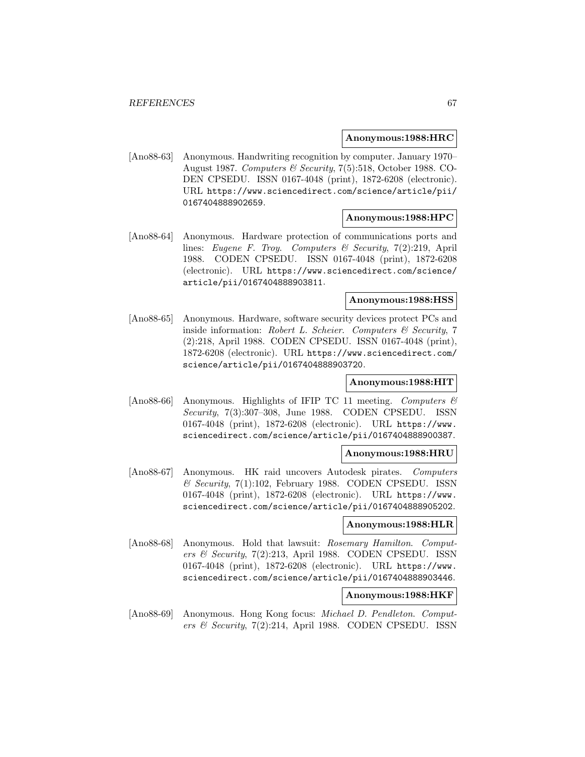**Anonymous:1988:HRC**

[Ano88-63] Anonymous. Handwriting recognition by computer. January 1970–August 1987. *Computers & Security*, 7(5):518, October 1988. CODEN CPSEDU. ISSN 0167-4048 (print), 1872-6208 (electronic). URL https://www.sciencedirect.com/science/article/pii/0167404888902659.

**Anonymous:1988:HPC**

[Ano88-64] Anonymous. Hardware protection of communications ports and lines: *Eugene F. Troy*. *Computers & Security*, 7(2):219, April 1988. CODEN CPSEDU. ISSN 0167-4048 (print), 1872-6208 (electronic). URL https://www.sciencedirect.com/science/article/pii/0167404888903811.

**Anonymous:1988:HSS**

[Ano88-65] Anonymous. Hardware, software security devices protect PCs and inside information: *Robert L. Scheier*. *Computers & Security*, 7 (2):218, April 1988. CODEN CPSEDU. ISSN 0167-4048 (print), 1872-6208 (electronic). URL https://www.sciencedirect.com/science/article/pii/0167404888903720.

**Anonymous:1988:HIT**

[Ano88-66] Anonymous. Highlights of IFIP TC 11 meeting. *Computers & Security*, 7(3):307–308, June 1988. CODEN CPSEDU. ISSN 0167-4048 (print), 1872-6208 (electronic). URL https://www.sciencedirect.com/science/article/pii/0167404888900387.

**Anonymous:1988:HRU**

[Ano88-67] Anonymous. HK raid uncovers Autodesk pirates. *Computers & Security*, 7(1):102, February 1988. CODEN CPSEDU. ISSN 0167-4048 (print), 1872-6208 (electronic). URL https://www.sciencedirect.com/science/article/pii/0167404888905202.

**Anonymous:1988:HLR**

[Ano88-68] Anonymous. Hold that lawsuit: *Rosemary Hamilton*. *Computers & Security*, 7(2):213, April 1988. CODEN CPSEDU. ISSN 0167-4048 (print), 1872-6208 (electronic). URL https://www.sciencedirect.com/science/article/pii/0167404888903446.

**Anonymous:1988:HKF**

[Ano88-69] Anonymous. Hong Kong focus: *Michael D. Pendleton*. *Computers & Security*, 7(2):214, April 1988. CODEN CPSEDU. ISSN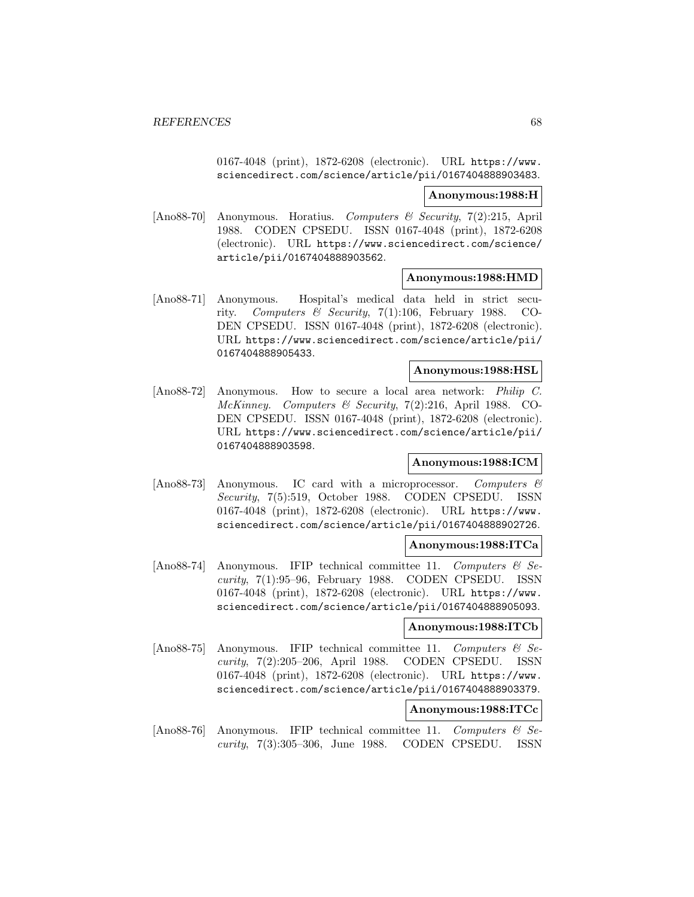0167-4048 (print), 1872-6208 (electronic). URL https://www.sciencedirect.com/science/article/pii/0167404888903483.

**Anonymous:1988:H**

[Ano88-70] Anonymous. Horatius. *Computers & Security*, 7(2):215, April 1988. CODEN CPSEDU. ISSN 0167-4048 (print), 1872-6208 (electronic). URL https://www.sciencedirect.com/science/article/pii/0167404888903562.

**Anonymous:1988:HMD**

[Ano88-71] Anonymous. Hospital's medical data held in strict security. *Computers & Security*, 7(1):106, February 1988. CODEN CPSEDU. ISSN 0167-4048 (print), 1872-6208 (electronic). URL https://www.sciencedirect.com/science/article/pii/0167404888905433.

**Anonymous:1988:HSL**

[Ano88-72] Anonymous. How to secure a local area network: *Philip C. McKinney*. *Computers & Security*, 7(2):216, April 1988. CODEN CPSEDU. ISSN 0167-4048 (print), 1872-6208 (electronic). URL https://www.sciencedirect.com/science/article/pii/0167404888903598.

**Anonymous:1988:ICM**

[Ano88-73] Anonymous. IC card with a microprocessor. *Computers & Security*, 7(5):519, October 1988. CODEN CPSEDU. ISSN 0167-4048 (print), 1872-6208 (electronic). URL https://www.sciencedirect.com/science/article/pii/0167404888902726.

**Anonymous:1988:ITCa**

[Ano88-74] Anonymous. IFIP technical committee 11. *Computers & Security*, 7(1):95–96, February 1988. CODEN CPSEDU. ISSN 0167-4048 (print), 1872-6208 (electronic). URL https://www.sciencedirect.com/science/article/pii/0167404888905093.

**Anonymous:1988:ITCb**

[Ano88-75] Anonymous. IFIP technical committee 11. *Computers & Security*, 7(2):205–206, April 1988. CODEN CPSEDU. ISSN 0167-4048 (print), 1872-6208 (electronic). URL https://www.sciencedirect.com/science/article/pii/0167404888903379.

**Anonymous:1988:ITCc**

[Ano88-76] Anonymous. IFIP technical committee 11. *Computers & Security*, 7(3):305–306, June 1988. CODEN CPSEDU. ISSN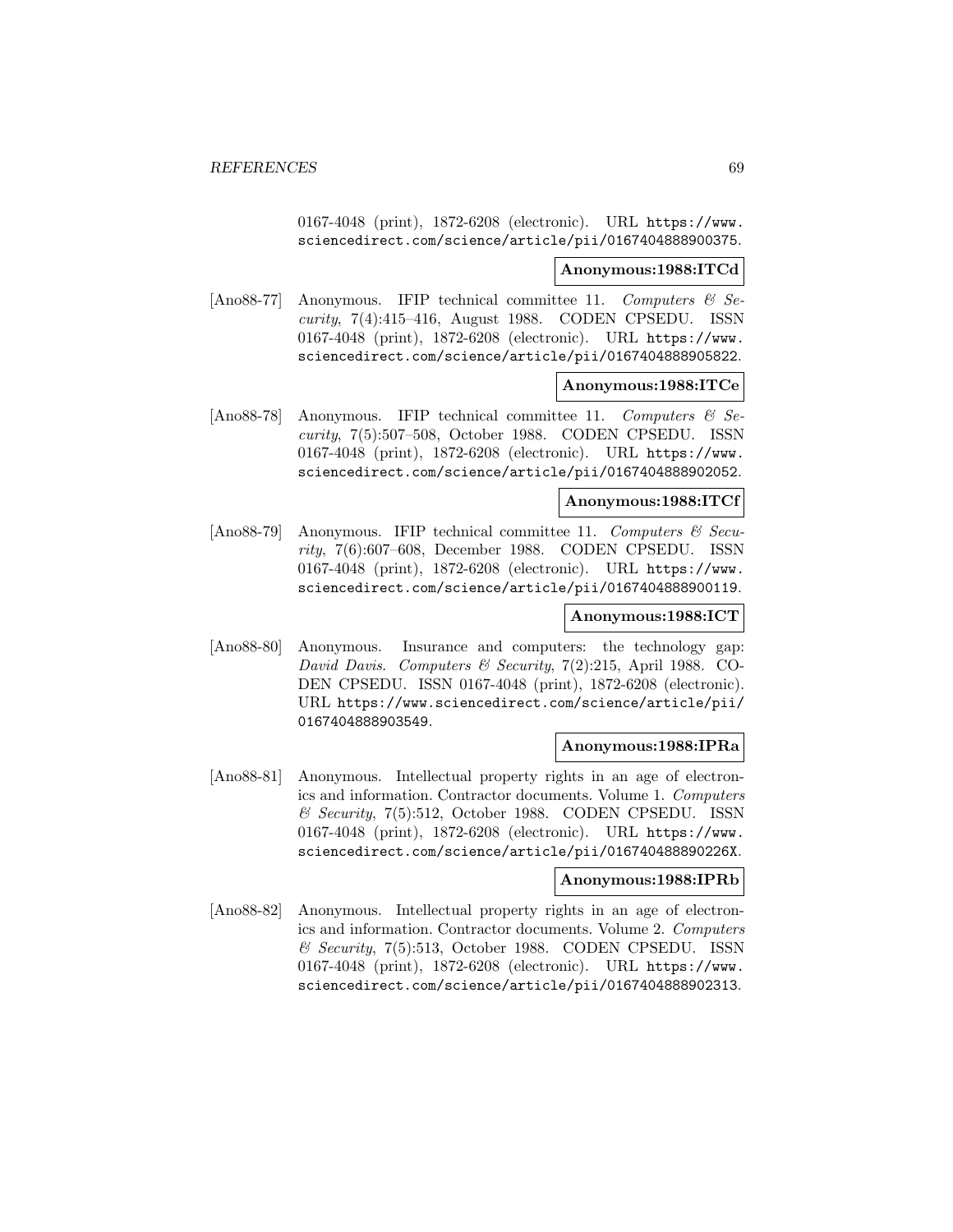0167-4048 (print), 1872-6208 (electronic). URL https://www.sciencedirect.com/science/article/pii/0167404888900375.

**Anonymous:1988:ITCd**

[Ano88-77] Anonymous. IFIP technical committee 11. *Computers & Security*, 7(4):415–416, August 1988. CODEN CPSEDU. ISSN 0167-4048 (print), 1872-6208 (electronic). URL https://www.sciencedirect.com/science/article/pii/0167404888905822.

**Anonymous:1988:ITCe**

[Ano88-78] Anonymous. IFIP technical committee 11. *Computers & Security*, 7(5):507–508, October 1988. CODEN CPSEDU. ISSN 0167-4048 (print), 1872-6208 (electronic). URL https://www.sciencedirect.com/science/article/pii/0167404888902052.

**Anonymous:1988:ITCf**

[Ano88-79] Anonymous. IFIP technical committee 11. *Computers & Security*, 7(6):607–608, December 1988. CODEN CPSEDU. ISSN 0167-4048 (print), 1872-6208 (electronic). URL https://www.sciencedirect.com/science/article/pii/0167404888900119.

**Anonymous:1988:ICT**

[Ano88-80] Anonymous. Insurance and computers: the technology gap: *David Davis*. *Computers & Security*, 7(2):215, April 1988. CODEN CPSEDU. ISSN 0167-4048 (print), 1872-6208 (electronic). URL https://www.sciencedirect.com/science/article/pii/0167404888903549.

**Anonymous:1988:IPRa**

[Ano88-81] Anonymous. Intellectual property rights in an age of electronics and information. Contractor documents. Volume 1. *Computers & Security*, 7(5):512, October 1988. CODEN CPSEDU. ISSN 0167-4048 (print), 1872-6208 (electronic). URL https://www.sciencedirect.com/science/article/pii/016740488890226X.

**Anonymous:1988:IPRb**

[Ano88-82] Anonymous. Intellectual property rights in an age of electronics and information. Contractor documents. Volume 2. *Computers & Security*, 7(5):513, October 1988. CODEN CPSEDU. ISSN 0167-4048 (print), 1872-6208 (electronic). URL https://www.sciencedirect.com/science/article/pii/0167404888902313.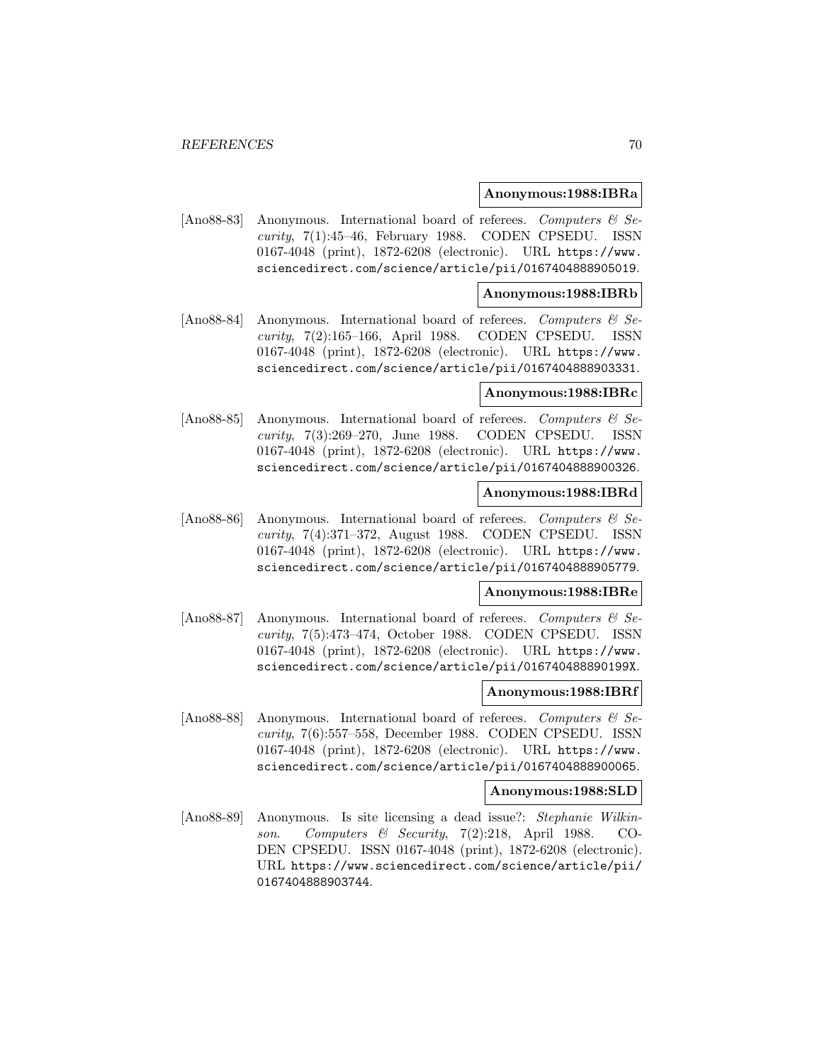**Anonymous:1988:IBRa**

[Ano88-83] Anonymous. International board of referees. *Computers & Security*, 7(1):45–46, February 1988. CODEN CPSEDU. ISSN 0167-4048 (print), 1872-6208 (electronic). URL https://www.sciencedirect.com/science/article/pii/0167404888905019.

**Anonymous:1988:IBRb**

[Ano88-84] Anonymous. International board of referees. *Computers & Security*, 7(2):165–166, April 1988. CODEN CPSEDU. ISSN 0167-4048 (print), 1872-6208 (electronic). URL https://www.sciencedirect.com/science/article/pii/0167404888903331.

**Anonymous:1988:IBRc**

[Ano88-85] Anonymous. International board of referees. *Computers & Security*, 7(3):269–270, June 1988. CODEN CPSEDU. ISSN 0167-4048 (print), 1872-6208 (electronic). URL https://www.sciencedirect.com/science/article/pii/0167404888900326.

**Anonymous:1988:IBRd**

[Ano88-86] Anonymous. International board of referees. *Computers & Security*, 7(4):371–372, August 1988. CODEN CPSEDU. ISSN 0167-4048 (print), 1872-6208 (electronic). URL https://www.sciencedirect.com/science/article/pii/0167404888905779.

**Anonymous:1988:IBRe**

[Ano88-87] Anonymous. International board of referees. *Computers & Security*, 7(5):473–474, October 1988. CODEN CPSEDU. ISSN 0167-4048 (print), 1872-6208 (electronic). URL https://www.sciencedirect.com/science/article/pii/016740488890199X.

**Anonymous:1988:IBRf**

[Ano88-88] Anonymous. International board of referees. *Computers & Security*, 7(6):557–558, December 1988. CODEN CPSEDU. ISSN 0167-4048 (print), 1872-6208 (electronic). URL https://www.sciencedirect.com/science/article/pii/0167404888900065.

**Anonymous:1988:SLD**

[Ano88-89] Anonymous. Is site licensing a dead issue?: *Stephanie Wilkinson*. *Computers & Security*, 7(2):218, April 1988. CODEN CPSEDU. ISSN 0167-4048 (print), 1872-6208 (electronic). URL https://www.sciencedirect.com/science/article/pii/0167404888903744.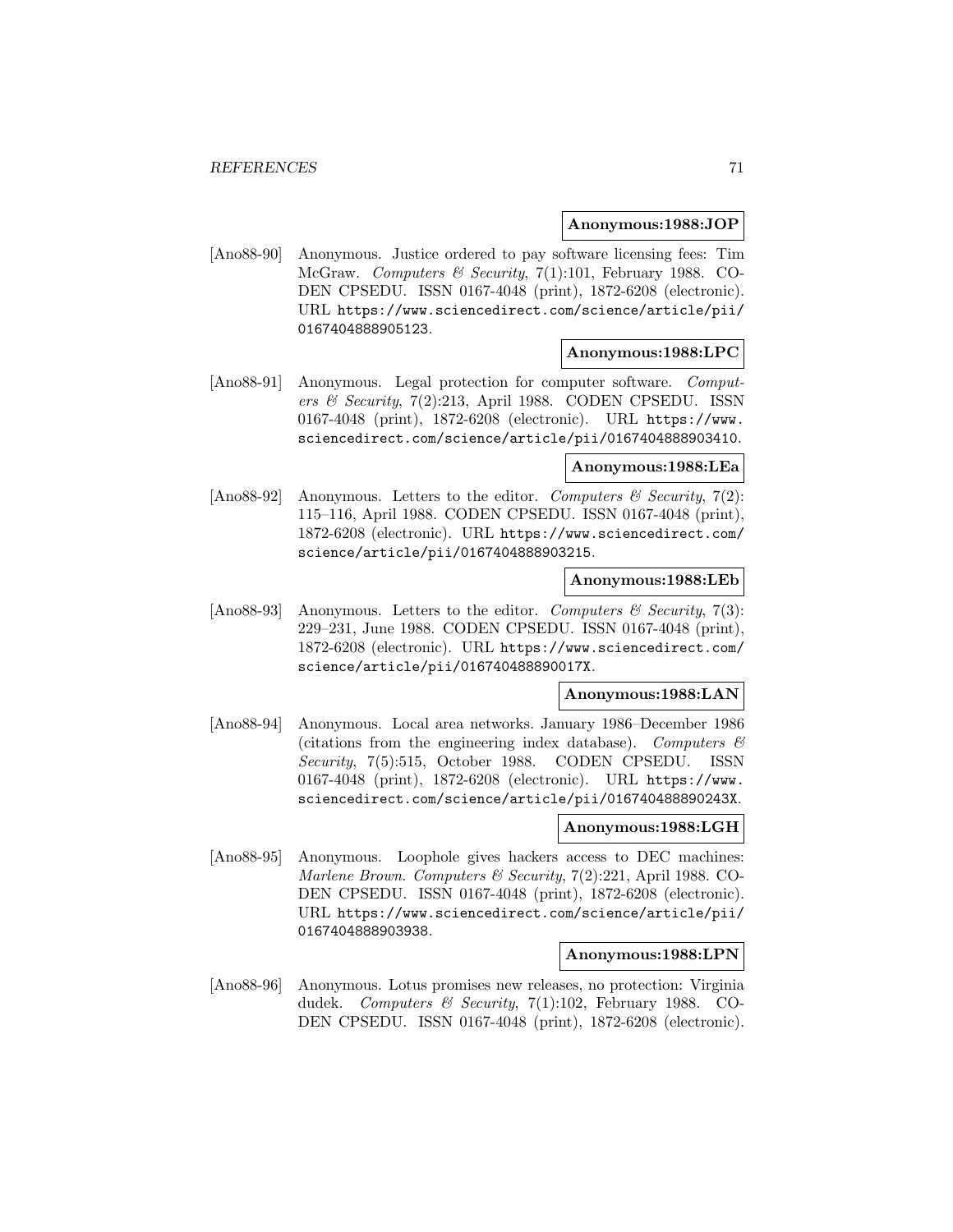**Anonymous:1988:JOP**

[Ano88-90] Anonymous. Justice ordered to pay software licensing fees: Tim McGraw. *Computers & Security*, 7(1):101, February 1988. CODEN CPSEDU. ISSN 0167-4048 (print), 1872-6208 (electronic). URL https://www.sciencedirect.com/science/article/pii/0167404888905123.

**Anonymous:1988:LPC**

[Ano88-91] Anonymous. Legal protection for computer software. *Computers & Security*, 7(2):213, April 1988. CODEN CPSEDU. ISSN 0167-4048 (print), 1872-6208 (electronic). URL https://www.sciencedirect.com/science/article/pii/0167404888903410.

**Anonymous:1988:LEa**

[Ano88-92] Anonymous. Letters to the editor. *Computers & Security*, 7(2): 115–116, April 1988. CODEN CPSEDU. ISSN 0167-4048 (print), 1872-6208 (electronic). URL https://www.sciencedirect.com/science/article/pii/0167404888903215.

**Anonymous:1988:LEb**

[Ano88-93] Anonymous. Letters to the editor. *Computers & Security*, 7(3): 229–231, June 1988. CODEN CPSEDU. ISSN 0167-4048 (print), 1872-6208 (electronic). URL https://www.sciencedirect.com/science/article/pii/016740488890017X.

**Anonymous:1988:LAN**

[Ano88-94] Anonymous. Local area networks. January 1986–December 1986 (citations from the engineering index database). *Computers & Security*, 7(5):515, October 1988. CODEN CPSEDU. ISSN 0167-4048 (print), 1872-6208 (electronic). URL https://www.sciencedirect.com/science/article/pii/016740488890243X.

**Anonymous:1988:LGH**

[Ano88-95] Anonymous. Loophole gives hackers access to DEC machines: *Marlene Brown*. *Computers & Security*, 7(2):221, April 1988. CODEN CPSEDU. ISSN 0167-4048 (print), 1872-6208 (electronic). URL https://www.sciencedirect.com/science/article/pii/0167404888903938.

**Anonymous:1988:LPN**

[Ano88-96] Anonymous. Lotus promises new releases, no protection: Virginia dudek. *Computers & Security*, 7(1):102, February 1988. CODEN CPSEDU. ISSN 0167-4048 (print), 1872-6208 (electronic).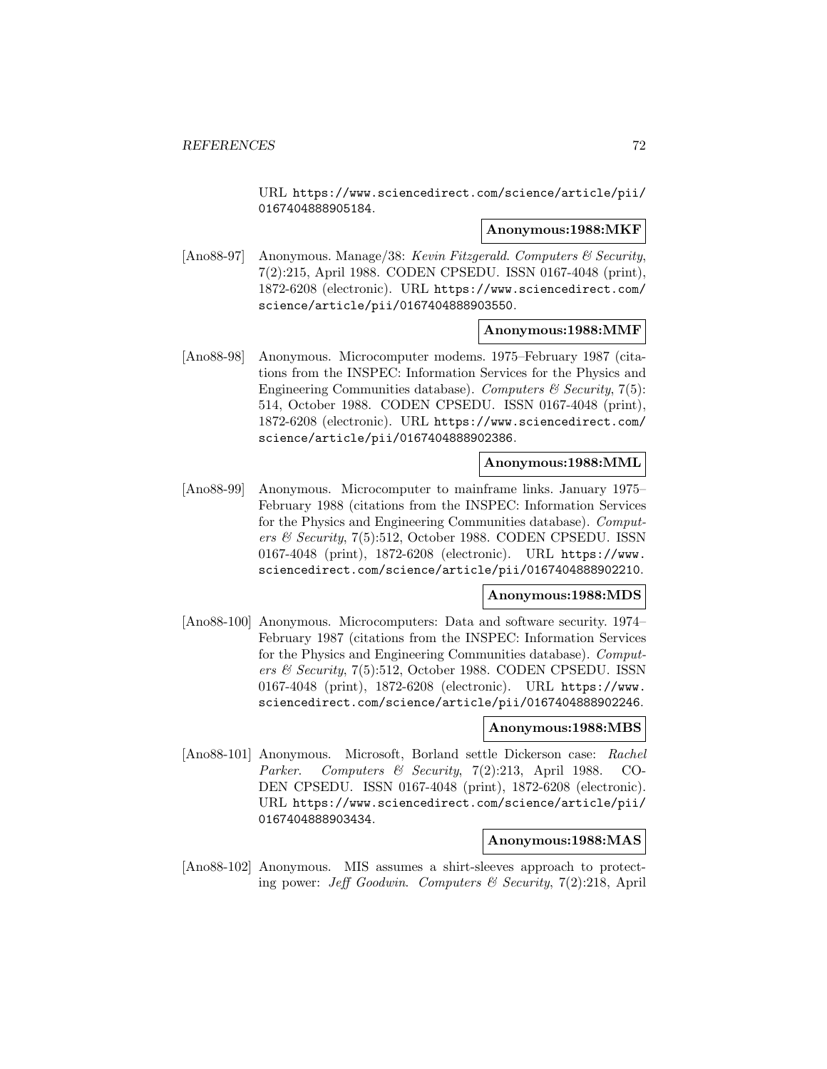URL https://www.sciencedirect.com/science/article/pii/0167404888905184.

**Anonymous:1988:MKF**

[Ano88-97] Anonymous. Manage/38: *Kevin Fitzgerald*. *Computers & Security*, 7(2):215, April 1988. CODEN CPSEDU. ISSN 0167-4048 (print), 1872-6208 (electronic). URL https://www.sciencedirect.com/science/article/pii/0167404888903550.

**Anonymous:1988:MMF**

[Ano88-98] Anonymous. Microcomputer modems. 1975–February 1987 (citations from the INSPEC: Information Services for the Physics and Engineering Communities database). *Computers & Security*, 7(5): 514, October 1988. CODEN CPSEDU. ISSN 0167-4048 (print), 1872-6208 (electronic). URL https://www.sciencedirect.com/science/article/pii/0167404888902386.

**Anonymous:1988:MML**

[Ano88-99] Anonymous. Microcomputer to mainframe links. January 1975–February 1988 (citations from the INSPEC: Information Services for the Physics and Engineering Communities database). *Computers & Security*, 7(5):512, October 1988. CODEN CPSEDU. ISSN 0167-4048 (print), 1872-6208 (electronic). URL https://www.sciencedirect.com/science/article/pii/0167404888902210.

**Anonymous:1988:MDS**

[Ano88-100] Anonymous. Microcomputers: Data and software security. 1974–February 1987 (citations from the INSPEC: Information Services for the Physics and Engineering Communities database). *Computers & Security*, 7(5):512, October 1988. CODEN CPSEDU. ISSN 0167-4048 (print), 1872-6208 (electronic). URL https://www.sciencedirect.com/science/article/pii/0167404888902246.

**Anonymous:1988:MBS**

[Ano88-101] Anonymous. Microsoft, Borland settle Dickerson case: *Rachel Parker*. *Computers & Security*, 7(2):213, April 1988. CODEN CPSEDU. ISSN 0167-4048 (print), 1872-6208 (electronic). URL https://www.sciencedirect.com/science/article/pii/0167404888903434.

**Anonymous:1988:MAS**

[Ano88-102] Anonymous. MIS assumes a shirt-sleeves approach to protecting power: *Jeff Goodwin*. *Computers & Security*, 7(2):218, April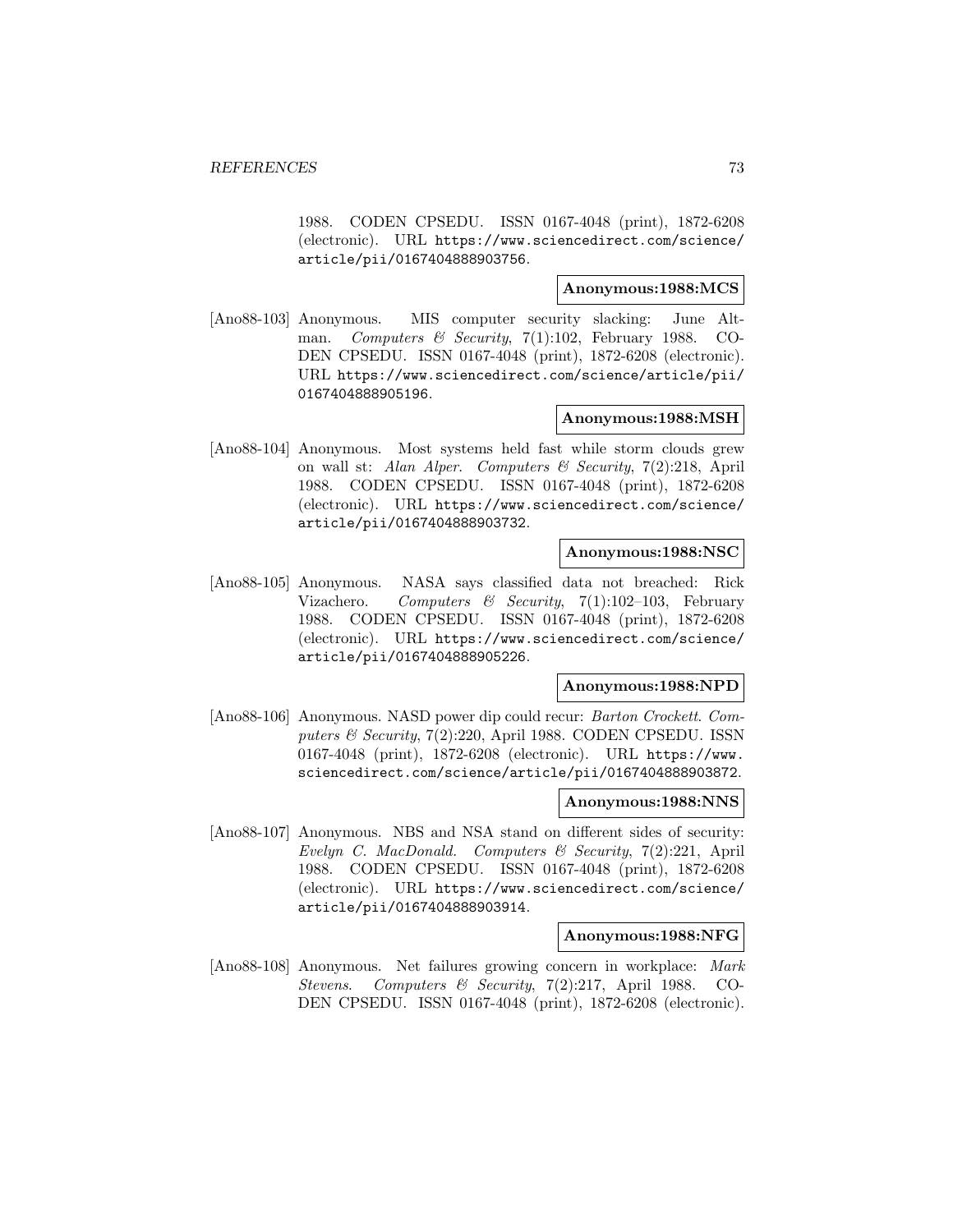1988. CODEN CPSEDU. ISSN 0167-4048 (print), 1872-6208 (electronic). URL https://www.sciencedirect.com/science/article/pii/0167404888903756.

**Anonymous:1988:MCS**

[Ano88-103] Anonymous. MIS computer security slacking: June Altman. *Computers & Security*, 7(1):102, February 1988. CODEN CPSEDU. ISSN 0167-4048 (print), 1872-6208 (electronic). URL https://www.sciencedirect.com/science/article/pii/0167404888905196.

**Anonymous:1988:MSH**

[Ano88-104] Anonymous. Most systems held fast while storm clouds grew on wall st: *Alan Alper*. *Computers & Security*, 7(2):218, April 1988. CODEN CPSEDU. ISSN 0167-4048 (print), 1872-6208 (electronic). URL https://www.sciencedirect.com/science/article/pii/0167404888903732.

**Anonymous:1988:NSC**

[Ano88-105] Anonymous. NASA says classified data not breached: Rick Vizachero. *Computers & Security*, 7(1):102–103, February 1988. CODEN CPSEDU. ISSN 0167-4048 (print), 1872-6208 (electronic). URL https://www.sciencedirect.com/science/article/pii/0167404888905226.

**Anonymous:1988:NPD**

[Ano88-106] Anonymous. NASD power dip could recur: *Barton Crockett*. *Computers & Security*, 7(2):220, April 1988. CODEN CPSEDU. ISSN 0167-4048 (print), 1872-6208 (electronic). URL https://www.sciencedirect.com/science/article/pii/0167404888903872.

**Anonymous:1988:NNS**

[Ano88-107] Anonymous. NBS and NSA stand on different sides of security: *Evelyn C. MacDonald*. *Computers & Security*, 7(2):221, April 1988. CODEN CPSEDU. ISSN 0167-4048 (print), 1872-6208 (electronic). URL https://www.sciencedirect.com/science/article/pii/0167404888903914.

**Anonymous:1988:NFG**

[Ano88-108] Anonymous. Net failures growing concern in workplace: *Mark Stevens*. *Computers & Security*, 7(2):217, April 1988. CODEN CPSEDU. ISSN 0167-4048 (print), 1872-6208 (electronic).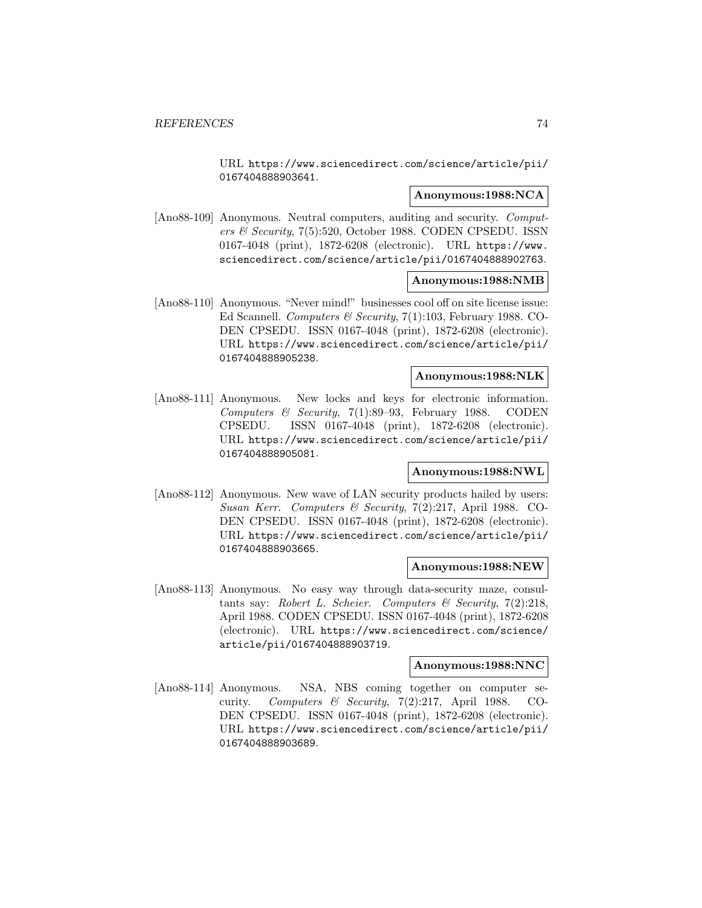URL https://www.sciencedirect.com/science/article/pii/0167404888903641.

**Anonymous:1988:NCA**

[Ano88-109] Anonymous. Neutral computers, auditing and security. *Computers & Security*, 7(5):520, October 1988. CODEN CPSEDU. ISSN 0167-4048 (print), 1872-6208 (electronic). URL https://www.sciencedirect.com/science/article/pii/0167404888902763.

**Anonymous:1988:NMB**

[Ano88-110] Anonymous. "Never mind!" businesses cool off on site license issue: Ed Scannell. *Computers & Security*, 7(1):103, February 1988. CODEN CPSEDU. ISSN 0167-4048 (print), 1872-6208 (electronic). URL https://www.sciencedirect.com/science/article/pii/0167404888905238.

**Anonymous:1988:NLK**

[Ano88-111] Anonymous. New locks and keys for electronic information. *Computers & Security*, 7(1):89–93, February 1988. CODEN CPSEDU. ISSN 0167-4048 (print), 1872-6208 (electronic). URL https://www.sciencedirect.com/science/article/pii/0167404888905081.

**Anonymous:1988:NWL**

[Ano88-112] Anonymous. New wave of LAN security products hailed by users: *Susan Kerr*. *Computers & Security*, 7(2):217, April 1988. CODEN CPSEDU. ISSN 0167-4048 (print), 1872-6208 (electronic). URL https://www.sciencedirect.com/science/article/pii/0167404888903665.

**Anonymous:1988:NEW**

[Ano88-113] Anonymous. No easy way through data-security maze, consultants say: *Robert L. Scheier*. *Computers & Security*, 7(2):218, April 1988. CODEN CPSEDU. ISSN 0167-4048 (print), 1872-6208 (electronic). URL https://www.sciencedirect.com/science/article/pii/0167404888903719.

**Anonymous:1988:NNC**

[Ano88-114] Anonymous. NSA, NBS coming together on computer security. *Computers & Security*, 7(2):217, April 1988. CODEN CPSEDU. ISSN 0167-4048 (print), 1872-6208 (electronic). URL https://www.sciencedirect.com/science/article/pii/0167404888903689.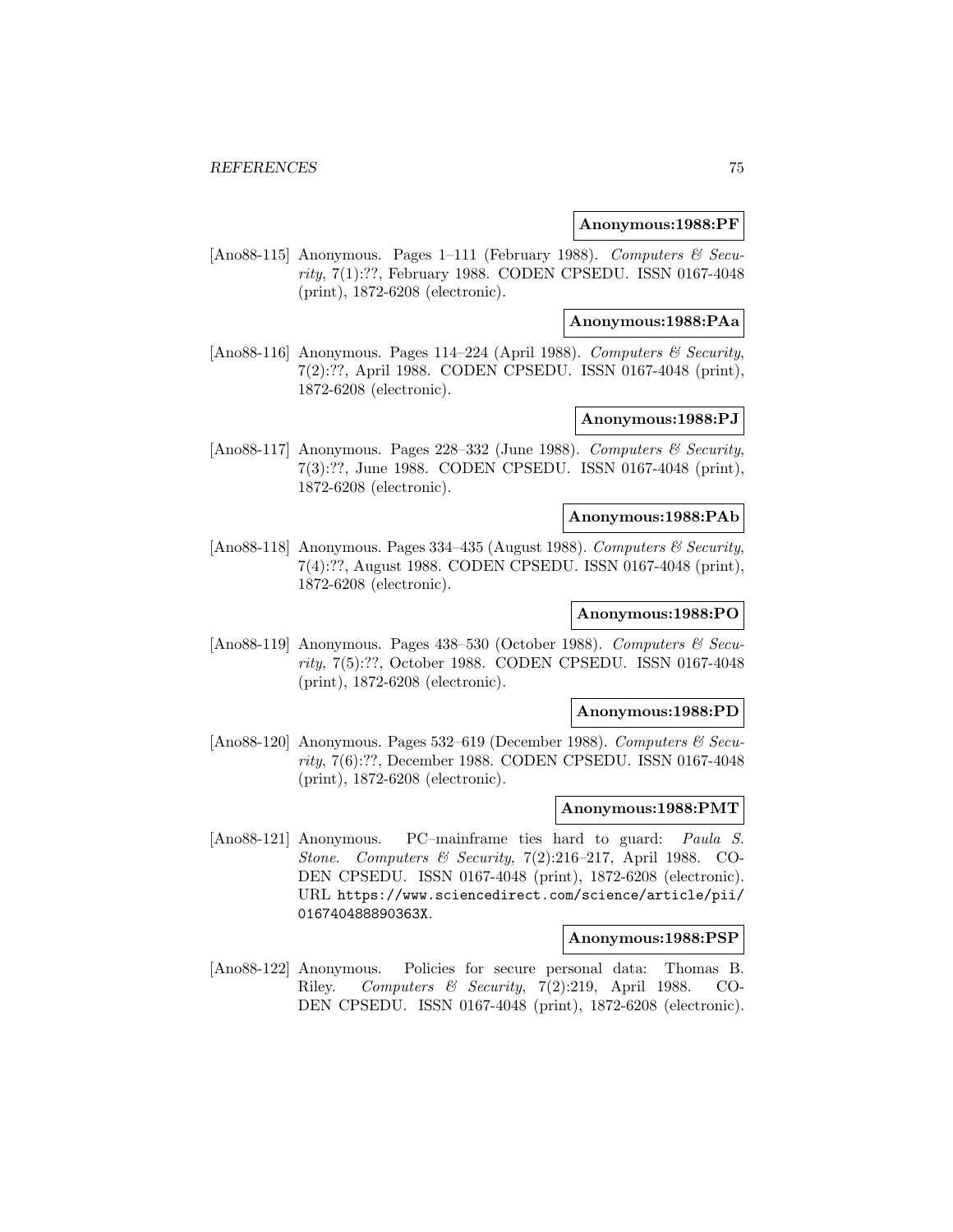**Anonymous:1988:PF**

[Ano88-115] Anonymous. Pages 1–111 (February 1988). *Computers & Security*, 7(1):??, February 1988. CODEN CPSEDU. ISSN 0167-4048 (print), 1872-6208 (electronic).

**Anonymous:1988:PAa**

[Ano88-116] Anonymous. Pages 114–224 (April 1988). *Computers & Security*, 7(2):??, April 1988. CODEN CPSEDU. ISSN 0167-4048 (print), 1872-6208 (electronic).

**Anonymous:1988:PJ**

[Ano88-117] Anonymous. Pages 228–332 (June 1988). *Computers & Security*, 7(3):??, June 1988. CODEN CPSEDU. ISSN 0167-4048 (print), 1872-6208 (electronic).

**Anonymous:1988:PAb**

[Ano88-118] Anonymous. Pages 334–435 (August 1988). *Computers & Security*, 7(4):??, August 1988. CODEN CPSEDU. ISSN 0167-4048 (print), 1872-6208 (electronic).

**Anonymous:1988:PO**

[Ano88-119] Anonymous. Pages 438–530 (October 1988). *Computers & Security*, 7(5):??, October 1988. CODEN CPSEDU. ISSN 0167-4048 (print), 1872-6208 (electronic).

**Anonymous:1988:PD**

[Ano88-120] Anonymous. Pages 532–619 (December 1988). *Computers & Security*, 7(6):??, December 1988. CODEN CPSEDU. ISSN 0167-4048 (print), 1872-6208 (electronic).

**Anonymous:1988:PMT**

[Ano88-121] Anonymous. PC–mainframe ties hard to guard: *Paula S. Stone*. *Computers & Security*, 7(2):216–217, April 1988. CODEN CPSEDU. ISSN 0167-4048 (print), 1872-6208 (electronic). URL https://www.sciencedirect.com/science/article/pii/016740488890363X.

**Anonymous:1988:PSP**

[Ano88-122] Anonymous. Policies for secure personal data: Thomas B. Riley. *Computers & Security*, 7(2):219, April 1988. CODEN CPSEDU. ISSN 0167-4048 (print), 1872-6208 (electronic).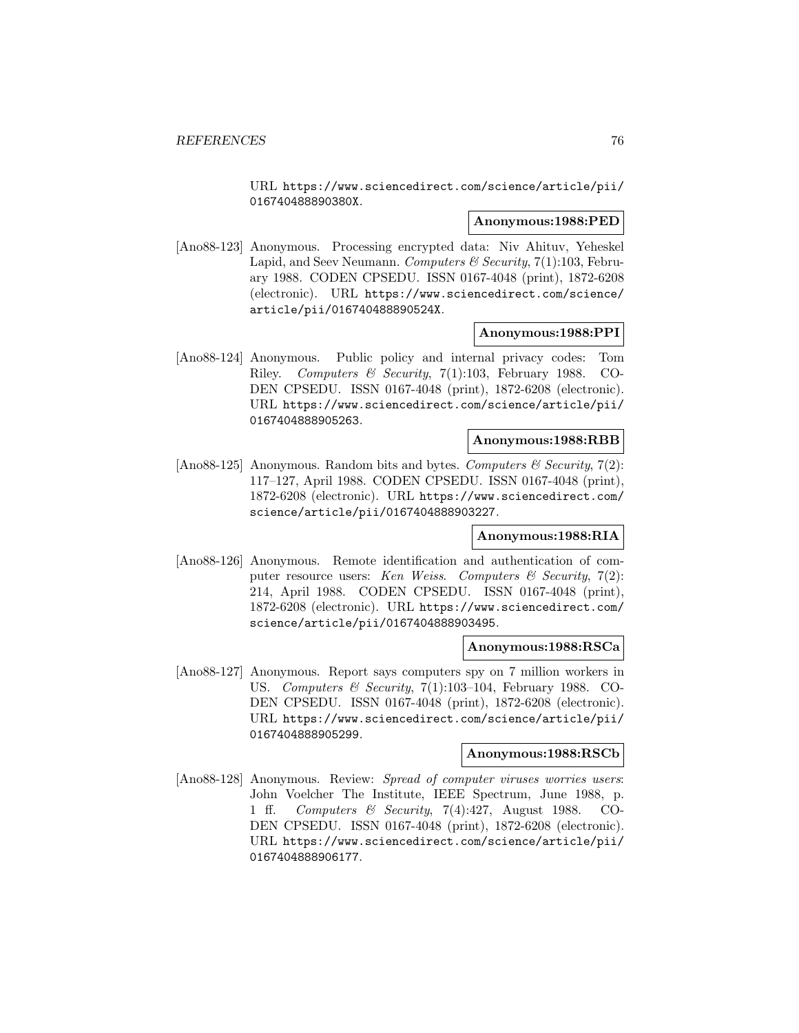URL https://www.sciencedirect.com/science/article/pii/016740488890380X.

**Anonymous:1988:PED**

[Ano88-123] Anonymous. Processing encrypted data: Niv Ahituv, Yeheskel Lapid, and Seev Neumann. *Computers & Security*, 7(1):103, February 1988. CODEN CPSEDU. ISSN 0167-4048 (print), 1872-6208 (electronic). URL https://www.sciencedirect.com/science/article/pii/016740488890524X.

**Anonymous:1988:PPI**

[Ano88-124] Anonymous. Public policy and internal privacy codes: Tom Riley. *Computers & Security*, 7(1):103, February 1988. CODEN CPSEDU. ISSN 0167-4048 (print), 1872-6208 (electronic). URL https://www.sciencedirect.com/science/article/pii/0167404888905263.

**Anonymous:1988:RBB**

[Ano88-125] Anonymous. Random bits and bytes. *Computers & Security*, 7(2): 117–127, April 1988. CODEN CPSEDU. ISSN 0167-4048 (print), 1872-6208 (electronic). URL https://www.sciencedirect.com/science/article/pii/0167404888903227.

**Anonymous:1988:RIA**

[Ano88-126] Anonymous. Remote identification and authentication of computer resource users: *Ken Weiss*. *Computers & Security*, 7(2): 214, April 1988. CODEN CPSEDU. ISSN 0167-4048 (print), 1872-6208 (electronic). URL https://www.sciencedirect.com/science/article/pii/0167404888903495.

**Anonymous:1988:RSCa**

[Ano88-127] Anonymous. Report says computers spy on 7 million workers in US. *Computers & Security*, 7(1):103–104, February 1988. CODEN CPSEDU. ISSN 0167-4048 (print), 1872-6208 (electronic). URL https://www.sciencedirect.com/science/article/pii/0167404888905299.

**Anonymous:1988:RSCb**

[Ano88-128] Anonymous. Review: *Spread of computer viruses worries users*: John Voelcher The Institute, IEEE Spectrum, June 1988, p. 1 ff. *Computers & Security*, 7(4):427, August 1988. CODEN CPSEDU. ISSN 0167-4048 (print), 1872-6208 (electronic). URL https://www.sciencedirect.com/science/article/pii/0167404888906177.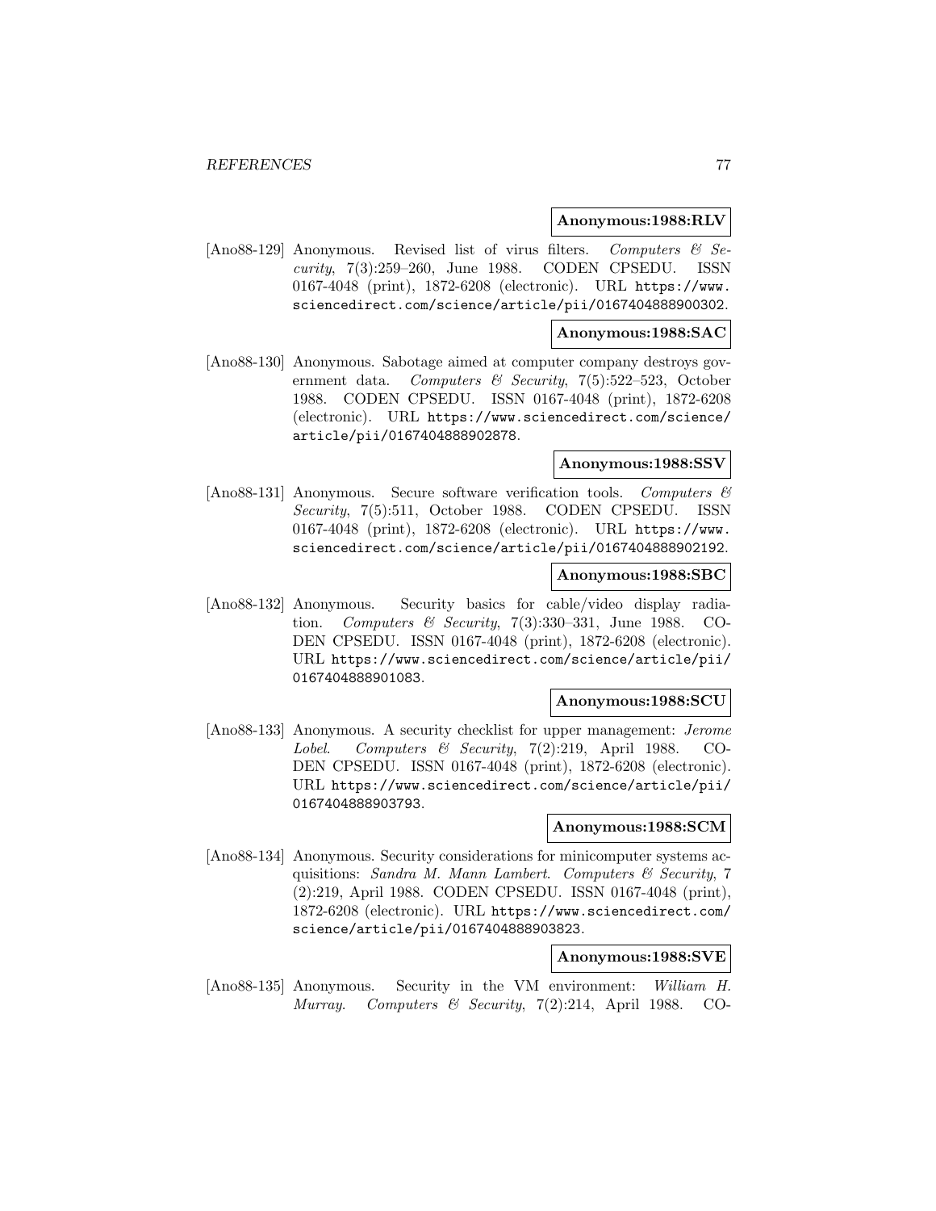**Anonymous:1988:RLV**

[Ano88-129] Anonymous. Revised list of virus filters. *Computers & Security*, 7(3):259–260, June 1988. CODEN CPSEDU. ISSN 0167-4048 (print), 1872-6208 (electronic). URL https://www.sciencedirect.com/science/article/pii/0167404888900302.

**Anonymous:1988:SAC**

[Ano88-130] Anonymous. Sabotage aimed at computer company destroys government data. *Computers & Security*, 7(5):522–523, October 1988. CODEN CPSEDU. ISSN 0167-4048 (print), 1872-6208 (electronic). URL https://www.sciencedirect.com/science/article/pii/0167404888902878.

**Anonymous:1988:SSV**

[Ano88-131] Anonymous. Secure software verification tools. *Computers & Security*, 7(5):511, October 1988. CODEN CPSEDU. ISSN 0167-4048 (print), 1872-6208 (electronic). URL https://www.sciencedirect.com/science/article/pii/0167404888902192.

**Anonymous:1988:SBC**

[Ano88-132] Anonymous. Security basics for cable/video display radiation. *Computers & Security*, 7(3):330–331, June 1988. CODEN CPSEDU. ISSN 0167-4048 (print), 1872-6208 (electronic). URL https://www.sciencedirect.com/science/article/pii/0167404888901083.

**Anonymous:1988:SCU**

[Ano88-133] Anonymous. A security checklist for upper management: *Jerome Lobel*. *Computers & Security*, 7(2):219, April 1988. CODEN CPSEDU. ISSN 0167-4048 (print), 1872-6208 (electronic). URL https://www.sciencedirect.com/science/article/pii/0167404888903793.

**Anonymous:1988:SCM**

[Ano88-134] Anonymous. Security considerations for minicomputer systems acquisitions: *Sandra M. Mann Lambert*. *Computers & Security*, 7 (2):219, April 1988. CODEN CPSEDU. ISSN 0167-4048 (print), 1872-6208 (electronic). URL https://www.sciencedirect.com/science/article/pii/0167404888903823.

**Anonymous:1988:SVE**

[Ano88-135] Anonymous. Security in the VM environment: *William H. Murray*. *Computers & Security*, 7(2):214, April 1988. CO-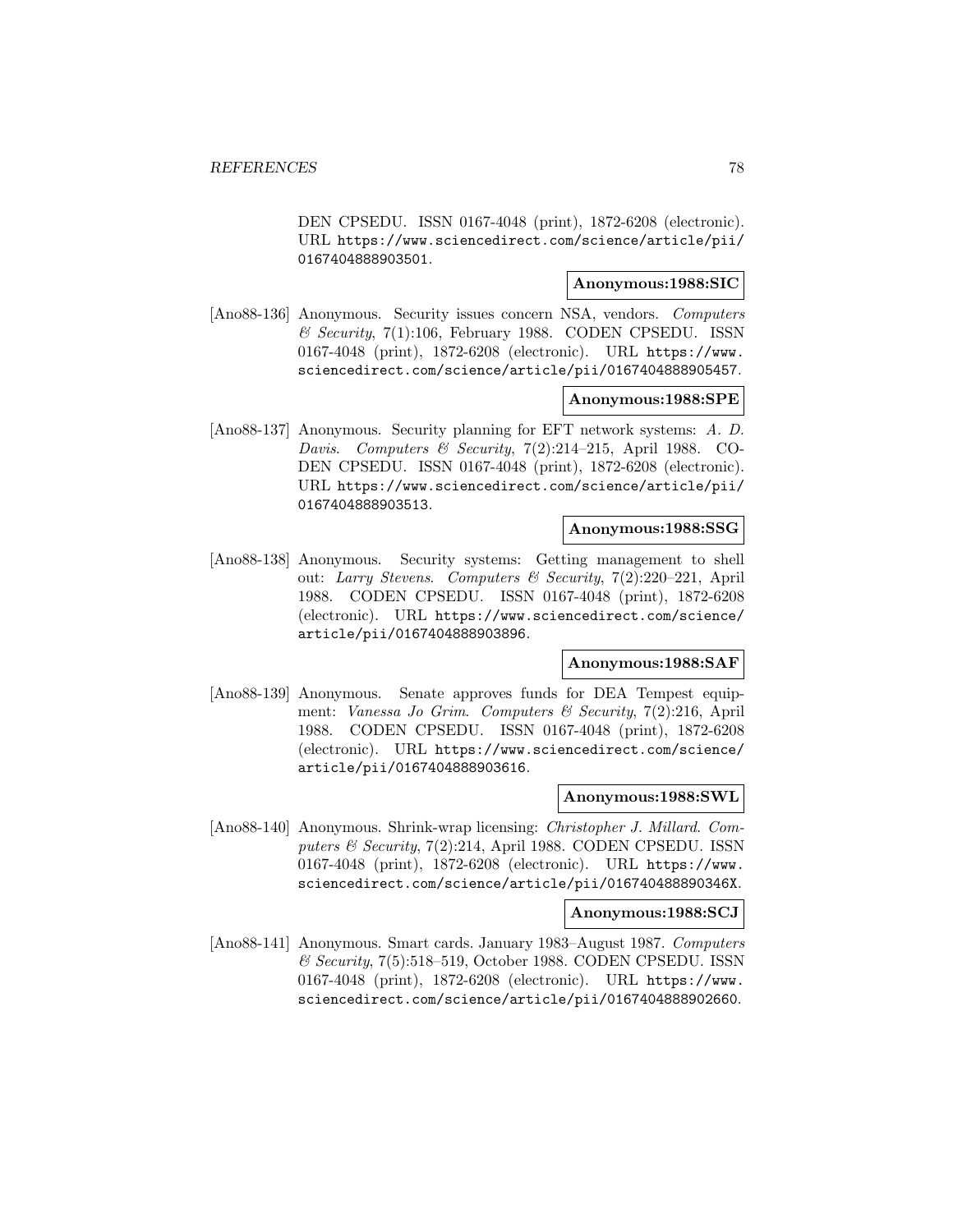DEN CPSEDU. ISSN 0167-4048 (print), 1872-6208 (electronic). URL https://www.sciencedirect.com/science/article/pii/0167404888903501.

**Anonymous:1988:SIC**

[Ano88-136] Anonymous. Security issues concern NSA, vendors. *Computers & Security*, 7(1):106, February 1988. CODEN CPSEDU. ISSN 0167-4048 (print), 1872-6208 (electronic). URL https://www.sciencedirect.com/science/article/pii/0167404888905457.

**Anonymous:1988:SPE**

[Ano88-137] Anonymous. Security planning for EFT network systems: *A. D. Davis*. *Computers & Security*, 7(2):214–215, April 1988. CODEN CPSEDU. ISSN 0167-4048 (print), 1872-6208 (electronic). URL https://www.sciencedirect.com/science/article/pii/0167404888903513.

**Anonymous:1988:SSG**

[Ano88-138] Anonymous. Security systems: Getting management to shell out: *Larry Stevens*. *Computers & Security*, 7(2):220–221, April 1988. CODEN CPSEDU. ISSN 0167-4048 (print), 1872-6208 (electronic). URL https://www.sciencedirect.com/science/article/pii/0167404888903896.

**Anonymous:1988:SAF**

[Ano88-139] Anonymous. Senate approves funds for DEA Tempest equipment: *Vanessa Jo Grim*. *Computers & Security*, 7(2):216, April 1988. CODEN CPSEDU. ISSN 0167-4048 (print), 1872-6208 (electronic). URL https://www.sciencedirect.com/science/article/pii/0167404888903616.

**Anonymous:1988:SWL**

[Ano88-140] Anonymous. Shrink-wrap licensing: *Christopher J. Millard*. *Computers & Security*, 7(2):214, April 1988. CODEN CPSEDU. ISSN 0167-4048 (print), 1872-6208 (electronic). URL https://www.sciencedirect.com/science/article/pii/016740488890346X.

**Anonymous:1988:SCJ**

[Ano88-141] Anonymous. Smart cards. January 1983–August 1987. *Computers & Security*, 7(5):518–519, October 1988. CODEN CPSEDU. ISSN 0167-4048 (print), 1872-6208 (electronic). URL https://www.sciencedirect.com/science/article/pii/0167404888902660.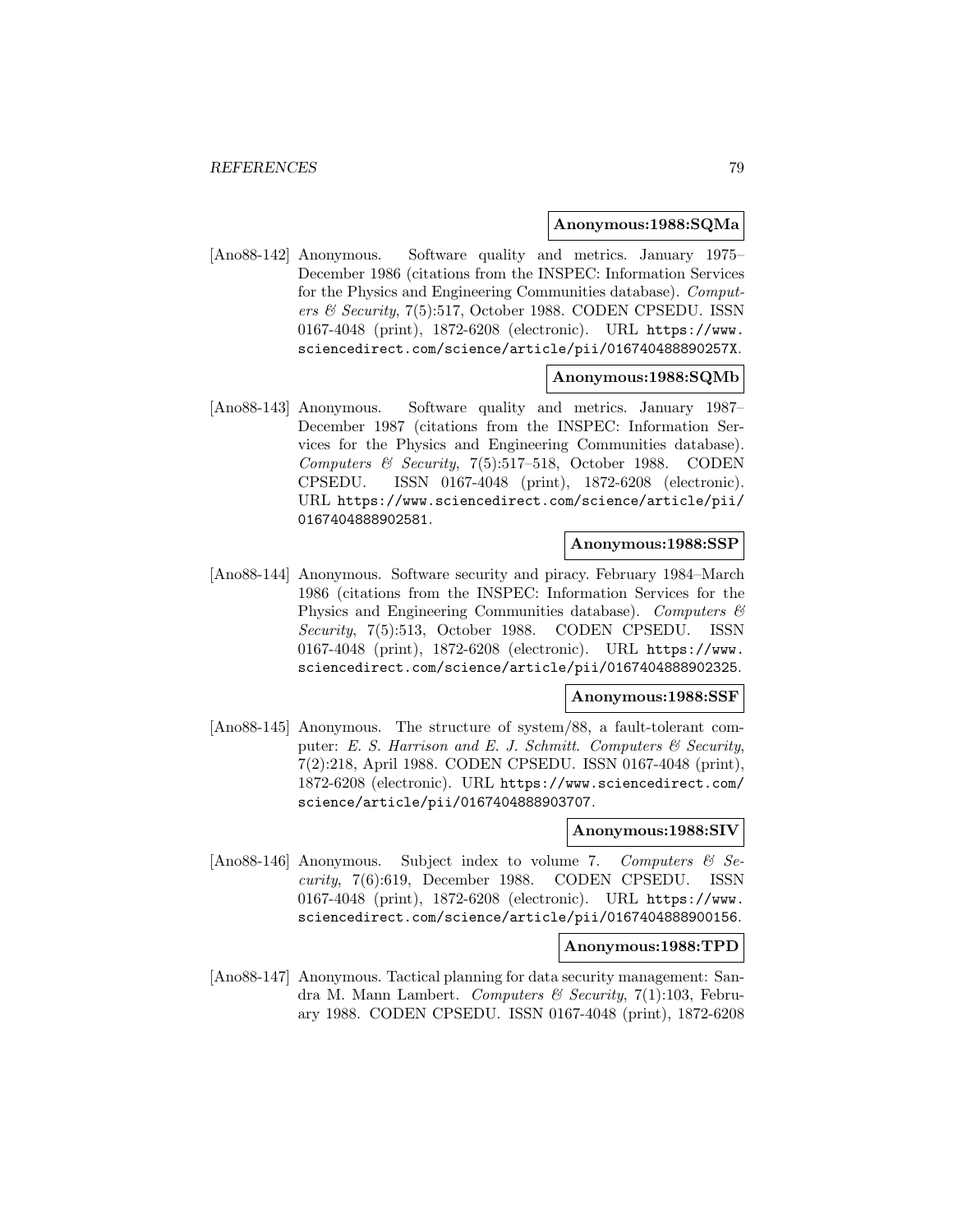**Anonymous:1988:SQMa**

[Ano88-142] Anonymous. Software quality and metrics. January 1975–December 1986 (citations from the INSPEC: Information Services for the Physics and Engineering Communities database). *Computers & Security*, 7(5):517, October 1988. CODEN CPSEDU. ISSN 0167-4048 (print), 1872-6208 (electronic). URL https://www.sciencedirect.com/science/article/pii/016740488890257X.

**Anonymous:1988:SQMb**

[Ano88-143] Anonymous. Software quality and metrics. January 1987–December 1987 (citations from the INSPEC: Information Services for the Physics and Engineering Communities database). *Computers & Security*, 7(5):517–518, October 1988. CODEN CPSEDU. ISSN 0167-4048 (print), 1872-6208 (electronic). URL https://www.sciencedirect.com/science/article/pii/0167404888902581.

**Anonymous:1988:SSP**

[Ano88-144] Anonymous. Software security and piracy. February 1984–March 1986 (citations from the INSPEC: Information Services for the Physics and Engineering Communities database). *Computers & Security*, 7(5):513, October 1988. CODEN CPSEDU. ISSN 0167-4048 (print), 1872-6208 (electronic). URL https://www.sciencedirect.com/science/article/pii/0167404888902325.

**Anonymous:1988:SSF**

[Ano88-145] Anonymous. The structure of system/88, a fault-tolerant computer: *E. S. Harrison and E. J. Schmitt*. *Computers & Security*, 7(2):218, April 1988. CODEN CPSEDU. ISSN 0167-4048 (print), 1872-6208 (electronic). URL https://www.sciencedirect.com/science/article/pii/0167404888903707.

**Anonymous:1988:SIV**

[Ano88-146] Anonymous. Subject index to volume 7. *Computers & Security*, 7(6):619, December 1988. CODEN CPSEDU. ISSN 0167-4048 (print), 1872-6208 (electronic). URL https://www.sciencedirect.com/science/article/pii/0167404888900156.

**Anonymous:1988:TPD**

[Ano88-147] Anonymous. Tactical planning for data security management: Sandra M. Mann Lambert. *Computers & Security*, 7(1):103, February 1988. CODEN CPSEDU. ISSN 0167-4048 (print), 1872-6208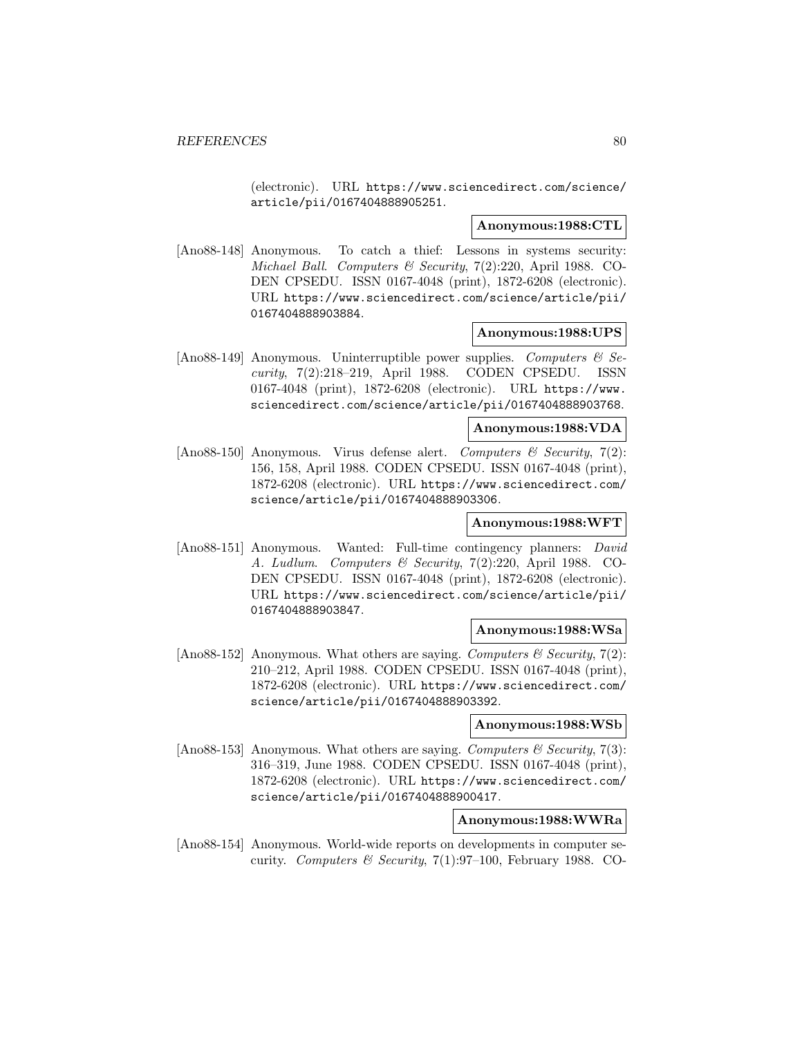(electronic). URL https://www.sciencedirect.com/science/article/pii/0167404888905251.

**Anonymous:1988:CTL**

[Ano88-148] Anonymous. To catch a thief: Lessons in systems security: *Michael Ball*. *Computers & Security*, 7(2):220, April 1988. CODEN CPSEDU. ISSN 0167-4048 (print), 1872-6208 (electronic). URL https://www.sciencedirect.com/science/article/pii/0167404888903884.

**Anonymous:1988:UPS**

[Ano88-149] Anonymous. Uninterruptible power supplies. *Computers & Security*, 7(2):218–219, April 1988. CODEN CPSEDU. ISSN 0167-4048 (print), 1872-6208 (electronic). URL https://www.sciencedirect.com/science/article/pii/0167404888903768.

**Anonymous:1988:VDA**

[Ano88-150] Anonymous. Virus defense alert. *Computers & Security*, 7(2): 156, 158, April 1988. CODEN CPSEDU. ISSN 0167-4048 (print), 1872-6208 (electronic). URL https://www.sciencedirect.com/science/article/pii/0167404888903306.

**Anonymous:1988:WFT**

[Ano88-151] Anonymous. Wanted: Full-time contingency planners: *David A. Ludlum*. *Computers & Security*, 7(2):220, April 1988. CODEN CPSEDU. ISSN 0167-4048 (print), 1872-6208 (electronic). URL https://www.sciencedirect.com/science/article/pii/0167404888903847.

**Anonymous:1988:WSa**

[Ano88-152] Anonymous. What others are saying. *Computers & Security*, 7(2): 210–212, April 1988. CODEN CPSEDU. ISSN 0167-4048 (print), 1872-6208 (electronic). URL https://www.sciencedirect.com/science/article/pii/0167404888903392.

**Anonymous:1988:WSb**

[Ano88-153] Anonymous. What others are saying. *Computers & Security*, 7(3): 316–319, June 1988. CODEN CPSEDU. ISSN 0167-4048 (print), 1872-6208 (electronic). URL https://www.sciencedirect.com/science/article/pii/0167404888900417.

**Anonymous:1988:WWRa**

[Ano88-154] Anonymous. World-wide reports on developments in computer security. *Computers & Security*, 7(1):97–100, February 1988. CO-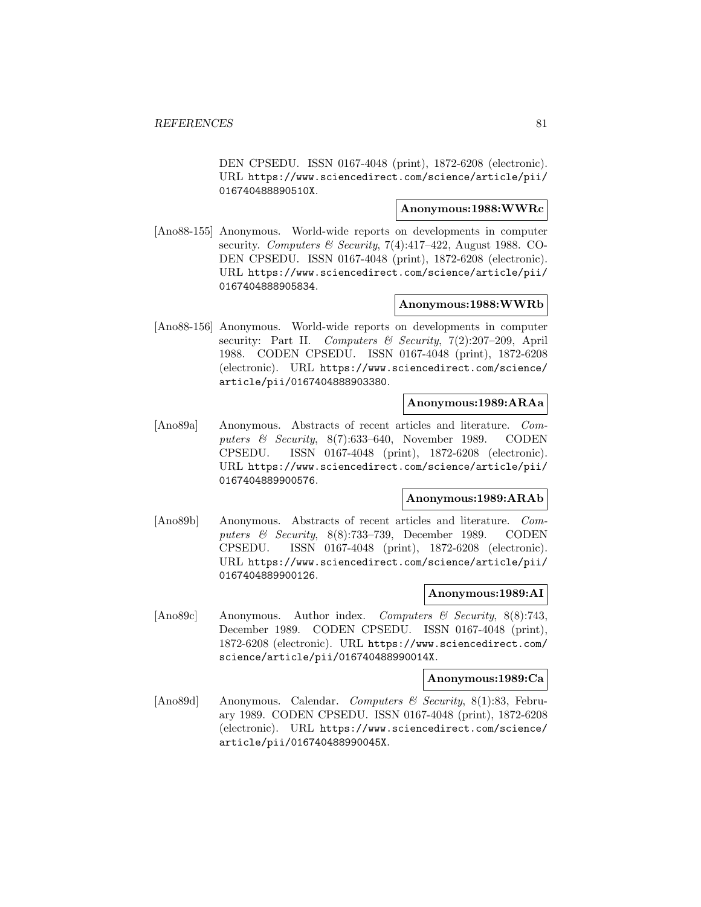DEN CPSEDU. ISSN 0167-4048 (print), 1872-6208 (electronic). URL https://www.sciencedirect.com/science/article/pii/016740488890510X.

**Anonymous:1988:WWRc**

[Ano88-155] Anonymous. World-wide reports on developments in computer security. *Computers & Security*, 7(4):417–422, August 1988. CODEN CPSEDU. ISSN 0167-4048 (print), 1872-6208 (electronic). URL https://www.sciencedirect.com/science/article/pii/0167404888905834.

**Anonymous:1988:WWRb**

[Ano88-156] Anonymous. World-wide reports on developments in computer security: Part II. *Computers & Security*, 7(2):207–209, April 1988. CODEN CPSEDU. ISSN 0167-4048 (print), 1872-6208 (electronic). URL https://www.sciencedirect.com/science/article/pii/0167404888903380.

**Anonymous:1989:ARAa**

[Ano89a] Anonymous. Abstracts of recent articles and literature. *Computers & Security*, 8(7):633–640, November 1989. CODEN CPSEDU. ISSN 0167-4048 (print), 1872-6208 (electronic). URL https://www.sciencedirect.com/science/article/pii/0167404889900576.

**Anonymous:1989:ARAb**

[Ano89b] Anonymous. Abstracts of recent articles and literature. *Computers & Security*, 8(8):733–739, December 1989. CODEN CPSEDU. ISSN 0167-4048 (print), 1872-6208 (electronic). URL https://www.sciencedirect.com/science/article/pii/0167404889900126.

**Anonymous:1989:AI**

[Ano89c] Anonymous. Author index. *Computers & Security*, 8(8):743, December 1989. CODEN CPSEDU. ISSN 0167-4048 (print), 1872-6208 (electronic). URL https://www.sciencedirect.com/science/article/pii/016740488990014X.

**Anonymous:1989:Ca**

[Ano89d] Anonymous. Calendar. *Computers & Security*, 8(1):83, February 1989. CODEN CPSEDU. ISSN 0167-4048 (print), 1872-6208 (electronic). URL https://www.sciencedirect.com/science/article/pii/016740488990045X.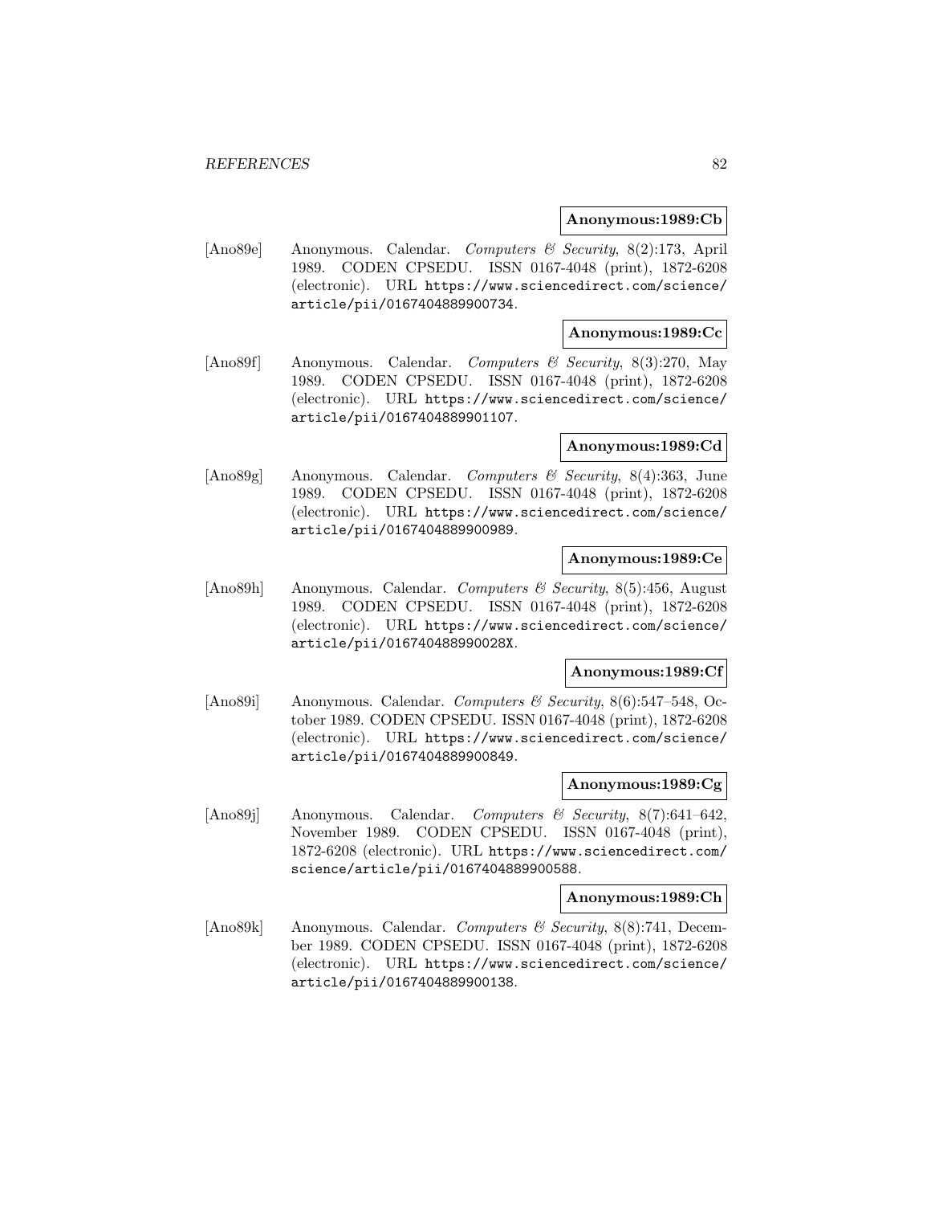**Anonymous:1989:Cb**

[Ano89e] Anonymous. Calendar. *Computers & Security*, 8(2):173, April 1989. CODEN CPSEDU. ISSN 0167-4048 (print), 1872-6208 (electronic). URL https://www.sciencedirect.com/science/article/pii/0167404889900734.

**Anonymous:1989:Cc**

[Ano89f] Anonymous. Calendar. *Computers & Security*, 8(3):270, May 1989. CODEN CPSEDU. ISSN 0167-4048 (print), 1872-6208 (electronic). URL https://www.sciencedirect.com/science/article/pii/0167404889901107.

**Anonymous:1989:Cd**

[Ano89g] Anonymous. Calendar. *Computers & Security*, 8(4):363, June 1989. CODEN CPSEDU. ISSN 0167-4048 (print), 1872-6208 (electronic). URL https://www.sciencedirect.com/science/article/pii/0167404889900989.

**Anonymous:1989:Ce**

[Ano89h] Anonymous. Calendar. *Computers & Security*, 8(5):456, August 1989. CODEN CPSEDU. ISSN 0167-4048 (print), 1872-6208 (electronic). URL https://www.sciencedirect.com/science/article/pii/016740488990028X.

**Anonymous:1989:Cf**

[Ano89i] Anonymous. Calendar. *Computers & Security*, 8(6):547–548, October 1989. CODEN CPSEDU. ISSN 0167-4048 (print), 1872-6208 (electronic). URL https://www.sciencedirect.com/science/article/pii/0167404889900849.

**Anonymous:1989:Cg**

[Ano89j] Anonymous. Calendar. *Computers & Security*, 8(7):641–642, November 1989. CODEN CPSEDU. ISSN 0167-4048 (print), 1872-6208 (electronic). URL https://www.sciencedirect.com/science/article/pii/0167404889900588.

**Anonymous:1989:Ch**

[Ano89k] Anonymous. Calendar. *Computers & Security*, 8(8):741, December 1989. CODEN CPSEDU. ISSN 0167-4048 (print), 1872-6208 (electronic). URL https://www.sciencedirect.com/science/article/pii/0167404889900138.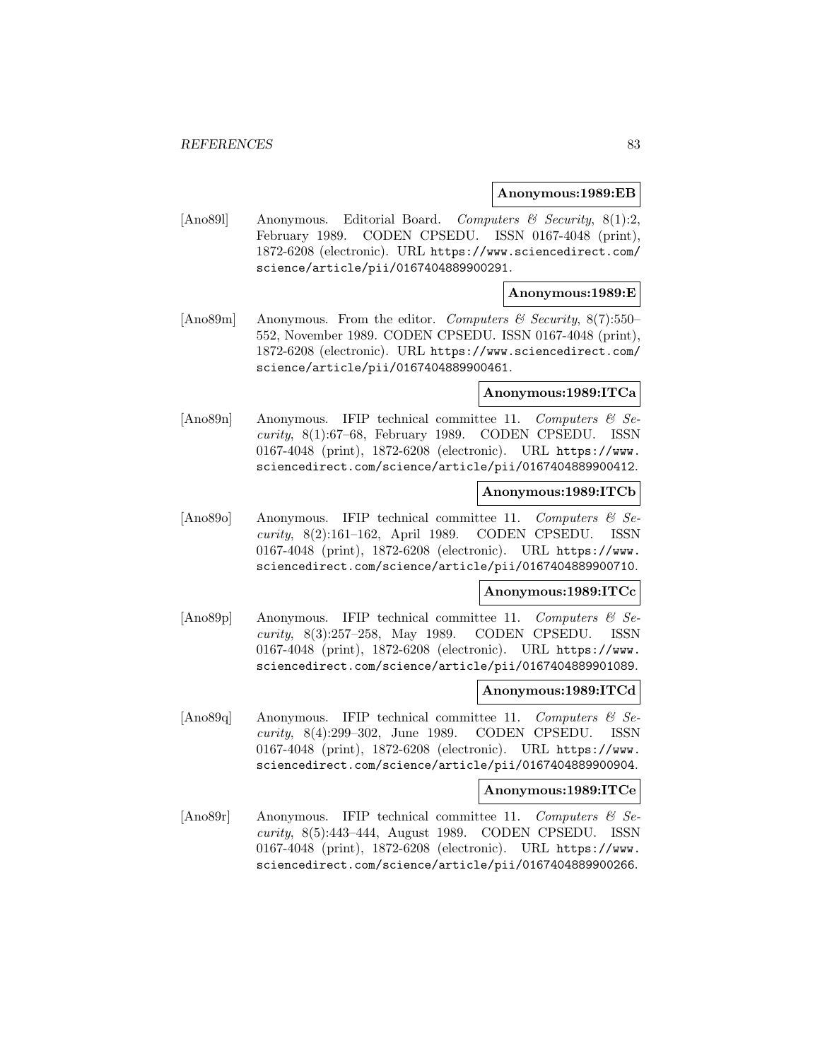**Anonymous:1989:EB**

[Ano89l] Anonymous. Editorial Board. *Computers & Security*, 8(1):2, February 1989. CODEN CPSEDU. ISSN 0167-4048 (print), 1872-6208 (electronic). URL https://www.sciencedirect.com/science/article/pii/0167404889900291.

**Anonymous:1989:E**

[Ano89m] Anonymous. From the editor. *Computers & Security*, 8(7):550–552, November 1989. CODEN CPSEDU. ISSN 0167-4048 (print), 1872-6208 (electronic). URL https://www.sciencedirect.com/science/article/pii/0167404889900461.

**Anonymous:1989:ITCa**

[Ano89n] Anonymous. IFIP technical committee 11. *Computers & Security*, 8(1):67–68, February 1989. CODEN CPSEDU. ISSN 0167-4048 (print), 1872-6208 (electronic). URL https://www.sciencedirect.com/science/article/pii/0167404889900412.

**Anonymous:1989:ITCb**

[Ano89o] Anonymous. IFIP technical committee 11. *Computers & Security*, 8(2):161–162, April 1989. CODEN CPSEDU. ISSN 0167-4048 (print), 1872-6208 (electronic). URL https://www.sciencedirect.com/science/article/pii/0167404889900710.

**Anonymous:1989:ITCc**

[Ano89p] Anonymous. IFIP technical committee 11. *Computers & Security*, 8(3):257–258, May 1989. CODEN CPSEDU. ISSN 0167-4048 (print), 1872-6208 (electronic). URL https://www.sciencedirect.com/science/article/pii/0167404889901089.

**Anonymous:1989:ITCd**

[Ano89q] Anonymous. IFIP technical committee 11. *Computers & Security*, 8(4):299–302, June 1989. CODEN CPSEDU. ISSN 0167-4048 (print), 1872-6208 (electronic). URL https://www.sciencedirect.com/science/article/pii/0167404889900904.

**Anonymous:1989:ITCe**

[Ano89r] Anonymous. IFIP technical committee 11. *Computers & Security*, 8(5):443–444, August 1989. CODEN CPSEDU. ISSN 0167-4048 (print), 1872-6208 (electronic). URL https://www.sciencedirect.com/science/article/pii/0167404889900266.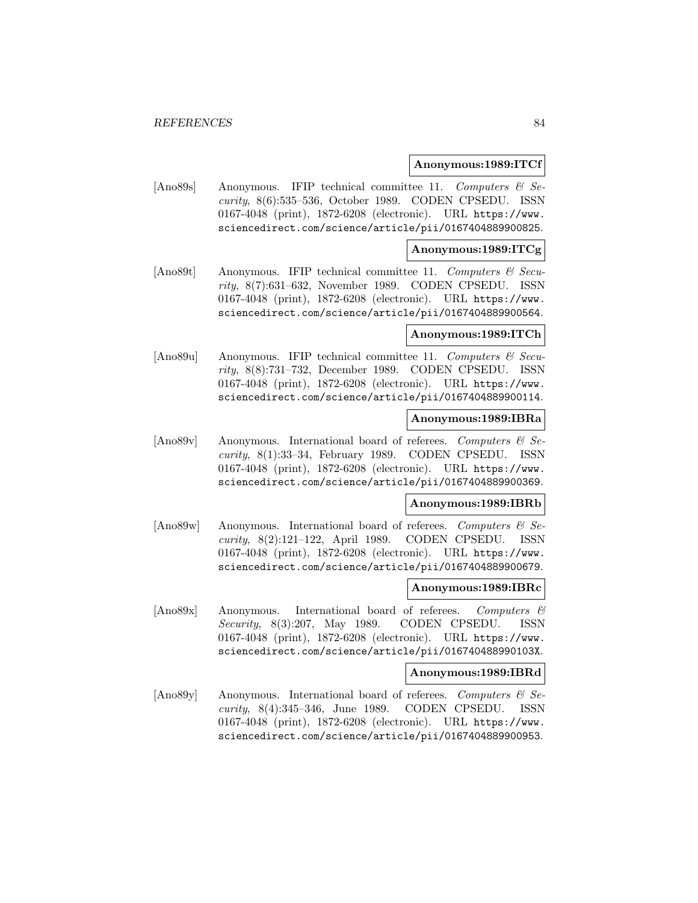**Anonymous:1989:ITCf**

[Ano89s] Anonymous. IFIP technical committee 11. *Computers & Security*, 8(6):535–536, October 1989. CODEN CPSEDU. ISSN 0167-4048 (print), 1872-6208 (electronic). URL https://www.sciencedirect.com/science/article/pii/0167404889900825.

**Anonymous:1989:ITCg**

[Ano89t] Anonymous. IFIP technical committee 11. *Computers & Security*, 8(7):631–632, November 1989. CODEN CPSEDU. ISSN 0167-4048 (print), 1872-6208 (electronic). URL https://www.sciencedirect.com/science/article/pii/0167404889900564.

**Anonymous:1989:ITCh**

[Ano89u] Anonymous. IFIP technical committee 11. *Computers & Security*, 8(8):731–732, December 1989. CODEN CPSEDU. ISSN 0167-4048 (print), 1872-6208 (electronic). URL https://www.sciencedirect.com/science/article/pii/0167404889900114.

**Anonymous:1989:IBRa**

[Ano89v] Anonymous. International board of referees. *Computers & Security*, 8(1):33–34, February 1989. CODEN CPSEDU. ISSN 0167-4048 (print), 1872-6208 (electronic). URL https://www.sciencedirect.com/science/article/pii/0167404889900369.

**Anonymous:1989:IBRb**

[Ano89w] Anonymous. International board of referees. *Computers & Security*, 8(2):121–122, April 1989. CODEN CPSEDU. ISSN 0167-4048 (print), 1872-6208 (electronic). URL https://www.sciencedirect.com/science/article/pii/0167404889900679.

**Anonymous:1989:IBRc**

[Ano89x] Anonymous. International board of referees. *Computers & Security*, 8(3):207, May 1989. CODEN CPSEDU. ISSN 0167-4048 (print), 1872-6208 (electronic). URL https://www.sciencedirect.com/science/article/pii/016740488990103X.

**Anonymous:1989:IBRd**

[Ano89y] Anonymous. International board of referees. *Computers & Security*, 8(4):345–346, June 1989. CODEN CPSEDU. ISSN 0167-4048 (print), 1872-6208 (electronic). URL https://www.sciencedirect.com/science/article/pii/0167404889900953.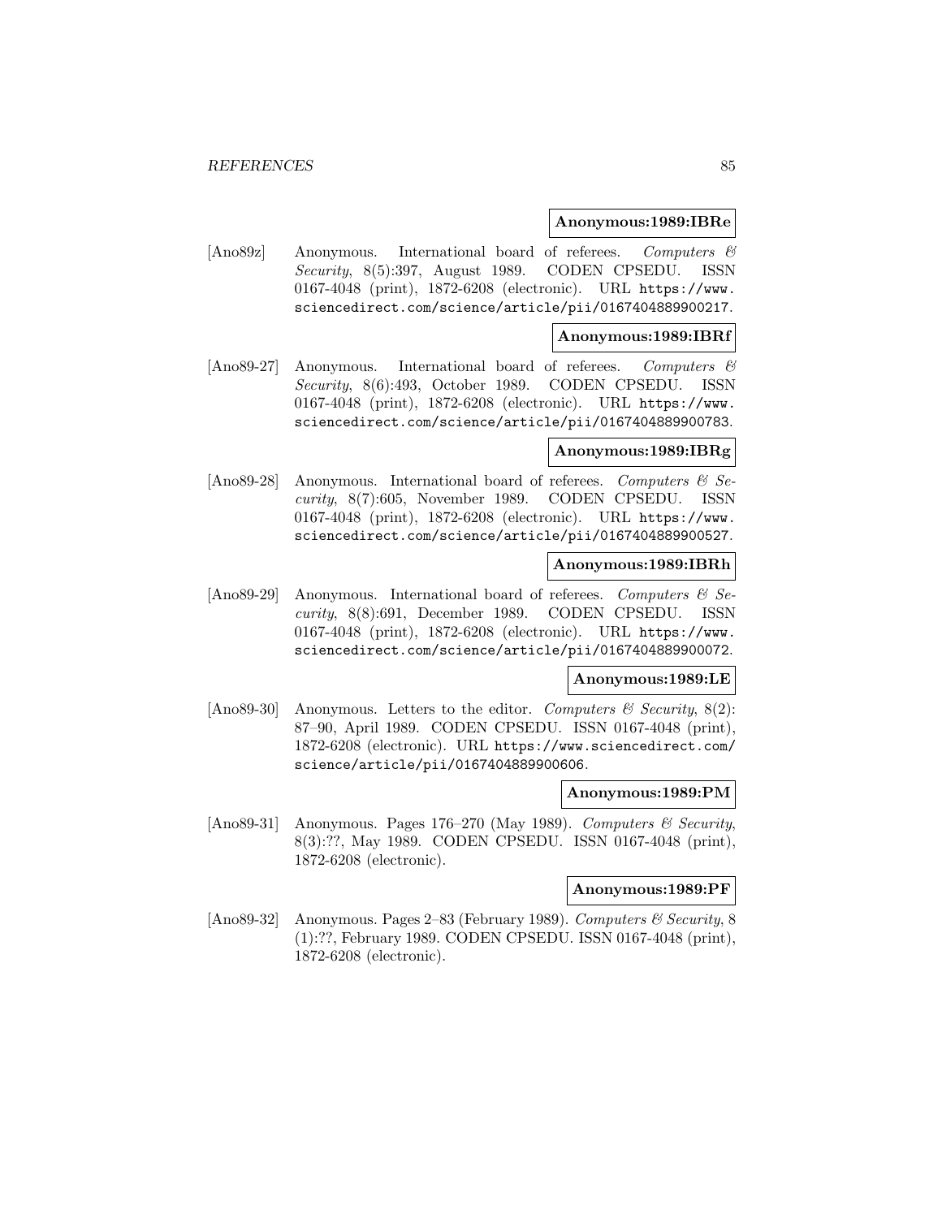**Anonymous:1989:IBRe**

[Ano89z] Anonymous. International board of referees. *Computers & Security*, 8(5):397, August 1989. CODEN CPSEDU. ISSN 0167-4048 (print), 1872-6208 (electronic). URL https://www.sciencedirect.com/science/article/pii/0167404889900217.

**Anonymous:1989:IBRf**

[Ano89-27] Anonymous. International board of referees. *Computers & Security*, 8(6):493, October 1989. CODEN CPSEDU. ISSN 0167-4048 (print), 1872-6208 (electronic). URL https://www.sciencedirect.com/science/article/pii/0167404889900783.

**Anonymous:1989:IBRg**

[Ano89-28] Anonymous. International board of referees. *Computers & Security*, 8(7):605, November 1989. CODEN CPSEDU. ISSN 0167-4048 (print), 1872-6208 (electronic). URL https://www.sciencedirect.com/science/article/pii/0167404889900527.

**Anonymous:1989:IBRh**

[Ano89-29] Anonymous. International board of referees. *Computers & Security*, 8(8):691, December 1989. CODEN CPSEDU. ISSN 0167-4048 (print), 1872-6208 (electronic). URL https://www.sciencedirect.com/science/article/pii/0167404889900072.

**Anonymous:1989:LE**

[Ano89-30] Anonymous. Letters to the editor. *Computers & Security*, 8(2): 87–90, April 1989. CODEN CPSEDU. ISSN 0167-4048 (print), 1872-6208 (electronic). URL https://www.sciencedirect.com/science/article/pii/0167404889900606.

**Anonymous:1989:PM**

[Ano89-31] Anonymous. Pages 176–270 (May 1989). *Computers & Security*, 8(3):??, May 1989. CODEN CPSEDU. ISSN 0167-4048 (print), 1872-6208 (electronic).

**Anonymous:1989:PF**

[Ano89-32] Anonymous. Pages 2–83 (February 1989). *Computers & Security*, 8 (1):??, February 1989. CODEN CPSEDU. ISSN 0167-4048 (print), 1872-6208 (electronic).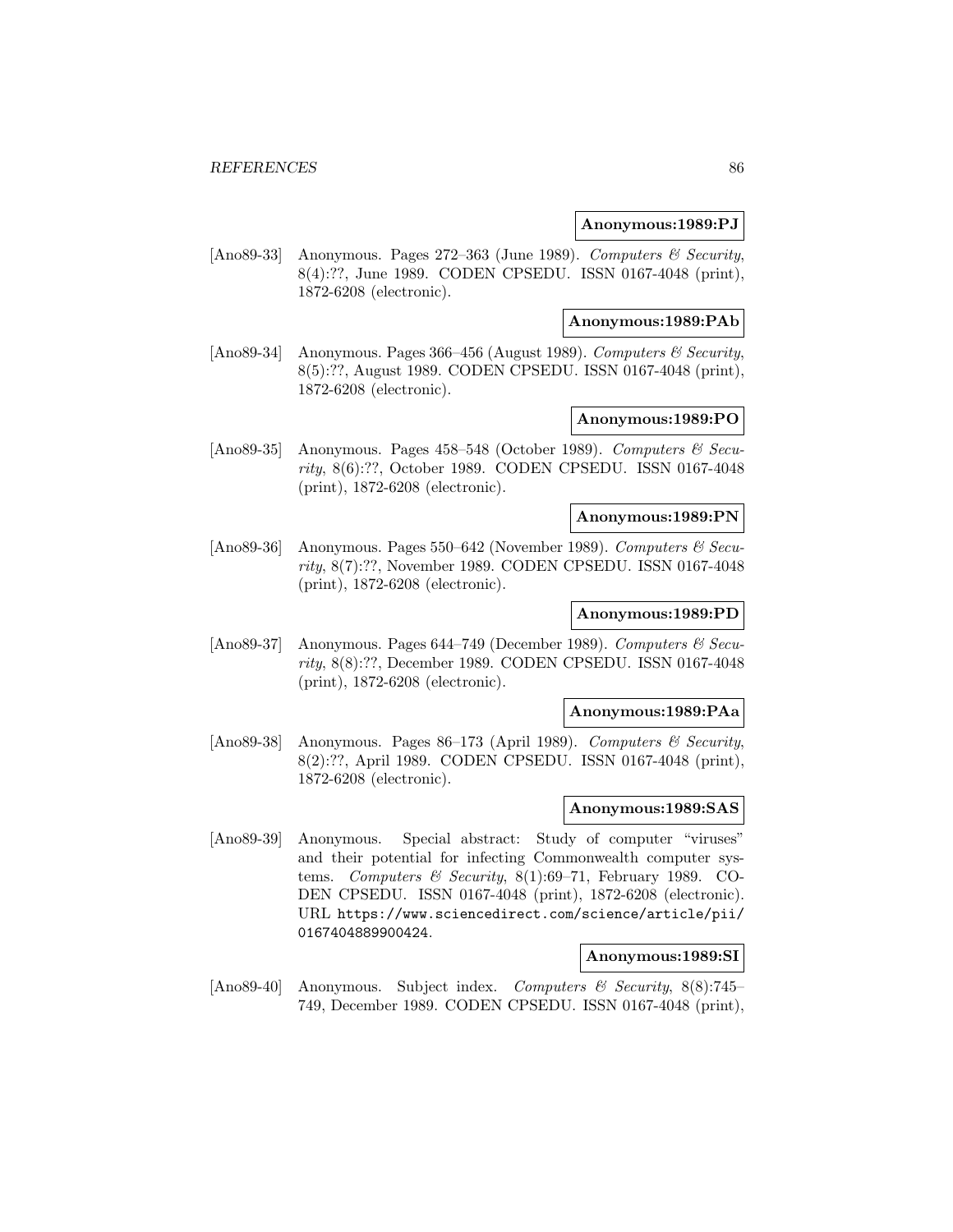**Anonymous:1989:PJ**

[Ano89-33] Anonymous. Pages 272–363 (June 1989). *Computers & Security*, 8(4):??, June 1989. CODEN CPSEDU. ISSN 0167-4048 (print), 1872-6208 (electronic).

**Anonymous:1989:PAb**

[Ano89-34] Anonymous. Pages 366–456 (August 1989). *Computers & Security*, 8(5):??, August 1989. CODEN CPSEDU. ISSN 0167-4048 (print), 1872-6208 (electronic).

**Anonymous:1989:PO**

[Ano89-35] Anonymous. Pages 458–548 (October 1989). *Computers & Security*, 8(6):??, October 1989. CODEN CPSEDU. ISSN 0167-4048 (print), 1872-6208 (electronic).

**Anonymous:1989:PN**

[Ano89-36] Anonymous. Pages 550–642 (November 1989). *Computers & Security*, 8(7):??, November 1989. CODEN CPSEDU. ISSN 0167-4048 (print), 1872-6208 (electronic).

**Anonymous:1989:PD**

[Ano89-37] Anonymous. Pages 644–749 (December 1989). *Computers & Security*, 8(8):??, December 1989. CODEN CPSEDU. ISSN 0167-4048 (print), 1872-6208 (electronic).

**Anonymous:1989:PAa**

[Ano89-38] Anonymous. Pages 86–173 (April 1989). *Computers & Security*, 8(2):??, April 1989. CODEN CPSEDU. ISSN 0167-4048 (print), 1872-6208 (electronic).

**Anonymous:1989:SAS**

[Ano89-39] Anonymous. Special abstract: Study of computer "viruses" and their potential for infecting Commonwealth computer systems. *Computers & Security*, 8(1):69–71, February 1989. CODEN CPSEDU. ISSN 0167-4048 (print), 1872-6208 (electronic). URL https://www.sciencedirect.com/science/article/pii/0167404889900424.

**Anonymous:1989:SI**

[Ano89-40] Anonymous. Subject index. *Computers & Security*, 8(8):745–749, December 1989. CODEN CPSEDU. ISSN 0167-4048 (print),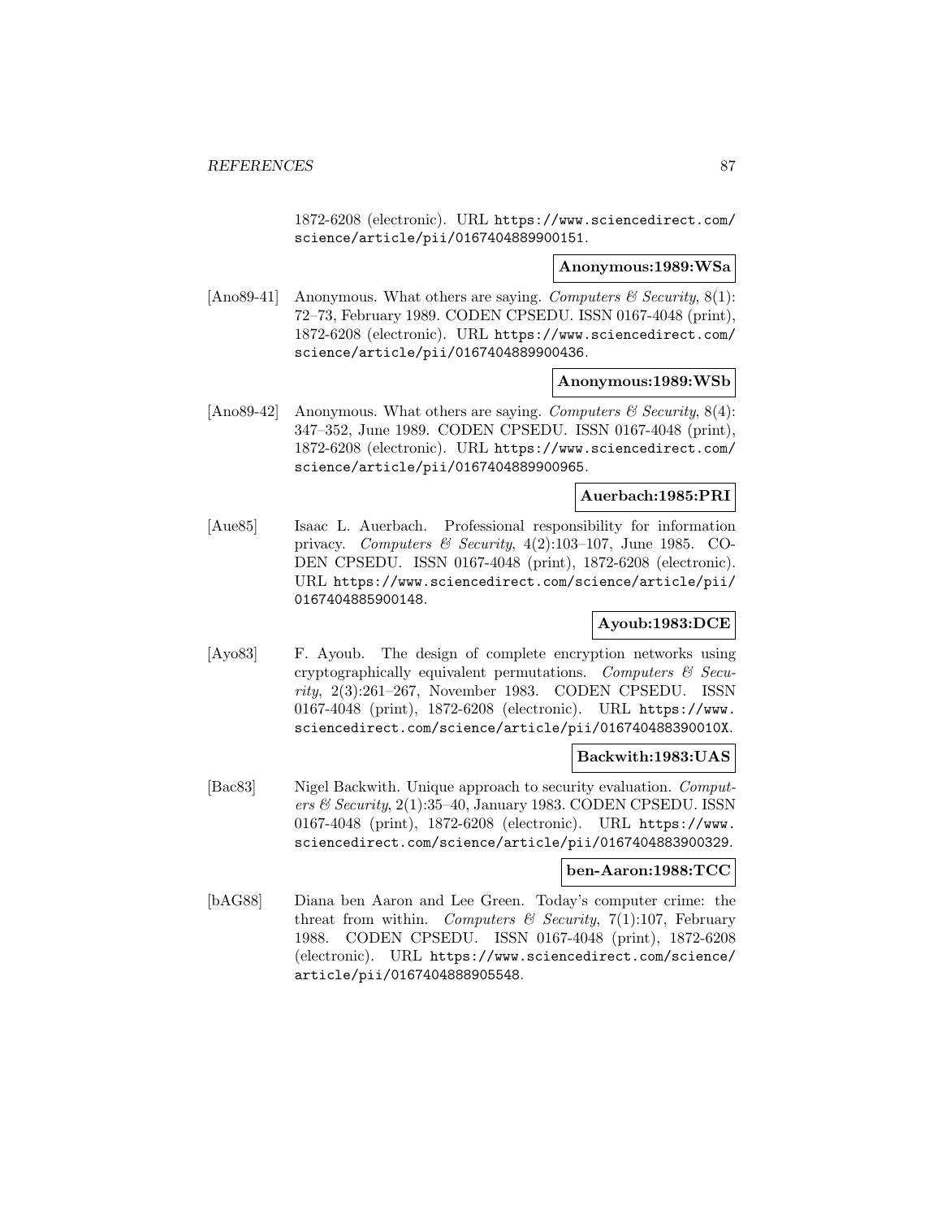1872-6208 (electronic). URL https://www.sciencedirect.com/science/article/pii/0167404889900151.

**Anonymous:1989:WSa**

[Ano89-41] Anonymous. What others are saying. *Computers & Security*, 8(1): 72–73, February 1989. CODEN CPSEDU. ISSN 0167-4048 (print), 1872-6208 (electronic). URL https://www.sciencedirect.com/science/article/pii/0167404889900436.

**Anonymous:1989:WSb**

[Ano89-42] Anonymous. What others are saying. *Computers & Security*, 8(4): 347–352, June 1989. CODEN CPSEDU. ISSN 0167-4048 (print), 1872-6208 (electronic). URL https://www.sciencedirect.com/science/article/pii/0167404889900965.

**Auerbach:1985:PRI**

[Aue85] Isaac L. Auerbach. Professional responsibility for information privacy. *Computers & Security*, 4(2):103–107, June 1985. CODEN CPSEDU. ISSN 0167-4048 (print), 1872-6208 (electronic). URL https://www.sciencedirect.com/science/article/pii/0167404885900148.

**Ayoub:1983:DCE**

[Ayo83] F. Ayoub. The design of complete encryption networks using cryptographically equivalent permutations. *Computers & Security*, 2(3):261–267, November 1983. CODEN CPSEDU. ISSN 0167-4048 (print), 1872-6208 (electronic). URL https://www.sciencedirect.com/science/article/pii/016740488390010X.

**Backwith:1983:UAS**

[Bac83] Nigel Backwith. Unique approach to security evaluation. *Computers & Security*, 2(1):35–40, January 1983. CODEN CPSEDU. ISSN 0167-4048 (print), 1872-6208 (electronic). URL https://www.sciencedirect.com/science/article/pii/0167404883900329.

**ben-Aaron:1988:TCC**

[bAG88] Diana ben Aaron and Lee Green. Today's computer crime: the threat from within. *Computers & Security*, 7(1):107, February 1988. CODEN CPSEDU. ISSN 0167-4048 (print), 1872-6208 (electronic). URL https://www.sciencedirect.com/science/article/pii/0167404888905548.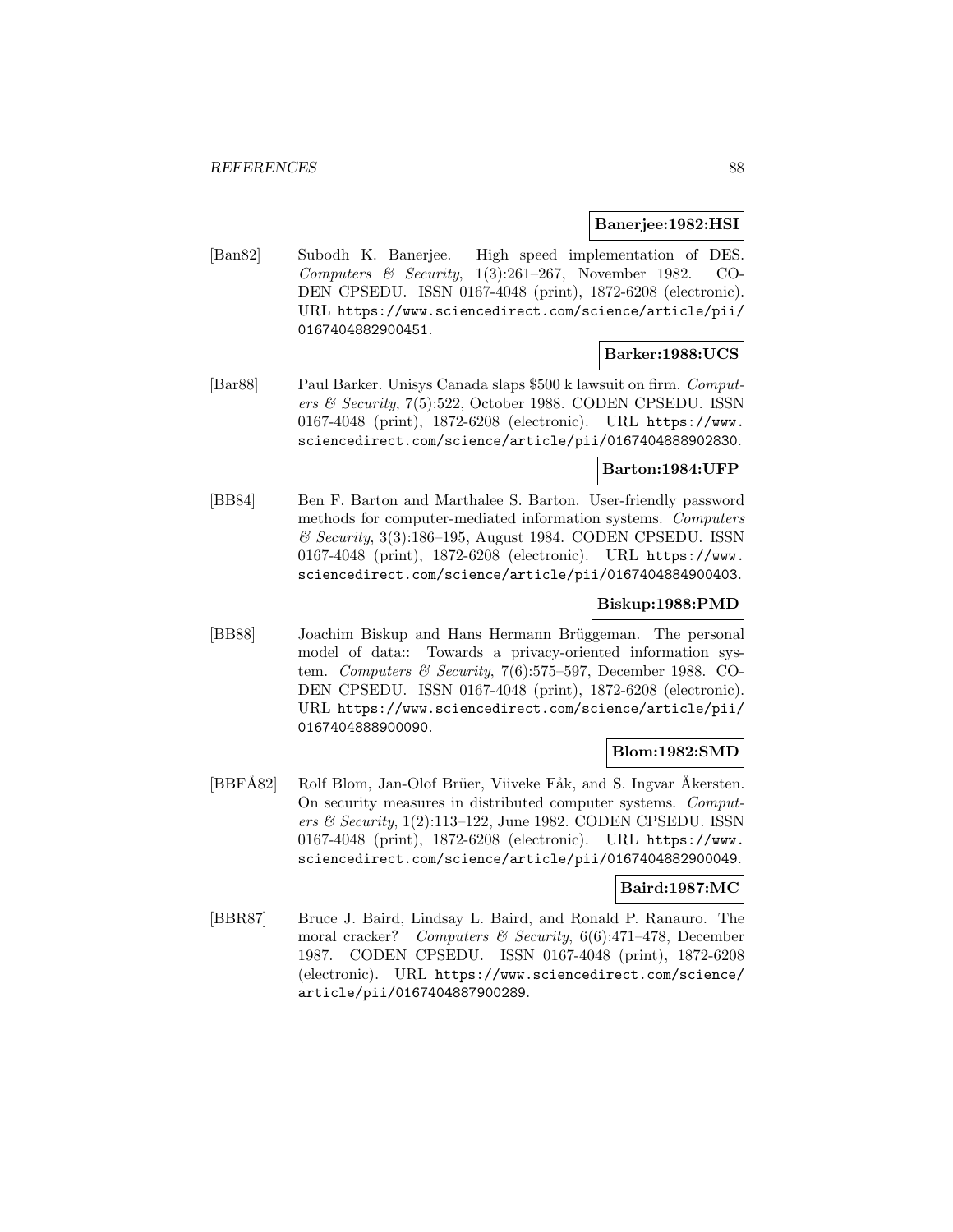**Banerjee:1982:HSI**

[Ban82] Subodh K. Banerjee. High speed implementation of DES. *Computers & Security*, 1(3):261–267, November 1982. CODEN CPSEDU. ISSN 0167-4048 (print), 1872-6208 (electronic). URL https://www.sciencedirect.com/science/article/pii/0167404882900451.

**Barker:1988:UCS**

[Bar88] Paul Barker. Unisys Canada slaps $500 k lawsuit on firm. *Computers & Security*, 7(5):522, October 1988. CODEN CPSEDU. ISSN 0167-4048 (print), 1872-6208 (electronic). URL https://www.sciencedirect.com/science/article/pii/0167404888902830.

**Barton:1984:UFP**

[BB84] Ben F. Barton and Marthalee S. Barton. User-friendly password methods for computer-mediated information systems. *Computers & Security*, 3(3):186–195, August 1984. CODEN CPSEDU. ISSN 0167-4048 (print), 1872-6208 (electronic). URL https://www.sciencedirect.com/science/article/pii/0167404884900403.

**Biskup:1988:PMD**

[BB88] Joachim Biskup and Hans Hermann Brüggeman. The personal model of data:: Towards a privacy-oriented information system. *Computers & Security*, 7(6):575–597, December 1988. CODEN CPSEDU. ISSN 0167-4048 (print), 1872-6208 (electronic). URL https://www.sciencedirect.com/science/article/pii/0167404888900090.

**Blom:1982:SMD**

[BBFÅ82] Rolf Blom, Jan-Olof Brüer, Viiveke Fåk, and S. Ingvar Åkersten. On security measures in distributed computer systems. *Computers & Security*, 1(2):113–122, June 1982. CODEN CPSEDU. ISSN 0167-4048 (print), 1872-6208 (electronic). URL https://www.sciencedirect.com/science/article/pii/0167404882900049.

**Baird:1987:MC**

[BBR87] Bruce J. Baird, Lindsay L. Baird, and Ronald P. Ranauro. The moral cracker? *Computers & Security*, 6(6):471–478, December 1987. CODEN CPSEDU. ISSN 0167-4048 (print), 1872-6208 (electronic). URL https://www.sciencedirect.com/science/article/pii/0167404887900289.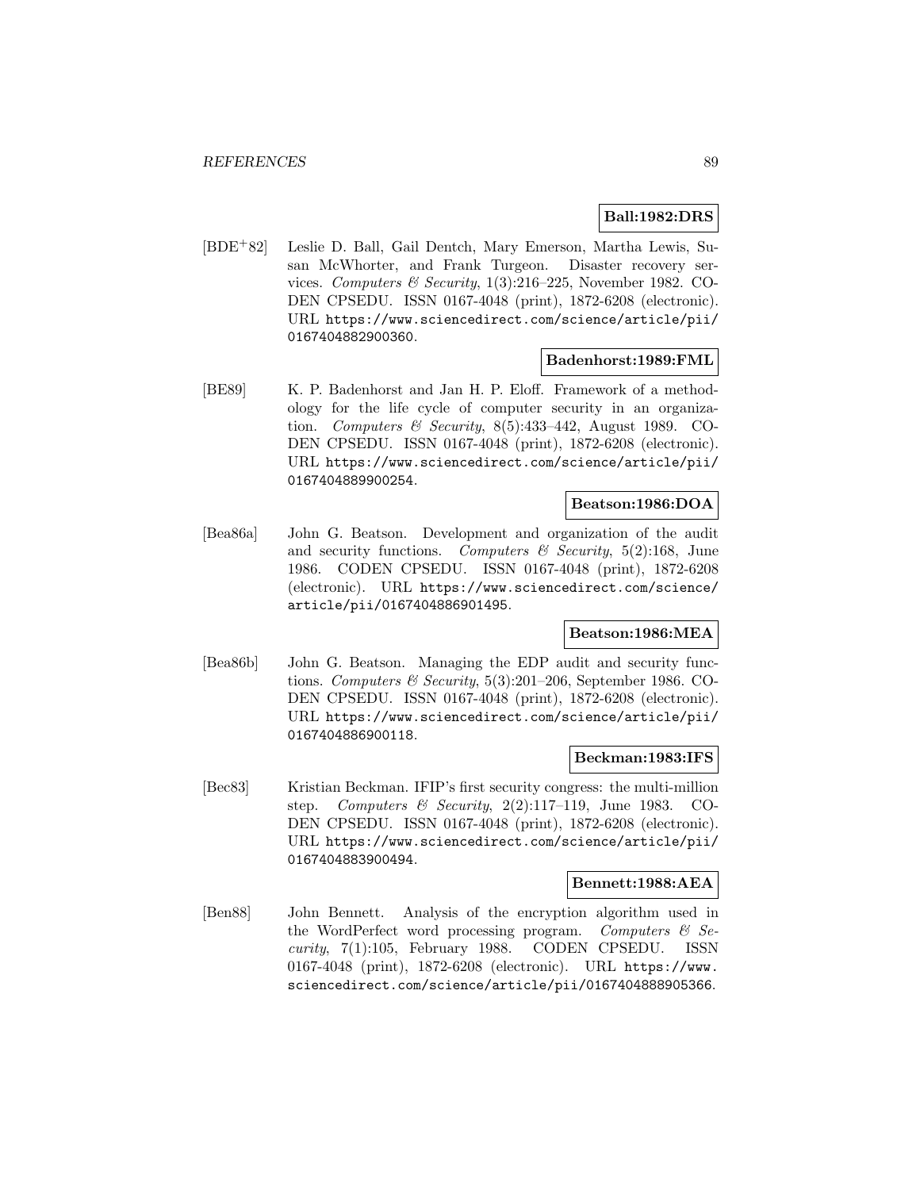**Ball:1982:DRS**

[BDE+82] Leslie D. Ball, Gail Dentch, Mary Emerson, Martha Lewis, Susan McWhorter, and Frank Turgeon. Disaster recovery services. *Computers & Security*, 1(3):216–225, November 1982. CODEN CPSEDU. ISSN 0167-4048 (print), 1872-6208 (electronic). URL https://www.sciencedirect.com/science/article/pii/0167404882900360.

**Badenhorst:1989:FML**

[BE89] K. P. Badenhorst and Jan H. P. Eloff. Framework of a methodology for the life cycle of computer security in an organization. *Computers & Security*, 8(5):433–442, August 1989. CODEN CPSEDU. ISSN 0167-4048 (print), 1872-6208 (electronic). URL https://www.sciencedirect.com/science/article/pii/0167404889900254.

**Beatson:1986:DOA**

[Bea86a] John G. Beatson. Development and organization of the audit and security functions. *Computers & Security*, 5(2):168, June 1986. CODEN CPSEDU. ISSN 0167-4048 (print), 1872-6208 (electronic). URL https://www.sciencedirect.com/science/article/pii/0167404886901495.

**Beatson:1986:MEA**

[Bea86b] John G. Beatson. Managing the EDP audit and security functions. *Computers & Security*, 5(3):201–206, September 1986. CODEN CPSEDU. ISSN 0167-4048 (print), 1872-6208 (electronic). URL https://www.sciencedirect.com/science/article/pii/0167404886900118.

**Beckman:1983:IFS**

[Bec83] Kristian Beckman. IFIP's first security congress: the multi-million step. *Computers & Security*, 2(2):117–119, June 1983. CODEN CPSEDU. ISSN 0167-4048 (print), 1872-6208 (electronic). URL https://www.sciencedirect.com/science/article/pii/0167404883900494.

**Bennett:1988:AEA**

[Ben88] John Bennett. Analysis of the encryption algorithm used in the WordPerfect word processing program. *Computers & Security*, 7(1):105, February 1988. CODEN CPSEDU. ISSN 0167-4048 (print), 1872-6208 (electronic). URL https://www.sciencedirect.com/science/article/pii/0167404888905366.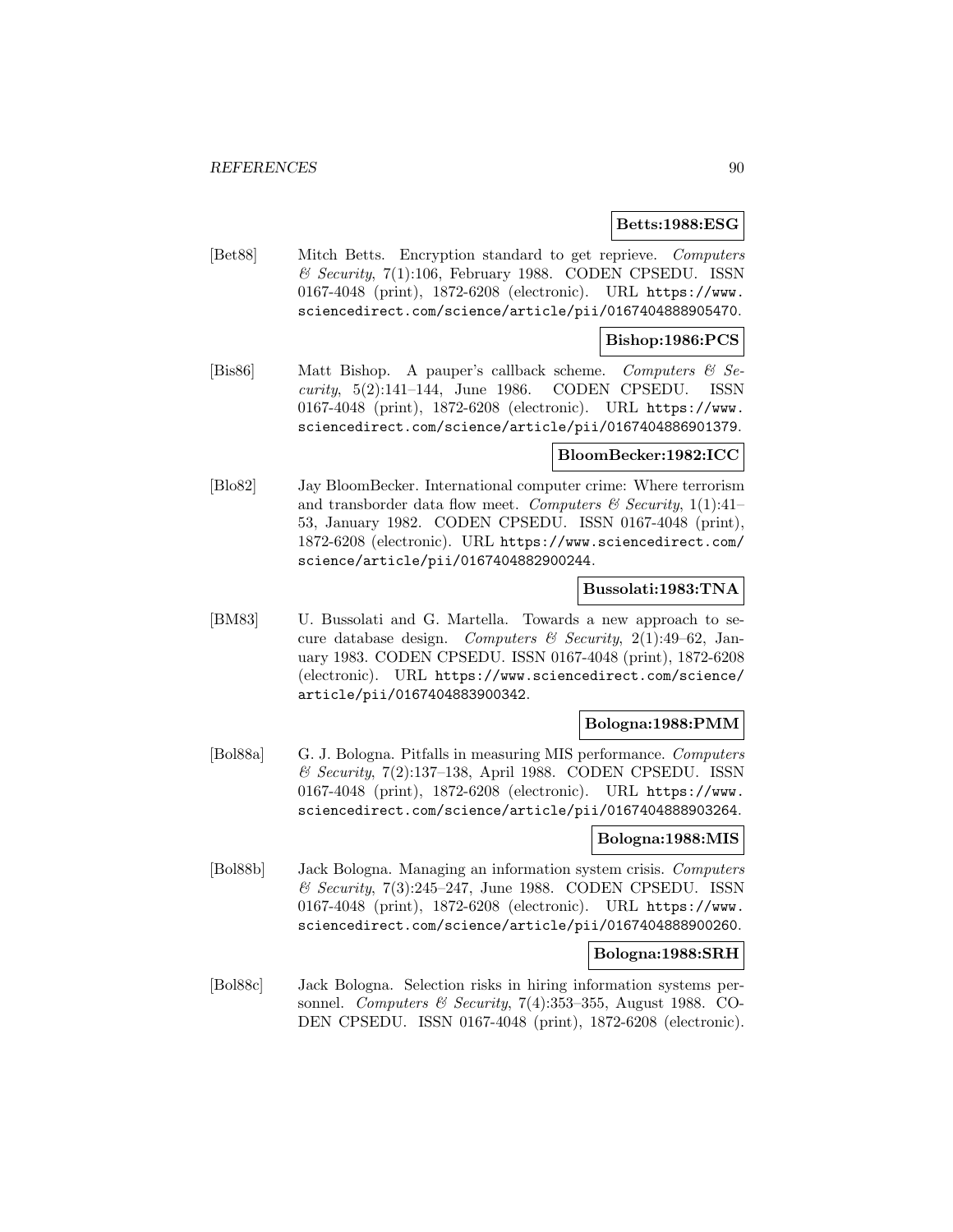**Betts:1988:ESG**

[Bet88] Mitch Betts. Encryption standard to get reprieve. *Computers & Security*, 7(1):106, February 1988. CODEN CPSEDU. ISSN 0167-4048 (print), 1872-6208 (electronic). URL https://www.sciencedirect.com/science/article/pii/0167404888905470.

**Bishop:1986:PCS**

[Bis86] Matt Bishop. A pauper's callback scheme. *Computers & Security*, 5(2):141–144, June 1986. CODEN CPSEDU. ISSN 0167-4048 (print), 1872-6208 (electronic). URL https://www.sciencedirect.com/science/article/pii/0167404886901379.

**BloomBecker:1982:ICC**

[Blo82] Jay BloomBecker. International computer crime: Where terrorism and transborder data flow meet. *Computers & Security*, 1(1):41–53, January 1982. CODEN CPSEDU. ISSN 0167-4048 (print), 1872-6208 (electronic). URL https://www.sciencedirect.com/science/article/pii/0167404882900244.

**Bussolati:1983:TNA**

[BM83] U. Bussolati and G. Martella. Towards a new approach to secure database design. *Computers & Security*, 2(1):49–62, January 1983. CODEN CPSEDU. ISSN 0167-4048 (print), 1872-6208 (electronic). URL https://www.sciencedirect.com/science/article/pii/0167404883900342.

**Bologna:1988:PMM**

[Bol88a] G. J. Bologna. Pitfalls in measuring MIS performance. *Computers & Security*, 7(2):137–138, April 1988. CODEN CPSEDU. ISSN 0167-4048 (print), 1872-6208 (electronic). URL https://www.sciencedirect.com/science/article/pii/0167404888903264.

**Bologna:1988:MIS**

[Bol88b] Jack Bologna. Managing an information system crisis. *Computers & Security*, 7(3):245–247, June 1988. CODEN CPSEDU. ISSN 0167-4048 (print), 1872-6208 (electronic). URL https://www.sciencedirect.com/science/article/pii/0167404888900260.

**Bologna:1988:SRH**

[Bol88c] Jack Bologna. Selection risks in hiring information systems personnel. *Computers & Security*, 7(4):353–355, August 1988. CODEN CPSEDU. ISSN 0167-4048 (print), 1872-6208 (electronic).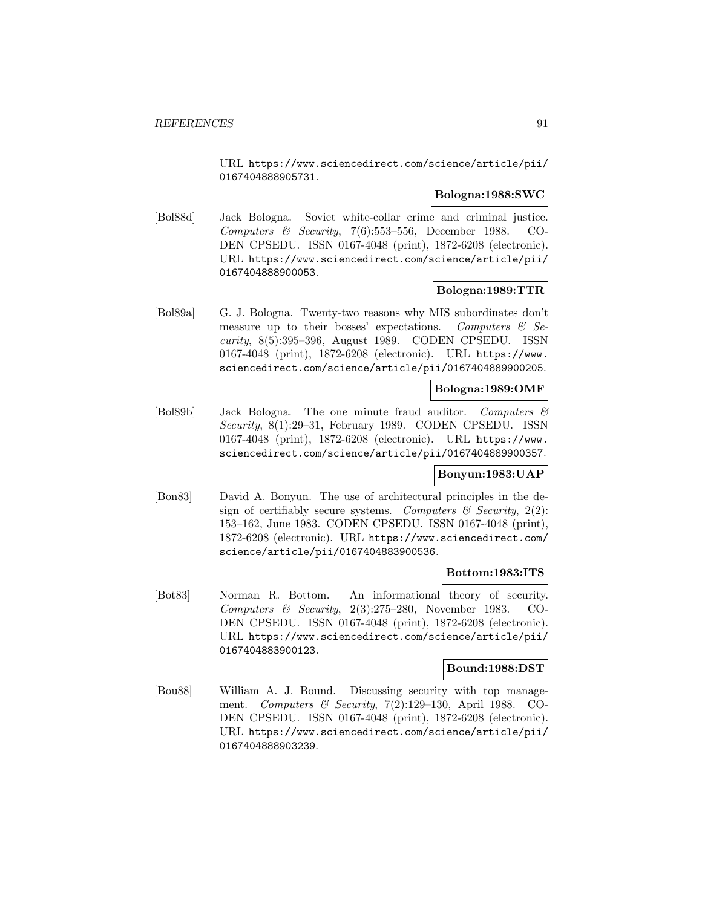URL https://www.sciencedirect.com/science/article/pii/0167404888905731.

**Bologna:1988:SWC**

[Bol88d] Jack Bologna. Soviet white-collar crime and criminal justice. *Computers & Security*, 7(6):553–556, December 1988. CODEN CPSEDU. ISSN 0167-4048 (print), 1872-6208 (electronic). URL https://www.sciencedirect.com/science/article/pii/0167404888900053.

**Bologna:1989:TTR**

[Bol89a] G. J. Bologna. Twenty-two reasons why MIS subordinates don't measure up to their bosses' expectations. *Computers & Security*, 8(5):395–396, August 1989. CODEN CPSEDU. ISSN 0167-4048 (print), 1872-6208 (electronic). URL https://www.sciencedirect.com/science/article/pii/0167404889900205.

**Bologna:1989:OMF**

[Bol89b] Jack Bologna. The one minute fraud auditor. *Computers & Security*, 8(1):29–31, February 1989. CODEN CPSEDU. ISSN 0167-4048 (print), 1872-6208 (electronic). URL https://www.sciencedirect.com/science/article/pii/0167404889900357.

**Bonyun:1983:UAP**

[Bon83] David A. Bonyun. The use of architectural principles in the design of certifiably secure systems. *Computers & Security*, 2(2):153–162, June 1983. CODEN CPSEDU. ISSN 0167-4048 (print), 1872-6208 (electronic). URL https://www.sciencedirect.com/science/article/pii/0167404883900536.

**Bottom:1983:ITS**

[Bot83] Norman R. Bottom. An informational theory of security. *Computers & Security*, 2(3):275–280, November 1983. CODEN CPSEDU. ISSN 0167-4048 (print), 1872-6208 (electronic). URL https://www.sciencedirect.com/science/article/pii/0167404883900123.

**Bound:1988:DST**

[Bou88] William A. J. Bound. Discussing security with top management. *Computers & Security*, 7(2):129–130, April 1988. CODEN CPSEDU. ISSN 0167-4048 (print), 1872-6208 (electronic). URL https://www.sciencedirect.com/science/article/pii/0167404888903239.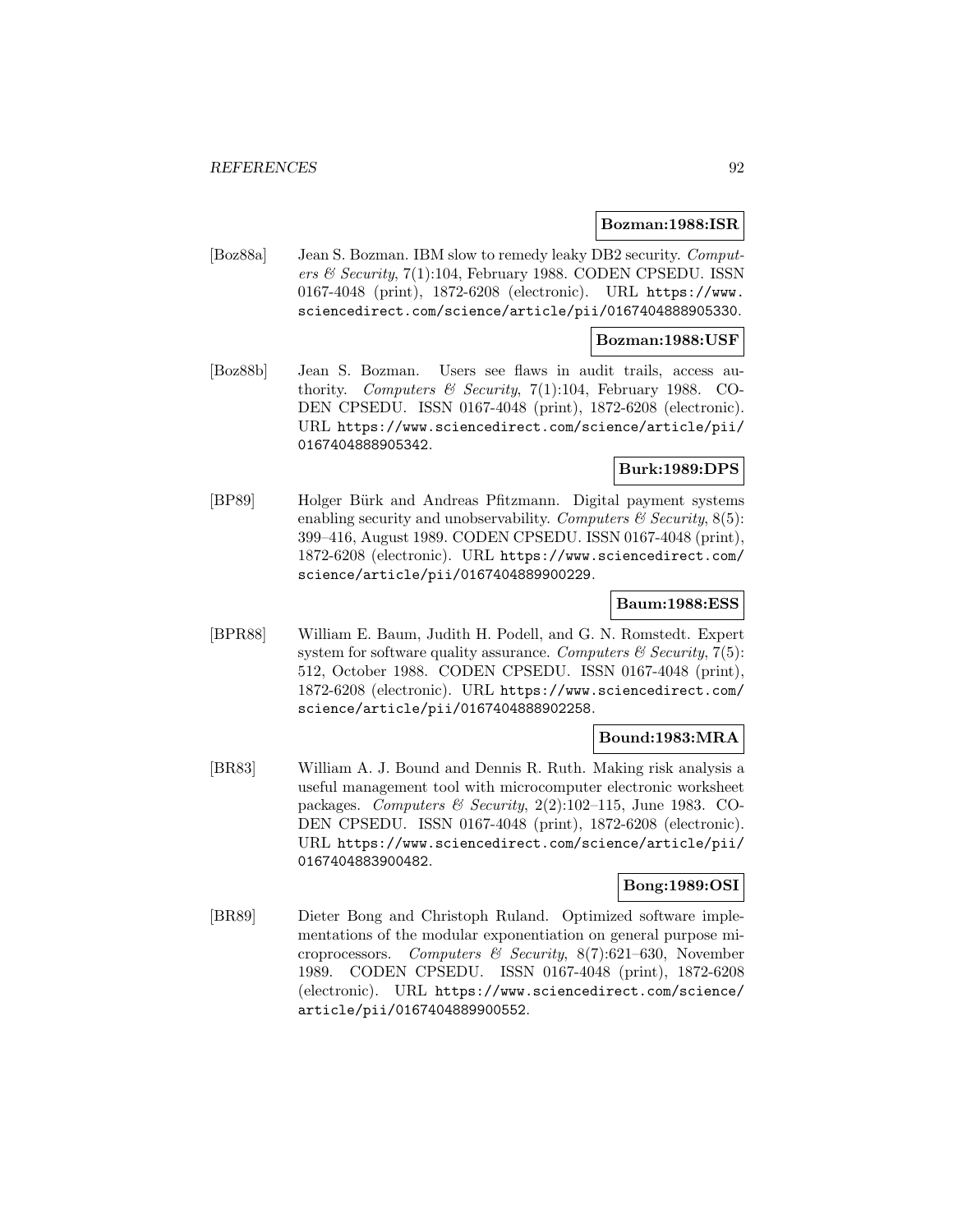**Bozman:1988:ISR**

[Boz88a] Jean S. Bozman. IBM slow to remedy leaky DB2 security. *Computers & Security*, 7(1):104, February 1988. CODEN CPSEDU. ISSN 0167-4048 (print), 1872-6208 (electronic). URL https://www.sciencedirect.com/science/article/pii/0167404888905330.

**Bozman:1988:USF**

[Boz88b] Jean S. Bozman. Users see flaws in audit trails, access authority. *Computers & Security*, 7(1):104, February 1988. CODEN CPSEDU. ISSN 0167-4048 (print), 1872-6208 (electronic). URL https://www.sciencedirect.com/science/article/pii/0167404888905342.

**Burk:1989:DPS**

[BP89] Holger Bürk and Andreas Pfitzmann. Digital payment systems enabling security and unobservability. *Computers & Security*, 8(5): 399–416, August 1989. CODEN CPSEDU. ISSN 0167-4048 (print), 1872-6208 (electronic). URL https://www.sciencedirect.com/science/article/pii/0167404889900229.

**Baum:1988:ESS**

[BPR88] William E. Baum, Judith H. Podell, and G. N. Romstedt. Expert system for software quality assurance. *Computers & Security*, 7(5): 512, October 1988. CODEN CPSEDU. ISSN 0167-4048 (print), 1872-6208 (electronic). URL https://www.sciencedirect.com/science/article/pii/0167404888902258.

**Bound:1983:MRA**

[BR83] William A. J. Bound and Dennis R. Ruth. Making risk analysis a useful management tool with microcomputer electronic worksheet packages. *Computers & Security*, 2(2):102–115, June 1983. CODEN CPSEDU. ISSN 0167-4048 (print), 1872-6208 (electronic). URL https://www.sciencedirect.com/science/article/pii/0167404883900482.

**Bong:1989:OSI**

[BR89] Dieter Bong and Christoph Ruland. Optimized software implementations of the modular exponentiation on general purpose microprocessors. *Computers & Security*, 8(7):621–630, November 1989. CODEN CPSEDU. ISSN 0167-4048 (print), 1872-6208 (electronic). URL https://www.sciencedirect.com/science/article/pii/0167404889900552.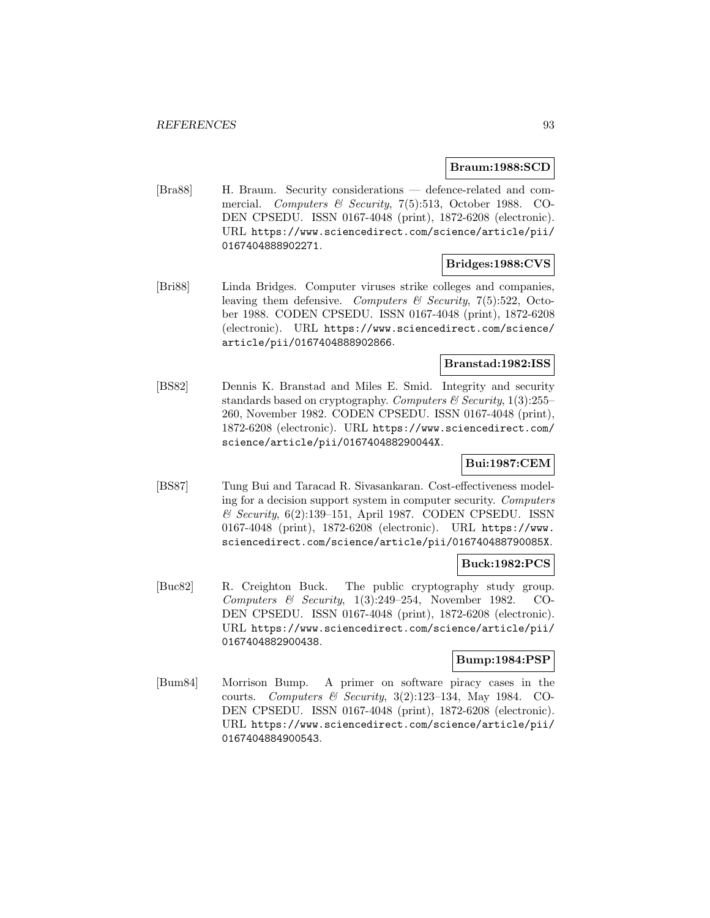**Braum:1988:SCD**

[Bra88] H. Braum. Security considerations — defence-related and commercial. *Computers & Security*, 7(5):513, October 1988. CODEN CPSEDU. ISSN 0167-4048 (print), 1872-6208 (electronic). URL https://www.sciencedirect.com/science/article/pii/0167404888902271.

**Bridges:1988:CVS**

[Bri88] Linda Bridges. Computer viruses strike colleges and companies, leaving them defensive. *Computers & Security*, 7(5):522, October 1988. CODEN CPSEDU. ISSN 0167-4048 (print), 1872-6208 (electronic). URL https://www.sciencedirect.com/science/article/pii/0167404888902866.

**Branstad:1982:ISS**

[BS82] Dennis K. Branstad and Miles E. Smid. Integrity and security standards based on cryptography. *Computers & Security*, 1(3):255–260, November 1982. CODEN CPSEDU. ISSN 0167-4048 (print), 1872-6208 (electronic). URL https://www.sciencedirect.com/science/article/pii/016740488290044X.

**Bui:1987:CEM**

[BS87] Tung Bui and Taracad R. Sivasankaran. Cost-effectiveness modeling for a decision support system in computer security. *Computers & Security*, 6(2):139–151, April 1987. CODEN CPSEDU. ISSN 0167-4048 (print), 1872-6208 (electronic). URL https://www.sciencedirect.com/science/article/pii/016740488790085X.

**Buck:1982:PCS**

[Buc82] R. Creighton Buck. The public cryptography study group. *Computers & Security*, 1(3):249–254, November 1982. CODEN CPSEDU. ISSN 0167-4048 (print), 1872-6208 (electronic). URL https://www.sciencedirect.com/science/article/pii/0167404882900438.

**Bump:1984:PSP**

[Bum84] Morrison Bump. A primer on software piracy cases in the courts. *Computers & Security*, 3(2):123–134, May 1984. CODEN CPSEDU. ISSN 0167-4048 (print), 1872-6208 (electronic). URL https://www.sciencedirect.com/science/article/pii/0167404884900543.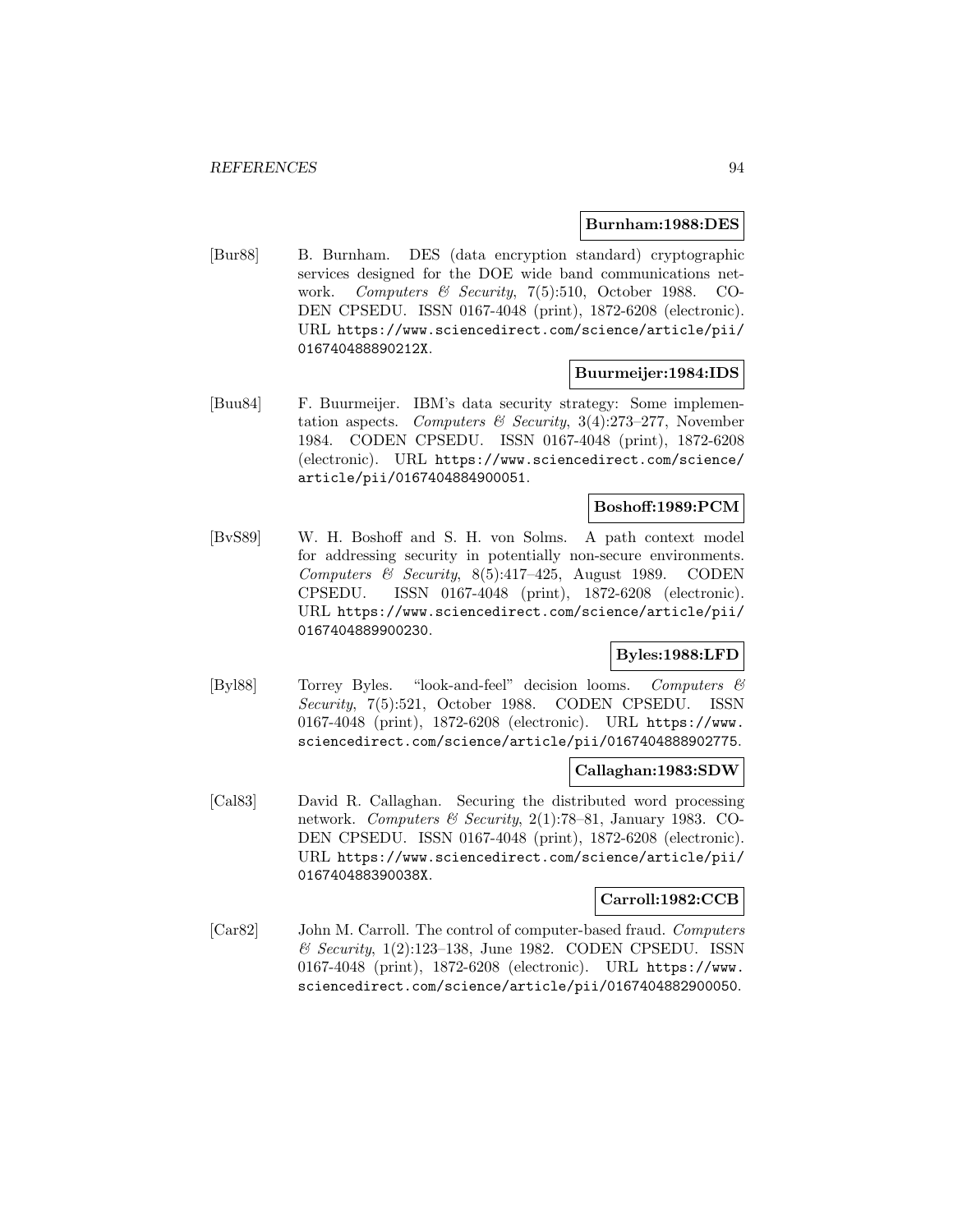**Burnham:1988:DES**

[Bur88] B. Burnham. DES (data encryption standard) cryptographic services designed for the DOE wide band communications network. *Computers & Security*, 7(5):510, October 1988. CODEN CPSEDU. ISSN 0167-4048 (print), 1872-6208 (electronic). URL https://www.sciencedirect.com/science/article/pii/016740488890212X.

**Buurmeijer:1984:IDS**

[Buu84] F. Buurmeijer. IBM's data security strategy: Some implementation aspects. *Computers & Security*, 3(4):273–277, November 1984. CODEN CPSEDU. ISSN 0167-4048 (print), 1872-6208 (electronic). URL https://www.sciencedirect.com/science/article/pii/0167404884900051.

**Boshoff:1989:PCM**

[BvS89] W. H. Boshoff and S. H. von Solms. A path context model for addressing security in potentially non-secure environments. *Computers & Security*, 8(5):417–425, August 1989. CODEN CPSEDU. ISSN 0167-4048 (print), 1872-6208 (electronic). URL https://www.sciencedirect.com/science/article/pii/0167404889900230.

**Byles:1988:LFD**

[Byl88] Torrey Byles. "look-and-feel" decision looms. *Computers & Security*, 7(5):521, October 1988. CODEN CPSEDU. ISSN 0167-4048 (print), 1872-6208 (electronic). URL https://www.sciencedirect.com/science/article/pii/0167404888902775.

**Callaghan:1983:SDW**

[Cal83] David R. Callaghan. Securing the distributed word processing network. *Computers & Security*, 2(1):78–81, January 1983. CODEN CPSEDU. ISSN 0167-4048 (print), 1872-6208 (electronic). URL https://www.sciencedirect.com/science/article/pii/016740488390038X.

**Carroll:1982:CCB**

[Car82] John M. Carroll. The control of computer-based fraud. *Computers & Security*, 1(2):123–138, June 1982. CODEN CPSEDU. ISSN 0167-4048 (print), 1872-6208 (electronic). URL https://www.sciencedirect.com/science/article/pii/0167404882900050.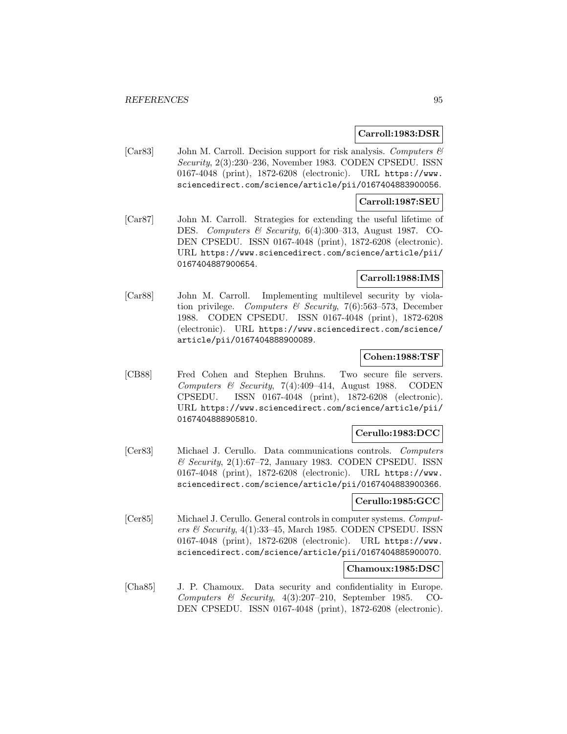**Carroll:1983:DSR**

[Car83] John M. Carroll. Decision support for risk analysis. *Computers & Security*, 2(3):230–236, November 1983. CODEN CPSEDU. ISSN 0167-4048 (print), 1872-6208 (electronic). URL https://www.sciencedirect.com/science/article/pii/0167404883900056.

**Carroll:1987:SEU**

[Car87] John M. Carroll. Strategies for extending the useful lifetime of DES. *Computers & Security*, 6(4):300–313, August 1987. CODEN CPSEDU. ISSN 0167-4048 (print), 1872-6208 (electronic). URL https://www.sciencedirect.com/science/article/pii/0167404887900654.

**Carroll:1988:IMS**

[Car88] John M. Carroll. Implementing multilevel security by violation privilege. *Computers & Security*, 7(6):563–573, December 1988. CODEN CPSEDU. ISSN 0167-4048 (print), 1872-6208 (electronic). URL https://www.sciencedirect.com/science/article/pii/0167404888900089.

**Cohen:1988:TSF**

[CB88] Fred Cohen and Stephen Bruhns. Two secure file servers. *Computers & Security*, 7(4):409–414, August 1988. CODEN CPSEDU. ISSN 0167-4048 (print), 1872-6208 (electronic). URL https://www.sciencedirect.com/science/article/pii/0167404888905810.

**Cerullo:1983:DCC**

[Cer83] Michael J. Cerullo. Data communications controls. *Computers & Security*, 2(1):67–72, January 1983. CODEN CPSEDU. ISSN 0167-4048 (print), 1872-6208 (electronic). URL https://www.sciencedirect.com/science/article/pii/0167404883900366.

**Cerullo:1985:GCC**

[Cer85] Michael J. Cerullo. General controls in computer systems. *Computers & Security*, 4(1):33–45, March 1985. CODEN CPSEDU. ISSN 0167-4048 (print), 1872-6208 (electronic). URL https://www.sciencedirect.com/science/article/pii/0167404885900070.

**Chamoux:1985:DSC**

[Cha85] J. P. Chamoux. Data security and confidentiality in Europe. *Computers & Security*, 4(3):207–210, September 1985. CODEN CPSEDU. ISSN 0167-4048 (print), 1872-6208 (electronic).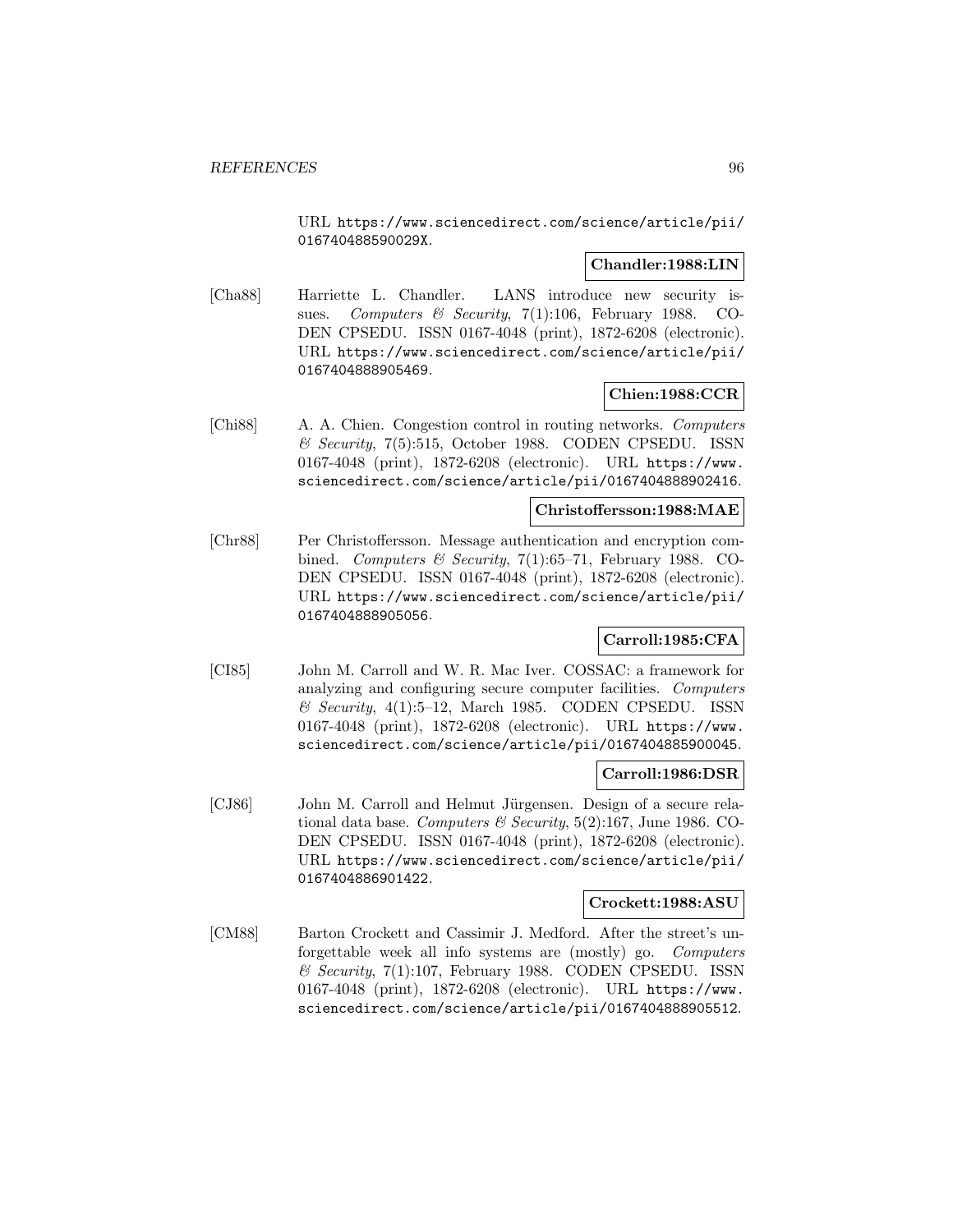URL https://www.sciencedirect.com/science/article/pii/016740488590029X.

**Chandler:1988:LIN**

[Cha88] Harriette L. Chandler. LANS introduce new security issues. *Computers & Security*, 7(1):106, February 1988. CODEN CPSEDU. ISSN 0167-4048 (print), 1872-6208 (electronic). URL https://www.sciencedirect.com/science/article/pii/0167404888905469.

**Chien:1988:CCR**

[Chi88] A. A. Chien. Congestion control in routing networks. *Computers & Security*, 7(5):515, October 1988. CODEN CPSEDU. ISSN 0167-4048 (print), 1872-6208 (electronic). URL https://www.sciencedirect.com/science/article/pii/0167404888902416.

**Christoffersson:1988:MAE**

[Chr88] Per Christoffersson. Message authentication and encryption combined. *Computers & Security*, 7(1):65–71, February 1988. CODEN CPSEDU. ISSN 0167-4048 (print), 1872-6208 (electronic). URL https://www.sciencedirect.com/science/article/pii/0167404888905056.

**Carroll:1985:CFA**

[CI85] John M. Carroll and W. R. Mac Iver. COSSAC: a framework for analyzing and configuring secure computer facilities. *Computers & Security*, 4(1):5–12, March 1985. CODEN CPSEDU. ISSN 0167-4048 (print), 1872-6208 (electronic). URL https://www.sciencedirect.com/science/article/pii/0167404885900045.

**Carroll:1986:DSR**

[CJ86] John M. Carroll and Helmut Jürgensen. Design of a secure relational data base. *Computers & Security*, 5(2):167, June 1986. CODEN CPSEDU. ISSN 0167-4048 (print), 1872-6208 (electronic). URL https://www.sciencedirect.com/science/article/pii/0167404886901422.

**Crockett:1988:ASU**

[CM88] Barton Crockett and Cassimir J. Medford. After the street's unforgettable week all info systems are (mostly) go. *Computers & Security*, 7(1):107, February 1988. CODEN CPSEDU. ISSN 0167-4048 (print), 1872-6208 (electronic). URL https://www.sciencedirect.com/science/article/pii/0167404888905512.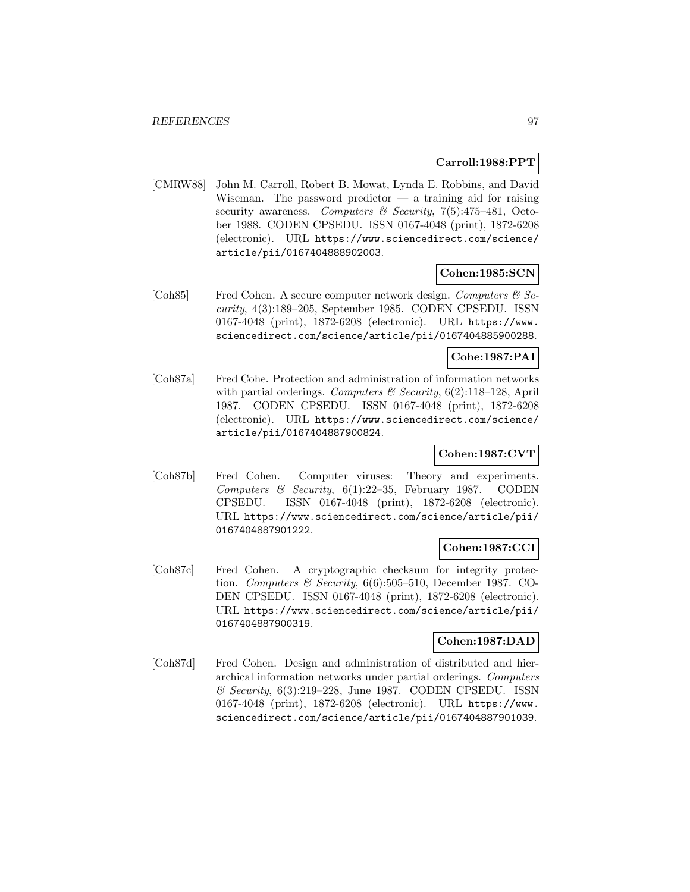**Carroll:1988:PPT**

[CMRW88] John M. Carroll, Robert B. Mowat, Lynda E. Robbins, and David Wiseman. The password predictor — a training aid for raising security awareness. *Computers & Security*, 7(5):475–481, October 1988. CODEN CPSEDU. ISSN 0167-4048 (print), 1872-6208 (electronic). URL https://www.sciencedirect.com/science/article/pii/0167404888902003.

**Cohen:1985:SCN**

[Coh85] Fred Cohen. A secure computer network design. *Computers & Security*, 4(3):189–205, September 1985. CODEN CPSEDU. ISSN 0167-4048 (print), 1872-6208 (electronic). URL https://www.sciencedirect.com/science/article/pii/0167404885900288.

**Cohe:1987:PAI**

[Coh87a] Fred Cohe. Protection and administration of information networks with partial orderings. *Computers & Security*, 6(2):118–128, April 1987. CODEN CPSEDU. ISSN 0167-4048 (print), 1872-6208 (electronic). URL https://www.sciencedirect.com/science/article/pii/0167404887900824.

**Cohen:1987:CVT**

[Coh87b] Fred Cohen. Computer viruses: Theory and experiments. *Computers & Security*, 6(1):22–35, February 1987. CODEN CPSEDU. ISSN 0167-4048 (print), 1872-6208 (electronic). URL https://www.sciencedirect.com/science/article/pii/0167404887901222.

**Cohen:1987:CCI**

[Coh87c] Fred Cohen. A cryptographic checksum for integrity protection. *Computers & Security*, 6(6):505–510, December 1987. CODEN CPSEDU. ISSN 0167-4048 (print), 1872-6208 (electronic). URL https://www.sciencedirect.com/science/article/pii/0167404887900319.

**Cohen:1987:DAD**

[Coh87d] Fred Cohen. Design and administration of distributed and hierarchical information networks under partial orderings. *Computers & Security*, 6(3):219–228, June 1987. CODEN CPSEDU. ISSN 0167-4048 (print), 1872-6208 (electronic). URL https://www.sciencedirect.com/science/article/pii/0167404887901039.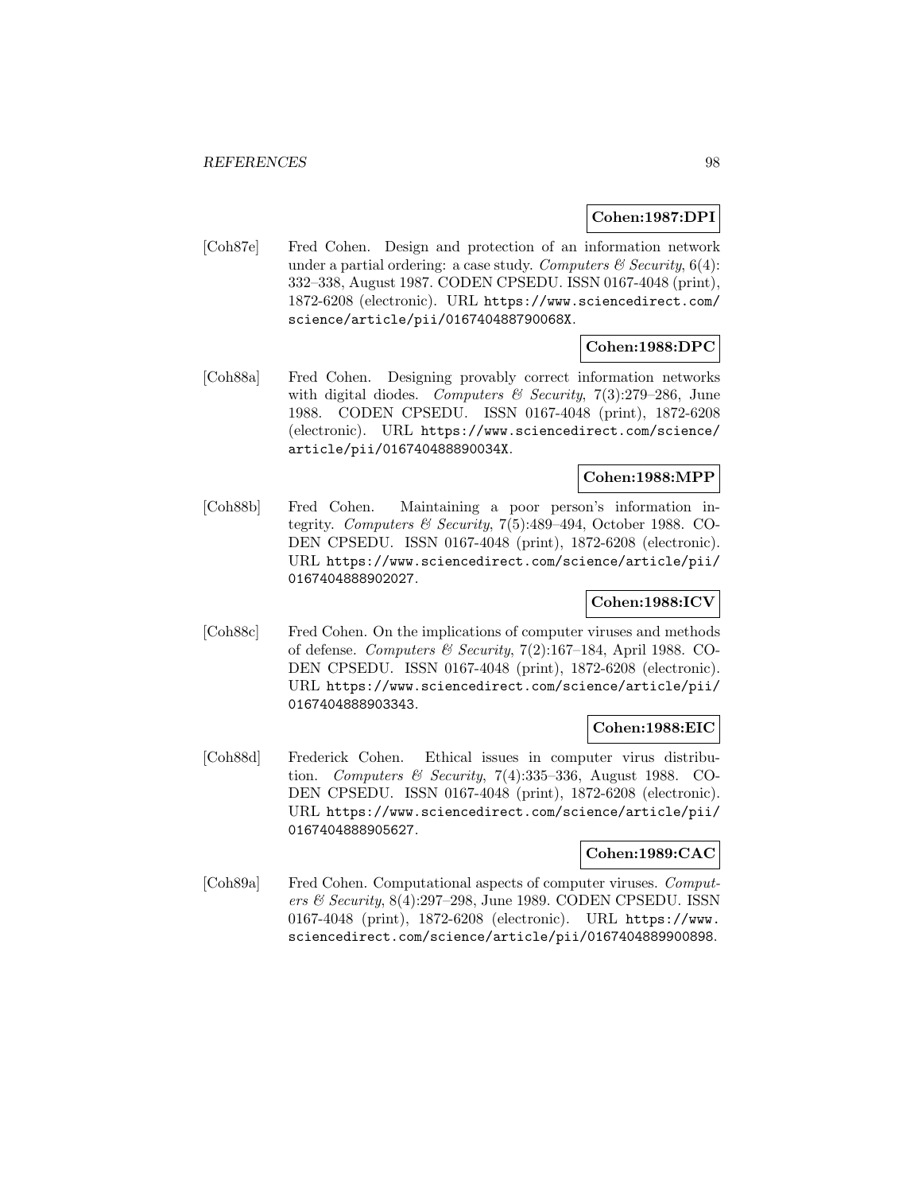**Cohen:1987:DPI**

[Coh87e] Fred Cohen. Design and protection of an information network under a partial ordering: a case study. *Computers & Security*, 6(4): 332–338, August 1987. CODEN CPSEDU. ISSN 0167-4048 (print), 1872-6208 (electronic). URL https://www.sciencedirect.com/science/article/pii/016740488790068X.

**Cohen:1988:DPC**

[Coh88a] Fred Cohen. Designing provably correct information networks with digital diodes. *Computers & Security*, 7(3):279–286, June 1988. CODEN CPSEDU. ISSN 0167-4048 (print), 1872-6208 (electronic). URL https://www.sciencedirect.com/science/article/pii/016740488890034X.

**Cohen:1988:MPP**

[Coh88b] Fred Cohen. Maintaining a poor person's information integrity. *Computers & Security*, 7(5):489–494, October 1988. CODEN CPSEDU. ISSN 0167-4048 (print), 1872-6208 (electronic). URL https://www.sciencedirect.com/science/article/pii/0167404888902027.

**Cohen:1988:ICV**

[Coh88c] Fred Cohen. On the implications of computer viruses and methods of defense. *Computers & Security*, 7(2):167–184, April 1988. CODEN CPSEDU. ISSN 0167-4048 (print), 1872-6208 (electronic). URL https://www.sciencedirect.com/science/article/pii/0167404888903343.

**Cohen:1988:EIC**

[Coh88d] Frederick Cohen. Ethical issues in computer virus distribution. *Computers & Security*, 7(4):335–336, August 1988. CODEN CPSEDU. ISSN 0167-4048 (print), 1872-6208 (electronic). URL https://www.sciencedirect.com/science/article/pii/0167404888905627.

**Cohen:1989:CAC**

[Coh89a] Fred Cohen. Computational aspects of computer viruses. *Computers & Security*, 8(4):297–298, June 1989. CODEN CPSEDU. ISSN 0167-4048 (print), 1872-6208 (electronic). URL https://www.sciencedirect.com/science/article/pii/0167404889900898.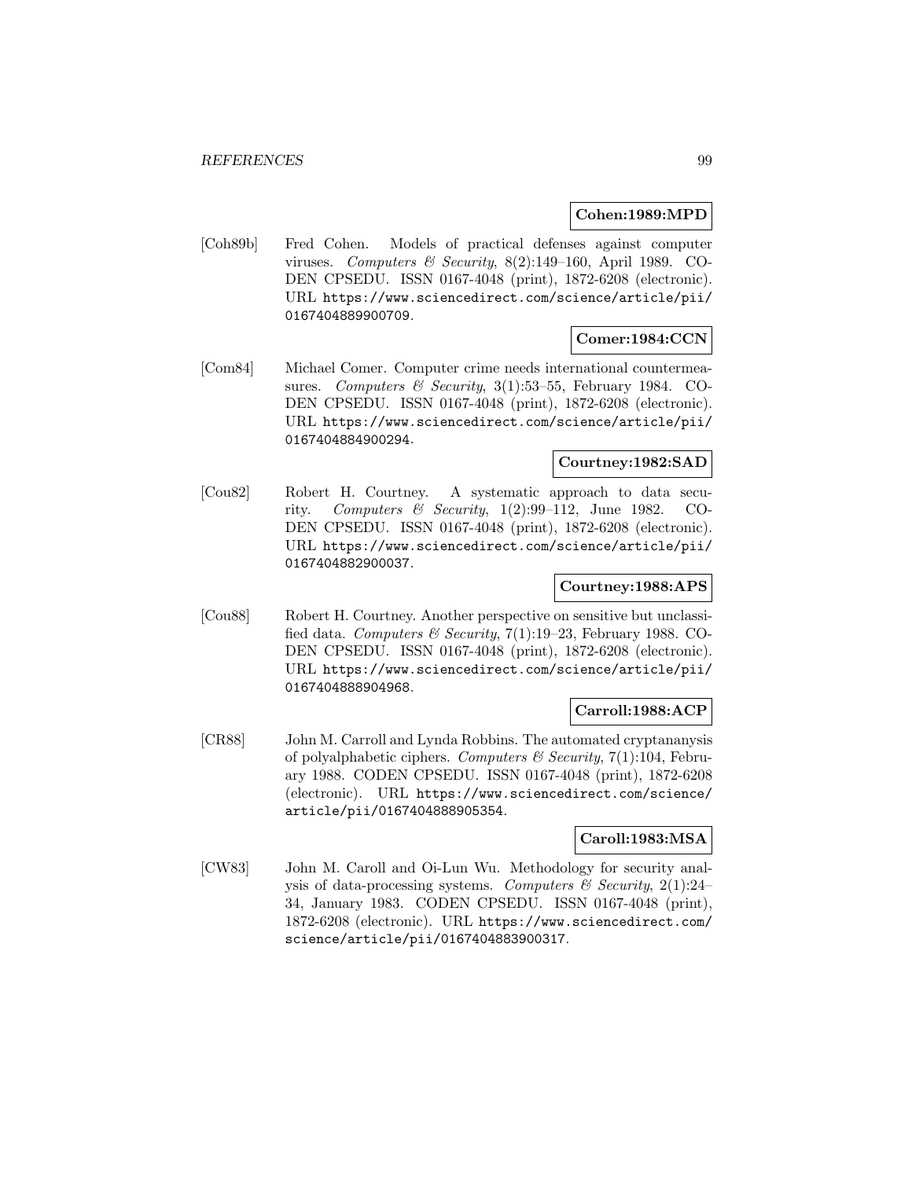**Cohen:1989:MPD**

[Coh89b] Fred Cohen. Models of practical defenses against computer viruses. *Computers & Security*, 8(2):149–160, April 1989. CODEN CPSEDU. ISSN 0167-4048 (print), 1872-6208 (electronic). URL https://www.sciencedirect.com/science/article/pii/0167404889900709.

**Comer:1984:CCN**

[Com84] Michael Comer. Computer crime needs international countermeasures. *Computers & Security*, 3(1):53–55, February 1984. CODEN CPSEDU. ISSN 0167-4048 (print), 1872-6208 (electronic). URL https://www.sciencedirect.com/science/article/pii/0167404884900294.

**Courtney:1982:SAD**

[Cou82] Robert H. Courtney. A systematic approach to data security. *Computers & Security*, 1(2):99–112, June 1982. CODEN CPSEDU. ISSN 0167-4048 (print), 1872-6208 (electronic). URL https://www.sciencedirect.com/science/article/pii/0167404882900037.

**Courtney:1988:APS**

[Cou88] Robert H. Courtney. Another perspective on sensitive but unclassified data. *Computers & Security*, 7(1):19–23, February 1988. CODEN CPSEDU. ISSN 0167-4048 (print), 1872-6208 (electronic). URL https://www.sciencedirect.com/science/article/pii/0167404888904968.

**Carroll:1988:ACP**

[CR88] John M. Carroll and Lynda Robbins. The automated cryptananysis of polyalphabetic ciphers. *Computers & Security*, 7(1):104, February 1988. CODEN CPSEDU. ISSN 0167-4048 (print), 1872-6208 (electronic). URL https://www.sciencedirect.com/science/article/pii/0167404888905354.

**Caroll:1983:MSA**

[CW83] John M. Caroll and Oi-Lun Wu. Methodology for security analysis of data-processing systems. *Computers & Security*, 2(1):24–34, January 1983. CODEN CPSEDU. ISSN 0167-4048 (print), 1872-6208 (electronic). URL https://www.sciencedirect.com/science/article/pii/0167404883900317.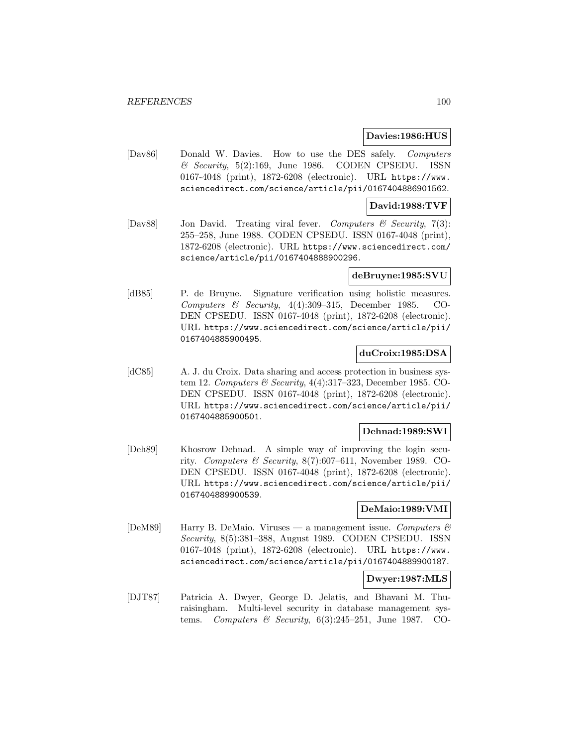**Davies:1986:HUS**

[Dav86] Donald W. Davies. How to use the DES safely. *Computers & Security*, 5(2):169, June 1986. CODEN CPSEDU. ISSN 0167-4048 (print), 1872-6208 (electronic). URL https://www.sciencedirect.com/science/article/pii/0167404886901562.

**David:1988:TVF**

[Dav88] Jon David. Treating viral fever. *Computers & Security*, 7(3): 255–258, June 1988. CODEN CPSEDU. ISSN 0167-4048 (print), 1872-6208 (electronic). URL https://www.sciencedirect.com/science/article/pii/0167404888900296.

**deBruyne:1985:SVU**

[dB85] P. de Bruyne. Signature verification using holistic measures. *Computers & Security*, 4(4):309–315, December 1985. CODEN CPSEDU. ISSN 0167-4048 (print), 1872-6208 (electronic). URL https://www.sciencedirect.com/science/article/pii/0167404885900495.

**duCroix:1985:DSA**

[dC85] A. J. du Croix. Data sharing and access protection in business system 12. *Computers & Security*, 4(4):317–323, December 1985. CODEN CPSEDU. ISSN 0167-4048 (print), 1872-6208 (electronic). URL https://www.sciencedirect.com/science/article/pii/0167404885900501.

**Dehnad:1989:SWI**

[Deh89] Khosrow Dehnad. A simple way of improving the login security. *Computers & Security*, 8(7):607–611, November 1989. CODEN CPSEDU. ISSN 0167-4048 (print), 1872-6208 (electronic). URL https://www.sciencedirect.com/science/article/pii/0167404889900539.

**DeMaio:1989:VMI**

[DeM89] Harry B. DeMaio. Viruses — a management issue. *Computers & Security*, 8(5):381–388, August 1989. CODEN CPSEDU. ISSN 0167-4048 (print), 1872-6208 (electronic). URL https://www.sciencedirect.com/science/article/pii/0167404889900187.

**Dwyer:1987:MLS**

[DJT87] Patricia A. Dwyer, George D. Jelatis, and Bhavani M. Thuraisingham. Multi-level security in database management systems. *Computers & Security*, 6(3):245–251, June 1987. CO-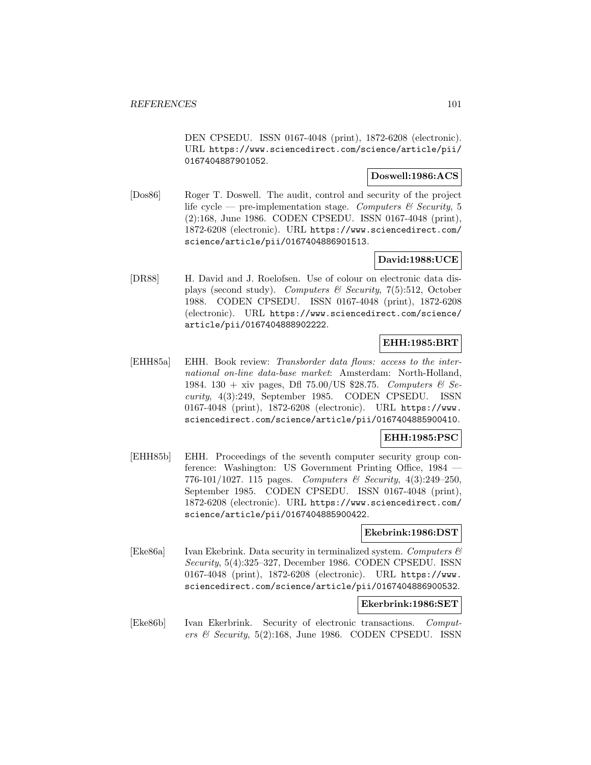DEN CPSEDU. ISSN 0167-4048 (print), 1872-6208 (electronic). URL https://www.sciencedirect.com/science/article/pii/0167404887901052.

**Doswell:1986:ACS**

[Dos86] Roger T. Doswell. The audit, control and security of the project life cycle — pre-implementation stage. *Computers & Security*, 5 (2):168, June 1986. CODEN CPSEDU. ISSN 0167-4048 (print), 1872-6208 (electronic). URL https://www.sciencedirect.com/science/article/pii/0167404886901513.

**David:1988:UCE**

[DR88] H. David and J. Roelofsen. Use of colour on electronic data displays (second study). *Computers & Security*, 7(5):512, October 1988. CODEN CPSEDU. ISSN 0167-4048 (print), 1872-6208 (electronic). URL https://www.sciencedirect.com/science/article/pii/0167404888902222.

**EHH:1985:BRT**

[EHH85a] EHH. Book review: *Transborder data flows: access to the international on-line data-base market*: Amsterdam: North-Holland, 1984. 130 + xiv pages, Dfl 75.00/US $28.75. *Computers & Security*, 4(3):249, September 1985. CODEN CPSEDU. ISSN 0167-4048 (print), 1872-6208 (electronic). URL https://www.sciencedirect.com/science/article/pii/0167404885900410.

**EHH:1985:PSC**

[EHH85b] EHH. Proceedings of the seventh computer security group conference: Washington: US Government Printing Office, 1984 — 776-101/1027. 115 pages. *Computers & Security*, 4(3):249–250, September 1985. CODEN CPSEDU. ISSN 0167-4048 (print), 1872-6208 (electronic). URL https://www.sciencedirect.com/science/article/pii/0167404885900422.

**Ekebrink:1986:DST**

[Eke86a] Ivan Ekebrink. Data security in terminalized system. *Computers & Security*, 5(4):325–327, December 1986. CODEN CPSEDU. ISSN 0167-4048 (print), 1872-6208 (electronic). URL https://www.sciencedirect.com/science/article/pii/0167404886900532.

**Ekerbrink:1986:SET**

[Eke86b] Ivan Ekerbrink. Security of electronic transactions. *Computers & Security*, 5(2):168, June 1986. CODEN CPSEDU. ISSN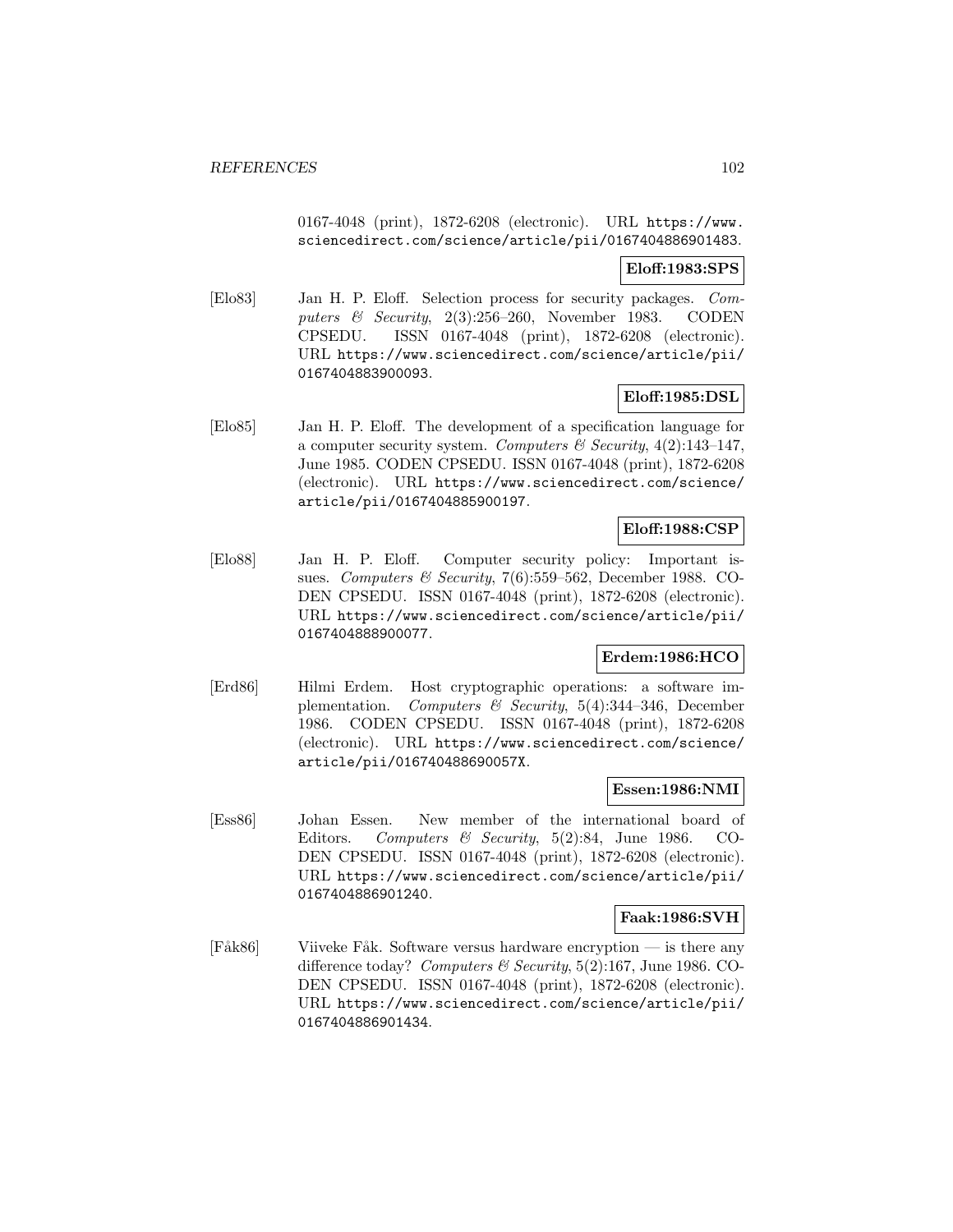0167-4048 (print), 1872-6208 (electronic). URL https://www.sciencedirect.com/science/article/pii/0167404886901483.

**Eloff:1983:SPS**

[Elo83] Jan H. P. Eloff. Selection process for security packages. *Computers & Security*, 2(3):256–260, November 1983. CODEN CPSEDU. ISSN 0167-4048 (print), 1872-6208 (electronic). URL https://www.sciencedirect.com/science/article/pii/0167404883900093.

**Eloff:1985:DSL**

[Elo85] Jan H. P. Eloff. The development of a specification language for a computer security system. *Computers & Security*, 4(2):143–147, June 1985. CODEN CPSEDU. ISSN 0167-4048 (print), 1872-6208 (electronic). URL https://www.sciencedirect.com/science/article/pii/0167404885900197.

**Eloff:1988:CSP**

[Elo88] Jan H. P. Eloff. Computer security policy: Important issues. *Computers & Security*, 7(6):559–562, December 1988. CODEN CPSEDU. ISSN 0167-4048 (print), 1872-6208 (electronic). URL https://www.sciencedirect.com/science/article/pii/0167404888900077.

**Erdem:1986:HCO**

[Erd86] Hilmi Erdem. Host cryptographic operations: a software implementation. *Computers & Security*, 5(4):344–346, December 1986. CODEN CPSEDU. ISSN 0167-4048 (print), 1872-6208 (electronic). URL https://www.sciencedirect.com/science/article/pii/016740488690057X.

**Essen:1986:NMI**

[Ess86] Johan Essen. New member of the international board of Editors. *Computers & Security*, 5(2):84, June 1986. CODEN CPSEDU. ISSN 0167-4048 (print), 1872-6208 (electronic). URL https://www.sciencedirect.com/science/article/pii/0167404886901240.

**Faak:1986:SVH**

[Fåk86] Viiveke Fåk. Software versus hardware encryption — is there any difference today? *Computers & Security*, 5(2):167, June 1986. CODEN CPSEDU. ISSN 0167-4048 (print), 1872-6208 (electronic). URL https://www.sciencedirect.com/science/article/pii/0167404886901434.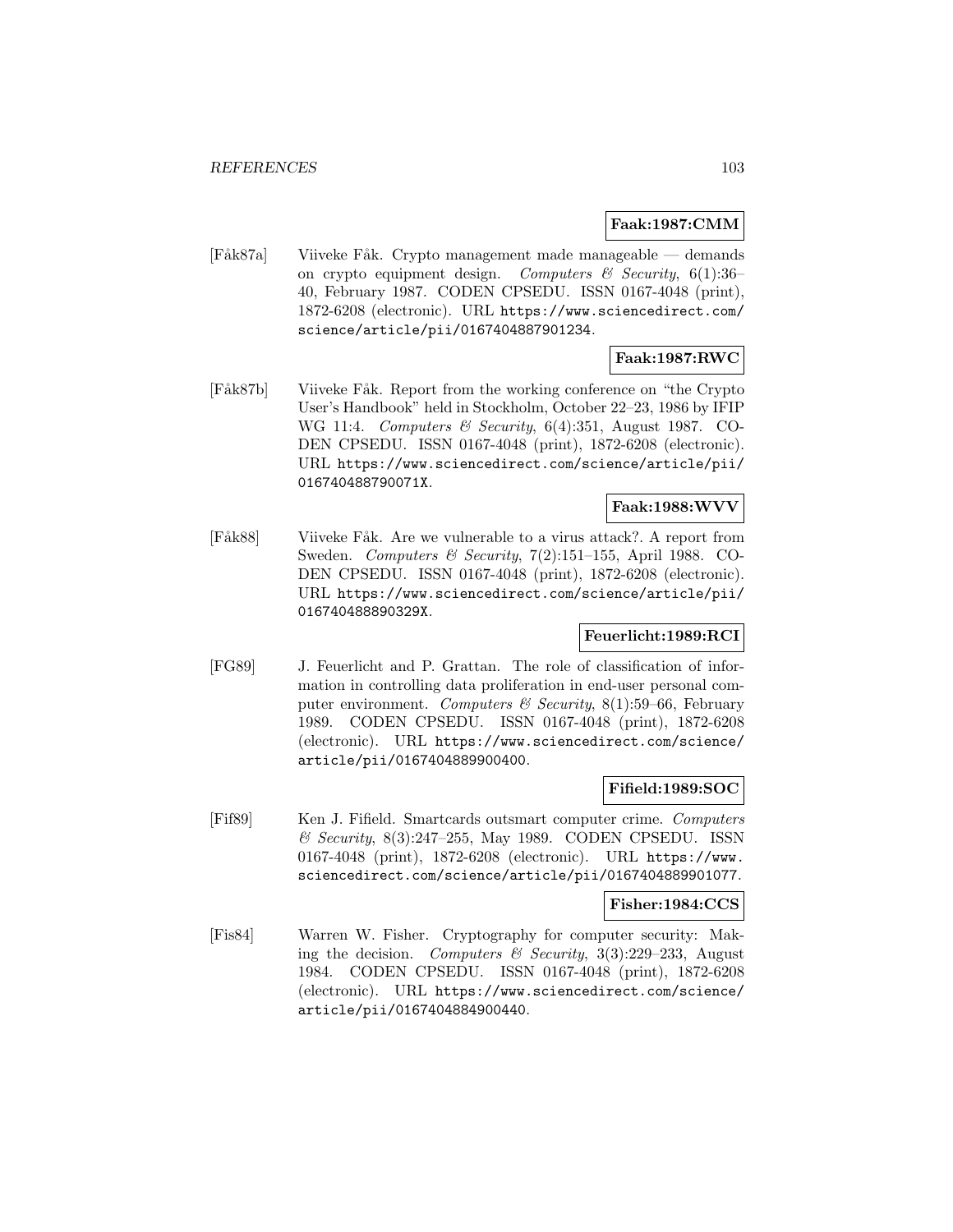**Faak:1987:CMM**

[Fåk87a] Viiveke Fåk. Crypto management made manageable — demands on crypto equipment design. *Computers & Security*, 6(1):36–40, February 1987. CODEN CPSEDU. ISSN 0167-4048 (print), 1872-6208 (electronic). URL https://www.sciencedirect.com/science/article/pii/0167404887901234.

**Faak:1987:RWC**

[Fåk87b] Viiveke Fåk. Report from the working conference on "the Crypto User's Handbook" held in Stockholm, October 22–23, 1986 by IFIP WG 11:4. *Computers & Security*, 6(4):351, August 1987. CODEN CPSEDU. ISSN 0167-4048 (print), 1872-6208 (electronic). URL https://www.sciencedirect.com/science/article/pii/016740488790071X.

**Faak:1988:WVV**

[Fåk88] Viiveke Fåk. Are we vulnerable to a virus attack?. A report from Sweden. *Computers & Security*, 7(2):151–155, April 1988. CODEN CPSEDU. ISSN 0167-4048 (print), 1872-6208 (electronic). URL https://www.sciencedirect.com/science/article/pii/016740488890329X.

**Feuerlicht:1989:RCI**

[FG89] J. Feuerlicht and P. Grattan. The role of classification of information in controlling data proliferation in end-user personal computer environment. *Computers & Security*, 8(1):59–66, February 1989. CODEN CPSEDU. ISSN 0167-4048 (print), 1872-6208 (electronic). URL https://www.sciencedirect.com/science/article/pii/0167404889900400.

**Fifield:1989:SOC**

[Fif89] Ken J. Fifield. Smartcards outsmart computer crime. *Computers & Security*, 8(3):247–255, May 1989. CODEN CPSEDU. ISSN 0167-4048 (print), 1872-6208 (electronic). URL https://www.sciencedirect.com/science/article/pii/0167404889901077.

**Fisher:1984:CCS**

[Fis84] Warren W. Fisher. Cryptography for computer security: Making the decision. *Computers & Security*, 3(3):229–233, August 1984. CODEN CPSEDU. ISSN 0167-4048 (print), 1872-6208 (electronic). URL https://www.sciencedirect.com/science/article/pii/0167404884900440.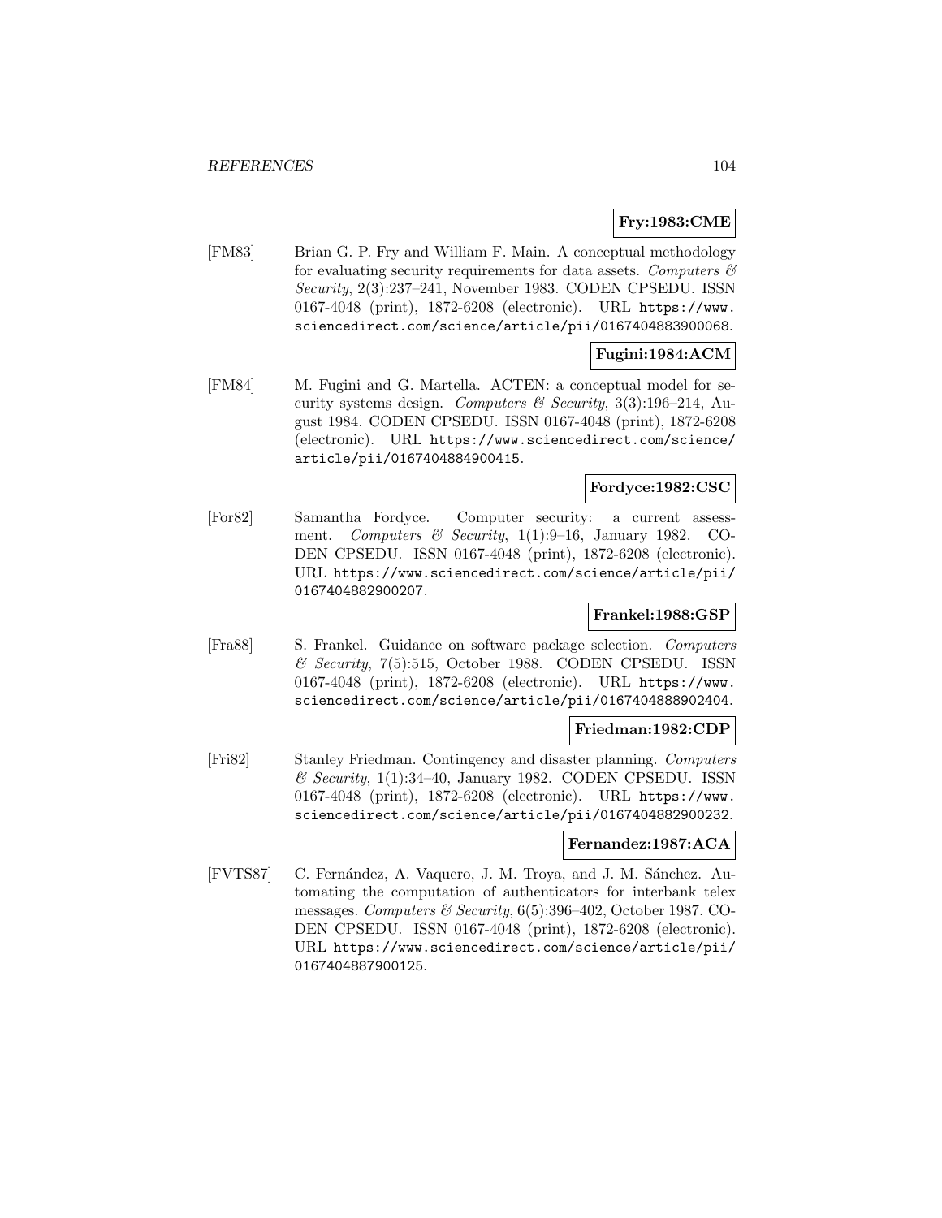**Fry:1983:CME**

[FM83] Brian G. P. Fry and William F. Main. A conceptual methodology for evaluating security requirements for data assets. *Computers & Security*, 2(3):237–241, November 1983. CODEN CPSEDU. ISSN 0167-4048 (print), 1872-6208 (electronic). URL https://www.sciencedirect.com/science/article/pii/0167404883900068.

**Fugini:1984:ACM**

[FM84] M. Fugini and G. Martella. ACTEN: a conceptual model for security systems design. *Computers & Security*, 3(3):196–214, August 1984. CODEN CPSEDU. ISSN 0167-4048 (print), 1872-6208 (electronic). URL https://www.sciencedirect.com/science/article/pii/0167404884900415.

**Fordyce:1982:CSC**

[For82] Samantha Fordyce. Computer security: a current assessment. *Computers & Security*, 1(1):9–16, January 1982. CODEN CPSEDU. ISSN 0167-4048 (print), 1872-6208 (electronic). URL https://www.sciencedirect.com/science/article/pii/0167404882900207.

**Frankel:1988:GSP**

[Fra88] S. Frankel. Guidance on software package selection. *Computers & Security*, 7(5):515, October 1988. CODEN CPSEDU. ISSN 0167-4048 (print), 1872-6208 (electronic). URL https://www.sciencedirect.com/science/article/pii/0167404888902404.

**Friedman:1982:CDP**

[Fri82] Stanley Friedman. Contingency and disaster planning. *Computers & Security*, 1(1):34–40, January 1982. CODEN CPSEDU. ISSN 0167-4048 (print), 1872-6208 (electronic). URL https://www.sciencedirect.com/science/article/pii/0167404882900232.

**Fernandez:1987:ACA**

[FVTS87] C. Fernández, A. Vaquero, J. M. Troya, and J. M. Sánchez. Automating the computation of authenticators for interbank telex messages. *Computers & Security*, 6(5):396–402, October 1987. CODEN CPSEDU. ISSN 0167-4048 (print), 1872-6208 (electronic). URL https://www.sciencedirect.com/science/article/pii/0167404887900125.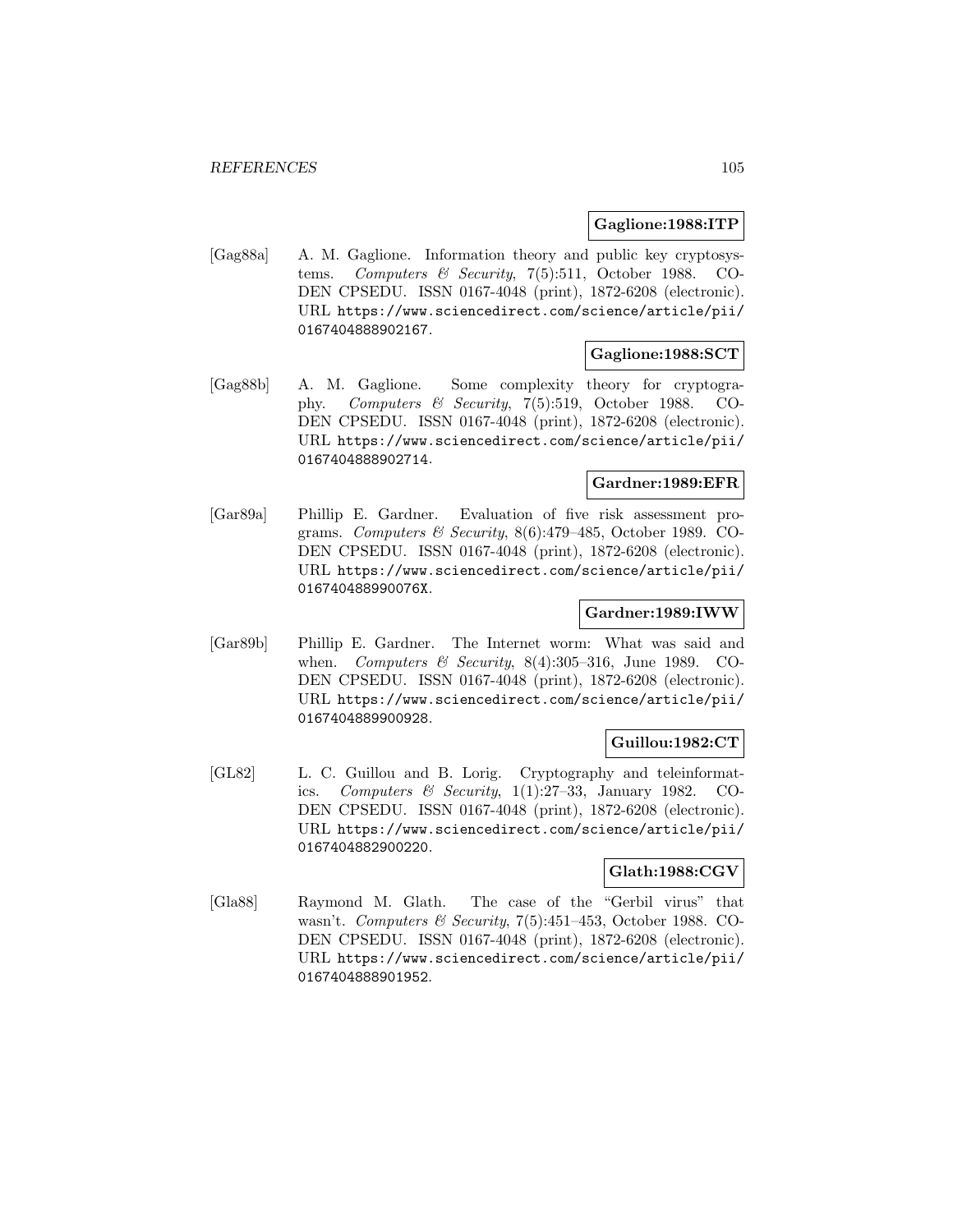**Gaglione:1988:ITP**

[Gag88a] A. M. Gaglione. Information theory and public key cryptosystems. *Computers & Security*, 7(5):511, October 1988. CODEN CPSEDU. ISSN 0167-4048 (print), 1872-6208 (electronic). URL https://www.sciencedirect.com/science/article/pii/0167404888902167.

**Gaglione:1988:SCT**

[Gag88b] A. M. Gaglione. Some complexity theory for cryptography. *Computers & Security*, 7(5):519, October 1988. CODEN CPSEDU. ISSN 0167-4048 (print), 1872-6208 (electronic). URL https://www.sciencedirect.com/science/article/pii/0167404888902714.

**Gardner:1989:EFR**

[Gar89a] Phillip E. Gardner. Evaluation of five risk assessment programs. *Computers & Security*, 8(6):479–485, October 1989. CODEN CPSEDU. ISSN 0167-4048 (print), 1872-6208 (electronic). URL https://www.sciencedirect.com/science/article/pii/016740488990076X.

**Gardner:1989:IWW**

[Gar89b] Phillip E. Gardner. The Internet worm: What was said and when. *Computers & Security*, 8(4):305–316, June 1989. CODEN CPSEDU. ISSN 0167-4048 (print), 1872-6208 (electronic). URL https://www.sciencedirect.com/science/article/pii/0167404889900928.

**Guillou:1982:CT**

[GL82] L. C. Guillou and B. Lorig. Cryptography and teleinformatics. *Computers & Security*, 1(1):27–33, January 1982. CODEN CPSEDU. ISSN 0167-4048 (print), 1872-6208 (electronic). URL https://www.sciencedirect.com/science/article/pii/0167404882900220.

**Glath:1988:CGV**

[Gla88] Raymond M. Glath. The case of the "Gerbil virus" that wasn't. *Computers & Security*, 7(5):451–453, October 1988. CODEN CPSEDU. ISSN 0167-4048 (print), 1872-6208 (electronic). URL https://www.sciencedirect.com/science/article/pii/0167404888901952.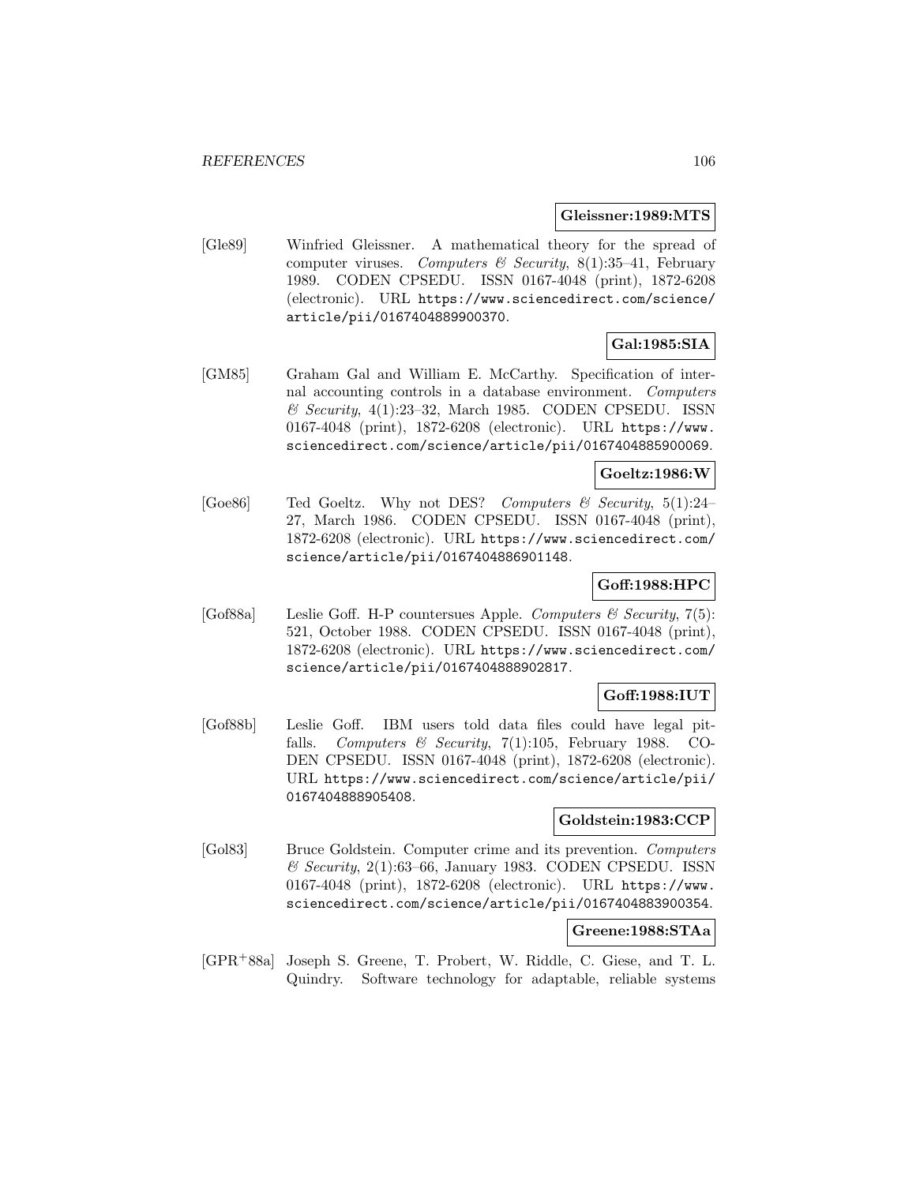**Gleissner:1989:MTS**

[Gle89] Winfried Gleissner. A mathematical theory for the spread of computer viruses. *Computers & Security*, 8(1):35–41, February 1989. CODEN CPSEDU. ISSN 0167-4048 (print), 1872-6208 (electronic). URL https://www.sciencedirect.com/science/article/pii/0167404889900370.

**Gal:1985:SIA**

[GM85] Graham Gal and William E. McCarthy. Specification of internal accounting controls in a database environment. *Computers & Security*, 4(1):23–32, March 1985. CODEN CPSEDU. ISSN 0167-4048 (print), 1872-6208 (electronic). URL https://www.sciencedirect.com/science/article/pii/0167404885900069.

**Goeltz:1986:W**

[Goe86] Ted Goeltz. Why not DES? *Computers & Security*, 5(1):24–27, March 1986. CODEN CPSEDU. ISSN 0167-4048 (print), 1872-6208 (electronic). URL https://www.sciencedirect.com/science/article/pii/0167404886901148.

**Goff:1988:HPC**

[Gof88a] Leslie Goff. H-P countersues Apple. *Computers & Security*, 7(5): 521, October 1988. CODEN CPSEDU. ISSN 0167-4048 (print), 1872-6208 (electronic). URL https://www.sciencedirect.com/science/article/pii/0167404888902817.

**Goff:1988:IUT**

[Gof88b] Leslie Goff. IBM users told data files could have legal pitfalls. *Computers & Security*, 7(1):105, February 1988. CODEN CPSEDU. ISSN 0167-4048 (print), 1872-6208 (electronic). URL https://www.sciencedirect.com/science/article/pii/0167404888905408.

**Goldstein:1983:CCP**

[Gol83] Bruce Goldstein. Computer crime and its prevention. *Computers & Security*, 2(1):63–66, January 1983. CODEN CPSEDU. ISSN 0167-4048 (print), 1872-6208 (electronic). URL https://www.sciencedirect.com/science/article/pii/0167404883900354.

**Greene:1988:STAa**

[GPR+88a] Joseph S. Greene, T. Probert, W. Riddle, C. Giese, and T. L. Quindry. Software technology for adaptable, reliable systems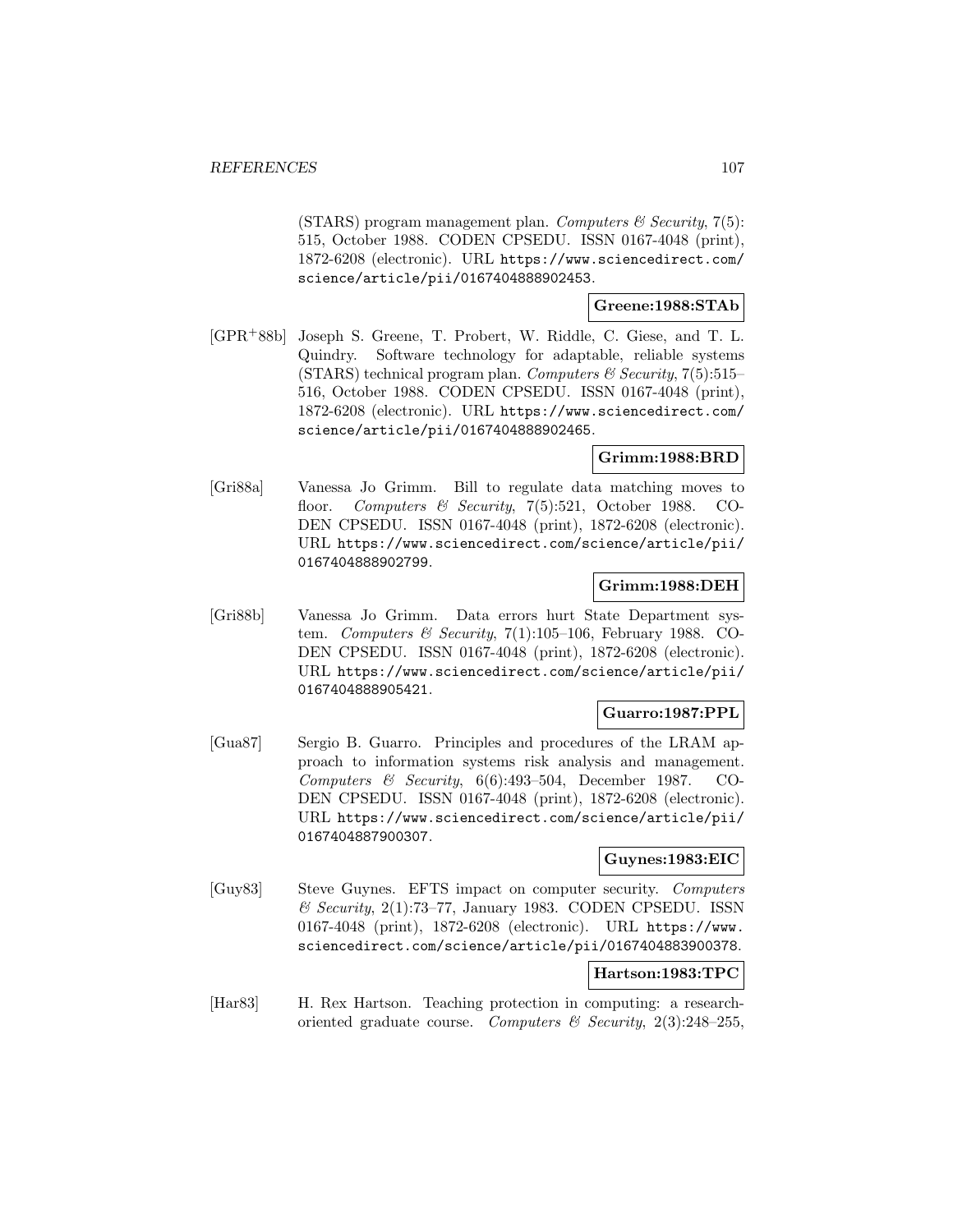(STARS) program management plan. *Computers & Security*, 7(5): 515, October 1988. CODEN CPSEDU. ISSN 0167-4048 (print), 1872-6208 (electronic). URL https://www.sciencedirect.com/science/article/pii/0167404888902453.

**Greene:1988:STAb**

[GPR+88b] Joseph S. Greene, T. Probert, W. Riddle, C. Giese, and T. L. Quindry. Software technology for adaptable, reliable systems (STARS) technical program plan. *Computers & Security*, 7(5):515–516, October 1988. CODEN CPSEDU. ISSN 0167-4048 (print), 1872-6208 (electronic). URL https://www.sciencedirect.com/science/article/pii/0167404888902465.

**Grimm:1988:BRD**

[Gri88a] Vanessa Jo Grimm. Bill to regulate data matching moves to floor. *Computers & Security*, 7(5):521, October 1988. CODEN CPSEDU. ISSN 0167-4048 (print), 1872-6208 (electronic). URL https://www.sciencedirect.com/science/article/pii/0167404888902799.

**Grimm:1988:DEH**

[Gri88b] Vanessa Jo Grimm. Data errors hurt State Department system. *Computers & Security*, 7(1):105–106, February 1988. CODEN CPSEDU. ISSN 0167-4048 (print), 1872-6208 (electronic). URL https://www.sciencedirect.com/science/article/pii/0167404888905421.

**Guarro:1987:PPL**

[Gua87] Sergio B. Guarro. Principles and procedures of the LRAM approach to information systems risk analysis and management. *Computers & Security*, 6(6):493–504, December 1987. CODEN CPSEDU. ISSN 0167-4048 (print), 1872-6208 (electronic). URL https://www.sciencedirect.com/science/article/pii/0167404887900307.

**Guynes:1983:EIC**

[Guy83] Steve Guynes. EFTS impact on computer security. *Computers & Security*, 2(1):73–77, January 1983. CODEN CPSEDU. ISSN 0167-4048 (print), 1872-6208 (electronic). URL https://www.sciencedirect.com/science/article/pii/0167404883900378.

**Hartson:1983:TPC**

[Har83] H. Rex Hartson. Teaching protection in computing: a research-oriented graduate course. *Computers & Security*, 2(3):248–255,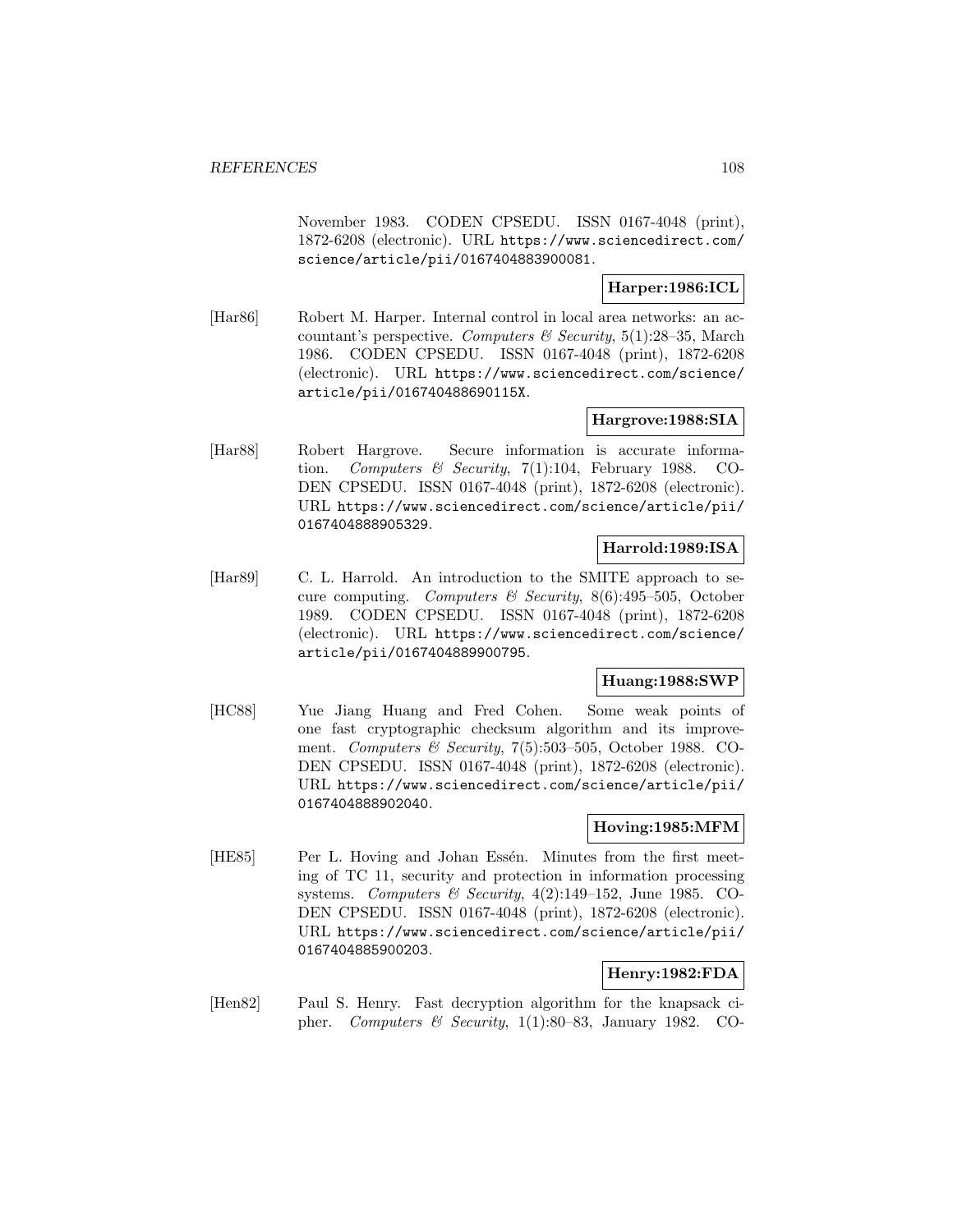November 1983. CODEN CPSEDU. ISSN 0167-4048 (print), 1872-6208 (electronic). URL https://www.sciencedirect.com/science/article/pii/0167404883900081.

**Harper:1986:ICL**

[Har86] Robert M. Harper. Internal control in local area networks: an accountant's perspective. *Computers & Security*, 5(1):28–35, March 1986. CODEN CPSEDU. ISSN 0167-4048 (print), 1872-6208 (electronic). URL https://www.sciencedirect.com/science/article/pii/016740488690115X.

**Hargrove:1988:SIA**

[Har88] Robert Hargrove. Secure information is accurate information. *Computers & Security*, 7(1):104, February 1988. CODEN CPSEDU. ISSN 0167-4048 (print), 1872-6208 (electronic). URL https://www.sciencedirect.com/science/article/pii/0167404888905329.

**Harrold:1989:ISA**

[Har89] C. L. Harrold. An introduction to the SMITE approach to secure computing. *Computers & Security*, 8(6):495–505, October 1989. CODEN CPSEDU. ISSN 0167-4048 (print), 1872-6208 (electronic). URL https://www.sciencedirect.com/science/article/pii/0167404889900795.

**Huang:1988:SWP**

[HC88] Yue Jiang Huang and Fred Cohen. Some weak points of one fast cryptographic checksum algorithm and its improvement. *Computers & Security*, 7(5):503–505, October 1988. CODEN CPSEDU. ISSN 0167-4048 (print), 1872-6208 (electronic). URL https://www.sciencedirect.com/science/article/pii/0167404888902040.

**Hoving:1985:MFM**

[HE85] Per L. Hoving and Johan Essén. Minutes from the first meeting of TC 11, security and protection in information processing systems. *Computers & Security*, 4(2):149–152, June 1985. CODEN CPSEDU. ISSN 0167-4048 (print), 1872-6208 (electronic). URL https://www.sciencedirect.com/science/article/pii/0167404885900203.

**Henry:1982:FDA**

[Hen82] Paul S. Henry. Fast decryption algorithm for the knapsack cipher. *Computers & Security*, 1(1):80–83, January 1982. CO-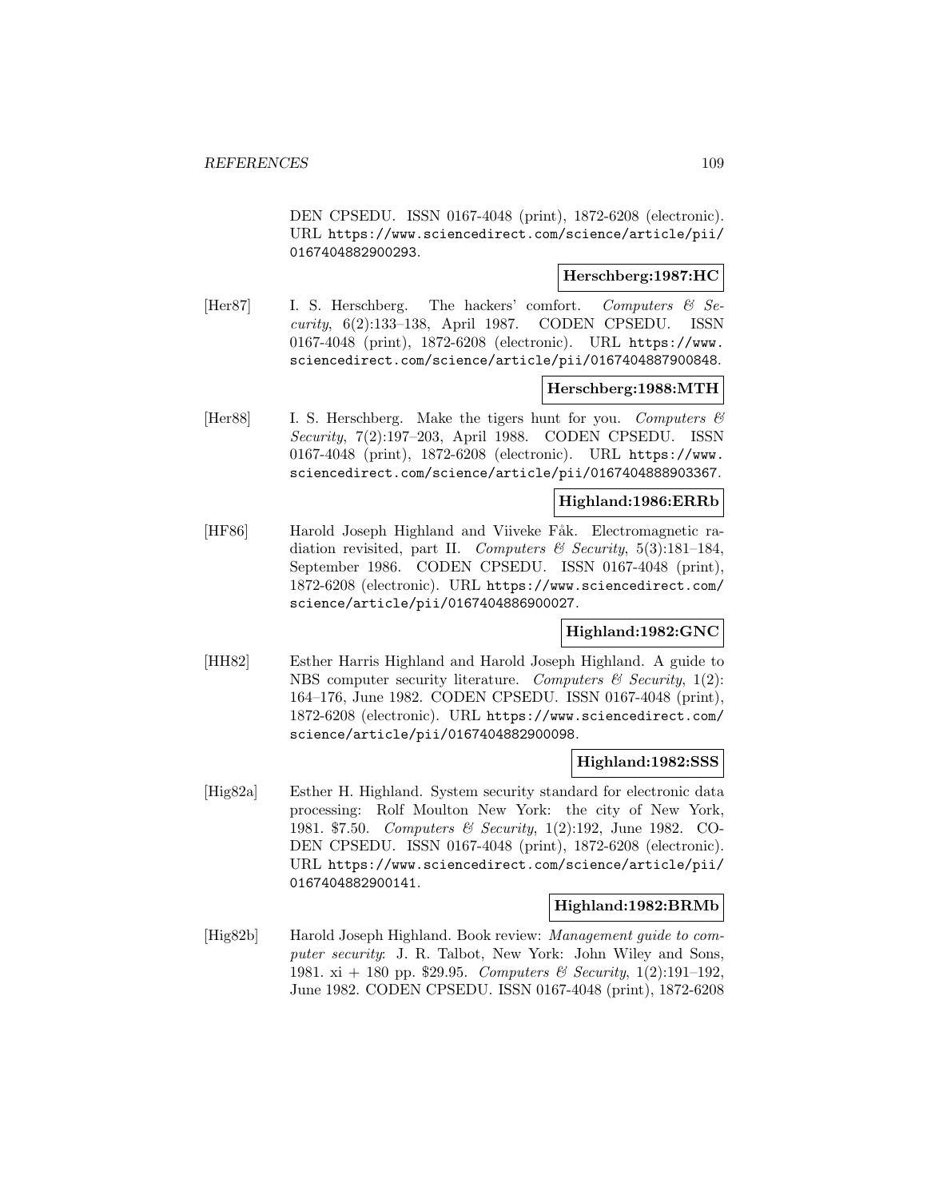DEN CPSEDU. ISSN 0167-4048 (print), 1872-6208 (electronic). URL https://www.sciencedirect.com/science/article/pii/0167404882900293.

**Herschberg:1987:HC**

[Her87] I. S. Herschberg. The hackers' comfort. *Computers & Security*, 6(2):133–138, April 1987. CODEN CPSEDU. ISSN 0167-4048 (print), 1872-6208 (electronic). URL https://www.sciencedirect.com/science/article/pii/0167404887900848.

**Herschberg:1988:MTH**

[Her88] I. S. Herschberg. Make the tigers hunt for you. *Computers & Security*, 7(2):197–203, April 1988. CODEN CPSEDU. ISSN 0167-4048 (print), 1872-6208 (electronic). URL https://www.sciencedirect.com/science/article/pii/0167404888903367.

**Highland:1986:ERRb**

[HF86] Harold Joseph Highland and Viiveke Fåk. Electromagnetic radiation revisited, part II. *Computers & Security*, 5(3):181–184, September 1986. CODEN CPSEDU. ISSN 0167-4048 (print), 1872-6208 (electronic). URL https://www.sciencedirect.com/science/article/pii/0167404886900027.

**Highland:1982:GNC**

[HH82] Esther Harris Highland and Harold Joseph Highland. A guide to NBS computer security literature. *Computers & Security*, 1(2): 164–176, June 1982. CODEN CPSEDU. ISSN 0167-4048 (print), 1872-6208 (electronic). URL https://www.sciencedirect.com/science/article/pii/0167404882900098.

**Highland:1982:SSS**

[Hig82a] Esther H. Highland. System security standard for electronic data processing: Rolf Moulton New York: the city of New York, 1981. \$7.50. *Computers & Security*, 1(2):192, June 1982. CODEN CPSEDU. ISSN 0167-4048 (print), 1872-6208 (electronic). URL https://www.sciencedirect.com/science/article/pii/0167404882900141.

**Highland:1982:BRMb**

[Hig82b] Harold Joseph Highland. Book review: *Management guide to computer security*: J. R. Talbot, New York: John Wiley and Sons, 1981. xi + 180 pp. \$29.95. *Computers & Security*, 1(2):191–192, June 1982. CODEN CPSEDU. ISSN 0167-4048 (print), 1872-6208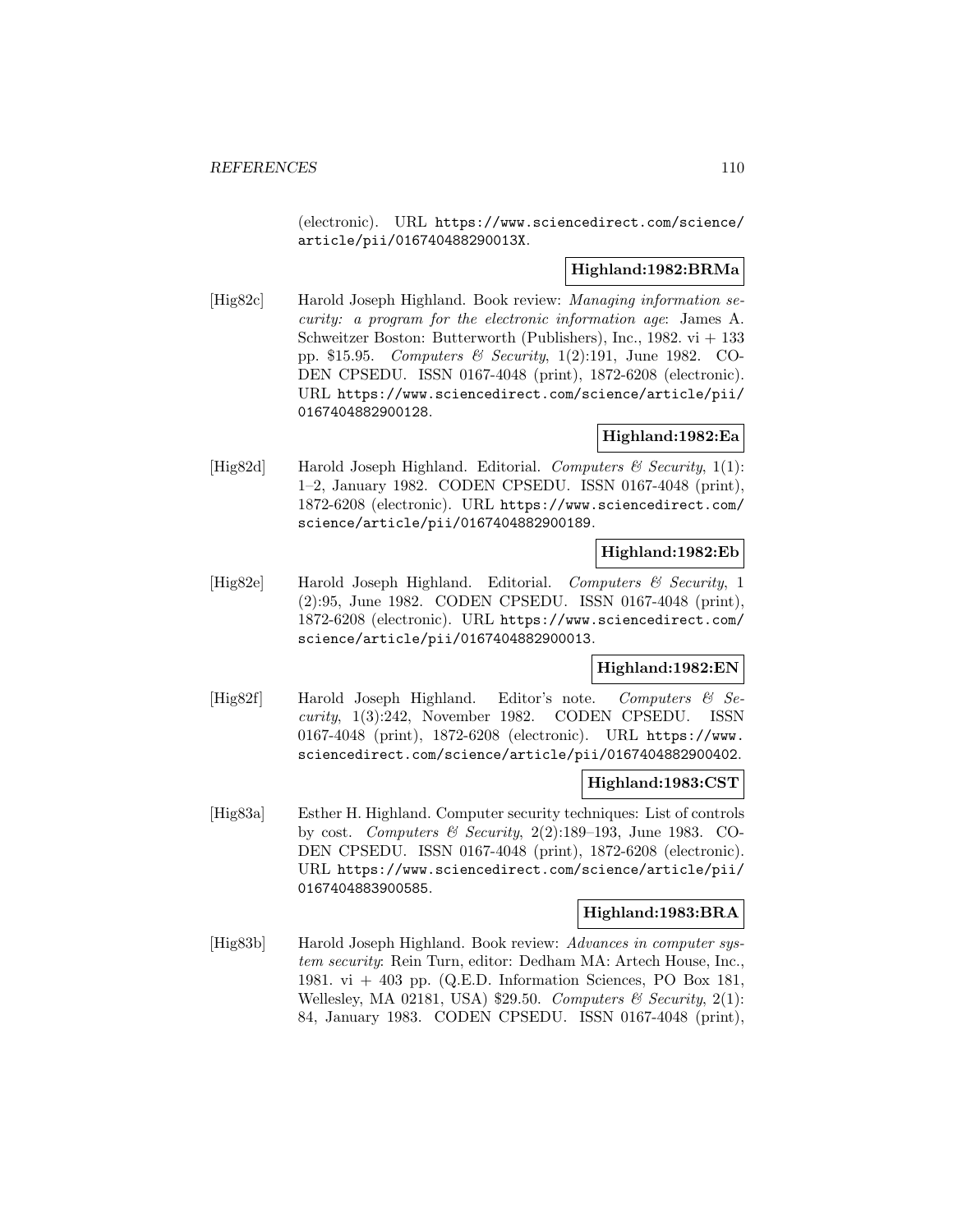(electronic). URL https://www.sciencedirect.com/science/article/pii/016740488290013X.

**Highland:1982:BRMa**

[Hig82c] Harold Joseph Highland. Book review: *Managing information security: a program for the electronic information age*: James A. Schweitzer Boston: Butterworth (Publishers), Inc., 1982. vi + 133 pp. $15.95. *Computers & Security*, 1(2):191, June 1982. CODEN CPSEDU. ISSN 0167-4048 (print), 1872-6208 (electronic). URL https://www.sciencedirect.com/science/article/pii/0167404882900128.

**Highland:1982:Ea**

[Hig82d] Harold Joseph Highland. Editorial. *Computers & Security*, 1(1): 1–2, January 1982. CODEN CPSEDU. ISSN 0167-4048 (print), 1872-6208 (electronic). URL https://www.sciencedirect.com/science/article/pii/0167404882900189.

**Highland:1982:Eb**

[Hig82e] Harold Joseph Highland. Editorial. *Computers & Security*, 1 (2):95, June 1982. CODEN CPSEDU. ISSN 0167-4048 (print), 1872-6208 (electronic). URL https://www.sciencedirect.com/science/article/pii/0167404882900013.

**Highland:1982:EN**

[Hig82f] Harold Joseph Highland. Editor's note. *Computers & Security*, 1(3):242, November 1982. CODEN CPSEDU. ISSN 0167-4048 (print), 1872-6208 (electronic). URL https://www.sciencedirect.com/science/article/pii/0167404882900402.

**Highland:1983:CST**

[Hig83a] Esther H. Highland. Computer security techniques: List of controls by cost. *Computers & Security*, 2(2):189–193, June 1983. CODEN CPSEDU. ISSN 0167-4048 (print), 1872-6208 (electronic). URL https://www.sciencedirect.com/science/article/pii/0167404883900585.

**Highland:1983:BRA**

[Hig83b] Harold Joseph Highland. Book review: *Advances in computer system security*: Rein Turn, editor: Dedham MA: Artech House, Inc., 1981. vi + 403 pp. (Q.E.D. Information Sciences, PO Box 181, Wellesley, MA 02181, USA) $29.50. *Computers & Security*, 2(1): 84, January 1983. CODEN CPSEDU. ISSN 0167-4048 (print),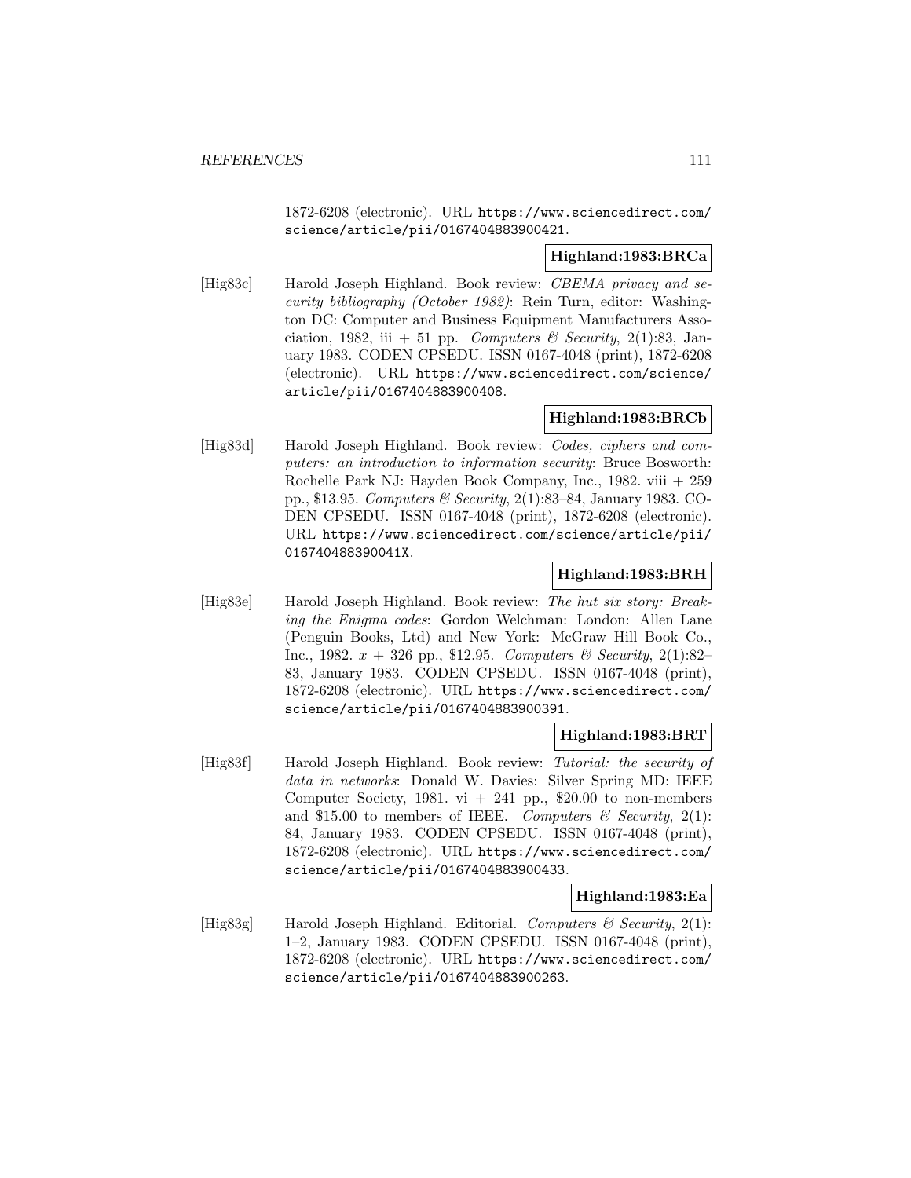1872-6208 (electronic). URL https://www.sciencedirect.com/science/article/pii/0167404883900421.

**Highland:1983:BRCa**

[Hig83c] Harold Joseph Highland. Book review: *CBEMA privacy and security bibliography (October 1982)*: Rein Turn, editor: Washington DC: Computer and Business Equipment Manufacturers Association, 1982, iii + 51 pp. *Computers & Security*, 2(1):83, January 1983. CODEN CPSEDU. ISSN 0167-4048 (print), 1872-6208 (electronic). URL https://www.sciencedirect.com/science/article/pii/0167404883900408.

**Highland:1983:BRCb**

[Hig83d] Harold Joseph Highland. Book review: *Codes, ciphers and computers: an introduction to information security*: Bruce Bosworth: Rochelle Park NJ: Hayden Book Company, Inc., 1982. viii + 259 pp., $13.95. *Computers & Security*, 2(1):83–84, January 1983. CODEN CPSEDU. ISSN 0167-4048 (print), 1872-6208 (electronic). URL https://www.sciencedirect.com/science/article/pii/016740488390041X.

**Highland:1983:BRH**

[Hig83e] Harold Joseph Highland. Book review: *The hut six story: Breaking the Enigma codes*: Gordon Welchman: London: Allen Lane (Penguin Books, Ltd) and New York: McGraw Hill Book Co., Inc., 1982. $x$ + 326 pp., $12.95. *Computers & Security*, 2(1):82–83, January 1983. CODEN CPSEDU. ISSN 0167-4048 (print), 1872-6208 (electronic). URL https://www.sciencedirect.com/science/article/pii/0167404883900391.

**Highland:1983:BRT**

[Hig83f] Harold Joseph Highland. Book review: *Tutorial: the security of data in networks*: Donald W. Davies: Silver Spring MD: IEEE Computer Society, 1981. vi + 241 pp., $20.00 to non-members and $15.00 to members of IEEE. *Computers & Security*, 2(1):84, January 1983. CODEN CPSEDU. ISSN 0167-4048 (print), 1872-6208 (electronic). URL https://www.sciencedirect.com/science/article/pii/0167404883900433.

**Highland:1983:Ea**

[Hig83g] Harold Joseph Highland. Editorial. *Computers & Security*, 2(1):1–2, January 1983. CODEN CPSEDU. ISSN 0167-4048 (print), 1872-6208 (electronic). URL https://www.sciencedirect.com/science/article/pii/0167404883900263.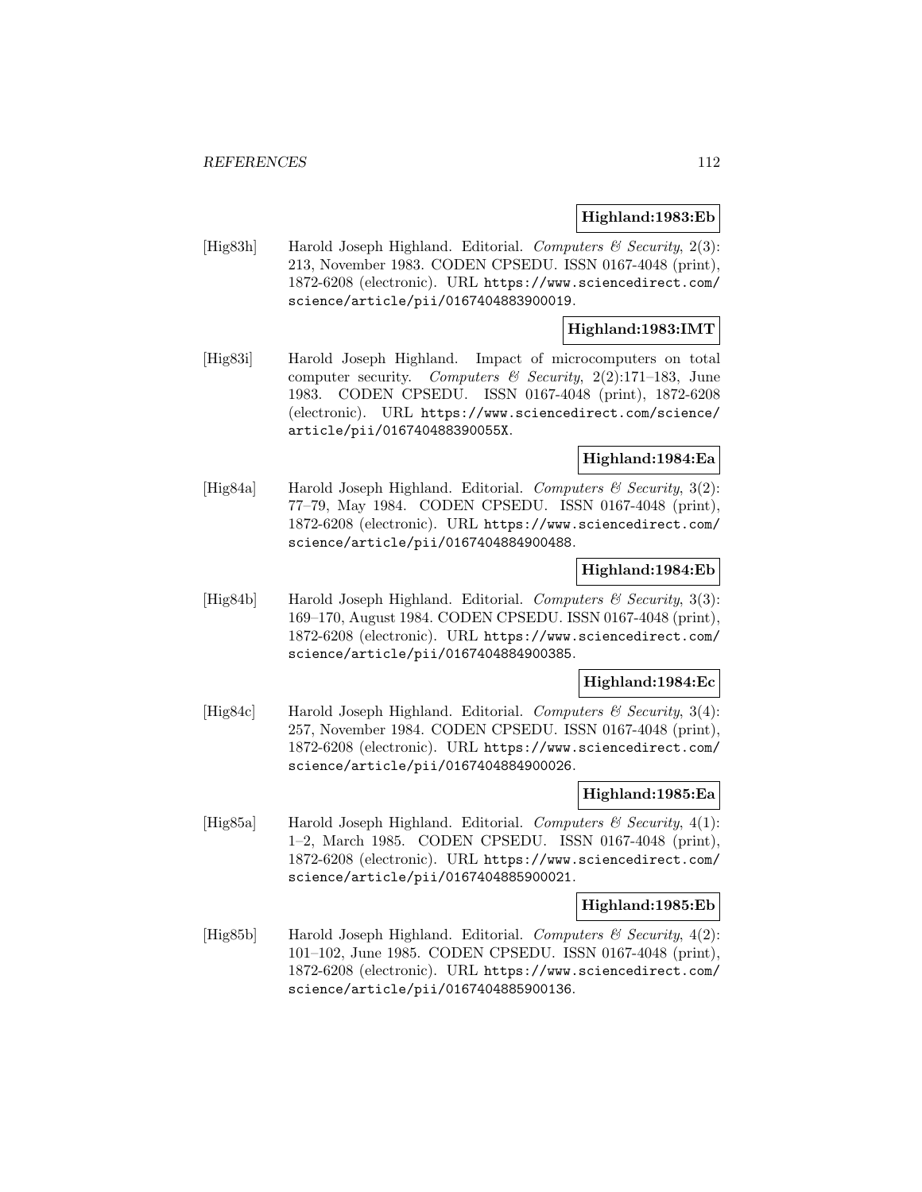**Highland:1983:Eb**

[Hig83h] Harold Joseph Highland. Editorial. *Computers & Security*, 2(3): 213, November 1983. CODEN CPSEDU. ISSN 0167-4048 (print), 1872-6208 (electronic). URL https://www.sciencedirect.com/science/article/pii/0167404883900019.

**Highland:1983:IMT**

[Hig83i] Harold Joseph Highland. Impact of microcomputers on total computer security. *Computers & Security*, 2(2):171–183, June 1983. CODEN CPSEDU. ISSN 0167-4048 (print), 1872-6208 (electronic). URL https://www.sciencedirect.com/science/article/pii/016740488390055X.

**Highland:1984:Ea**

[Hig84a] Harold Joseph Highland. Editorial. *Computers & Security*, 3(2): 77–79, May 1984. CODEN CPSEDU. ISSN 0167-4048 (print), 1872-6208 (electronic). URL https://www.sciencedirect.com/science/article/pii/0167404884900488.

**Highland:1984:Eb**

[Hig84b] Harold Joseph Highland. Editorial. *Computers & Security*, 3(3): 169–170, August 1984. CODEN CPSEDU. ISSN 0167-4048 (print), 1872-6208 (electronic). URL https://www.sciencedirect.com/science/article/pii/0167404884900385.

**Highland:1984:Ec**

[Hig84c] Harold Joseph Highland. Editorial. *Computers & Security*, 3(4): 257, November 1984. CODEN CPSEDU. ISSN 0167-4048 (print), 1872-6208 (electronic). URL https://www.sciencedirect.com/science/article/pii/0167404884900026.

**Highland:1985:Ea**

[Hig85a] Harold Joseph Highland. Editorial. *Computers & Security*, 4(1): 1–2, March 1985. CODEN CPSEDU. ISSN 0167-4048 (print), 1872-6208 (electronic). URL https://www.sciencedirect.com/science/article/pii/0167404885900021.

**Highland:1985:Eb**

[Hig85b] Harold Joseph Highland. Editorial. *Computers & Security*, 4(2): 101–102, June 1985. CODEN CPSEDU. ISSN 0167-4048 (print), 1872-6208 (electronic). URL https://www.sciencedirect.com/science/article/pii/0167404885900136.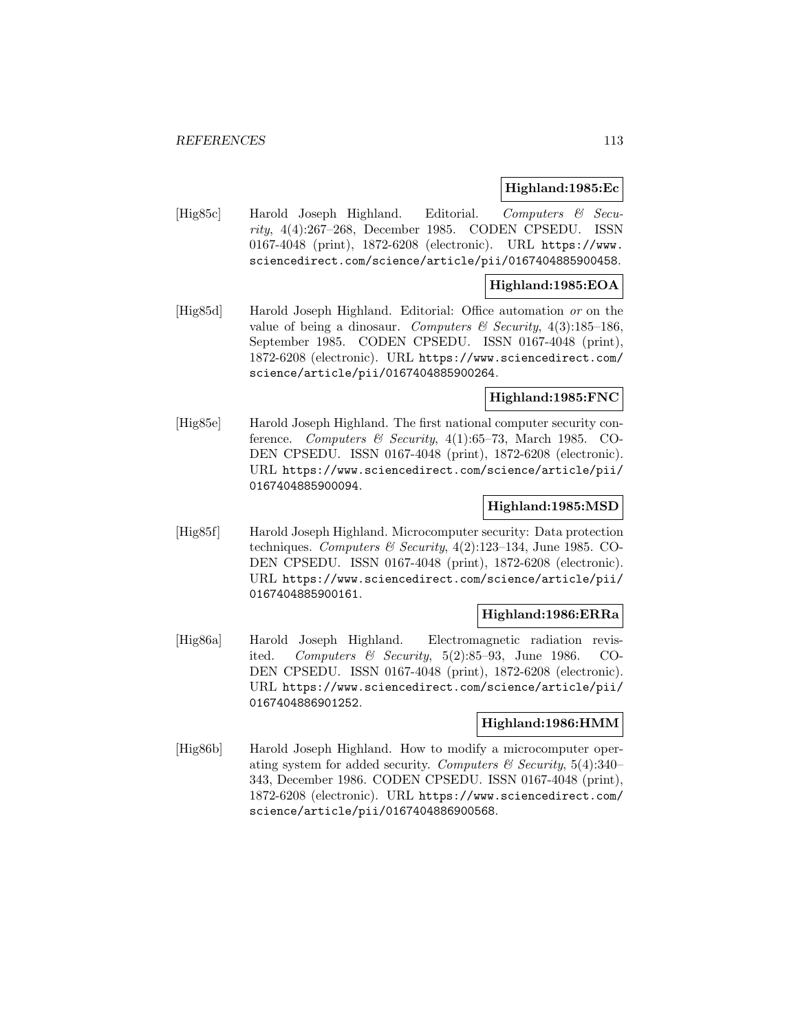**Highland:1985:Ec**

[Hig85c] Harold Joseph Highland. Editorial. *Computers & Security*, 4(4):267–268, December 1985. CODEN CPSEDU. ISSN 0167-4048 (print), 1872-6208 (electronic). URL https://www.sciencedirect.com/science/article/pii/0167404885900458.

**Highland:1985:EOA**

[Hig85d] Harold Joseph Highland. Editorial: Office automation *or* on the value of being a dinosaur. *Computers & Security*, 4(3):185–186, September 1985. CODEN CPSEDU. ISSN 0167-4048 (print), 1872-6208 (electronic). URL https://www.sciencedirect.com/science/article/pii/0167404885900264.

**Highland:1985:FNC**

[Hig85e] Harold Joseph Highland. The first national computer security conference. *Computers & Security*, 4(1):65–73, March 1985. CODEN CPSEDU. ISSN 0167-4048 (print), 1872-6208 (electronic). URL https://www.sciencedirect.com/science/article/pii/0167404885900094.

**Highland:1985:MSD**

[Hig85f] Harold Joseph Highland. Microcomputer security: Data protection techniques. *Computers & Security*, 4(2):123–134, June 1985. CODEN CPSEDU. ISSN 0167-4048 (print), 1872-6208 (electronic). URL https://www.sciencedirect.com/science/article/pii/0167404885900161.

**Highland:1986:ERRa**

[Hig86a] Harold Joseph Highland. Electromagnetic radiation revisited. *Computers & Security*, 5(2):85–93, June 1986. CODEN CPSEDU. ISSN 0167-4048 (print), 1872-6208 (electronic). URL https://www.sciencedirect.com/science/article/pii/0167404886901252.

**Highland:1986:HMM**

[Hig86b] Harold Joseph Highland. How to modify a microcomputer operating system for added security. *Computers & Security*, 5(4):340–343, December 1986. CODEN CPSEDU. ISSN 0167-4048 (print), 1872-6208 (electronic). URL https://www.sciencedirect.com/science/article/pii/0167404886900568.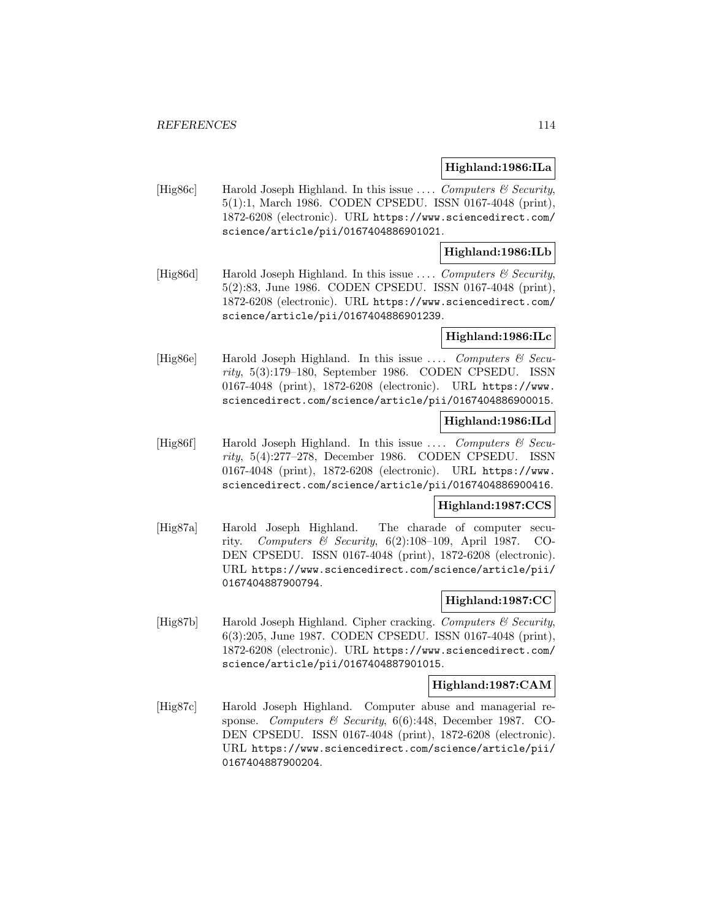**Highland:1986:ILa**

[Hig86c] Harold Joseph Highland. In this issue .... *Computers & Security*, 5(1):1, March 1986. CODEN CPSEDU. ISSN 0167-4048 (print), 1872-6208 (electronic). URL https://www.sciencedirect.com/science/article/pii/0167404886901021.

**Highland:1986:ILb**

[Hig86d] Harold Joseph Highland. In this issue .... *Computers & Security*, 5(2):83, June 1986. CODEN CPSEDU. ISSN 0167-4048 (print), 1872-6208 (electronic). URL https://www.sciencedirect.com/science/article/pii/0167404886901239.

**Highland:1986:ILc**

[Hig86e] Harold Joseph Highland. In this issue .... *Computers & Security*, 5(3):179–180, September 1986. CODEN CPSEDU. ISSN 0167-4048 (print), 1872-6208 (electronic). URL https://www.sciencedirect.com/science/article/pii/0167404886900015.

**Highland:1986:ILd**

[Hig86f] Harold Joseph Highland. In this issue .... *Computers & Security*, 5(4):277–278, December 1986. CODEN CPSEDU. ISSN 0167-4048 (print), 1872-6208 (electronic). URL https://www.sciencedirect.com/science/article/pii/0167404886900416.

**Highland:1987:CCS**

[Hig87a] Harold Joseph Highland. The charade of computer security. *Computers & Security*, 6(2):108–109, April 1987. CODEN CPSEDU. ISSN 0167-4048 (print), 1872-6208 (electronic). URL https://www.sciencedirect.com/science/article/pii/0167404887900794.

**Highland:1987:CC**

[Hig87b] Harold Joseph Highland. Cipher cracking. *Computers & Security*, 6(3):205, June 1987. CODEN CPSEDU. ISSN 0167-4048 (print), 1872-6208 (electronic). URL https://www.sciencedirect.com/science/article/pii/0167404887901015.

**Highland:1987:CAM**

[Hig87c] Harold Joseph Highland. Computer abuse and managerial response. *Computers & Security*, 6(6):448, December 1987. CODEN CPSEDU. ISSN 0167-4048 (print), 1872-6208 (electronic). URL https://www.sciencedirect.com/science/article/pii/0167404887900204.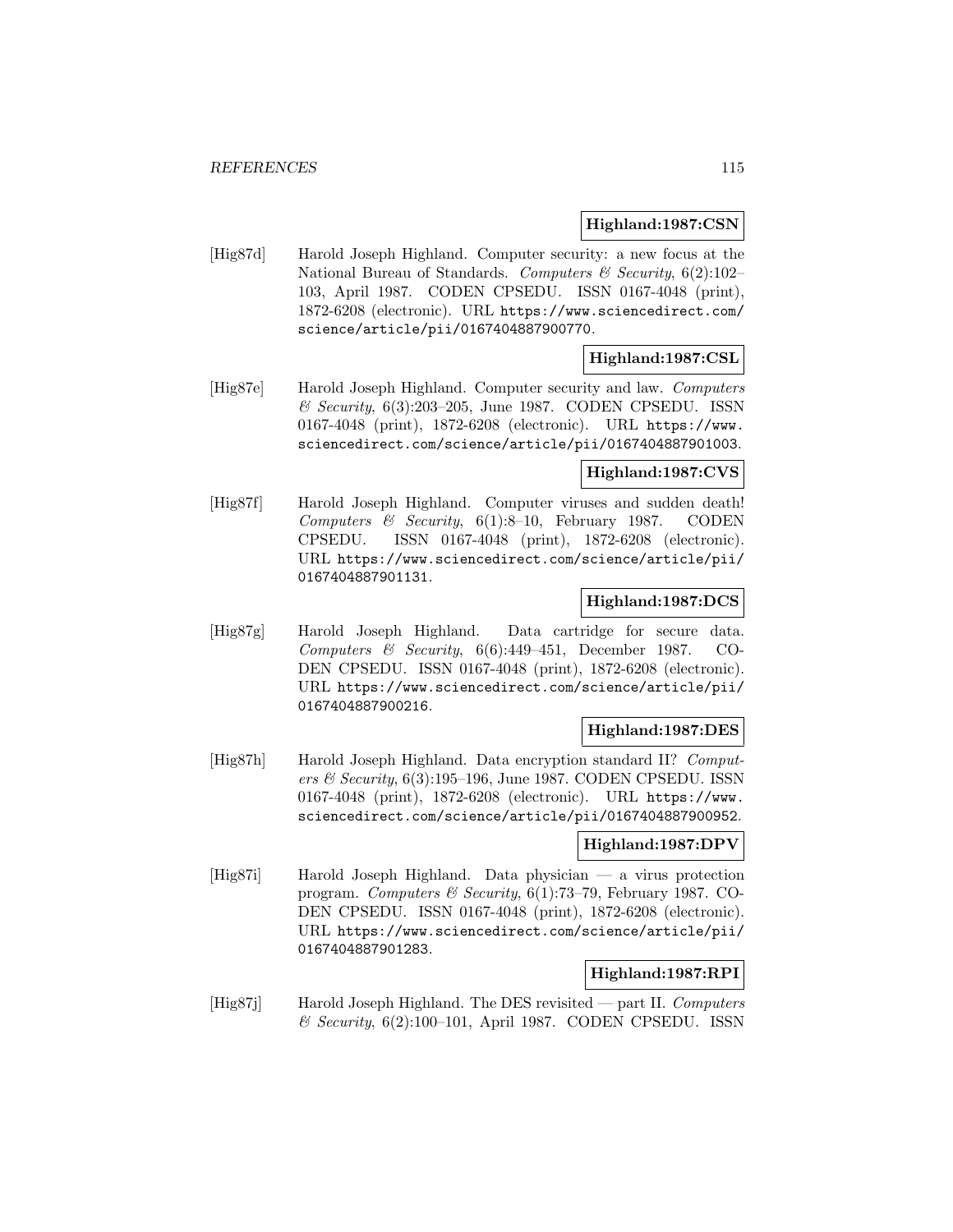**Highland:1987:CSN**

[Hig87d] Harold Joseph Highland. Computer security: a new focus at the National Bureau of Standards. *Computers & Security*, 6(2):102–103, April 1987. CODEN CPSEDU. ISSN 0167-4048 (print), 1872-6208 (electronic). URL https://www.sciencedirect.com/science/article/pii/0167404887900770.

**Highland:1987:CSL**

[Hig87e] Harold Joseph Highland. Computer security and law. *Computers & Security*, 6(3):203–205, June 1987. CODEN CPSEDU. ISSN 0167-4048 (print), 1872-6208 (electronic). URL https://www.sciencedirect.com/science/article/pii/0167404887901003.

**Highland:1987:CVS**

[Hig87f] Harold Joseph Highland. Computer viruses and sudden death! *Computers & Security*, 6(1):8–10, February 1987. CODEN CPSEDU. ISSN 0167-4048 (print), 1872-6208 (electronic). URL https://www.sciencedirect.com/science/article/pii/0167404887901131.

**Highland:1987:DCS**

[Hig87g] Harold Joseph Highland. Data cartridge for secure data. *Computers & Security*, 6(6):449–451, December 1987. CODEN CPSEDU. ISSN 0167-4048 (print), 1872-6208 (electronic). URL https://www.sciencedirect.com/science/article/pii/0167404887900216.

**Highland:1987:DES**

[Hig87h] Harold Joseph Highland. Data encryption standard II? *Computers & Security*, 6(3):195–196, June 1987. CODEN CPSEDU. ISSN 0167-4048 (print), 1872-6208 (electronic). URL https://www.sciencedirect.com/science/article/pii/0167404887900952.

**Highland:1987:DPV**

[Hig87i] Harold Joseph Highland. Data physician — a virus protection program. *Computers & Security*, 6(1):73–79, February 1987. CODEN CPSEDU. ISSN 0167-4048 (print), 1872-6208 (electronic). URL https://www.sciencedirect.com/science/article/pii/0167404887901283.

**Highland:1987:RPI**

[Hig87j] Harold Joseph Highland. The DES revisited — part II. *Computers & Security*, 6(2):100–101, April 1987. CODEN CPSEDU. ISSN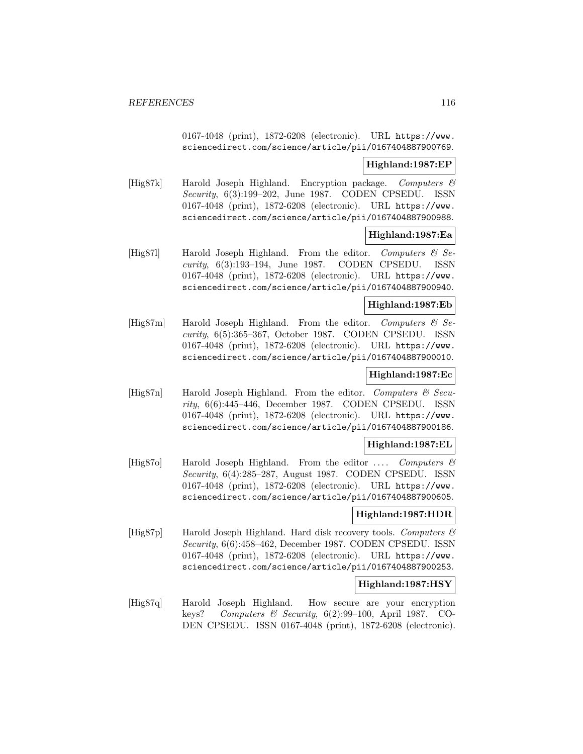0167-4048 (print), 1872-6208 (electronic). URL https://www.sciencedirect.com/science/article/pii/0167404887900769.

**Highland:1987:EP**

[Hig87k] Harold Joseph Highland. Encryption package. *Computers & Security*, 6(3):199–202, June 1987. CODEN CPSEDU. ISSN 0167-4048 (print), 1872-6208 (electronic). URL https://www.sciencedirect.com/science/article/pii/0167404887900988.

**Highland:1987:Ea**

[Hig87l] Harold Joseph Highland. From the editor. *Computers & Security*, 6(3):193–194, June 1987. CODEN CPSEDU. ISSN 0167-4048 (print), 1872-6208 (electronic). URL https://www.sciencedirect.com/science/article/pii/0167404887900940.

**Highland:1987:Eb**

[Hig87m] Harold Joseph Highland. From the editor. *Computers & Security*, 6(5):365–367, October 1987. CODEN CPSEDU. ISSN 0167-4048 (print), 1872-6208 (electronic). URL https://www.sciencedirect.com/science/article/pii/0167404887900010.

**Highland:1987:Ec**

[Hig87n] Harold Joseph Highland. From the editor. *Computers & Security*, 6(6):445–446, December 1987. CODEN CPSEDU. ISSN 0167-4048 (print), 1872-6208 (electronic). URL https://www.sciencedirect.com/science/article/pii/0167404887900186.

**Highland:1987:EL**

[Hig87o] Harold Joseph Highland. From the editor .... *Computers & Security*, 6(4):285–287, August 1987. CODEN CPSEDU. ISSN 0167-4048 (print), 1872-6208 (electronic). URL https://www.sciencedirect.com/science/article/pii/0167404887900605.

**Highland:1987:HDR**

[Hig87p] Harold Joseph Highland. Hard disk recovery tools. *Computers & Security*, 6(6):458–462, December 1987. CODEN CPSEDU. ISSN 0167-4048 (print), 1872-6208 (electronic). URL https://www.sciencedirect.com/science/article/pii/0167404887900253.

**Highland:1987:HSY**

[Hig87q] Harold Joseph Highland. How secure are your encryption keys? *Computers & Security*, 6(2):99–100, April 1987. CODEN CPSEDU. ISSN 0167-4048 (print), 1872-6208 (electronic).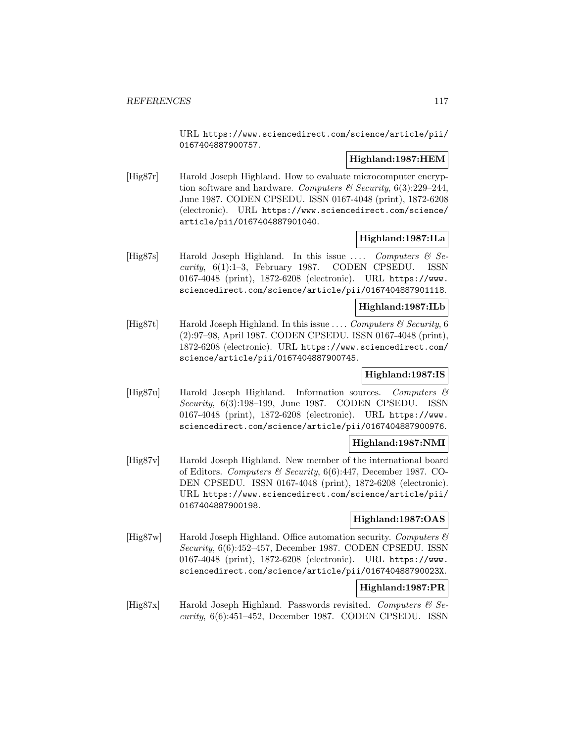URL https://www.sciencedirect.com/science/article/pii/0167404887900757.

**Highland:1987:HEM**

[Hig87r] Harold Joseph Highland. How to evaluate microcomputer encryption software and hardware. *Computers & Security*, 6(3):229–244, June 1987. CODEN CPSEDU. ISSN 0167-4048 (print), 1872-6208 (electronic). URL https://www.sciencedirect.com/science/article/pii/0167404887901040.

**Highland:1987:ILa**

[Hig87s] Harold Joseph Highland. In this issue .... *Computers & Security*, 6(1):1–3, February 1987. CODEN CPSEDU. ISSN 0167-4048 (print), 1872-6208 (electronic). URL https://www.sciencedirect.com/science/article/pii/0167404887901118.

**Highland:1987:ILb**

[Hig87t] Harold Joseph Highland. In this issue .... *Computers & Security*, 6 (2):97–98, April 1987. CODEN CPSEDU. ISSN 0167-4048 (print), 1872-6208 (electronic). URL https://www.sciencedirect.com/science/article/pii/0167404887900745.

**Highland:1987:IS**

[Hig87u] Harold Joseph Highland. Information sources. *Computers & Security*, 6(3):198–199, June 1987. CODEN CPSEDU. ISSN 0167-4048 (print), 1872-6208 (electronic). URL https://www.sciencedirect.com/science/article/pii/0167404887900976.

**Highland:1987:NMI**

[Hig87v] Harold Joseph Highland. New member of the international board of Editors. *Computers & Security*, 6(6):447, December 1987. CODEN CPSEDU. ISSN 0167-4048 (print), 1872-6208 (electronic). URL https://www.sciencedirect.com/science/article/pii/0167404887900198.

**Highland:1987:OAS**

[Hig87w] Harold Joseph Highland. Office automation security. *Computers & Security*, 6(6):452–457, December 1987. CODEN CPSEDU. ISSN 0167-4048 (print), 1872-6208 (electronic). URL https://www.sciencedirect.com/science/article/pii/016740488790023X.

**Highland:1987:PR**

[Hig87x] Harold Joseph Highland. Passwords revisited. *Computers & Security*, 6(6):451–452, December 1987. CODEN CPSEDU. ISSN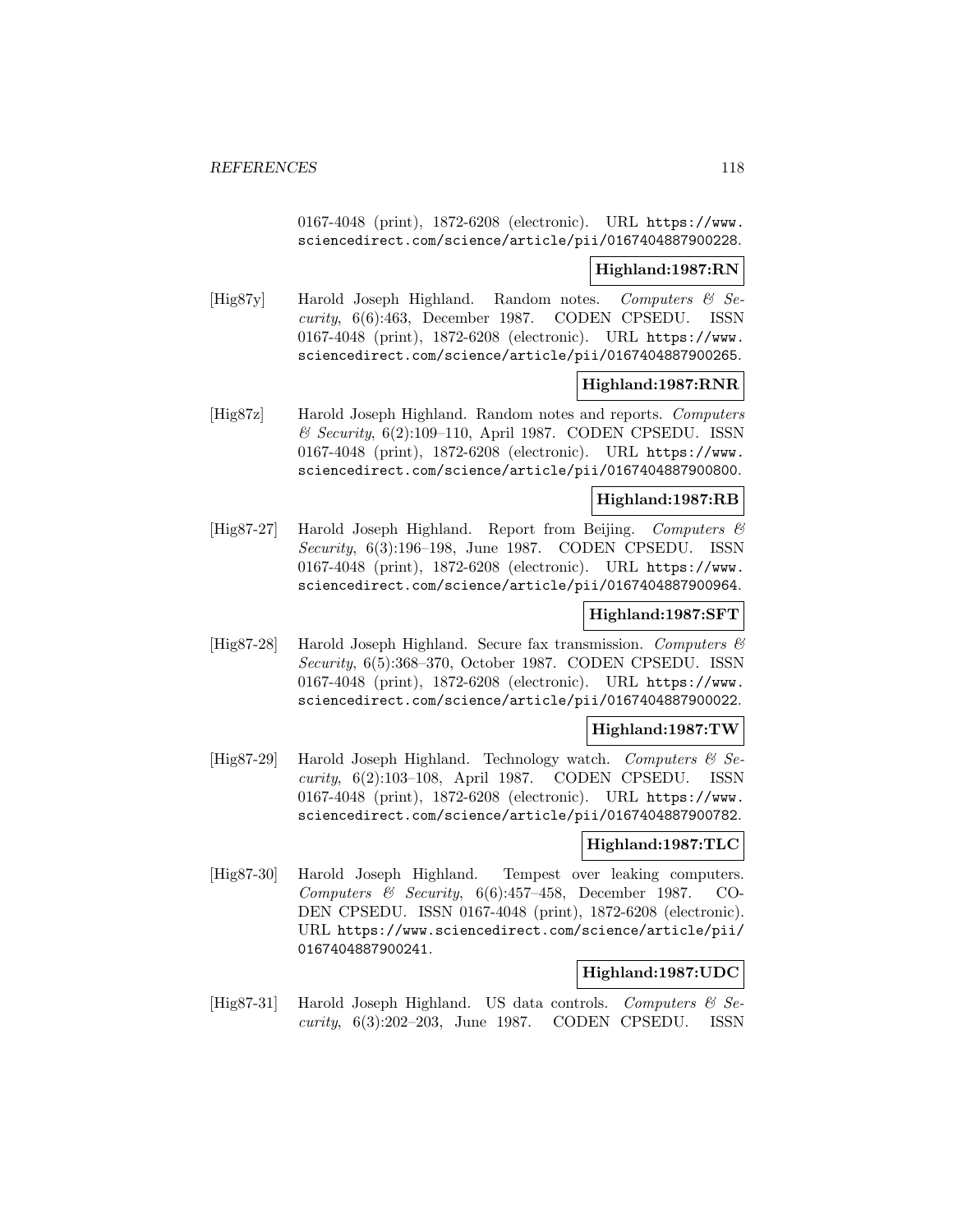0167-4048 (print), 1872-6208 (electronic). URL https://www.sciencedirect.com/science/article/pii/0167404887900228.

**Highland:1987:RN**

[Hig87y] Harold Joseph Highland. Random notes. *Computers & Security*, 6(6):463, December 1987. CODEN CPSEDU. ISSN 0167-4048 (print), 1872-6208 (electronic). URL https://www.sciencedirect.com/science/article/pii/0167404887900265.

**Highland:1987:RNR**

[Hig87z] Harold Joseph Highland. Random notes and reports. *Computers & Security*, 6(2):109–110, April 1987. CODEN CPSEDU. ISSN 0167-4048 (print), 1872-6208 (electronic). URL https://www.sciencedirect.com/science/article/pii/0167404887900800.

**Highland:1987:RB**

[Hig87-27] Harold Joseph Highland. Report from Beijing. *Computers & Security*, 6(3):196–198, June 1987. CODEN CPSEDU. ISSN 0167-4048 (print), 1872-6208 (electronic). URL https://www.sciencedirect.com/science/article/pii/0167404887900964.

**Highland:1987:SFT**

[Hig87-28] Harold Joseph Highland. Secure fax transmission. *Computers & Security*, 6(5):368–370, October 1987. CODEN CPSEDU. ISSN 0167-4048 (print), 1872-6208 (electronic). URL https://www.sciencedirect.com/science/article/pii/0167404887900022.

**Highland:1987:TW**

[Hig87-29] Harold Joseph Highland. Technology watch. *Computers & Security*, 6(2):103–108, April 1987. CODEN CPSEDU. ISSN 0167-4048 (print), 1872-6208 (electronic). URL https://www.sciencedirect.com/science/article/pii/0167404887900782.

**Highland:1987:TLC**

[Hig87-30] Harold Joseph Highland. Tempest over leaking computers. *Computers & Security*, 6(6):457–458, December 1987. CODEN CPSEDU. ISSN 0167-4048 (print), 1872-6208 (electronic). URL https://www.sciencedirect.com/science/article/pii/0167404887900241.

**Highland:1987:UDC**

[Hig87-31] Harold Joseph Highland. US data controls. *Computers & Security*, 6(3):202–203, June 1987. CODEN CPSEDU. ISSN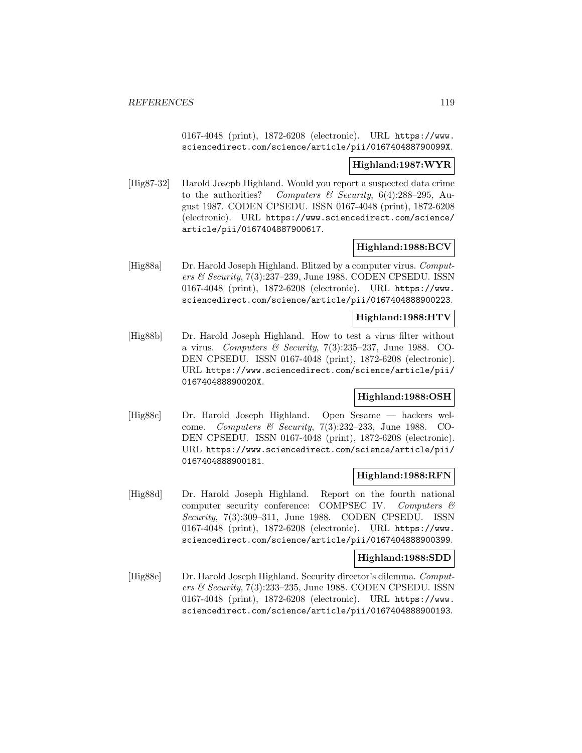0167-4048 (print), 1872-6208 (electronic). URL https://www.sciencedirect.com/science/article/pii/016740488790099X.

**Highland:1987:WYR**

[Hig87-32] Harold Joseph Highland. Would you report a suspected data crime to the authorities? *Computers & Security*, 6(4):288–295, August 1987. CODEN CPSEDU. ISSN 0167-4048 (print), 1872-6208 (electronic). URL https://www.sciencedirect.com/science/article/pii/0167404887900617.

**Highland:1988:BCV**

[Hig88a] Dr. Harold Joseph Highland. Blitzed by a computer virus. *Computers & Security*, 7(3):237–239, June 1988. CODEN CPSEDU. ISSN 0167-4048 (print), 1872-6208 (electronic). URL https://www.sciencedirect.com/science/article/pii/0167404888900223.

**Highland:1988:HTV**

[Hig88b] Dr. Harold Joseph Highland. How to test a virus filter without a virus. *Computers & Security*, 7(3):235–237, June 1988. CODEN CPSEDU. ISSN 0167-4048 (print), 1872-6208 (electronic). URL https://www.sciencedirect.com/science/article/pii/016740488890020X.

**Highland:1988:OSH**

[Hig88c] Dr. Harold Joseph Highland. Open Sesame — hackers welcome. *Computers & Security*, 7(3):232–233, June 1988. CODEN CPSEDU. ISSN 0167-4048 (print), 1872-6208 (electronic). URL https://www.sciencedirect.com/science/article/pii/0167404888900181.

**Highland:1988:RFN**

[Hig88d] Dr. Harold Joseph Highland. Report on the fourth national computer security conference: COMPSEC IV. *Computers & Security*, 7(3):309–311, June 1988. CODEN CPSEDU. ISSN 0167-4048 (print), 1872-6208 (electronic). URL https://www.sciencedirect.com/science/article/pii/0167404888900399.

**Highland:1988:SDD**

[Hig88e] Dr. Harold Joseph Highland. Security director's dilemma. *Computers & Security*, 7(3):233–235, June 1988. CODEN CPSEDU. ISSN 0167-4048 (print), 1872-6208 (electronic). URL https://www.sciencedirect.com/science/article/pii/0167404888900193.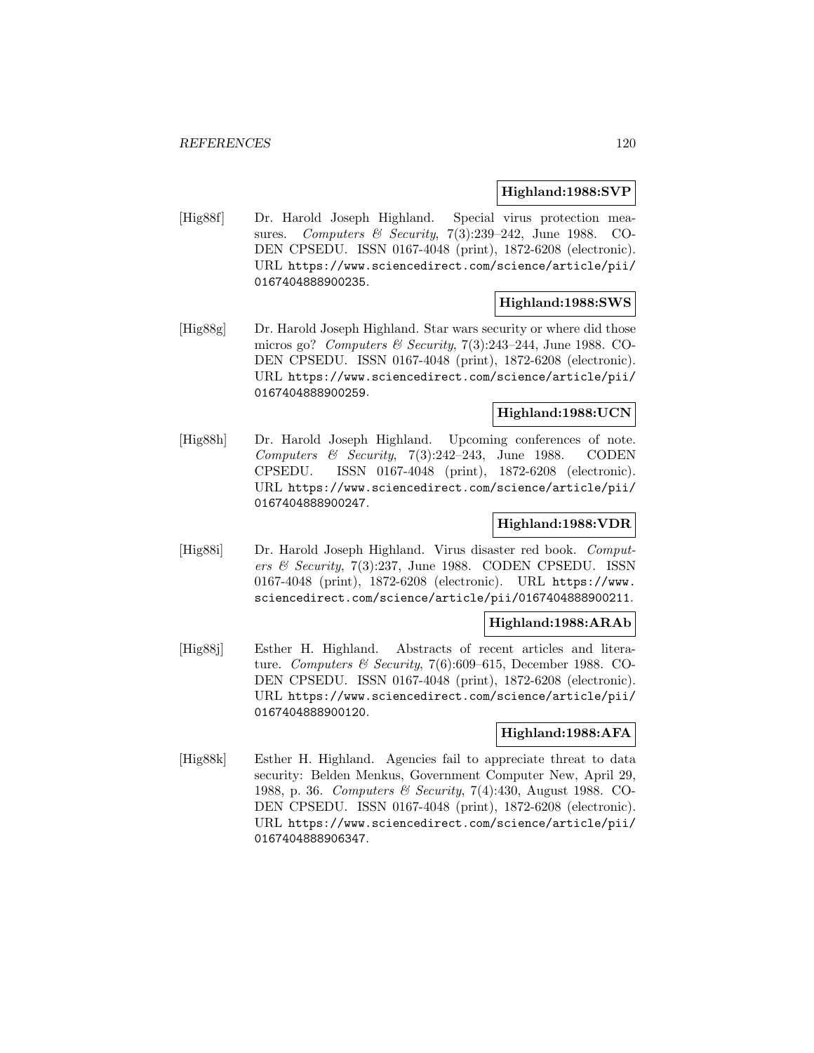**Highland:1988:SVP**

[Hig88f] Dr. Harold Joseph Highland. Special virus protection measures. *Computers & Security*, 7(3):239–242, June 1988. CODEN CPSEDU. ISSN 0167-4048 (print), 1872-6208 (electronic). URL https://www.sciencedirect.com/science/article/pii/0167404888900235.

**Highland:1988:SWS**

[Hig88g] Dr. Harold Joseph Highland. Star wars security or where did those micros go? *Computers & Security*, 7(3):243–244, June 1988. CODEN CPSEDU. ISSN 0167-4048 (print), 1872-6208 (electronic). URL https://www.sciencedirect.com/science/article/pii/0167404888900259.

**Highland:1988:UCN**

[Hig88h] Dr. Harold Joseph Highland. Upcoming conferences of note. *Computers & Security*, 7(3):242–243, June 1988. CODEN CPSEDU. ISSN 0167-4048 (print), 1872-6208 (electronic). URL https://www.sciencedirect.com/science/article/pii/0167404888900247.

**Highland:1988:VDR**

[Hig88i] Dr. Harold Joseph Highland. Virus disaster red book. *Computers & Security*, 7(3):237, June 1988. CODEN CPSEDU. ISSN 0167-4048 (print), 1872-6208 (electronic). URL https://www.sciencedirect.com/science/article/pii/0167404888900211.

**Highland:1988:ARAb**

[Hig88j] Esther H. Highland. Abstracts of recent articles and literature. *Computers & Security*, 7(6):609–615, December 1988. CODEN CPSEDU. ISSN 0167-4048 (print), 1872-6208 (electronic). URL https://www.sciencedirect.com/science/article/pii/0167404888900120.

**Highland:1988:AFA**

[Hig88k] Esther H. Highland. Agencies fail to appreciate threat to data security: Belden Menkus, Government Computer New, April 29, 1988, p. 36. *Computers & Security*, 7(4):430, August 1988. CODEN CPSEDU. ISSN 0167-4048 (print), 1872-6208 (electronic). URL https://www.sciencedirect.com/science/article/pii/0167404888906347.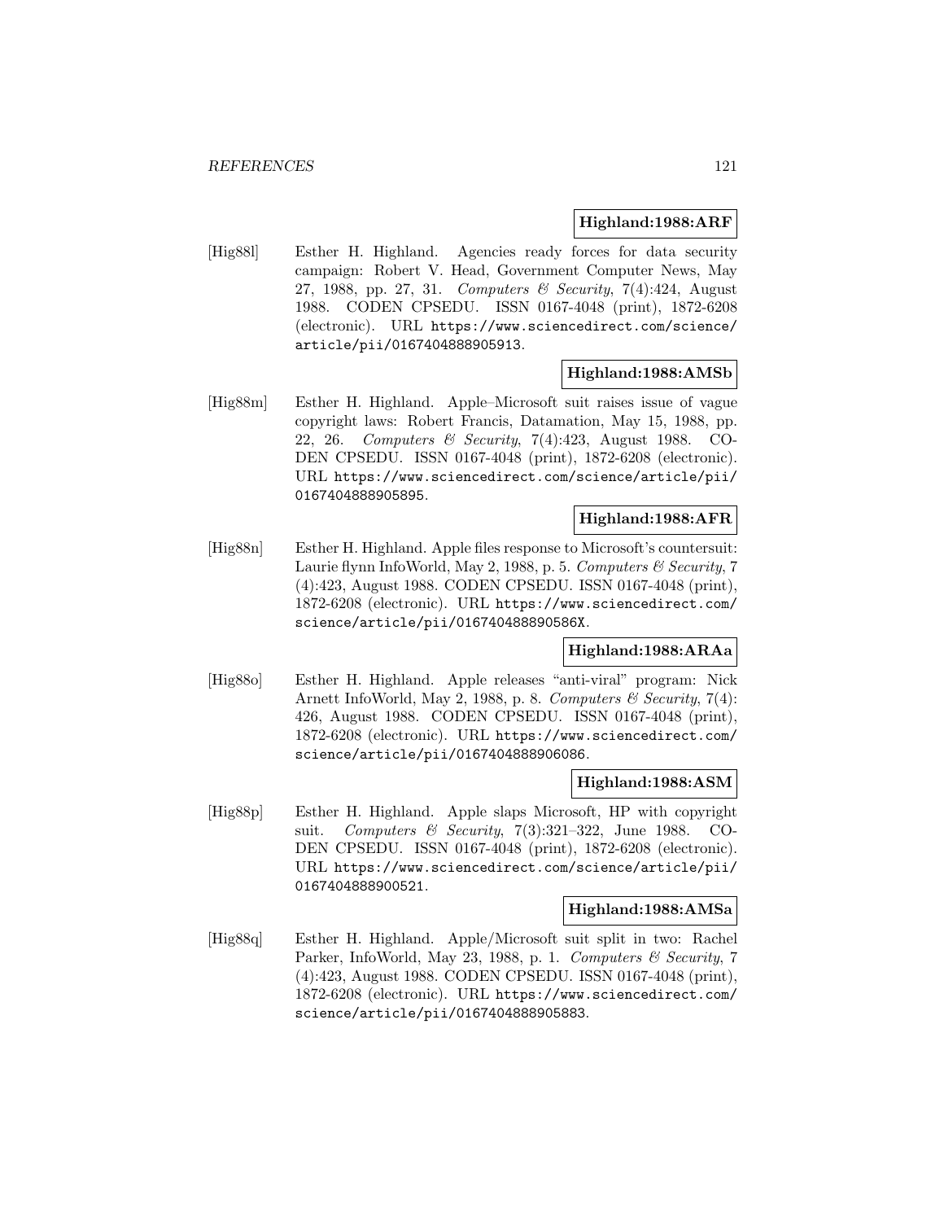**Highland:1988:ARF**

[Hig88l] Esther H. Highland. Agencies ready forces for data security campaign: Robert V. Head, Government Computer News, May 27, 1988, pp. 27, 31. *Computers & Security*, 7(4):424, August 1988. CODEN CPSEDU. ISSN 0167-4048 (print), 1872-6208 (electronic). URL https://www.sciencedirect.com/science/article/pii/0167404888905913.

**Highland:1988:AMSb**

[Hig88m] Esther H. Highland. Apple–Microsoft suit raises issue of vague copyright laws: Robert Francis, Datamation, May 15, 1988, pp. 22, 26. *Computers & Security*, 7(4):423, August 1988. CODEN CPSEDU. ISSN 0167-4048 (print), 1872-6208 (electronic). URL https://www.sciencedirect.com/science/article/pii/0167404888905895.

**Highland:1988:AFR**

[Hig88n] Esther H. Highland. Apple files response to Microsoft's countersuit: Laurie flynn InfoWorld, May 2, 1988, p. 5. *Computers & Security*, 7 (4):423, August 1988. CODEN CPSEDU. ISSN 0167-4048 (print), 1872-6208 (electronic). URL https://www.sciencedirect.com/science/article/pii/016740488890586X.

**Highland:1988:ARAa**

[Hig88o] Esther H. Highland. Apple releases "anti-viral" program: Nick Arnett InfoWorld, May 2, 1988, p. 8. *Computers & Security*, 7(4): 426, August 1988. CODEN CPSEDU. ISSN 0167-4048 (print), 1872-6208 (electronic). URL https://www.sciencedirect.com/science/article/pii/0167404888906086.

**Highland:1988:ASM**

[Hig88p] Esther H. Highland. Apple slaps Microsoft, HP with copyright suit. *Computers & Security*, 7(3):321–322, June 1988. CODEN CPSEDU. ISSN 0167-4048 (print), 1872-6208 (electronic). URL https://www.sciencedirect.com/science/article/pii/0167404888900521.

**Highland:1988:AMSa**

[Hig88q] Esther H. Highland. Apple/Microsoft suit split in two: Rachel Parker, InfoWorld, May 23, 1988, p. 1. *Computers & Security*, 7 (4):423, August 1988. CODEN CPSEDU. ISSN 0167-4048 (print), 1872-6208 (electronic). URL https://www.sciencedirect.com/science/article/pii/0167404888905883.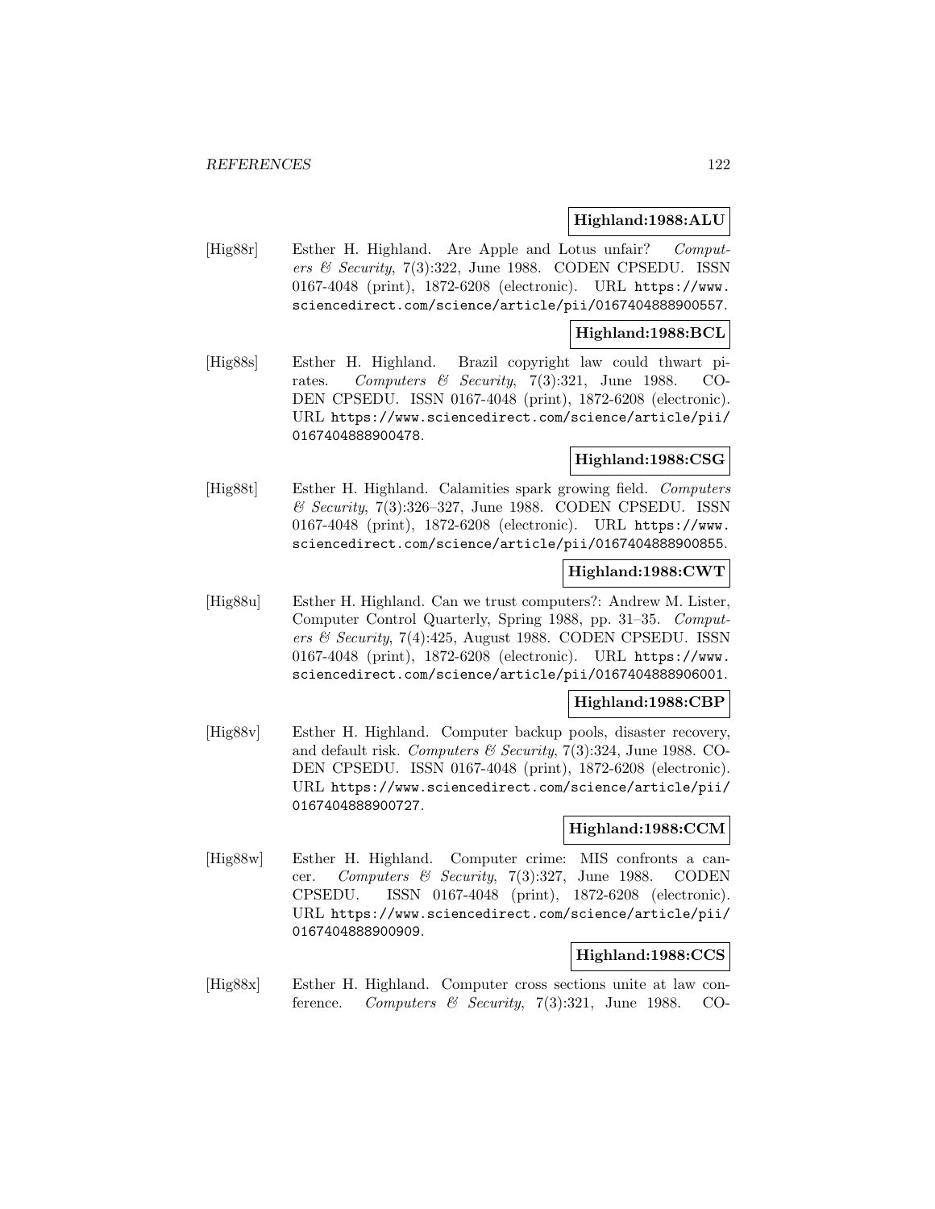**Highland:1988:ALU**

[Hig88r] Esther H. Highland. Are Apple and Lotus unfair? *Computers & Security*, 7(3):322, June 1988. CODEN CPSEDU. ISSN 0167-4048 (print), 1872-6208 (electronic). URL https://www.sciencedirect.com/science/article/pii/0167404888900557.

**Highland:1988:BCL**

[Hig88s] Esther H. Highland. Brazil copyright law could thwart pirates. *Computers & Security*, 7(3):321, June 1988. CODEN CPSEDU. ISSN 0167-4048 (print), 1872-6208 (electronic). URL https://www.sciencedirect.com/science/article/pii/0167404888900478.

**Highland:1988:CSG**

[Hig88t] Esther H. Highland. Calamities spark growing field. *Computers & Security*, 7(3):326–327, June 1988. CODEN CPSEDU. ISSN 0167-4048 (print), 1872-6208 (electronic). URL https://www.sciencedirect.com/science/article/pii/0167404888900855.

**Highland:1988:CWT**

[Hig88u] Esther H. Highland. Can we trust computers?: Andrew M. Lister, Computer Control Quarterly, Spring 1988, pp. 31–35. *Computers & Security*, 7(4):425, August 1988. CODEN CPSEDU. ISSN 0167-4048 (print), 1872-6208 (electronic). URL https://www.sciencedirect.com/science/article/pii/0167404888906001.

**Highland:1988:CBP**

[Hig88v] Esther H. Highland. Computer backup pools, disaster recovery, and default risk. *Computers & Security*, 7(3):324, June 1988. CODEN CPSEDU. ISSN 0167-4048 (print), 1872-6208 (electronic). URL https://www.sciencedirect.com/science/article/pii/0167404888900727.

**Highland:1988:CCM**

[Hig88w] Esther H. Highland. Computer crime: MIS confronts a cancer. *Computers & Security*, 7(3):327, June 1988. CODEN CPSEDU. ISSN 0167-4048 (print), 1872-6208 (electronic). URL https://www.sciencedirect.com/science/article/pii/0167404888900909.

**Highland:1988:CCS**

[Hig88x] Esther H. Highland. Computer cross sections unite at law conference. *Computers & Security*, 7(3):321, June 1988. CO-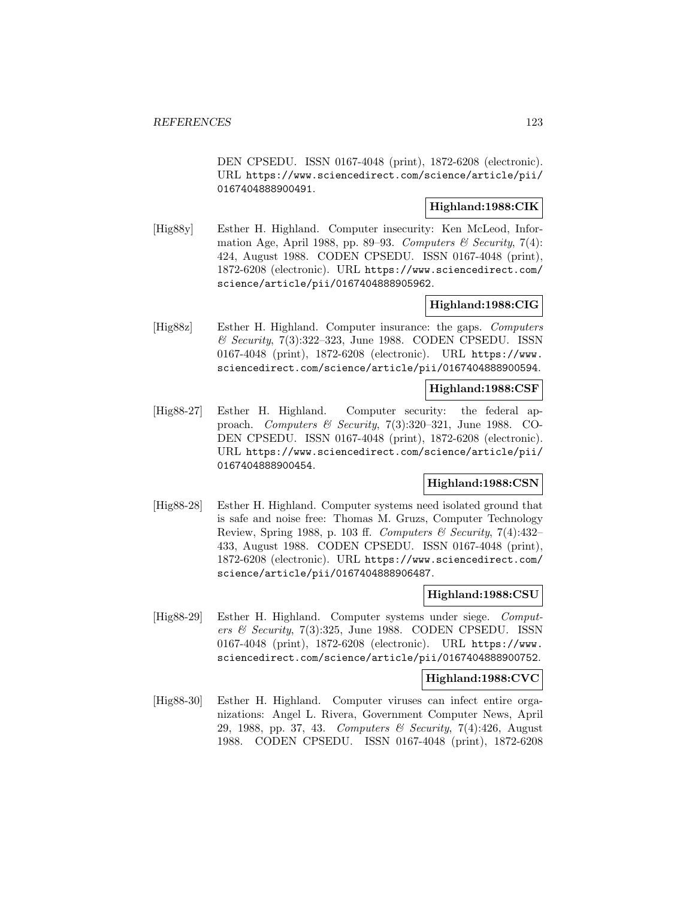DEN CPSEDU. ISSN 0167-4048 (print), 1872-6208 (electronic). URL https://www.sciencedirect.com/science/article/pii/0167404888900491.

**Highland:1988:CIK**

[Hig88y] Esther H. Highland. Computer insecurity: Ken McLeod, Information Age, April 1988, pp. 89–93. *Computers & Security*, 7(4): 424, August 1988. CODEN CPSEDU. ISSN 0167-4048 (print), 1872-6208 (electronic). URL https://www.sciencedirect.com/science/article/pii/0167404888905962.

**Highland:1988:CIG**

[Hig88z] Esther H. Highland. Computer insurance: the gaps. *Computers & Security*, 7(3):322–323, June 1988. CODEN CPSEDU. ISSN 0167-4048 (print), 1872-6208 (electronic). URL https://www.sciencedirect.com/science/article/pii/0167404888900594.

**Highland:1988:CSF**

[Hig88-27] Esther H. Highland. Computer security: the federal approach. *Computers & Security*, 7(3):320–321, June 1988. CODEN CPSEDU. ISSN 0167-4048 (print), 1872-6208 (electronic). URL https://www.sciencedirect.com/science/article/pii/0167404888900454.

**Highland:1988:CSN**

[Hig88-28] Esther H. Highland. Computer systems need isolated ground that is safe and noise free: Thomas M. Gruzs, Computer Technology Review, Spring 1988, p. 103 ff. *Computers & Security*, 7(4):432–433, August 1988. CODEN CPSEDU. ISSN 0167-4048 (print), 1872-6208 (electronic). URL https://www.sciencedirect.com/science/article/pii/0167404888906487.

**Highland:1988:CSU**

[Hig88-29] Esther H. Highland. Computer systems under siege. *Computers & Security*, 7(3):325, June 1988. CODEN CPSEDU. ISSN 0167-4048 (print), 1872-6208 (electronic). URL https://www.sciencedirect.com/science/article/pii/0167404888900752.

**Highland:1988:CVC**

[Hig88-30] Esther H. Highland. Computer viruses can infect entire organizations: Angel L. Rivera, Government Computer News, April 29, 1988, pp. 37, 43. *Computers & Security*, 7(4):426, August 1988. CODEN CPSEDU. ISSN 0167-4048 (print), 1872-6208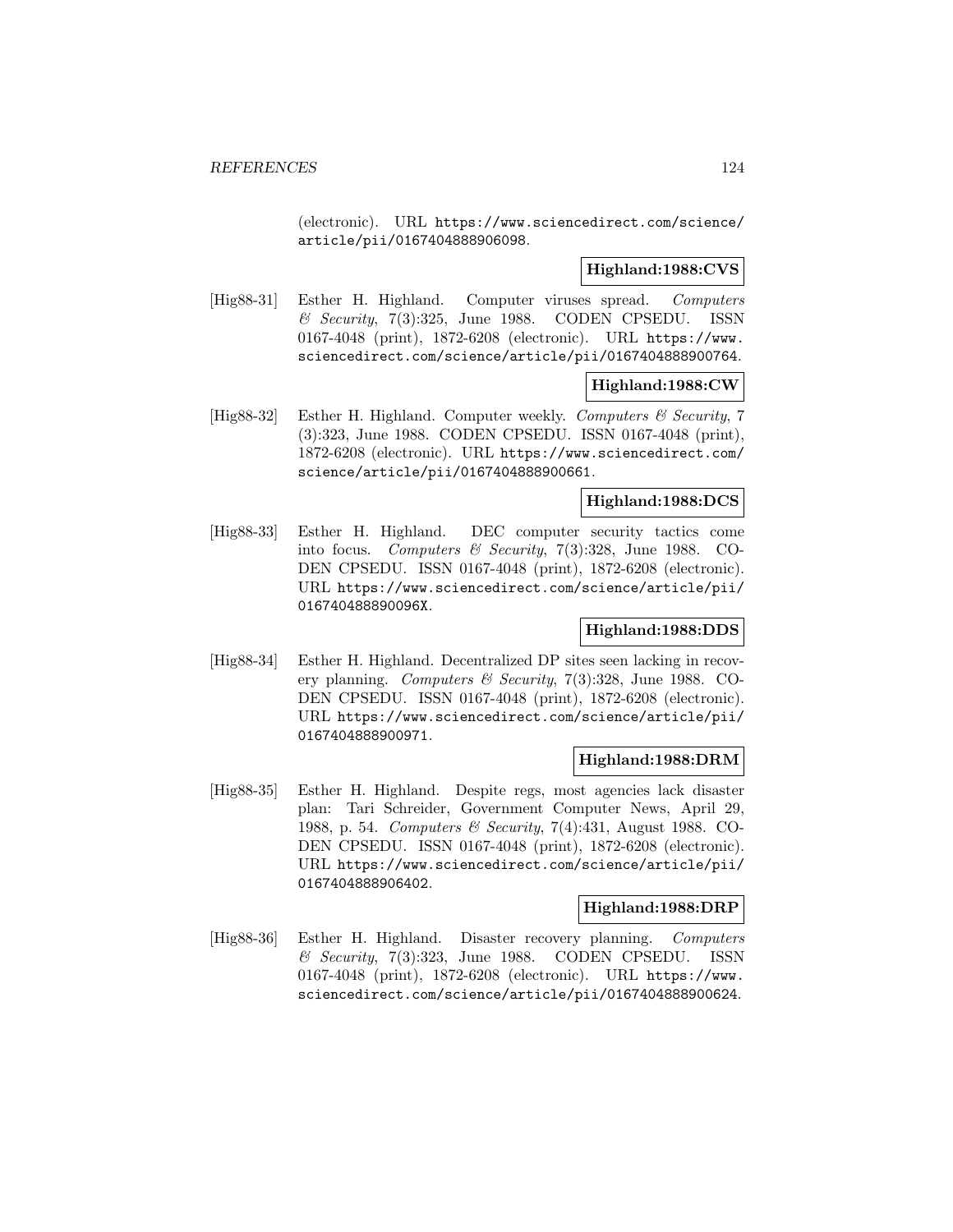(electronic). URL https://www.sciencedirect.com/science/article/pii/0167404888906098.

**Highland:1988:CVS**

[Hig88-31] Esther H. Highland. Computer viruses spread. *Computers & Security*, 7(3):325, June 1988. CODEN CPSEDU. ISSN 0167-4048 (print), 1872-6208 (electronic). URL https://www.sciencedirect.com/science/article/pii/0167404888900764.

**Highland:1988:CW**

[Hig88-32] Esther H. Highland. Computer weekly. *Computers & Security*, 7 (3):323, June 1988. CODEN CPSEDU. ISSN 0167-4048 (print), 1872-6208 (electronic). URL https://www.sciencedirect.com/science/article/pii/0167404888900661.

**Highland:1988:DCS**

[Hig88-33] Esther H. Highland. DEC computer security tactics come into focus. *Computers & Security*, 7(3):328, June 1988. CODEN CPSEDU. ISSN 0167-4048 (print), 1872-6208 (electronic). URL https://www.sciencedirect.com/science/article/pii/016740488890096X.

**Highland:1988:DDS**

[Hig88-34] Esther H. Highland. Decentralized DP sites seen lacking in recovery planning. *Computers & Security*, 7(3):328, June 1988. CODEN CPSEDU. ISSN 0167-4048 (print), 1872-6208 (electronic). URL https://www.sciencedirect.com/science/article/pii/0167404888900971.

**Highland:1988:DRM**

[Hig88-35] Esther H. Highland. Despite regs, most agencies lack disaster plan: Tari Schreider, Government Computer News, April 29, 1988, p. 54. *Computers & Security*, 7(4):431, August 1988. CODEN CPSEDU. ISSN 0167-4048 (print), 1872-6208 (electronic). URL https://www.sciencedirect.com/science/article/pii/0167404888906402.

**Highland:1988:DRP**

[Hig88-36] Esther H. Highland. Disaster recovery planning. *Computers & Security*, 7(3):323, June 1988. CODEN CPSEDU. ISSN 0167-4048 (print), 1872-6208 (electronic). URL https://www.sciencedirect.com/science/article/pii/0167404888900624.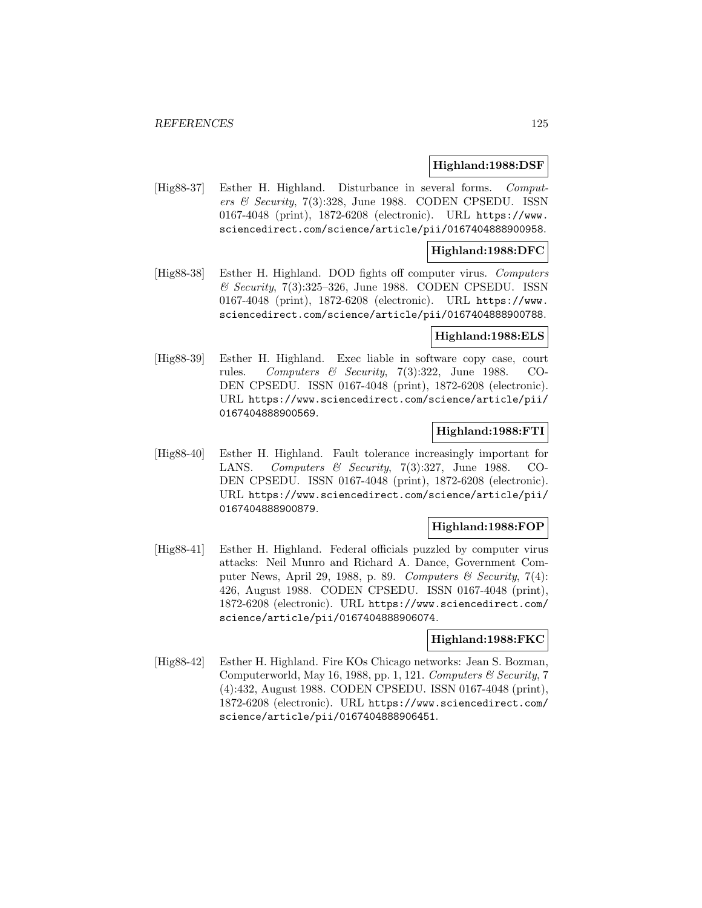**Highland:1988:DSF**

[Hig88-37] Esther H. Highland. Disturbance in several forms. *Computers & Security*, 7(3):328, June 1988. CODEN CPSEDU. ISSN 0167-4048 (print), 1872-6208 (electronic). URL https://www.sciencedirect.com/science/article/pii/0167404888900958.

**Highland:1988:DFC**

[Hig88-38] Esther H. Highland. DOD fights off computer virus. *Computers & Security*, 7(3):325–326, June 1988. CODEN CPSEDU. ISSN 0167-4048 (print), 1872-6208 (electronic). URL https://www.sciencedirect.com/science/article/pii/0167404888900788.

**Highland:1988:ELS**

[Hig88-39] Esther H. Highland. Exec liable in software copy case, court rules. *Computers & Security*, 7(3):322, June 1988. CODEN CPSEDU. ISSN 0167-4048 (print), 1872-6208 (electronic). URL https://www.sciencedirect.com/science/article/pii/0167404888900569.

**Highland:1988:FTI**

[Hig88-40] Esther H. Highland. Fault tolerance increasingly important for LANS. *Computers & Security*, 7(3):327, June 1988. CODEN CPSEDU. ISSN 0167-4048 (print), 1872-6208 (electronic). URL https://www.sciencedirect.com/science/article/pii/0167404888900879.

**Highland:1988:FOP**

[Hig88-41] Esther H. Highland. Federal officials puzzled by computer virus attacks: Neil Munro and Richard A. Dance, Government Computer News, April 29, 1988, p. 89. *Computers & Security*, 7(4): 426, August 1988. CODEN CPSEDU. ISSN 0167-4048 (print), 1872-6208 (electronic). URL https://www.sciencedirect.com/science/article/pii/0167404888906074.

**Highland:1988:FKC**

[Hig88-42] Esther H. Highland. Fire KOs Chicago networks: Jean S. Bozman, Computerworld, May 16, 1988, pp. 1, 121. *Computers & Security*, 7 (4):432, August 1988. CODEN CPSEDU. ISSN 0167-4048 (print), 1872-6208 (electronic). URL https://www.sciencedirect.com/science/article/pii/0167404888906451.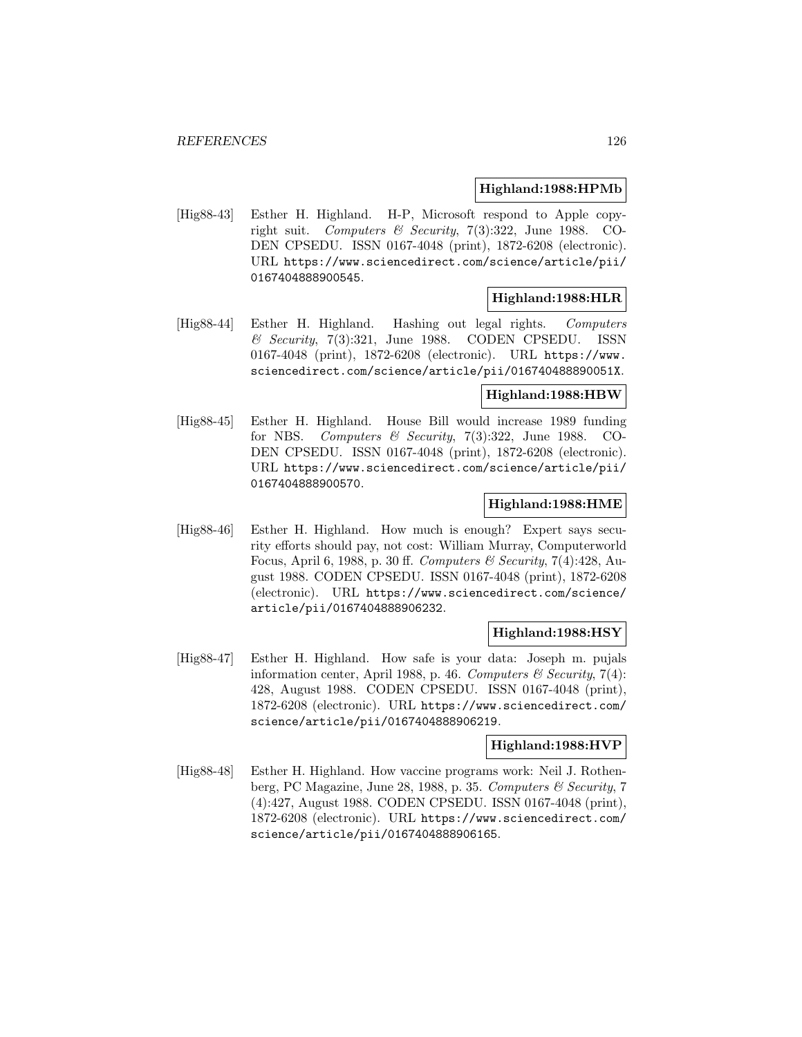**Highland:1988:HPMb**

[Hig88-43] Esther H. Highland. H-P, Microsoft respond to Apple copyright suit. *Computers & Security*, 7(3):322, June 1988. CODEN CPSEDU. ISSN 0167-4048 (print), 1872-6208 (electronic). URL https://www.sciencedirect.com/science/article/pii/0167404888900545.

**Highland:1988:HLR**

[Hig88-44] Esther H. Highland. Hashing out legal rights. *Computers & Security*, 7(3):321, June 1988. CODEN CPSEDU. ISSN 0167-4048 (print), 1872-6208 (electronic). URL https://www.sciencedirect.com/science/article/pii/016740488890051X.

**Highland:1988:HBW**

[Hig88-45] Esther H. Highland. House Bill would increase 1989 funding for NBS. *Computers & Security*, 7(3):322, June 1988. CODEN CPSEDU. ISSN 0167-4048 (print), 1872-6208 (electronic). URL https://www.sciencedirect.com/science/article/pii/0167404888900570.

**Highland:1988:HME**

[Hig88-46] Esther H. Highland. How much is enough? Expert says security efforts should pay, not cost: William Murray, Computerworld Focus, April 6, 1988, p. 30 ff. *Computers & Security*, 7(4):428, August 1988. CODEN CPSEDU. ISSN 0167-4048 (print), 1872-6208 (electronic). URL https://www.sciencedirect.com/science/article/pii/0167404888906232.

**Highland:1988:HSY**

[Hig88-47] Esther H. Highland. How safe is your data: Joseph m. pujals information center, April 1988, p. 46. *Computers & Security*, 7(4): 428, August 1988. CODEN CPSEDU. ISSN 0167-4048 (print), 1872-6208 (electronic). URL https://www.sciencedirect.com/science/article/pii/0167404888906219.

**Highland:1988:HVP**

[Hig88-48] Esther H. Highland. How vaccine programs work: Neil J. Rothenberg, PC Magazine, June 28, 1988, p. 35. *Computers & Security*, 7 (4):427, August 1988. CODEN CPSEDU. ISSN 0167-4048 (print), 1872-6208 (electronic). URL https://www.sciencedirect.com/science/article/pii/0167404888906165.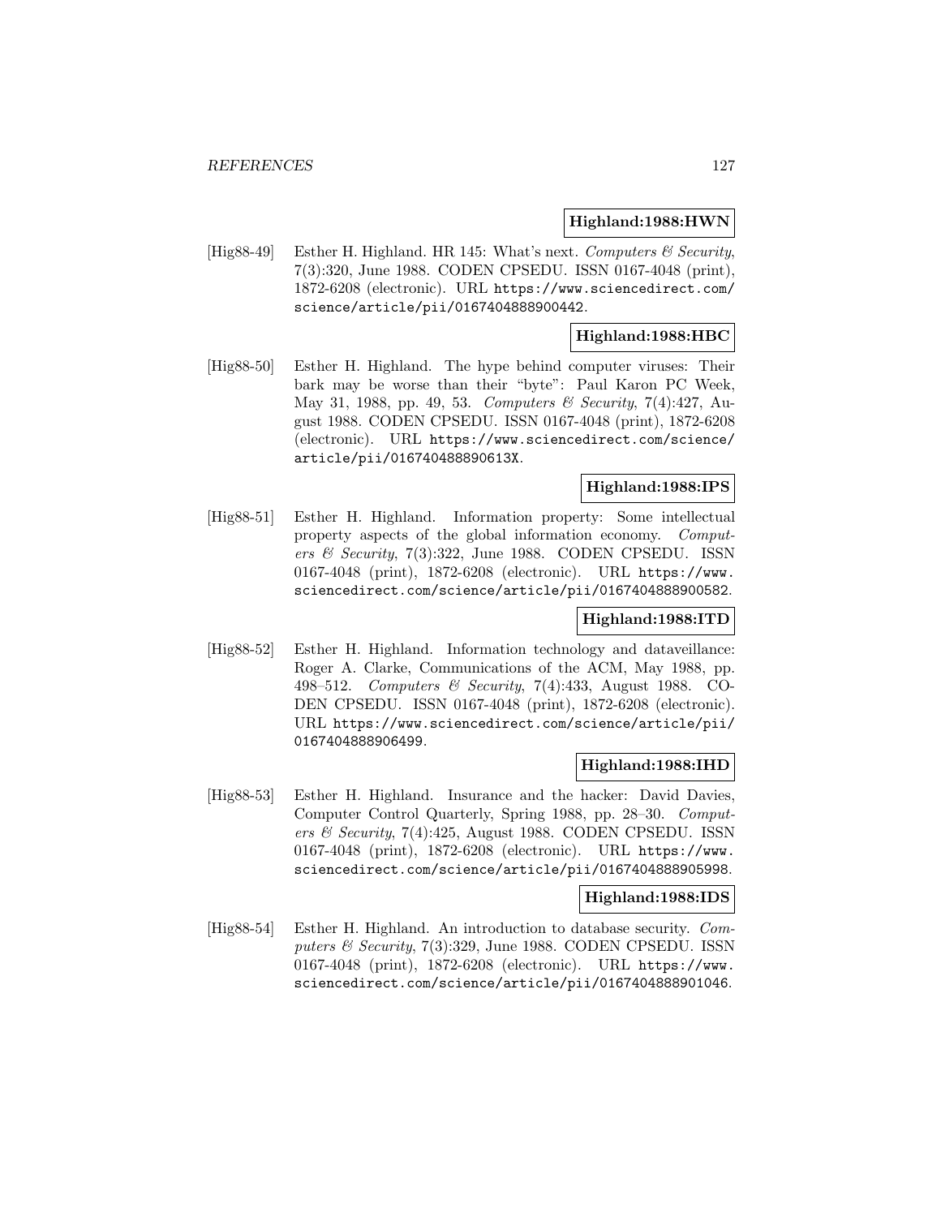**Highland:1988:HWN**

[Hig88-49] Esther H. Highland. HR 145: What's next. *Computers & Security*, 7(3):320, June 1988. CODEN CPSEDU. ISSN 0167-4048 (print), 1872-6208 (electronic). URL https://www.sciencedirect.com/science/article/pii/0167404888900442.

**Highland:1988:HBC**

[Hig88-50] Esther H. Highland. The hype behind computer viruses: Their bark may be worse than their "byte": Paul Karon PC Week, May 31, 1988, pp. 49, 53. *Computers & Security*, 7(4):427, August 1988. CODEN CPSEDU. ISSN 0167-4048 (print), 1872-6208 (electronic). URL https://www.sciencedirect.com/science/article/pii/016740488890613X.

**Highland:1988:IPS**

[Hig88-51] Esther H. Highland. Information property: Some intellectual property aspects of the global information economy. *Computers & Security*, 7(3):322, June 1988. CODEN CPSEDU. ISSN 0167-4048 (print), 1872-6208 (electronic). URL https://www.sciencedirect.com/science/article/pii/0167404888900582.

**Highland:1988:ITD**

[Hig88-52] Esther H. Highland. Information technology and dataveillance: Roger A. Clarke, Communications of the ACM, May 1988, pp. 498–512. *Computers & Security*, 7(4):433, August 1988. CODEN CPSEDU. ISSN 0167-4048 (print), 1872-6208 (electronic). URL https://www.sciencedirect.com/science/article/pii/0167404888906499.

**Highland:1988:IHD**

[Hig88-53] Esther H. Highland. Insurance and the hacker: David Davies, Computer Control Quarterly, Spring 1988, pp. 28–30. *Computers & Security*, 7(4):425, August 1988. CODEN CPSEDU. ISSN 0167-4048 (print), 1872-6208 (electronic). URL https://www.sciencedirect.com/science/article/pii/0167404888905998.

**Highland:1988:IDS**

[Hig88-54] Esther H. Highland. An introduction to database security. *Computers & Security*, 7(3):329, June 1988. CODEN CPSEDU. ISSN 0167-4048 (print), 1872-6208 (electronic). URL https://www.sciencedirect.com/science/article/pii/0167404888901046.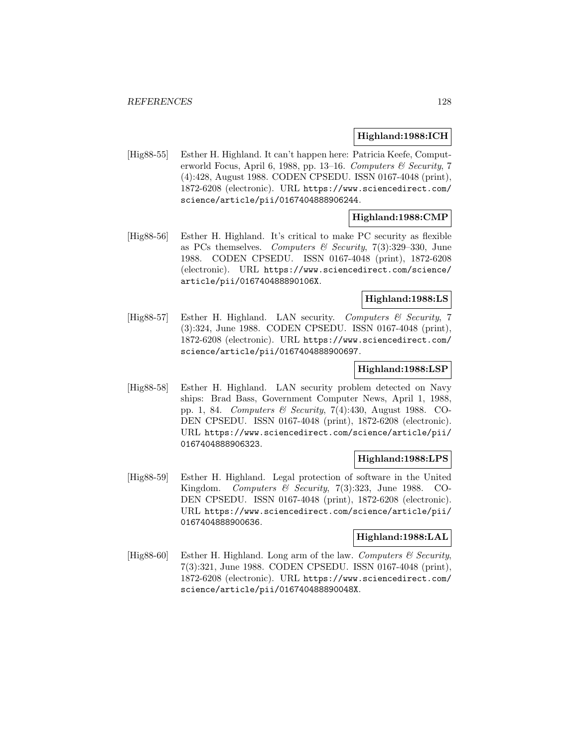**Highland:1988:ICH**

[Hig88-55] Esther H. Highland. It can't happen here: Patricia Keefe, Computerworld Focus, April 6, 1988, pp. 13–16. *Computers & Security*, 7 (4):428, August 1988. CODEN CPSEDU. ISSN 0167-4048 (print), 1872-6208 (electronic). URL https://www.sciencedirect.com/science/article/pii/0167404888906244.

**Highland:1988:CMP**

[Hig88-56] Esther H. Highland. It's critical to make PC security as flexible as PCs themselves. *Computers & Security*, 7(3):329–330, June 1988. CODEN CPSEDU. ISSN 0167-4048 (print), 1872-6208 (electronic). URL https://www.sciencedirect.com/science/article/pii/016740488890106X.

**Highland:1988:LS**

[Hig88-57] Esther H. Highland. LAN security. *Computers & Security*, 7 (3):324, June 1988. CODEN CPSEDU. ISSN 0167-4048 (print), 1872-6208 (electronic). URL https://www.sciencedirect.com/science/article/pii/0167404888900697.

**Highland:1988:LSP**

[Hig88-58] Esther H. Highland. LAN security problem detected on Navy ships: Brad Bass, Government Computer News, April 1, 1988, pp. 1, 84. *Computers & Security*, 7(4):430, August 1988. CODEN CPSEDU. ISSN 0167-4048 (print), 1872-6208 (electronic). URL https://www.sciencedirect.com/science/article/pii/0167404888906323.

**Highland:1988:LPS**

[Hig88-59] Esther H. Highland. Legal protection of software in the United Kingdom. *Computers & Security*, 7(3):323, June 1988. CODEN CPSEDU. ISSN 0167-4048 (print), 1872-6208 (electronic). URL https://www.sciencedirect.com/science/article/pii/0167404888900636.

**Highland:1988:LAL**

[Hig88-60] Esther H. Highland. Long arm of the law. *Computers & Security*, 7(3):321, June 1988. CODEN CPSEDU. ISSN 0167-4048 (print), 1872-6208 (electronic). URL https://www.sciencedirect.com/science/article/pii/016740488890048X.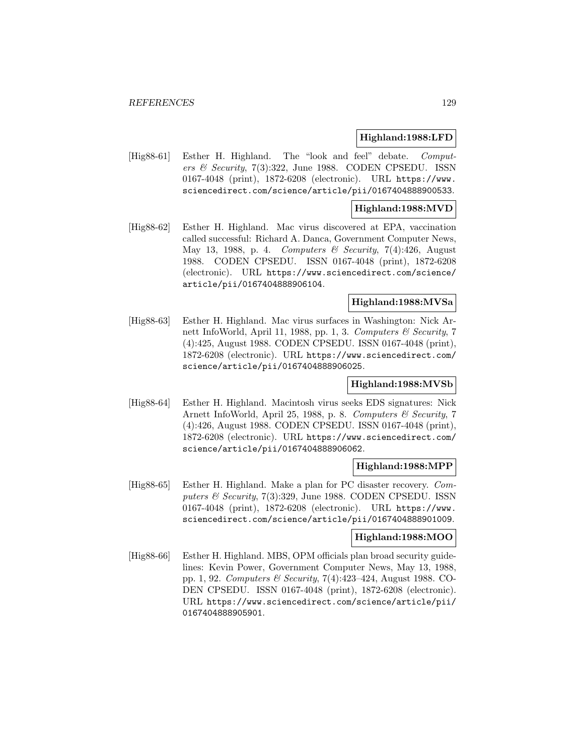**Highland:1988:LFD**

[Hig88-61] Esther H. Highland. The "look and feel" debate. *Computers & Security*, 7(3):322, June 1988. CODEN CPSEDU. ISSN 0167-4048 (print), 1872-6208 (electronic). URL https://www.sciencedirect.com/science/article/pii/0167404888900533.

**Highland:1988:MVD**

[Hig88-62] Esther H. Highland. Mac virus discovered at EPA, vaccination called successful: Richard A. Danca, Government Computer News, May 13, 1988, p. 4. *Computers & Security*, 7(4):426, August 1988. CODEN CPSEDU. ISSN 0167-4048 (print), 1872-6208 (electronic). URL https://www.sciencedirect.com/science/article/pii/0167404888906104.

**Highland:1988:MVSa**

[Hig88-63] Esther H. Highland. Mac virus surfaces in Washington: Nick Arnett InfoWorld, April 11, 1988, pp. 1, 3. *Computers & Security*, 7 (4):425, August 1988. CODEN CPSEDU. ISSN 0167-4048 (print), 1872-6208 (electronic). URL https://www.sciencedirect.com/science/article/pii/0167404888906025.

**Highland:1988:MVSb**

[Hig88-64] Esther H. Highland. Macintosh virus seeks EDS signatures: Nick Arnett InfoWorld, April 25, 1988, p. 8. *Computers & Security*, 7 (4):426, August 1988. CODEN CPSEDU. ISSN 0167-4048 (print), 1872-6208 (electronic). URL https://www.sciencedirect.com/science/article/pii/0167404888906062.

**Highland:1988:MPP**

[Hig88-65] Esther H. Highland. Make a plan for PC disaster recovery. *Computers & Security*, 7(3):329, June 1988. CODEN CPSEDU. ISSN 0167-4048 (print), 1872-6208 (electronic). URL https://www.sciencedirect.com/science/article/pii/0167404888901009.

**Highland:1988:MOO**

[Hig88-66] Esther H. Highland. MBS, OPM officials plan broad security guidelines: Kevin Power, Government Computer News, May 13, 1988, pp. 1, 92. *Computers & Security*, 7(4):423–424, August 1988. CODEN CPSEDU. ISSN 0167-4048 (print), 1872-6208 (electronic). URL https://www.sciencedirect.com/science/article/pii/0167404888905901.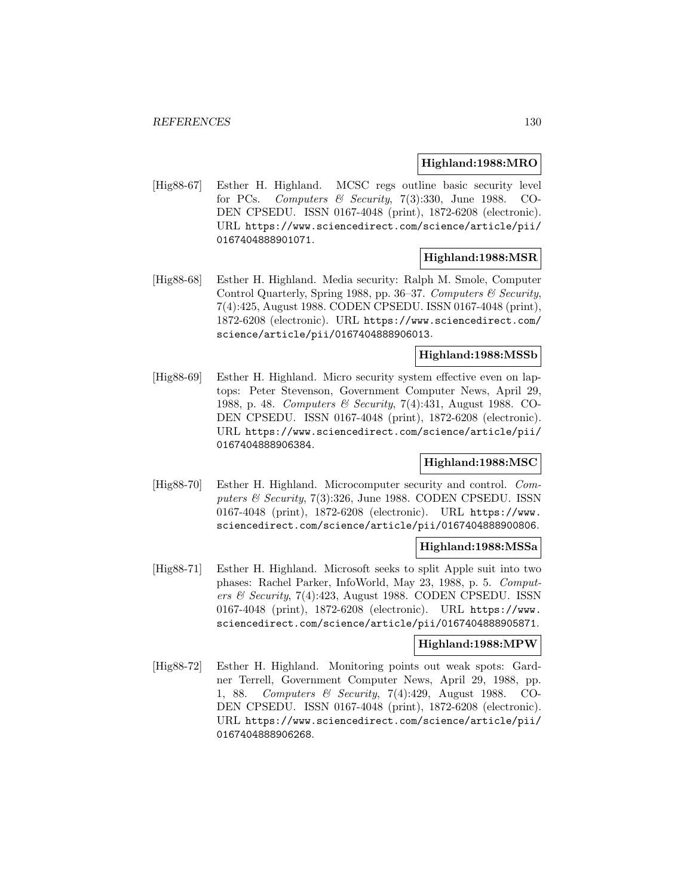**Highland:1988:MRO**

[Hig88-67] Esther H. Highland. MCSC regs outline basic security level for PCs. *Computers & Security*, 7(3):330, June 1988. CODEN CPSEDU. ISSN 0167-4048 (print), 1872-6208 (electronic). URL https://www.sciencedirect.com/science/article/pii/0167404888901071.

**Highland:1988:MSR**

[Hig88-68] Esther H. Highland. Media security: Ralph M. Smole, Computer Control Quarterly, Spring 1988, pp. 36–37. *Computers & Security*, 7(4):425, August 1988. CODEN CPSEDU. ISSN 0167-4048 (print), 1872-6208 (electronic). URL https://www.sciencedirect.com/science/article/pii/0167404888906013.

**Highland:1988:MSSb**

[Hig88-69] Esther H. Highland. Micro security system effective even on laptops: Peter Stevenson, Government Computer News, April 29, 1988, p. 48. *Computers & Security*, 7(4):431, August 1988. CODEN CPSEDU. ISSN 0167-4048 (print), 1872-6208 (electronic). URL https://www.sciencedirect.com/science/article/pii/0167404888906384.

**Highland:1988:MSC**

[Hig88-70] Esther H. Highland. Microcomputer security and control. *Computers & Security*, 7(3):326, June 1988. CODEN CPSEDU. ISSN 0167-4048 (print), 1872-6208 (electronic). URL https://www.sciencedirect.com/science/article/pii/0167404888900806.

**Highland:1988:MSSa**

[Hig88-71] Esther H. Highland. Microsoft seeks to split Apple suit into two phases: Rachel Parker, InfoWorld, May 23, 1988, p. 5. *Computers & Security*, 7(4):423, August 1988. CODEN CPSEDU. ISSN 0167-4048 (print), 1872-6208 (electronic). URL https://www.sciencedirect.com/science/article/pii/0167404888905871.

**Highland:1988:MPW**

[Hig88-72] Esther H. Highland. Monitoring points out weak spots: Gardner Terrell, Government Computer News, April 29, 1988, pp. 1, 88. *Computers & Security*, 7(4):429, August 1988. CODEN CPSEDU. ISSN 0167-4048 (print), 1872-6208 (electronic). URL https://www.sciencedirect.com/science/article/pii/0167404888906268.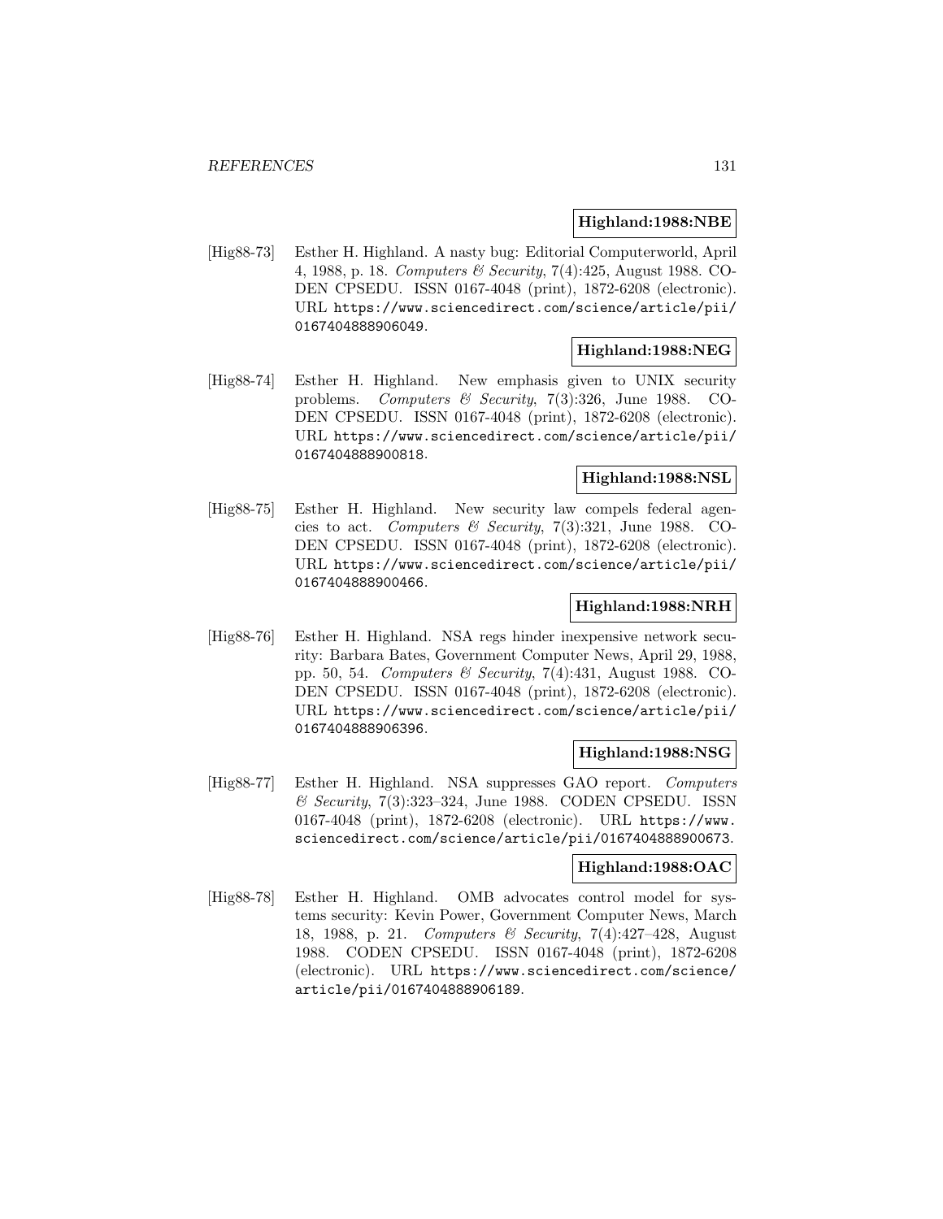**Highland:1988:NBE**

[Hig88-73] Esther H. Highland. A nasty bug: Editorial Computerworld, April 4, 1988, p. 18. *Computers & Security*, 7(4):425, August 1988. CODEN CPSEDU. ISSN 0167-4048 (print), 1872-6208 (electronic). URL https://www.sciencedirect.com/science/article/pii/0167404888906049.

**Highland:1988:NEG**

[Hig88-74] Esther H. Highland. New emphasis given to UNIX security problems. *Computers & Security*, 7(3):326, June 1988. CODEN CPSEDU. ISSN 0167-4048 (print), 1872-6208 (electronic). URL https://www.sciencedirect.com/science/article/pii/0167404888900818.

**Highland:1988:NSL**

[Hig88-75] Esther H. Highland. New security law compels federal agencies to act. *Computers & Security*, 7(3):321, June 1988. CODEN CPSEDU. ISSN 0167-4048 (print), 1872-6208 (electronic). URL https://www.sciencedirect.com/science/article/pii/0167404888900466.

**Highland:1988:NRH**

[Hig88-76] Esther H. Highland. NSA regs hinder inexpensive network security: Barbara Bates, Government Computer News, April 29, 1988, pp. 50, 54. *Computers & Security*, 7(4):431, August 1988. CODEN CPSEDU. ISSN 0167-4048 (print), 1872-6208 (electronic). URL https://www.sciencedirect.com/science/article/pii/0167404888906396.

**Highland:1988:NSG**

[Hig88-77] Esther H. Highland. NSA suppresses GAO report. *Computers & Security*, 7(3):323–324, June 1988. CODEN CPSEDU. ISSN 0167-4048 (print), 1872-6208 (electronic). URL https://www.sciencedirect.com/science/article/pii/0167404888900673.

**Highland:1988:OAC**

[Hig88-78] Esther H. Highland. OMB advocates control model for systems security: Kevin Power, Government Computer News, March 18, 1988, p. 21. *Computers & Security*, 7(4):427–428, August 1988. CODEN CPSEDU. ISSN 0167-4048 (print), 1872-6208 (electronic). URL https://www.sciencedirect.com/science/article/pii/0167404888906189.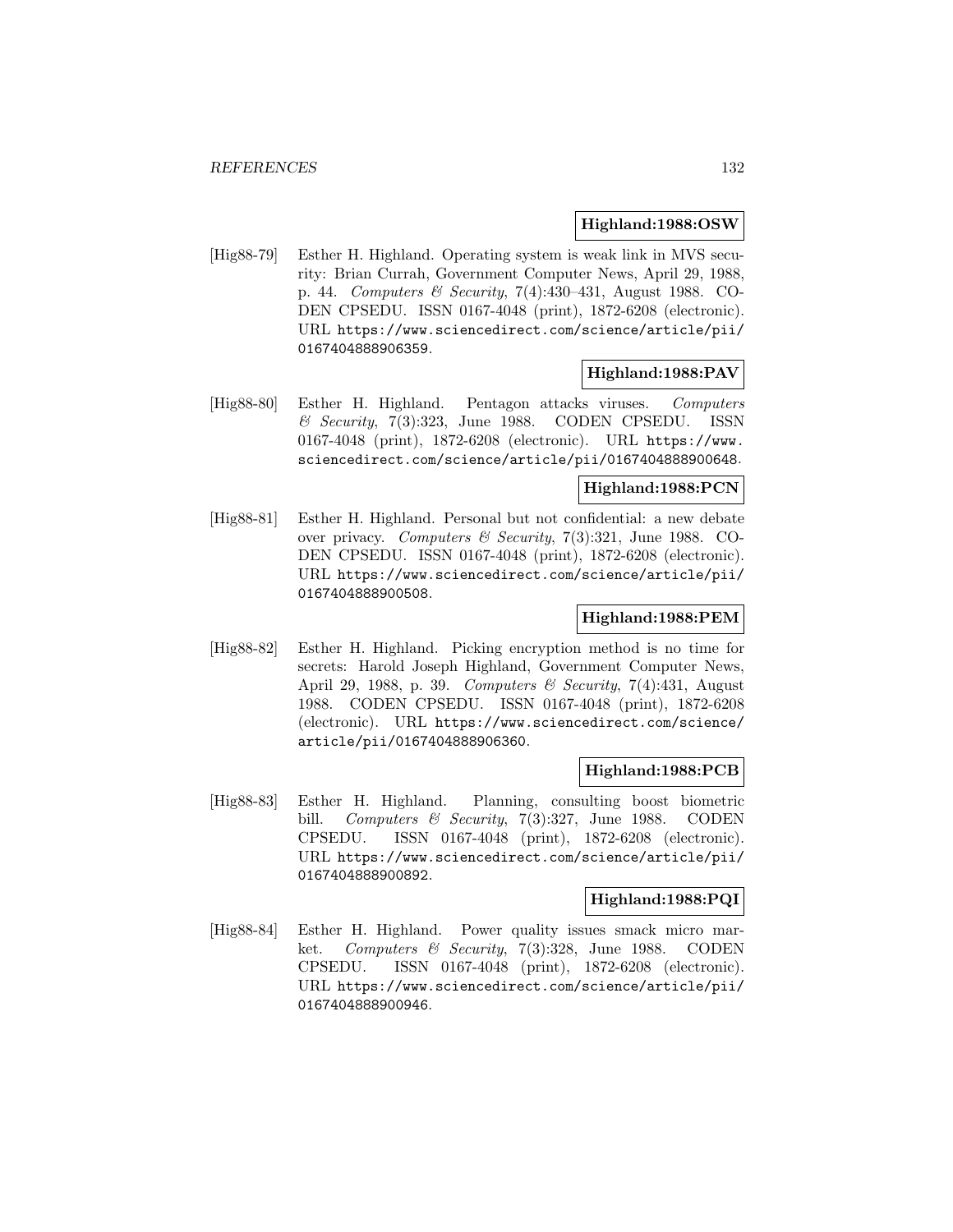**Highland:1988:OSW**

[Hig88-79] Esther H. Highland. Operating system is weak link in MVS security: Brian Currah, Government Computer News, April 29, 1988, p. 44. *Computers & Security*, 7(4):430–431, August 1988. CODEN CPSEDU. ISSN 0167-4048 (print), 1872-6208 (electronic). URL https://www.sciencedirect.com/science/article/pii/0167404888906359.

**Highland:1988:PAV**

[Hig88-80] Esther H. Highland. Pentagon attacks viruses. *Computers & Security*, 7(3):323, June 1988. CODEN CPSEDU. ISSN 0167-4048 (print), 1872-6208 (electronic). URL https://www.sciencedirect.com/science/article/pii/0167404888900648.

**Highland:1988:PCN**

[Hig88-81] Esther H. Highland. Personal but not confidential: a new debate over privacy. *Computers & Security*, 7(3):321, June 1988. CODEN CPSEDU. ISSN 0167-4048 (print), 1872-6208 (electronic). URL https://www.sciencedirect.com/science/article/pii/0167404888900508.

**Highland:1988:PEM**

[Hig88-82] Esther H. Highland. Picking encryption method is no time for secrets: Harold Joseph Highland, Government Computer News, April 29, 1988, p. 39. *Computers & Security*, 7(4):431, August 1988. CODEN CPSEDU. ISSN 0167-4048 (print), 1872-6208 (electronic). URL https://www.sciencedirect.com/science/article/pii/0167404888906360.

**Highland:1988:PCB**

[Hig88-83] Esther H. Highland. Planning, consulting boost biometric bill. *Computers & Security*, 7(3):327, June 1988. CODEN CPSEDU. ISSN 0167-4048 (print), 1872-6208 (electronic). URL https://www.sciencedirect.com/science/article/pii/0167404888900892.

**Highland:1988:PQI**

[Hig88-84] Esther H. Highland. Power quality issues smack micro market. *Computers & Security*, 7(3):328, June 1988. CODEN CPSEDU. ISSN 0167-4048 (print), 1872-6208 (electronic). URL https://www.sciencedirect.com/science/article/pii/0167404888900946.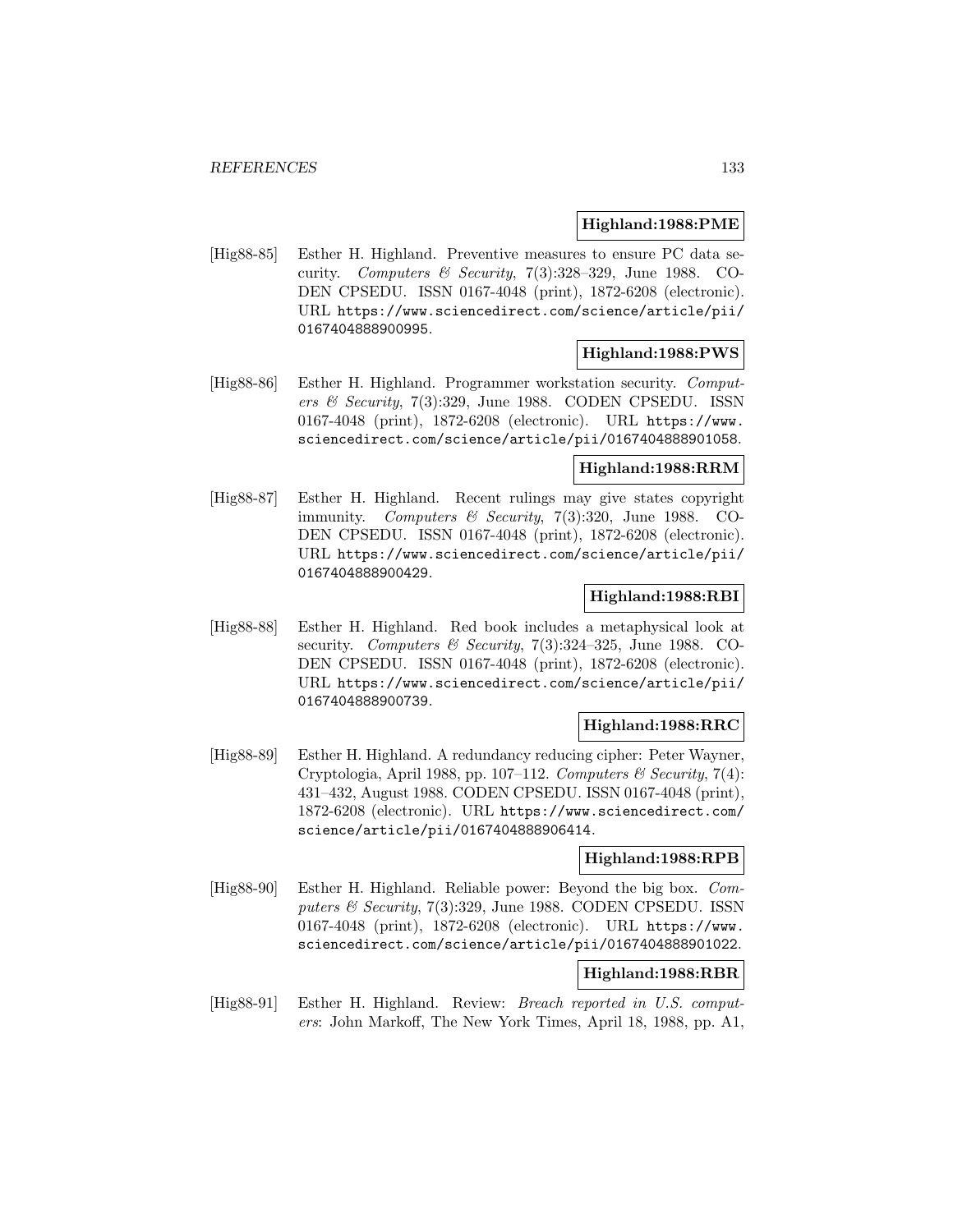**Highland:1988:PME**

[Hig88-85] Esther H. Highland. Preventive measures to ensure PC data security. *Computers & Security*, 7(3):328–329, June 1988. CODEN CPSEDU. ISSN 0167-4048 (print), 1872-6208 (electronic). URL https://www.sciencedirect.com/science/article/pii/0167404888900995.

**Highland:1988:PWS**

[Hig88-86] Esther H. Highland. Programmer workstation security. *Computers & Security*, 7(3):329, June 1988. CODEN CPSEDU. ISSN 0167-4048 (print), 1872-6208 (electronic). URL https://www.sciencedirect.com/science/article/pii/0167404888901058.

**Highland:1988:RRM**

[Hig88-87] Esther H. Highland. Recent rulings may give states copyright immunity. *Computers & Security*, 7(3):320, June 1988. CODEN CPSEDU. ISSN 0167-4048 (print), 1872-6208 (electronic). URL https://www.sciencedirect.com/science/article/pii/0167404888900429.

**Highland:1988:RBI**

[Hig88-88] Esther H. Highland. Red book includes a metaphysical look at security. *Computers & Security*, 7(3):324–325, June 1988. CODEN CPSEDU. ISSN 0167-4048 (print), 1872-6208 (electronic). URL https://www.sciencedirect.com/science/article/pii/0167404888900739.

**Highland:1988:RRC**

[Hig88-89] Esther H. Highland. A redundancy reducing cipher: Peter Wayner, Cryptologia, April 1988, pp. 107–112. *Computers & Security*, 7(4): 431–432, August 1988. CODEN CPSEDU. ISSN 0167-4048 (print), 1872-6208 (electronic). URL https://www.sciencedirect.com/science/article/pii/0167404888906414.

**Highland:1988:RPB**

[Hig88-90] Esther H. Highland. Reliable power: Beyond the big box. *Computers & Security*, 7(3):329, June 1988. CODEN CPSEDU. ISSN 0167-4048 (print), 1872-6208 (electronic). URL https://www.sciencedirect.com/science/article/pii/0167404888901022.

**Highland:1988:RBR**

[Hig88-91] Esther H. Highland. Review: *Breach reported in U.S. computers*: John Markoff, The New York Times, April 18, 1988, pp. A1,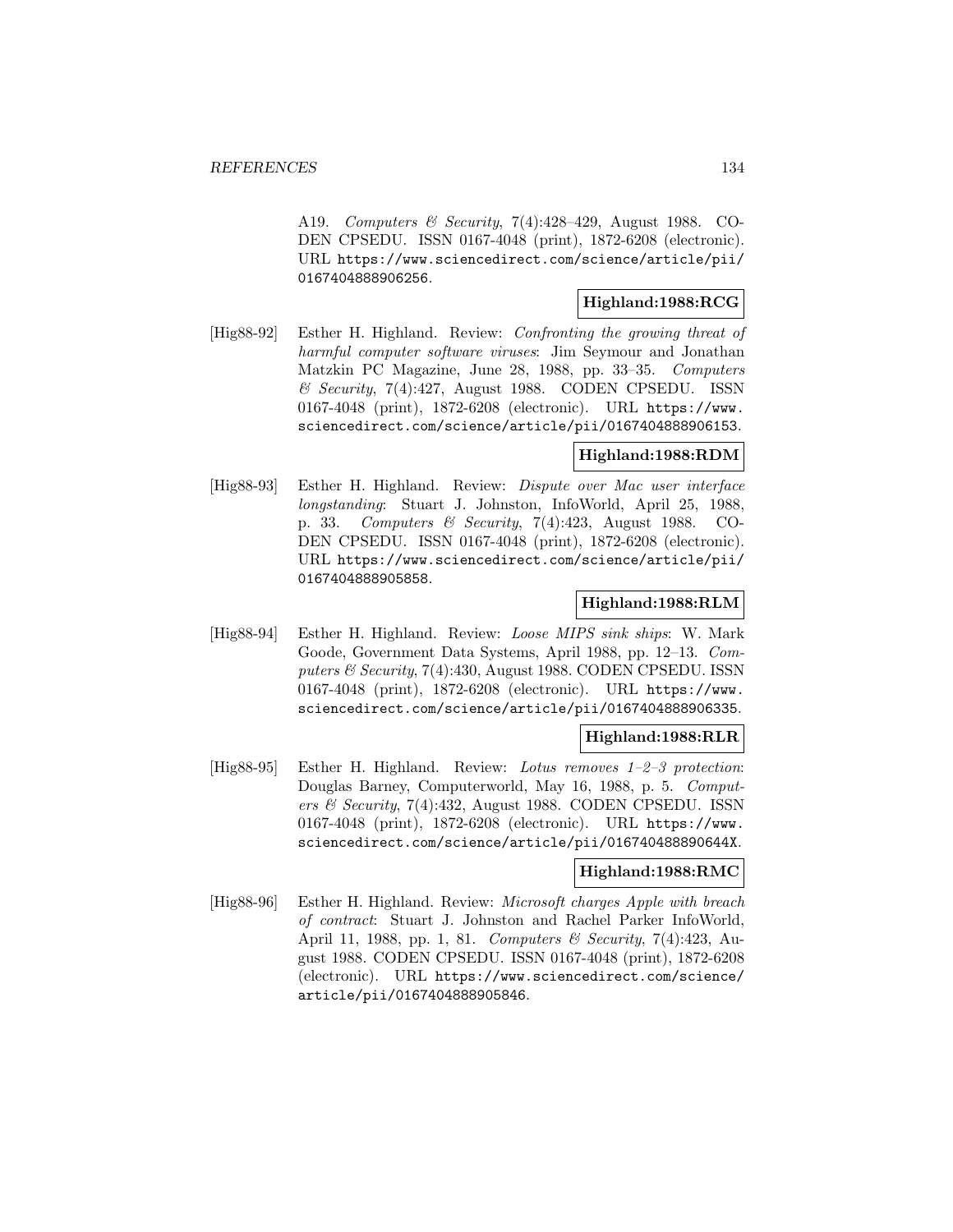A19. *Computers & Security*, 7(4):428–429, August 1988. CODEN CPSEDU. ISSN 0167-4048 (print), 1872-6208 (electronic). URL https://www.sciencedirect.com/science/article/pii/0167404888906256.

**Highland:1988:RCG**

[Hig88-92] Esther H. Highland. Review: *Confronting the growing threat of harmful computer software viruses*: Jim Seymour and Jonathan Matzkin PC Magazine, June 28, 1988, pp. 33–35. *Computers & Security*, 7(4):427, August 1988. CODEN CPSEDU. ISSN 0167-4048 (print), 1872-6208 (electronic). URL https://www.sciencedirect.com/science/article/pii/0167404888906153.

**Highland:1988:RDM**

[Hig88-93] Esther H. Highland. Review: *Dispute over Mac user interface longstanding*: Stuart J. Johnston, InfoWorld, April 25, 1988, p. 33. *Computers & Security*, 7(4):423, August 1988. CODEN CPSEDU. ISSN 0167-4048 (print), 1872-6208 (electronic). URL https://www.sciencedirect.com/science/article/pii/0167404888905858.

**Highland:1988:RLM**

[Hig88-94] Esther H. Highland. Review: *Loose MIPS sink ships*: W. Mark Goode, Government Data Systems, April 1988, pp. 12–13. *Computers & Security*, 7(4):430, August 1988. CODEN CPSEDU. ISSN 0167-4048 (print), 1872-6208 (electronic). URL https://www.sciencedirect.com/science/article/pii/0167404888906335.

**Highland:1988:RLR**

[Hig88-95] Esther H. Highland. Review: *Lotus removes 1–2–3 protection*: Douglas Barney, Computerworld, May 16, 1988, p. 5. *Computers & Security*, 7(4):432, August 1988. CODEN CPSEDU. ISSN 0167-4048 (print), 1872-6208 (electronic). URL https://www.sciencedirect.com/science/article/pii/016740488890644X.

**Highland:1988:RMC**

[Hig88-96] Esther H. Highland. Review: *Microsoft charges Apple with breach of contract*: Stuart J. Johnston and Rachel Parker InfoWorld, April 11, 1988, pp. 1, 81. *Computers & Security*, 7(4):423, August 1988. CODEN CPSEDU. ISSN 0167-4048 (print), 1872-6208 (electronic). URL https://www.sciencedirect.com/science/article/pii/0167404888905846.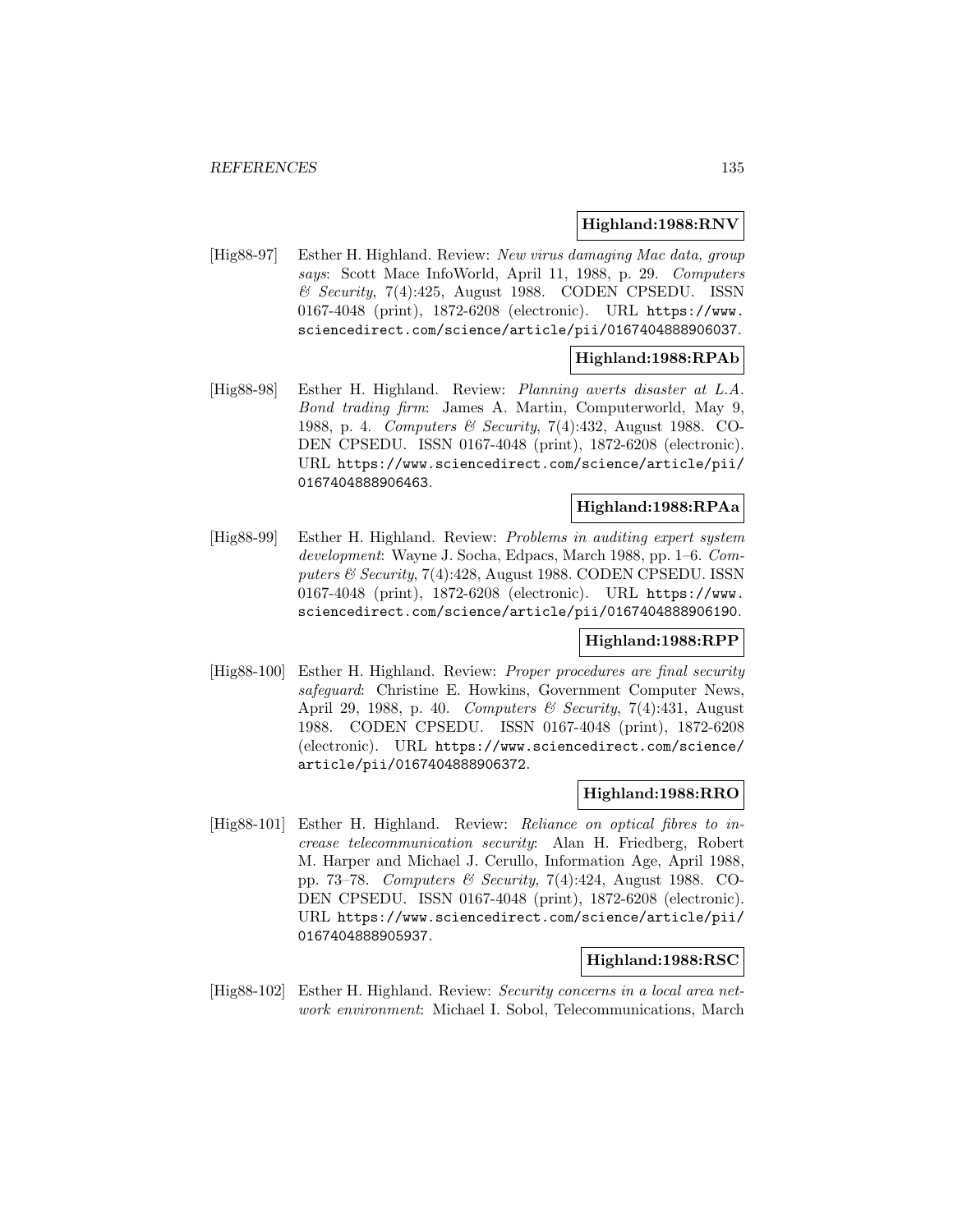**Highland:1988:RNV**

[Hig88-97] Esther H. Highland. Review: *New virus damaging Mac data, group says*: Scott Mace InfoWorld, April 11, 1988, p. 29. *Computers & Security*, 7(4):425, August 1988. CODEN CPSEDU. ISSN 0167-4048 (print), 1872-6208 (electronic). URL https://www.sciencedirect.com/science/article/pii/0167404888906037.

**Highland:1988:RPAb**

[Hig88-98] Esther H. Highland. Review: *Planning averts disaster at L.A. Bond trading firm*: James A. Martin, Computerworld, May 9, 1988, p. 4. *Computers & Security*, 7(4):432, August 1988. CODEN CPSEDU. ISSN 0167-4048 (print), 1872-6208 (electronic). URL https://www.sciencedirect.com/science/article/pii/0167404888906463.

**Highland:1988:RPAa**

[Hig88-99] Esther H. Highland. Review: *Problems in auditing expert system development*: Wayne J. Socha, Edpacs, March 1988, pp. 1–6. *Computers & Security*, 7(4):428, August 1988. CODEN CPSEDU. ISSN 0167-4048 (print), 1872-6208 (electronic). URL https://www.sciencedirect.com/science/article/pii/0167404888906190.

**Highland:1988:RPP**

[Hig88-100] Esther H. Highland. Review: *Proper procedures are final security safeguard*: Christine E. Howkins, Government Computer News, April 29, 1988, p. 40. *Computers & Security*, 7(4):431, August 1988. CODEN CPSEDU. ISSN 0167-4048 (print), 1872-6208 (electronic). URL https://www.sciencedirect.com/science/article/pii/0167404888906372.

**Highland:1988:RRO**

[Hig88-101] Esther H. Highland. Review: *Reliance on optical fibres to increase telecommunication security*: Alan H. Friedberg, Robert M. Harper and Michael J. Cerullo, Information Age, April 1988, pp. 73–78. *Computers & Security*, 7(4):424, August 1988. CODEN CPSEDU. ISSN 0167-4048 (print), 1872-6208 (electronic). URL https://www.sciencedirect.com/science/article/pii/0167404888905937.

**Highland:1988:RSC**

[Hig88-102] Esther H. Highland. Review: *Security concerns in a local area network environment*: Michael I. Sobol, Telecommunications, March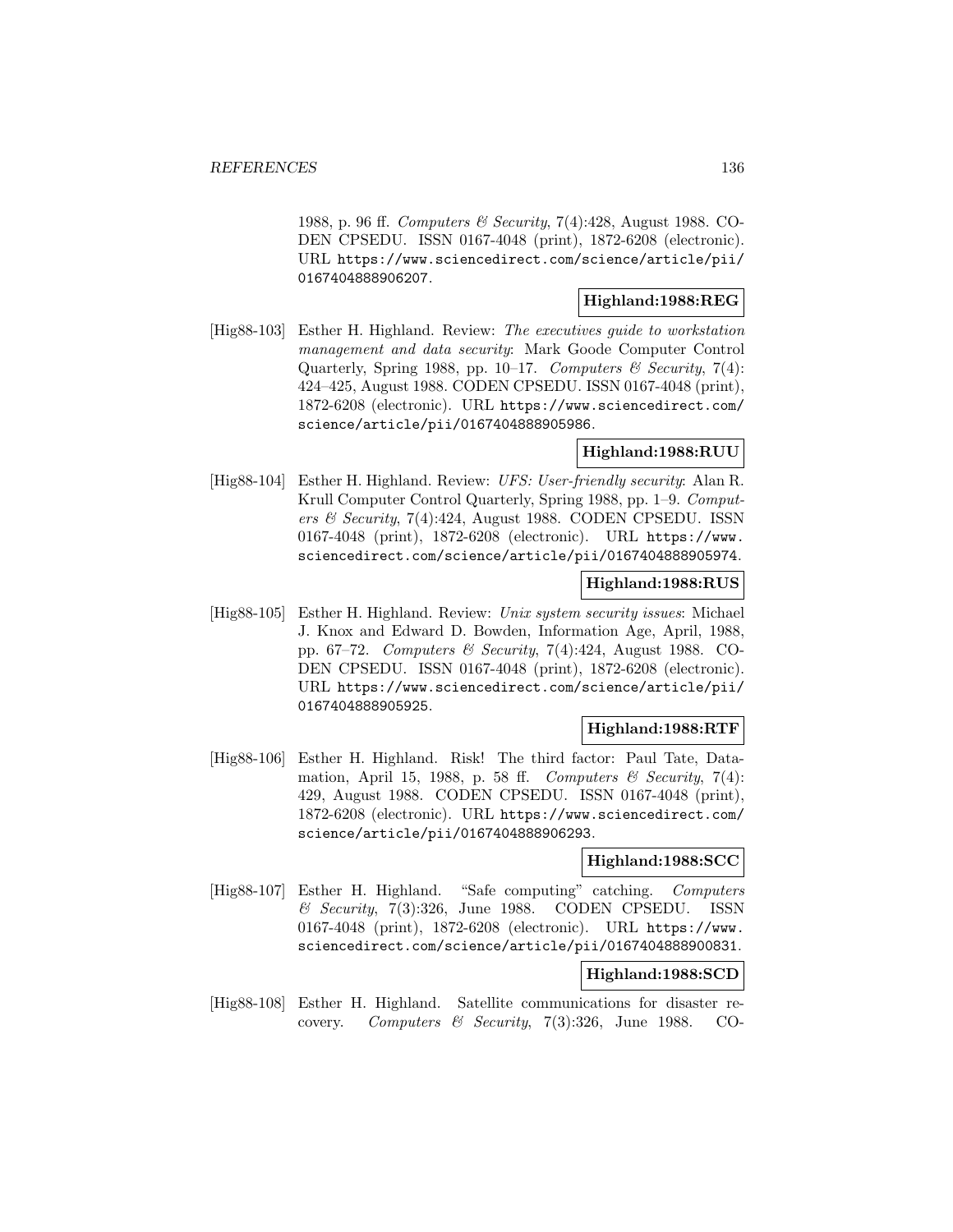1988, p. 96 ff. *Computers & Security*, 7(4):428, August 1988. CODEN CPSEDU. ISSN 0167-4048 (print), 1872-6208 (electronic). URL https://www.sciencedirect.com/science/article/pii/0167404888906207.

**Highland:1988:REG**

[Hig88-103] Esther H. Highland. Review: *The executives guide to workstation management and data security*: Mark Goode Computer Control Quarterly, Spring 1988, pp. 10–17. *Computers & Security*, 7(4): 424–425, August 1988. CODEN CPSEDU. ISSN 0167-4048 (print), 1872-6208 (electronic). URL https://www.sciencedirect.com/science/article/pii/0167404888905986.

**Highland:1988:RUU**

[Hig88-104] Esther H. Highland. Review: *UFS: User-friendly security*: Alan R. Krull Computer Control Quarterly, Spring 1988, pp. 1–9. *Computers & Security*, 7(4):424, August 1988. CODEN CPSEDU. ISSN 0167-4048 (print), 1872-6208 (electronic). URL https://www.sciencedirect.com/science/article/pii/0167404888905974.

**Highland:1988:RUS**

[Hig88-105] Esther H. Highland. Review: *Unix system security issues*: Michael J. Knox and Edward D. Bowden, Information Age, April, 1988, pp. 67–72. *Computers & Security*, 7(4):424, August 1988. CODEN CPSEDU. ISSN 0167-4048 (print), 1872-6208 (electronic). URL https://www.sciencedirect.com/science/article/pii/0167404888905925.

**Highland:1988:RTF**

[Hig88-106] Esther H. Highland. Risk! The third factor: Paul Tate, Datamation, April 15, 1988, p. 58 ff. *Computers & Security*, 7(4): 429, August 1988. CODEN CPSEDU. ISSN 0167-4048 (print), 1872-6208 (electronic). URL https://www.sciencedirect.com/science/article/pii/0167404888906293.

**Highland:1988:SCC**

[Hig88-107] Esther H. Highland. "Safe computing" catching. *Computers & Security*, 7(3):326, June 1988. CODEN CPSEDU. ISSN 0167-4048 (print), 1872-6208 (electronic). URL https://www.sciencedirect.com/science/article/pii/0167404888900831.

**Highland:1988:SCD**

[Hig88-108] Esther H. Highland. Satellite communications for disaster recovery. *Computers & Security*, 7(3):326, June 1988. CO-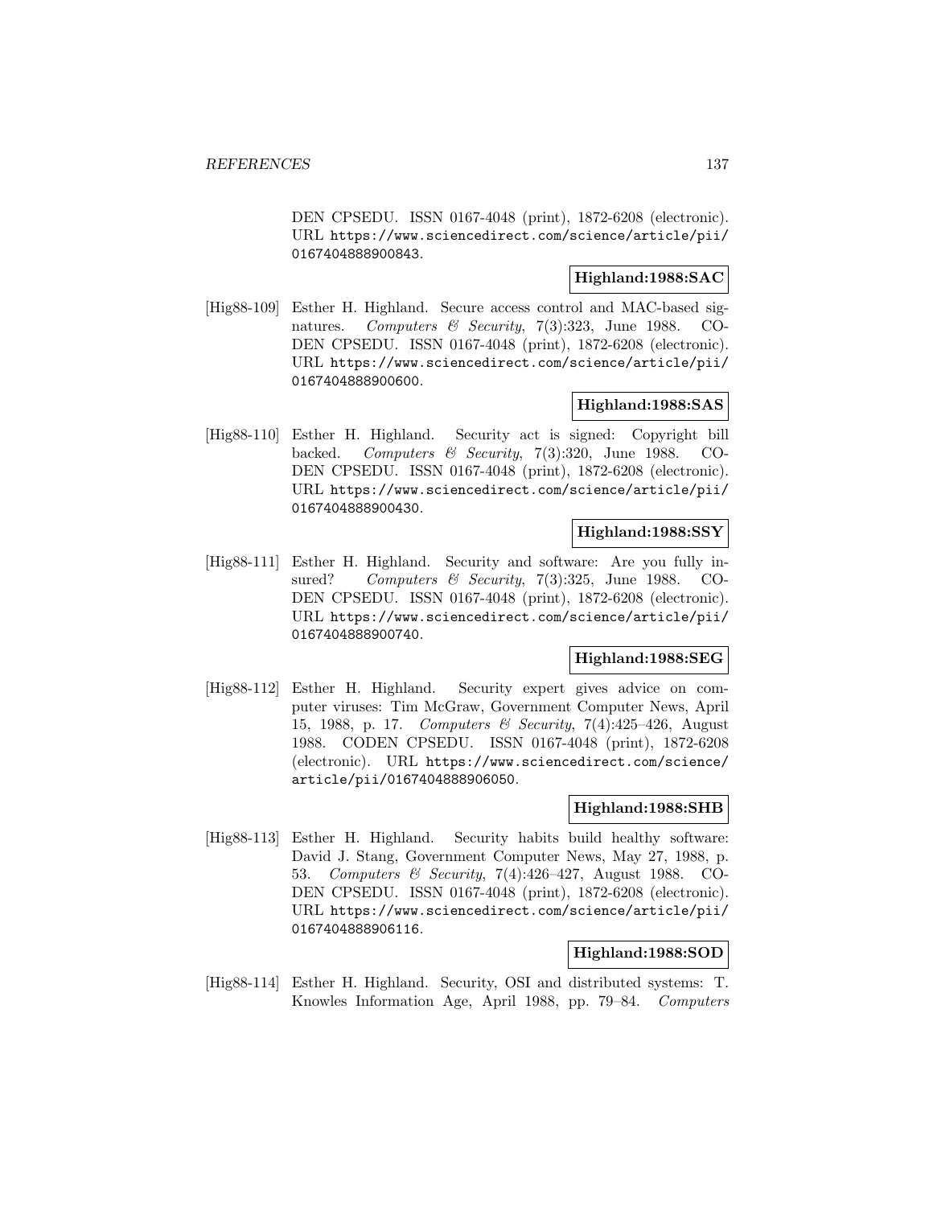DEN CPSEDU. ISSN 0167-4048 (print), 1872-6208 (electronic). URL https://www.sciencedirect.com/science/article/pii/0167404888900843.

**Highland:1988:SAC**

[Hig88-109] Esther H. Highland. Secure access control and MAC-based signatures. *Computers & Security*, 7(3):323, June 1988. CODEN CPSEDU. ISSN 0167-4048 (print), 1872-6208 (electronic). URL https://www.sciencedirect.com/science/article/pii/0167404888900600.

**Highland:1988:SAS**

[Hig88-110] Esther H. Highland. Security act is signed: Copyright bill backed. *Computers & Security*, 7(3):320, June 1988. CODEN CPSEDU. ISSN 0167-4048 (print), 1872-6208 (electronic). URL https://www.sciencedirect.com/science/article/pii/0167404888900430.

**Highland:1988:SSY**

[Hig88-111] Esther H. Highland. Security and software: Are you fully insured? *Computers & Security*, 7(3):325, June 1988. CODEN CPSEDU. ISSN 0167-4048 (print), 1872-6208 (electronic). URL https://www.sciencedirect.com/science/article/pii/0167404888900740.

**Highland:1988:SEG**

[Hig88-112] Esther H. Highland. Security expert gives advice on computer viruses: Tim McGraw, Government Computer News, April 15, 1988, p. 17. *Computers & Security*, 7(4):425–426, August 1988. CODEN CPSEDU. ISSN 0167-4048 (print), 1872-6208 (electronic). URL https://www.sciencedirect.com/science/article/pii/0167404888906050.

**Highland:1988:SHB**

[Hig88-113] Esther H. Highland. Security habits build healthy software: David J. Stang, Government Computer News, May 27, 1988, p. 53. *Computers & Security*, 7(4):426–427, August 1988. CODEN CPSEDU. ISSN 0167-4048 (print), 1872-6208 (electronic). URL https://www.sciencedirect.com/science/article/pii/0167404888906116.

**Highland:1988:SOD**

[Hig88-114] Esther H. Highland. Security, OSI and distributed systems: T. Knowles Information Age, April 1988, pp. 79–84. *Computers*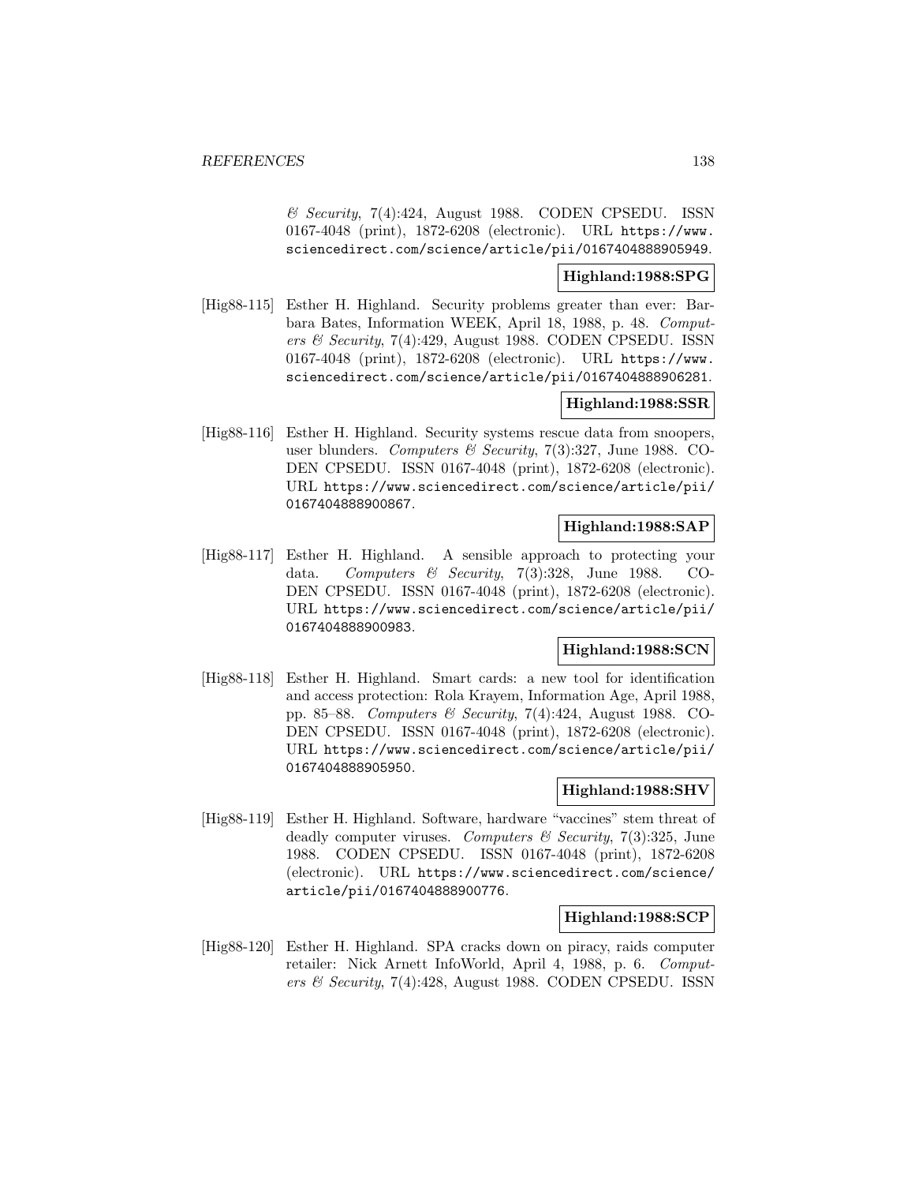& Security, 7(4):424, August 1988. CODEN CPSEDU. ISSN 0167-4048 (print), 1872-6208 (electronic). URL https://www.sciencedirect.com/science/article/pii/0167404888905949.

**Highland:1988:SPG**

[Hig88-115] Esther H. Highland. Security problems greater than ever: Barbara Bates, Information WEEK, April 18, 1988, p. 48. *Computers & Security*, 7(4):429, August 1988. CODEN CPSEDU. ISSN 0167-4048 (print), 1872-6208 (electronic). URL https://www.sciencedirect.com/science/article/pii/0167404888906281.

**Highland:1988:SSR**

[Hig88-116] Esther H. Highland. Security systems rescue data from snoopers, user blunders. *Computers & Security*, 7(3):327, June 1988. CODEN CPSEDU. ISSN 0167-4048 (print), 1872-6208 (electronic). URL https://www.sciencedirect.com/science/article/pii/0167404888900867.

**Highland:1988:SAP**

[Hig88-117] Esther H. Highland. A sensible approach to protecting your data. *Computers & Security*, 7(3):328, June 1988. CODEN CPSEDU. ISSN 0167-4048 (print), 1872-6208 (electronic). URL https://www.sciencedirect.com/science/article/pii/0167404888900983.

**Highland:1988:SCN**

[Hig88-118] Esther H. Highland. Smart cards: a new tool for identification and access protection: Rola Krayem, Information Age, April 1988, pp. 85–88. *Computers & Security*, 7(4):424, August 1988. CODEN CPSEDU. ISSN 0167-4048 (print), 1872-6208 (electronic). URL https://www.sciencedirect.com/science/article/pii/0167404888905950.

**Highland:1988:SHV**

[Hig88-119] Esther H. Highland. Software, hardware "vaccines" stem threat of deadly computer viruses. *Computers & Security*, 7(3):325, June 1988. CODEN CPSEDU. ISSN 0167-4048 (print), 1872-6208 (electronic). URL https://www.sciencedirect.com/science/article/pii/0167404888900776.

**Highland:1988:SCP**

[Hig88-120] Esther H. Highland. SPA cracks down on piracy, raids computer retailer: Nick Arnett InfoWorld, April 4, 1988, p. 6. *Computers & Security*, 7(4):428, August 1988. CODEN CPSEDU. ISSN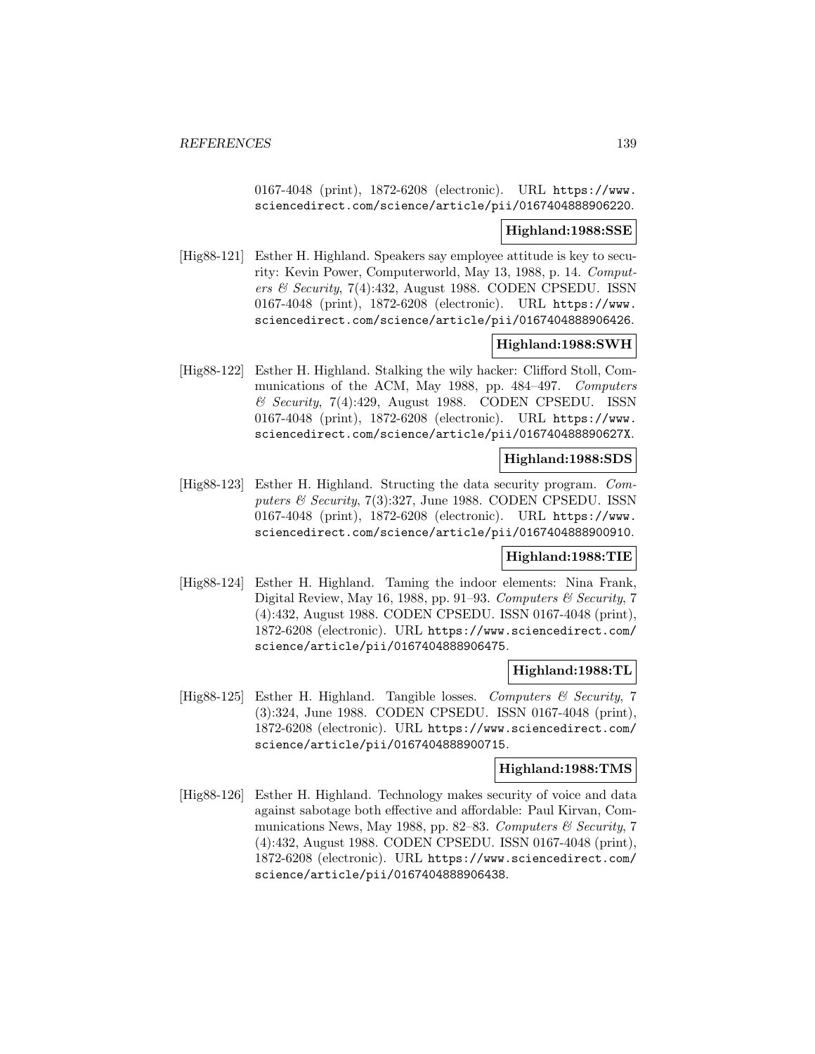0167-4048 (print), 1872-6208 (electronic). URL https://www.sciencedirect.com/science/article/pii/0167404888906220.

**Highland:1988:SSE**

[Hig88-121] Esther H. Highland. Speakers say employee attitude is key to security: Kevin Power, Computerworld, May 13, 1988, p. 14. *Computers & Security*, 7(4):432, August 1988. CODEN CPSEDU. ISSN 0167-4048 (print), 1872-6208 (electronic). URL https://www.sciencedirect.com/science/article/pii/0167404888906426.

**Highland:1988:SWH**

[Hig88-122] Esther H. Highland. Stalking the wily hacker: Clifford Stoll, Communications of the ACM, May 1988, pp. 484–497. *Computers & Security*, 7(4):429, August 1988. CODEN CPSEDU. ISSN 0167-4048 (print), 1872-6208 (electronic). URL https://www.sciencedirect.com/science/article/pii/016740488890627X.

**Highland:1988:SDS**

[Hig88-123] Esther H. Highland. Structing the data security program. *Computers & Security*, 7(3):327, June 1988. CODEN CPSEDU. ISSN 0167-4048 (print), 1872-6208 (electronic). URL https://www.sciencedirect.com/science/article/pii/0167404888900910.

**Highland:1988:TIE**

[Hig88-124] Esther H. Highland. Taming the indoor elements: Nina Frank, Digital Review, May 16, 1988, pp. 91–93. *Computers & Security*, 7 (4):432, August 1988. CODEN CPSEDU. ISSN 0167-4048 (print), 1872-6208 (electronic). URL https://www.sciencedirect.com/science/article/pii/0167404888906475.

**Highland:1988:TL**

[Hig88-125] Esther H. Highland. Tangible losses. *Computers & Security*, 7 (3):324, June 1988. CODEN CPSEDU. ISSN 0167-4048 (print), 1872-6208 (electronic). URL https://www.sciencedirect.com/science/article/pii/0167404888900715.

**Highland:1988:TMS**

[Hig88-126] Esther H. Highland. Technology makes security of voice and data against sabotage both effective and affordable: Paul Kirvan, Communications News, May 1988, pp. 82–83. *Computers & Security*, 7 (4):432, August 1988. CODEN CPSEDU. ISSN 0167-4048 (print), 1872-6208 (electronic). URL https://www.sciencedirect.com/science/article/pii/0167404888906438.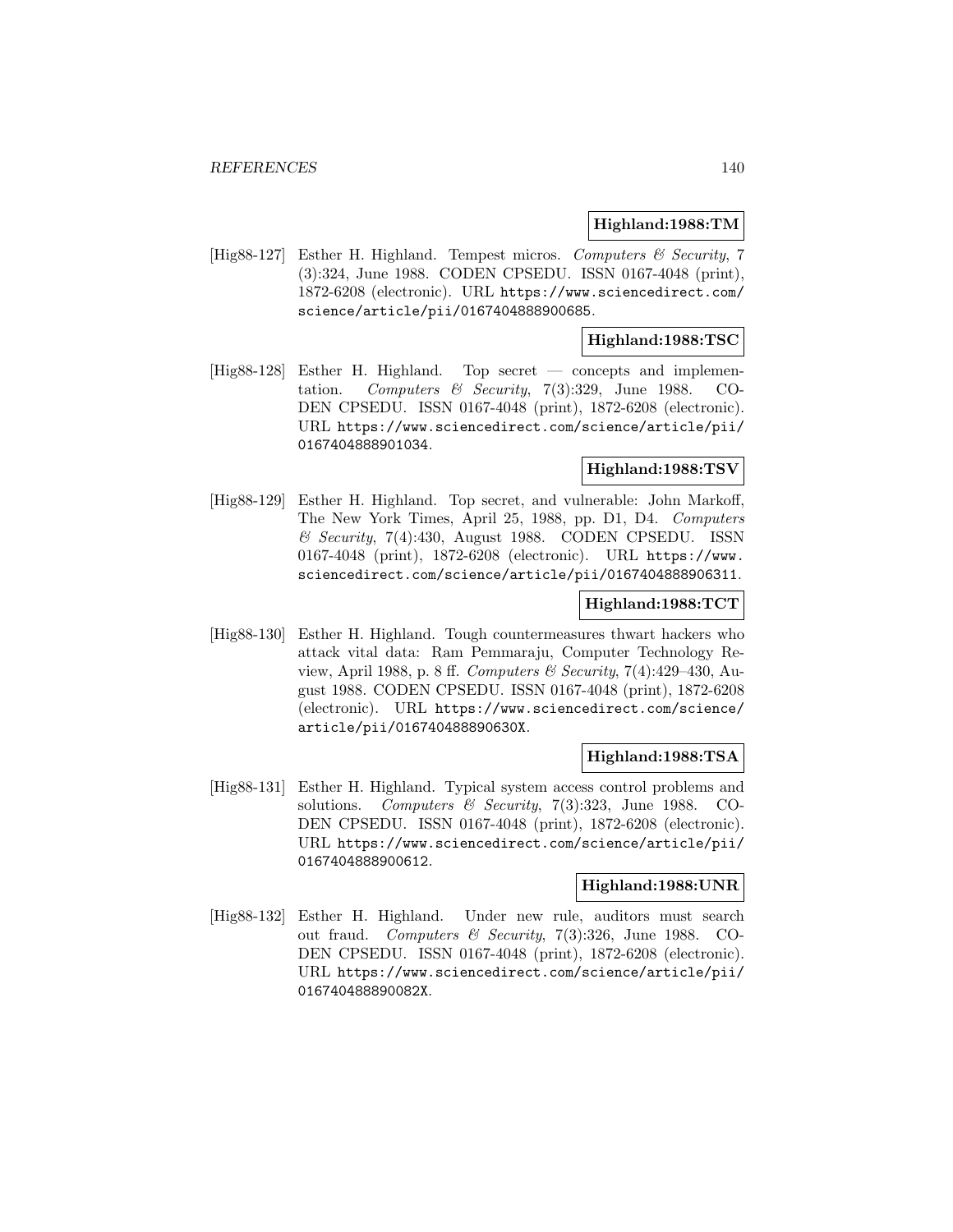**Highland:1988:TM**

[Hig88-127] Esther H. Highland. Tempest micros. *Computers & Security*, 7 (3):324, June 1988. CODEN CPSEDU. ISSN 0167-4048 (print), 1872-6208 (electronic). URL https://www.sciencedirect.com/science/article/pii/0167404888900685.

**Highland:1988:TSC**

[Hig88-128] Esther H. Highland. Top secret — concepts and implementation. *Computers & Security*, 7(3):329, June 1988. CODEN CPSEDU. ISSN 0167-4048 (print), 1872-6208 (electronic). URL https://www.sciencedirect.com/science/article/pii/0167404888901034.

**Highland:1988:TSV**

[Hig88-129] Esther H. Highland. Top secret, and vulnerable: John Markoff, The New York Times, April 25, 1988, pp. D1, D4. *Computers & Security*, 7(4):430, August 1988. CODEN CPSEDU. ISSN 0167-4048 (print), 1872-6208 (electronic). URL https://www.sciencedirect.com/science/article/pii/0167404888906311.

**Highland:1988:TCT**

[Hig88-130] Esther H. Highland. Tough countermeasures thwart hackers who attack vital data: Ram Pemmaraju, Computer Technology Review, April 1988, p. 8 ff. *Computers & Security*, 7(4):429–430, August 1988. CODEN CPSEDU. ISSN 0167-4048 (print), 1872-6208 (electronic). URL https://www.sciencedirect.com/science/article/pii/016740488890630X.

**Highland:1988:TSA**

[Hig88-131] Esther H. Highland. Typical system access control problems and solutions. *Computers & Security*, 7(3):323, June 1988. CODEN CPSEDU. ISSN 0167-4048 (print), 1872-6208 (electronic). URL https://www.sciencedirect.com/science/article/pii/0167404888900612.

**Highland:1988:UNR**

[Hig88-132] Esther H. Highland. Under new rule, auditors must search out fraud. *Computers & Security*, 7(3):326, June 1988. CODEN CPSEDU. ISSN 0167-4048 (print), 1872-6208 (electronic). URL https://www.sciencedirect.com/science/article/pii/016740488890082X.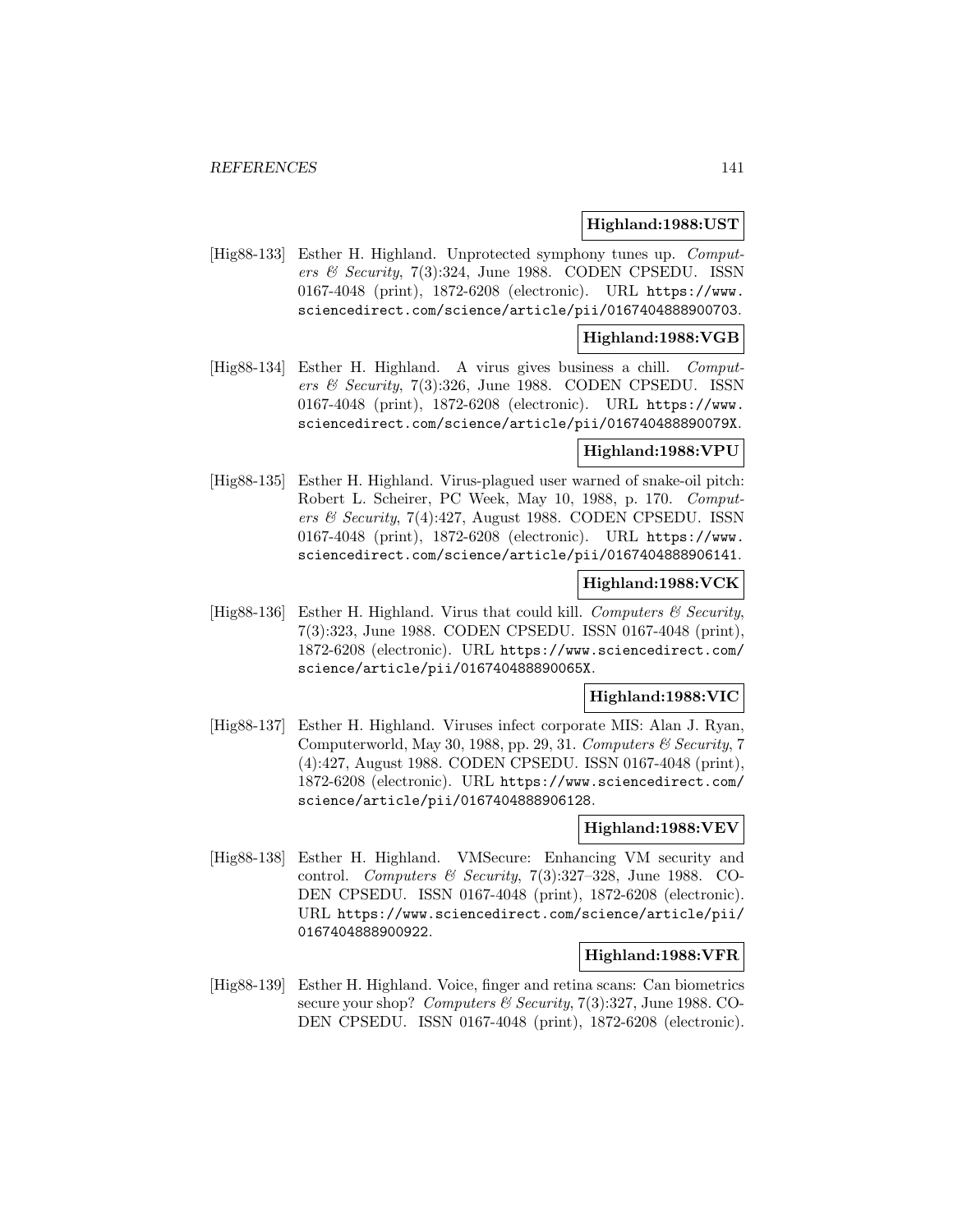**Highland:1988:UST**

[Hig88-133] Esther H. Highland. Unprotected symphony tunes up. *Computers & Security*, 7(3):324, June 1988. CODEN CPSEDU. ISSN 0167-4048 (print), 1872-6208 (electronic). URL `https://www.sciencedirect.com/science/article/pii/0167404888900703`.

**Highland:1988:VGB**

[Hig88-134] Esther H. Highland. A virus gives business a chill. *Computers & Security*, 7(3):326, June 1988. CODEN CPSEDU. ISSN 0167-4048 (print), 1872-6208 (electronic). URL `https://www.sciencedirect.com/science/article/pii/016740488890079X`.

**Highland:1988:VPU**

[Hig88-135] Esther H. Highland. Virus-plagued user warned of snake-oil pitch: Robert L. Scheirer, PC Week, May 10, 1988, p. 170. *Computers & Security*, 7(4):427, August 1988. CODEN CPSEDU. ISSN 0167-4048 (print), 1872-6208 (electronic). URL `https://www.sciencedirect.com/science/article/pii/0167404888906141`.

**Highland:1988:VCK**

[Hig88-136] Esther H. Highland. Virus that could kill. *Computers & Security*, 7(3):323, June 1988. CODEN CPSEDU. ISSN 0167-4048 (print), 1872-6208 (electronic). URL `https://www.sciencedirect.com/science/article/pii/016740488890065X`.

**Highland:1988:VIC**

[Hig88-137] Esther H. Highland. Viruses infect corporate MIS: Alan J. Ryan, Computerworld, May 30, 1988, pp. 29, 31. *Computers & Security*, 7 (4):427, August 1988. CODEN CPSEDU. ISSN 0167-4048 (print), 1872-6208 (electronic). URL `https://www.sciencedirect.com/science/article/pii/0167404888906128`.

**Highland:1988:VEV**

[Hig88-138] Esther H. Highland. VMSecure: Enhancing VM security and control. *Computers & Security*, 7(3):327–328, June 1988. CODEN CPSEDU. ISSN 0167-4048 (print), 1872-6208 (electronic). URL `https://www.sciencedirect.com/science/article/pii/0167404888900922`.

**Highland:1988:VFR**

[Hig88-139] Esther H. Highland. Voice, finger and retina scans: Can biometrics secure your shop? *Computers & Security*, 7(3):327, June 1988. CODEN CPSEDU. ISSN 0167-4048 (print), 1872-6208 (electronic).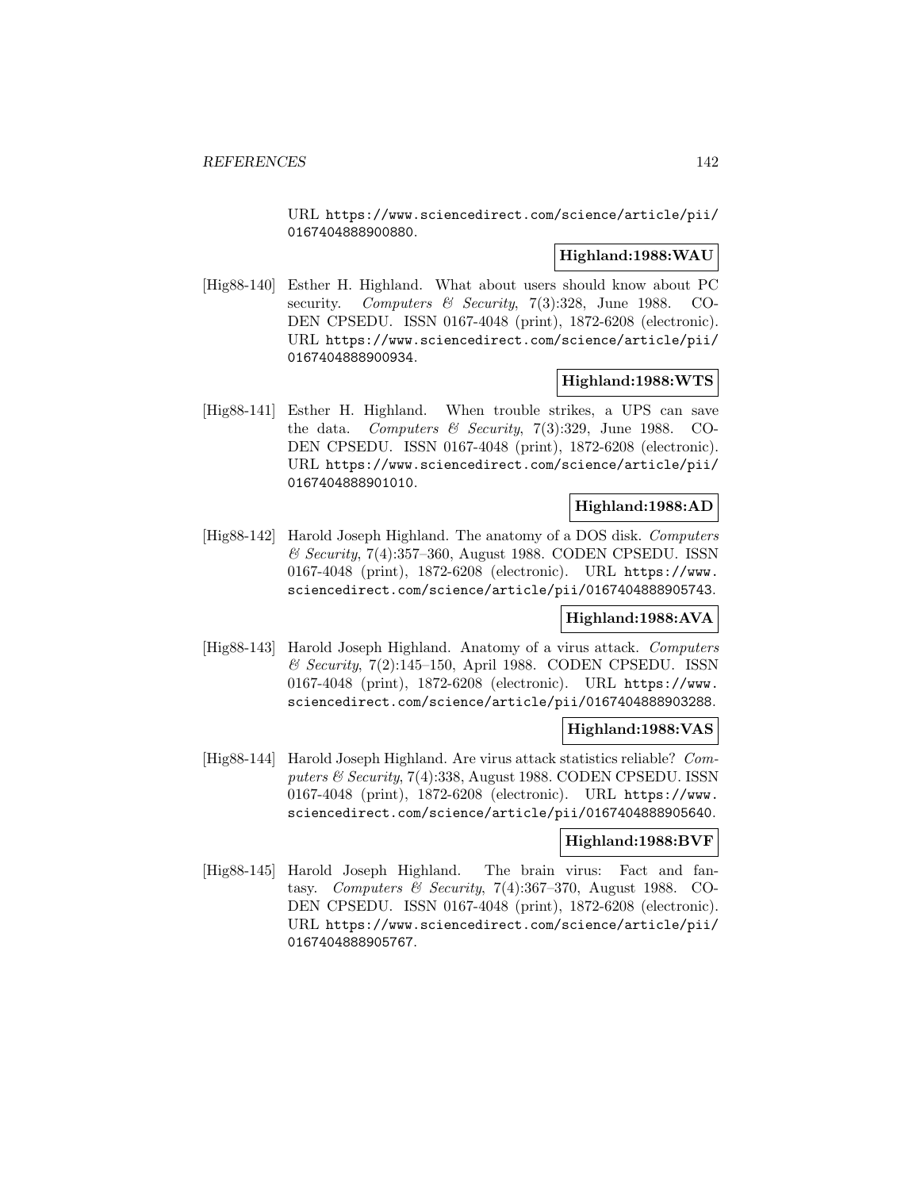URL https://www.sciencedirect.com/science/article/pii/0167404888900880.

**Highland:1988:WAU**

[Hig88-140] Esther H. Highland. What about users should know about PC security. *Computers & Security*, 7(3):328, June 1988. CODEN CPSEDU. ISSN 0167-4048 (print), 1872-6208 (electronic). URL https://www.sciencedirect.com/science/article/pii/0167404888900934.

**Highland:1988:WTS**

[Hig88-141] Esther H. Highland. When trouble strikes, a UPS can save the data. *Computers & Security*, 7(3):329, June 1988. CODEN CPSEDU. ISSN 0167-4048 (print), 1872-6208 (electronic). URL https://www.sciencedirect.com/science/article/pii/0167404888901010.

**Highland:1988:AD**

[Hig88-142] Harold Joseph Highland. The anatomy of a DOS disk. *Computers & Security*, 7(4):357–360, August 1988. CODEN CPSEDU. ISSN 0167-4048 (print), 1872-6208 (electronic). URL https://www.sciencedirect.com/science/article/pii/0167404888905743.

**Highland:1988:AVA**

[Hig88-143] Harold Joseph Highland. Anatomy of a virus attack. *Computers & Security*, 7(2):145–150, April 1988. CODEN CPSEDU. ISSN 0167-4048 (print), 1872-6208 (electronic). URL https://www.sciencedirect.com/science/article/pii/0167404888903288.

**Highland:1988:VAS**

[Hig88-144] Harold Joseph Highland. Are virus attack statistics reliable? *Computers & Security*, 7(4):338, August 1988. CODEN CPSEDU. ISSN 0167-4048 (print), 1872-6208 (electronic). URL https://www.sciencedirect.com/science/article/pii/0167404888905640.

**Highland:1988:BVF**

[Hig88-145] Harold Joseph Highland. The brain virus: Fact and fantasy. *Computers & Security*, 7(4):367–370, August 1988. CODEN CPSEDU. ISSN 0167-4048 (print), 1872-6208 (electronic). URL https://www.sciencedirect.com/science/article/pii/0167404888905767.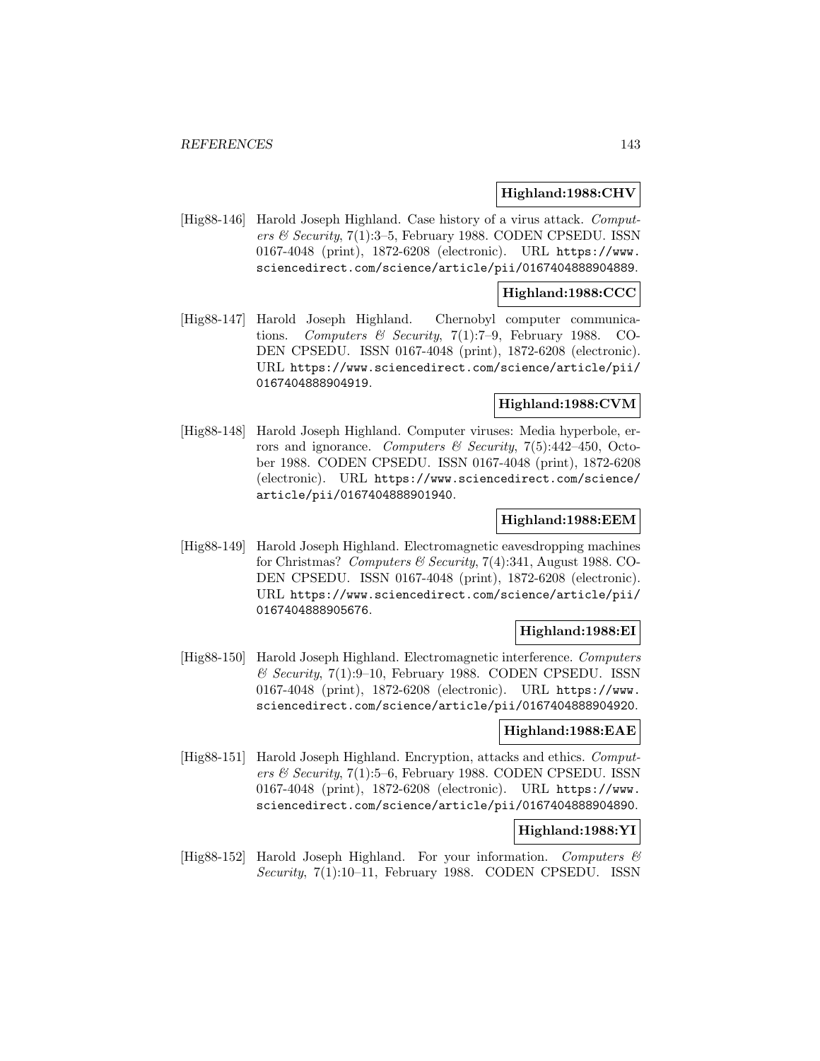**Highland:1988:CHV**

[Hig88-146] Harold Joseph Highland. Case history of a virus attack. *Computers & Security*, 7(1):3–5, February 1988. CODEN CPSEDU. ISSN 0167-4048 (print), 1872-6208 (electronic). URL https://www.sciencedirect.com/science/article/pii/0167404888904889.

**Highland:1988:CCC**

[Hig88-147] Harold Joseph Highland. Chernobyl computer communications. *Computers & Security*, 7(1):7–9, February 1988. CODEN CPSEDU. ISSN 0167-4048 (print), 1872-6208 (electronic). URL https://www.sciencedirect.com/science/article/pii/0167404888904919.

**Highland:1988:CVM**

[Hig88-148] Harold Joseph Highland. Computer viruses: Media hyperbole, errors and ignorance. *Computers & Security*, 7(5):442–450, October 1988. CODEN CPSEDU. ISSN 0167-4048 (print), 1872-6208 (electronic). URL https://www.sciencedirect.com/science/article/pii/0167404888901940.

**Highland:1988:EEM**

[Hig88-149] Harold Joseph Highland. Electromagnetic eavesdropping machines for Christmas? *Computers & Security*, 7(4):341, August 1988. CODEN CPSEDU. ISSN 0167-4048 (print), 1872-6208 (electronic). URL https://www.sciencedirect.com/science/article/pii/0167404888905676.

**Highland:1988:EI**

[Hig88-150] Harold Joseph Highland. Electromagnetic interference. *Computers & Security*, 7(1):9–10, February 1988. CODEN CPSEDU. ISSN 0167-4048 (print), 1872-6208 (electronic). URL https://www.sciencedirect.com/science/article/pii/0167404888904920.

**Highland:1988:EAE**

[Hig88-151] Harold Joseph Highland. Encryption, attacks and ethics. *Computers & Security*, 7(1):5–6, February 1988. CODEN CPSEDU. ISSN 0167-4048 (print), 1872-6208 (electronic). URL https://www.sciencedirect.com/science/article/pii/0167404888904890.

**Highland:1988:YI**

[Hig88-152] Harold Joseph Highland. For your information. *Computers & Security*, 7(1):10–11, February 1988. CODEN CPSEDU. ISSN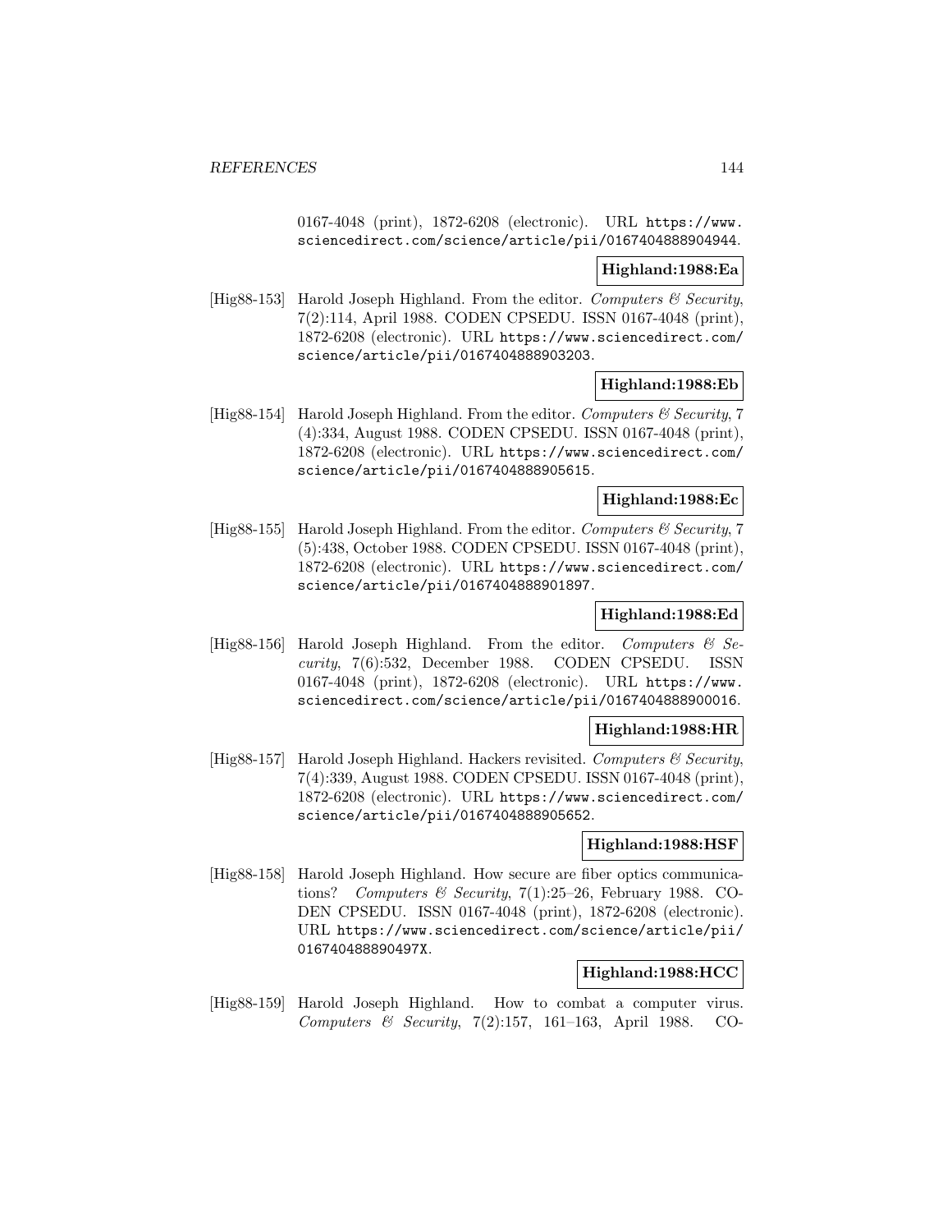0167-4048 (print), 1872-6208 (electronic). URL https://www.sciencedirect.com/science/article/pii/0167404888904944.

**Highland:1988:Ea**

[Hig88-153] Harold Joseph Highland. From the editor. *Computers & Security*, 7(2):114, April 1988. CODEN CPSEDU. ISSN 0167-4048 (print), 1872-6208 (electronic). URL https://www.sciencedirect.com/science/article/pii/0167404888903203.

**Highland:1988:Eb**

[Hig88-154] Harold Joseph Highland. From the editor. *Computers & Security*, 7 (4):334, August 1988. CODEN CPSEDU. ISSN 0167-4048 (print), 1872-6208 (electronic). URL https://www.sciencedirect.com/science/article/pii/0167404888905615.

**Highland:1988:Ec**

[Hig88-155] Harold Joseph Highland. From the editor. *Computers & Security*, 7 (5):438, October 1988. CODEN CPSEDU. ISSN 0167-4048 (print), 1872-6208 (electronic). URL https://www.sciencedirect.com/science/article/pii/0167404888901897.

**Highland:1988:Ed**

[Hig88-156] Harold Joseph Highland. From the editor. *Computers & Security*, 7(6):532, December 1988. CODEN CPSEDU. ISSN 0167-4048 (print), 1872-6208 (electronic). URL https://www.sciencedirect.com/science/article/pii/0167404888900016.

**Highland:1988:HR**

[Hig88-157] Harold Joseph Highland. Hackers revisited. *Computers & Security*, 7(4):339, August 1988. CODEN CPSEDU. ISSN 0167-4048 (print), 1872-6208 (electronic). URL https://www.sciencedirect.com/science/article/pii/0167404888905652.

**Highland:1988:HSF**

[Hig88-158] Harold Joseph Highland. How secure are fiber optics communications? *Computers & Security*, 7(1):25–26, February 1988. CODEN CPSEDU. ISSN 0167-4048 (print), 1872-6208 (electronic). URL https://www.sciencedirect.com/science/article/pii/016740488890497X.

**Highland:1988:HCC**

[Hig88-159] Harold Joseph Highland. How to combat a computer virus. *Computers & Security*, 7(2):157, 161–163, April 1988. CO-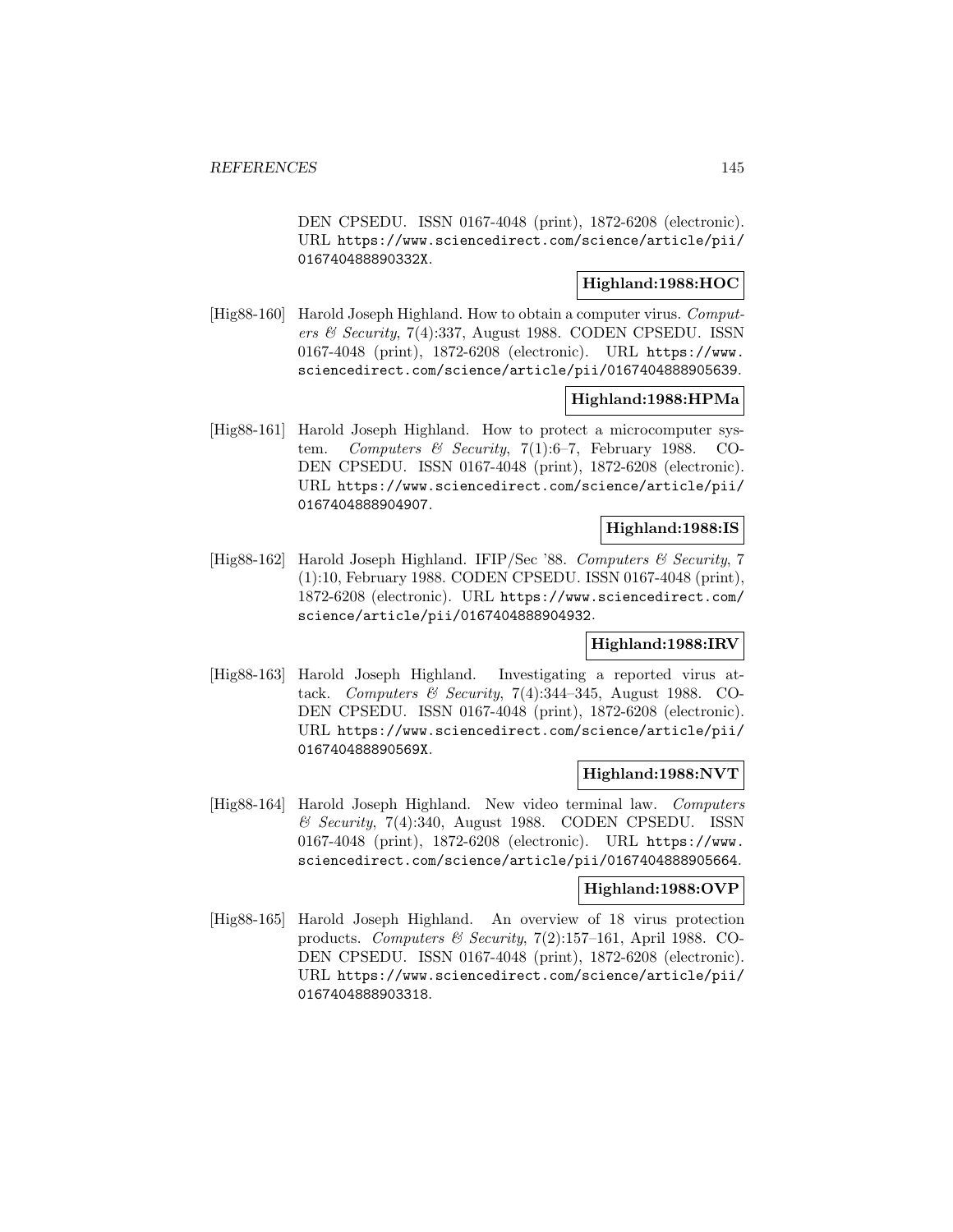DEN CPSEDU. ISSN 0167-4048 (print), 1872-6208 (electronic). URL https://www.sciencedirect.com/science/article/pii/016740488890332X.

**Highland:1988:HOC**

[Hig88-160] Harold Joseph Highland. How to obtain a computer virus. *Computers & Security*, 7(4):337, August 1988. CODEN CPSEDU. ISSN 0167-4048 (print), 1872-6208 (electronic). URL https://www.sciencedirect.com/science/article/pii/0167404888905639.

**Highland:1988:HPMa**

[Hig88-161] Harold Joseph Highland. How to protect a microcomputer system. *Computers & Security*, 7(1):6–7, February 1988. CODEN CPSEDU. ISSN 0167-4048 (print), 1872-6208 (electronic). URL https://www.sciencedirect.com/science/article/pii/0167404888904907.

**Highland:1988:IS**

[Hig88-162] Harold Joseph Highland. IFIP/Sec '88. *Computers & Security*, 7 (1):10, February 1988. CODEN CPSEDU. ISSN 0167-4048 (print), 1872-6208 (electronic). URL https://www.sciencedirect.com/science/article/pii/0167404888904932.

**Highland:1988:IRV**

[Hig88-163] Harold Joseph Highland. Investigating a reported virus attack. *Computers & Security*, 7(4):344–345, August 1988. CODEN CPSEDU. ISSN 0167-4048 (print), 1872-6208 (electronic). URL https://www.sciencedirect.com/science/article/pii/016740488890569X.

**Highland:1988:NVT**

[Hig88-164] Harold Joseph Highland. New video terminal law. *Computers & Security*, 7(4):340, August 1988. CODEN CPSEDU. ISSN 0167-4048 (print), 1872-6208 (electronic). URL https://www.sciencedirect.com/science/article/pii/0167404888905664.

**Highland:1988:OVP**

[Hig88-165] Harold Joseph Highland. An overview of 18 virus protection products. *Computers & Security*, 7(2):157–161, April 1988. CODEN CPSEDU. ISSN 0167-4048 (print), 1872-6208 (electronic). URL https://www.sciencedirect.com/science/article/pii/0167404888903318.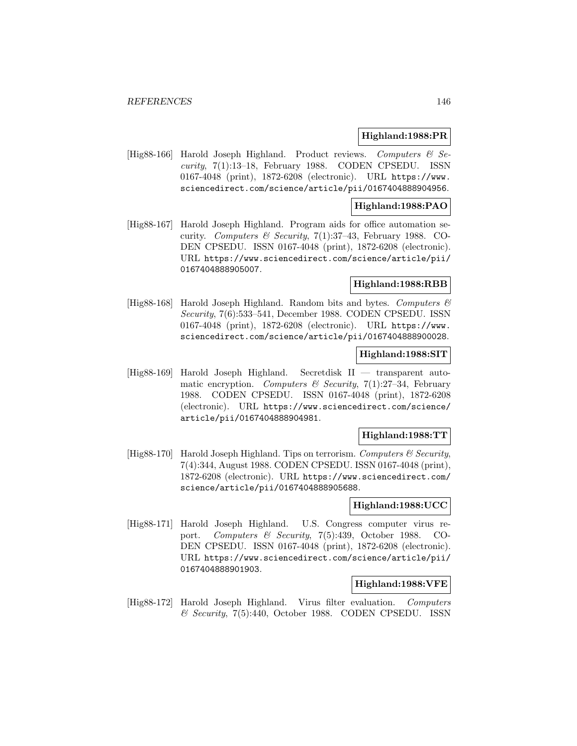**Highland:1988:PR**

[Hig88-166] Harold Joseph Highland. Product reviews. *Computers & Security*, 7(1):13–18, February 1988. CODEN CPSEDU. ISSN 0167-4048 (print), 1872-6208 (electronic). URL https://www.sciencedirect.com/science/article/pii/0167404888904956.

**Highland:1988:PAO**

[Hig88-167] Harold Joseph Highland. Program aids for office automation security. *Computers & Security*, 7(1):37–43, February 1988. CODEN CPSEDU. ISSN 0167-4048 (print), 1872-6208 (electronic). URL https://www.sciencedirect.com/science/article/pii/0167404888905007.

**Highland:1988:RBB**

[Hig88-168] Harold Joseph Highland. Random bits and bytes. *Computers & Security*, 7(6):533–541, December 1988. CODEN CPSEDU. ISSN 0167-4048 (print), 1872-6208 (electronic). URL https://www.sciencedirect.com/science/article/pii/0167404888900028.

**Highland:1988:SIT**

[Hig88-169] Harold Joseph Highland. Secretdisk II — transparent automatic encryption. *Computers & Security*, 7(1):27–34, February 1988. CODEN CPSEDU. ISSN 0167-4048 (print), 1872-6208 (electronic). URL https://www.sciencedirect.com/science/article/pii/0167404888904981.

**Highland:1988:TT**

[Hig88-170] Harold Joseph Highland. Tips on terrorism. *Computers & Security*, 7(4):344, August 1988. CODEN CPSEDU. ISSN 0167-4048 (print), 1872-6208 (electronic). URL https://www.sciencedirect.com/science/article/pii/0167404888905688.

**Highland:1988:UCC**

[Hig88-171] Harold Joseph Highland. U.S. Congress computer virus report. *Computers & Security*, 7(5):439, October 1988. CODEN CPSEDU. ISSN 0167-4048 (print), 1872-6208 (electronic). URL https://www.sciencedirect.com/science/article/pii/0167404888901903.

**Highland:1988:VFE**

[Hig88-172] Harold Joseph Highland. Virus filter evaluation. *Computers & Security*, 7(5):440, October 1988. CODEN CPSEDU. ISSN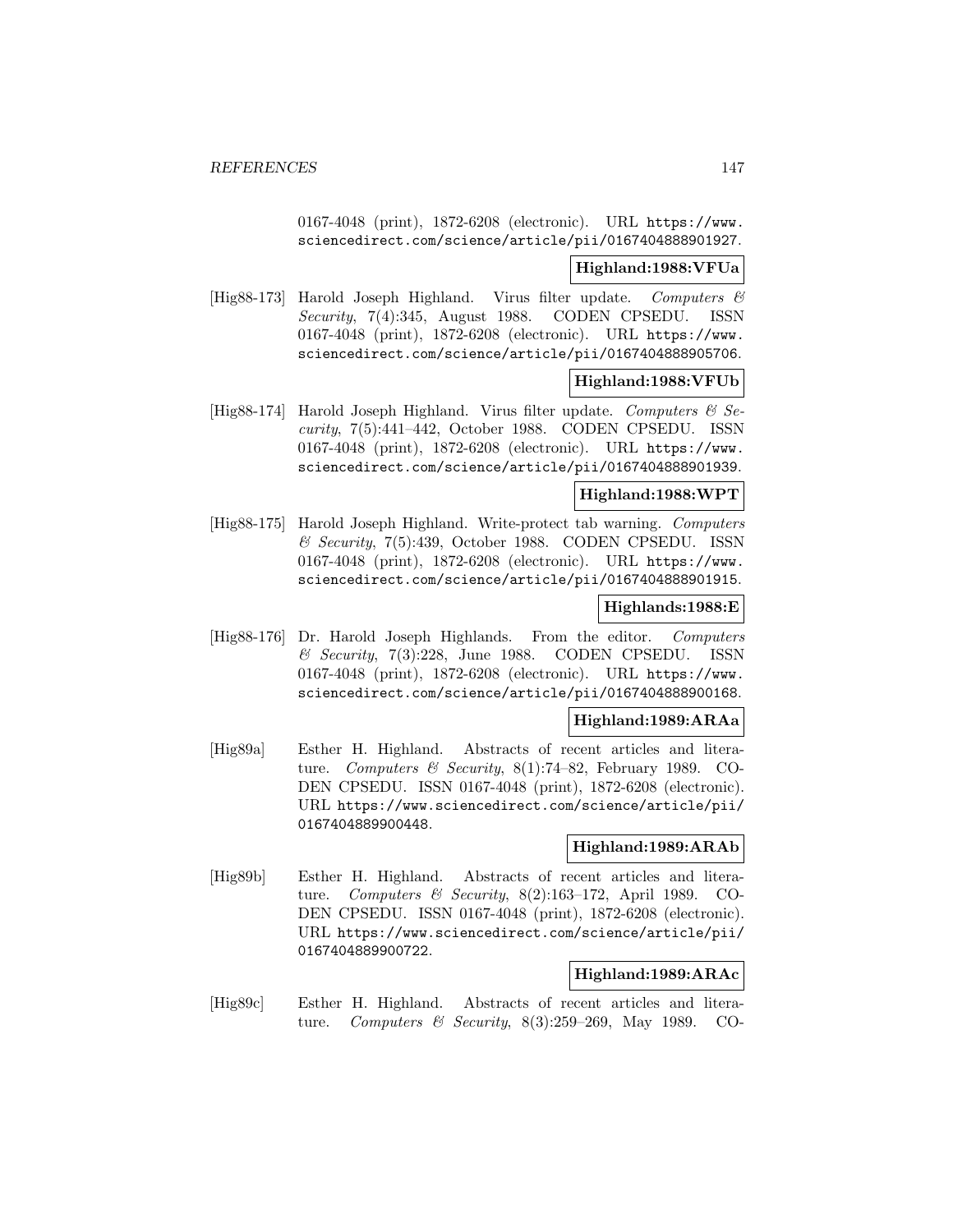0167-4048 (print), 1872-6208 (electronic). URL https://www.sciencedirect.com/science/article/pii/0167404888901927.

**Highland:1988:VFUa**

[Hig88-173] Harold Joseph Highland. Virus filter update. *Computers & Security*, 7(4):345, August 1988. CODEN CPSEDU. ISSN 0167-4048 (print), 1872-6208 (electronic). URL https://www.sciencedirect.com/science/article/pii/0167404888905706.

**Highland:1988:VFUb**

[Hig88-174] Harold Joseph Highland. Virus filter update. *Computers & Security*, 7(5):441–442, October 1988. CODEN CPSEDU. ISSN 0167-4048 (print), 1872-6208 (electronic). URL https://www.sciencedirect.com/science/article/pii/0167404888901939.

**Highland:1988:WPT**

[Hig88-175] Harold Joseph Highland. Write-protect tab warning. *Computers & Security*, 7(5):439, October 1988. CODEN CPSEDU. ISSN 0167-4048 (print), 1872-6208 (electronic). URL https://www.sciencedirect.com/science/article/pii/0167404888901915.

**Highlands:1988:E**

[Hig88-176] Dr. Harold Joseph Highlands. From the editor. *Computers & Security*, 7(3):228, June 1988. CODEN CPSEDU. ISSN 0167-4048 (print), 1872-6208 (electronic). URL https://www.sciencedirect.com/science/article/pii/0167404888900168.

**Highland:1989:ARAa**

[Hig89a] Esther H. Highland. Abstracts of recent articles and literature. *Computers & Security*, 8(1):74–82, February 1989. CODEN CPSEDU. ISSN 0167-4048 (print), 1872-6208 (electronic). URL https://www.sciencedirect.com/science/article/pii/0167404889900448.

**Highland:1989:ARAb**

[Hig89b] Esther H. Highland. Abstracts of recent articles and literature. *Computers & Security*, 8(2):163–172, April 1989. CODEN CPSEDU. ISSN 0167-4048 (print), 1872-6208 (electronic). URL https://www.sciencedirect.com/science/article/pii/0167404889900722.

**Highland:1989:ARAc**

[Hig89c] Esther H. Highland. Abstracts of recent articles and literature. *Computers & Security*, 8(3):259–269, May 1989. CO-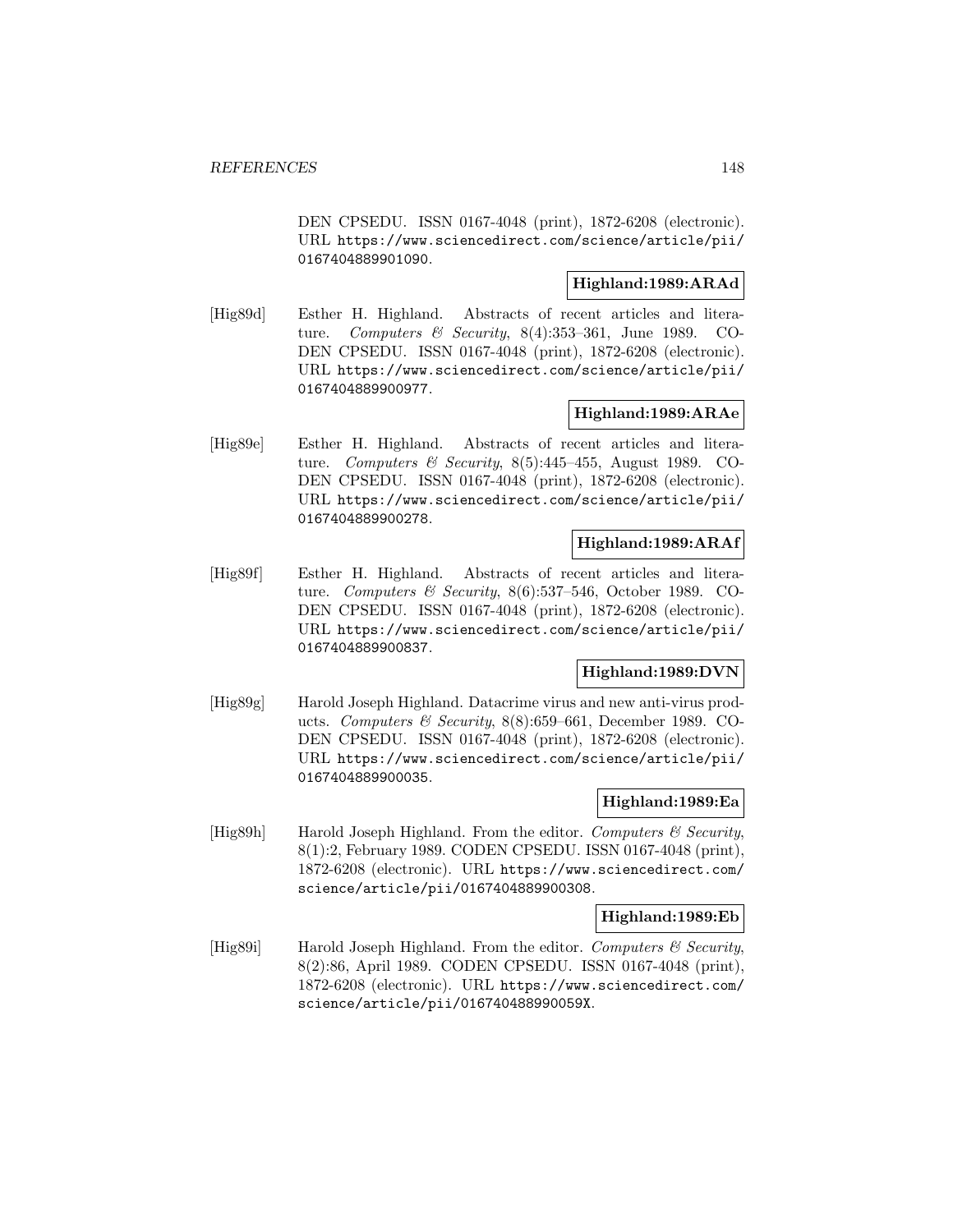DEN CPSEDU. ISSN 0167-4048 (print), 1872-6208 (electronic). URL https://www.sciencedirect.com/science/article/pii/0167404889901090.

**Highland:1989:ARAd**

[Hig89d] Esther H. Highland. Abstracts of recent articles and literature. *Computers & Security*, 8(4):353–361, June 1989. CODEN CPSEDU. ISSN 0167-4048 (print), 1872-6208 (electronic). URL https://www.sciencedirect.com/science/article/pii/0167404889900977.

**Highland:1989:ARAe**

[Hig89e] Esther H. Highland. Abstracts of recent articles and literature. *Computers & Security*, 8(5):445–455, August 1989. CODEN CPSEDU. ISSN 0167-4048 (print), 1872-6208 (electronic). URL https://www.sciencedirect.com/science/article/pii/0167404889900278.

**Highland:1989:ARAf**

[Hig89f] Esther H. Highland. Abstracts of recent articles and literature. *Computers & Security*, 8(6):537–546, October 1989. CODEN CPSEDU. ISSN 0167-4048 (print), 1872-6208 (electronic). URL https://www.sciencedirect.com/science/article/pii/0167404889900837.

**Highland:1989:DVN**

[Hig89g] Harold Joseph Highland. Datacrime virus and new anti-virus products. *Computers & Security*, 8(8):659–661, December 1989. CODEN CPSEDU. ISSN 0167-4048 (print), 1872-6208 (electronic). URL https://www.sciencedirect.com/science/article/pii/0167404889900035.

**Highland:1989:Ea**

[Hig89h] Harold Joseph Highland. From the editor. *Computers & Security*, 8(1):2, February 1989. CODEN CPSEDU. ISSN 0167-4048 (print), 1872-6208 (electronic). URL https://www.sciencedirect.com/science/article/pii/0167404889900308.

**Highland:1989:Eb**

[Hig89i] Harold Joseph Highland. From the editor. *Computers & Security*, 8(2):86, April 1989. CODEN CPSEDU. ISSN 0167-4048 (print), 1872-6208 (electronic). URL https://www.sciencedirect.com/science/article/pii/016740488990059X.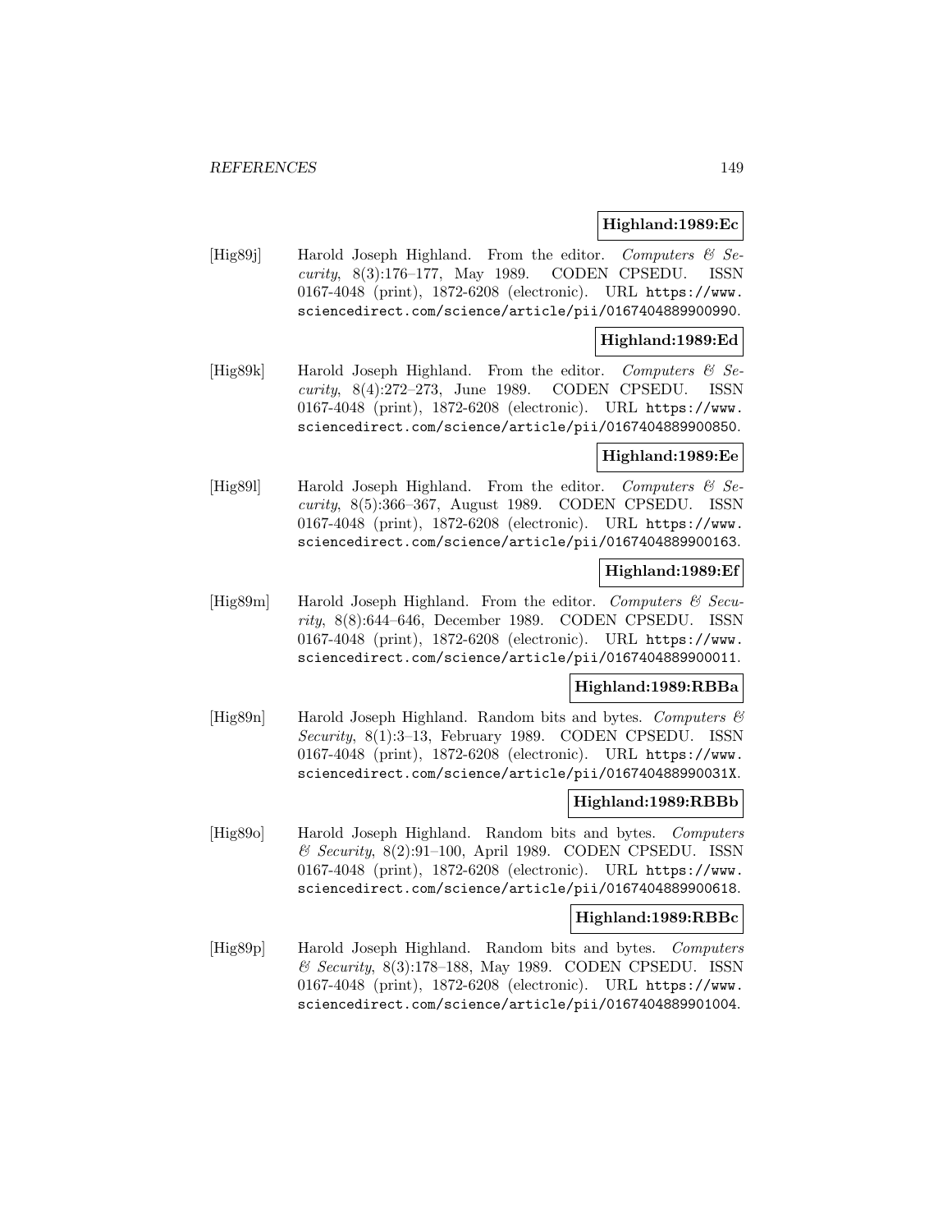**Highland:1989:Ec**

[Hig89j] Harold Joseph Highland. From the editor. *Computers & Security*, 8(3):176–177, May 1989. CODEN CPSEDU. ISSN 0167-4048 (print), 1872-6208 (electronic). URL https://www.sciencedirect.com/science/article/pii/0167404889900990.

**Highland:1989:Ed**

[Hig89k] Harold Joseph Highland. From the editor. *Computers & Security*, 8(4):272–273, June 1989. CODEN CPSEDU. ISSN 0167-4048 (print), 1872-6208 (electronic). URL https://www.sciencedirect.com/science/article/pii/0167404889900850.

**Highland:1989:Ee**

[Hig89l] Harold Joseph Highland. From the editor. *Computers & Security*, 8(5):366–367, August 1989. CODEN CPSEDU. ISSN 0167-4048 (print), 1872-6208 (electronic). URL https://www.sciencedirect.com/science/article/pii/0167404889900163.

**Highland:1989:Ef**

[Hig89m] Harold Joseph Highland. From the editor. *Computers & Security*, 8(8):644–646, December 1989. CODEN CPSEDU. ISSN 0167-4048 (print), 1872-6208 (electronic). URL https://www.sciencedirect.com/science/article/pii/0167404889900011.

**Highland:1989:RBBa**

[Hig89n] Harold Joseph Highland. Random bits and bytes. *Computers & Security*, 8(1):3–13, February 1989. CODEN CPSEDU. ISSN 0167-4048 (print), 1872-6208 (electronic). URL https://www.sciencedirect.com/science/article/pii/016740488990031X.

**Highland:1989:RBBb**

[Hig89o] Harold Joseph Highland. Random bits and bytes. *Computers & Security*, 8(2):91–100, April 1989. CODEN CPSEDU. ISSN 0167-4048 (print), 1872-6208 (electronic). URL https://www.sciencedirect.com/science/article/pii/0167404889900618.

**Highland:1989:RBBc**

[Hig89p] Harold Joseph Highland. Random bits and bytes. *Computers & Security*, 8(3):178–188, May 1989. CODEN CPSEDU. ISSN 0167-4048 (print), 1872-6208 (electronic). URL https://www.sciencedirect.com/science/article/pii/0167404889901004.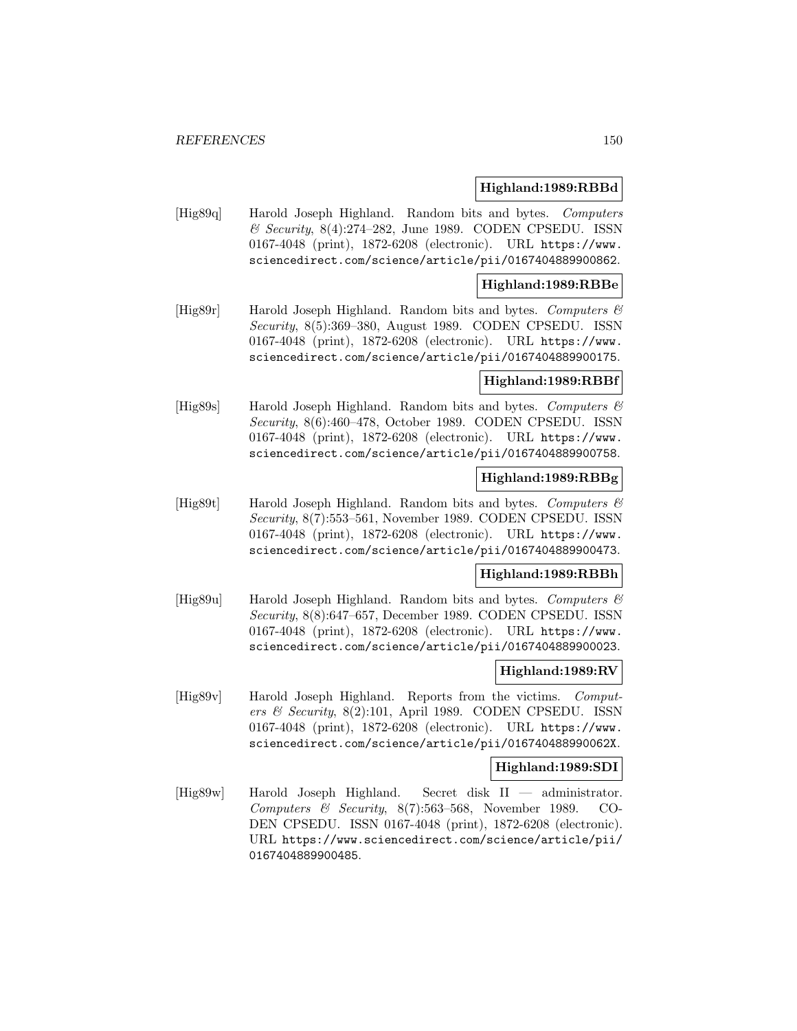**Highland:1989:RBBd**

[Hig89q] Harold Joseph Highland. Random bits and bytes. *Computers & Security*, 8(4):274–282, June 1989. CODEN CPSEDU. ISSN 0167-4048 (print), 1872-6208 (electronic). URL https://www.sciencedirect.com/science/article/pii/0167404889900862.

**Highland:1989:RBBe**

[Hig89r] Harold Joseph Highland. Random bits and bytes. *Computers & Security*, 8(5):369–380, August 1989. CODEN CPSEDU. ISSN 0167-4048 (print), 1872-6208 (electronic). URL https://www.sciencedirect.com/science/article/pii/0167404889900175.

**Highland:1989:RBBf**

[Hig89s] Harold Joseph Highland. Random bits and bytes. *Computers & Security*, 8(6):460–478, October 1989. CODEN CPSEDU. ISSN 0167-4048 (print), 1872-6208 (electronic). URL https://www.sciencedirect.com/science/article/pii/0167404889900758.

**Highland:1989:RBBg**

[Hig89t] Harold Joseph Highland. Random bits and bytes. *Computers & Security*, 8(7):553–561, November 1989. CODEN CPSEDU. ISSN 0167-4048 (print), 1872-6208 (electronic). URL https://www.sciencedirect.com/science/article/pii/0167404889900473.

**Highland:1989:RBBh**

[Hig89u] Harold Joseph Highland. Random bits and bytes. *Computers & Security*, 8(8):647–657, December 1989. CODEN CPSEDU. ISSN 0167-4048 (print), 1872-6208 (electronic). URL https://www.sciencedirect.com/science/article/pii/0167404889900023.

**Highland:1989:RV**

[Hig89v] Harold Joseph Highland. Reports from the victims. *Computers & Security*, 8(2):101, April 1989. CODEN CPSEDU. ISSN 0167-4048 (print), 1872-6208 (electronic). URL https://www.sciencedirect.com/science/article/pii/016740488990062X.

**Highland:1989:SDI**

[Hig89w] Harold Joseph Highland. Secret disk II — administrator. *Computers & Security*, 8(7):563–568, November 1989. CODEN CPSEDU. ISSN 0167-4048 (print), 1872-6208 (electronic). URL https://www.sciencedirect.com/science/article/pii/0167404889900485.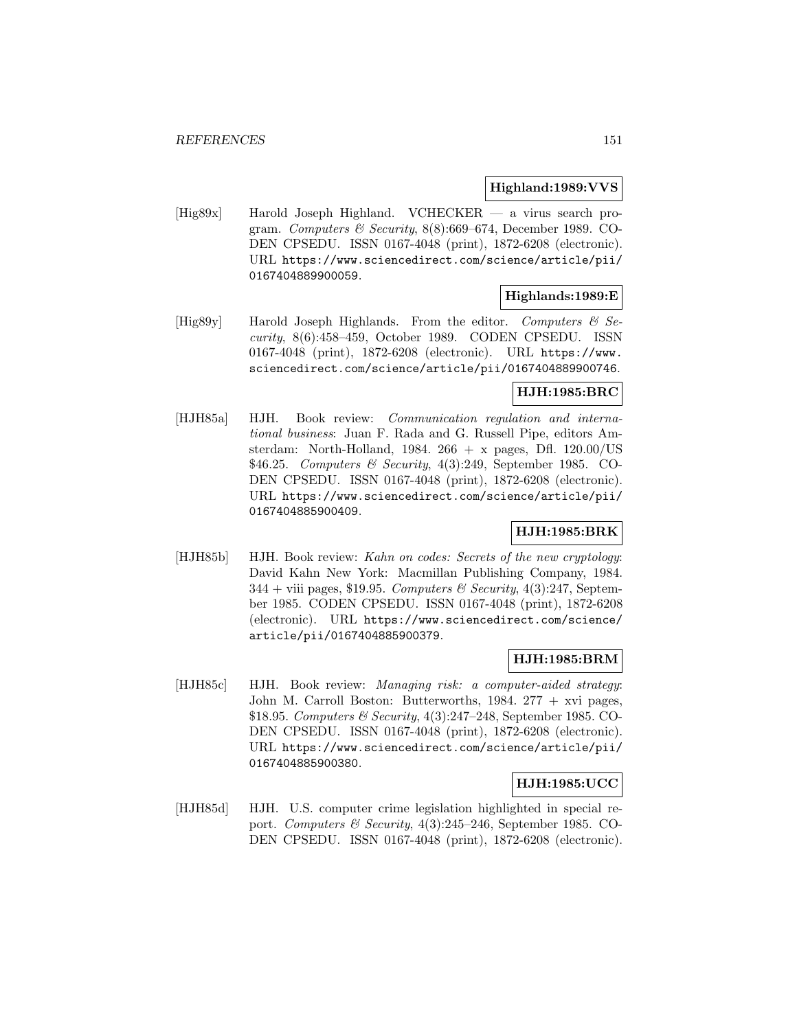**Highland:1989:VVS**

[Hig89x] Harold Joseph Highland. VCHECKER — a virus search program. *Computers & Security*, 8(8):669–674, December 1989. CODEN CPSEDU. ISSN 0167-4048 (print), 1872-6208 (electronic). URL https://www.sciencedirect.com/science/article/pii/0167404889900059.

**Highlands:1989:E**

[Hig89y] Harold Joseph Highlands. From the editor. *Computers & Security*, 8(6):458–459, October 1989. CODEN CPSEDU. ISSN 0167-4048 (print), 1872-6208 (electronic). URL https://www.sciencedirect.com/science/article/pii/0167404889900746.

**HJH:1985:BRC**

[HJH85a] HJH. Book review: *Communication regulation and international business*: Juan F. Rada and G. Russell Pipe, editors Amsterdam: North-Holland, 1984. 266 + x pages, Dfl. 120.00/US $46.25. *Computers & Security*, 4(3):249, September 1985. CODEN CPSEDU. ISSN 0167-4048 (print), 1872-6208 (electronic). URL https://www.sciencedirect.com/science/article/pii/0167404885900409.

**HJH:1985:BRK**

[HJH85b] HJH. Book review: *Kahn on codes: Secrets of the new cryptology*: David Kahn New York: Macmillan Publishing Company, 1984. 344 + viii pages, $19.95. *Computers & Security*, 4(3):247, September 1985. CODEN CPSEDU. ISSN 0167-4048 (print), 1872-6208 (electronic). URL https://www.sciencedirect.com/science/article/pii/0167404885900379.

**HJH:1985:BRM**

[HJH85c] HJH. Book review: *Managing risk: a computer-aided strategy*: John M. Carroll Boston: Butterworths, 1984. 277 + xvi pages, $18.95. *Computers & Security*, 4(3):247–248, September 1985. CODEN CPSEDU. ISSN 0167-4048 (print), 1872-6208 (electronic). URL https://www.sciencedirect.com/science/article/pii/0167404885900380.

**HJH:1985:UCC**

[HJH85d] HJH. U.S. computer crime legislation highlighted in special report. *Computers & Security*, 4(3):245–246, September 1985. CODEN CPSEDU. ISSN 0167-4048 (print), 1872-6208 (electronic).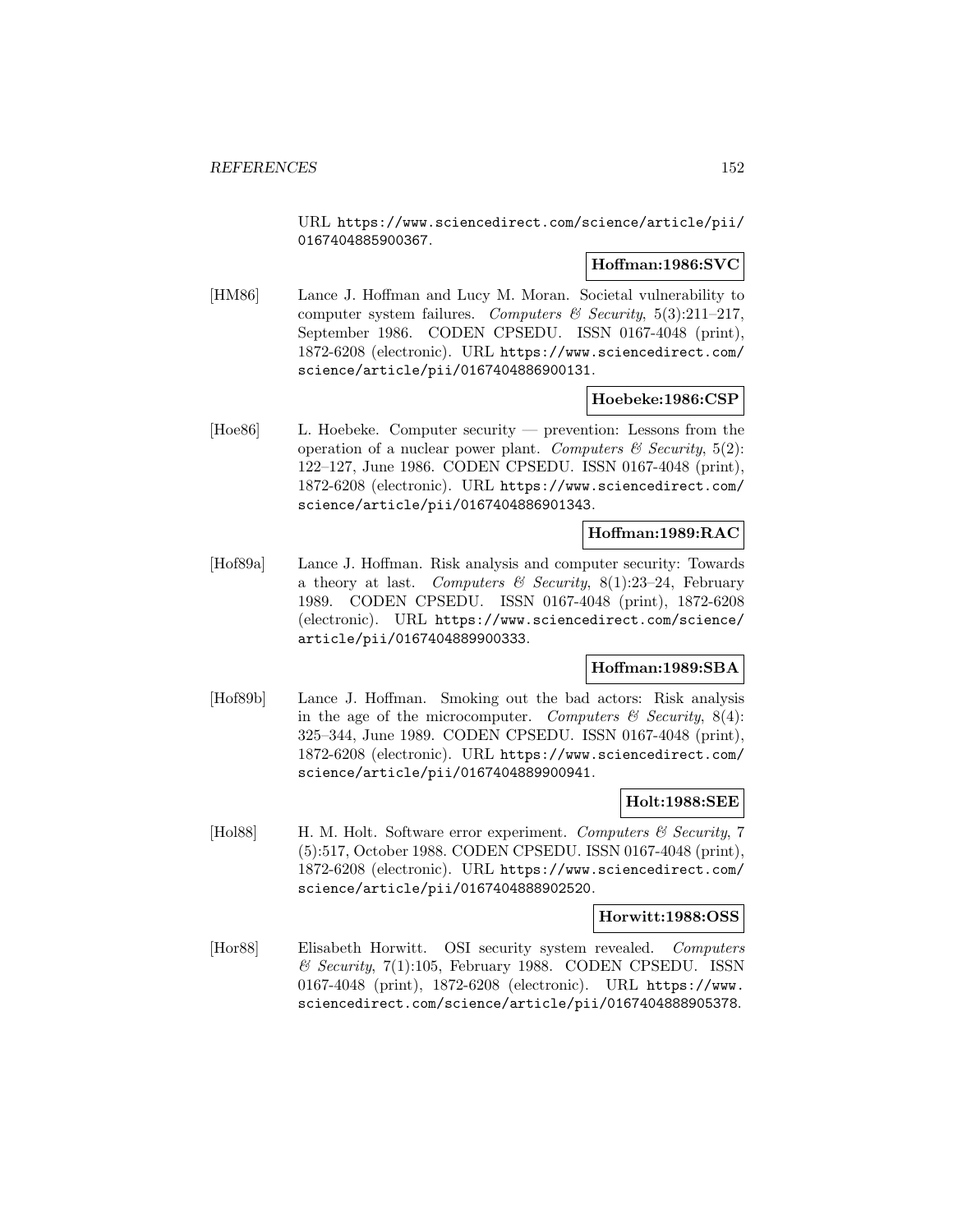URL https://www.sciencedirect.com/science/article/pii/0167404885900367.

**Hoffman:1986:SVC**

[HM86] Lance J. Hoffman and Lucy M. Moran. Societal vulnerability to computer system failures. *Computers & Security*, 5(3):211–217, September 1986. CODEN CPSEDU. ISSN 0167-4048 (print), 1872-6208 (electronic). URL https://www.sciencedirect.com/science/article/pii/0167404886900131.

**Hoebeke:1986:CSP**

[Hoe86] L. Hoebeke. Computer security — prevention: Lessons from the operation of a nuclear power plant. *Computers & Security*, 5(2): 122–127, June 1986. CODEN CPSEDU. ISSN 0167-4048 (print), 1872-6208 (electronic). URL https://www.sciencedirect.com/science/article/pii/0167404886901343.

**Hoffman:1989:RAC**

[Hof89a] Lance J. Hoffman. Risk analysis and computer security: Towards a theory at last. *Computers & Security*, 8(1):23–24, February 1989. CODEN CPSEDU. ISSN 0167-4048 (print), 1872-6208 (electronic). URL https://www.sciencedirect.com/science/article/pii/0167404889900333.

**Hoffman:1989:SBA**

[Hof89b] Lance J. Hoffman. Smoking out the bad actors: Risk analysis in the age of the microcomputer. *Computers & Security*, 8(4): 325–344, June 1989. CODEN CPSEDU. ISSN 0167-4048 (print), 1872-6208 (electronic). URL https://www.sciencedirect.com/science/article/pii/0167404889900941.

**Holt:1988:SEE**

[Hol88] H. M. Holt. Software error experiment. *Computers & Security*, 7 (5):517, October 1988. CODEN CPSEDU. ISSN 0167-4048 (print), 1872-6208 (electronic). URL https://www.sciencedirect.com/science/article/pii/0167404888902520.

**Horwitt:1988:OSS**

[Hor88] Elisabeth Horwitt. OSI security system revealed. *Computers & Security*, 7(1):105, February 1988. CODEN CPSEDU. ISSN 0167-4048 (print), 1872-6208 (electronic). URL https://www.sciencedirect.com/science/article/pii/0167404888905378.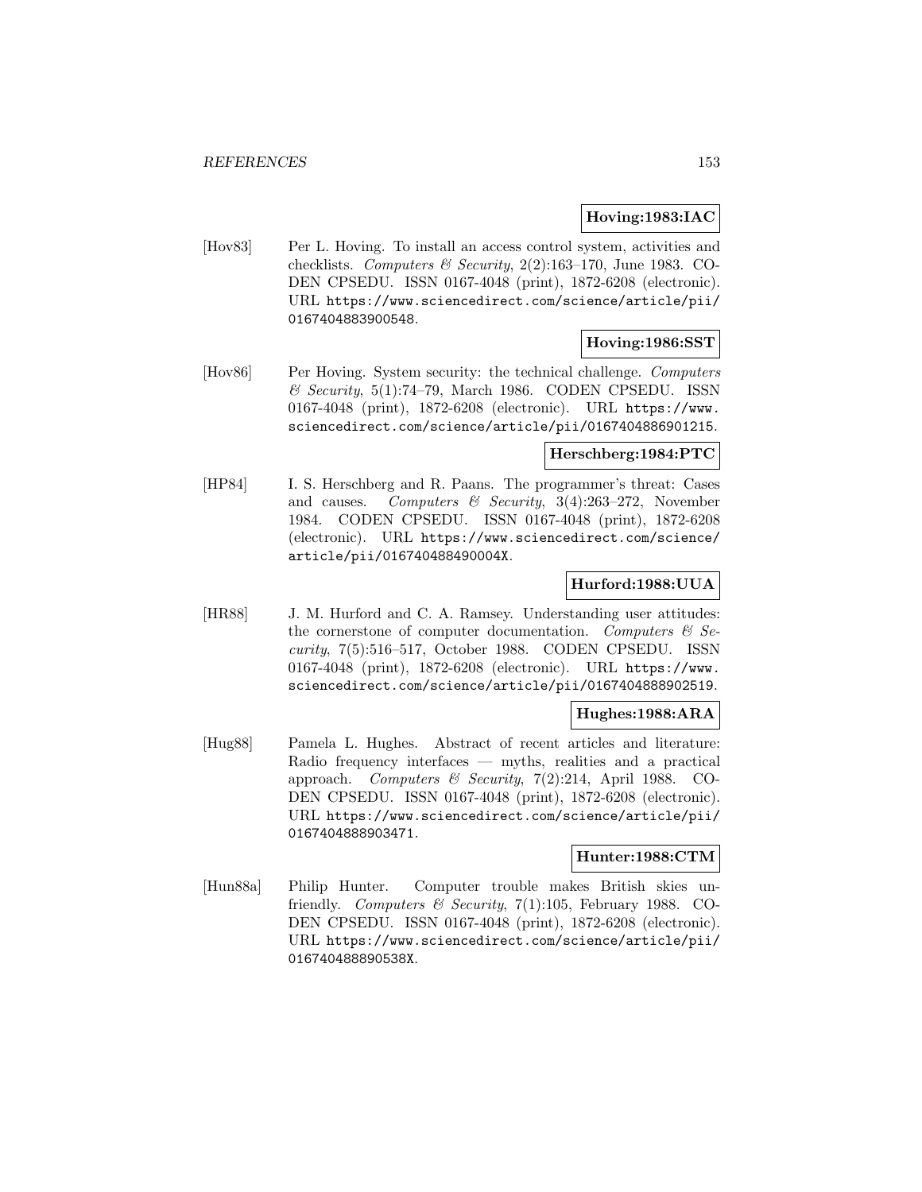**Hoving:1983:IAC**

[Hov83] Per L. Hoving. To install an access control system, activities and checklists. *Computers & Security*, 2(2):163–170, June 1983. CODEN CPSEDU. ISSN 0167-4048 (print), 1872-6208 (electronic). URL https://www.sciencedirect.com/science/article/pii/0167404883900548.

**Hoving:1986:SST**

[Hov86] Per Hoving. System security: the technical challenge. *Computers & Security*, 5(1):74–79, March 1986. CODEN CPSEDU. ISSN 0167-4048 (print), 1872-6208 (electronic). URL https://www.sciencedirect.com/science/article/pii/0167404886901215.

**Herschberg:1984:PTC**

[HP84] I. S. Herschberg and R. Paans. The programmer's threat: Cases and causes. *Computers & Security*, 3(4):263–272, November 1984. CODEN CPSEDU. ISSN 0167-4048 (print), 1872-6208 (electronic). URL https://www.sciencedirect.com/science/article/pii/016740488490004X.

**Hurford:1988:UUA**

[HR88] J. M. Hurford and C. A. Ramsey. Understanding user attitudes: the cornerstone of computer documentation. *Computers & Security*, 7(5):516–517, October 1988. CODEN CPSEDU. ISSN 0167-4048 (print), 1872-6208 (electronic). URL https://www.sciencedirect.com/science/article/pii/0167404888902519.

**Hughes:1988:ARA**

[Hug88] Pamela L. Hughes. Abstract of recent articles and literature: Radio frequency interfaces — myths, realities and a practical approach. *Computers & Security*, 7(2):214, April 1988. CODEN CPSEDU. ISSN 0167-4048 (print), 1872-6208 (electronic). URL https://www.sciencedirect.com/science/article/pii/0167404888903471.

**Hunter:1988:CTM**

[Hun88a] Philip Hunter. Computer trouble makes British skies unfriendly. *Computers & Security*, 7(1):105, February 1988. CODEN CPSEDU. ISSN 0167-4048 (print), 1872-6208 (electronic). URL https://www.sciencedirect.com/science/article/pii/016740488890538X.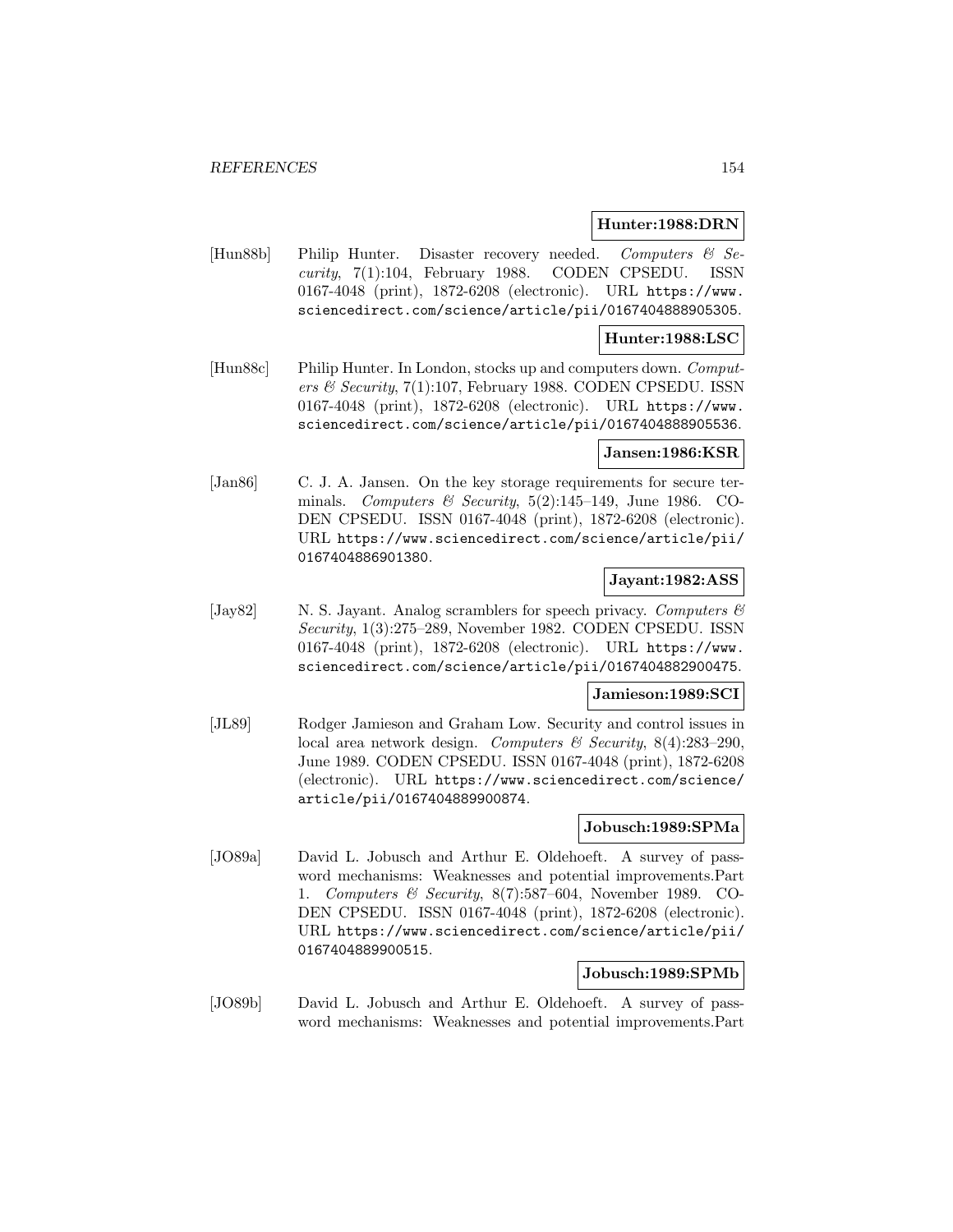**Hunter:1988:DRN**

[Hun88b] Philip Hunter. Disaster recovery needed. *Computers & Security*, 7(1):104, February 1988. CODEN CPSEDU. ISSN 0167-4048 (print), 1872-6208 (electronic). URL https://www.sciencedirect.com/science/article/pii/0167404888905305.

**Hunter:1988:LSC**

[Hun88c] Philip Hunter. In London, stocks up and computers down. *Computers & Security*, 7(1):107, February 1988. CODEN CPSEDU. ISSN 0167-4048 (print), 1872-6208 (electronic). URL https://www.sciencedirect.com/science/article/pii/0167404888905536.

**Jansen:1986:KSR**

[Jan86] C. J. A. Jansen. On the key storage requirements for secure terminals. *Computers & Security*, 5(2):145–149, June 1986. CODEN CPSEDU. ISSN 0167-4048 (print), 1872-6208 (electronic). URL https://www.sciencedirect.com/science/article/pii/0167404886901380.

**Jayant:1982:ASS**

[Jay82] N. S. Jayant. Analog scramblers for speech privacy. *Computers & Security*, 1(3):275–289, November 1982. CODEN CPSEDU. ISSN 0167-4048 (print), 1872-6208 (electronic). URL https://www.sciencedirect.com/science/article/pii/0167404882900475.

**Jamieson:1989:SCI**

[JL89] Rodger Jamieson and Graham Low. Security and control issues in local area network design. *Computers & Security*, 8(4):283–290, June 1989. CODEN CPSEDU. ISSN 0167-4048 (print), 1872-6208 (electronic). URL https://www.sciencedirect.com/science/article/pii/0167404889900874.

**Jobusch:1989:SPMa**

[JO89a] David L. Jobusch and Arthur E. Oldehoeft. A survey of password mechanisms: Weaknesses and potential improvements.Part 1. *Computers & Security*, 8(7):587–604, November 1989. CODEN CPSEDU. ISSN 0167-4048 (print), 1872-6208 (electronic). URL https://www.sciencedirect.com/science/article/pii/0167404889900515.

**Jobusch:1989:SPMb**

[JO89b] David L. Jobusch and Arthur E. Oldehoeft. A survey of password mechanisms: Weaknesses and potential improvements.Part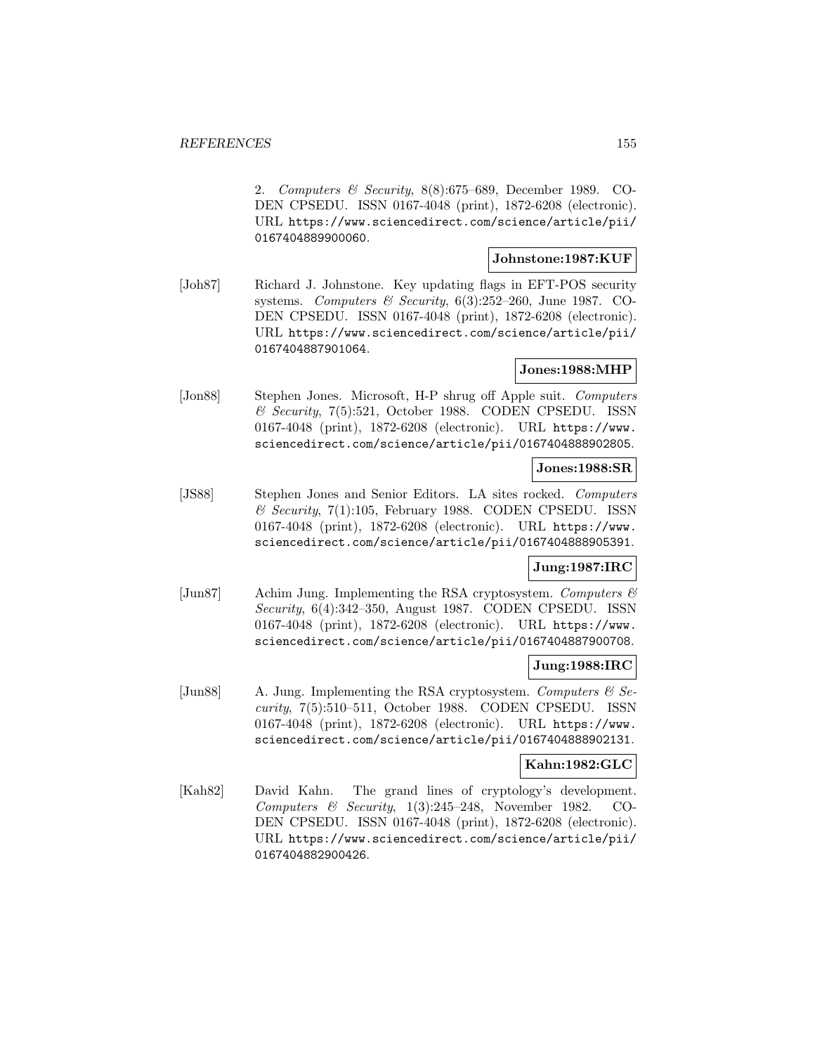2. *Computers & Security*, 8(8):675–689, December 1989. CODEN CPSEDU. ISSN 0167-4048 (print), 1872-6208 (electronic). URL https://www.sciencedirect.com/science/article/pii/0167404889900060.

**Johnstone:1987:KUF**

[Joh87] Richard J. Johnstone. Key updating flags in EFT-POS security systems. *Computers & Security*, 6(3):252–260, June 1987. CODEN CPSEDU. ISSN 0167-4048 (print), 1872-6208 (electronic). URL https://www.sciencedirect.com/science/article/pii/0167404887901064.

**Jones:1988:MHP**

[Jon88] Stephen Jones. Microsoft, H-P shrug off Apple suit. *Computers & Security*, 7(5):521, October 1988. CODEN CPSEDU. ISSN 0167-4048 (print), 1872-6208 (electronic). URL https://www.sciencedirect.com/science/article/pii/0167404888902805.

**Jones:1988:SR**

[JS88] Stephen Jones and Senior Editors. LA sites rocked. *Computers & Security*, 7(1):105, February 1988. CODEN CPSEDU. ISSN 0167-4048 (print), 1872-6208 (electronic). URL https://www.sciencedirect.com/science/article/pii/0167404888905391.

**Jung:1987:IRC**

[Jun87] Achim Jung. Implementing the RSA cryptosystem. *Computers & Security*, 6(4):342–350, August 1987. CODEN CPSEDU. ISSN 0167-4048 (print), 1872-6208 (electronic). URL https://www.sciencedirect.com/science/article/pii/0167404887900708.

**Jung:1988:IRC**

[Jun88] A. Jung. Implementing the RSA cryptosystem. *Computers & Security*, 7(5):510–511, October 1988. CODEN CPSEDU. ISSN 0167-4048 (print), 1872-6208 (electronic). URL https://www.sciencedirect.com/science/article/pii/0167404888902131.

**Kahn:1982:GLC**

[Kah82] David Kahn. The grand lines of cryptology's development. *Computers & Security*, 1(3):245–248, November 1982. CODEN CPSEDU. ISSN 0167-4048 (print), 1872-6208 (electronic). URL https://www.sciencedirect.com/science/article/pii/0167404882900426.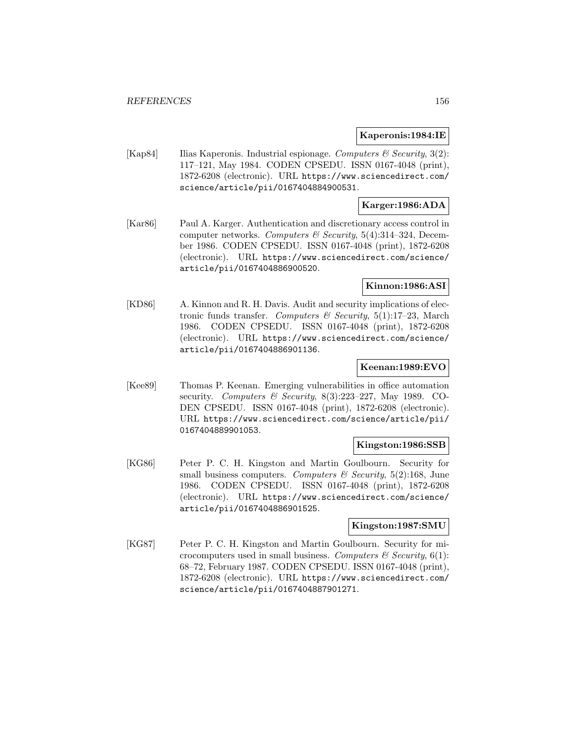**Kaperonis:1984:IE**

[Kap84] Ilias Kaperonis. Industrial espionage. *Computers & Security*, 3(2): 117–121, May 1984. CODEN CPSEDU. ISSN 0167-4048 (print), 1872-6208 (electronic). URL `https://www.sciencedirect.com/science/article/pii/0167404884900531`.

**Karger:1986:ADA**

[Kar86] Paul A. Karger. Authentication and discretionary access control in computer networks. *Computers & Security*, 5(4):314–324, December 1986. CODEN CPSEDU. ISSN 0167-4048 (print), 1872-6208 (electronic). URL `https://www.sciencedirect.com/science/article/pii/0167404886900520`.

**Kinnon:1986:ASI**

[KD86] A. Kinnon and R. H. Davis. Audit and security implications of electronic funds transfer. *Computers & Security*, 5(1):17–23, March 1986. CODEN CPSEDU. ISSN 0167-4048 (print), 1872-6208 (electronic). URL `https://www.sciencedirect.com/science/article/pii/0167404886901136`.

**Keenan:1989:EVO**

[Kee89] Thomas P. Keenan. Emerging vulnerabilities in office automation security. *Computers & Security*, 8(3):223–227, May 1989. CODEN CPSEDU. ISSN 0167-4048 (print), 1872-6208 (electronic). URL `https://www.sciencedirect.com/science/article/pii/0167404889901053`.

**Kingston:1986:SSB**

[KG86] Peter P. C. H. Kingston and Martin Goulbourn. Security for small business computers. *Computers & Security*, 5(2):168, June 1986. CODEN CPSEDU. ISSN 0167-4048 (print), 1872-6208 (electronic). URL `https://www.sciencedirect.com/science/article/pii/0167404886901525`.

**Kingston:1987:SMU**

[KG87] Peter P. C. H. Kingston and Martin Goulbourn. Security for microcomputers used in small business. *Computers & Security*, 6(1): 68–72, February 1987. CODEN CPSEDU. ISSN 0167-4048 (print), 1872-6208 (electronic). URL `https://www.sciencedirect.com/science/article/pii/0167404887901271`.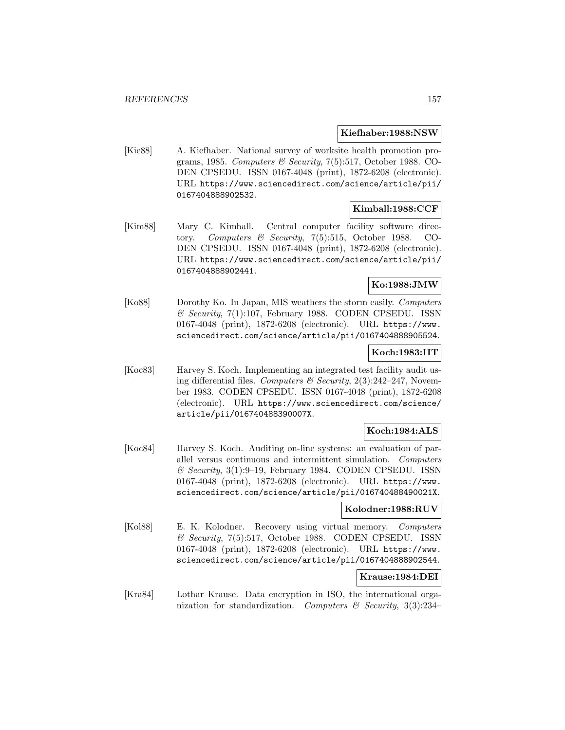**Kiefhaber:1988:NSW**

[Kie88] A. Kiefhaber. National survey of worksite health promotion programs, 1985. *Computers & Security*, 7(5):517, October 1988. CODEN CPSEDU. ISSN 0167-4048 (print), 1872-6208 (electronic). URL https://www.sciencedirect.com/science/article/pii/0167404888902532.

**Kimball:1988:CCF**

[Kim88] Mary C. Kimball. Central computer facility software directory. *Computers & Security*, 7(5):515, October 1988. CODEN CPSEDU. ISSN 0167-4048 (print), 1872-6208 (electronic). URL https://www.sciencedirect.com/science/article/pii/0167404888902441.

**Ko:1988:JMW**

[Ko88] Dorothy Ko. In Japan, MIS weathers the storm easily. *Computers & Security*, 7(1):107, February 1988. CODEN CPSEDU. ISSN 0167-4048 (print), 1872-6208 (electronic). URL https://www.sciencedirect.com/science/article/pii/0167404888905524.

**Koch:1983:IIT**

[Koc83] Harvey S. Koch. Implementing an integrated test facility audit using differential files. *Computers & Security*, 2(3):242–247, November 1983. CODEN CPSEDU. ISSN 0167-4048 (print), 1872-6208 (electronic). URL https://www.sciencedirect.com/science/article/pii/016740488390007X.

**Koch:1984:ALS**

[Koc84] Harvey S. Koch. Auditing on-line systems: an evaluation of parallel versus continuous and intermittent simulation. *Computers & Security*, 3(1):9–19, February 1984. CODEN CPSEDU. ISSN 0167-4048 (print), 1872-6208 (electronic). URL https://www.sciencedirect.com/science/article/pii/016740488490021X.

**Kolodner:1988:RUV**

[Kol88] E. K. Kolodner. Recovery using virtual memory. *Computers & Security*, 7(5):517, October 1988. CODEN CPSEDU. ISSN 0167-4048 (print), 1872-6208 (electronic). URL https://www.sciencedirect.com/science/article/pii/0167404888902544.

**Krause:1984:DEI**

[Kra84] Lothar Krause. Data encryption in ISO, the international organization for standardization. *Computers & Security*, 3(3):234–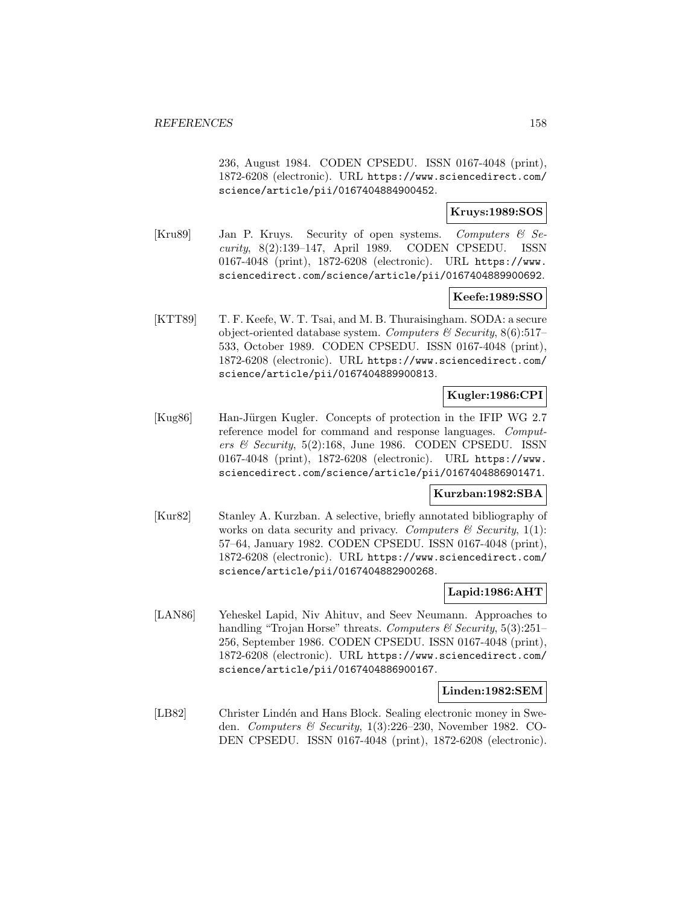236, August 1984. CODEN CPSEDU. ISSN 0167-4048 (print), 1872-6208 (electronic). URL https://www.sciencedirect.com/science/article/pii/0167404884900452.

**Kruys:1989:SOS**

[Kru89] Jan P. Kruys. Security of open systems. *Computers & Security*, 8(2):139–147, April 1989. CODEN CPSEDU. ISSN 0167-4048 (print), 1872-6208 (electronic). URL https://www.sciencedirect.com/science/article/pii/0167404889900692.

**Keefe:1989:SSO**

[KTT89] T. F. Keefe, W. T. Tsai, and M. B. Thuraisingham. SODA: a secure object-oriented database system. *Computers & Security*, 8(6):517–533, October 1989. CODEN CPSEDU. ISSN 0167-4048 (print), 1872-6208 (electronic). URL https://www.sciencedirect.com/science/article/pii/0167404889900813.

**Kugler:1986:CPI**

[Kug86] Han-Jürgen Kugler. Concepts of protection in the IFIP WG 2.7 reference model for command and response languages. *Computers & Security*, 5(2):168, June 1986. CODEN CPSEDU. ISSN 0167-4048 (print), 1872-6208 (electronic). URL https://www.sciencedirect.com/science/article/pii/0167404886901471.

**Kurzban:1982:SBA**

[Kur82] Stanley A. Kurzban. A selective, briefly annotated bibliography of works on data security and privacy. *Computers & Security*, 1(1): 57–64, January 1982. CODEN CPSEDU. ISSN 0167-4048 (print), 1872-6208 (electronic). URL https://www.sciencedirect.com/science/article/pii/0167404882900268.

**Lapid:1986:AHT**

[LAN86] Yeheskel Lapid, Niv Ahituv, and Seev Neumann. Approaches to handling "Trojan Horse" threats. *Computers & Security*, 5(3):251–256, September 1986. CODEN CPSEDU. ISSN 0167-4048 (print), 1872-6208 (electronic). URL https://www.sciencedirect.com/science/article/pii/0167404886900167.

**Linden:1982:SEM**

[LB82] Christer Lindén and Hans Block. Sealing electronic money in Sweden. *Computers & Security*, 1(3):226–230, November 1982. CODEN CPSEDU. ISSN 0167-4048 (print), 1872-6208 (electronic).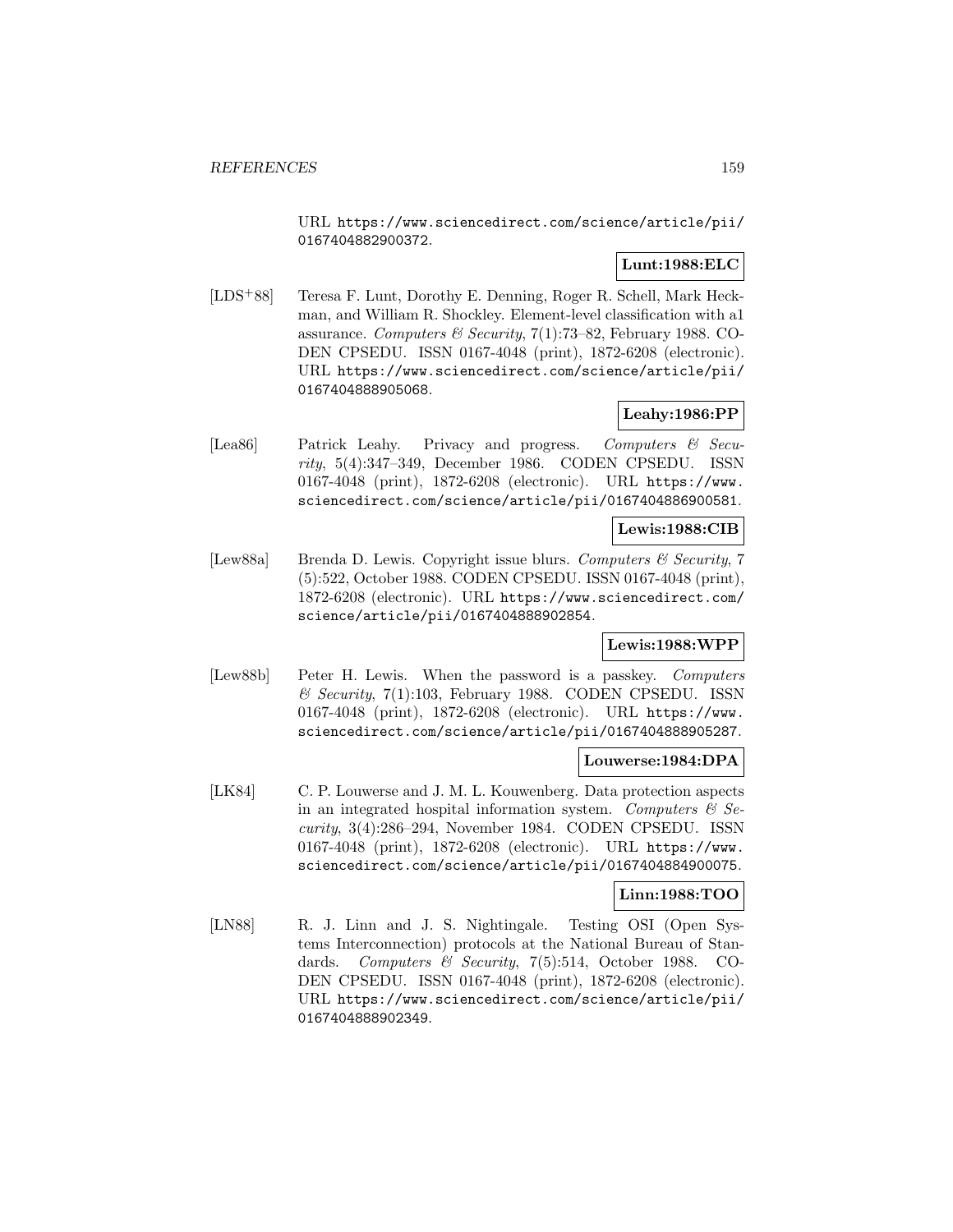URL https://www.sciencedirect.com/science/article/pii/0167404882900372.

**Lunt:1988:ELC**

[LDS+88] Teresa F. Lunt, Dorothy E. Denning, Roger R. Schell, Mark Heckman, and William R. Shockley. Element-level classification with a1 assurance. *Computers & Security*, 7(1):73–82, February 1988. CODEN CPSEDU. ISSN 0167-4048 (print), 1872-6208 (electronic). URL https://www.sciencedirect.com/science/article/pii/0167404888905068.

**Leahy:1986:PP**

[Lea86] Patrick Leahy. Privacy and progress. *Computers & Security*, 5(4):347–349, December 1986. CODEN CPSEDU. ISSN 0167-4048 (print), 1872-6208 (electronic). URL https://www.sciencedirect.com/science/article/pii/0167404886900581.

**Lewis:1988:CIB**

[Lew88a] Brenda D. Lewis. Copyright issue blurs. *Computers & Security*, 7 (5):522, October 1988. CODEN CPSEDU. ISSN 0167-4048 (print), 1872-6208 (electronic). URL https://www.sciencedirect.com/science/article/pii/0167404888902854.

**Lewis:1988:WPP**

[Lew88b] Peter H. Lewis. When the password is a passkey. *Computers & Security*, 7(1):103, February 1988. CODEN CPSEDU. ISSN 0167-4048 (print), 1872-6208 (electronic). URL https://www.sciencedirect.com/science/article/pii/0167404888905287.

**Louwerse:1984:DPA**

[LK84] C. P. Louwerse and J. M. L. Kouwenberg. Data protection aspects in an integrated hospital information system. *Computers & Security*, 3(4):286–294, November 1984. CODEN CPSEDU. ISSN 0167-4048 (print), 1872-6208 (electronic). URL https://www.sciencedirect.com/science/article/pii/0167404884900075.

**Linn:1988:TOO**

[LN88] R. J. Linn and J. S. Nightingale. Testing OSI (Open Systems Interconnection) protocols at the National Bureau of Standards. *Computers & Security*, 7(5):514, October 1988. CODEN CPSEDU. ISSN 0167-4048 (print), 1872-6208 (electronic). URL https://www.sciencedirect.com/science/article/pii/0167404888902349.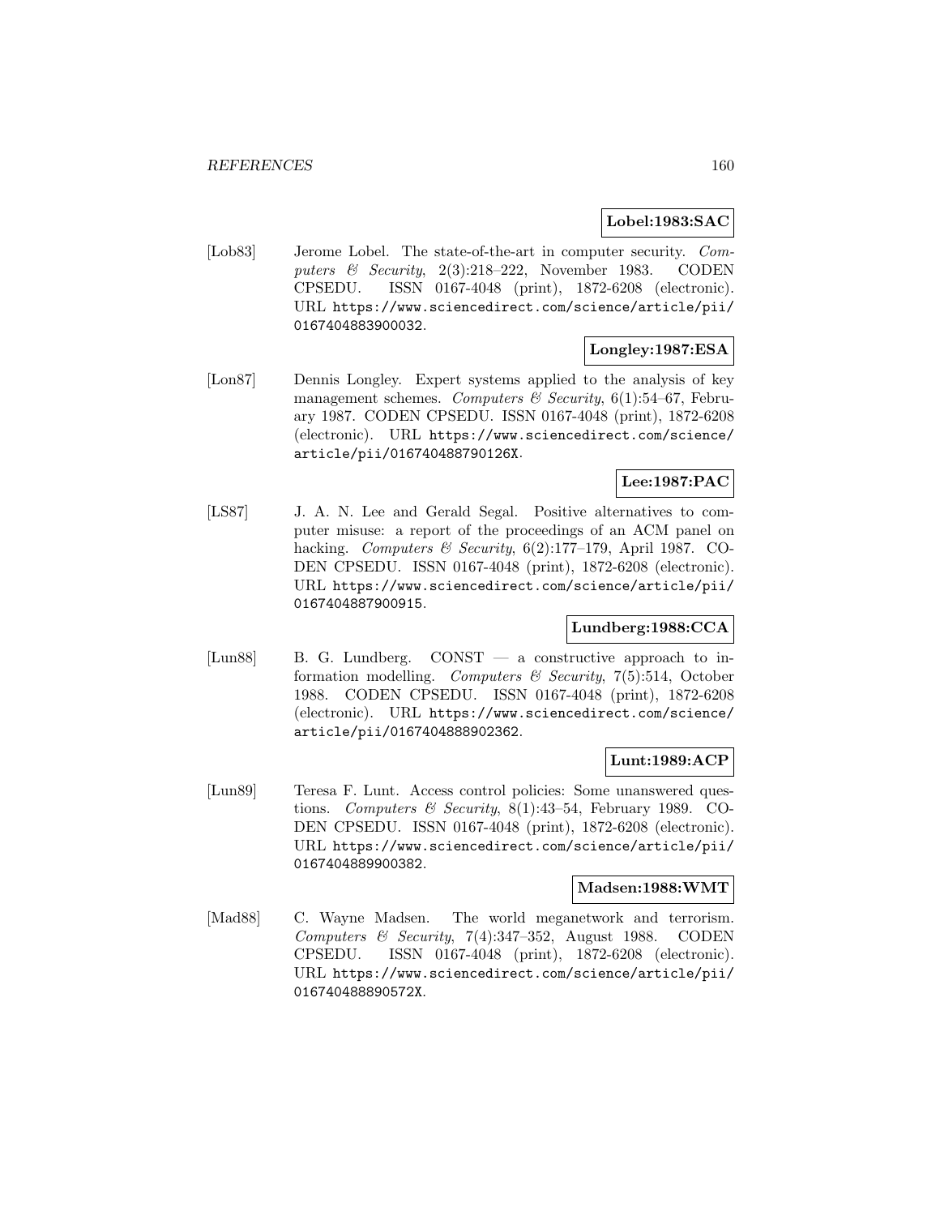**Lobel:1983:SAC**

[Lob83] Jerome Lobel. The state-of-the-art in computer security. *Computers & Security*, 2(3):218–222, November 1983. CODEN CPSEDU. ISSN 0167-4048 (print), 1872-6208 (electronic). URL https://www.sciencedirect.com/science/article/pii/0167404883900032.

**Longley:1987:ESA**

[Lon87] Dennis Longley. Expert systems applied to the analysis of key management schemes. *Computers & Security*, 6(1):54–67, February 1987. CODEN CPSEDU. ISSN 0167-4048 (print), 1872-6208 (electronic). URL https://www.sciencedirect.com/science/article/pii/016740488790126X.

**Lee:1987:PAC**

[LS87] J. A. N. Lee and Gerald Segal. Positive alternatives to computer misuse: a report of the proceedings of an ACM panel on hacking. *Computers & Security*, 6(2):177–179, April 1987. CODEN CPSEDU. ISSN 0167-4048 (print), 1872-6208 (electronic). URL https://www.sciencedirect.com/science/article/pii/0167404887900915.

**Lundberg:1988:CCA**

[Lun88] B. G. Lundberg. CONST — a constructive approach to information modelling. *Computers & Security*, 7(5):514, October 1988. CODEN CPSEDU. ISSN 0167-4048 (print), 1872-6208 (electronic). URL https://www.sciencedirect.com/science/article/pii/0167404888902362.

**Lunt:1989:ACP**

[Lun89] Teresa F. Lunt. Access control policies: Some unanswered questions. *Computers & Security*, 8(1):43–54, February 1989. CODEN CPSEDU. ISSN 0167-4048 (print), 1872-6208 (electronic). URL https://www.sciencedirect.com/science/article/pii/0167404889900382.

**Madsen:1988:WMT**

[Mad88] C. Wayne Madsen. The world meganetwork and terrorism. *Computers & Security*, 7(4):347–352, August 1988. CODEN CPSEDU. ISSN 0167-4048 (print), 1872-6208 (electronic). URL https://www.sciencedirect.com/science/article/pii/016740488890572X.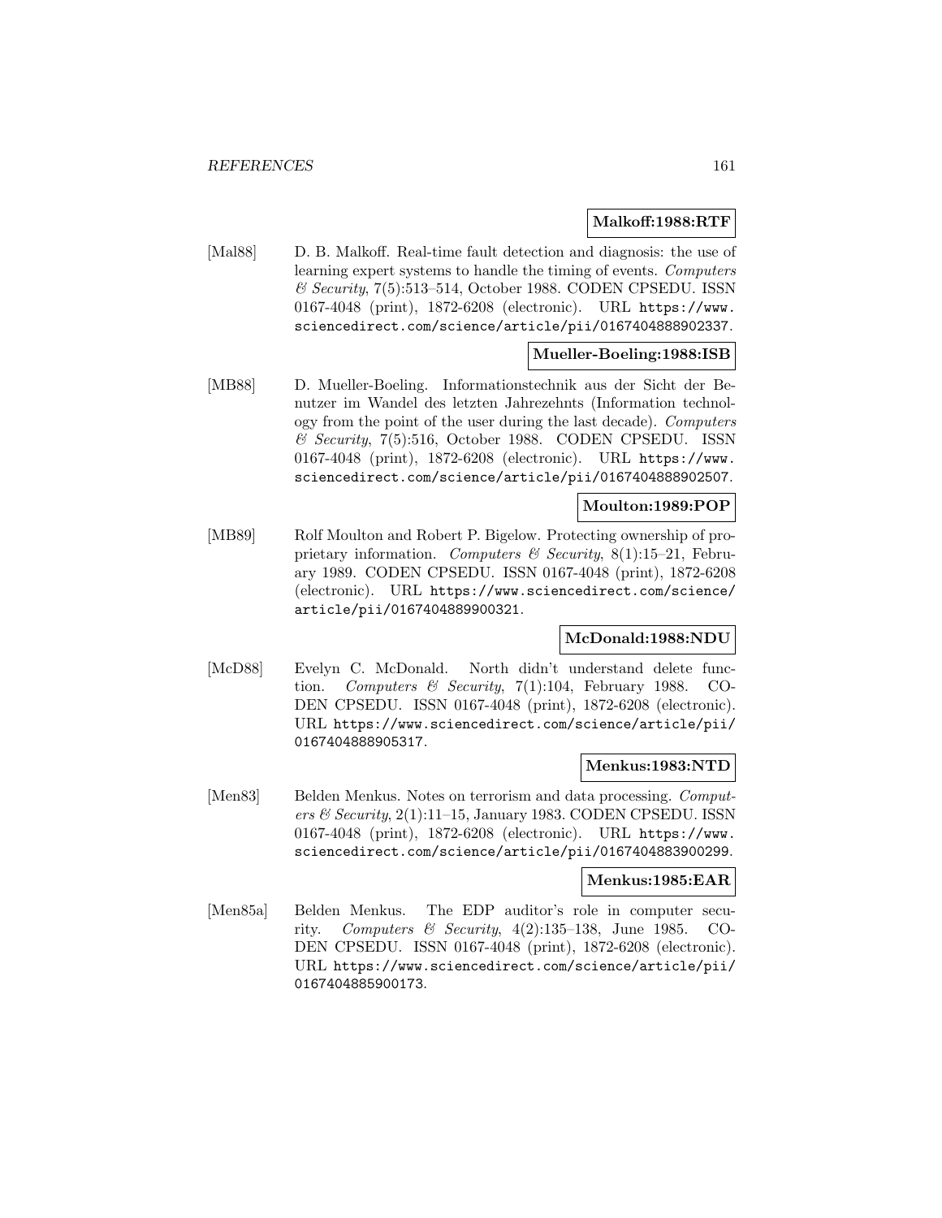**Malkoff:1988:RTF**

[Mal88] D. B. Malkoff. Real-time fault detection and diagnosis: the use of learning expert systems to handle the timing of events. *Computers & Security*, 7(5):513–514, October 1988. CODEN CPSEDU. ISSN 0167-4048 (print), 1872-6208 (electronic). URL https://www.sciencedirect.com/science/article/pii/0167404888902337.

**Mueller-Boeling:1988:ISB**

[MB88] D. Mueller-Boeling. Informationstechnik aus der Sicht der Benutzer im Wandel des letzten Jahrezehnts (Information technology from the point of the user during the last decade). *Computers & Security*, 7(5):516, October 1988. CODEN CPSEDU. ISSN 0167-4048 (print), 1872-6208 (electronic). URL https://www.sciencedirect.com/science/article/pii/0167404888902507.

**Moulton:1989:POP**

[MB89] Rolf Moulton and Robert P. Bigelow. Protecting ownership of proprietary information. *Computers & Security*, 8(1):15–21, February 1989. CODEN CPSEDU. ISSN 0167-4048 (print), 1872-6208 (electronic). URL https://www.sciencedirect.com/science/article/pii/0167404889900321.

**McDonald:1988:NDU**

[McD88] Evelyn C. McDonald. North didn't understand delete function. *Computers & Security*, 7(1):104, February 1988. CODEN CPSEDU. ISSN 0167-4048 (print), 1872-6208 (electronic). URL https://www.sciencedirect.com/science/article/pii/0167404888905317.

**Menkus:1983:NTD**

[Men83] Belden Menkus. Notes on terrorism and data processing. *Computers & Security*, 2(1):11–15, January 1983. CODEN CPSEDU. ISSN 0167-4048 (print), 1872-6208 (electronic). URL https://www.sciencedirect.com/science/article/pii/0167404883900299.

**Menkus:1985:EAR**

[Men85a] Belden Menkus. The EDP auditor's role in computer security. *Computers & Security*, 4(2):135–138, June 1985. CODEN CPSEDU. ISSN 0167-4048 (print), 1872-6208 (electronic). URL https://www.sciencedirect.com/science/article/pii/0167404885900173.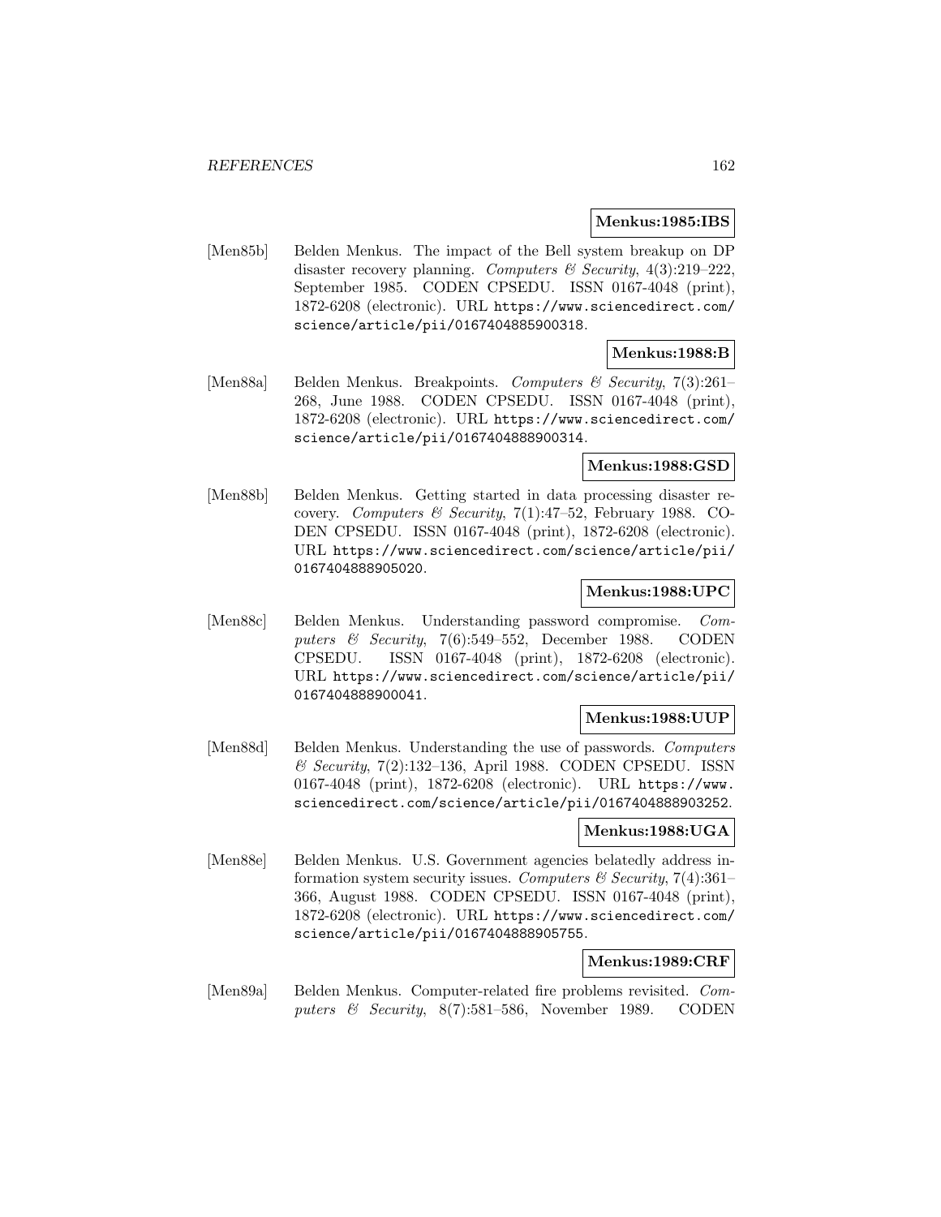**Menkus:1985:IBS**

[Men85b] Belden Menkus. The impact of the Bell system breakup on DP disaster recovery planning. *Computers & Security*, 4(3):219–222, September 1985. CODEN CPSEDU. ISSN 0167-4048 (print), 1872-6208 (electronic). URL https://www.sciencedirect.com/science/article/pii/0167404885900318.

**Menkus:1988:B**

[Men88a] Belden Menkus. Breakpoints. *Computers & Security*, 7(3):261–268, June 1988. CODEN CPSEDU. ISSN 0167-4048 (print), 1872-6208 (electronic). URL https://www.sciencedirect.com/science/article/pii/0167404888900314.

**Menkus:1988:GSD**

[Men88b] Belden Menkus. Getting started in data processing disaster recovery. *Computers & Security*, 7(1):47–52, February 1988. CODEN CPSEDU. ISSN 0167-4048 (print), 1872-6208 (electronic). URL https://www.sciencedirect.com/science/article/pii/0167404888905020.

**Menkus:1988:UPC**

[Men88c] Belden Menkus. Understanding password compromise. *Computers & Security*, 7(6):549–552, December 1988. CODEN CPSEDU. ISSN 0167-4048 (print), 1872-6208 (electronic). URL https://www.sciencedirect.com/science/article/pii/0167404888900041.

**Menkus:1988:UUP**

[Men88d] Belden Menkus. Understanding the use of passwords. *Computers & Security*, 7(2):132–136, April 1988. CODEN CPSEDU. ISSN 0167-4048 (print), 1872-6208 (electronic). URL https://www.sciencedirect.com/science/article/pii/0167404888903252.

**Menkus:1988:UGA**

[Men88e] Belden Menkus. U.S. Government agencies belatedly address information system security issues. *Computers & Security*, 7(4):361–366, August 1988. CODEN CPSEDU. ISSN 0167-4048 (print), 1872-6208 (electronic). URL https://www.sciencedirect.com/science/article/pii/0167404888905755.

**Menkus:1989:CRF**

[Men89a] Belden Menkus. Computer-related fire problems revisited. *Computers & Security*, 8(7):581–586, November 1989. CODEN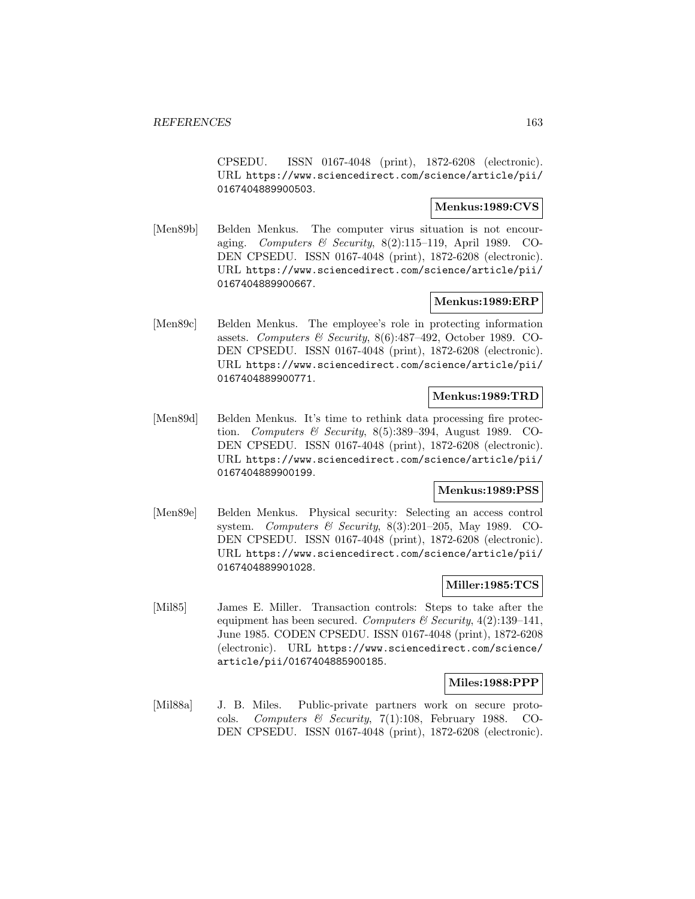CPSEDU. ISSN 0167-4048 (print), 1872-6208 (electronic). URL https://www.sciencedirect.com/science/article/pii/0167404889900503.

**Menkus:1989:CVS**

[Men89b] Belden Menkus. The computer virus situation is not encouraging. *Computers & Security*, 8(2):115–119, April 1989. CODEN CPSEDU. ISSN 0167-4048 (print), 1872-6208 (electronic). URL https://www.sciencedirect.com/science/article/pii/0167404889900667.

**Menkus:1989:ERP**

[Men89c] Belden Menkus. The employee's role in protecting information assets. *Computers & Security*, 8(6):487–492, October 1989. CODEN CPSEDU. ISSN 0167-4048 (print), 1872-6208 (electronic). URL https://www.sciencedirect.com/science/article/pii/0167404889900771.

**Menkus:1989:TRD**

[Men89d] Belden Menkus. It's time to rethink data processing fire protection. *Computers & Security*, 8(5):389–394, August 1989. CODEN CPSEDU. ISSN 0167-4048 (print), 1872-6208 (electronic). URL https://www.sciencedirect.com/science/article/pii/0167404889900199.

**Menkus:1989:PSS**

[Men89e] Belden Menkus. Physical security: Selecting an access control system. *Computers & Security*, 8(3):201–205, May 1989. CODEN CPSEDU. ISSN 0167-4048 (print), 1872-6208 (electronic). URL https://www.sciencedirect.com/science/article/pii/0167404889901028.

**Miller:1985:TCS**

[Mil85] James E. Miller. Transaction controls: Steps to take after the equipment has been secured. *Computers & Security*, 4(2):139–141, June 1985. CODEN CPSEDU. ISSN 0167-4048 (print), 1872-6208 (electronic). URL https://www.sciencedirect.com/science/article/pii/0167404885900185.

**Miles:1988:PPP**

[Mil88a] J. B. Miles. Public-private partners work on secure protocols. *Computers & Security*, 7(1):108, February 1988. CODEN CPSEDU. ISSN 0167-4048 (print), 1872-6208 (electronic).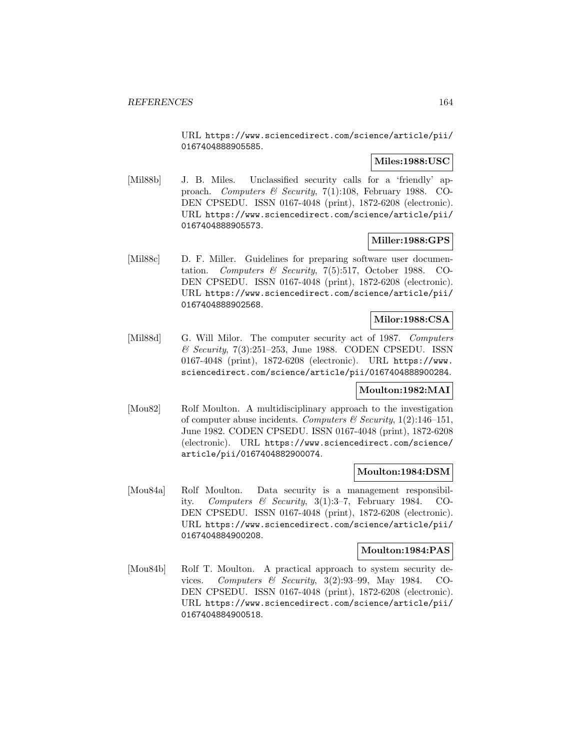URL https://www.sciencedirect.com/science/article/pii/0167404888905585.

**Miles:1988:USC**

[Mil88b] J. B. Miles. Unclassified security calls for a 'friendly' approach. *Computers & Security*, 7(1):108, February 1988. CODEN CPSEDU. ISSN 0167-4048 (print), 1872-6208 (electronic). URL https://www.sciencedirect.com/science/article/pii/0167404888905573.

**Miller:1988:GPS**

[Mil88c] D. F. Miller. Guidelines for preparing software user documentation. *Computers & Security*, 7(5):517, October 1988. CODEN CPSEDU. ISSN 0167-4048 (print), 1872-6208 (electronic). URL https://www.sciencedirect.com/science/article/pii/0167404888902568.

**Milor:1988:CSA**

[Mil88d] G. Will Milor. The computer security act of 1987. *Computers & Security*, 7(3):251–253, June 1988. CODEN CPSEDU. ISSN 0167-4048 (print), 1872-6208 (electronic). URL https://www.sciencedirect.com/science/article/pii/0167404888900284.

**Moulton:1982:MAI**

[Mou82] Rolf Moulton. A multidisciplinary approach to the investigation of computer abuse incidents. *Computers & Security*, 1(2):146–151, June 1982. CODEN CPSEDU. ISSN 0167-4048 (print), 1872-6208 (electronic). URL https://www.sciencedirect.com/science/article/pii/0167404882900074.

**Moulton:1984:DSM**

[Mou84a] Rolf Moulton. Data security is a management responsibility. *Computers & Security*, 3(1):3–7, February 1984. CODEN CPSEDU. ISSN 0167-4048 (print), 1872-6208 (electronic). URL https://www.sciencedirect.com/science/article/pii/0167404884900208.

**Moulton:1984:PAS**

[Mou84b] Rolf T. Moulton. A practical approach to system security devices. *Computers & Security*, 3(2):93–99, May 1984. CODEN CPSEDU. ISSN 0167-4048 (print), 1872-6208 (electronic). URL https://www.sciencedirect.com/science/article/pii/0167404884900518.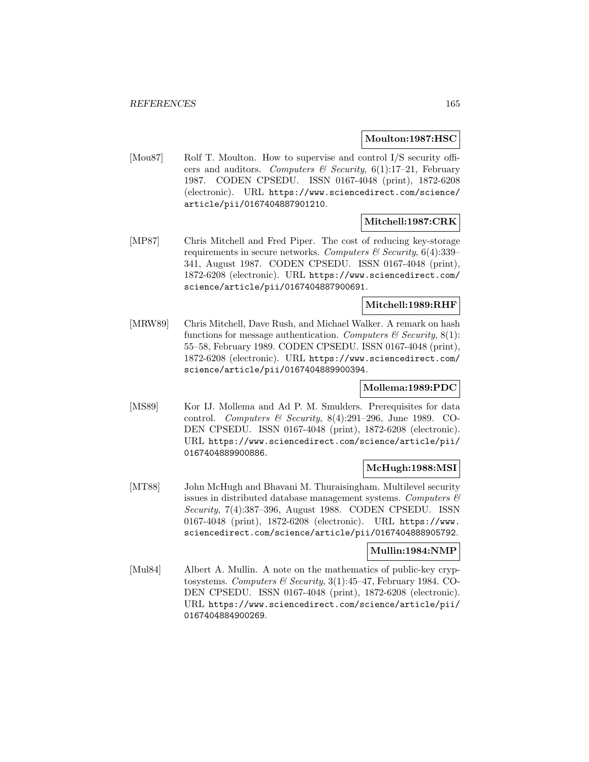**Moulton:1987:HSC**

[Mou87] Rolf T. Moulton. How to supervise and control I/S security officers and auditors. *Computers & Security*, 6(1):17–21, February 1987. CODEN CPSEDU. ISSN 0167-4048 (print), 1872-6208 (electronic). URL https://www.sciencedirect.com/science/article/pii/0167404887901210.

**Mitchell:1987:CRK**

[MP87] Chris Mitchell and Fred Piper. The cost of reducing key-storage requirements in secure networks. *Computers & Security*, 6(4):339–341, August 1987. CODEN CPSEDU. ISSN 0167-4048 (print), 1872-6208 (electronic). URL https://www.sciencedirect.com/science/article/pii/0167404887900691.

**Mitchell:1989:RHF**

[MRW89] Chris Mitchell, Dave Rush, and Michael Walker. A remark on hash functions for message authentication. *Computers & Security*, 8(1): 55–58, February 1989. CODEN CPSEDU. ISSN 0167-4048 (print), 1872-6208 (electronic). URL https://www.sciencedirect.com/science/article/pii/0167404889900394.

**Mollema:1989:PDC**

[MS89] Kor IJ. Mollema and Ad P. M. Smulders. Prerequisites for data control. *Computers & Security*, 8(4):291–296, June 1989. CODEN CPSEDU. ISSN 0167-4048 (print), 1872-6208 (electronic). URL https://www.sciencedirect.com/science/article/pii/0167404889900886.

**McHugh:1988:MSI**

[MT88] John McHugh and Bhavani M. Thuraisingham. Multilevel security issues in distributed database management systems. *Computers & Security*, 7(4):387–396, August 1988. CODEN CPSEDU. ISSN 0167-4048 (print), 1872-6208 (electronic). URL https://www.sciencedirect.com/science/article/pii/0167404888905792.

**Mullin:1984:NMP**

[Mul84] Albert A. Mullin. A note on the mathematics of public-key cryptosystems. *Computers & Security*, 3(1):45–47, February 1984. CODEN CPSEDU. ISSN 0167-4048 (print), 1872-6208 (electronic). URL https://www.sciencedirect.com/science/article/pii/0167404884900269.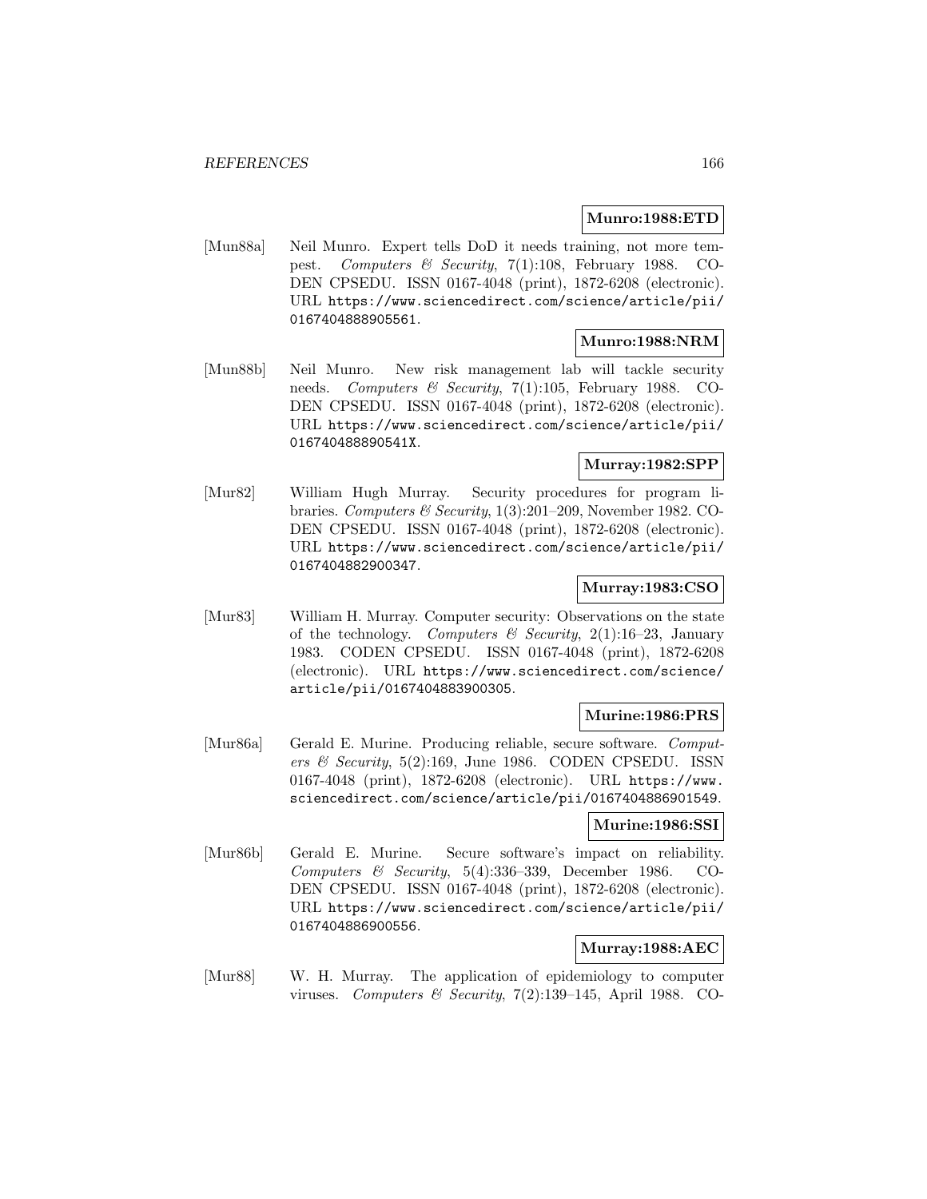**Munro:1988:ETD**

[Mun88a] Neil Munro. Expert tells DoD it needs training, not more tempest. *Computers & Security*, 7(1):108, February 1988. CODEN CPSEDU. ISSN 0167-4048 (print), 1872-6208 (electronic). URL https://www.sciencedirect.com/science/article/pii/0167404888905561.

**Munro:1988:NRM**

[Mun88b] Neil Munro. New risk management lab will tackle security needs. *Computers & Security*, 7(1):105, February 1988. CODEN CPSEDU. ISSN 0167-4048 (print), 1872-6208 (electronic). URL https://www.sciencedirect.com/science/article/pii/016740488890541X.

**Murray:1982:SPP**

[Mur82] William Hugh Murray. Security procedures for program libraries. *Computers & Security*, 1(3):201–209, November 1982. CODEN CPSEDU. ISSN 0167-4048 (print), 1872-6208 (electronic). URL https://www.sciencedirect.com/science/article/pii/0167404882900347.

**Murray:1983:CSO**

[Mur83] William H. Murray. Computer security: Observations on the state of the technology. *Computers & Security*, 2(1):16–23, January 1983. CODEN CPSEDU. ISSN 0167-4048 (print), 1872-6208 (electronic). URL https://www.sciencedirect.com/science/article/pii/0167404883900305.

**Murine:1986:PRS**

[Mur86a] Gerald E. Murine. Producing reliable, secure software. *Computers & Security*, 5(2):169, June 1986. CODEN CPSEDU. ISSN 0167-4048 (print), 1872-6208 (electronic). URL https://www.sciencedirect.com/science/article/pii/0167404886901549.

**Murine:1986:SSI**

[Mur86b] Gerald E. Murine. Secure software's impact on reliability. *Computers & Security*, 5(4):336–339, December 1986. CODEN CPSEDU. ISSN 0167-4048 (print), 1872-6208 (electronic). URL https://www.sciencedirect.com/science/article/pii/0167404886900556.

**Murray:1988:AEC**

[Mur88] W. H. Murray. The application of epidemiology to computer viruses. *Computers & Security*, 7(2):139–145, April 1988. CO-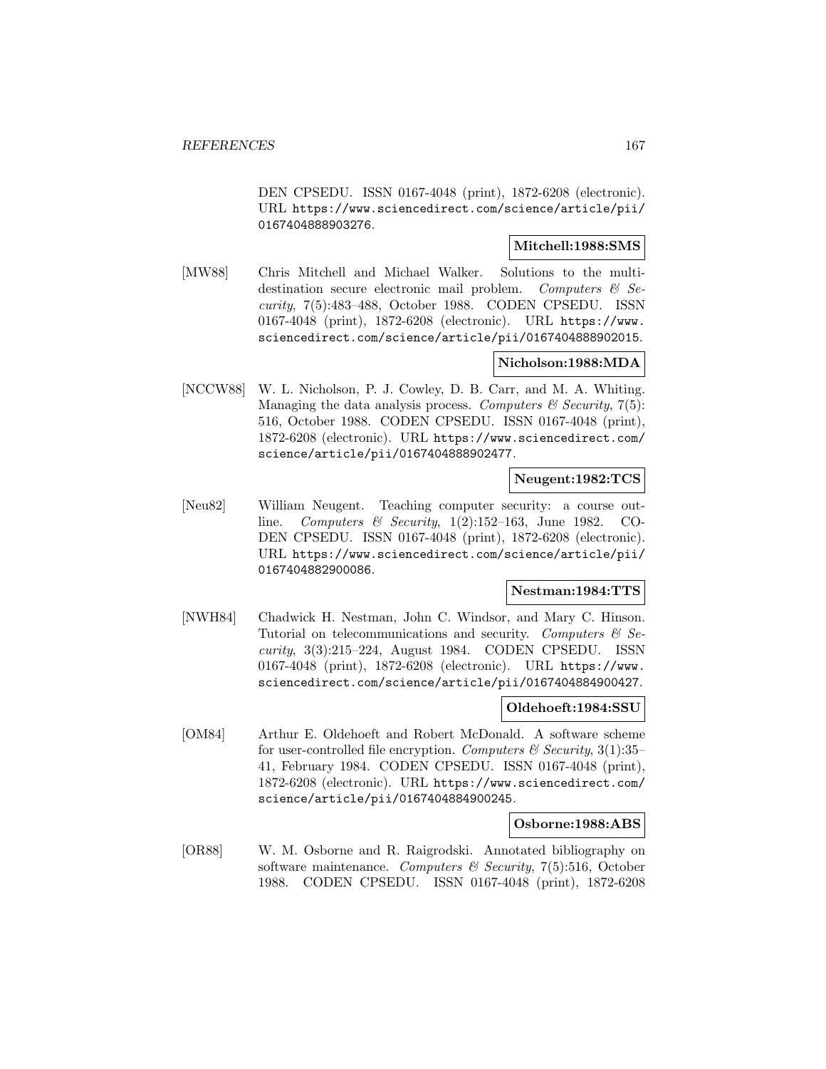DEN CPSEDU. ISSN 0167-4048 (print), 1872-6208 (electronic). URL https://www.sciencedirect.com/science/article/pii/0167404888903276.

**Mitchell:1988:SMS**

[MW88] Chris Mitchell and Michael Walker. Solutions to the multi-destination secure electronic mail problem. *Computers & Security*, 7(5):483–488, October 1988. CODEN CPSEDU. ISSN 0167-4048 (print), 1872-6208 (electronic). URL https://www.sciencedirect.com/science/article/pii/0167404888902015.

**Nicholson:1988:MDA**

[NCCW88] W. L. Nicholson, P. J. Cowley, D. B. Carr, and M. A. Whiting. Managing the data analysis process. *Computers & Security*, 7(5): 516, October 1988. CODEN CPSEDU. ISSN 0167-4048 (print), 1872-6208 (electronic). URL https://www.sciencedirect.com/science/article/pii/0167404888902477.

**Neugent:1982:TCS**

[Neu82] William Neugent. Teaching computer security: a course outline. *Computers & Security*, 1(2):152–163, June 1982. CODEN CPSEDU. ISSN 0167-4048 (print), 1872-6208 (electronic). URL https://www.sciencedirect.com/science/article/pii/0167404882900086.

**Nestman:1984:TTS**

[NWH84] Chadwick H. Nestman, John C. Windsor, and Mary C. Hinson. Tutorial on telecommunications and security. *Computers & Security*, 3(3):215–224, August 1984. CODEN CPSEDU. ISSN 0167-4048 (print), 1872-6208 (electronic). URL https://www.sciencedirect.com/science/article/pii/0167404884900427.

**Oldehoeft:1984:SSU**

[OM84] Arthur E. Oldehoeft and Robert McDonald. A software scheme for user-controlled file encryption. *Computers & Security*, 3(1):35–41, February 1984. CODEN CPSEDU. ISSN 0167-4048 (print), 1872-6208 (electronic). URL https://www.sciencedirect.com/science/article/pii/0167404884900245.

**Osborne:1988:ABS**

[OR88] W. M. Osborne and R. Raigrodski. Annotated bibliography on software maintenance. *Computers & Security*, 7(5):516, October 1988. CODEN CPSEDU. ISSN 0167-4048 (print), 1872-6208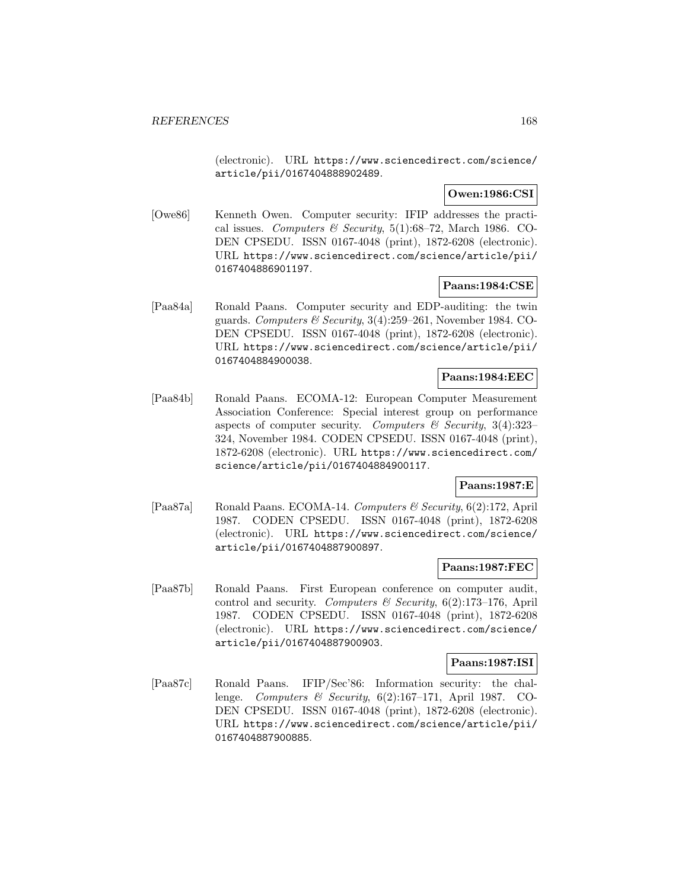(electronic). URL https://www.sciencedirect.com/science/article/pii/0167404888902489.

**Owen:1986:CSI**

[Owe86] Kenneth Owen. Computer security: IFIP addresses the practical issues. *Computers & Security*, 5(1):68–72, March 1986. CODEN CPSEDU. ISSN 0167-4048 (print), 1872-6208 (electronic). URL https://www.sciencedirect.com/science/article/pii/0167404886901197.

**Paans:1984:CSE**

[Paa84a] Ronald Paans. Computer security and EDP-auditing: the twin guards. *Computers & Security*, 3(4):259–261, November 1984. CODEN CPSEDU. ISSN 0167-4048 (print), 1872-6208 (electronic). URL https://www.sciencedirect.com/science/article/pii/0167404884900038.

**Paans:1984:EEC**

[Paa84b] Ronald Paans. ECOMA-12: European Computer Measurement Association Conference: Special interest group on performance aspects of computer security. *Computers & Security*, 3(4):323–324, November 1984. CODEN CPSEDU. ISSN 0167-4048 (print), 1872-6208 (electronic). URL https://www.sciencedirect.com/science/article/pii/0167404884900117.

**Paans:1987:E**

[Paa87a] Ronald Paans. ECOMA-14. *Computers & Security*, 6(2):172, April 1987. CODEN CPSEDU. ISSN 0167-4048 (print), 1872-6208 (electronic). URL https://www.sciencedirect.com/science/article/pii/0167404887900897.

**Paans:1987:FEC**

[Paa87b] Ronald Paans. First European conference on computer audit, control and security. *Computers & Security*, 6(2):173–176, April 1987. CODEN CPSEDU. ISSN 0167-4048 (print), 1872-6208 (electronic). URL https://www.sciencedirect.com/science/article/pii/0167404887900903.

**Paans:1987:ISI**

[Paa87c] Ronald Paans. IFIP/Sec'86: Information security: the challenge. *Computers & Security*, 6(2):167–171, April 1987. CODEN CPSEDU. ISSN 0167-4048 (print), 1872-6208 (electronic). URL https://www.sciencedirect.com/science/article/pii/0167404887900885.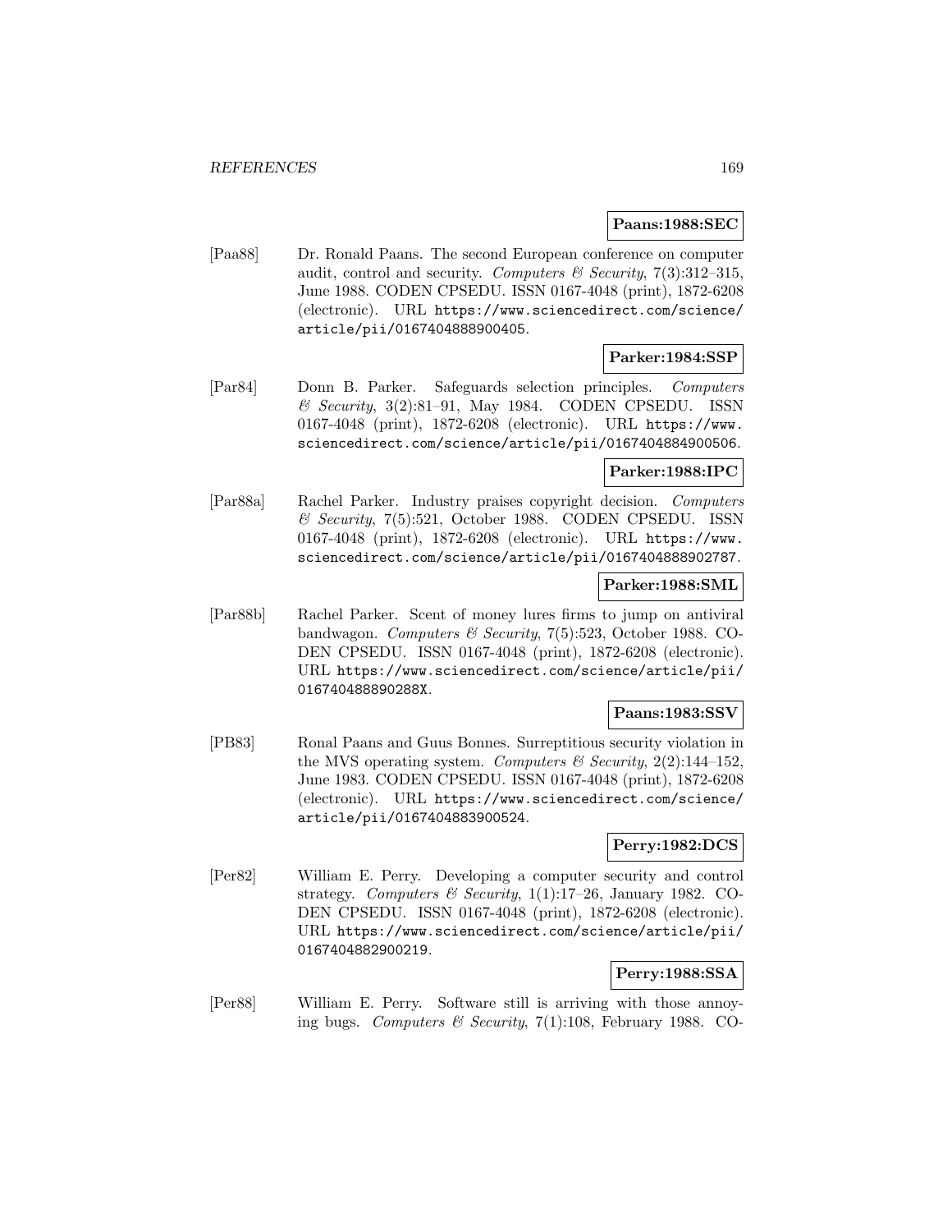**Paans:1988:SEC**

[Paa88] Dr. Ronald Paans. The second European conference on computer audit, control and security. *Computers & Security*, 7(3):312–315, June 1988. CODEN CPSEDU. ISSN 0167-4048 (print), 1872-6208 (electronic). URL https://www.sciencedirect.com/science/article/pii/0167404888900405.

**Parker:1984:SSP**

[Par84] Donn B. Parker. Safeguards selection principles. *Computers & Security*, 3(2):81–91, May 1984. CODEN CPSEDU. ISSN 0167-4048 (print), 1872-6208 (electronic). URL https://www.sciencedirect.com/science/article/pii/0167404884900506.

**Parker:1988:IPC**

[Par88a] Rachel Parker. Industry praises copyright decision. *Computers & Security*, 7(5):521, October 1988. CODEN CPSEDU. ISSN 0167-4048 (print), 1872-6208 (electronic). URL https://www.sciencedirect.com/science/article/pii/0167404888902787.

**Parker:1988:SML**

[Par88b] Rachel Parker. Scent of money lures firms to jump on antiviral bandwagon. *Computers & Security*, 7(5):523, October 1988. CODEN CPSEDU. ISSN 0167-4048 (print), 1872-6208 (electronic). URL https://www.sciencedirect.com/science/article/pii/016740488890288X.

**Paans:1983:SSV**

[PB83] Ronal Paans and Guus Bonnes. Surreptitious security violation in the MVS operating system. *Computers & Security*, 2(2):144–152, June 1983. CODEN CPSEDU. ISSN 0167-4048 (print), 1872-6208 (electronic). URL https://www.sciencedirect.com/science/article/pii/0167404883900524.

**Perry:1982:DCS**

[Per82] William E. Perry. Developing a computer security and control strategy. *Computers & Security*, 1(1):17–26, January 1982. CODEN CPSEDU. ISSN 0167-4048 (print), 1872-6208 (electronic). URL https://www.sciencedirect.com/science/article/pii/0167404882900219.

**Perry:1988:SSA**

[Per88] William E. Perry. Software still is arriving with those annoying bugs. *Computers & Security*, 7(1):108, February 1988. CO-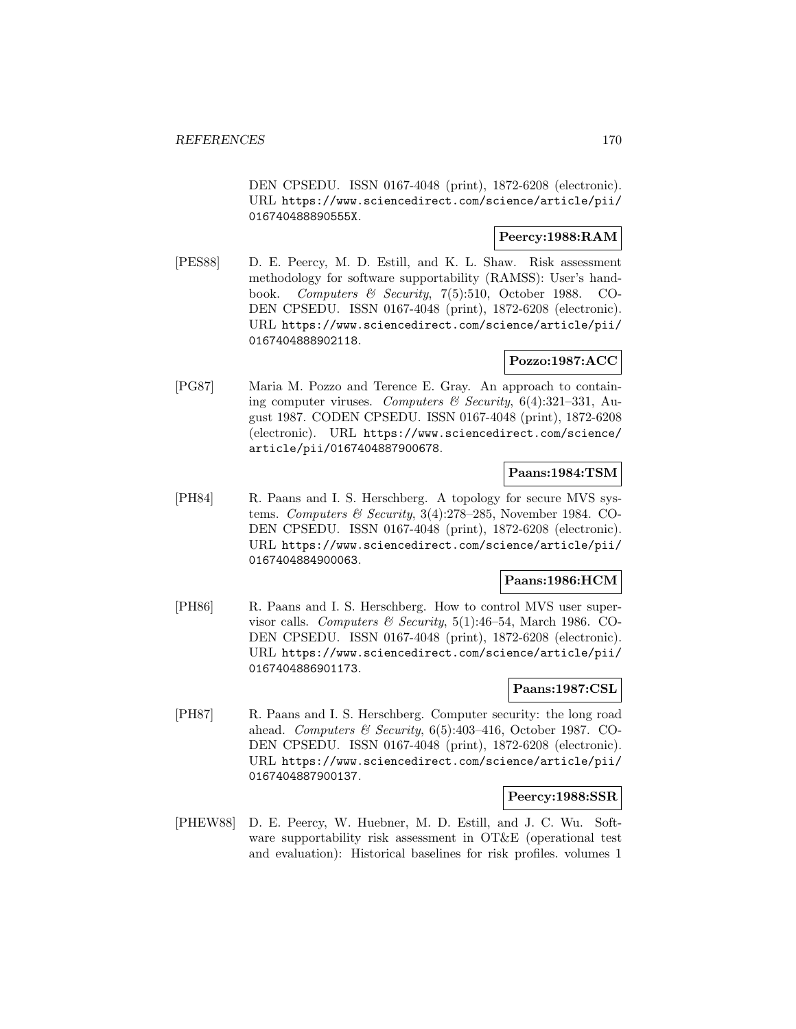DEN CPSEDU. ISSN 0167-4048 (print), 1872-6208 (electronic). URL https://www.sciencedirect.com/science/article/pii/016740488890555X.

**Peercy:1988:RAM**

[PES88] D. E. Peercy, M. D. Estill, and K. L. Shaw. Risk assessment methodology for software supportability (RAMSS): User's handbook. *Computers & Security*, 7(5):510, October 1988. CODEN CPSEDU. ISSN 0167-4048 (print), 1872-6208 (electronic). URL https://www.sciencedirect.com/science/article/pii/0167404888902118.

**Pozzo:1987:ACC**

[PG87] Maria M. Pozzo and Terence E. Gray. An approach to containing computer viruses. *Computers & Security*, 6(4):321–331, August 1987. CODEN CPSEDU. ISSN 0167-4048 (print), 1872-6208 (electronic). URL https://www.sciencedirect.com/science/article/pii/0167404887900678.

**Paans:1984:TSM**

[PH84] R. Paans and I. S. Herschberg. A topology for secure MVS systems. *Computers & Security*, 3(4):278–285, November 1984. CODEN CPSEDU. ISSN 0167-4048 (print), 1872-6208 (electronic). URL https://www.sciencedirect.com/science/article/pii/0167404884900063.

**Paans:1986:HCM**

[PH86] R. Paans and I. S. Herschberg. How to control MVS user supervisor calls. *Computers & Security*, 5(1):46–54, March 1986. CODEN CPSEDU. ISSN 0167-4048 (print), 1872-6208 (electronic). URL https://www.sciencedirect.com/science/article/pii/0167404886901173.

**Paans:1987:CSL**

[PH87] R. Paans and I. S. Herschberg. Computer security: the long road ahead. *Computers & Security*, 6(5):403–416, October 1987. CODEN CPSEDU. ISSN 0167-4048 (print), 1872-6208 (electronic). URL https://www.sciencedirect.com/science/article/pii/0167404887900137.

**Peercy:1988:SSR**

[PHEW88] D. E. Peercy, W. Huebner, M. D. Estill, and J. C. Wu. Software supportability risk assessment in OT&E (operational test and evaluation): Historical baselines for risk profiles. volumes 1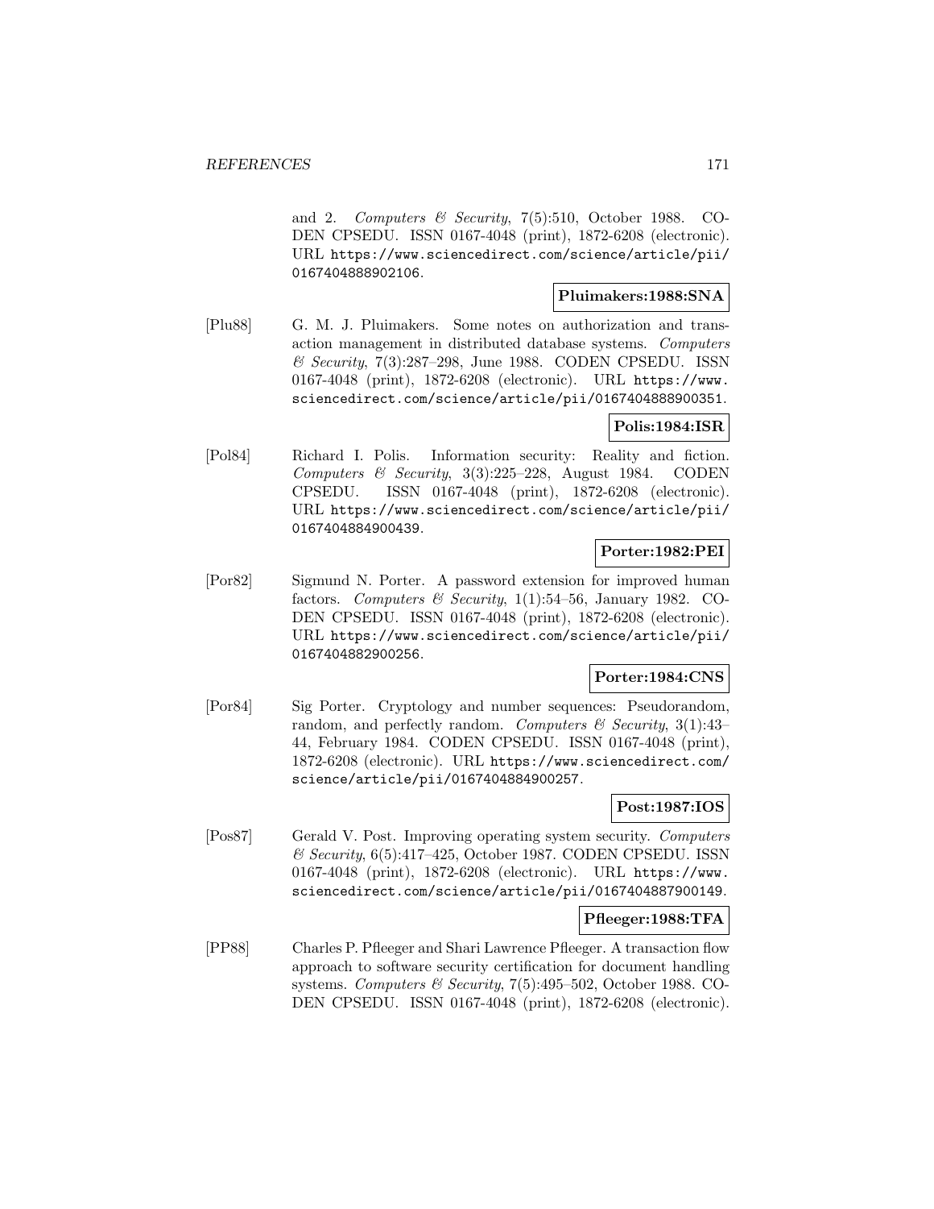and 2. *Computers & Security*, 7(5):510, October 1988. CODEN CPSEDU. ISSN 0167-4048 (print), 1872-6208 (electronic). URL https://www.sciencedirect.com/science/article/pii/0167404888902106.

**Pluimakers:1988:SNA**

[Plu88] G. M. J. Pluimakers. Some notes on authorization and transaction management in distributed database systems. *Computers & Security*, 7(3):287–298, June 1988. CODEN CPSEDU. ISSN 0167-4048 (print), 1872-6208 (electronic). URL https://www.sciencedirect.com/science/article/pii/0167404888900351.

**Polis:1984:ISR**

[Pol84] Richard I. Polis. Information security: Reality and fiction. *Computers & Security*, 3(3):225–228, August 1984. CODEN CPSEDU. ISSN 0167-4048 (print), 1872-6208 (electronic). URL https://www.sciencedirect.com/science/article/pii/0167404884900439.

**Porter:1982:PEI**

[Por82] Sigmund N. Porter. A password extension for improved human factors. *Computers & Security*, 1(1):54–56, January 1982. CODEN CPSEDU. ISSN 0167-4048 (print), 1872-6208 (electronic). URL https://www.sciencedirect.com/science/article/pii/0167404882900256.

**Porter:1984:CNS**

[Por84] Sig Porter. Cryptology and number sequences: Pseudorandom, random, and perfectly random. *Computers & Security*, 3(1):43–44, February 1984. CODEN CPSEDU. ISSN 0167-4048 (print), 1872-6208 (electronic). URL https://www.sciencedirect.com/science/article/pii/0167404884900257.

**Post:1987:IOS**

[Pos87] Gerald V. Post. Improving operating system security. *Computers & Security*, 6(5):417–425, October 1987. CODEN CPSEDU. ISSN 0167-4048 (print), 1872-6208 (electronic). URL https://www.sciencedirect.com/science/article/pii/0167404887900149.

**Pfleeger:1988:TFA**

[PP88] Charles P. Pfleeger and Shari Lawrence Pfleeger. A transaction flow approach to software security certification for document handling systems. *Computers & Security*, 7(5):495–502, October 1988. CODEN CPSEDU. ISSN 0167-4048 (print), 1872-6208 (electronic).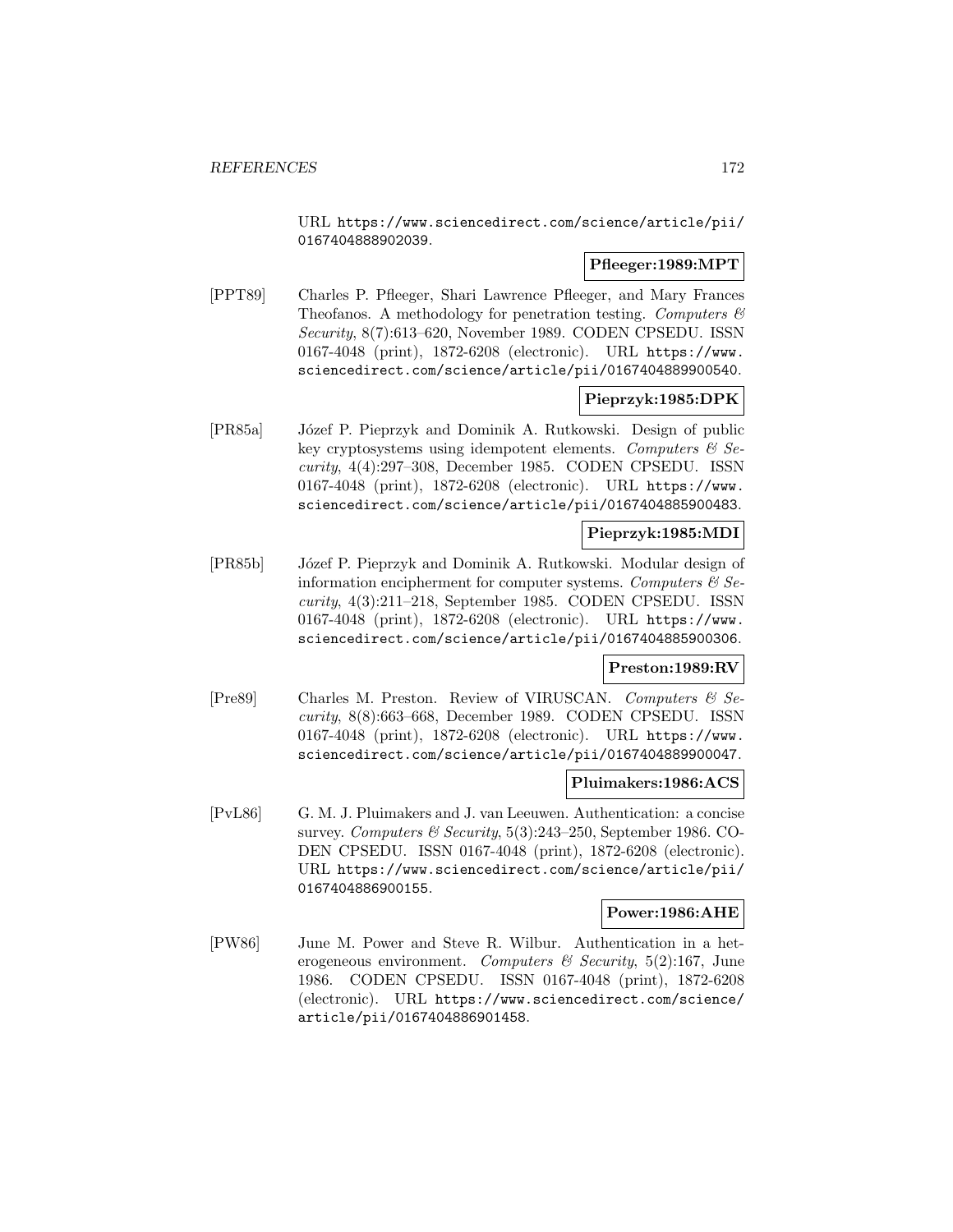URL https://www.sciencedirect.com/science/article/pii/0167404888902039.

**Pfleeger:1989:MPT**

[PPT89] Charles P. Pfleeger, Shari Lawrence Pfleeger, and Mary Frances Theofanos. A methodology for penetration testing. *Computers & Security*, 8(7):613–620, November 1989. CODEN CPSEDU. ISSN 0167-4048 (print), 1872-6208 (electronic). URL https://www.sciencedirect.com/science/article/pii/0167404889900540.

**Pieprzyk:1985:DPK**

[PR85a] Józef P. Pieprzyk and Dominik A. Rutkowski. Design of public key cryptosystems using idempotent elements. *Computers & Security*, 4(4):297–308, December 1985. CODEN CPSEDU. ISSN 0167-4048 (print), 1872-6208 (electronic). URL https://www.sciencedirect.com/science/article/pii/0167404885900483.

**Pieprzyk:1985:MDI**

[PR85b] Józef P. Pieprzyk and Dominik A. Rutkowski. Modular design of information encipherment for computer systems. *Computers & Security*, 4(3):211–218, September 1985. CODEN CPSEDU. ISSN 0167-4048 (print), 1872-6208 (electronic). URL https://www.sciencedirect.com/science/article/pii/0167404885900306.

**Preston:1989:RV**

[Pre89] Charles M. Preston. Review of VIRUSCAN. *Computers & Security*, 8(8):663–668, December 1989. CODEN CPSEDU. ISSN 0167-4048 (print), 1872-6208 (electronic). URL https://www.sciencedirect.com/science/article/pii/0167404889900047.

**Pluimakers:1986:ACS**

[PvL86] G. M. J. Pluimakers and J. van Leeuwen. Authentication: a concise survey. *Computers & Security*, 5(3):243–250, September 1986. CODEN CPSEDU. ISSN 0167-4048 (print), 1872-6208 (electronic). URL https://www.sciencedirect.com/science/article/pii/0167404886900155.

**Power:1986:AHE**

[PW86] June M. Power and Steve R. Wilbur. Authentication in a heterogeneous environment. *Computers & Security*, 5(2):167, June 1986. CODEN CPSEDU. ISSN 0167-4048 (print), 1872-6208 (electronic). URL https://www.sciencedirect.com/science/article/pii/0167404886901458.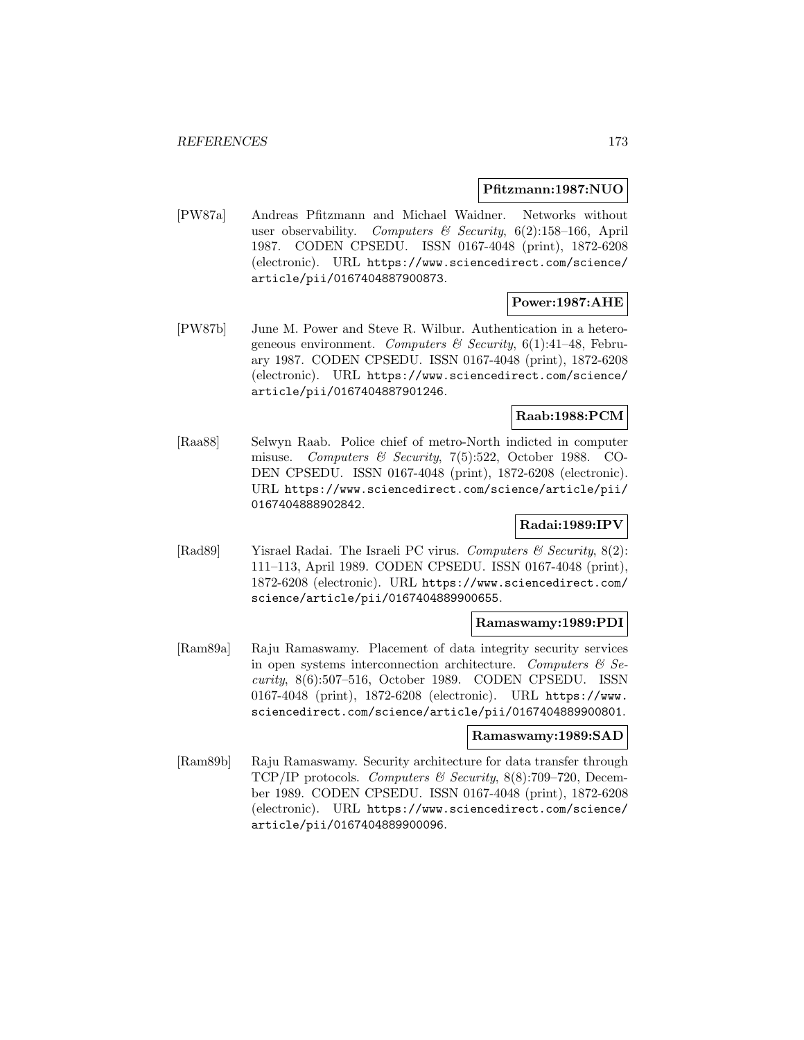**Pfitzmann:1987:NUO**

[PW87a] Andreas Pfitzmann and Michael Waidner. Networks without user observability. *Computers & Security*, 6(2):158–166, April 1987. CODEN CPSEDU. ISSN 0167-4048 (print), 1872-6208 (electronic). URL https://www.sciencedirect.com/science/article/pii/0167404887900873.

**Power:1987:AHE**

[PW87b] June M. Power and Steve R. Wilbur. Authentication in a heterogeneous environment. *Computers & Security*, 6(1):41–48, February 1987. CODEN CPSEDU. ISSN 0167-4048 (print), 1872-6208 (electronic). URL https://www.sciencedirect.com/science/article/pii/0167404887901246.

**Raab:1988:PCM**

[Raa88] Selwyn Raab. Police chief of metro-North indicted in computer misuse. *Computers & Security*, 7(5):522, October 1988. CODEN CPSEDU. ISSN 0167-4048 (print), 1872-6208 (electronic). URL https://www.sciencedirect.com/science/article/pii/0167404888902842.

**Radai:1989:IPV**

[Rad89] Yisrael Radai. The Israeli PC virus. *Computers & Security*, 8(2): 111–113, April 1989. CODEN CPSEDU. ISSN 0167-4048 (print), 1872-6208 (electronic). URL https://www.sciencedirect.com/science/article/pii/0167404889900655.

**Ramaswamy:1989:PDI**

[Ram89a] Raju Ramaswamy. Placement of data integrity security services in open systems interconnection architecture. *Computers & Security*, 8(6):507–516, October 1989. CODEN CPSEDU. ISSN 0167-4048 (print), 1872-6208 (electronic). URL https://www.sciencedirect.com/science/article/pii/0167404889900801.

**Ramaswamy:1989:SAD**

[Ram89b] Raju Ramaswamy. Security architecture for data transfer through TCP/IP protocols. *Computers & Security*, 8(8):709–720, December 1989. CODEN CPSEDU. ISSN 0167-4048 (print), 1872-6208 (electronic). URL https://www.sciencedirect.com/science/article/pii/0167404889900096.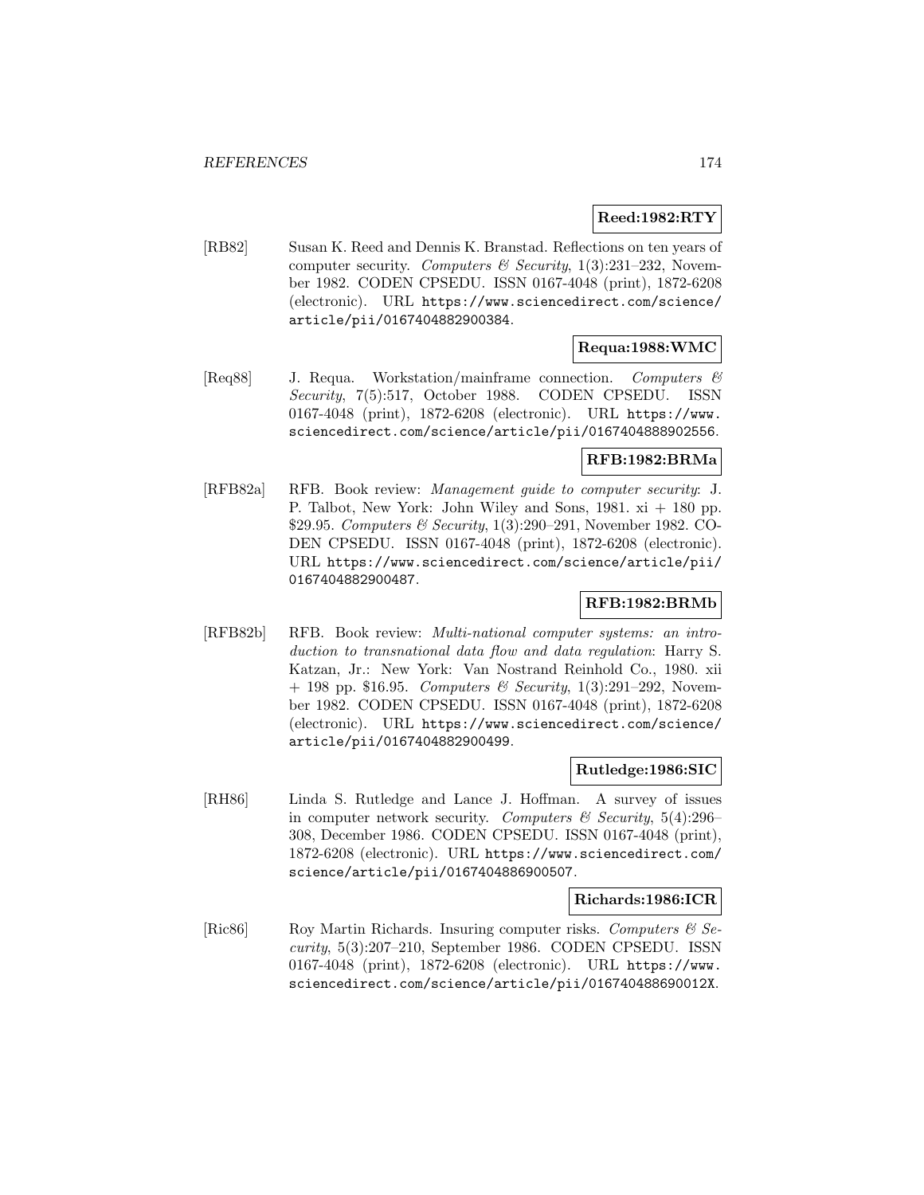**Reed:1982:RTY**

[RB82] Susan K. Reed and Dennis K. Branstad. Reflections on ten years of computer security. *Computers & Security*, 1(3):231–232, November 1982. CODEN CPSEDU. ISSN 0167-4048 (print), 1872-6208 (electronic). URL https://www.sciencedirect.com/science/article/pii/0167404882900384.

**Requa:1988:WMC**

[Req88] J. Requa. Workstation/mainframe connection. *Computers & Security*, 7(5):517, October 1988. CODEN CPSEDU. ISSN 0167-4048 (print), 1872-6208 (electronic). URL https://www.sciencedirect.com/science/article/pii/0167404888902556.

**RFB:1982:BRMa**

[RFB82a] RFB. Book review: *Management guide to computer security*: J. P. Talbot, New York: John Wiley and Sons, 1981. xi + 180 pp. \$29.95. *Computers & Security*, 1(3):290–291, November 1982. CODEN CPSEDU. ISSN 0167-4048 (print), 1872-6208 (electronic). URL https://www.sciencedirect.com/science/article/pii/0167404882900487.

**RFB:1982:BRMb**

[RFB82b] RFB. Book review: *Multi-national computer systems: an introduction to transnational data flow and data regulation*: Harry S. Katzan, Jr.: New York: Van Nostrand Reinhold Co., 1980. xii + 198 pp. \$16.95. *Computers & Security*, 1(3):291–292, November 1982. CODEN CPSEDU. ISSN 0167-4048 (print), 1872-6208 (electronic). URL https://www.sciencedirect.com/science/article/pii/0167404882900499.

**Rutledge:1986:SIC**

[RH86] Linda S. Rutledge and Lance J. Hoffman. A survey of issues in computer network security. *Computers & Security*, 5(4):296–308, December 1986. CODEN CPSEDU. ISSN 0167-4048 (print), 1872-6208 (electronic). URL https://www.sciencedirect.com/science/article/pii/0167404886900507.

**Richards:1986:ICR**

[Ric86] Roy Martin Richards. Insuring computer risks. *Computers & Security*, 5(3):207–210, September 1986. CODEN CPSEDU. ISSN 0167-4048 (print), 1872-6208 (electronic). URL https://www.sciencedirect.com/science/article/pii/016740488690012X.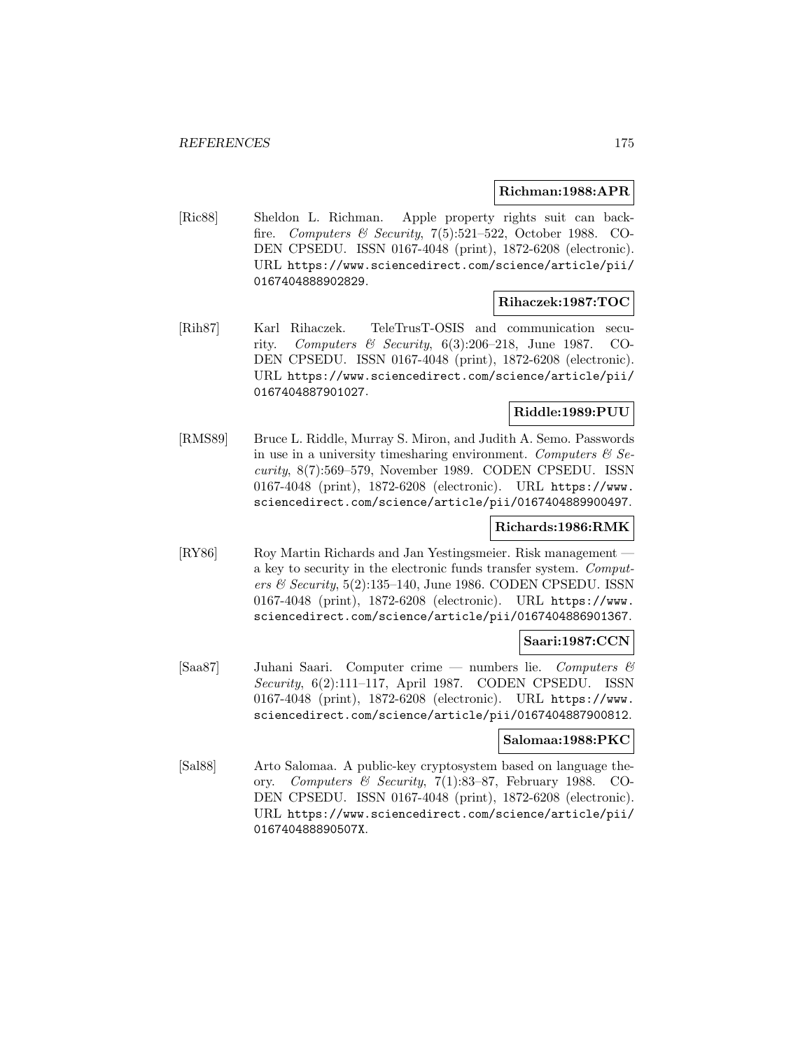**Richman:1988:APR**

[Ric88] Sheldon L. Richman. Apple property rights suit can backfire. *Computers & Security*, 7(5):521–522, October 1988. CODEN CPSEDU. ISSN 0167-4048 (print), 1872-6208 (electronic). URL https://www.sciencedirect.com/science/article/pii/0167404888902829.

**Rihaczek:1987:TOC**

[Rih87] Karl Rihaczek. TeleTrusT-OSIS and communication security. *Computers & Security*, 6(3):206–218, June 1987. CODEN CPSEDU. ISSN 0167-4048 (print), 1872-6208 (electronic). URL https://www.sciencedirect.com/science/article/pii/0167404887901027.

**Riddle:1989:PUU**

[RMS89] Bruce L. Riddle, Murray S. Miron, and Judith A. Semo. Passwords in use in a university timesharing environment. *Computers & Security*, 8(7):569–579, November 1989. CODEN CPSEDU. ISSN 0167-4048 (print), 1872-6208 (electronic). URL https://www.sciencedirect.com/science/article/pii/0167404889900497.

**Richards:1986:RMK**

[RY86] Roy Martin Richards and Jan Yestingsmeier. Risk management — a key to security in the electronic funds transfer system. *Computers & Security*, 5(2):135–140, June 1986. CODEN CPSEDU. ISSN 0167-4048 (print), 1872-6208 (electronic). URL https://www.sciencedirect.com/science/article/pii/0167404886901367.

**Saari:1987:CCN**

[Saa87] Juhani Saari. Computer crime — numbers lie. *Computers & Security*, 6(2):111–117, April 1987. CODEN CPSEDU. ISSN 0167-4048 (print), 1872-6208 (electronic). URL https://www.sciencedirect.com/science/article/pii/0167404887900812.

**Salomaa:1988:PKC**

[Sal88] Arto Salomaa. A public-key cryptosystem based on language theory. *Computers & Security*, 7(1):83–87, February 1988. CODEN CPSEDU. ISSN 0167-4048 (print), 1872-6208 (electronic). URL https://www.sciencedirect.com/science/article/pii/016740488890507X.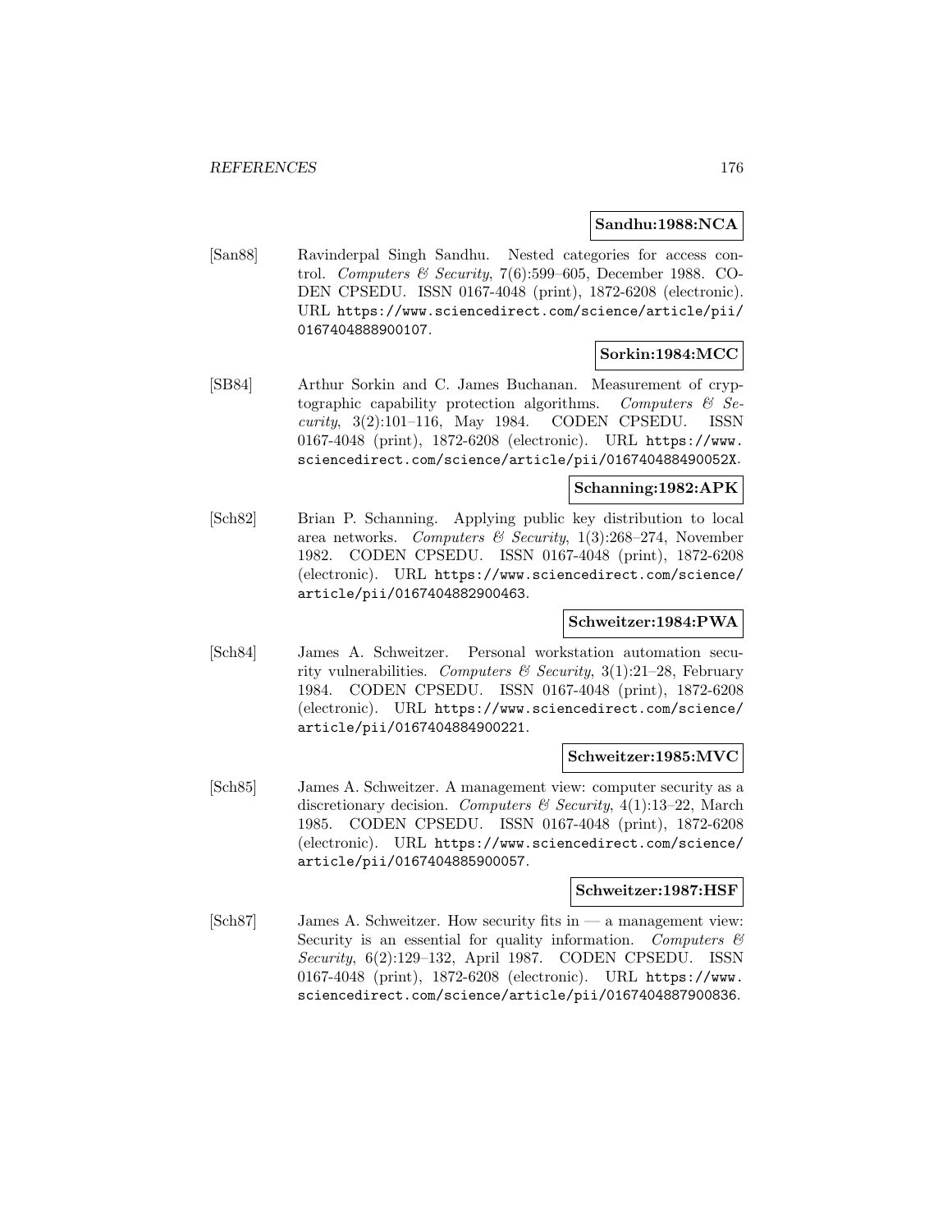**Sandhu:1988:NCA**

[San88] Ravinderpal Singh Sandhu. Nested categories for access control. *Computers & Security*, 7(6):599–605, December 1988. CODEN CPSEDU. ISSN 0167-4048 (print), 1872-6208 (electronic). URL https://www.sciencedirect.com/science/article/pii/0167404888900107.

**Sorkin:1984:MCC**

[SB84] Arthur Sorkin and C. James Buchanan. Measurement of cryptographic capability protection algorithms. *Computers & Security*, 3(2):101–116, May 1984. CODEN CPSEDU. ISSN 0167-4048 (print), 1872-6208 (electronic). URL https://www.sciencedirect.com/science/article/pii/016740488490052X.

**Schanning:1982:APK**

[Sch82] Brian P. Schanning. Applying public key distribution to local area networks. *Computers & Security*, 1(3):268–274, November 1982. CODEN CPSEDU. ISSN 0167-4048 (print), 1872-6208 (electronic). URL https://www.sciencedirect.com/science/article/pii/0167404882900463.

**Schweitzer:1984:PWA**

[Sch84] James A. Schweitzer. Personal workstation automation security vulnerabilities. *Computers & Security*, 3(1):21–28, February 1984. CODEN CPSEDU. ISSN 0167-4048 (print), 1872-6208 (electronic). URL https://www.sciencedirect.com/science/article/pii/0167404884900221.

**Schweitzer:1985:MVC**

[Sch85] James A. Schweitzer. A management view: computer security as a discretionary decision. *Computers & Security*, 4(1):13–22, March 1985. CODEN CPSEDU. ISSN 0167-4048 (print), 1872-6208 (electronic). URL https://www.sciencedirect.com/science/article/pii/0167404885900057.

**Schweitzer:1987:HSF**

[Sch87] James A. Schweitzer. How security fits in — a management view: Security is an essential for quality information. *Computers & Security*, 6(2):129–132, April 1987. CODEN CPSEDU. ISSN 0167-4048 (print), 1872-6208 (electronic). URL https://www.sciencedirect.com/science/article/pii/0167404887900836.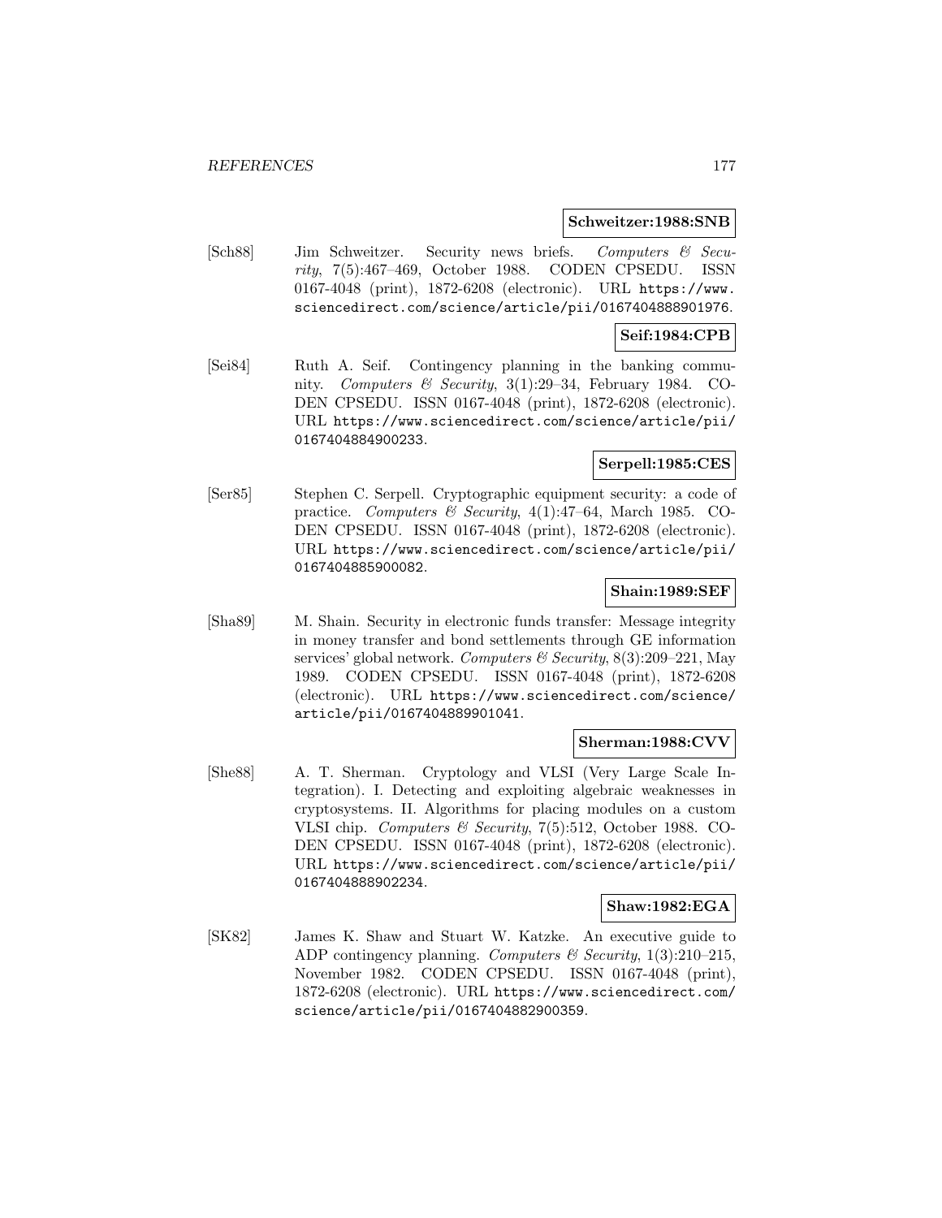**Schweitzer:1988:SNB**

[Sch88] Jim Schweitzer. Security news briefs. *Computers & Security*, 7(5):467–469, October 1988. CODEN CPSEDU. ISSN 0167-4048 (print), 1872-6208 (electronic). URL https://www.sciencedirect.com/science/article/pii/0167404888901976.

**Seif:1984:CPB**

[Sei84] Ruth A. Seif. Contingency planning in the banking community. *Computers & Security*, 3(1):29–34, February 1984. CODEN CPSEDU. ISSN 0167-4048 (print), 1872-6208 (electronic). URL https://www.sciencedirect.com/science/article/pii/0167404884900233.

**Serpell:1985:CES**

[Ser85] Stephen C. Serpell. Cryptographic equipment security: a code of practice. *Computers & Security*, 4(1):47–64, March 1985. CODEN CPSEDU. ISSN 0167-4048 (print), 1872-6208 (electronic). URL https://www.sciencedirect.com/science/article/pii/0167404885900082.

**Shain:1989:SEF**

[Sha89] M. Shain. Security in electronic funds transfer: Message integrity in money transfer and bond settlements through GE information services' global network. *Computers & Security*, 8(3):209–221, May 1989. CODEN CPSEDU. ISSN 0167-4048 (print), 1872-6208 (electronic). URL https://www.sciencedirect.com/science/article/pii/0167404889901041.

**Sherman:1988:CVV**

[She88] A. T. Sherman. Cryptology and VLSI (Very Large Scale Integration). I. Detecting and exploiting algebraic weaknesses in cryptosystems. II. Algorithms for placing modules on a custom VLSI chip. *Computers & Security*, 7(5):512, October 1988. CODEN CPSEDU. ISSN 0167-4048 (print), 1872-6208 (electronic). URL https://www.sciencedirect.com/science/article/pii/0167404888902234.

**Shaw:1982:EGA**

[SK82] James K. Shaw and Stuart W. Katzke. An executive guide to ADP contingency planning. *Computers & Security*, 1(3):210–215, November 1982. CODEN CPSEDU. ISSN 0167-4048 (print), 1872-6208 (electronic). URL https://www.sciencedirect.com/science/article/pii/0167404882900359.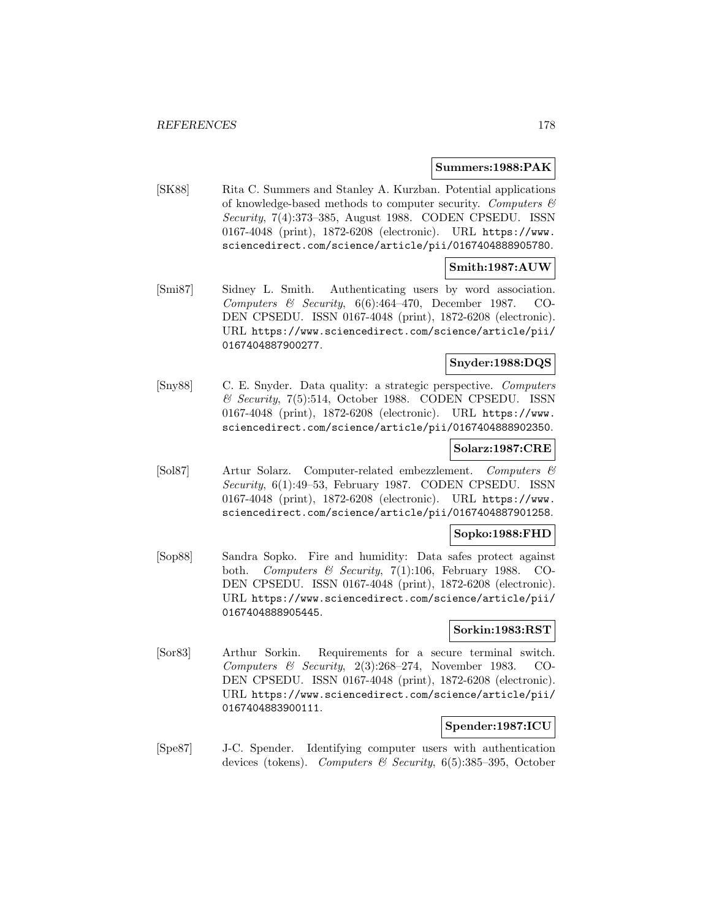**Summers:1988:PAK**

[SK88] Rita C. Summers and Stanley A. Kurzban. Potential applications of knowledge-based methods to computer security. *Computers & Security*, 7(4):373–385, August 1988. CODEN CPSEDU. ISSN 0167-4048 (print), 1872-6208 (electronic). URL https://www.sciencedirect.com/science/article/pii/0167404888905780.

**Smith:1987:AUW**

[Smi87] Sidney L. Smith. Authenticating users by word association. *Computers & Security*, 6(6):464–470, December 1987. CODEN CPSEDU. ISSN 0167-4048 (print), 1872-6208 (electronic). URL https://www.sciencedirect.com/science/article/pii/0167404887900277.

**Snyder:1988:DQS**

[Sny88] C. E. Snyder. Data quality: a strategic perspective. *Computers & Security*, 7(5):514, October 1988. CODEN CPSEDU. ISSN 0167-4048 (print), 1872-6208 (electronic). URL https://www.sciencedirect.com/science/article/pii/0167404888902350.

**Solarz:1987:CRE**

[Sol87] Artur Solarz. Computer-related embezzlement. *Computers & Security*, 6(1):49–53, February 1987. CODEN CPSEDU. ISSN 0167-4048 (print), 1872-6208 (electronic). URL https://www.sciencedirect.com/science/article/pii/0167404887901258.

**Sopko:1988:FHD**

[Sop88] Sandra Sopko. Fire and humidity: Data safes protect against both. *Computers & Security*, 7(1):106, February 1988. CODEN CPSEDU. ISSN 0167-4048 (print), 1872-6208 (electronic). URL https://www.sciencedirect.com/science/article/pii/0167404888905445.

**Sorkin:1983:RST**

[Sor83] Arthur Sorkin. Requirements for a secure terminal switch. *Computers & Security*, 2(3):268–274, November 1983. CODEN CPSEDU. ISSN 0167-4048 (print), 1872-6208 (electronic). URL https://www.sciencedirect.com/science/article/pii/0167404883900111.

**Spender:1987:ICU**

[Spe87] J-C. Spender. Identifying computer users with authentication devices (tokens). *Computers & Security*, 6(5):385–395, October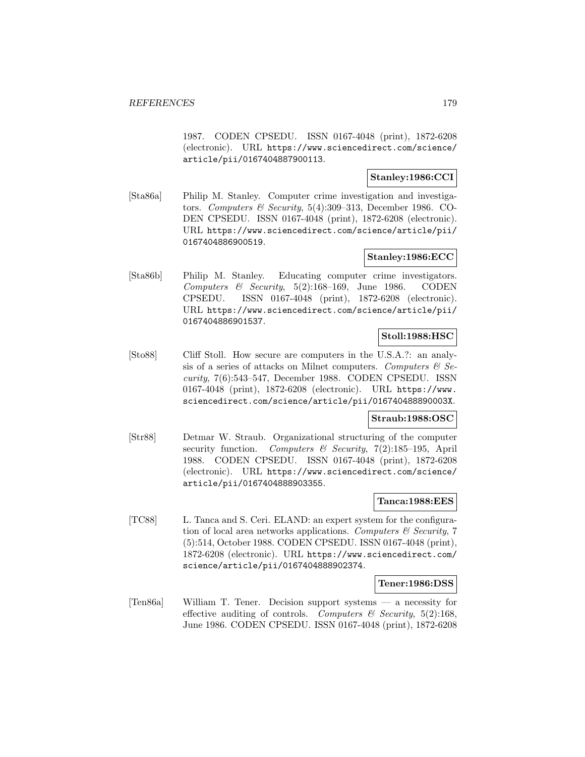1987. CODEN CPSEDU. ISSN 0167-4048 (print), 1872-6208 (electronic). URL https://www.sciencedirect.com/science/article/pii/0167404887900113.

**Stanley:1986:CCI**

[Sta86a] Philip M. Stanley. Computer crime investigation and investigators. *Computers & Security*, 5(4):309–313, December 1986. CODEN CPSEDU. ISSN 0167-4048 (print), 1872-6208 (electronic). URL https://www.sciencedirect.com/science/article/pii/0167404886900519.

**Stanley:1986:ECC**

[Sta86b] Philip M. Stanley. Educating computer crime investigators. *Computers & Security*, 5(2):168–169, June 1986. CODEN CPSEDU. ISSN 0167-4048 (print), 1872-6208 (electronic). URL https://www.sciencedirect.com/science/article/pii/0167404886901537.

**Stoll:1988:HSC**

[Sto88] Cliff Stoll. How secure are computers in the U.S.A.?: an analysis of a series of attacks on Milnet computers. *Computers & Security*, 7(6):543–547, December 1988. CODEN CPSEDU. ISSN 0167-4048 (print), 1872-6208 (electronic). URL https://www.sciencedirect.com/science/article/pii/016740488890003X.

**Straub:1988:OSC**

[Str88] Detmar W. Straub. Organizational structuring of the computer security function. *Computers & Security*, 7(2):185–195, April 1988. CODEN CPSEDU. ISSN 0167-4048 (print), 1872-6208 (electronic). URL https://www.sciencedirect.com/science/article/pii/0167404888903355.

**Tanca:1988:EES**

[TC88] L. Tanca and S. Ceri. ELAND: an expert system for the configuration of local area networks applications. *Computers & Security*, 7 (5):514, October 1988. CODEN CPSEDU. ISSN 0167-4048 (print), 1872-6208 (electronic). URL https://www.sciencedirect.com/science/article/pii/0167404888902374.

**Tener:1986:DSS**

[Ten86a] William T. Tener. Decision support systems — a necessity for effective auditing of controls. *Computers & Security*, 5(2):168, June 1986. CODEN CPSEDU. ISSN 0167-4048 (print), 1872-6208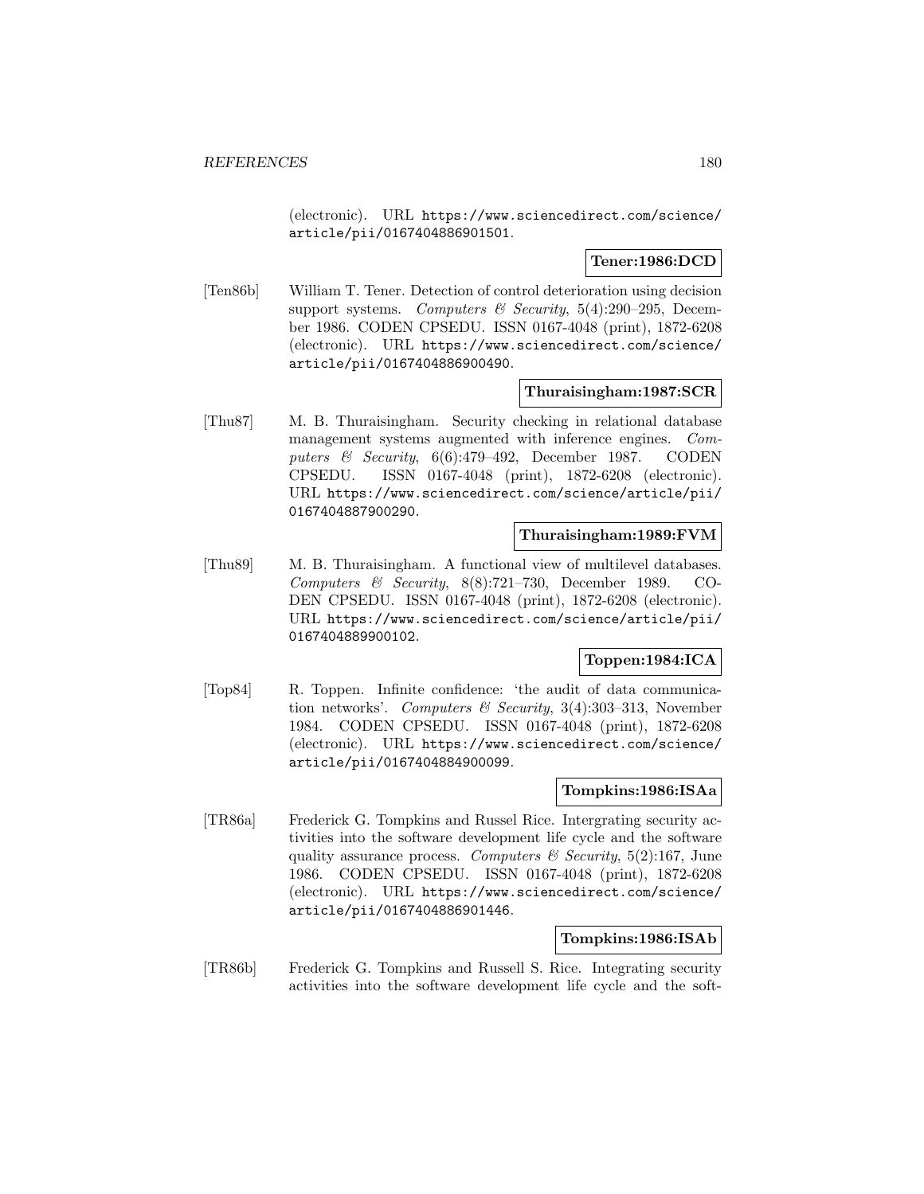(electronic). URL https://www.sciencedirect.com/science/article/pii/0167404886901501.

**Tener:1986:DCD**

[Ten86b] William T. Tener. Detection of control deterioration using decision support systems. *Computers & Security*, 5(4):290–295, December 1986. CODEN CPSEDU. ISSN 0167-4048 (print), 1872-6208 (electronic). URL https://www.sciencedirect.com/science/article/pii/0167404886900490.

**Thuraisingham:1987:SCR**

[Thu87] M. B. Thuraisingham. Security checking in relational database management systems augmented with inference engines. *Computers & Security*, 6(6):479–492, December 1987. CODEN CPSEDU. ISSN 0167-4048 (print), 1872-6208 (electronic). URL https://www.sciencedirect.com/science/article/pii/0167404887900290.

**Thuraisingham:1989:FVM**

[Thu89] M. B. Thuraisingham. A functional view of multilevel databases. *Computers & Security*, 8(8):721–730, December 1989. CODEN CPSEDU. ISSN 0167-4048 (print), 1872-6208 (electronic). URL https://www.sciencedirect.com/science/article/pii/0167404889900102.

**Toppen:1984:ICA**

[Top84] R. Toppen. Infinite confidence: 'the audit of data communication networks'. *Computers & Security*, 3(4):303–313, November 1984. CODEN CPSEDU. ISSN 0167-4048 (print), 1872-6208 (electronic). URL https://www.sciencedirect.com/science/article/pii/0167404884900099.

**Tompkins:1986:ISAa**

[TR86a] Frederick G. Tompkins and Russel Rice. Intergrating security activities into the software development life cycle and the software quality assurance process. *Computers & Security*, 5(2):167, June 1986. CODEN CPSEDU. ISSN 0167-4048 (print), 1872-6208 (electronic). URL https://www.sciencedirect.com/science/article/pii/0167404886901446.

**Tompkins:1986:ISAb**

[TR86b] Frederick G. Tompkins and Russell S. Rice. Integrating security activities into the software development life cycle and the soft-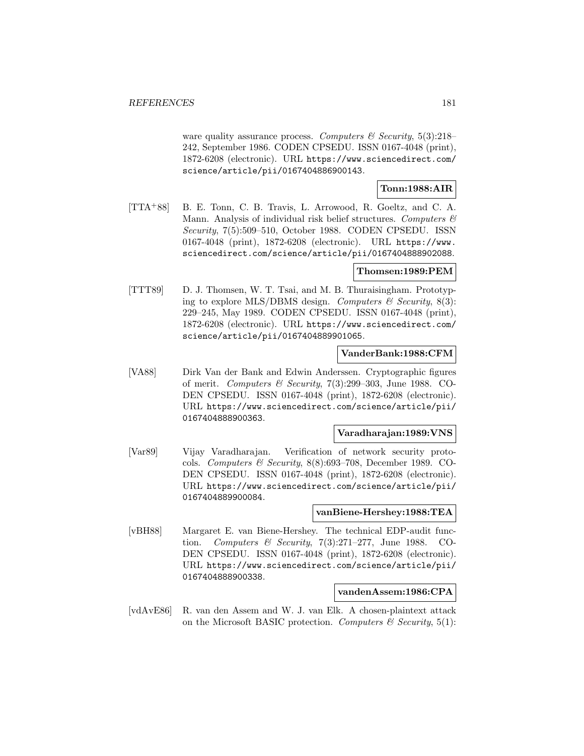ware quality assurance process. *Computers & Security*, 5(3):218–242, September 1986. CODEN CPSEDU. ISSN 0167-4048 (print), 1872-6208 (electronic). URL https://www.sciencedirect.com/science/article/pii/0167404886900143.

**Tonn:1988:AIR**

[TTA+88] B. E. Tonn, C. B. Travis, L. Arrowood, R. Goeltz, and C. A. Mann. Analysis of individual risk belief structures. *Computers & Security*, 7(5):509–510, October 1988. CODEN CPSEDU. ISSN 0167-4048 (print), 1872-6208 (electronic). URL https://www.sciencedirect.com/science/article/pii/0167404888902088.

**Thomsen:1989:PEM**

[TTT89] D. J. Thomsen, W. T. Tsai, and M. B. Thuraisingham. Prototyping to explore MLS/DBMS design. *Computers & Security*, 8(3): 229–245, May 1989. CODEN CPSEDU. ISSN 0167-4048 (print), 1872-6208 (electronic). URL https://www.sciencedirect.com/science/article/pii/0167404889901065.

**VanderBank:1988:CFM**

[VA88] Dirk Van der Bank and Edwin Anderssen. Cryptographic figures of merit. *Computers & Security*, 7(3):299–303, June 1988. CODEN CPSEDU. ISSN 0167-4048 (print), 1872-6208 (electronic). URL https://www.sciencedirect.com/science/article/pii/0167404888900363.

**Varadharajan:1989:VNS**

[Var89] Vijay Varadharajan. Verification of network security protocols. *Computers & Security*, 8(8):693–708, December 1989. CODEN CPSEDU. ISSN 0167-4048 (print), 1872-6208 (electronic). URL https://www.sciencedirect.com/science/article/pii/0167404889900084.

**vanBiene-Hershey:1988:TEA**

[vBH88] Margaret E. van Biene-Hershey. The technical EDP-audit function. *Computers & Security*, 7(3):271–277, June 1988. CODEN CPSEDU. ISSN 0167-4048 (print), 1872-6208 (electronic). URL https://www.sciencedirect.com/science/article/pii/0167404888900338.

**vandenAssem:1986:CPA**

[vdAvE86] R. van den Assem and W. J. van Elk. A chosen-plaintext attack on the Microsoft BASIC protection. *Computers & Security*, 5(1):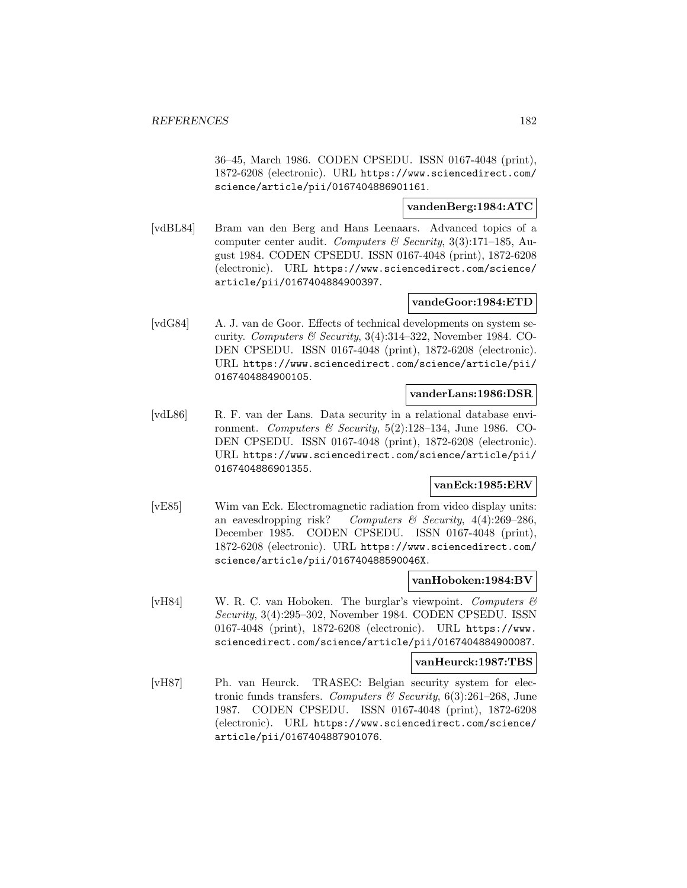36–45, March 1986. CODEN CPSEDU. ISSN 0167-4048 (print), 1872-6208 (electronic). URL https://www.sciencedirect.com/science/article/pii/0167404886901161.

**vandenBerg:1984:ATC**

[vdBL84] Bram van den Berg and Hans Leenaars. Advanced topics of a computer center audit. *Computers & Security*, 3(3):171–185, August 1984. CODEN CPSEDU. ISSN 0167-4048 (print), 1872-6208 (electronic). URL https://www.sciencedirect.com/science/article/pii/0167404884900397.

**vandeGoor:1984:ETD**

[vdG84] A. J. van de Goor. Effects of technical developments on system security. *Computers & Security*, 3(4):314–322, November 1984. CODEN CPSEDU. ISSN 0167-4048 (print), 1872-6208 (electronic). URL https://www.sciencedirect.com/science/article/pii/0167404884900105.

**vanderLans:1986:DSR**

[vdL86] R. F. van der Lans. Data security in a relational database environment. *Computers & Security*, 5(2):128–134, June 1986. CODEN CPSEDU. ISSN 0167-4048 (print), 1872-6208 (electronic). URL https://www.sciencedirect.com/science/article/pii/0167404886901355.

**vanEck:1985:ERV**

[vE85] Wim van Eck. Electromagnetic radiation from video display units: an eavesdropping risk? *Computers & Security*, 4(4):269–286, December 1985. CODEN CPSEDU. ISSN 0167-4048 (print), 1872-6208 (electronic). URL https://www.sciencedirect.com/science/article/pii/016740488590046X.

**vanHoboken:1984:BV**

[vH84] W. R. C. van Hoboken. The burglar's viewpoint. *Computers & Security*, 3(4):295–302, November 1984. CODEN CPSEDU. ISSN 0167-4048 (print), 1872-6208 (electronic). URL https://www.sciencedirect.com/science/article/pii/0167404884900087.

**vanHeurck:1987:TBS**

[vH87] Ph. van Heurck. TRASEC: Belgian security system for electronic funds transfers. *Computers & Security*, 6(3):261–268, June 1987. CODEN CPSEDU. ISSN 0167-4048 (print), 1872-6208 (electronic). URL https://www.sciencedirect.com/science/article/pii/0167404887901076.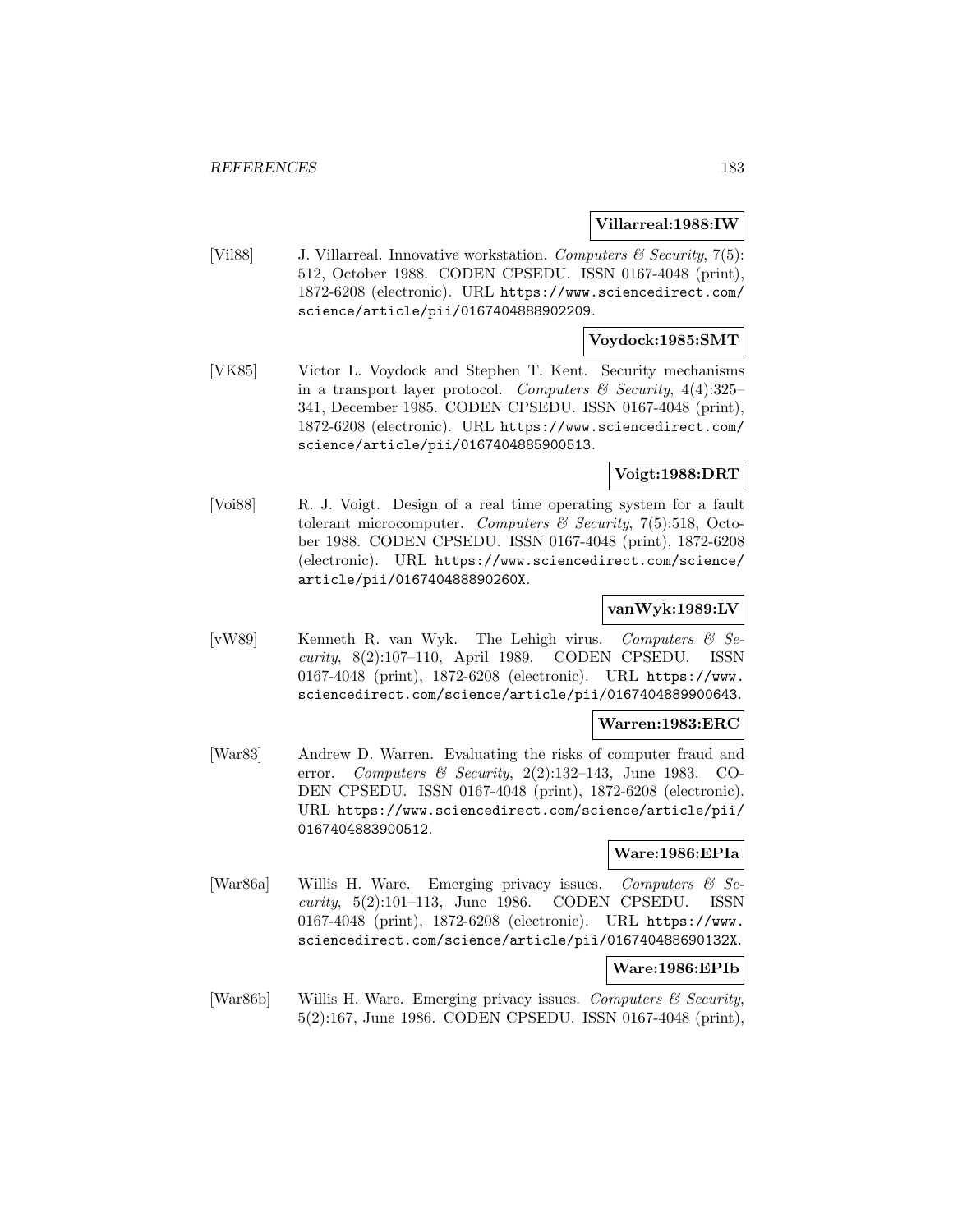**Villarreal:1988:IW**

[Vil88] J. Villarreal. Innovative workstation. *Computers & Security*, 7(5): 512, October 1988. CODEN CPSEDU. ISSN 0167-4048 (print), 1872-6208 (electronic). URL https://www.sciencedirect.com/science/article/pii/0167404888902209.

**Voydock:1985:SMT**

[VK85] Victor L. Voydock and Stephen T. Kent. Security mechanisms in a transport layer protocol. *Computers & Security*, 4(4):325–341, December 1985. CODEN CPSEDU. ISSN 0167-4048 (print), 1872-6208 (electronic). URL https://www.sciencedirect.com/science/article/pii/0167404885900513.

**Voigt:1988:DRT**

[Voi88] R. J. Voigt. Design of a real time operating system for a fault tolerant microcomputer. *Computers & Security*, 7(5):518, October 1988. CODEN CPSEDU. ISSN 0167-4048 (print), 1872-6208 (electronic). URL https://www.sciencedirect.com/science/article/pii/016740488890260X.

**vanWyk:1989:LV**

[vW89] Kenneth R. van Wyk. The Lehigh virus. *Computers & Security*, 8(2):107–110, April 1989. CODEN CPSEDU. ISSN 0167-4048 (print), 1872-6208 (electronic). URL https://www.sciencedirect.com/science/article/pii/0167404889900643.

**Warren:1983:ERC**

[War83] Andrew D. Warren. Evaluating the risks of computer fraud and error. *Computers & Security*, 2(2):132–143, June 1983. CODEN CPSEDU. ISSN 0167-4048 (print), 1872-6208 (electronic). URL https://www.sciencedirect.com/science/article/pii/0167404883900512.

**Ware:1986:EPIa**

[War86a] Willis H. Ware. Emerging privacy issues. *Computers & Security*, 5(2):101–113, June 1986. CODEN CPSEDU. ISSN 0167-4048 (print), 1872-6208 (electronic). URL https://www.sciencedirect.com/science/article/pii/016740488690132X.

**Ware:1986:EPIb**

[War86b] Willis H. Ware. Emerging privacy issues. *Computers & Security*, 5(2):167, June 1986. CODEN CPSEDU. ISSN 0167-4048 (print),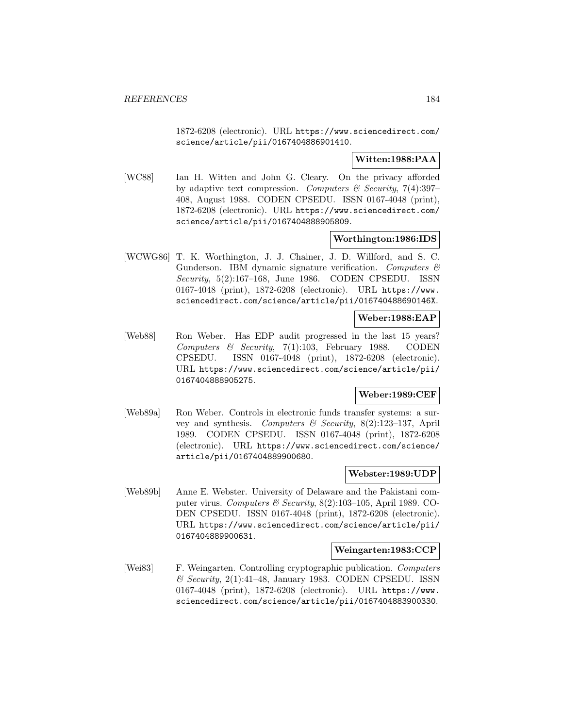1872-6208 (electronic). URL https://www.sciencedirect.com/science/article/pii/0167404886901410.

**Witten:1988:PAA**

[WC88] Ian H. Witten and John G. Cleary. On the privacy afforded by adaptive text compression. *Computers & Security*, 7(4):397–408, August 1988. CODEN CPSEDU. ISSN 0167-4048 (print), 1872-6208 (electronic). URL https://www.sciencedirect.com/science/article/pii/0167404888905809.

**Worthington:1986:IDS**

[WCWG86] T. K. Worthington, J. J. Chainer, J. D. Willford, and S. C. Gunderson. IBM dynamic signature verification. *Computers & Security*, 5(2):167–168, June 1986. CODEN CPSEDU. ISSN 0167-4048 (print), 1872-6208 (electronic). URL https://www.sciencedirect.com/science/article/pii/016740488690146X.

**Weber:1988:EAP**

[Web88] Ron Weber. Has EDP audit progressed in the last 15 years? *Computers & Security*, 7(1):103, February 1988. CODEN CPSEDU. ISSN 0167-4048 (print), 1872-6208 (electronic). URL https://www.sciencedirect.com/science/article/pii/0167404888905275.

**Weber:1989:CEF**

[Web89a] Ron Weber. Controls in electronic funds transfer systems: a survey and synthesis. *Computers & Security*, 8(2):123–137, April 1989. CODEN CPSEDU. ISSN 0167-4048 (print), 1872-6208 (electronic). URL https://www.sciencedirect.com/science/article/pii/0167404889900680.

**Webster:1989:UDP**

[Web89b] Anne E. Webster. University of Delaware and the Pakistani computer virus. *Computers & Security*, 8(2):103–105, April 1989. CODEN CPSEDU. ISSN 0167-4048 (print), 1872-6208 (electronic). URL https://www.sciencedirect.com/science/article/pii/0167404889900631.

**Weingarten:1983:CCP**

[Wei83] F. Weingarten. Controlling cryptographic publication. *Computers & Security*, 2(1):41–48, January 1983. CODEN CPSEDU. ISSN 0167-4048 (print), 1872-6208 (electronic). URL https://www.sciencedirect.com/science/article/pii/0167404883900330.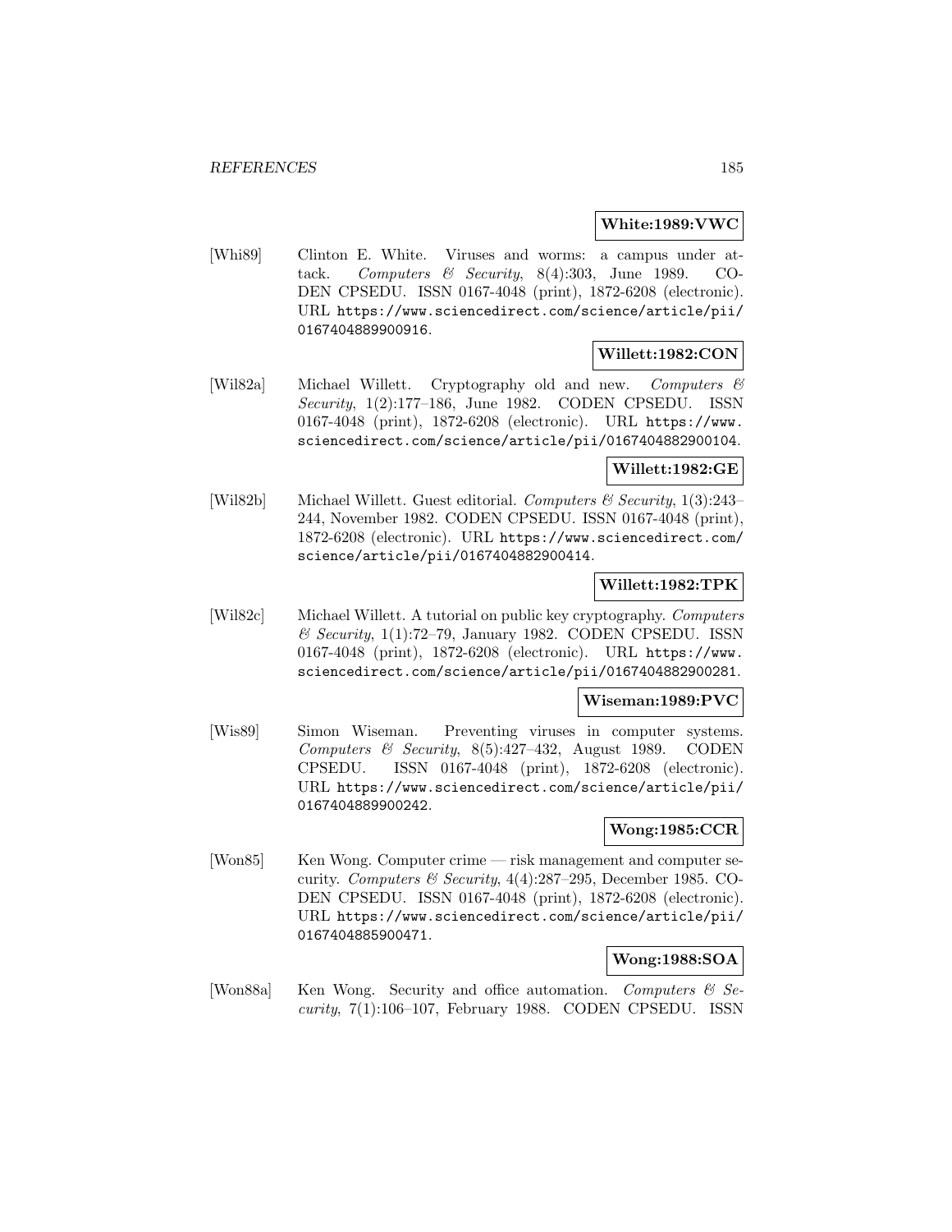**White:1989:VWC**

[Whi89] Clinton E. White. Viruses and worms: a campus under attack. *Computers & Security*, 8(4):303, June 1989. CODEN CPSEDU. ISSN 0167-4048 (print), 1872-6208 (electronic). URL https://www.sciencedirect.com/science/article/pii/0167404889900916.

**Willett:1982:CON**

[Wil82a] Michael Willett. Cryptography old and new. *Computers & Security*, 1(2):177–186, June 1982. CODEN CPSEDU. ISSN 0167-4048 (print), 1872-6208 (electronic). URL https://www.sciencedirect.com/science/article/pii/0167404882900104.

**Willett:1982:GE**

[Wil82b] Michael Willett. Guest editorial. *Computers & Security*, 1(3):243–244, November 1982. CODEN CPSEDU. ISSN 0167-4048 (print), 1872-6208 (electronic). URL https://www.sciencedirect.com/science/article/pii/0167404882900414.

**Willett:1982:TPK**

[Wil82c] Michael Willett. A tutorial on public key cryptography. *Computers & Security*, 1(1):72–79, January 1982. CODEN CPSEDU. ISSN 0167-4048 (print), 1872-6208 (electronic). URL https://www.sciencedirect.com/science/article/pii/0167404882900281.

**Wiseman:1989:PVC**

[Wis89] Simon Wiseman. Preventing viruses in computer systems. *Computers & Security*, 8(5):427–432, August 1989. CODEN CPSEDU. ISSN 0167-4048 (print), 1872-6208 (electronic). URL https://www.sciencedirect.com/science/article/pii/0167404889900242.

**Wong:1985:CCR**

[Won85] Ken Wong. Computer crime — risk management and computer security. *Computers & Security*, 4(4):287–295, December 1985. CODEN CPSEDU. ISSN 0167-4048 (print), 1872-6208 (electronic). URL https://www.sciencedirect.com/science/article/pii/0167404885900471.

**Wong:1988:SOA**

[Won88a] Ken Wong. Security and office automation. *Computers & Security*, 7(1):106–107, February 1988. CODEN CPSEDU. ISSN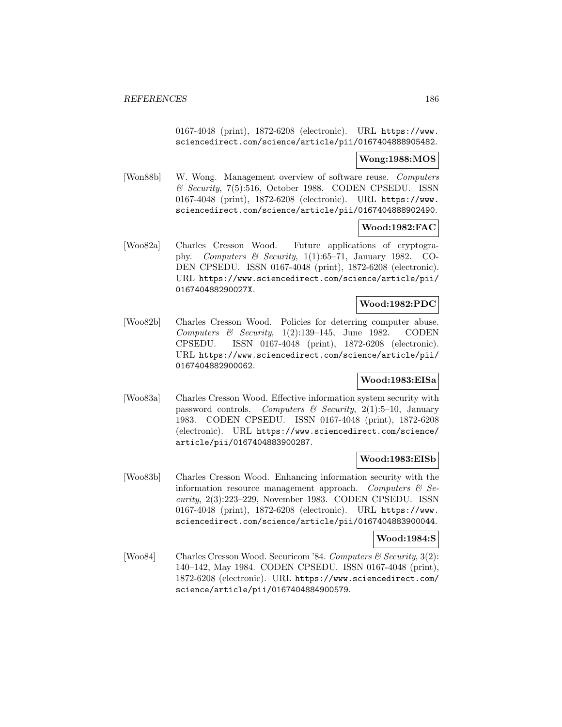0167-4048 (print), 1872-6208 (electronic). URL https://www.sciencedirect.com/science/article/pii/0167404888905482.

**Wong:1988:MOS**

[Won88b] W. Wong. Management overview of software reuse. *Computers & Security*, 7(5):516, October 1988. CODEN CPSEDU. ISSN 0167-4048 (print), 1872-6208 (electronic). URL https://www.sciencedirect.com/science/article/pii/0167404888902490.

**Wood:1982:FAC**

[Woo82a] Charles Cresson Wood. Future applications of cryptography. *Computers & Security*, 1(1):65–71, January 1982. CODEN CPSEDU. ISSN 0167-4048 (print), 1872-6208 (electronic). URL https://www.sciencedirect.com/science/article/pii/016740488290027X.

**Wood:1982:PDC**

[Woo82b] Charles Cresson Wood. Policies for deterring computer abuse. *Computers & Security*, 1(2):139–145, June 1982. CODEN CPSEDU. ISSN 0167-4048 (print), 1872-6208 (electronic). URL https://www.sciencedirect.com/science/article/pii/0167404882900062.

**Wood:1983:EISa**

[Woo83a] Charles Cresson Wood. Effective information system security with password controls. *Computers & Security*, 2(1):5–10, January 1983. CODEN CPSEDU. ISSN 0167-4048 (print), 1872-6208 (electronic). URL https://www.sciencedirect.com/science/article/pii/0167404883900287.

**Wood:1983:EISb**

[Woo83b] Charles Cresson Wood. Enhancing information security with the information resource management approach. *Computers & Security*, 2(3):223–229, November 1983. CODEN CPSEDU. ISSN 0167-4048 (print), 1872-6208 (electronic). URL https://www.sciencedirect.com/science/article/pii/0167404883900044.

**Wood:1984:S**

[Woo84] Charles Cresson Wood. Securicom '84. *Computers & Security*, 3(2): 140–142, May 1984. CODEN CPSEDU. ISSN 0167-4048 (print), 1872-6208 (electronic). URL https://www.sciencedirect.com/science/article/pii/0167404884900579.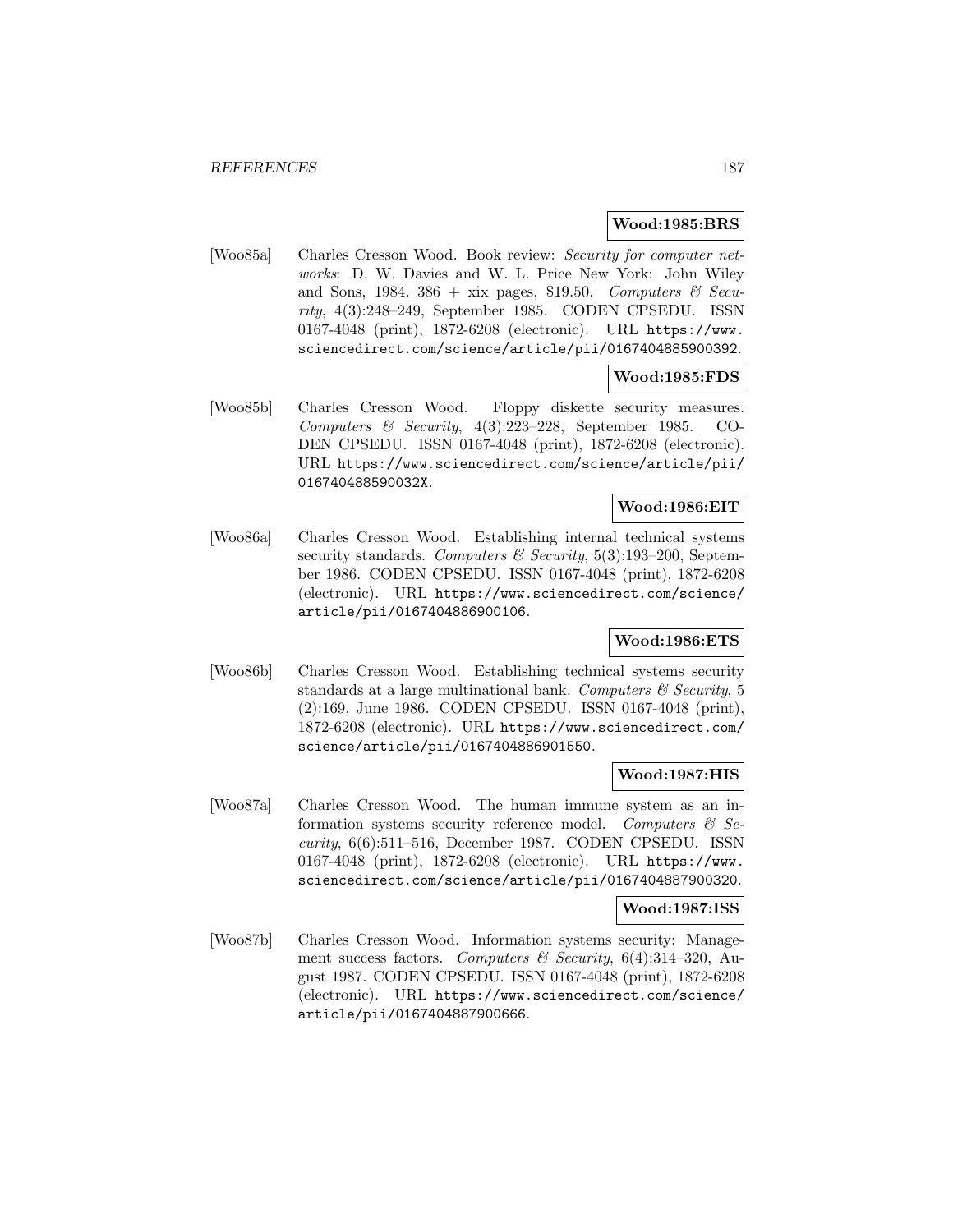**Wood:1985:BRS**

[Woo85a] Charles Cresson Wood. Book review: *Security for computer networks*: D. W. Davies and W. L. Price New York: John Wiley and Sons, 1984. 386 + xix pages, $19.50. *Computers & Security*, 4(3):248–249, September 1985. CODEN CPSEDU. ISSN 0167-4048 (print), 1872-6208 (electronic). URL https://www.sciencedirect.com/science/article/pii/0167404885900392.

**Wood:1985:FDS**

[Woo85b] Charles Cresson Wood. Floppy diskette security measures. *Computers & Security*, 4(3):223–228, September 1985. CODEN CPSEDU. ISSN 0167-4048 (print), 1872-6208 (electronic). URL https://www.sciencedirect.com/science/article/pii/016740488590032X.

**Wood:1986:EIT**

[Woo86a] Charles Cresson Wood. Establishing internal technical systems security standards. *Computers & Security*, 5(3):193–200, September 1986. CODEN CPSEDU. ISSN 0167-4048 (print), 1872-6208 (electronic). URL https://www.sciencedirect.com/science/article/pii/0167404886900106.

**Wood:1986:ETS**

[Woo86b] Charles Cresson Wood. Establishing technical systems security standards at a large multinational bank. *Computers & Security*, 5 (2):169, June 1986. CODEN CPSEDU. ISSN 0167-4048 (print), 1872-6208 (electronic). URL https://www.sciencedirect.com/science/article/pii/0167404886901550.

**Wood:1987:HIS**

[Woo87a] Charles Cresson Wood. The human immune system as an information systems security reference model. *Computers & Security*, 6(6):511–516, December 1987. CODEN CPSEDU. ISSN 0167-4048 (print), 1872-6208 (electronic). URL https://www.sciencedirect.com/science/article/pii/0167404887900320.

**Wood:1987:ISS**

[Woo87b] Charles Cresson Wood. Information systems security: Management success factors. *Computers & Security*, 6(4):314–320, August 1987. CODEN CPSEDU. ISSN 0167-4048 (print), 1872-6208 (electronic). URL https://www.sciencedirect.com/science/article/pii/0167404887900666.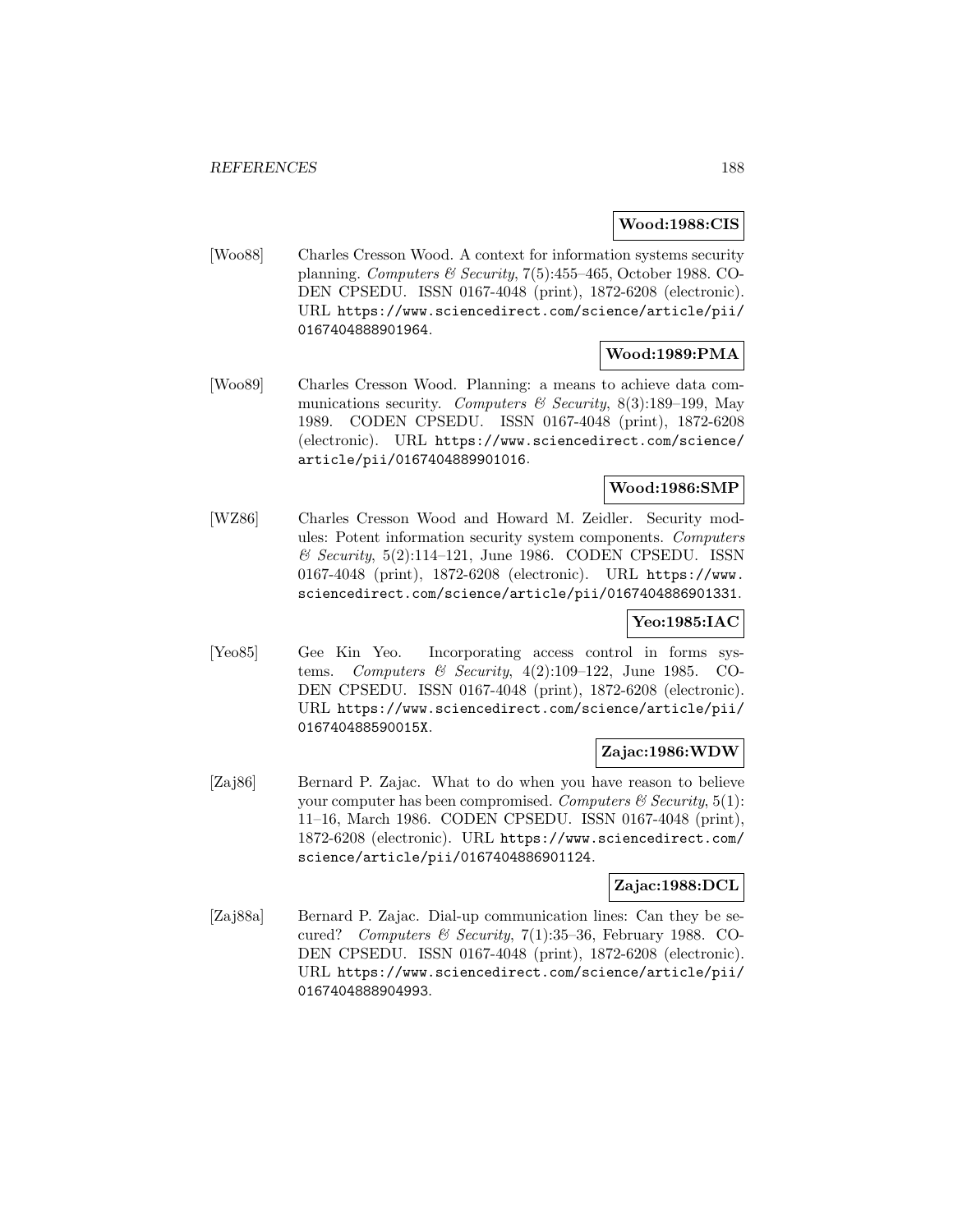**Wood:1988:CIS**

[Woo88] Charles Cresson Wood. A context for information systems security planning. *Computers & Security*, 7(5):455–465, October 1988. CODEN CPSEDU. ISSN 0167-4048 (print), 1872-6208 (electronic). URL https://www.sciencedirect.com/science/article/pii/0167404888901964.

**Wood:1989:PMA**

[Woo89] Charles Cresson Wood. Planning: a means to achieve data communications security. *Computers & Security*, 8(3):189–199, May 1989. CODEN CPSEDU. ISSN 0167-4048 (print), 1872-6208 (electronic). URL https://www.sciencedirect.com/science/article/pii/0167404889901016.

**Wood:1986:SMP**

[WZ86] Charles Cresson Wood and Howard M. Zeidler. Security modules: Potent information security system components. *Computers & Security*, 5(2):114–121, June 1986. CODEN CPSEDU. ISSN 0167-4048 (print), 1872-6208 (electronic). URL https://www.sciencedirect.com/science/article/pii/0167404886901331.

**Yeo:1985:IAC**

[Yeo85] Gee Kin Yeo. Incorporating access control in forms systems. *Computers & Security*, 4(2):109–122, June 1985. CODEN CPSEDU. ISSN 0167-4048 (print), 1872-6208 (electronic). URL https://www.sciencedirect.com/science/article/pii/016740488590015X.

**Zajac:1986:WDW**

[Zaj86] Bernard P. Zajac. What to do when you have reason to believe your computer has been compromised. *Computers & Security*, 5(1): 11–16, March 1986. CODEN CPSEDU. ISSN 0167-4048 (print), 1872-6208 (electronic). URL https://www.sciencedirect.com/science/article/pii/0167404886901124.

**Zajac:1988:DCL**

[Zaj88a] Bernard P. Zajac. Dial-up communication lines: Can they be secured? *Computers & Security*, 7(1):35–36, February 1988. CODEN CPSEDU. ISSN 0167-4048 (print), 1872-6208 (electronic). URL https://www.sciencedirect.com/science/article/pii/0167404888904993.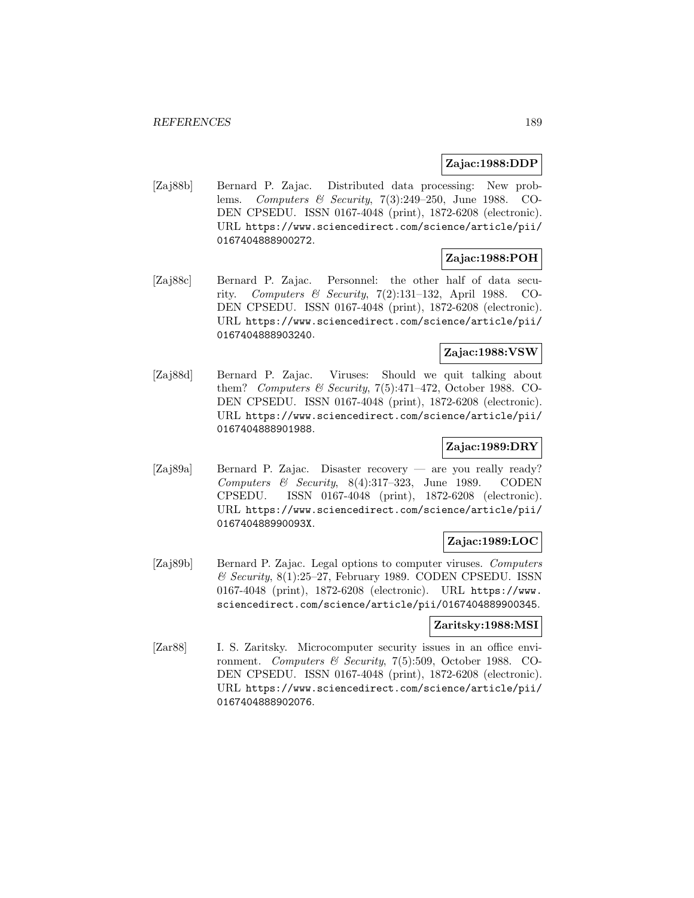**Zajac:1988:DDP**

[Zaj88b] Bernard P. Zajac. Distributed data processing: New problems. *Computers & Security*, 7(3):249–250, June 1988. CODEN CPSEDU. ISSN 0167-4048 (print), 1872-6208 (electronic). URL https://www.sciencedirect.com/science/article/pii/0167404888900272.

**Zajac:1988:POH**

[Zaj88c] Bernard P. Zajac. Personnel: the other half of data security. *Computers & Security*, 7(2):131–132, April 1988. CODEN CPSEDU. ISSN 0167-4048 (print), 1872-6208 (electronic). URL https://www.sciencedirect.com/science/article/pii/0167404888903240.

**Zajac:1988:VSW**

[Zaj88d] Bernard P. Zajac. Viruses: Should we quit talking about them? *Computers & Security*, 7(5):471–472, October 1988. CODEN CPSEDU. ISSN 0167-4048 (print), 1872-6208 (electronic). URL https://www.sciencedirect.com/science/article/pii/0167404888901988.

**Zajac:1989:DRY**

[Zaj89a] Bernard P. Zajac. Disaster recovery — are you really ready? *Computers & Security*, 8(4):317–323, June 1989. CODEN CPSEDU. ISSN 0167-4048 (print), 1872-6208 (electronic). URL https://www.sciencedirect.com/science/article/pii/016740488990093X.

**Zajac:1989:LOC**

[Zaj89b] Bernard P. Zajac. Legal options to computer viruses. *Computers & Security*, 8(1):25–27, February 1989. CODEN CPSEDU. ISSN 0167-4048 (print), 1872-6208 (electronic). URL https://www.sciencedirect.com/science/article/pii/0167404889900345.

**Zaritsky:1988:MSI**

[Zar88] I. S. Zaritsky. Microcomputer security issues in an office environment. *Computers & Security*, 7(5):509, October 1988. CODEN CPSEDU. ISSN 0167-4048 (print), 1872-6208 (electronic). URL https://www.sciencedirect.com/science/article/pii/0167404888902076.